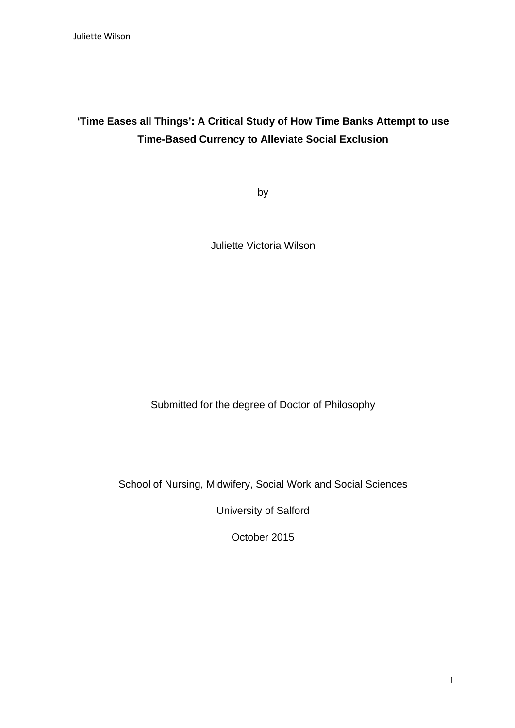# ‘Time Eases all Things’: A Critical Study of How Time Banks Attempt to use Time-Based Currency to Alleviate Social Exclusion

by

Juliette Victoria Wilson

Submitted for the degree of Doctor of Philosophy

School of Nursing, Midwifery, Social Work and Social Sciences

University of Salford

October 2015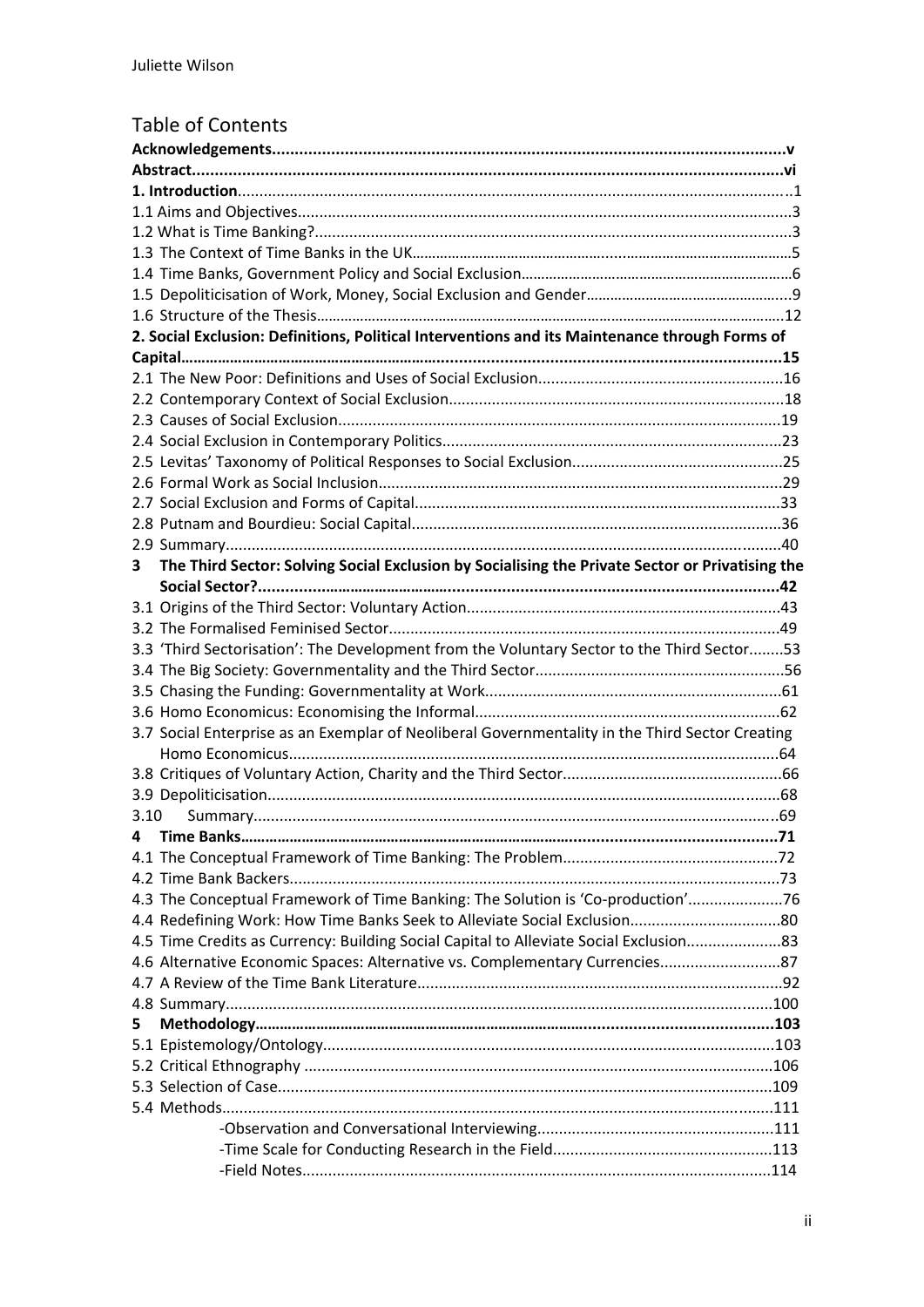# Table of Contents

**Acknowledgements** .......... v

**Abstract** .......... vi

**1. Introduction** .......... 1

1.1 Aims and Objectives .......... 3

1.2 What is Time Banking? .......... 3

1.3 The Context of Time Banks in the UK .......... 5

1.4 Time Banks, Government Policy and Social Exclusion .......... 6

1.5 Depoliticisation of Work, Money, Social Exclusion and Gender .......... 9

1.6 Structure of the Thesis .......... 12

**2. Social Exclusion: Definitions, Political Interventions and its Maintenance through Forms of Capital** .......... 15

2.1 The New Poor: Definitions and Uses of Social Exclusion .......... 16

2.2 Contemporary Context of Social Exclusion .......... 18

2.3 Causes of Social Exclusion .......... 19

2.4 Social Exclusion in Contemporary Politics .......... 23

2.5 Levitas' Taxonomy of Political Responses to Social Exclusion .......... 25

2.6 Formal Work as Social Inclusion .......... 29

2.7 Social Exclusion and Forms of Capital .......... 33

2.8 Putnam and Bourdieu: Social Capital .......... 36

2.9 Summary .......... 40

**3 The Third Sector: Solving Social Exclusion by Socialising the Private Sector or Privatising the Social Sector?** .......... 42

3.1 Origins of the Third Sector: Voluntary Action .......... 43

3.2 The Formalised Feminised Sector .......... 49

3.3 'Third Sectorisation': The Development from the Voluntary Sector to the Third Sector .......... 53

3.4 The Big Society: Governmentality and the Third Sector .......... 56

3.5 Chasing the Funding: Governmentality at Work .......... 61

3.6 Homo Economicus: Economising the Informal .......... 62

3.7 Social Enterprise as an Exemplar of Neoliberal Governmentality in the Third Sector Creating Homo Economicus .......... 64

3.8 Critiques of Voluntary Action, Charity and the Third Sector .......... 66

3.9 Depoliticisation .......... 68

3.10 Summary .......... 69

**4 Time Banks** .......... 71

4.1 The Conceptual Framework of Time Banking: The Problem .......... 72

4.2 Time Bank Backers .......... 73

4.3 The Conceptual Framework of Time Banking: The Solution is 'Co-production' .......... 76

4.4 Redefining Work: How Time Banks Seek to Alleviate Social Exclusion .......... 80

4.5 Time Credits as Currency: Building Social Capital to Alleviate Social Exclusion .......... 83

4.6 Alternative Economic Spaces: Alternative vs. Complementary Currencies .......... 87

4.7 A Review of the Time Bank Literature .......... 92

4.8 Summary .......... 100

**5 Methodology** .......... 103

5.1 Epistemology/Ontology .......... 103

5.2 Critical Ethnography .......... 106

5.3 Selection of Case .......... 109

5.4 Methods .......... 111

- Observation and Conversational Interviewing .......... 111
- Time Scale for Conducting Research in the Field .......... 113
- Field Notes .......... 114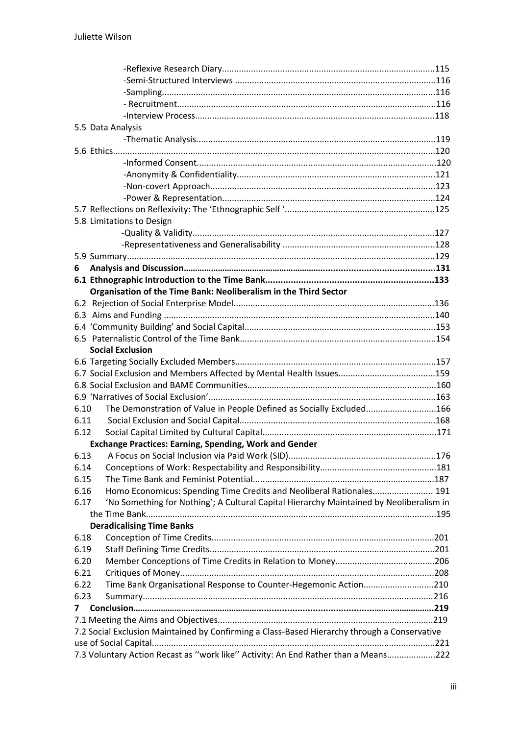-Reflexive Research Diary.......................................................................................115

-Semi-Structured Interviews ..................................................................................116

-Sampling................................................................................................................116

- Recruitment..........................................................................................................116

-Interview Process...................................................................................................118

5.5 Data Analysis

-Thematic Analysis..................................................................................................119

5.6 Ethics....................................................................................................................120

-Informed Consent..................................................................................................120

-Anonymity & Confidentiality..................................................................................121

-Non-covert Approach.............................................................................................123

-Power & Representation.......................................................................................124

5.7 Reflections on Reflexivity: The 'Ethnographic Self '.............................................................125

5.8 Limitations to Design

-Quality & Validity...................................................................................................127

-Representativeness and Generalisability ..............................................................128

5.9 Summary..............................................................................................................129

**6 Analysis and Discussion.......................................................................................................131**

**6.1 Ethnographic Introduction to the Time Bank.................................................................133**

**Organisation of the Time Bank: Neoliberalism in the Third Sector**

6.2 Rejection of Social Enterprise Model..................................................................................136

6.3 Aims and Funding ...............................................................................................................140

6.4 'Community Building' and Social Capital...............................................................................153

6.5 Paternalistic Control of the Time Bank.................................................................................154

**Social Exclusion**

6.6 Targeting Socially Excluded Members..................................................................................157

6.7 Social Exclusion and Members Affected by Mental Health Issues........................................159

6.8 Social Exclusion and BAME Communities.............................................................................160

6.9 'Narratives of Social Exclusion'.............................................................................................163

6.10 The Demonstration of Value in People Defined as Socially Excluded.............................166

6.11 Social Exclusion and Social Capital.................................................................................168

6.12 Social Capital Limited by Cultural Capital.......................................................................171

**Exchange Practices: Earning, Spending, Work and Gender**

6.13 A Focus on Social Inclusion via Paid Work (SID).............................................................176

6.14 Conceptions of Work: Respectability and Responsibility................................................181

6.15 The Time Bank and Feminist Potential...........................................................................187

6.16 Homo Economicus: Spending Time Credits and Neoliberal Rationales......................... 191

6.17 'No Something for Nothing'; A Cultural Capital Hierarchy Maintained by Neoliberalism in the Time Bank.......................................................................................................................195

**Deradicalising Time Banks**

6.18 Conception of Time Credits............................................................................................201

6.19 Staff Defining Time Credits.............................................................................................201

6.20 Member Conceptions of Time Credits in Relation to Money..........................................206

6.21 Critiques of Money.........................................................................................................208

6.22 Time Bank Organisational Response to Counter-Hegemonic Action.............................210

6.23 Summary.......................................................................................................................216

**7 Conclusion...........................................................................................................................219**

7.1 Meeting the Aims and Objectives.........................................................................................219

7.2 Social Exclusion Maintained by Confirming a Class-Based Hierarchy through a Conservative use of Social Capital....................................................................................................................221

7.3 Voluntary Action Recast as ''work like'' Activity: An End Rather than a Means....................222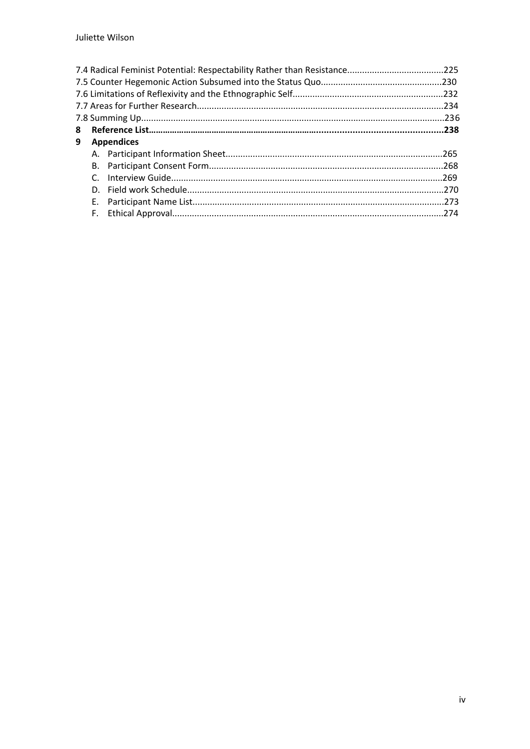7.4 Radical Feminist Potential: Respectability Rather than Resistance.......................................225
7.5 Counter Hegemonic Action Subsumed into the Status Quo.................................................230
7.6 Limitations of Reflexivity and the Ethnographic Self.............................................................232
7.7 Areas for Further Research....................................................................................................234
7.8 Summing Up..........................................................................................................................236

**8 Reference List**..........................................................................................................**238**

**9 Appendices**

A. Participant Information Sheet.......................................................................................265
B. Participant Consent Form..............................................................................................268
C. Interview Guide.............................................................................................................269
D. Field work Schedule.......................................................................................................270
E. Participant Name List.....................................................................................................273
F. Ethical Approval.............................................................................................................274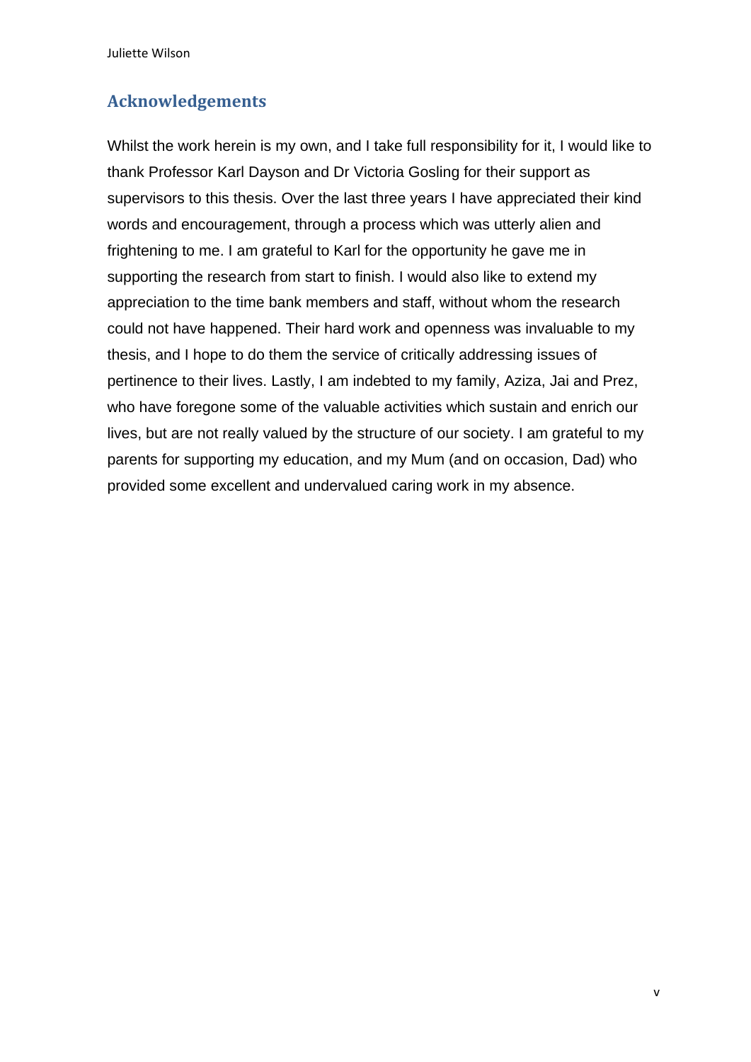## Acknowledgements

Whilst the work herein is my own, and I take full responsibility for it, I would like to thank Professor Karl Dayson and Dr Victoria Gosling for their support as supervisors to this thesis. Over the last three years I have appreciated their kind words and encouragement, through a process which was utterly alien and frightening to me. I am grateful to Karl for the opportunity he gave me in supporting the research from start to finish. I would also like to extend my appreciation to the time bank members and staff, without whom the research could not have happened. Their hard work and openness was invaluable to my thesis, and I hope to do them the service of critically addressing issues of pertinence to their lives. Lastly, I am indebted to my family, Aziza, Jai and Prez, who have foregone some of the valuable activities which sustain and enrich our lives, but are not really valued by the structure of our society. I am grateful to my parents for supporting my education, and my Mum (and on occasion, Dad) who provided some excellent and undervalued caring work in my absence.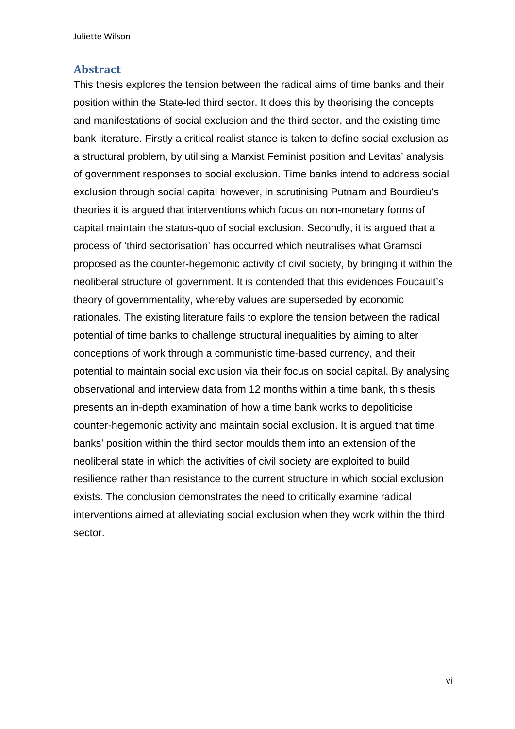## Abstract

This thesis explores the tension between the radical aims of time banks and their position within the State-led third sector. It does this by theorising the concepts and manifestations of social exclusion and the third sector, and the existing time bank literature. Firstly a critical realist stance is taken to define social exclusion as a structural problem, by utilising a Marxist Feminist position and Levitas' analysis of government responses to social exclusion. Time banks intend to address social exclusion through social capital however, in scrutinising Putnam and Bourdieu's theories it is argued that interventions which focus on non-monetary forms of capital maintain the status-quo of social exclusion. Secondly, it is argued that a process of 'third sectorisation' has occurred which neutralises what Gramsci proposed as the counter-hegemonic activity of civil society, by bringing it within the neoliberal structure of government. It is contended that this evidences Foucault's theory of governmentality, whereby values are superseded by economic rationales. The existing literature fails to explore the tension between the radical potential of time banks to challenge structural inequalities by aiming to alter conceptions of work through a communistic time-based currency, and their potential to maintain social exclusion via their focus on social capital. By analysing observational and interview data from 12 months within a time bank, this thesis presents an in-depth examination of how a time bank works to depoliticise counter-hegemonic activity and maintain social exclusion. It is argued that time banks' position within the third sector moulds them into an extension of the neoliberal state in which the activities of civil society are exploited to build resilience rather than resistance to the current structure in which social exclusion exists. The conclusion demonstrates the need to critically examine radical interventions aimed at alleviating social exclusion when they work within the third sector.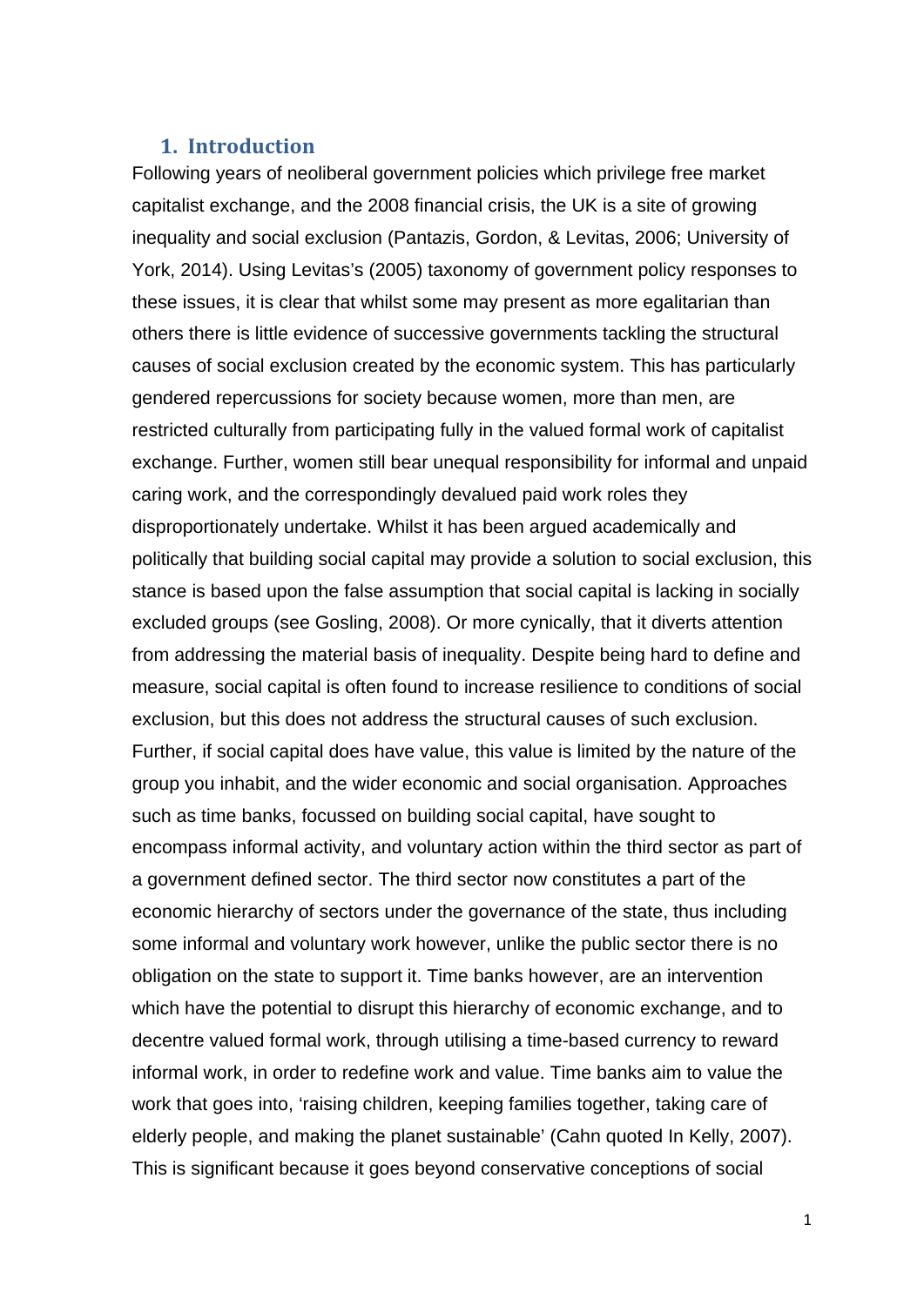## 1. Introduction

Following years of neoliberal government policies which privilege free market capitalist exchange, and the 2008 financial crisis, the UK is a site of growing inequality and social exclusion (Pantazis, Gordon, & Levitas, 2006; University of York, 2014). Using Levitas's (2005) taxonomy of government policy responses to these issues, it is clear that whilst some may present as more egalitarian than others there is little evidence of successive governments tackling the structural causes of social exclusion created by the economic system. This has particularly gendered repercussions for society because women, more than men, are restricted culturally from participating fully in the valued formal work of capitalist exchange. Further, women still bear unequal responsibility for informal and unpaid caring work, and the correspondingly devalued paid work roles they disproportionately undertake. Whilst it has been argued academically and politically that building social capital may provide a solution to social exclusion, this stance is based upon the false assumption that social capital is lacking in socially excluded groups (see Gosling, 2008). Or more cynically, that it diverts attention from addressing the material basis of inequality. Despite being hard to define and measure, social capital is often found to increase resilience to conditions of social exclusion, but this does not address the structural causes of such exclusion. Further, if social capital does have value, this value is limited by the nature of the group you inhabit, and the wider economic and social organisation. Approaches such as time banks, focussed on building social capital, have sought to encompass informal activity, and voluntary action within the third sector as part of a government defined sector. The third sector now constitutes a part of the economic hierarchy of sectors under the governance of the state, thus including some informal and voluntary work however, unlike the public sector there is no obligation on the state to support it. Time banks however, are an intervention which have the potential to disrupt this hierarchy of economic exchange, and to decentre valued formal work, through utilising a time-based currency to reward informal work, in order to redefine work and value. Time banks aim to value the work that goes into, 'raising children, keeping families together, taking care of elderly people, and making the planet sustainable' (Cahn quoted In Kelly, 2007). This is significant because it goes beyond conservative conceptions of social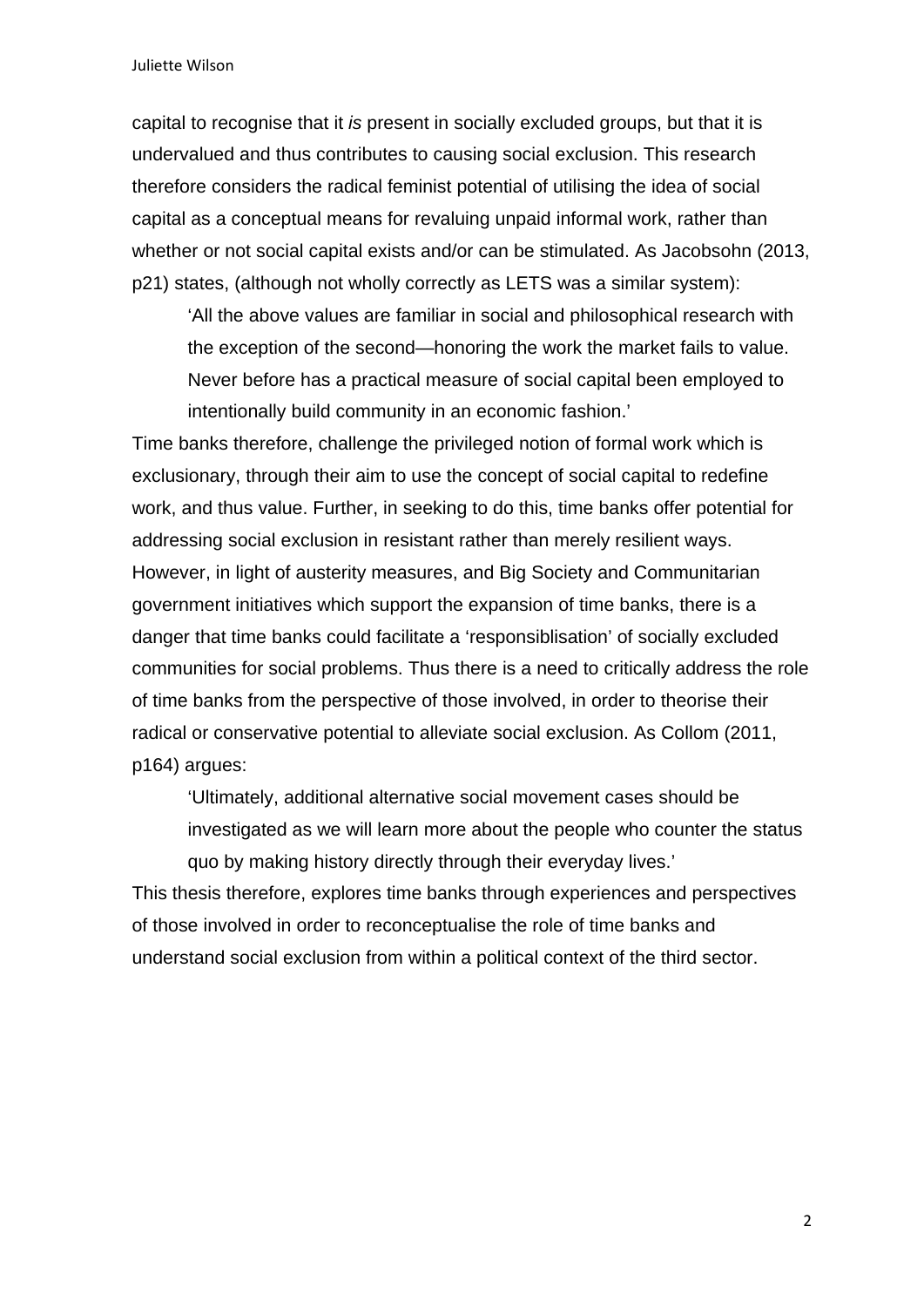capital to recognise that it *is* present in socially excluded groups, but that it is undervalued and thus contributes to causing social exclusion. This research therefore considers the radical feminist potential of utilising the idea of social capital as a conceptual means for revaluing unpaid informal work, rather than whether or not social capital exists and/or can be stimulated. As Jacobsohn (2013, p21) states, (although not wholly correctly as LETS was a similar system):

> 'All the above values are familiar in social and philosophical research with the exception of the second—honoring the work the market fails to value. Never before has a practical measure of social capital been employed to intentionally build community in an economic fashion.'

Time banks therefore, challenge the privileged notion of formal work which is exclusionary, through their aim to use the concept of social capital to redefine work, and thus value. Further, in seeking to do this, time banks offer potential for addressing social exclusion in resistant rather than merely resilient ways. However, in light of austerity measures, and Big Society and Communitarian government initiatives which support the expansion of time banks, there is a danger that time banks could facilitate a 'responsiblisation' of socially excluded communities for social problems. Thus there is a need to critically address the role of time banks from the perspective of those involved, in order to theorise their radical or conservative potential to alleviate social exclusion. As Collom (2011, p164) argues:

> 'Ultimately, additional alternative social movement cases should be investigated as we will learn more about the people who counter the status quo by making history directly through their everyday lives.'

This thesis therefore, explores time banks through experiences and perspectives of those involved in order to reconceptualise the role of time banks and understand social exclusion from within a political context of the third sector.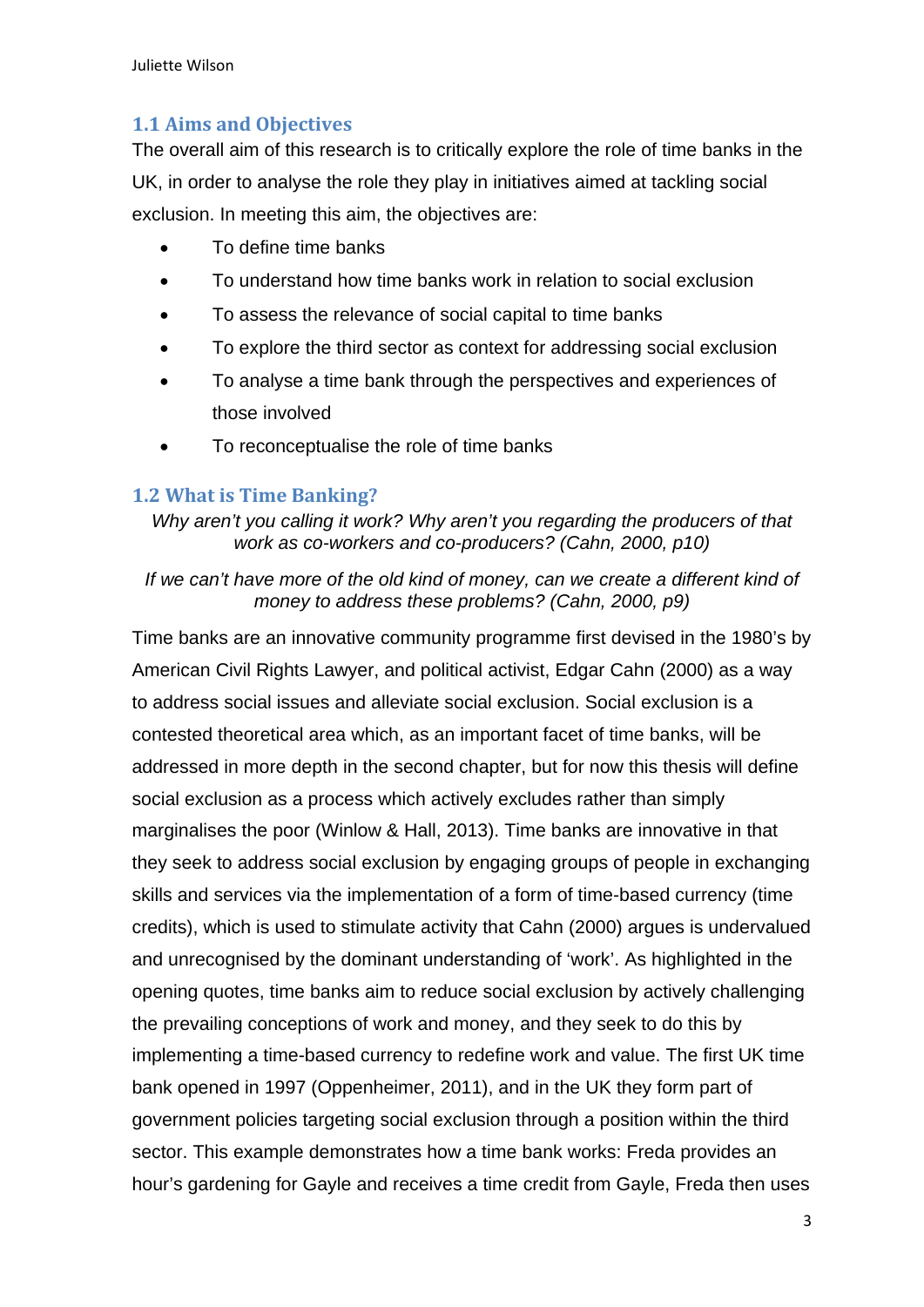## 1.1 Aims and Objectives

The overall aim of this research is to critically explore the role of time banks in the UK, in order to analyse the role they play in initiatives aimed at tackling social exclusion. In meeting this aim, the objectives are:

- To define time banks
- To understand how time banks work in relation to social exclusion
- To assess the relevance of social capital to time banks
- To explore the third sector as context for addressing social exclusion
- To analyse a time bank through the perspectives and experiences of those involved
- To reconceptualise the role of time banks

## 1.2 What is Time Banking?

*Why aren't you calling it work? Why aren't you regarding the producers of that work as co-workers and co-producers? (Cahn, 2000, p10)*

*If we can't have more of the old kind of money, can we create a different kind of money to address these problems? (Cahn, 2000, p9)*

Time banks are an innovative community programme first devised in the 1980's by American Civil Rights Lawyer, and political activist, Edgar Cahn (2000) as a way to address social issues and alleviate social exclusion. Social exclusion is a contested theoretical area which, as an important facet of time banks, will be addressed in more depth in the second chapter, but for now this thesis will define social exclusion as a process which actively excludes rather than simply marginalises the poor (Winlow & Hall, 2013). Time banks are innovative in that they seek to address social exclusion by engaging groups of people in exchanging skills and services via the implementation of a form of time-based currency (time credits), which is used to stimulate activity that Cahn (2000) argues is undervalued and unrecognised by the dominant understanding of 'work'. As highlighted in the opening quotes, time banks aim to reduce social exclusion by actively challenging the prevailing conceptions of work and money, and they seek to do this by implementing a time-based currency to redefine work and value. The first UK time bank opened in 1997 (Oppenheimer, 2011), and in the UK they form part of government policies targeting social exclusion through a position within the third sector. This example demonstrates how a time bank works: Freda provides an hour's gardening for Gayle and receives a time credit from Gayle, Freda then uses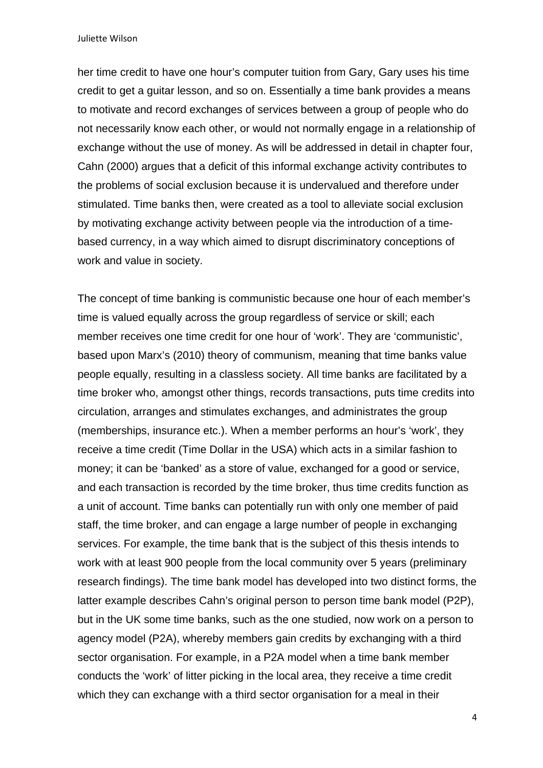her time credit to have one hour's computer tuition from Gary, Gary uses his time credit to get a guitar lesson, and so on. Essentially a time bank provides a means to motivate and record exchanges of services between a group of people who do not necessarily know each other, or would not normally engage in a relationship of exchange without the use of money. As will be addressed in detail in chapter four, Cahn (2000) argues that a deficit of this informal exchange activity contributes to the problems of social exclusion because it is undervalued and therefore under stimulated. Time banks then, were created as a tool to alleviate social exclusion by motivating exchange activity between people via the introduction of a time-based currency, in a way which aimed to disrupt discriminatory conceptions of work and value in society.

The concept of time banking is communistic because one hour of each member's time is valued equally across the group regardless of service or skill; each member receives one time credit for one hour of 'work'. They are 'communistic', based upon Marx's (2010) theory of communism, meaning that time banks value people equally, resulting in a classless society. All time banks are facilitated by a time broker who, amongst other things, records transactions, puts time credits into circulation, arranges and stimulates exchanges, and administrates the group (memberships, insurance etc.). When a member performs an hour's 'work', they receive a time credit (Time Dollar in the USA) which acts in a similar fashion to money; it can be 'banked' as a store of value, exchanged for a good or service, and each transaction is recorded by the time broker, thus time credits function as a unit of account. Time banks can potentially run with only one member of paid staff, the time broker, and can engage a large number of people in exchanging services. For example, the time bank that is the subject of this thesis intends to work with at least 900 people from the local community over 5 years (preliminary research findings). The time bank model has developed into two distinct forms, the latter example describes Cahn's original person to person time bank model (P2P), but in the UK some time banks, such as the one studied, now work on a person to agency model (P2A), whereby members gain credits by exchanging with a third sector organisation. For example, in a P2A model when a time bank member conducts the 'work' of litter picking in the local area, they receive a time credit which they can exchange with a third sector organisation for a meal in their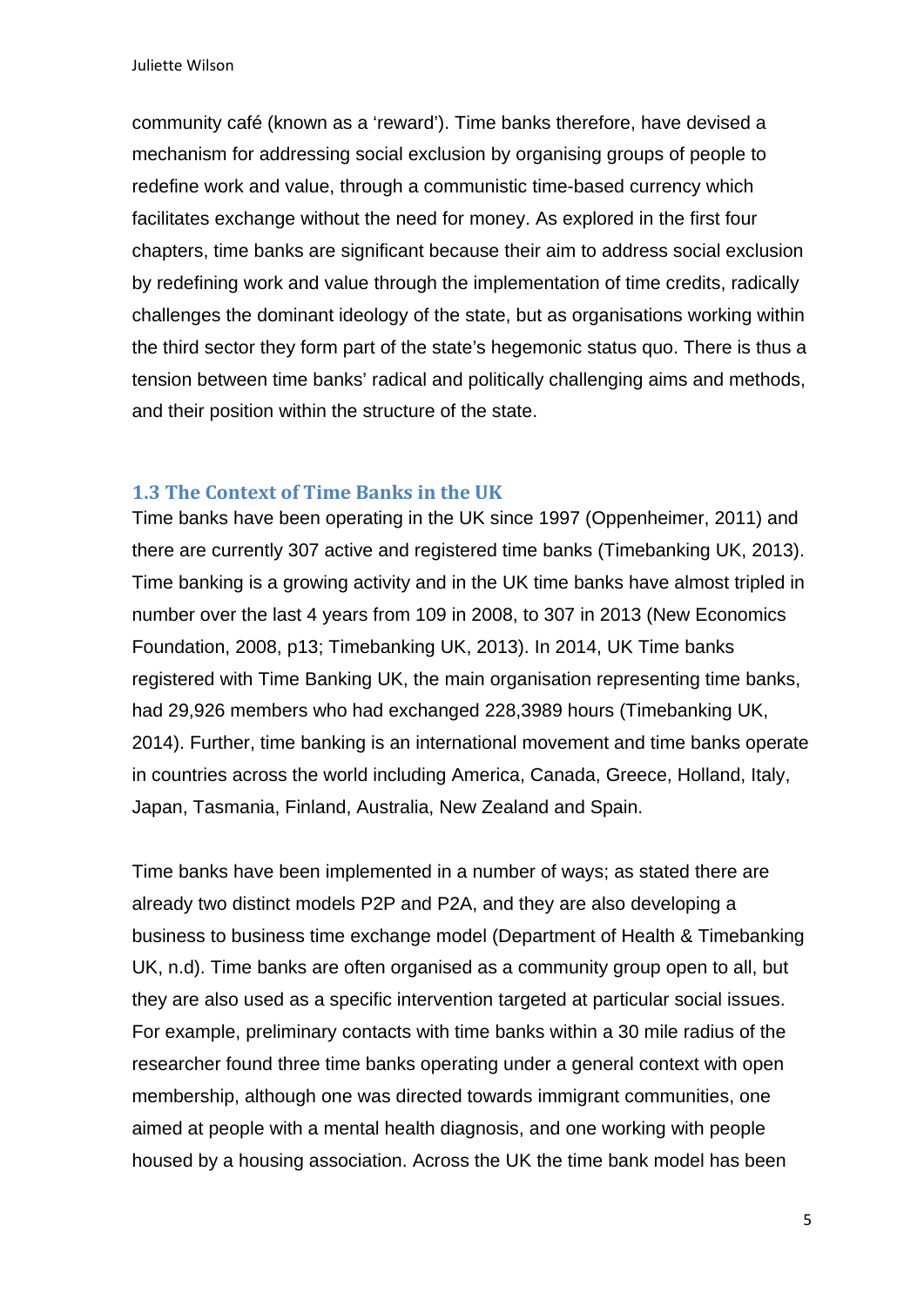community café (known as a 'reward'). Time banks therefore, have devised a mechanism for addressing social exclusion by organising groups of people to redefine work and value, through a communistic time-based currency which facilitates exchange without the need for money. As explored in the first four chapters, time banks are significant because their aim to address social exclusion by redefining work and value through the implementation of time credits, radically challenges the dominant ideology of the state, but as organisations working within the third sector they form part of the state's hegemonic status quo. There is thus a tension between time banks' radical and politically challenging aims and methods, and their position within the structure of the state.

### 1.3 The Context of Time Banks in the UK

Time banks have been operating in the UK since 1997 (Oppenheimer, 2011) and there are currently 307 active and registered time banks (Timebanking UK, 2013). Time banking is a growing activity and in the UK time banks have almost tripled in number over the last 4 years from 109 in 2008, to 307 in 2013 (New Economics Foundation, 2008, p13; Timebanking UK, 2013). In 2014, UK Time banks registered with Time Banking UK, the main organisation representing time banks, had 29,926 members who had exchanged 228,3989 hours (Timebanking UK, 2014). Further, time banking is an international movement and time banks operate in countries across the world including America, Canada, Greece, Holland, Italy, Japan, Tasmania, Finland, Australia, New Zealand and Spain.

Time banks have been implemented in a number of ways; as stated there are already two distinct models P2P and P2A, and they are also developing a business to business time exchange model (Department of Health & Timebanking UK, n.d). Time banks are often organised as a community group open to all, but they are also used as a specific intervention targeted at particular social issues. For example, preliminary contacts with time banks within a 30 mile radius of the researcher found three time banks operating under a general context with open membership, although one was directed towards immigrant communities, one aimed at people with a mental health diagnosis, and one working with people housed by a housing association. Across the UK the time bank model has been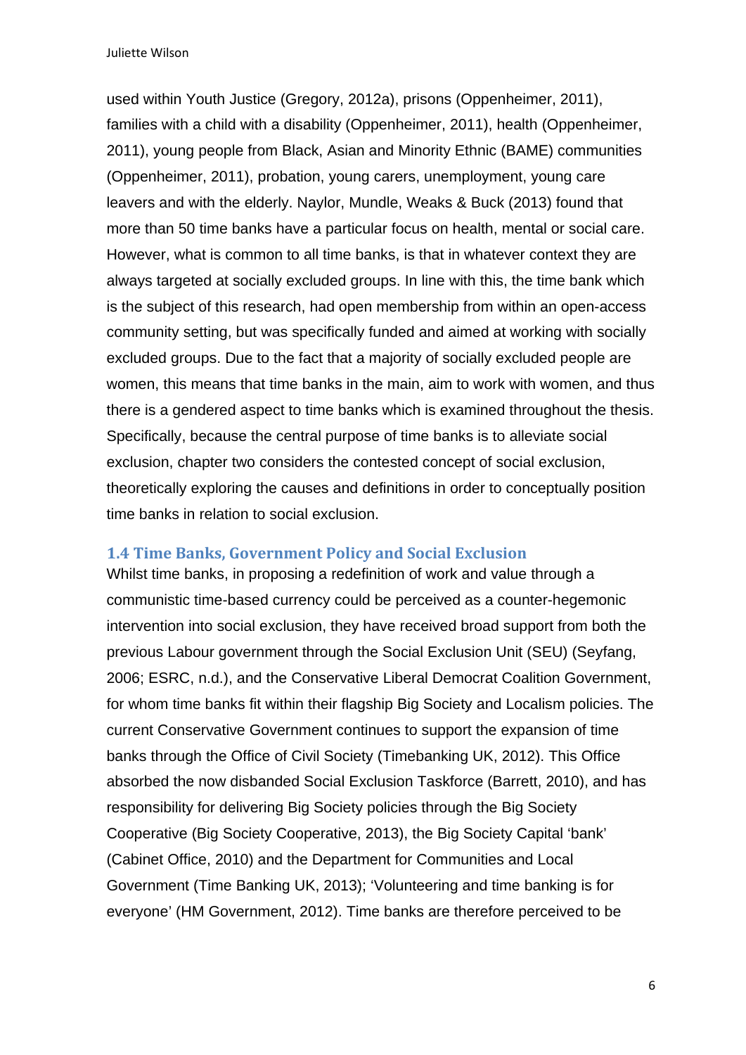used within Youth Justice (Gregory, 2012a), prisons (Oppenheimer, 2011), families with a child with a disability (Oppenheimer, 2011), health (Oppenheimer, 2011), young people from Black, Asian and Minority Ethnic (BAME) communities (Oppenheimer, 2011), probation, young carers, unemployment, young care leavers and with the elderly. Naylor, Mundle, Weaks & Buck (2013) found that more than 50 time banks have a particular focus on health, mental or social care. However, what is common to all time banks, is that in whatever context they are always targeted at socially excluded groups. In line with this, the time bank which is the subject of this research, had open membership from within an open-access community setting, but was specifically funded and aimed at working with socially excluded groups. Due to the fact that a majority of socially excluded people are women, this means that time banks in the main, aim to work with women, and thus there is a gendered aspect to time banks which is examined throughout the thesis. Specifically, because the central purpose of time banks is to alleviate social exclusion, chapter two considers the contested concept of social exclusion, theoretically exploring the causes and definitions in order to conceptually position time banks in relation to social exclusion.

### 1.4 Time Banks, Government Policy and Social Exclusion

Whilst time banks, in proposing a redefinition of work and value through a communistic time-based currency could be perceived as a counter-hegemonic intervention into social exclusion, they have received broad support from both the previous Labour government through the Social Exclusion Unit (SEU) (Seyfang, 2006; ESRC, n.d.), and the Conservative Liberal Democrat Coalition Government, for whom time banks fit within their flagship Big Society and Localism policies. The current Conservative Government continues to support the expansion of time banks through the Office of Civil Society (Timebanking UK, 2012). This Office absorbed the now disbanded Social Exclusion Taskforce (Barrett, 2010), and has responsibility for delivering Big Society policies through the Big Society Cooperative (Big Society Cooperative, 2013), the Big Society Capital 'bank' (Cabinet Office, 2010) and the Department for Communities and Local Government (Time Banking UK, 2013); 'Volunteering and time banking is for everyone' (HM Government, 2012). Time banks are therefore perceived to be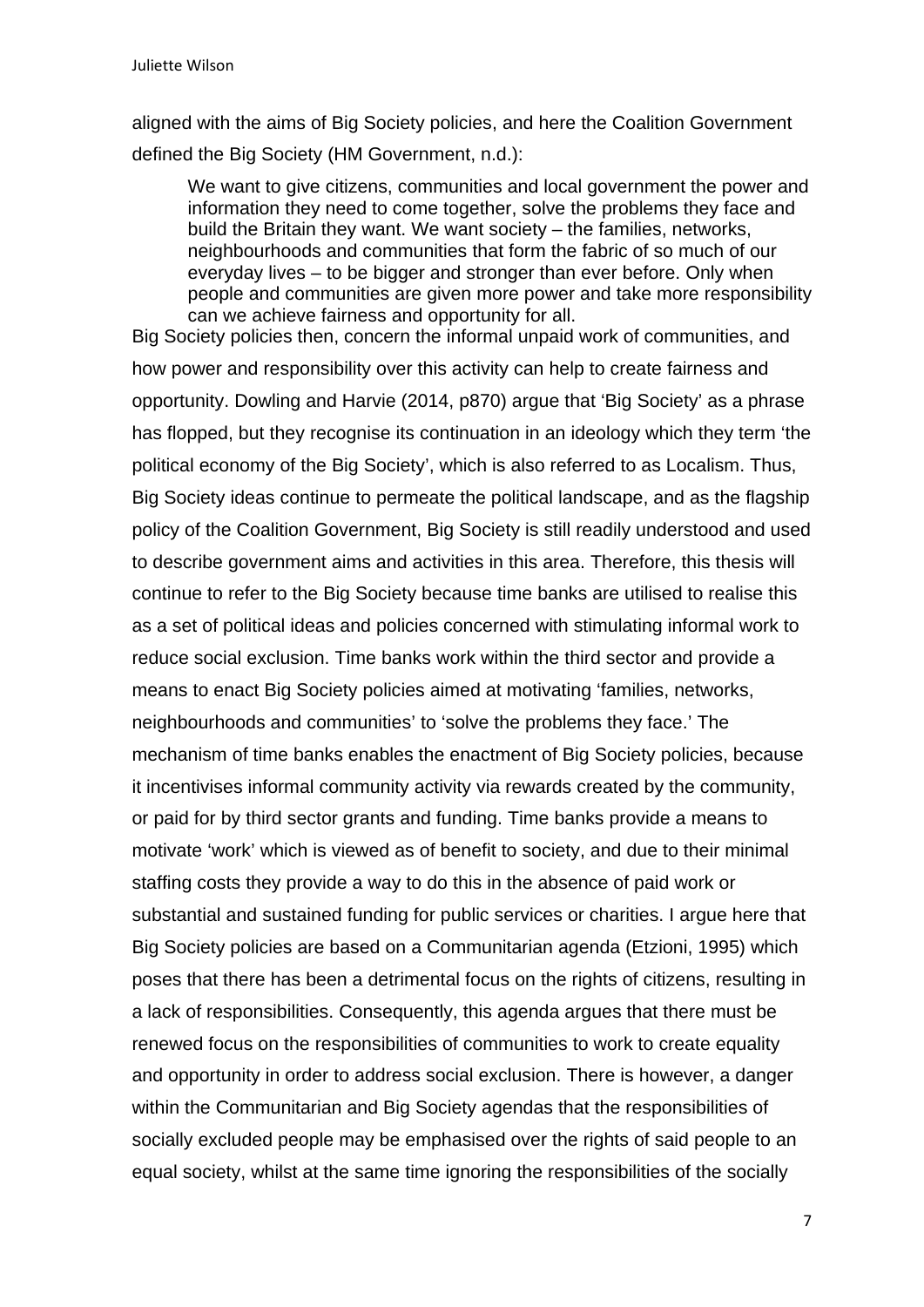aligned with the aims of Big Society policies, and here the Coalition Government defined the Big Society (HM Government, n.d.):

> We want to give citizens, communities and local government the power and information they need to come together, solve the problems they face and build the Britain they want. We want society – the families, networks, neighbourhoods and communities that form the fabric of so much of our everyday lives – to be bigger and stronger than ever before. Only when people and communities are given more power and take more responsibility can we achieve fairness and opportunity for all.

Big Society policies then, concern the informal unpaid work of communities, and how power and responsibility over this activity can help to create fairness and opportunity. Dowling and Harvie (2014, p870) argue that 'Big Society' as a phrase has flopped, but they recognise its continuation in an ideology which they term 'the political economy of the Big Society', which is also referred to as Localism. Thus, Big Society ideas continue to permeate the political landscape, and as the flagship policy of the Coalition Government, Big Society is still readily understood and used to describe government aims and activities in this area. Therefore, this thesis will continue to refer to the Big Society because time banks are utilised to realise this as a set of political ideas and policies concerned with stimulating informal work to reduce social exclusion. Time banks work within the third sector and provide a means to enact Big Society policies aimed at motivating 'families, networks, neighbourhoods and communities' to 'solve the problems they face.' The mechanism of time banks enables the enactment of Big Society policies, because it incentivises informal community activity via rewards created by the community, or paid for by third sector grants and funding. Time banks provide a means to motivate 'work' which is viewed as of benefit to society, and due to their minimal staffing costs they provide a way to do this in the absence of paid work or substantial and sustained funding for public services or charities. I argue here that Big Society policies are based on a Communitarian agenda (Etzioni, 1995) which poses that there has been a detrimental focus on the rights of citizens, resulting in a lack of responsibilities. Consequently, this agenda argues that there must be renewed focus on the responsibilities of communities to work to create equality and opportunity in order to address social exclusion. There is however, a danger within the Communitarian and Big Society agendas that the responsibilities of socially excluded people may be emphasised over the rights of said people to an equal society, whilst at the same time ignoring the responsibilities of the socially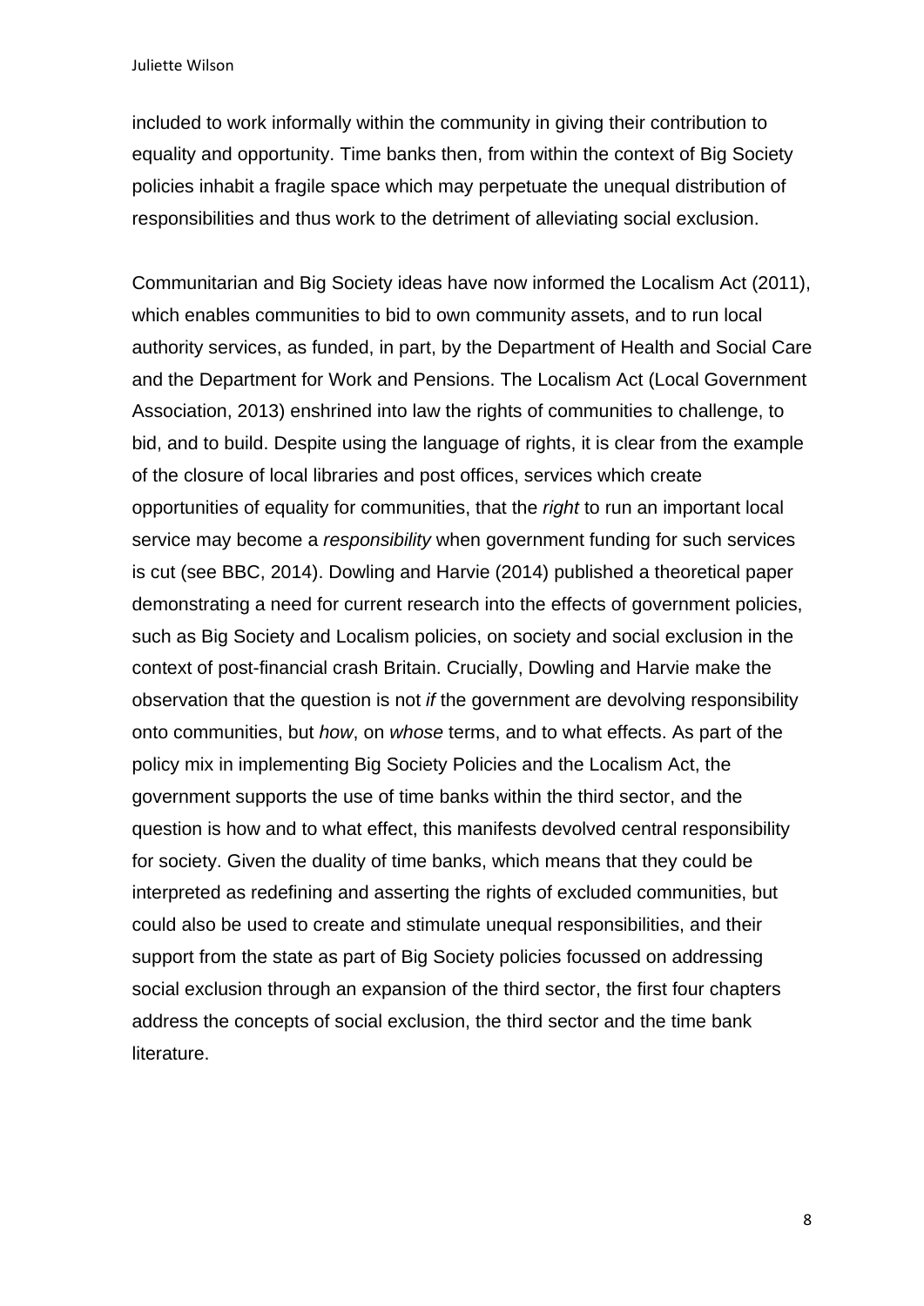included to work informally within the community in giving their contribution to equality and opportunity. Time banks then, from within the context of Big Society policies inhabit a fragile space which may perpetuate the unequal distribution of responsibilities and thus work to the detriment of alleviating social exclusion.

Communitarian and Big Society ideas have now informed the Localism Act (2011), which enables communities to bid to own community assets, and to run local authority services, as funded, in part, by the Department of Health and Social Care and the Department for Work and Pensions. The Localism Act (Local Government Association, 2013) enshrined into law the rights of communities to challenge, to bid, and to build. Despite using the language of rights, it is clear from the example of the closure of local libraries and post offices, services which create opportunities of equality for communities, that the *right* to run an important local service may become a *responsibility* when government funding for such services is cut (see BBC, 2014). Dowling and Harvie (2014) published a theoretical paper demonstrating a need for current research into the effects of government policies, such as Big Society and Localism policies, on society and social exclusion in the context of post-financial crash Britain. Crucially, Dowling and Harvie make the observation that the question is not *if* the government are devolving responsibility onto communities, but *how*, on *whose* terms, and to what effects. As part of the policy mix in implementing Big Society Policies and the Localism Act, the government supports the use of time banks within the third sector, and the question is how and to what effect, this manifests devolved central responsibility for society. Given the duality of time banks, which means that they could be interpreted as redefining and asserting the rights of excluded communities, but could also be used to create and stimulate unequal responsibilities, and their support from the state as part of Big Society policies focussed on addressing social exclusion through an expansion of the third sector, the first four chapters address the concepts of social exclusion, the third sector and the time bank literature.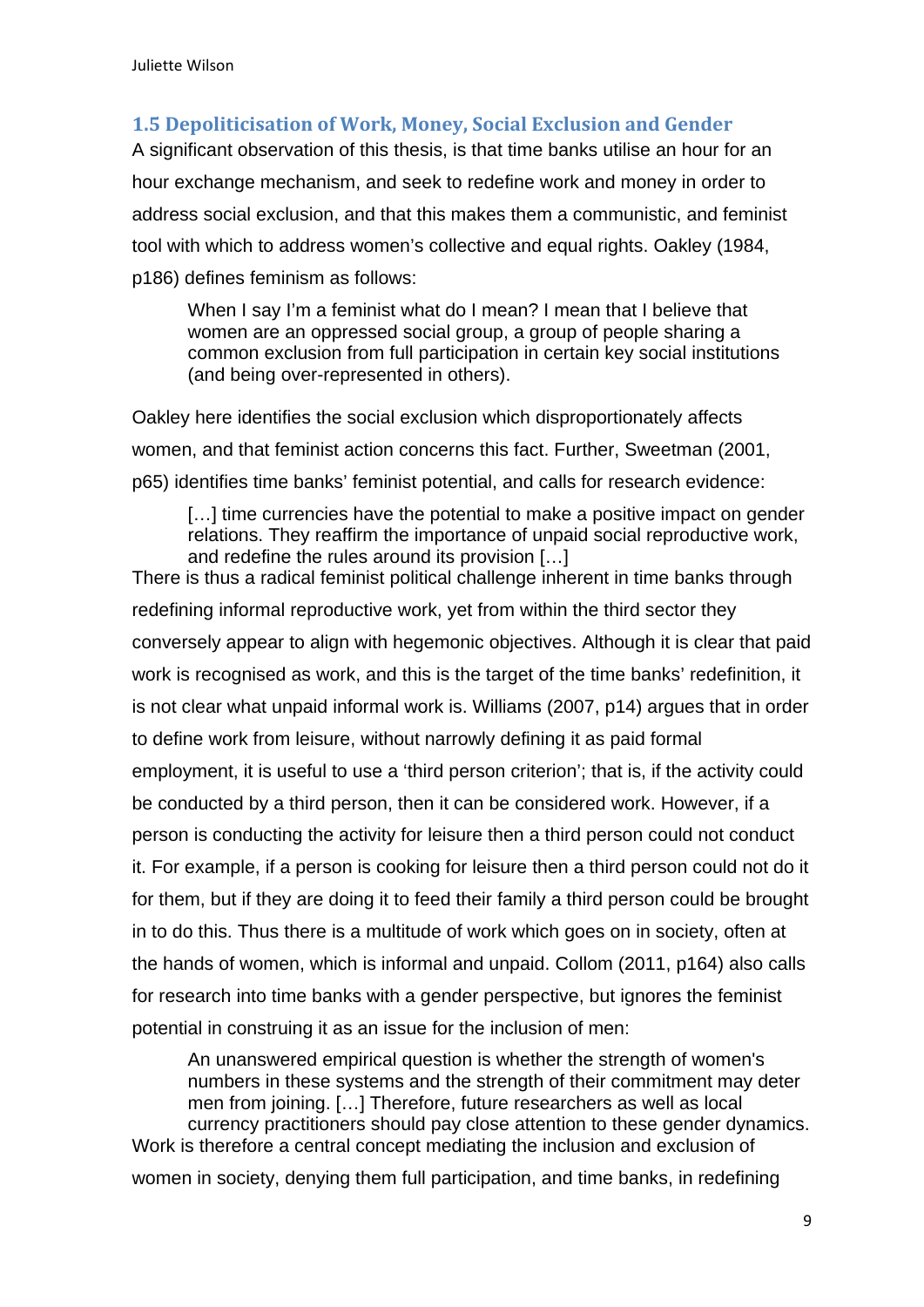## 1.5 Depoliticisation of Work, Money, Social Exclusion and Gender

A significant observation of this thesis, is that time banks utilise an hour for an hour exchange mechanism, and seek to redefine work and money in order to address social exclusion, and that this makes them a communistic, and feminist tool with which to address women's collective and equal rights. Oakley (1984, p186) defines feminism as follows:

> When I say I'm a feminist what do I mean? I mean that I believe that women are an oppressed social group, a group of people sharing a common exclusion from full participation in certain key social institutions (and being over-represented in others).

Oakley here identifies the social exclusion which disproportionately affects women, and that feminist action concerns this fact. Further, Sweetman (2001, p65) identifies time banks' feminist potential, and calls for research evidence:

> [...] time currencies have the potential to make a positive impact on gender relations. They reaffirm the importance of unpaid social reproductive work, and redefine the rules around its provision [...]

There is thus a radical feminist political challenge inherent in time banks through redefining informal reproductive work, yet from within the third sector they conversely appear to align with hegemonic objectives. Although it is clear that paid work is recognised as work, and this is the target of the time banks' redefinition, it is not clear what unpaid informal work is. Williams (2007, p14) argues that in order to define work from leisure, without narrowly defining it as paid formal employment, it is useful to use a 'third person criterion'; that is, if the activity could be conducted by a third person, then it can be considered work. However, if a person is conducting the activity for leisure then a third person could not conduct it. For example, if a person is cooking for leisure then a third person could not do it for them, but if they are doing it to feed their family a third person could be brought in to do this. Thus there is a multitude of work which goes on in society, often at the hands of women, which is informal and unpaid. Collom (2011, p164) also calls for research into time banks with a gender perspective, but ignores the feminist potential in construing it as an issue for the inclusion of men:

> An unanswered empirical question is whether the strength of women's numbers in these systems and the strength of their commitment may deter men from joining. [...] Therefore, future researchers as well as local currency practitioners should pay close attention to these gender dynamics.

Work is therefore a central concept mediating the inclusion and exclusion of women in society, denying them full participation, and time banks, in redefining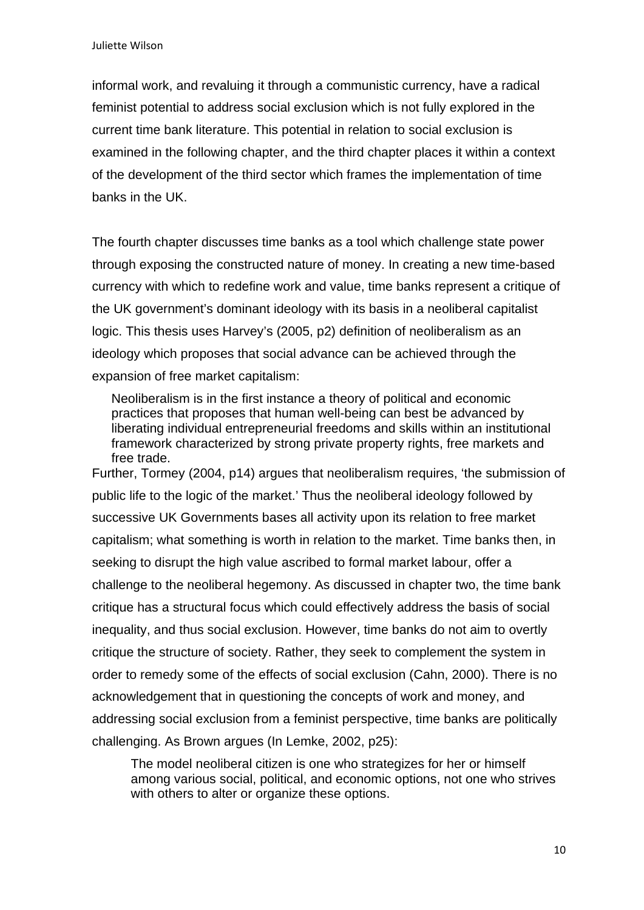informal work, and revaluing it through a communistic currency, have a radical feminist potential to address social exclusion which is not fully explored in the current time bank literature. This potential in relation to social exclusion is examined in the following chapter, and the third chapter places it within a context of the development of the third sector which frames the implementation of time banks in the UK.

The fourth chapter discusses time banks as a tool which challenge state power through exposing the constructed nature of money. In creating a new time-based currency with which to redefine work and value, time banks represent a critique of the UK government's dominant ideology with its basis in a neoliberal capitalist logic. This thesis uses Harvey's (2005, p2) definition of neoliberalism as an ideology which proposes that social advance can be achieved through the expansion of free market capitalism:

> Neoliberalism is in the first instance a theory of political and economic practices that proposes that human well-being can best be advanced by liberating individual entrepreneurial freedoms and skills within an institutional framework characterized by strong private property rights, free markets and free trade.

Further, Tormey (2004, p14) argues that neoliberalism requires, 'the submission of public life to the logic of the market.' Thus the neoliberal ideology followed by successive UK Governments bases all activity upon its relation to free market capitalism; what something is worth in relation to the market. Time banks then, in seeking to disrupt the high value ascribed to formal market labour, offer a challenge to the neoliberal hegemony. As discussed in chapter two, the time bank critique has a structural focus which could effectively address the basis of social inequality, and thus social exclusion. However, time banks do not aim to overtly critique the structure of society. Rather, they seek to complement the system in order to remedy some of the effects of social exclusion (Cahn, 2000). There is no acknowledgement that in questioning the concepts of work and money, and addressing social exclusion from a feminist perspective, time banks are politically challenging. As Brown argues (In Lemke, 2002, p25):

> The model neoliberal citizen is one who strategizes for her or himself among various social, political, and economic options, not one who strives with others to alter or organize these options.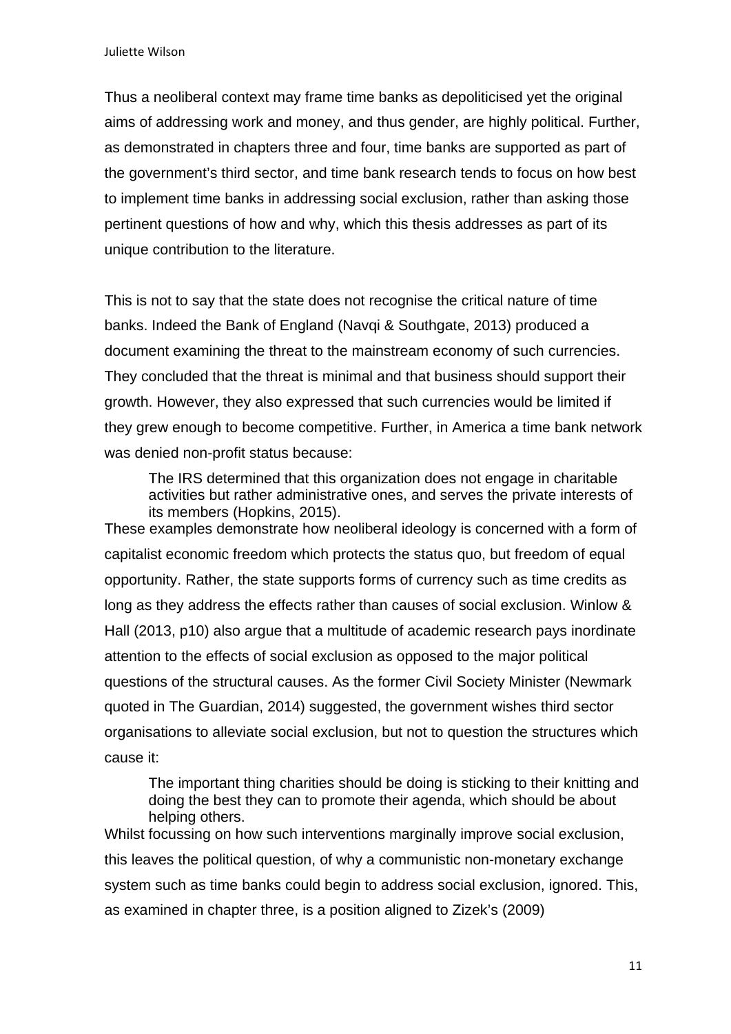Thus a neoliberal context may frame time banks as depoliticised yet the original aims of addressing work and money, and thus gender, are highly political. Further, as demonstrated in chapters three and four, time banks are supported as part of the government's third sector, and time bank research tends to focus on how best to implement time banks in addressing social exclusion, rather than asking those pertinent questions of how and why, which this thesis addresses as part of its unique contribution to the literature.

This is not to say that the state does not recognise the critical nature of time banks. Indeed the Bank of England (Navqi & Southgate, 2013) produced a document examining the threat to the mainstream economy of such currencies. They concluded that the threat is minimal and that business should support their growth. However, they also expressed that such currencies would be limited if they grew enough to become competitive. Further, in America a time bank network was denied non-profit status because:

> The IRS determined that this organization does not engage in charitable activities but rather administrative ones, and serves the private interests of its members (Hopkins, 2015).

These examples demonstrate how neoliberal ideology is concerned with a form of capitalist economic freedom which protects the status quo, but freedom of equal opportunity. Rather, the state supports forms of currency such as time credits as long as they address the effects rather than causes of social exclusion. Winlow & Hall (2013, p10) also argue that a multitude of academic research pays inordinate attention to the effects of social exclusion as opposed to the major political questions of the structural causes. As the former Civil Society Minister (Newmark quoted in The Guardian, 2014) suggested, the government wishes third sector organisations to alleviate social exclusion, but not to question the structures which cause it:

> The important thing charities should be doing is sticking to their knitting and doing the best they can to promote their agenda, which should be about helping others.

Whilst focussing on how such interventions marginally improve social exclusion, this leaves the political question, of why a communistic non-monetary exchange system such as time banks could begin to address social exclusion, ignored. This, as examined in chapter three, is a position aligned to Zizek's (2009)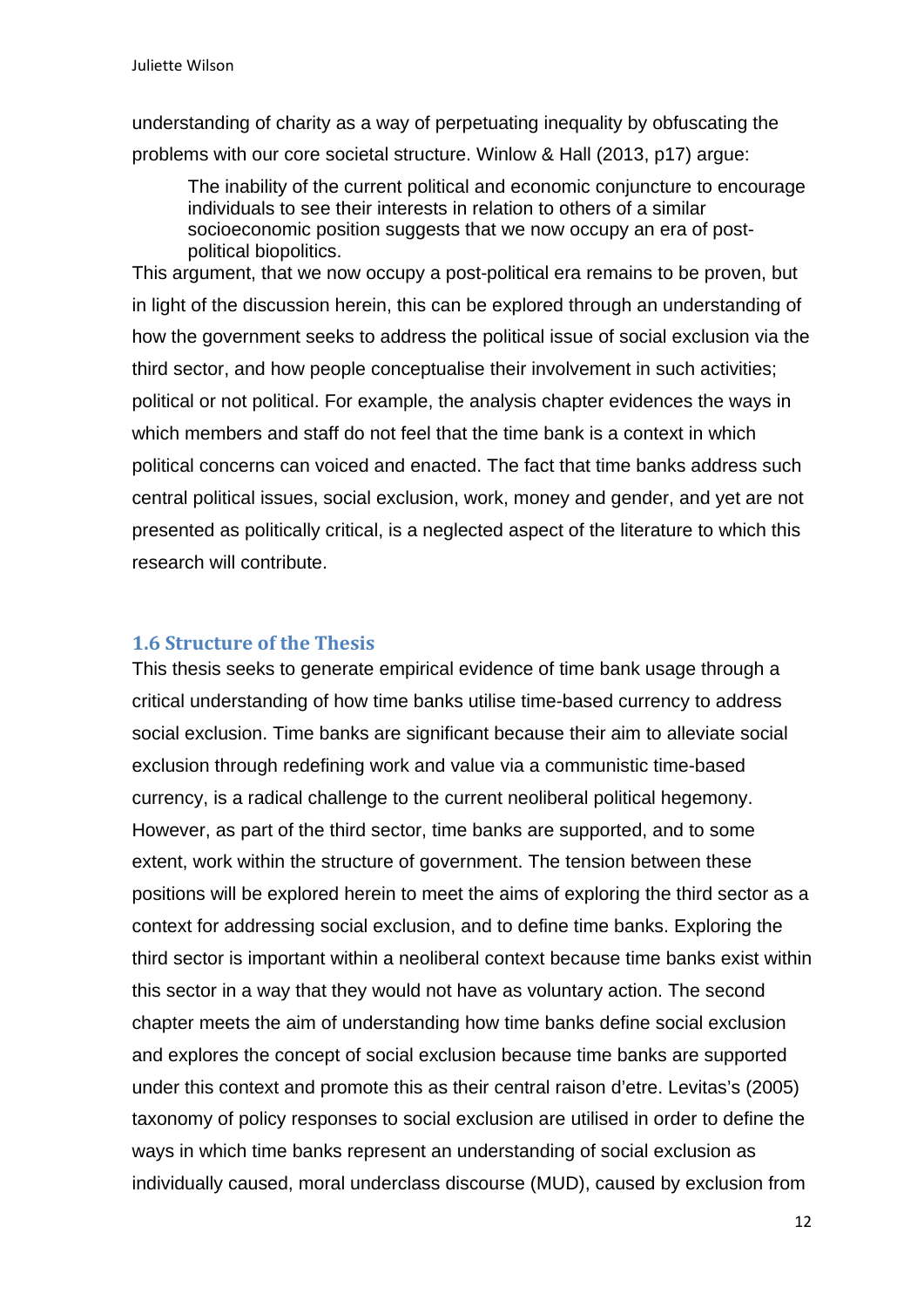understanding of charity as a way of perpetuating inequality by obfuscating the problems with our core societal structure. Winlow & Hall (2013, p17) argue:

> The inability of the current political and economic conjuncture to encourage individuals to see their interests in relation to others of a similar socioeconomic position suggests that we now occupy an era of post-political biopolitics.

This argument, that we now occupy a post-political era remains to be proven, but in light of the discussion herein, this can be explored through an understanding of how the government seeks to address the political issue of social exclusion via the third sector, and how people conceptualise their involvement in such activities; political or not political. For example, the analysis chapter evidences the ways in which members and staff do not feel that the time bank is a context in which political concerns can voiced and enacted. The fact that time banks address such central political issues, social exclusion, work, money and gender, and yet are not presented as politically critical, is a neglected aspect of the literature to which this research will contribute.

## 1.6 Structure of the Thesis

This thesis seeks to generate empirical evidence of time bank usage through a critical understanding of how time banks utilise time-based currency to address social exclusion. Time banks are significant because their aim to alleviate social exclusion through redefining work and value via a communistic time-based currency, is a radical challenge to the current neoliberal political hegemony. However, as part of the third sector, time banks are supported, and to some extent, work within the structure of government. The tension between these positions will be explored herein to meet the aims of exploring the third sector as a context for addressing social exclusion, and to define time banks. Exploring the third sector is important within a neoliberal context because time banks exist within this sector in a way that they would not have as voluntary action. The second chapter meets the aim of understanding how time banks define social exclusion and explores the concept of social exclusion because time banks are supported under this context and promote this as their central raison d'etre. Levitas's (2005) taxonomy of policy responses to social exclusion are utilised in order to define the ways in which time banks represent an understanding of social exclusion as individually caused, moral underclass discourse (MUD), caused by exclusion from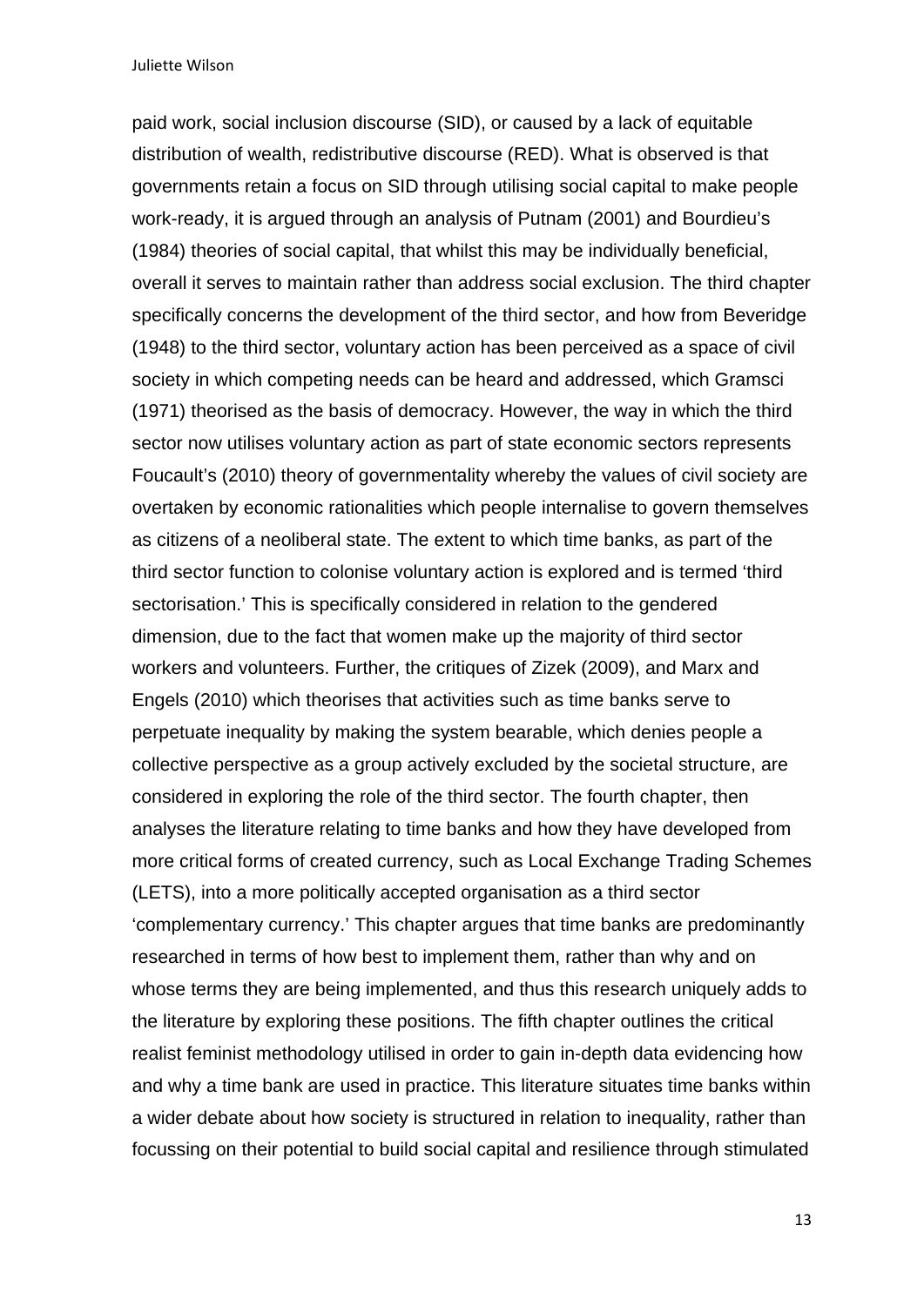paid work, social inclusion discourse (SID), or caused by a lack of equitable distribution of wealth, redistributive discourse (RED). What is observed is that governments retain a focus on SID through utilising social capital to make people work-ready, it is argued through an analysis of Putnam (2001) and Bourdieu's (1984) theories of social capital, that whilst this may be individually beneficial, overall it serves to maintain rather than address social exclusion. The third chapter specifically concerns the development of the third sector, and how from Beveridge (1948) to the third sector, voluntary action has been perceived as a space of civil society in which competing needs can be heard and addressed, which Gramsci (1971) theorised as the basis of democracy. However, the way in which the third sector now utilises voluntary action as part of state economic sectors represents Foucault's (2010) theory of governmentality whereby the values of civil society are overtaken by economic rationalities which people internalise to govern themselves as citizens of a neoliberal state. The extent to which time banks, as part of the third sector function to colonise voluntary action is explored and is termed 'third sectorisation.' This is specifically considered in relation to the gendered dimension, due to the fact that women make up the majority of third sector workers and volunteers. Further, the critiques of Zizek (2009), and Marx and Engels (2010) which theorises that activities such as time banks serve to perpetuate inequality by making the system bearable, which denies people a collective perspective as a group actively excluded by the societal structure, are considered in exploring the role of the third sector. The fourth chapter, then analyses the literature relating to time banks and how they have developed from more critical forms of created currency, such as Local Exchange Trading Schemes (LETS), into a more politically accepted organisation as a third sector 'complementary currency.' This chapter argues that time banks are predominantly researched in terms of how best to implement them, rather than why and on whose terms they are being implemented, and thus this research uniquely adds to the literature by exploring these positions. The fifth chapter outlines the critical realist feminist methodology utilised in order to gain in-depth data evidencing how and why a time bank are used in practice. This literature situates time banks within a wider debate about how society is structured in relation to inequality, rather than focussing on their potential to build social capital and resilience through stimulated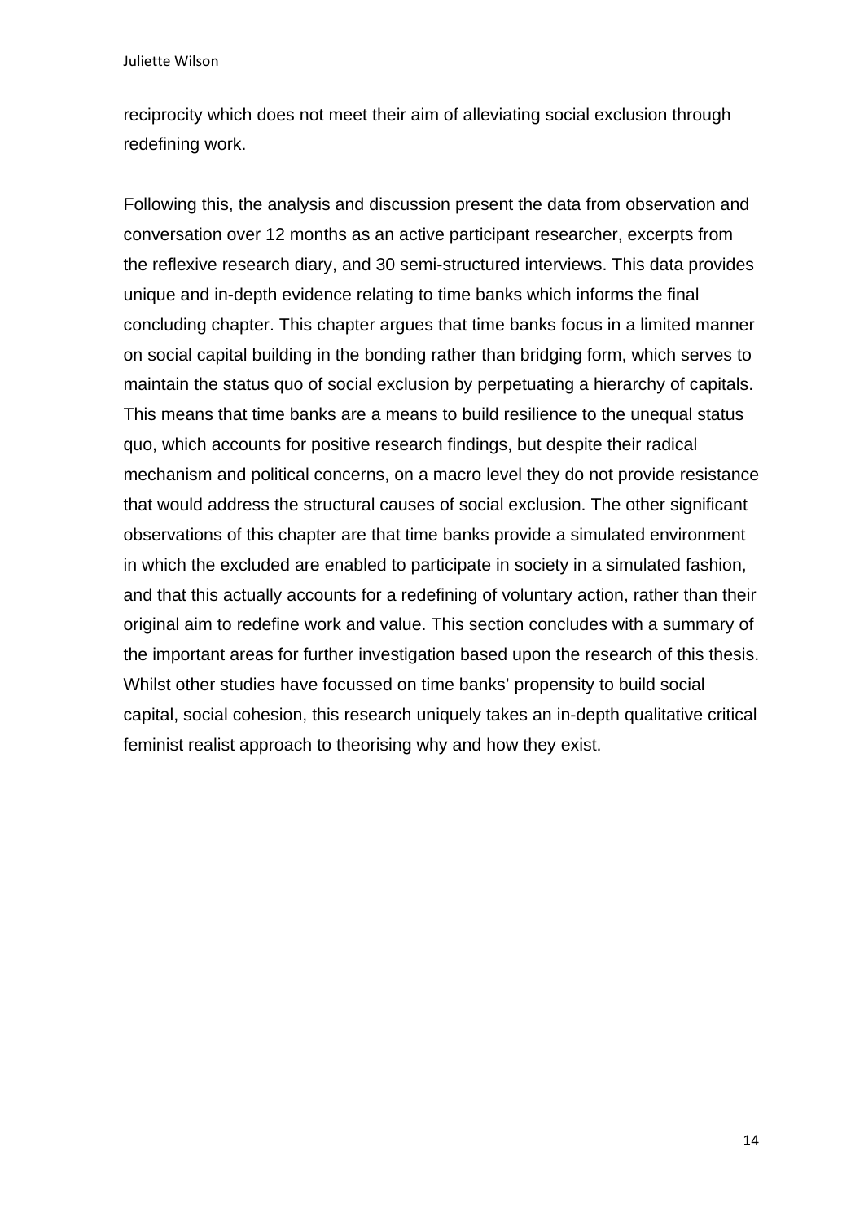reciprocity which does not meet their aim of alleviating social exclusion through redefining work.

Following this, the analysis and discussion present the data from observation and conversation over 12 months as an active participant researcher, excerpts from the reflexive research diary, and 30 semi-structured interviews. This data provides unique and in-depth evidence relating to time banks which informs the final concluding chapter. This chapter argues that time banks focus in a limited manner on social capital building in the bonding rather than bridging form, which serves to maintain the status quo of social exclusion by perpetuating a hierarchy of capitals. This means that time banks are a means to build resilience to the unequal status quo, which accounts for positive research findings, but despite their radical mechanism and political concerns, on a macro level they do not provide resistance that would address the structural causes of social exclusion. The other significant observations of this chapter are that time banks provide a simulated environment in which the excluded are enabled to participate in society in a simulated fashion, and that this actually accounts for a redefining of voluntary action, rather than their original aim to redefine work and value. This section concludes with a summary of the important areas for further investigation based upon the research of this thesis. Whilst other studies have focussed on time banks' propensity to build social capital, social cohesion, this research uniquely takes an in-depth qualitative critical feminist realist approach to theorising why and how they exist.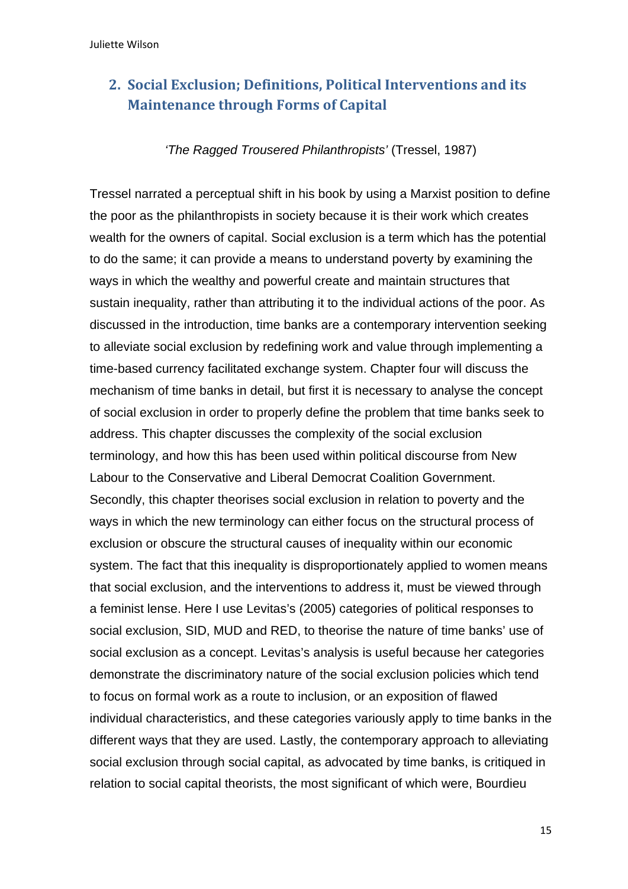## 2. Social Exclusion; Definitions, Political Interventions and its Maintenance through Forms of Capital

*'The Ragged Trousered Philanthropists'* (Tressel, 1987)

Tressel narrated a perceptual shift in his book by using a Marxist position to define the poor as the philanthropists in society because it is their work which creates wealth for the owners of capital. Social exclusion is a term which has the potential to do the same; it can provide a means to understand poverty by examining the ways in which the wealthy and powerful create and maintain structures that sustain inequality, rather than attributing it to the individual actions of the poor. As discussed in the introduction, time banks are a contemporary intervention seeking to alleviate social exclusion by redefining work and value through implementing a time-based currency facilitated exchange system. Chapter four will discuss the mechanism of time banks in detail, but first it is necessary to analyse the concept of social exclusion in order to properly define the problem that time banks seek to address. This chapter discusses the complexity of the social exclusion terminology, and how this has been used within political discourse from New Labour to the Conservative and Liberal Democrat Coalition Government. Secondly, this chapter theorises social exclusion in relation to poverty and the ways in which the new terminology can either focus on the structural process of exclusion or obscure the structural causes of inequality within our economic system. The fact that this inequality is disproportionately applied to women means that social exclusion, and the interventions to address it, must be viewed through a feminist lense. Here I use Levitas's (2005) categories of political responses to social exclusion, SID, MUD and RED, to theorise the nature of time banks' use of social exclusion as a concept. Levitas's analysis is useful because her categories demonstrate the discriminatory nature of the social exclusion policies which tend to focus on formal work as a route to inclusion, or an exposition of flawed individual characteristics, and these categories variously apply to time banks in the different ways that they are used. Lastly, the contemporary approach to alleviating social exclusion through social capital, as advocated by time banks, is critiqued in relation to social capital theorists, the most significant of which were, Bourdieu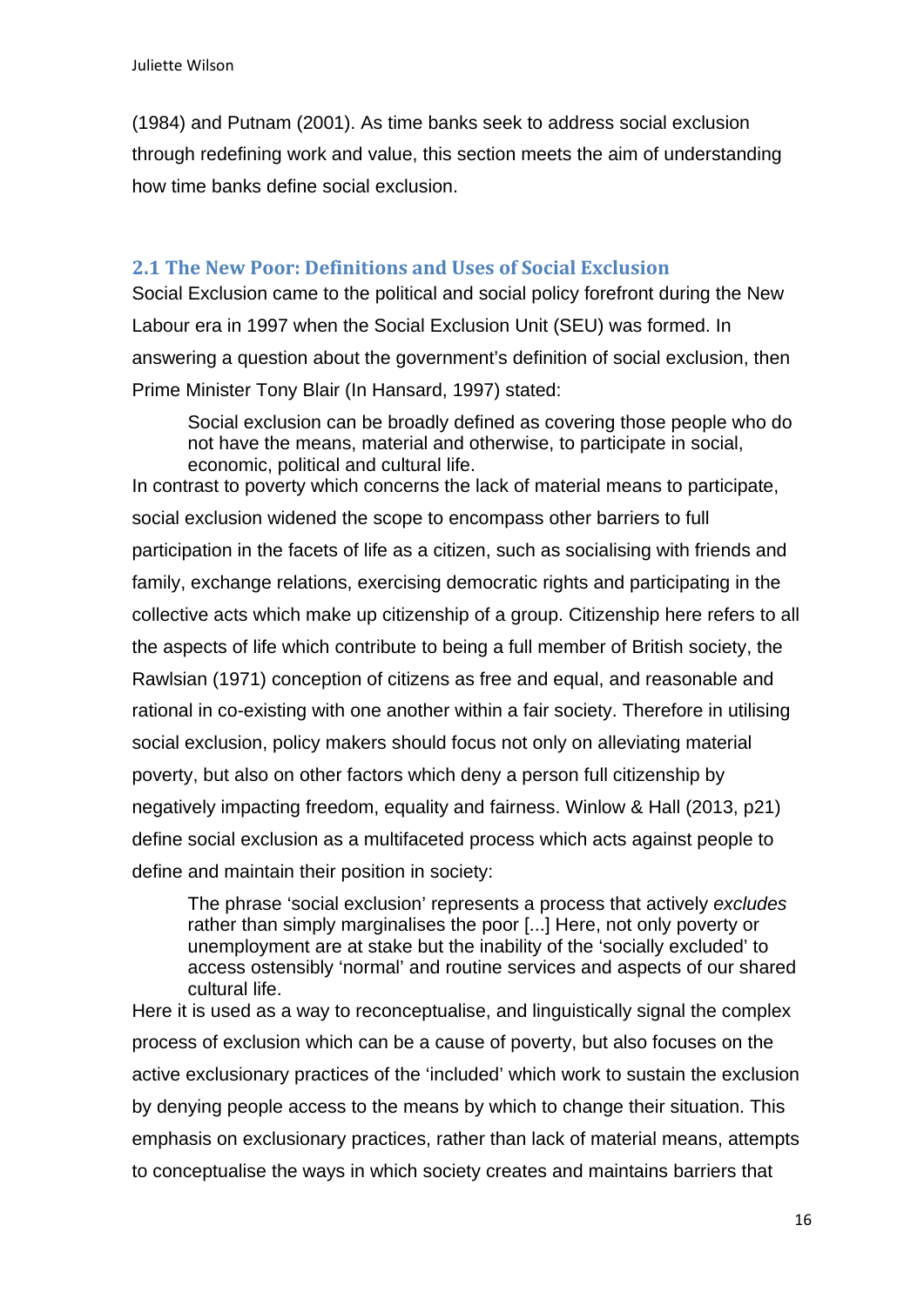(1984) and Putnam (2001). As time banks seek to address social exclusion through redefining work and value, this section meets the aim of understanding how time banks define social exclusion.

## 2.1 The New Poor: Definitions and Uses of Social Exclusion

Social Exclusion came to the political and social policy forefront during the New Labour era in 1997 when the Social Exclusion Unit (SEU) was formed. In answering a question about the government's definition of social exclusion, then Prime Minister Tony Blair (In Hansard, 1997) stated:

> Social exclusion can be broadly defined as covering those people who do not have the means, material and otherwise, to participate in social, economic, political and cultural life.

In contrast to poverty which concerns the lack of material means to participate, social exclusion widened the scope to encompass other barriers to full participation in the facets of life as a citizen, such as socialising with friends and family, exchange relations, exercising democratic rights and participating in the collective acts which make up citizenship of a group. Citizenship here refers to all the aspects of life which contribute to being a full member of British society, the Rawlsian (1971) conception of citizens as free and equal, and reasonable and rational in co-existing with one another within a fair society. Therefore in utilising social exclusion, policy makers should focus not only on alleviating material poverty, but also on other factors which deny a person full citizenship by negatively impacting freedom, equality and fairness. Winlow & Hall (2013, p21) define social exclusion as a multifaceted process which acts against people to define and maintain their position in society:

> The phrase 'social exclusion' represents a process that actively *excludes* rather than simply marginalises the poor [...] Here, not only poverty or unemployment are at stake but the inability of the 'socially excluded' to access ostensibly 'normal' and routine services and aspects of our shared cultural life.

Here it is used as a way to reconceptualise, and linguistically signal the complex process of exclusion which can be a cause of poverty, but also focuses on the active exclusionary practices of the 'included' which work to sustain the exclusion by denying people access to the means by which to change their situation. This emphasis on exclusionary practices, rather than lack of material means, attempts to conceptualise the ways in which society creates and maintains barriers that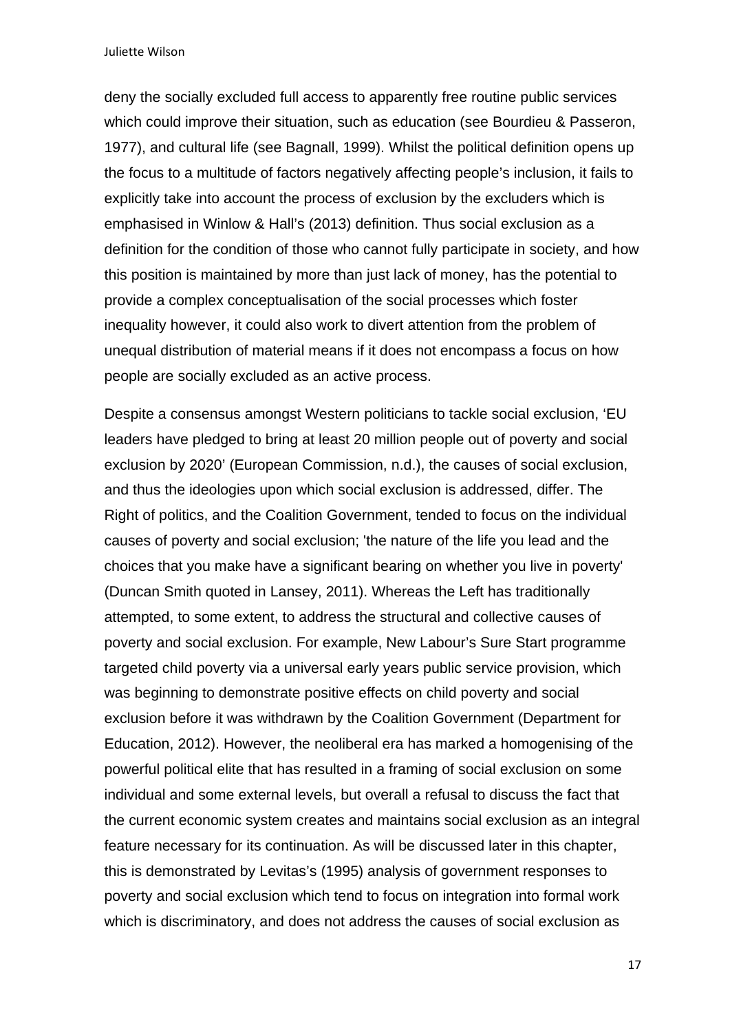deny the socially excluded full access to apparently free routine public services which could improve their situation, such as education (see Bourdieu & Passeron, 1977), and cultural life (see Bagnall, 1999). Whilst the political definition opens up the focus to a multitude of factors negatively affecting people's inclusion, it fails to explicitly take into account the process of exclusion by the excluders which is emphasised in Winlow & Hall's (2013) definition. Thus social exclusion as a definition for the condition of those who cannot fully participate in society, and how this position is maintained by more than just lack of money, has the potential to provide a complex conceptualisation of the social processes which foster inequality however, it could also work to divert attention from the problem of unequal distribution of material means if it does not encompass a focus on how people are socially excluded as an active process.

Despite a consensus amongst Western politicians to tackle social exclusion, 'EU leaders have pledged to bring at least 20 million people out of poverty and social exclusion by 2020' (European Commission, n.d.), the causes of social exclusion, and thus the ideologies upon which social exclusion is addressed, differ. The Right of politics, and the Coalition Government, tended to focus on the individual causes of poverty and social exclusion; 'the nature of the life you lead and the choices that you make have a significant bearing on whether you live in poverty' (Duncan Smith quoted in Lansey, 2011). Whereas the Left has traditionally attempted, to some extent, to address the structural and collective causes of poverty and social exclusion. For example, New Labour's Sure Start programme targeted child poverty via a universal early years public service provision, which was beginning to demonstrate positive effects on child poverty and social exclusion before it was withdrawn by the Coalition Government (Department for Education, 2012). However, the neoliberal era has marked a homogenising of the powerful political elite that has resulted in a framing of social exclusion on some individual and some external levels, but overall a refusal to discuss the fact that the current economic system creates and maintains social exclusion as an integral feature necessary for its continuation. As will be discussed later in this chapter, this is demonstrated by Levitas's (1995) analysis of government responses to poverty and social exclusion which tend to focus on integration into formal work which is discriminatory, and does not address the causes of social exclusion as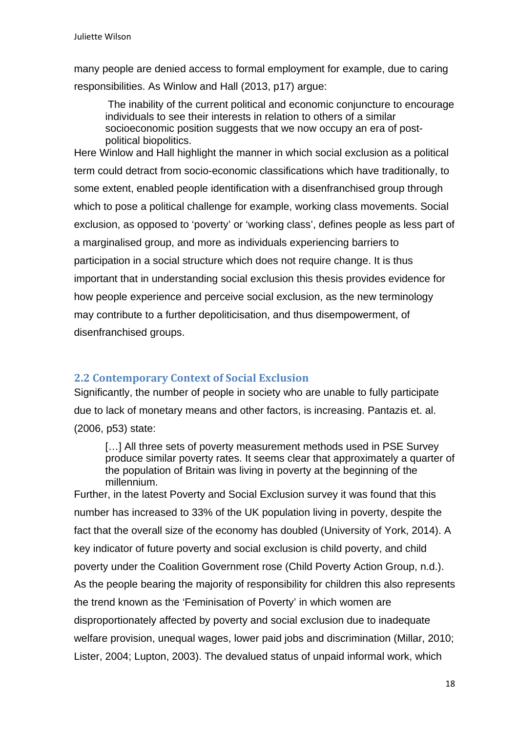many people are denied access to formal employment for example, due to caring responsibilities. As Winlow and Hall (2013, p17) argue:

> The inability of the current political and economic conjuncture to encourage individuals to see their interests in relation to others of a similar socioeconomic position suggests that we now occupy an era of post-political biopolitics.

Here Winlow and Hall highlight the manner in which social exclusion as a political term could detract from socio-economic classifications which have traditionally, to some extent, enabled people identification with a disenfranchised group through which to pose a political challenge for example, working class movements. Social exclusion, as opposed to 'poverty' or 'working class', defines people as less part of a marginalised group, and more as individuals experiencing barriers to participation in a social structure which does not require change. It is thus important that in understanding social exclusion this thesis provides evidence for how people experience and perceive social exclusion, as the new terminology may contribute to a further depoliticisation, and thus disempowerment, of disenfranchised groups.

## 2.2 Contemporary Context of Social Exclusion

Significantly, the number of people in society who are unable to fully participate due to lack of monetary means and other factors, is increasing. Pantazis et. al. (2006, p53) state:

> […] All three sets of poverty measurement methods used in PSE Survey produce similar poverty rates. It seems clear that approximately a quarter of the population of Britain was living in poverty at the beginning of the millennium.

Further, in the latest Poverty and Social Exclusion survey it was found that this number has increased to 33% of the UK population living in poverty, despite the fact that the overall size of the economy has doubled (University of York, 2014). A key indicator of future poverty and social exclusion is child poverty, and child poverty under the Coalition Government rose (Child Poverty Action Group, n.d.). As the people bearing the majority of responsibility for children this also represents the trend known as the 'Feminisation of Poverty' in which women are disproportionately affected by poverty and social exclusion due to inadequate welfare provision, unequal wages, lower paid jobs and discrimination (Millar, 2010; Lister, 2004; Lupton, 2003). The devalued status of unpaid informal work, which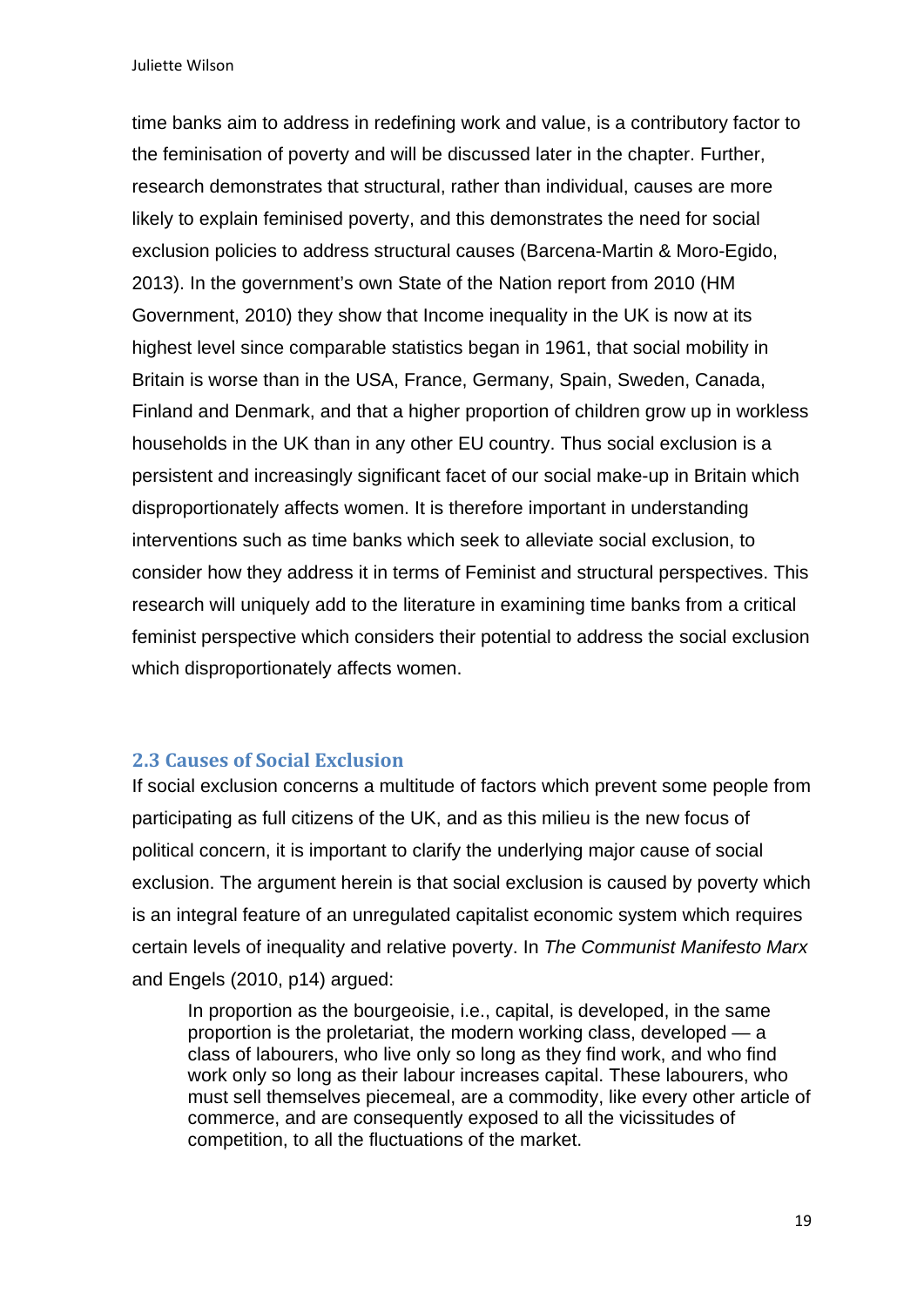time banks aim to address in redefining work and value, is a contributory factor to the feminisation of poverty and will be discussed later in the chapter. Further, research demonstrates that structural, rather than individual, causes are more likely to explain feminised poverty, and this demonstrates the need for social exclusion policies to address structural causes (Barcena-Martin & Moro-Egido, 2013). In the government's own State of the Nation report from 2010 (HM Government, 2010) they show that Income inequality in the UK is now at its highest level since comparable statistics began in 1961, that social mobility in Britain is worse than in the USA, France, Germany, Spain, Sweden, Canada, Finland and Denmark, and that a higher proportion of children grow up in workless households in the UK than in any other EU country. Thus social exclusion is a persistent and increasingly significant facet of our social make-up in Britain which disproportionately affects women. It is therefore important in understanding interventions such as time banks which seek to alleviate social exclusion, to consider how they address it in terms of Feminist and structural perspectives. This research will uniquely add to the literature in examining time banks from a critical feminist perspective which considers their potential to address the social exclusion which disproportionately affects women.

## 2.3 Causes of Social Exclusion

If social exclusion concerns a multitude of factors which prevent some people from participating as full citizens of the UK, and as this milieu is the new focus of political concern, it is important to clarify the underlying major cause of social exclusion. The argument herein is that social exclusion is caused by poverty which is an integral feature of an unregulated capitalist economic system which requires certain levels of inequality and relative poverty. In *The Communist Manifesto Marx* and Engels (2010, p14) argued:

> In proportion as the bourgeoisie, i.e., capital, is developed, in the same proportion is the proletariat, the modern working class, developed — a class of labourers, who live only so long as they find work, and who find work only so long as their labour increases capital. These labourers, who must sell themselves piecemeal, are a commodity, like every other article of commerce, and are consequently exposed to all the vicissitudes of competition, to all the fluctuations of the market.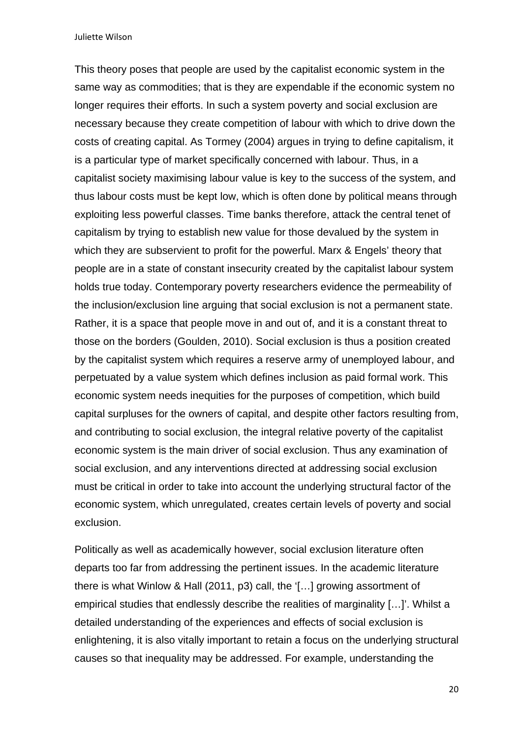This theory poses that people are used by the capitalist economic system in the same way as commodities; that is they are expendable if the economic system no longer requires their efforts. In such a system poverty and social exclusion are necessary because they create competition of labour with which to drive down the costs of creating capital. As Tormey (2004) argues in trying to define capitalism, it is a particular type of market specifically concerned with labour. Thus, in a capitalist society maximising labour value is key to the success of the system, and thus labour costs must be kept low, which is often done by political means through exploiting less powerful classes. Time banks therefore, attack the central tenet of capitalism by trying to establish new value for those devalued by the system in which they are subservient to profit for the powerful. Marx & Engels' theory that people are in a state of constant insecurity created by the capitalist labour system holds true today. Contemporary poverty researchers evidence the permeability of the inclusion/exclusion line arguing that social exclusion is not a permanent state. Rather, it is a space that people move in and out of, and it is a constant threat to those on the borders (Goulden, 2010). Social exclusion is thus a position created by the capitalist system which requires a reserve army of unemployed labour, and perpetuated by a value system which defines inclusion as paid formal work. This economic system needs inequities for the purposes of competition, which build capital surpluses for the owners of capital, and despite other factors resulting from, and contributing to social exclusion, the integral relative poverty of the capitalist economic system is the main driver of social exclusion. Thus any examination of social exclusion, and any interventions directed at addressing social exclusion must be critical in order to take into account the underlying structural factor of the economic system, which unregulated, creates certain levels of poverty and social exclusion.

Politically as well as academically however, social exclusion literature often departs too far from addressing the pertinent issues. In the academic literature there is what Winlow & Hall (2011, p3) call, the '[…] growing assortment of empirical studies that endlessly describe the realities of marginality […]'. Whilst a detailed understanding of the experiences and effects of social exclusion is enlightening, it is also vitally important to retain a focus on the underlying structural causes so that inequality may be addressed. For example, understanding the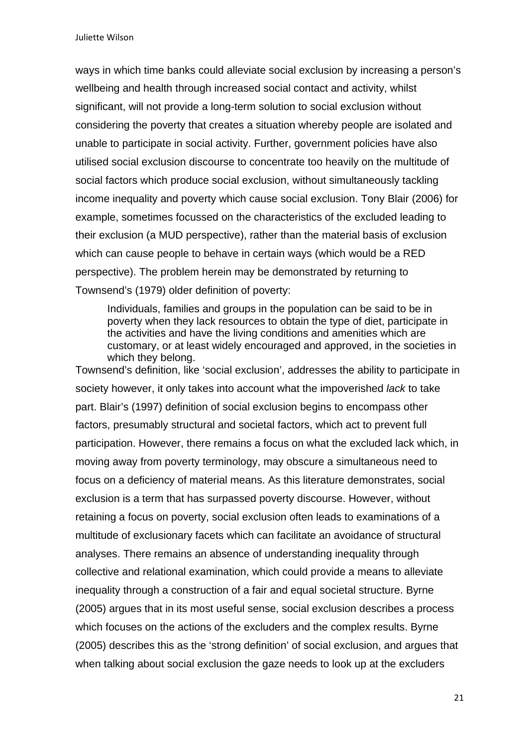ways in which time banks could alleviate social exclusion by increasing a person's wellbeing and health through increased social contact and activity, whilst significant, will not provide a long-term solution to social exclusion without considering the poverty that creates a situation whereby people are isolated and unable to participate in social activity. Further, government policies have also utilised social exclusion discourse to concentrate too heavily on the multitude of social factors which produce social exclusion, without simultaneously tackling income inequality and poverty which cause social exclusion. Tony Blair (2006) for example, sometimes focussed on the characteristics of the excluded leading to their exclusion (a MUD perspective), rather than the material basis of exclusion which can cause people to behave in certain ways (which would be a RED perspective). The problem herein may be demonstrated by returning to Townsend's (1979) older definition of poverty:

> Individuals, families and groups in the population can be said to be in poverty when they lack resources to obtain the type of diet, participate in the activities and have the living conditions and amenities which are customary, or at least widely encouraged and approved, in the societies in which they belong.

Townsend's definition, like 'social exclusion', addresses the ability to participate in society however, it only takes into account what the impoverished *lack* to take part. Blair's (1997) definition of social exclusion begins to encompass other factors, presumably structural and societal factors, which act to prevent full participation. However, there remains a focus on what the excluded lack which, in moving away from poverty terminology, may obscure a simultaneous need to focus on a deficiency of material means. As this literature demonstrates, social exclusion is a term that has surpassed poverty discourse. However, without retaining a focus on poverty, social exclusion often leads to examinations of a multitude of exclusionary facets which can facilitate an avoidance of structural analyses. There remains an absence of understanding inequality through collective and relational examination, which could provide a means to alleviate inequality through a construction of a fair and equal societal structure. Byrne (2005) argues that in its most useful sense, social exclusion describes a process which focuses on the actions of the excluders and the complex results. Byrne (2005) describes this as the 'strong definition' of social exclusion, and argues that when talking about social exclusion the gaze needs to look up at the excluders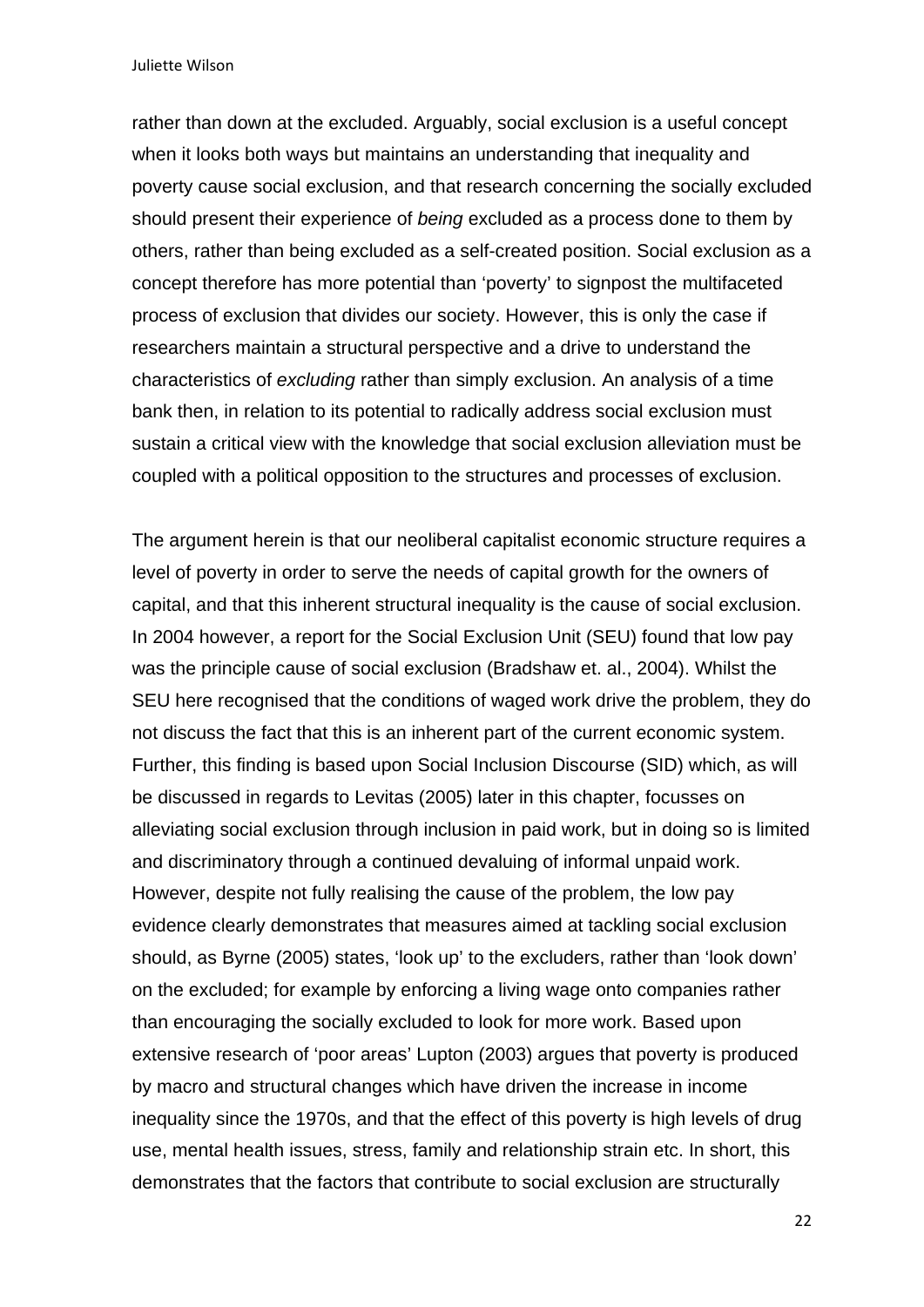rather than down at the excluded. Arguably, social exclusion is a useful concept when it looks both ways but maintains an understanding that inequality and poverty cause social exclusion, and that research concerning the socially excluded should present their experience of *being* excluded as a process done to them by others, rather than being excluded as a self-created position. Social exclusion as a concept therefore has more potential than 'poverty' to signpost the multifaceted process of exclusion that divides our society. However, this is only the case if researchers maintain a structural perspective and a drive to understand the characteristics of *excluding* rather than simply exclusion. An analysis of a time bank then, in relation to its potential to radically address social exclusion must sustain a critical view with the knowledge that social exclusion alleviation must be coupled with a political opposition to the structures and processes of exclusion.

The argument herein is that our neoliberal capitalist economic structure requires a level of poverty in order to serve the needs of capital growth for the owners of capital, and that this inherent structural inequality is the cause of social exclusion. In 2004 however, a report for the Social Exclusion Unit (SEU) found that low pay was the principle cause of social exclusion (Bradshaw et. al., 2004). Whilst the SEU here recognised that the conditions of waged work drive the problem, they do not discuss the fact that this is an inherent part of the current economic system. Further, this finding is based upon Social Inclusion Discourse (SID) which, as will be discussed in regards to Levitas (2005) later in this chapter, focusses on alleviating social exclusion through inclusion in paid work, but in doing so is limited and discriminatory through a continued devaluing of informal unpaid work. However, despite not fully realising the cause of the problem, the low pay evidence clearly demonstrates that measures aimed at tackling social exclusion should, as Byrne (2005) states, 'look up' to the excluders, rather than 'look down' on the excluded; for example by enforcing a living wage onto companies rather than encouraging the socially excluded to look for more work. Based upon extensive research of 'poor areas' Lupton (2003) argues that poverty is produced by macro and structural changes which have driven the increase in income inequality since the 1970s, and that the effect of this poverty is high levels of drug use, mental health issues, stress, family and relationship strain etc. In short, this demonstrates that the factors that contribute to social exclusion are structurally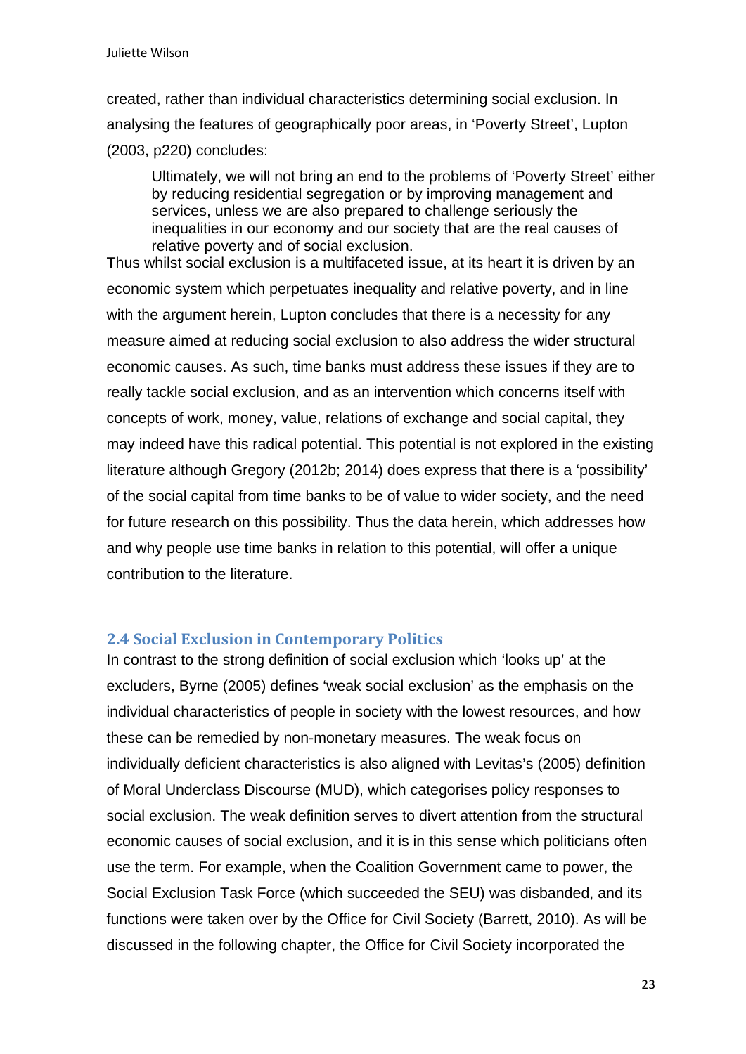created, rather than individual characteristics determining social exclusion. In analysing the features of geographically poor areas, in 'Poverty Street', Lupton (2003, p220) concludes:

> Ultimately, we will not bring an end to the problems of 'Poverty Street' either by reducing residential segregation or by improving management and services, unless we are also prepared to challenge seriously the inequalities in our economy and our society that are the real causes of relative poverty and of social exclusion.

Thus whilst social exclusion is a multifaceted issue, at its heart it is driven by an economic system which perpetuates inequality and relative poverty, and in line with the argument herein, Lupton concludes that there is a necessity for any measure aimed at reducing social exclusion to also address the wider structural economic causes. As such, time banks must address these issues if they are to really tackle social exclusion, and as an intervention which concerns itself with concepts of work, money, value, relations of exchange and social capital, they may indeed have this radical potential. This potential is not explored in the existing literature although Gregory (2012b; 2014) does express that there is a 'possibility' of the social capital from time banks to be of value to wider society, and the need for future research on this possibility. Thus the data herein, which addresses how and why people use time banks in relation to this potential, will offer a unique contribution to the literature.

### 2.4 Social Exclusion in Contemporary Politics

In contrast to the strong definition of social exclusion which 'looks up' at the excluders, Byrne (2005) defines 'weak social exclusion' as the emphasis on the individual characteristics of people in society with the lowest resources, and how these can be remedied by non-monetary measures. The weak focus on individually deficient characteristics is also aligned with Levitas's (2005) definition of Moral Underclass Discourse (MUD), which categorises policy responses to social exclusion. The weak definition serves to divert attention from the structural economic causes of social exclusion, and it is in this sense which politicians often use the term. For example, when the Coalition Government came to power, the Social Exclusion Task Force (which succeeded the SEU) was disbanded, and its functions were taken over by the Office for Civil Society (Barrett, 2010). As will be discussed in the following chapter, the Office for Civil Society incorporated the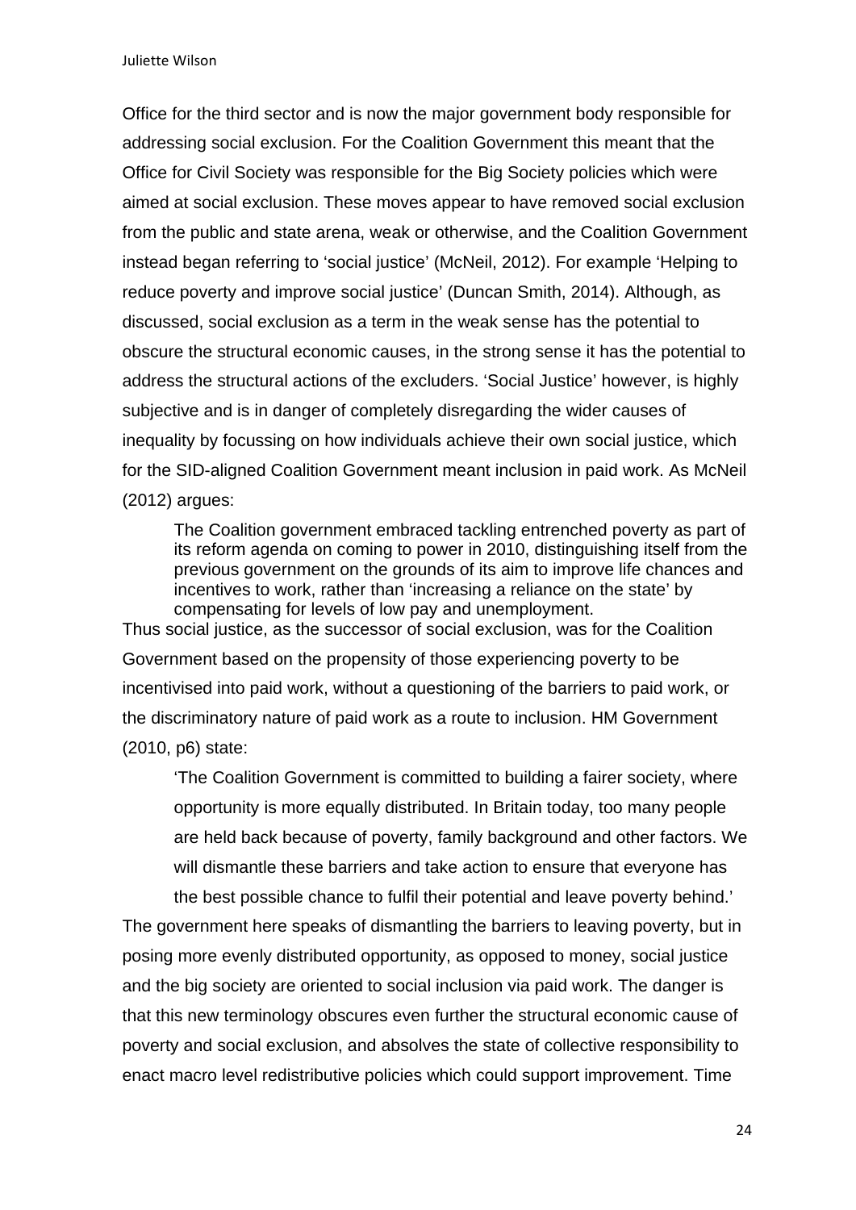Office for the third sector and is now the major government body responsible for addressing social exclusion. For the Coalition Government this meant that the Office for Civil Society was responsible for the Big Society policies which were aimed at social exclusion. These moves appear to have removed social exclusion from the public and state arena, weak or otherwise, and the Coalition Government instead began referring to 'social justice' (McNeil, 2012). For example 'Helping to reduce poverty and improve social justice' (Duncan Smith, 2014). Although, as discussed, social exclusion as a term in the weak sense has the potential to obscure the structural economic causes, in the strong sense it has the potential to address the structural actions of the excluders. 'Social Justice' however, is highly subjective and is in danger of completely disregarding the wider causes of inequality by focussing on how individuals achieve their own social justice, which for the SID-aligned Coalition Government meant inclusion in paid work. As McNeil (2012) argues:

> The Coalition government embraced tackling entrenched poverty as part of its reform agenda on coming to power in 2010, distinguishing itself from the previous government on the grounds of its aim to improve life chances and incentives to work, rather than 'increasing a reliance on the state' by compensating for levels of low pay and unemployment.

Thus social justice, as the successor of social exclusion, was for the Coalition Government based on the propensity of those experiencing poverty to be incentivised into paid work, without a questioning of the barriers to paid work, or the discriminatory nature of paid work as a route to inclusion. HM Government (2010, p6) state:

> 'The Coalition Government is committed to building a fairer society, where opportunity is more equally distributed. In Britain today, too many people are held back because of poverty, family background and other factors. We will dismantle these barriers and take action to ensure that everyone has the best possible chance to fulfil their potential and leave poverty behind.'

The government here speaks of dismantling the barriers to leaving poverty, but in posing more evenly distributed opportunity, as opposed to money, social justice and the big society are oriented to social inclusion via paid work. The danger is that this new terminology obscures even further the structural economic cause of poverty and social exclusion, and absolves the state of collective responsibility to enact macro level redistributive policies which could support improvement. Time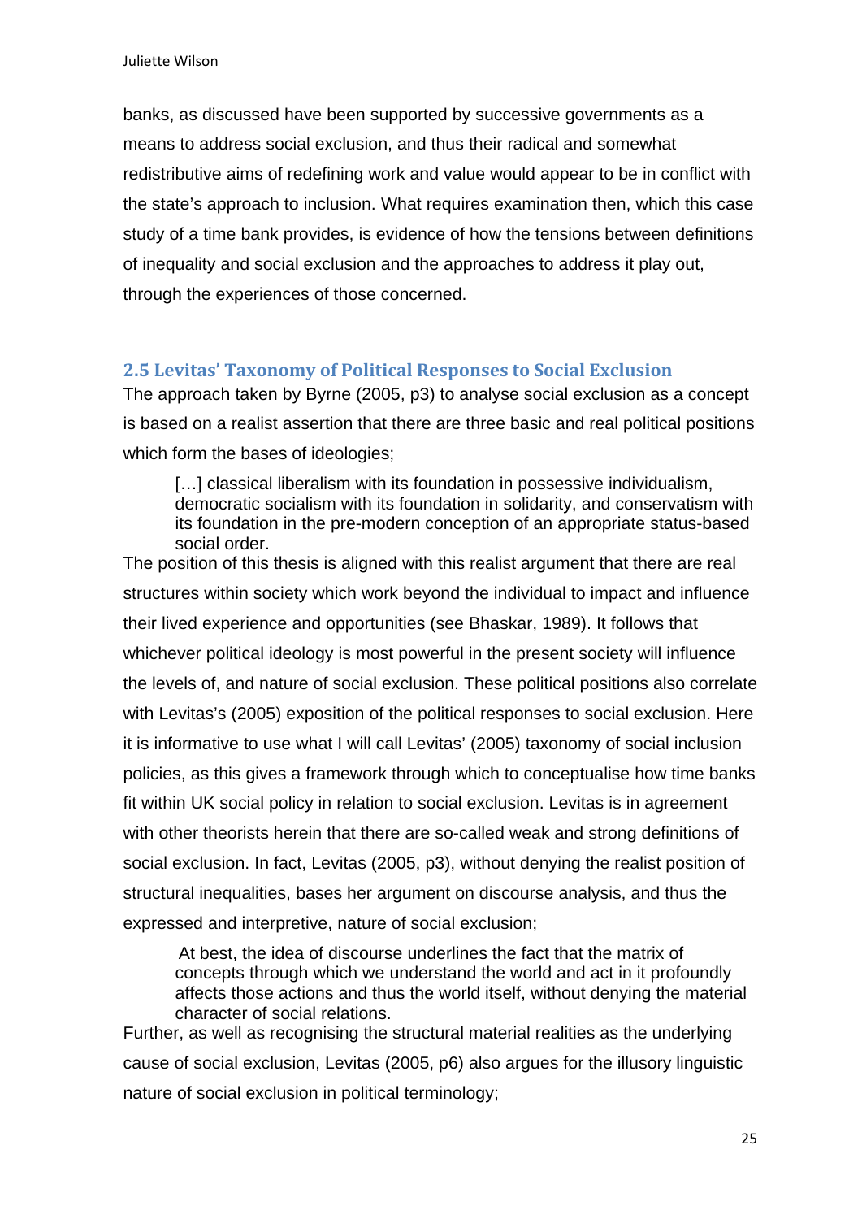banks, as discussed have been supported by successive governments as a means to address social exclusion, and thus their radical and somewhat redistributive aims of redefining work and value would appear to be in conflict with the state's approach to inclusion. What requires examination then, which this case study of a time bank provides, is evidence of how the tensions between definitions of inequality and social exclusion and the approaches to address it play out, through the experiences of those concerned.

## 2.5 Levitas' Taxonomy of Political Responses to Social Exclusion

The approach taken by Byrne (2005, p3) to analyse social exclusion as a concept is based on a realist assertion that there are three basic and real political positions which form the bases of ideologies;

> […] classical liberalism with its foundation in possessive individualism, democratic socialism with its foundation in solidarity, and conservatism with its foundation in the pre-modern conception of an appropriate status-based social order.

The position of this thesis is aligned with this realist argument that there are real structures within society which work beyond the individual to impact and influence their lived experience and opportunities (see Bhaskar, 1989). It follows that whichever political ideology is most powerful in the present society will influence the levels of, and nature of social exclusion. These political positions also correlate with Levitas's (2005) exposition of the political responses to social exclusion. Here it is informative to use what I will call Levitas' (2005) taxonomy of social inclusion policies, as this gives a framework through which to conceptualise how time banks fit within UK social policy in relation to social exclusion. Levitas is in agreement with other theorists herein that there are so-called weak and strong definitions of social exclusion. In fact, Levitas (2005, p3), without denying the realist position of structural inequalities, bases her argument on discourse analysis, and thus the expressed and interpretive, nature of social exclusion;

> At best, the idea of discourse underlines the fact that the matrix of concepts through which we understand the world and act in it profoundly affects those actions and thus the world itself, without denying the material character of social relations.

Further, as well as recognising the structural material realities as the underlying cause of social exclusion, Levitas (2005, p6) also argues for the illusory linguistic nature of social exclusion in political terminology;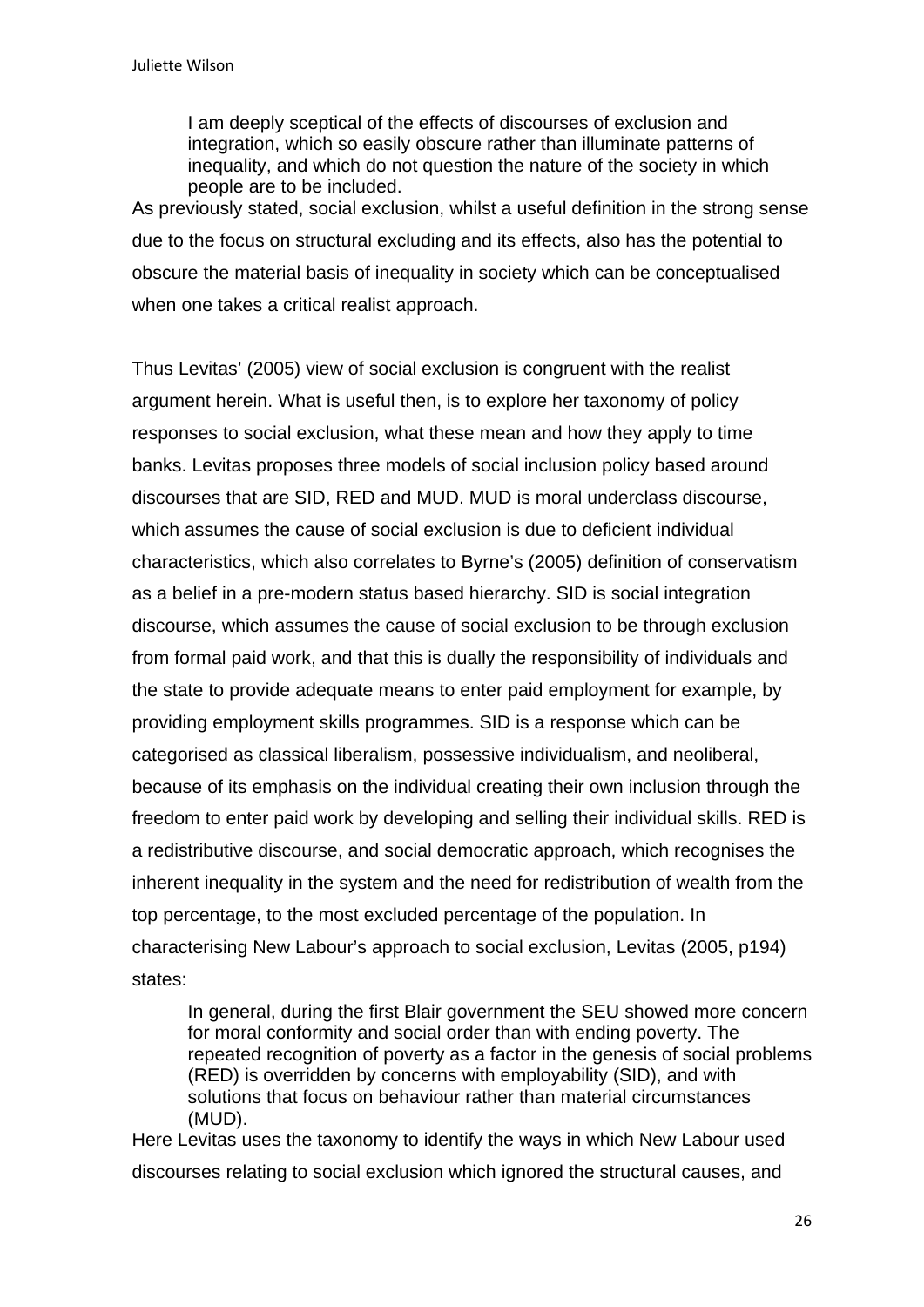> I am deeply sceptical of the effects of discourses of exclusion and integration, which so easily obscure rather than illuminate patterns of inequality, and which do not question the nature of the society in which people are to be included.

As previously stated, social exclusion, whilst a useful definition in the strong sense due to the focus on structural excluding and its effects, also has the potential to obscure the material basis of inequality in society which can be conceptualised when one takes a critical realist approach.

Thus Levitas' (2005) view of social exclusion is congruent with the realist argument herein. What is useful then, is to explore her taxonomy of policy responses to social exclusion, what these mean and how they apply to time banks. Levitas proposes three models of social inclusion policy based around discourses that are SID, RED and MUD. MUD is moral underclass discourse, which assumes the cause of social exclusion is due to deficient individual characteristics, which also correlates to Byrne's (2005) definition of conservatism as a belief in a pre-modern status based hierarchy. SID is social integration discourse, which assumes the cause of social exclusion to be through exclusion from formal paid work, and that this is dually the responsibility of individuals and the state to provide adequate means to enter paid employment for example, by providing employment skills programmes. SID is a response which can be categorised as classical liberalism, possessive individualism, and neoliberal, because of its emphasis on the individual creating their own inclusion through the freedom to enter paid work by developing and selling their individual skills. RED is a redistributive discourse, and social democratic approach, which recognises the inherent inequality in the system and the need for redistribution of wealth from the top percentage, to the most excluded percentage of the population. In characterising New Labour's approach to social exclusion, Levitas (2005, p194) states:

> In general, during the first Blair government the SEU showed more concern for moral conformity and social order than with ending poverty. The repeated recognition of poverty as a factor in the genesis of social problems (RED) is overridden by concerns with employability (SID), and with solutions that focus on behaviour rather than material circumstances (MUD).

Here Levitas uses the taxonomy to identify the ways in which New Labour used discourses relating to social exclusion which ignored the structural causes, and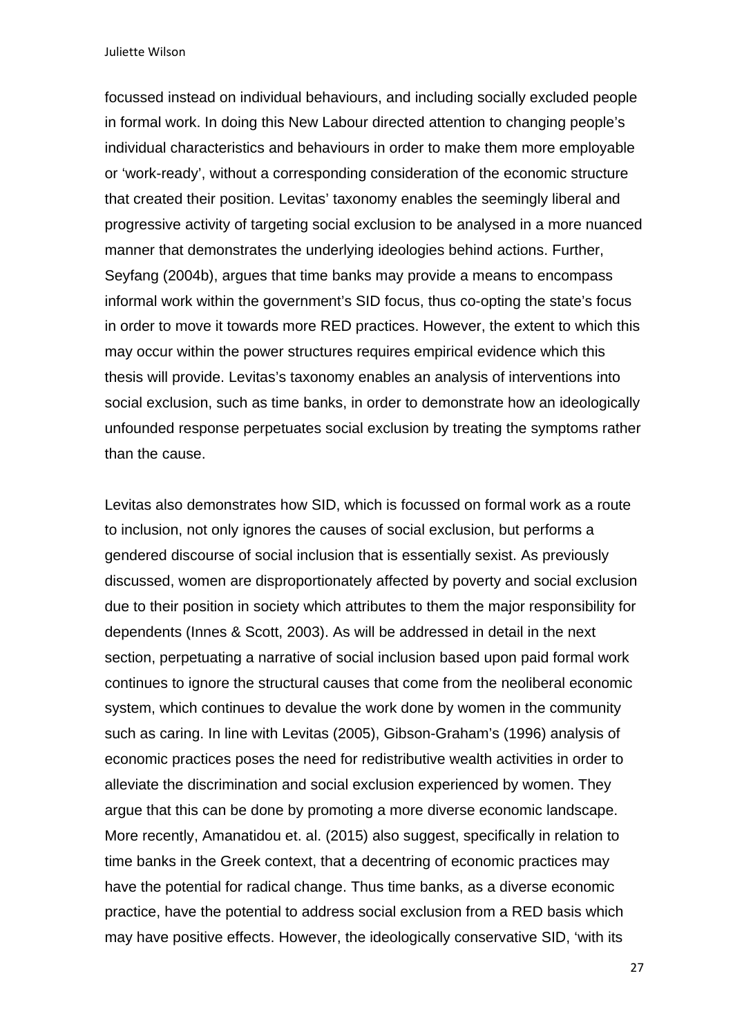focussed instead on individual behaviours, and including socially excluded people in formal work. In doing this New Labour directed attention to changing people's individual characteristics and behaviours in order to make them more employable or 'work-ready', without a corresponding consideration of the economic structure that created their position. Levitas' taxonomy enables the seemingly liberal and progressive activity of targeting social exclusion to be analysed in a more nuanced manner that demonstrates the underlying ideologies behind actions. Further, Seyfang (2004b), argues that time banks may provide a means to encompass informal work within the government's SID focus, thus co-opting the state's focus in order to move it towards more RED practices. However, the extent to which this may occur within the power structures requires empirical evidence which this thesis will provide. Levitas's taxonomy enables an analysis of interventions into social exclusion, such as time banks, in order to demonstrate how an ideologically unfounded response perpetuates social exclusion by treating the symptoms rather than the cause.

Levitas also demonstrates how SID, which is focussed on formal work as a route to inclusion, not only ignores the causes of social exclusion, but performs a gendered discourse of social inclusion that is essentially sexist. As previously discussed, women are disproportionately affected by poverty and social exclusion due to their position in society which attributes to them the major responsibility for dependents (Innes & Scott, 2003). As will be addressed in detail in the next section, perpetuating a narrative of social inclusion based upon paid formal work continues to ignore the structural causes that come from the neoliberal economic system, which continues to devalue the work done by women in the community such as caring. In line with Levitas (2005), Gibson-Graham's (1996) analysis of economic practices poses the need for redistributive wealth activities in order to alleviate the discrimination and social exclusion experienced by women. They argue that this can be done by promoting a more diverse economic landscape. More recently, Amanatidou et. al. (2015) also suggest, specifically in relation to time banks in the Greek context, that a decentring of economic practices may have the potential for radical change. Thus time banks, as a diverse economic practice, have the potential to address social exclusion from a RED basis which may have positive effects. However, the ideologically conservative SID, 'with its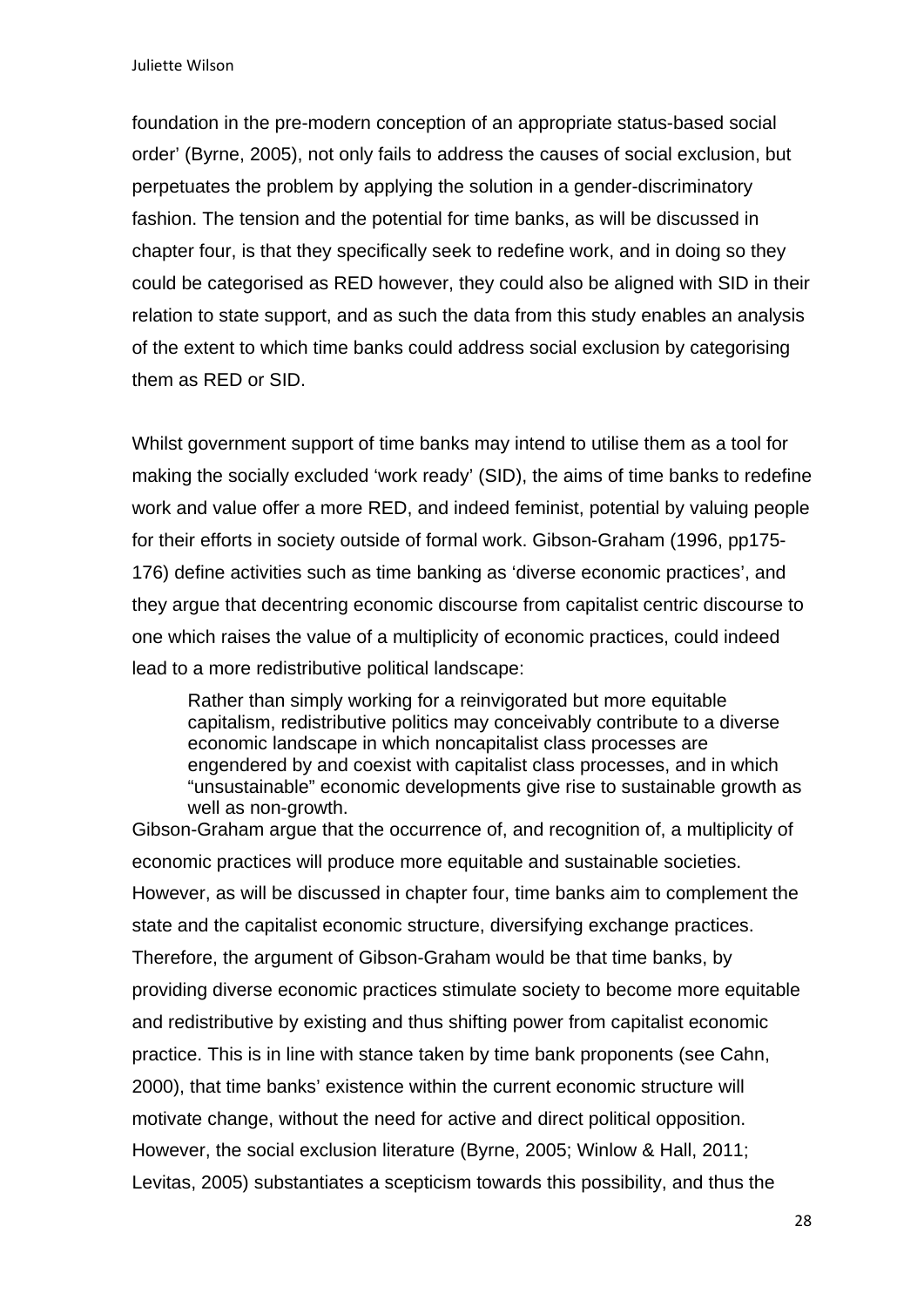foundation in the pre-modern conception of an appropriate status-based social order' (Byrne, 2005), not only fails to address the causes of social exclusion, but perpetuates the problem by applying the solution in a gender-discriminatory fashion. The tension and the potential for time banks, as will be discussed in chapter four, is that they specifically seek to redefine work, and in doing so they could be categorised as RED however, they could also be aligned with SID in their relation to state support, and as such the data from this study enables an analysis of the extent to which time banks could address social exclusion by categorising them as RED or SID.

Whilst government support of time banks may intend to utilise them as a tool for making the socially excluded 'work ready' (SID), the aims of time banks to redefine work and value offer a more RED, and indeed feminist, potential by valuing people for their efforts in society outside of formal work. Gibson-Graham (1996, pp175-176) define activities such as time banking as 'diverse economic practices', and they argue that decentring economic discourse from capitalist centric discourse to one which raises the value of a multiplicity of economic practices, could indeed lead to a more redistributive political landscape:

> Rather than simply working for a reinvigorated but more equitable capitalism, redistributive politics may conceivably contribute to a diverse economic landscape in which noncapitalist class processes are engendered by and coexist with capitalist class processes, and in which "unsustainable" economic developments give rise to sustainable growth as well as non-growth.

Gibson-Graham argue that the occurrence of, and recognition of, a multiplicity of economic practices will produce more equitable and sustainable societies. However, as will be discussed in chapter four, time banks aim to complement the state and the capitalist economic structure, diversifying exchange practices. Therefore, the argument of Gibson-Graham would be that time banks, by providing diverse economic practices stimulate society to become more equitable and redistributive by existing and thus shifting power from capitalist economic practice. This is in line with stance taken by time bank proponents (see Cahn, 2000), that time banks' existence within the current economic structure will motivate change, without the need for active and direct political opposition. However, the social exclusion literature (Byrne, 2005; Winlow & Hall, 2011; Levitas, 2005) substantiates a scepticism towards this possibility, and thus the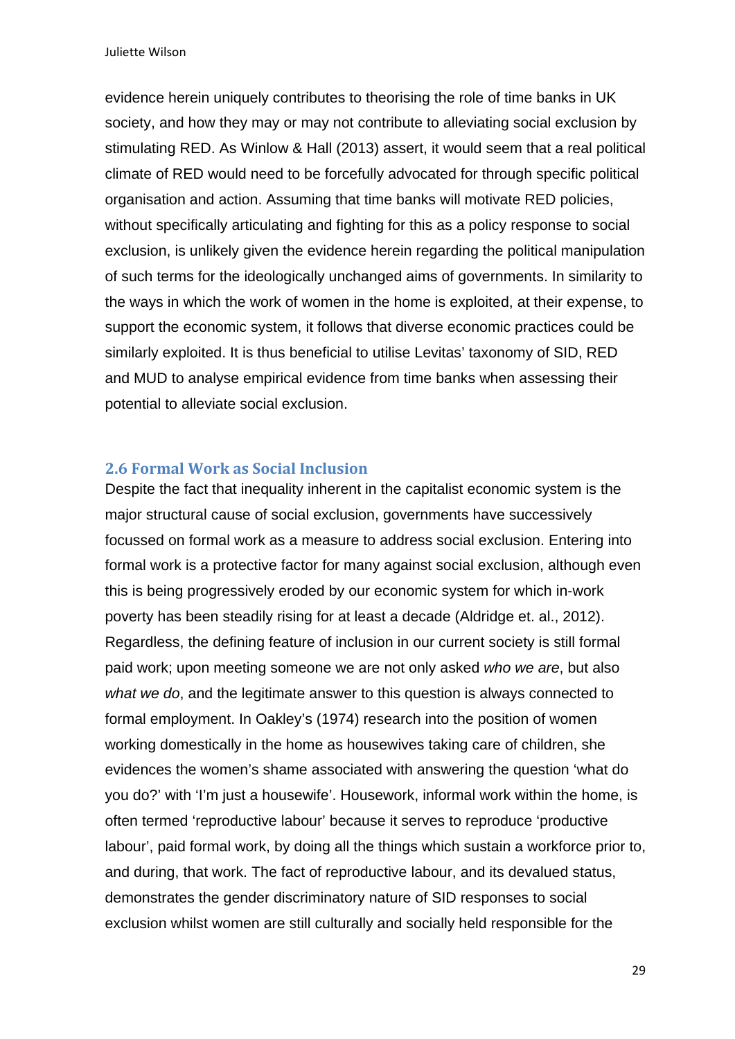evidence herein uniquely contributes to theorising the role of time banks in UK society, and how they may or may not contribute to alleviating social exclusion by stimulating RED. As Winlow & Hall (2013) assert, it would seem that a real political climate of RED would need to be forcefully advocated for through specific political organisation and action. Assuming that time banks will motivate RED policies, without specifically articulating and fighting for this as a policy response to social exclusion, is unlikely given the evidence herein regarding the political manipulation of such terms for the ideologically unchanged aims of governments. In similarity to the ways in which the work of women in the home is exploited, at their expense, to support the economic system, it follows that diverse economic practices could be similarly exploited. It is thus beneficial to utilise Levitas' taxonomy of SID, RED and MUD to analyse empirical evidence from time banks when assessing their potential to alleviate social exclusion.

### 2.6 Formal Work as Social Inclusion

Despite the fact that inequality inherent in the capitalist economic system is the major structural cause of social exclusion, governments have successively focussed on formal work as a measure to address social exclusion. Entering into formal work is a protective factor for many against social exclusion, although even this is being progressively eroded by our economic system for which in-work poverty has been steadily rising for at least a decade (Aldridge et. al., 2012). Regardless, the defining feature of inclusion in our current society is still formal paid work; upon meeting someone we are not only asked *who we are*, but also *what we do*, and the legitimate answer to this question is always connected to formal employment. In Oakley's (1974) research into the position of women working domestically in the home as housewives taking care of children, she evidences the women's shame associated with answering the question 'what do you do?' with 'I'm just a housewife'. Housework, informal work within the home, is often termed 'reproductive labour' because it serves to reproduce 'productive labour', paid formal work, by doing all the things which sustain a workforce prior to, and during, that work. The fact of reproductive labour, and its devalued status, demonstrates the gender discriminatory nature of SID responses to social exclusion whilst women are still culturally and socially held responsible for the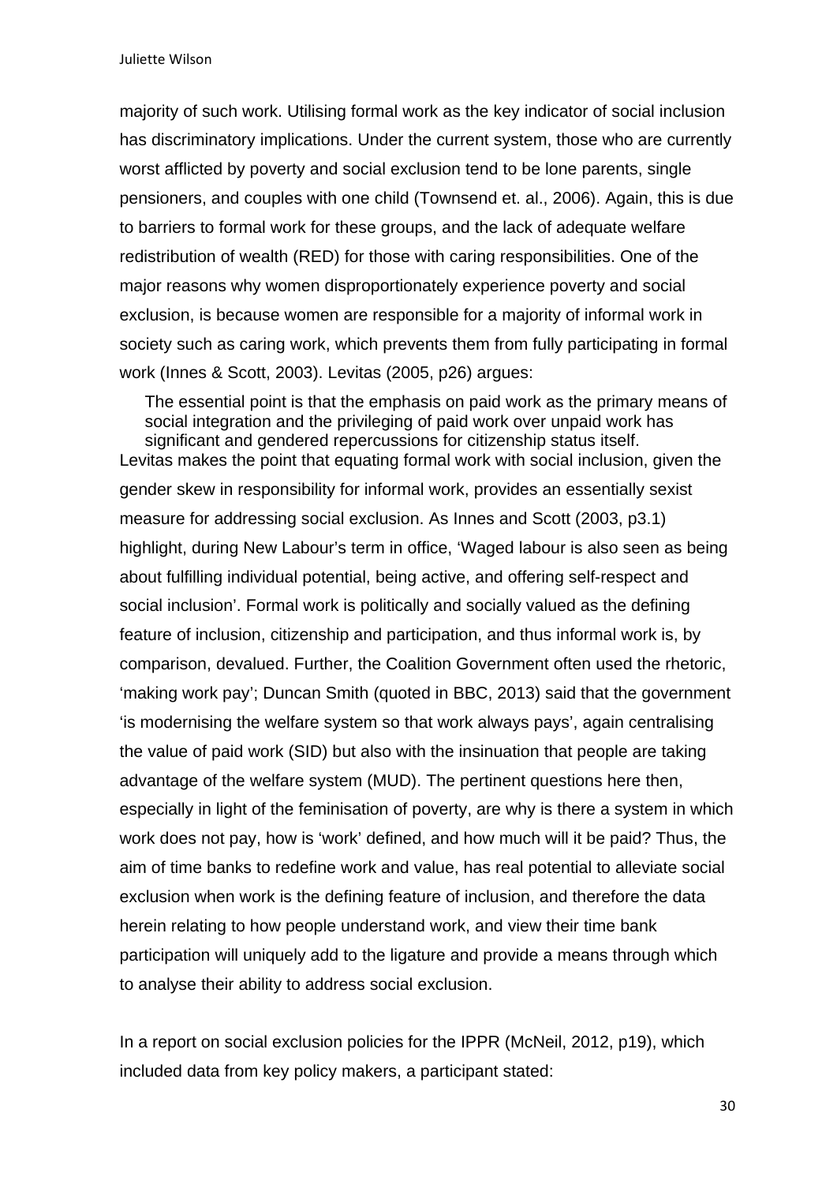majority of such work. Utilising formal work as the key indicator of social inclusion has discriminatory implications. Under the current system, those who are currently worst afflicted by poverty and social exclusion tend to be lone parents, single pensioners, and couples with one child (Townsend et. al., 2006). Again, this is due to barriers to formal work for these groups, and the lack of adequate welfare redistribution of wealth (RED) for those with caring responsibilities. One of the major reasons why women disproportionately experience poverty and social exclusion, is because women are responsible for a majority of informal work in society such as caring work, which prevents them from fully participating in formal work (Innes & Scott, 2003). Levitas (2005, p26) argues:

> The essential point is that the emphasis on paid work as the primary means of social integration and the privileging of paid work over unpaid work has significant and gendered repercussions for citizenship status itself.

Levitas makes the point that equating formal work with social inclusion, given the gender skew in responsibility for informal work, provides an essentially sexist measure for addressing social exclusion. As Innes and Scott (2003, p3.1) highlight, during New Labour's term in office, 'Waged labour is also seen as being about fulfilling individual potential, being active, and offering self-respect and social inclusion'. Formal work is politically and socially valued as the defining feature of inclusion, citizenship and participation, and thus informal work is, by comparison, devalued. Further, the Coalition Government often used the rhetoric, 'making work pay'; Duncan Smith (quoted in BBC, 2013) said that the government 'is modernising the welfare system so that work always pays', again centralising the value of paid work (SID) but also with the insinuation that people are taking advantage of the welfare system (MUD). The pertinent questions here then, especially in light of the feminisation of poverty, are why is there a system in which work does not pay, how is 'work' defined, and how much will it be paid? Thus, the aim of time banks to redefine work and value, has real potential to alleviate social exclusion when work is the defining feature of inclusion, and therefore the data herein relating to how people understand work, and view their time bank participation will uniquely add to the ligature and provide a means through which to analyse their ability to address social exclusion.

In a report on social exclusion policies for the IPPR (McNeil, 2012, p19), which included data from key policy makers, a participant stated: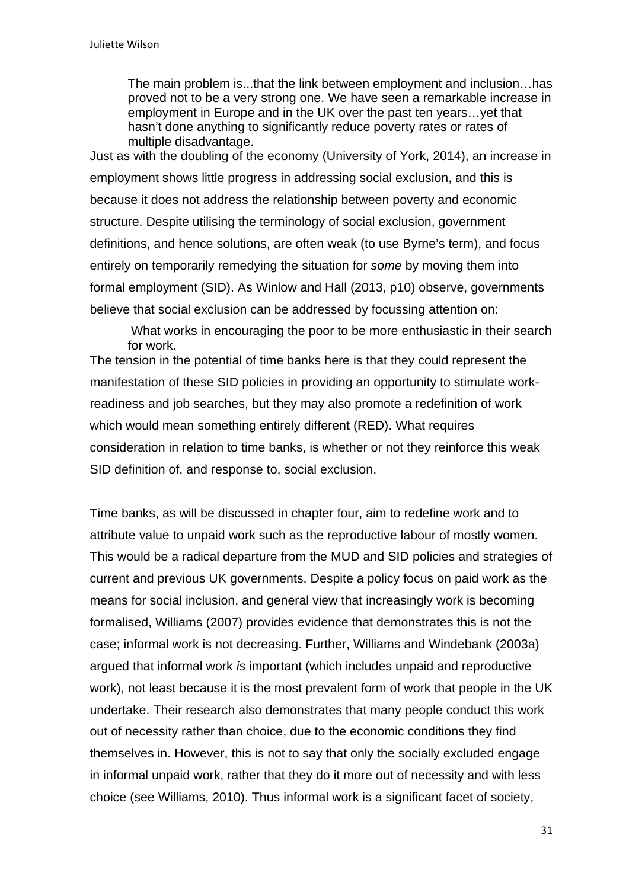> The main problem is...that the link between employment and inclusion…has proved not to be a very strong one. We have seen a remarkable increase in employment in Europe and in the UK over the past ten years…yet that hasn't done anything to significantly reduce poverty rates or rates of multiple disadvantage.

Just as with the doubling of the economy (University of York, 2014), an increase in employment shows little progress in addressing social exclusion, and this is because it does not address the relationship between poverty and economic structure. Despite utilising the terminology of social exclusion, government definitions, and hence solutions, are often weak (to use Byrne's term), and focus entirely on temporarily remedying the situation for *some* by moving them into formal employment (SID). As Winlow and Hall (2013, p10) observe, governments believe that social exclusion can be addressed by focussing attention on:

> What works in encouraging the poor to be more enthusiastic in their search for work.

The tension in the potential of time banks here is that they could represent the manifestation of these SID policies in providing an opportunity to stimulate work-readiness and job searches, but they may also promote a redefinition of work which would mean something entirely different (RED). What requires consideration in relation to time banks, is whether or not they reinforce this weak SID definition of, and response to, social exclusion.

Time banks, as will be discussed in chapter four, aim to redefine work and to attribute value to unpaid work such as the reproductive labour of mostly women. This would be a radical departure from the MUD and SID policies and strategies of current and previous UK governments. Despite a policy focus on paid work as the means for social inclusion, and general view that increasingly work is becoming formalised, Williams (2007) provides evidence that demonstrates this is not the case; informal work is not decreasing. Further, Williams and Windebank (2003a) argued that informal work *is* important (which includes unpaid and reproductive work), not least because it is the most prevalent form of work that people in the UK undertake. Their research also demonstrates that many people conduct this work out of necessity rather than choice, due to the economic conditions they find themselves in. However, this is not to say that only the socially excluded engage in informal unpaid work, rather that they do it more out of necessity and with less choice (see Williams, 2010). Thus informal work is a significant facet of society,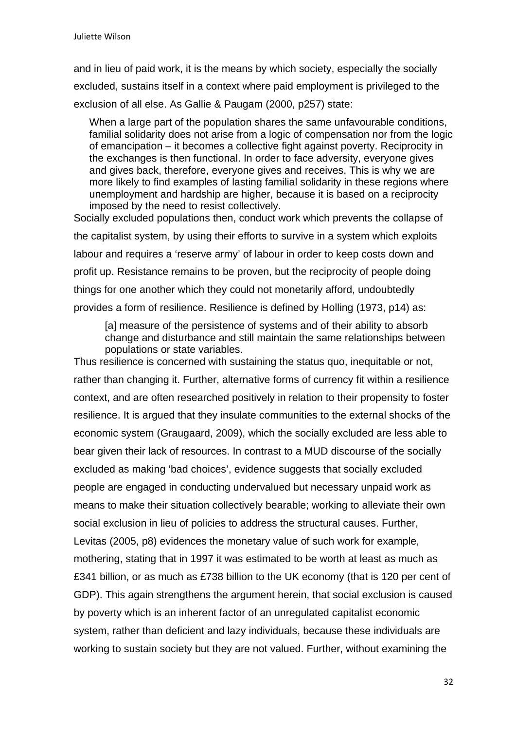and in lieu of paid work, it is the means by which society, especially the socially excluded, sustains itself in a context where paid employment is privileged to the exclusion of all else. As Gallie & Paugam (2000, p257) state:

> When a large part of the population shares the same unfavourable conditions, familial solidarity does not arise from a logic of compensation nor from the logic of emancipation – it becomes a collective fight against poverty. Reciprocity in the exchanges is then functional. In order to face adversity, everyone gives and gives back, therefore, everyone gives and receives. This is why we are more likely to find examples of lasting familial solidarity in these regions where unemployment and hardship are higher, because it is based on a reciprocity imposed by the need to resist collectively.

Socially excluded populations then, conduct work which prevents the collapse of the capitalist system, by using their efforts to survive in a system which exploits labour and requires a 'reserve army' of labour in order to keep costs down and profit up. Resistance remains to be proven, but the reciprocity of people doing things for one another which they could not monetarily afford, undoubtedly provides a form of resilience. Resilience is defined by Holling (1973, p14) as:

> [a] measure of the persistence of systems and of their ability to absorb change and disturbance and still maintain the same relationships between populations or state variables.

Thus resilience is concerned with sustaining the status quo, inequitable or not, rather than changing it. Further, alternative forms of currency fit within a resilience context, and are often researched positively in relation to their propensity to foster resilience. It is argued that they insulate communities to the external shocks of the economic system (Graugaard, 2009), which the socially excluded are less able to bear given their lack of resources. In contrast to a MUD discourse of the socially excluded as making 'bad choices', evidence suggests that socially excluded people are engaged in conducting undervalued but necessary unpaid work as means to make their situation collectively bearable; working to alleviate their own social exclusion in lieu of policies to address the structural causes. Further, Levitas (2005, p8) evidences the monetary value of such work for example, mothering, stating that in 1997 it was estimated to be worth at least as much as £341 billion, or as much as £738 billion to the UK economy (that is 120 per cent of GDP). This again strengthens the argument herein, that social exclusion is caused by poverty which is an inherent factor of an unregulated capitalist economic system, rather than deficient and lazy individuals, because these individuals are working to sustain society but they are not valued. Further, without examining the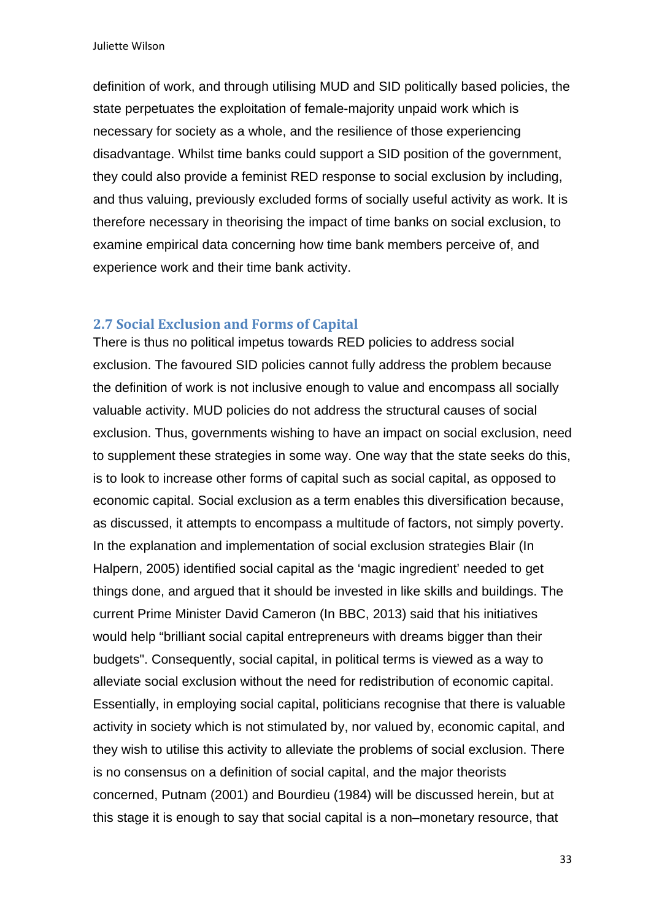definition of work, and through utilising MUD and SID politically based policies, the state perpetuates the exploitation of female-majority unpaid work which is necessary for society as a whole, and the resilience of those experiencing disadvantage. Whilst time banks could support a SID position of the government, they could also provide a feminist RED response to social exclusion by including, and thus valuing, previously excluded forms of socially useful activity as work. It is therefore necessary in theorising the impact of time banks on social exclusion, to examine empirical data concerning how time bank members perceive of, and experience work and their time bank activity.

## 2.7 Social Exclusion and Forms of Capital

There is thus no political impetus towards RED policies to address social exclusion. The favoured SID policies cannot fully address the problem because the definition of work is not inclusive enough to value and encompass all socially valuable activity. MUD policies do not address the structural causes of social exclusion. Thus, governments wishing to have an impact on social exclusion, need to supplement these strategies in some way. One way that the state seeks do this, is to look to increase other forms of capital such as social capital, as opposed to economic capital. Social exclusion as a term enables this diversification because, as discussed, it attempts to encompass a multitude of factors, not simply poverty. In the explanation and implementation of social exclusion strategies Blair (In Halpern, 2005) identified social capital as the 'magic ingredient' needed to get things done, and argued that it should be invested in like skills and buildings. The current Prime Minister David Cameron (In BBC, 2013) said that his initiatives would help "brilliant social capital entrepreneurs with dreams bigger than their budgets". Consequently, social capital, in political terms is viewed as a way to alleviate social exclusion without the need for redistribution of economic capital. Essentially, in employing social capital, politicians recognise that there is valuable activity in society which is not stimulated by, nor valued by, economic capital, and they wish to utilise this activity to alleviate the problems of social exclusion. There is no consensus on a definition of social capital, and the major theorists concerned, Putnam (2001) and Bourdieu (1984) will be discussed herein, but at this stage it is enough to say that social capital is a non–monetary resource, that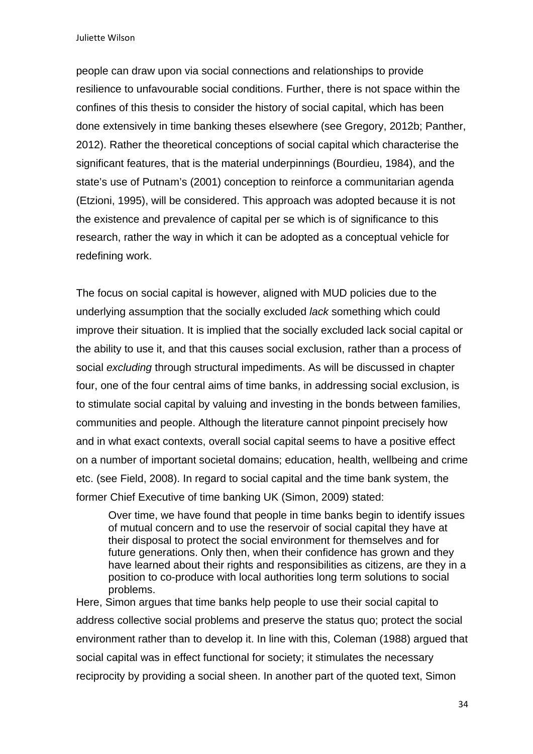people can draw upon via social connections and relationships to provide resilience to unfavourable social conditions. Further, there is not space within the confines of this thesis to consider the history of social capital, which has been done extensively in time banking theses elsewhere (see Gregory, 2012b; Panther, 2012). Rather the theoretical conceptions of social capital which characterise the significant features, that is the material underpinnings (Bourdieu, 1984), and the state's use of Putnam's (2001) conception to reinforce a communitarian agenda (Etzioni, 1995), will be considered. This approach was adopted because it is not the existence and prevalence of capital per se which is of significance to this research, rather the way in which it can be adopted as a conceptual vehicle for redefining work.

The focus on social capital is however, aligned with MUD policies due to the underlying assumption that the socially excluded *lack* something which could improve their situation. It is implied that the socially excluded lack social capital or the ability to use it, and that this causes social exclusion, rather than a process of social *excluding* through structural impediments. As will be discussed in chapter four, one of the four central aims of time banks, in addressing social exclusion, is to stimulate social capital by valuing and investing in the bonds between families, communities and people. Although the literature cannot pinpoint precisely how and in what exact contexts, overall social capital seems to have a positive effect on a number of important societal domains; education, health, wellbeing and crime etc. (see Field, 2008). In regard to social capital and the time bank system, the former Chief Executive of time banking UK (Simon, 2009) stated:

> Over time, we have found that people in time banks begin to identify issues of mutual concern and to use the reservoir of social capital they have at their disposal to protect the social environment for themselves and for future generations. Only then, when their confidence has grown and they have learned about their rights and responsibilities as citizens, are they in a position to co-produce with local authorities long term solutions to social problems.

Here, Simon argues that time banks help people to use their social capital to address collective social problems and preserve the status quo; protect the social environment rather than to develop it. In line with this, Coleman (1988) argued that social capital was in effect functional for society; it stimulates the necessary reciprocity by providing a social sheen. In another part of the quoted text, Simon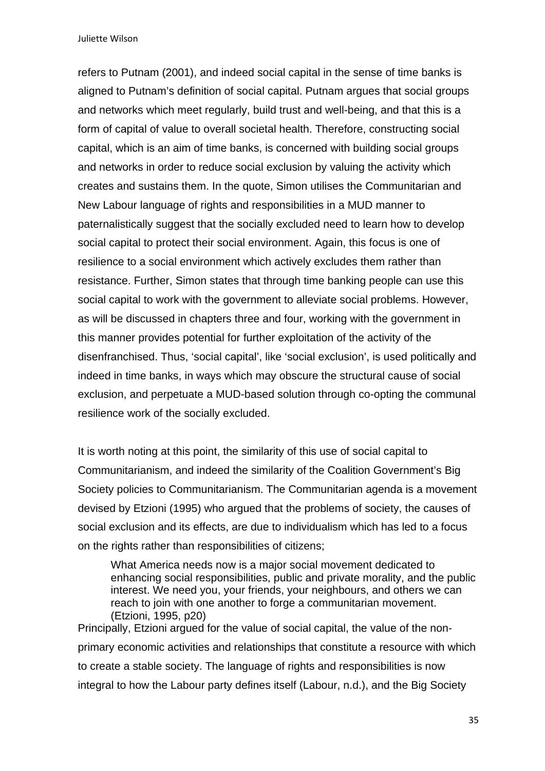refers to Putnam (2001), and indeed social capital in the sense of time banks is aligned to Putnam's definition of social capital. Putnam argues that social groups and networks which meet regularly, build trust and well-being, and that this is a form of capital of value to overall societal health. Therefore, constructing social capital, which is an aim of time banks, is concerned with building social groups and networks in order to reduce social exclusion by valuing the activity which creates and sustains them. In the quote, Simon utilises the Communitarian and New Labour language of rights and responsibilities in a MUD manner to paternalistically suggest that the socially excluded need to learn how to develop social capital to protect their social environment. Again, this focus is one of resilience to a social environment which actively excludes them rather than resistance. Further, Simon states that through time banking people can use this social capital to work with the government to alleviate social problems. However, as will be discussed in chapters three and four, working with the government in this manner provides potential for further exploitation of the activity of the disenfranchised. Thus, 'social capital', like 'social exclusion', is used politically and indeed in time banks, in ways which may obscure the structural cause of social exclusion, and perpetuate a MUD-based solution through co-opting the communal resilience work of the socially excluded.

It is worth noting at this point, the similarity of this use of social capital to Communitarianism, and indeed the similarity of the Coalition Government's Big Society policies to Communitarianism. The Communitarian agenda is a movement devised by Etzioni (1995) who argued that the problems of society, the causes of social exclusion and its effects, are due to individualism which has led to a focus on the rights rather than responsibilities of citizens;

> What America needs now is a major social movement dedicated to enhancing social responsibilities, public and private morality, and the public interest. We need you, your friends, your neighbours, and others we can reach to join with one another to forge a communitarian movement. (Etzioni, 1995, p20)

Principally, Etzioni argued for the value of social capital, the value of the non-primary economic activities and relationships that constitute a resource with which to create a stable society. The language of rights and responsibilities is now integral to how the Labour party defines itself (Labour, n.d.), and the Big Society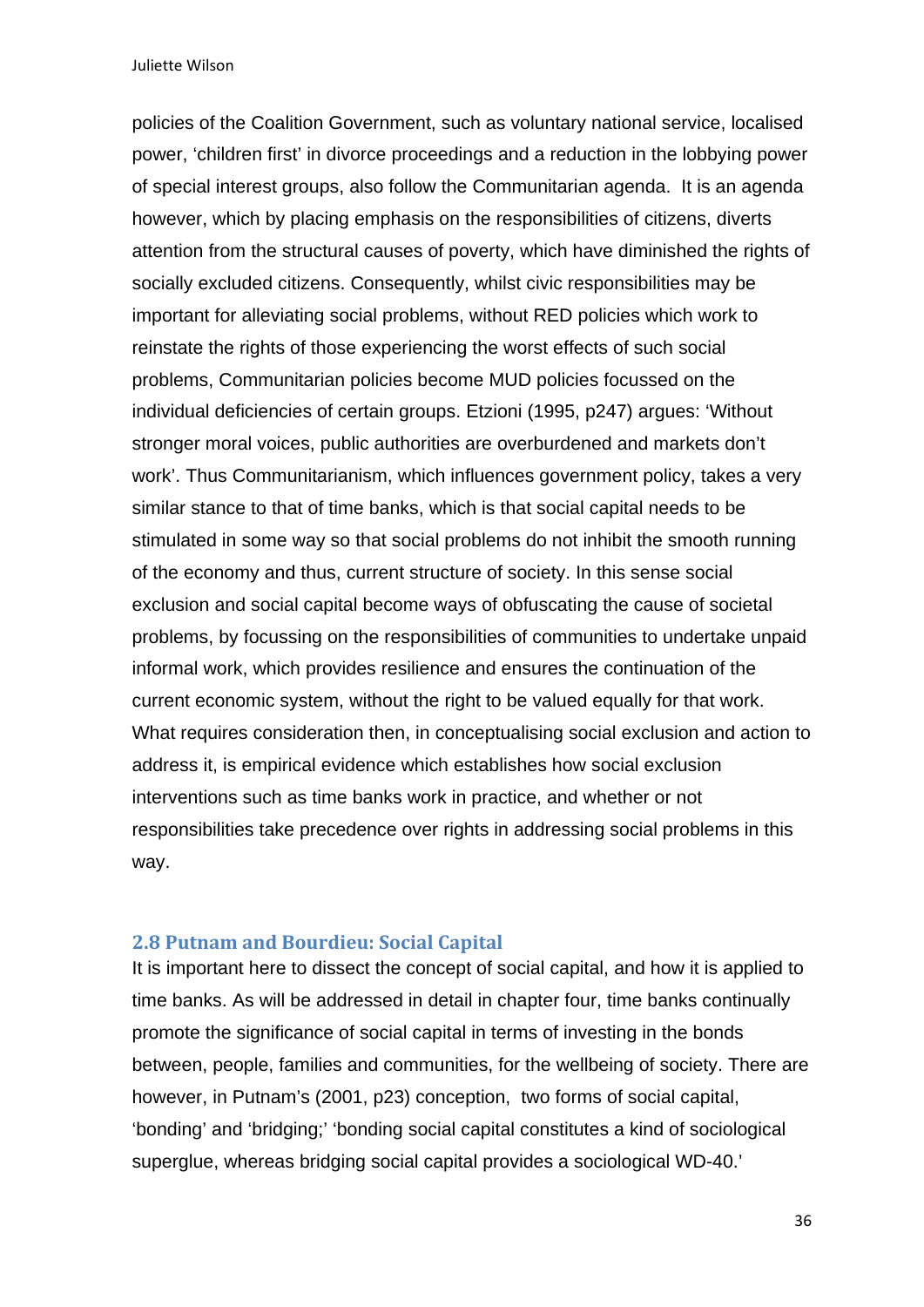policies of the Coalition Government, such as voluntary national service, localised power, 'children first' in divorce proceedings and a reduction in the lobbying power of special interest groups, also follow the Communitarian agenda. It is an agenda however, which by placing emphasis on the responsibilities of citizens, diverts attention from the structural causes of poverty, which have diminished the rights of socially excluded citizens. Consequently, whilst civic responsibilities may be important for alleviating social problems, without RED policies which work to reinstate the rights of those experiencing the worst effects of such social problems, Communitarian policies become MUD policies focussed on the individual deficiencies of certain groups. Etzioni (1995, p247) argues: 'Without stronger moral voices, public authorities are overburdened and markets don't work'. Thus Communitarianism, which influences government policy, takes a very similar stance to that of time banks, which is that social capital needs to be stimulated in some way so that social problems do not inhibit the smooth running of the economy and thus, current structure of society. In this sense social exclusion and social capital become ways of obfuscating the cause of societal problems, by focussing on the responsibilities of communities to undertake unpaid informal work, which provides resilience and ensures the continuation of the current economic system, without the right to be valued equally for that work. What requires consideration then, in conceptualising social exclusion and action to address it, is empirical evidence which establishes how social exclusion interventions such as time banks work in practice, and whether or not responsibilities take precedence over rights in addressing social problems in this way.

### 2.8 Putnam and Bourdieu: Social Capital

It is important here to dissect the concept of social capital, and how it is applied to time banks. As will be addressed in detail in chapter four, time banks continually promote the significance of social capital in terms of investing in the bonds between, people, families and communities, for the wellbeing of society. There are however, in Putnam's (2001, p23) conception, two forms of social capital, 'bonding' and 'bridging;' 'bonding social capital constitutes a kind of sociological superglue, whereas bridging social capital provides a sociological WD-40.'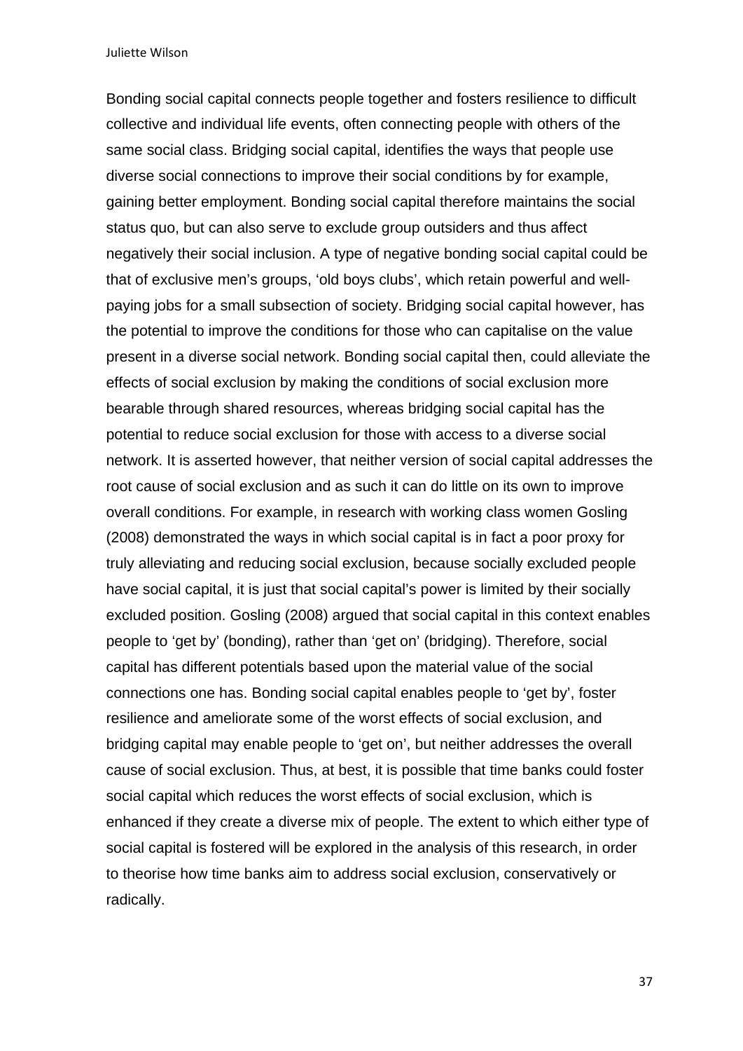Bonding social capital connects people together and fosters resilience to difficult collective and individual life events, often connecting people with others of the same social class. Bridging social capital, identifies the ways that people use diverse social connections to improve their social conditions by for example, gaining better employment. Bonding social capital therefore maintains the social status quo, but can also serve to exclude group outsiders and thus affect negatively their social inclusion. A type of negative bonding social capital could be that of exclusive men's groups, 'old boys clubs', which retain powerful and well-paying jobs for a small subsection of society. Bridging social capital however, has the potential to improve the conditions for those who can capitalise on the value present in a diverse social network. Bonding social capital then, could alleviate the effects of social exclusion by making the conditions of social exclusion more bearable through shared resources, whereas bridging social capital has the potential to reduce social exclusion for those with access to a diverse social network. It is asserted however, that neither version of social capital addresses the root cause of social exclusion and as such it can do little on its own to improve overall conditions. For example, in research with working class women Gosling (2008) demonstrated the ways in which social capital is in fact a poor proxy for truly alleviating and reducing social exclusion, because socially excluded people have social capital, it is just that social capital's power is limited by their socially excluded position. Gosling (2008) argued that social capital in this context enables people to 'get by' (bonding), rather than 'get on' (bridging). Therefore, social capital has different potentials based upon the material value of the social connections one has. Bonding social capital enables people to 'get by', foster resilience and ameliorate some of the worst effects of social exclusion, and bridging capital may enable people to 'get on', but neither addresses the overall cause of social exclusion. Thus, at best, it is possible that time banks could foster social capital which reduces the worst effects of social exclusion, which is enhanced if they create a diverse mix of people. The extent to which either type of social capital is fostered will be explored in the analysis of this research, in order to theorise how time banks aim to address social exclusion, conservatively or radically.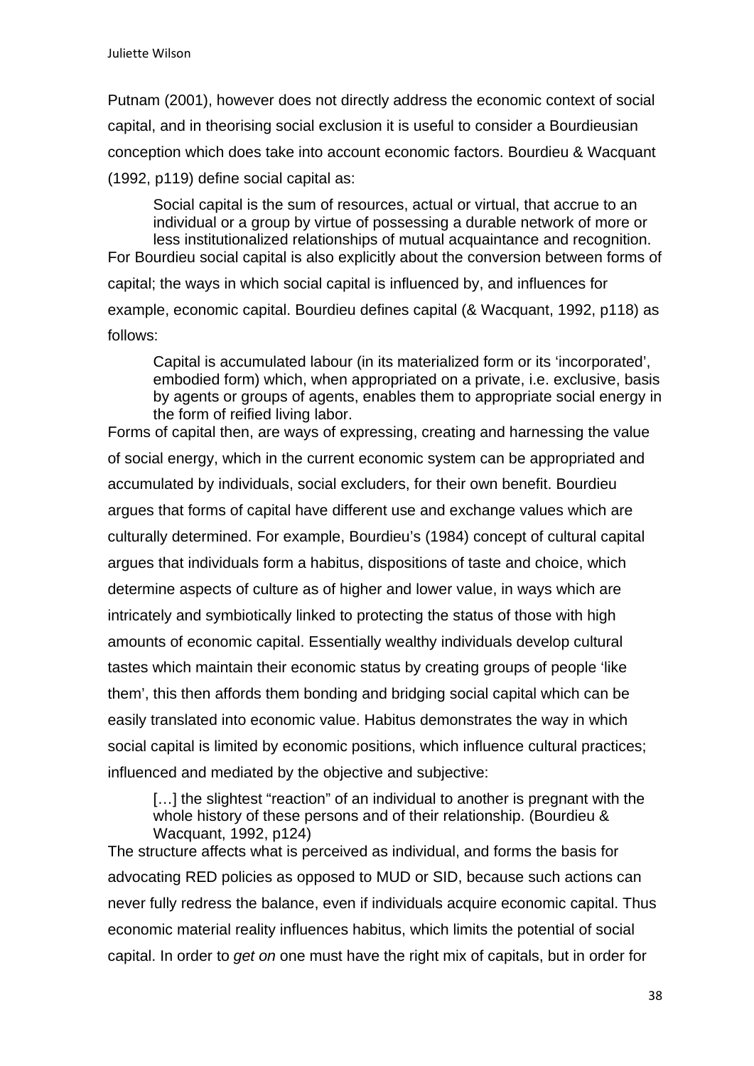Putnam (2001), however does not directly address the economic context of social capital, and in theorising social exclusion it is useful to consider a Bourdieusian conception which does take into account economic factors. Bourdieu & Wacquant (1992, p119) define social capital as:

> Social capital is the sum of resources, actual or virtual, that accrue to an individual or a group by virtue of possessing a durable network of more or less institutionalized relationships of mutual acquaintance and recognition.

For Bourdieu social capital is also explicitly about the conversion between forms of capital; the ways in which social capital is influenced by, and influences for example, economic capital. Bourdieu defines capital (& Wacquant, 1992, p118) as follows:

> Capital is accumulated labour (in its materialized form or its 'incorporated', embodied form) which, when appropriated on a private, i.e. exclusive, basis by agents or groups of agents, enables them to appropriate social energy in the form of reified living labor.

Forms of capital then, are ways of expressing, creating and harnessing the value of social energy, which in the current economic system can be appropriated and accumulated by individuals, social excluders, for their own benefit. Bourdieu argues that forms of capital have different use and exchange values which are culturally determined. For example, Bourdieu's (1984) concept of cultural capital argues that individuals form a habitus, dispositions of taste and choice, which determine aspects of culture as of higher and lower value, in ways which are intricately and symbiotically linked to protecting the status of those with high amounts of economic capital. Essentially wealthy individuals develop cultural tastes which maintain their economic status by creating groups of people 'like them', this then affords them bonding and bridging social capital which can be easily translated into economic value. Habitus demonstrates the way in which social capital is limited by economic positions, which influence cultural practices; influenced and mediated by the objective and subjective:

> […] the slightest "reaction" of an individual to another is pregnant with the whole history of these persons and of their relationship. (Bourdieu & Wacquant, 1992, p124)

The structure affects what is perceived as individual, and forms the basis for advocating RED policies as opposed to MUD or SID, because such actions can never fully redress the balance, even if individuals acquire economic capital. Thus economic material reality influences habitus, which limits the potential of social capital. In order to *get on* one must have the right mix of capitals, but in order for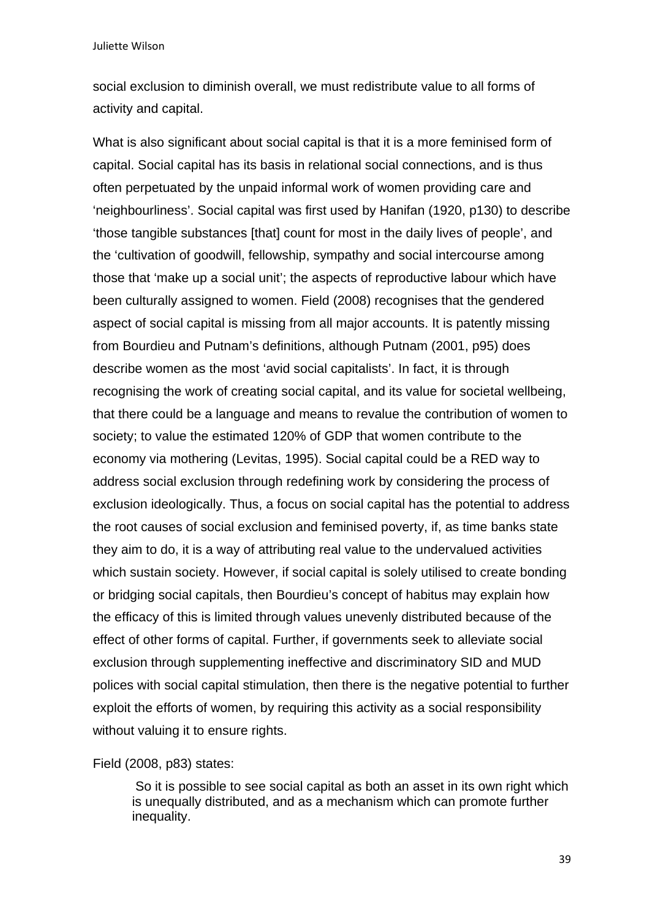social exclusion to diminish overall, we must redistribute value to all forms of activity and capital.

What is also significant about social capital is that it is a more feminised form of capital. Social capital has its basis in relational social connections, and is thus often perpetuated by the unpaid informal work of women providing care and 'neighbourliness'. Social capital was first used by Hanifan (1920, p130) to describe 'those tangible substances [that] count for most in the daily lives of people', and the 'cultivation of goodwill, fellowship, sympathy and social intercourse among those that 'make up a social unit'; the aspects of reproductive labour which have been culturally assigned to women. Field (2008) recognises that the gendered aspect of social capital is missing from all major accounts. It is patently missing from Bourdieu and Putnam's definitions, although Putnam (2001, p95) does describe women as the most 'avid social capitalists'. In fact, it is through recognising the work of creating social capital, and its value for societal wellbeing, that there could be a language and means to revalue the contribution of women to society; to value the estimated 120% of GDP that women contribute to the economy via mothering (Levitas, 1995). Social capital could be a RED way to address social exclusion through redefining work by considering the process of exclusion ideologically. Thus, a focus on social capital has the potential to address the root causes of social exclusion and feminised poverty, if, as time banks state they aim to do, it is a way of attributing real value to the undervalued activities which sustain society. However, if social capital is solely utilised to create bonding or bridging social capitals, then Bourdieu's concept of habitus may explain how the efficacy of this is limited through values unevenly distributed because of the effect of other forms of capital. Further, if governments seek to alleviate social exclusion through supplementing ineffective and discriminatory SID and MUD polices with social capital stimulation, then there is the negative potential to further exploit the efforts of women, by requiring this activity as a social responsibility without valuing it to ensure rights.

Field (2008, p83) states:

> So it is possible to see social capital as both an asset in its own right which is unequally distributed, and as a mechanism which can promote further inequality.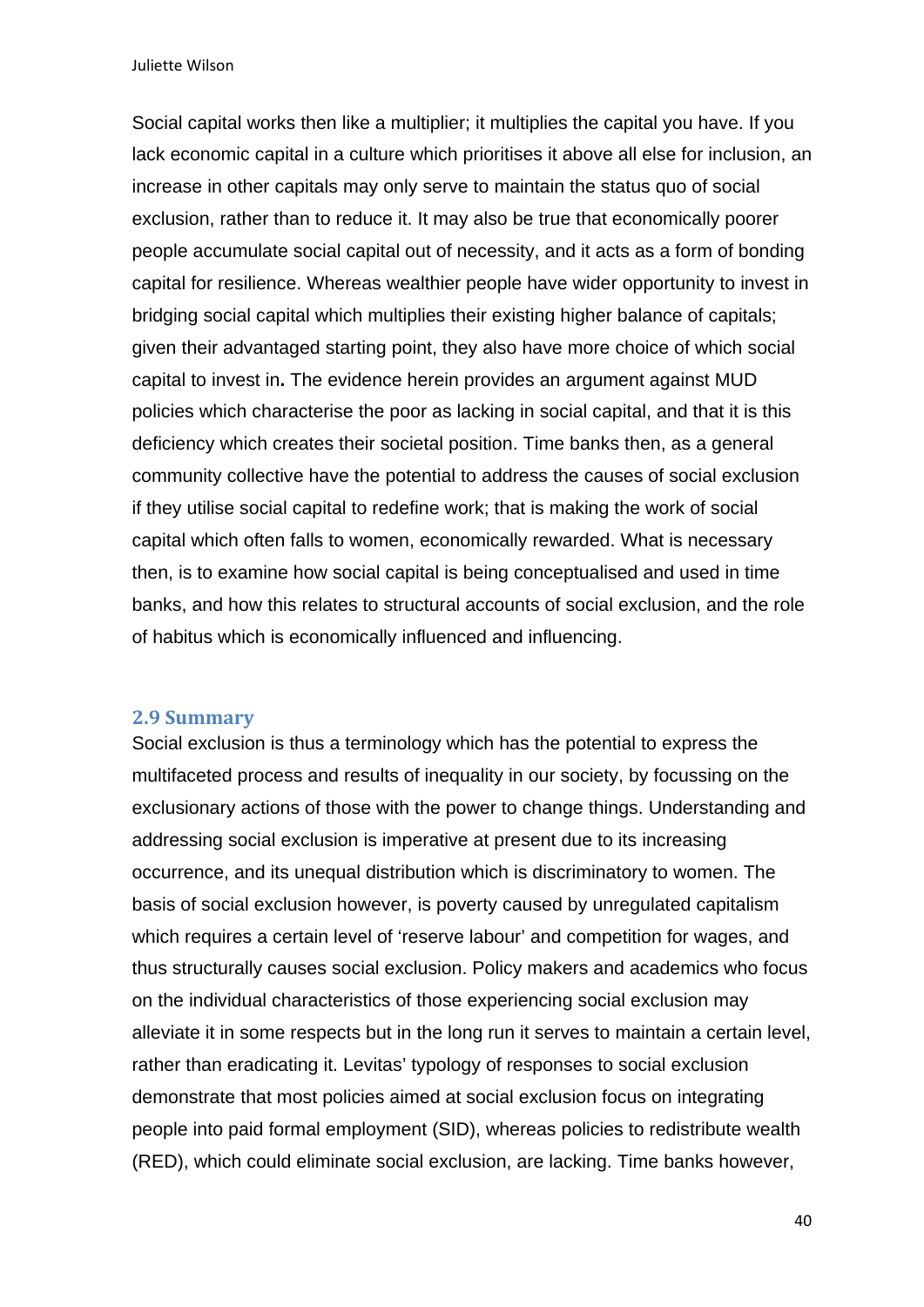Social capital works then like a multiplier; it multiplies the capital you have. If you lack economic capital in a culture which prioritises it above all else for inclusion, an increase in other capitals may only serve to maintain the status quo of social exclusion, rather than to reduce it. It may also be true that economically poorer people accumulate social capital out of necessity, and it acts as a form of bonding capital for resilience. Whereas wealthier people have wider opportunity to invest in bridging social capital which multiplies their existing higher balance of capitals; given their advantaged starting point, they also have more choice of which social capital to invest in**.** The evidence herein provides an argument against MUD policies which characterise the poor as lacking in social capital, and that it is this deficiency which creates their societal position. Time banks then, as a general community collective have the potential to address the causes of social exclusion if they utilise social capital to redefine work; that is making the work of social capital which often falls to women, economically rewarded. What is necessary then, is to examine how social capital is being conceptualised and used in time banks, and how this relates to structural accounts of social exclusion, and the role of habitus which is economically influenced and influencing.

## 2.9 Summary

Social exclusion is thus a terminology which has the potential to express the multifaceted process and results of inequality in our society, by focussing on the exclusionary actions of those with the power to change things. Understanding and addressing social exclusion is imperative at present due to its increasing occurrence, and its unequal distribution which is discriminatory to women. The basis of social exclusion however, is poverty caused by unregulated capitalism which requires a certain level of 'reserve labour' and competition for wages, and thus structurally causes social exclusion. Policy makers and academics who focus on the individual characteristics of those experiencing social exclusion may alleviate it in some respects but in the long run it serves to maintain a certain level, rather than eradicating it. Levitas' typology of responses to social exclusion demonstrate that most policies aimed at social exclusion focus on integrating people into paid formal employment (SID), whereas policies to redistribute wealth (RED), which could eliminate social exclusion, are lacking. Time banks however,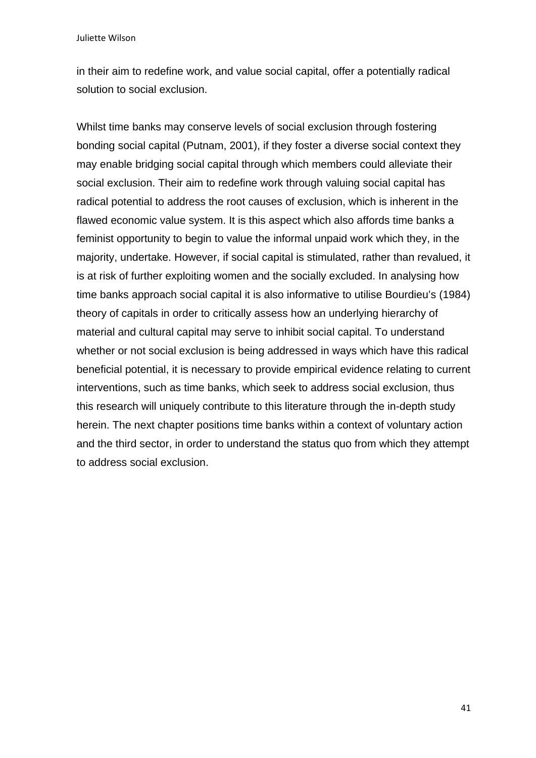in their aim to redefine work, and value social capital, offer a potentially radical solution to social exclusion.

Whilst time banks may conserve levels of social exclusion through fostering bonding social capital (Putnam, 2001), if they foster a diverse social context they may enable bridging social capital through which members could alleviate their social exclusion. Their aim to redefine work through valuing social capital has radical potential to address the root causes of exclusion, which is inherent in the flawed economic value system. It is this aspect which also affords time banks a feminist opportunity to begin to value the informal unpaid work which they, in the majority, undertake. However, if social capital is stimulated, rather than revalued, it is at risk of further exploiting women and the socially excluded. In analysing how time banks approach social capital it is also informative to utilise Bourdieu's (1984) theory of capitals in order to critically assess how an underlying hierarchy of material and cultural capital may serve to inhibit social capital. To understand whether or not social exclusion is being addressed in ways which have this radical beneficial potential, it is necessary to provide empirical evidence relating to current interventions, such as time banks, which seek to address social exclusion, thus this research will uniquely contribute to this literature through the in-depth study herein. The next chapter positions time banks within a context of voluntary action and the third sector, in order to understand the status quo from which they attempt to address social exclusion.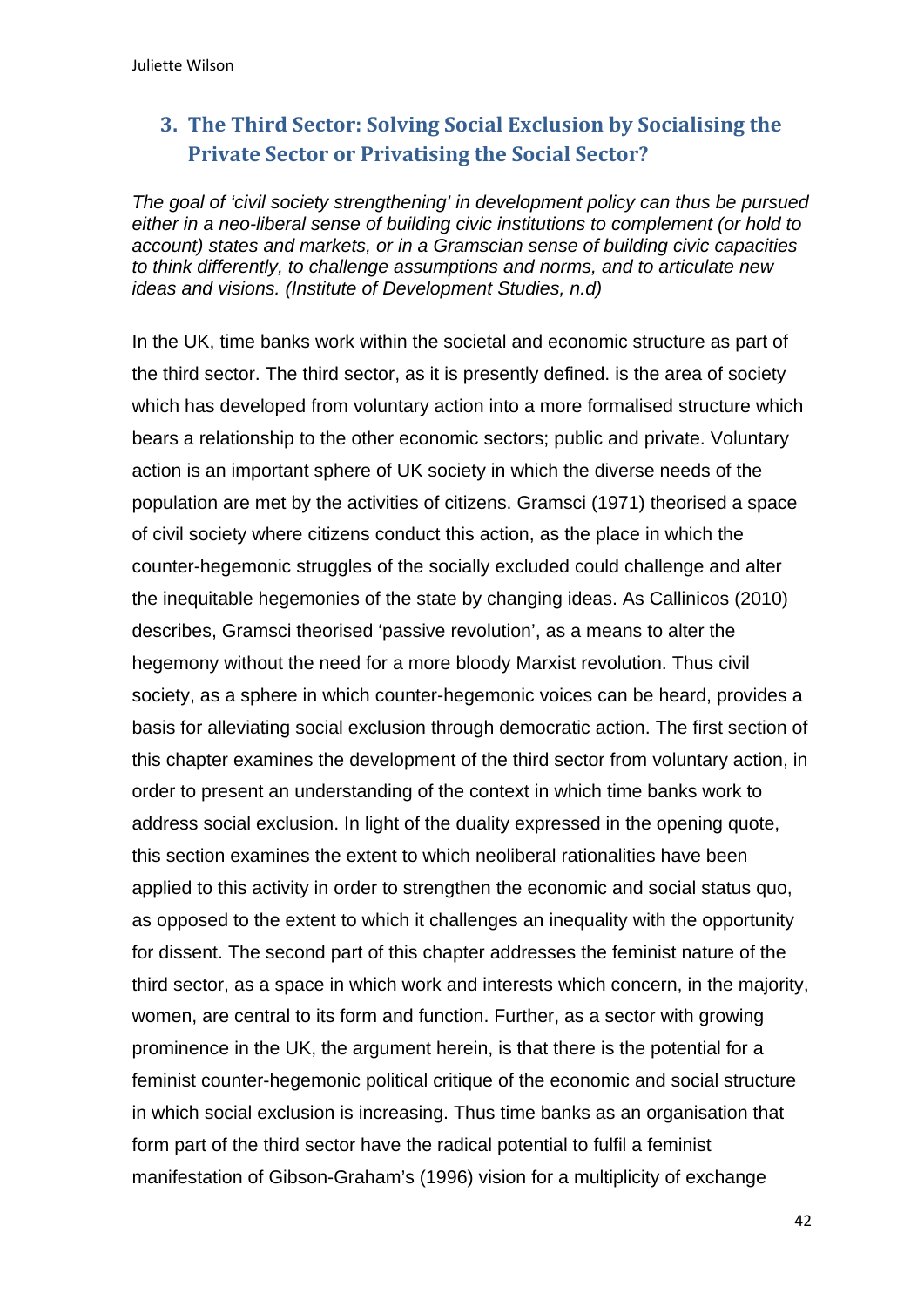## 3. The Third Sector: Solving Social Exclusion by Socialising the Private Sector or Privatising the Social Sector?

*The goal of 'civil society strengthening' in development policy can thus be pursued either in a neo-liberal sense of building civic institutions to complement (or hold to account) states and markets, or in a Gramscian sense of building civic capacities to think differently, to challenge assumptions and norms, and to articulate new ideas and visions. (Institute of Development Studies, n.d)*

In the UK, time banks work within the societal and economic structure as part of the third sector. The third sector, as it is presently defined. is the area of society which has developed from voluntary action into a more formalised structure which bears a relationship to the other economic sectors; public and private. Voluntary action is an important sphere of UK society in which the diverse needs of the population are met by the activities of citizens. Gramsci (1971) theorised a space of civil society where citizens conduct this action, as the place in which the counter-hegemonic struggles of the socially excluded could challenge and alter the inequitable hegemonies of the state by changing ideas. As Callinicos (2010) describes, Gramsci theorised 'passive revolution', as a means to alter the hegemony without the need for a more bloody Marxist revolution. Thus civil society, as a sphere in which counter-hegemonic voices can be heard, provides a basis for alleviating social exclusion through democratic action. The first section of this chapter examines the development of the third sector from voluntary action, in order to present an understanding of the context in which time banks work to address social exclusion. In light of the duality expressed in the opening quote, this section examines the extent to which neoliberal rationalities have been applied to this activity in order to strengthen the economic and social status quo, as opposed to the extent to which it challenges an inequality with the opportunity for dissent. The second part of this chapter addresses the feminist nature of the third sector, as a space in which work and interests which concern, in the majority, women, are central to its form and function. Further, as a sector with growing prominence in the UK, the argument herein, is that there is the potential for a feminist counter-hegemonic political critique of the economic and social structure in which social exclusion is increasing. Thus time banks as an organisation that form part of the third sector have the radical potential to fulfil a feminist manifestation of Gibson-Graham's (1996) vision for a multiplicity of exchange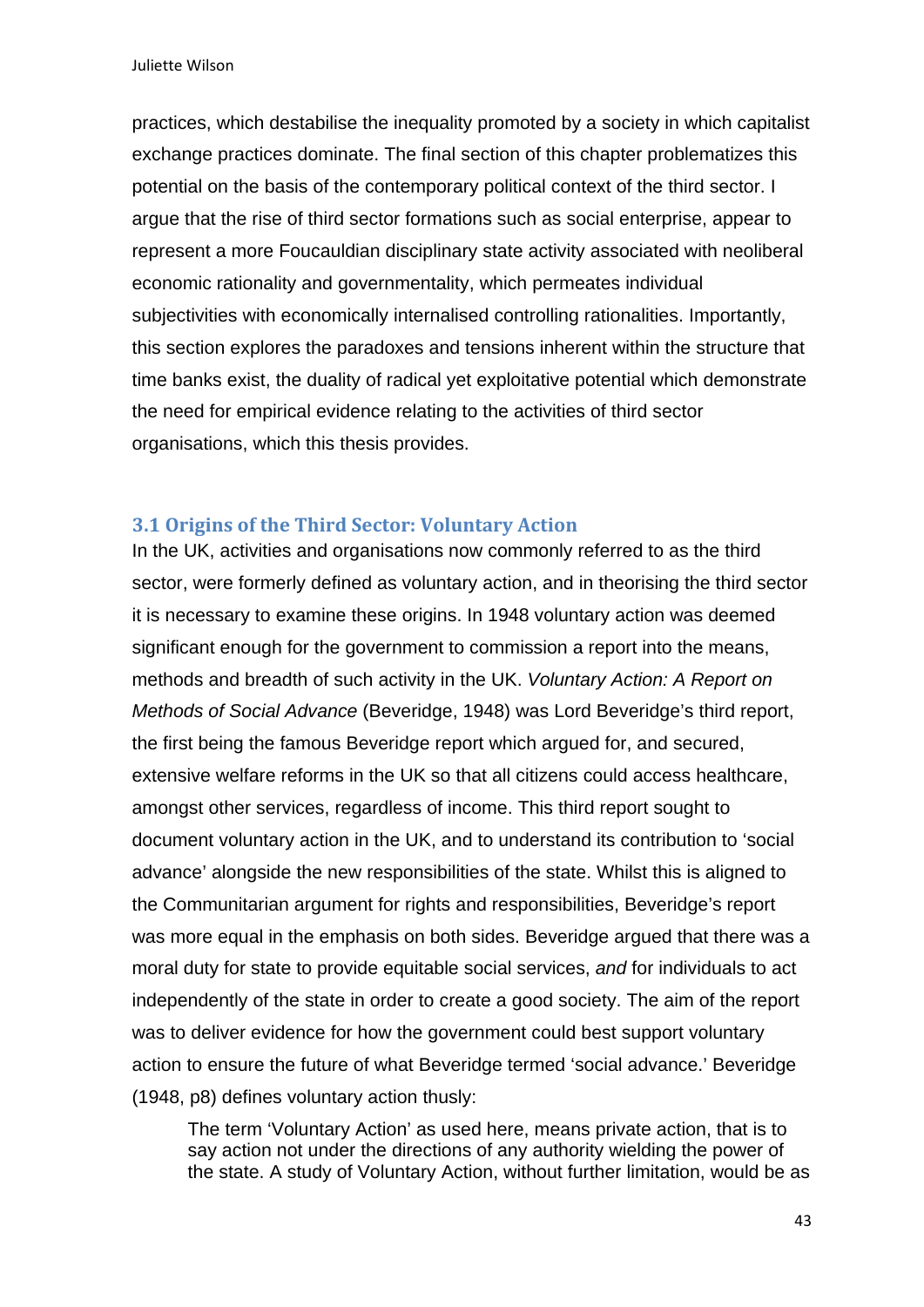practices, which destabilise the inequality promoted by a society in which capitalist exchange practices dominate. The final section of this chapter problematizes this potential on the basis of the contemporary political context of the third sector. I argue that the rise of third sector formations such as social enterprise, appear to represent a more Foucauldian disciplinary state activity associated with neoliberal economic rationality and governmentality, which permeates individual subjectivities with economically internalised controlling rationalities. Importantly, this section explores the paradoxes and tensions inherent within the structure that time banks exist, the duality of radical yet exploitative potential which demonstrate the need for empirical evidence relating to the activities of third sector organisations, which this thesis provides.

### 3.1 Origins of the Third Sector: Voluntary Action

In the UK, activities and organisations now commonly referred to as the third sector, were formerly defined as voluntary action, and in theorising the third sector it is necessary to examine these origins. In 1948 voluntary action was deemed significant enough for the government to commission a report into the means, methods and breadth of such activity in the UK. *Voluntary Action: A Report on Methods of Social Advance* (Beveridge, 1948) was Lord Beveridge's third report, the first being the famous Beveridge report which argued for, and secured, extensive welfare reforms in the UK so that all citizens could access healthcare, amongst other services, regardless of income. This third report sought to document voluntary action in the UK, and to understand its contribution to 'social advance' alongside the new responsibilities of the state. Whilst this is aligned to the Communitarian argument for rights and responsibilities, Beveridge's report was more equal in the emphasis on both sides. Beveridge argued that there was a moral duty for state to provide equitable social services, *and* for individuals to act independently of the state in order to create a good society. The aim of the report was to deliver evidence for how the government could best support voluntary action to ensure the future of what Beveridge termed 'social advance.' Beveridge (1948, p8) defines voluntary action thusly:

> The term 'Voluntary Action' as used here, means private action, that is to say action not under the directions of any authority wielding the power of the state. A study of Voluntary Action, without further limitation, would be as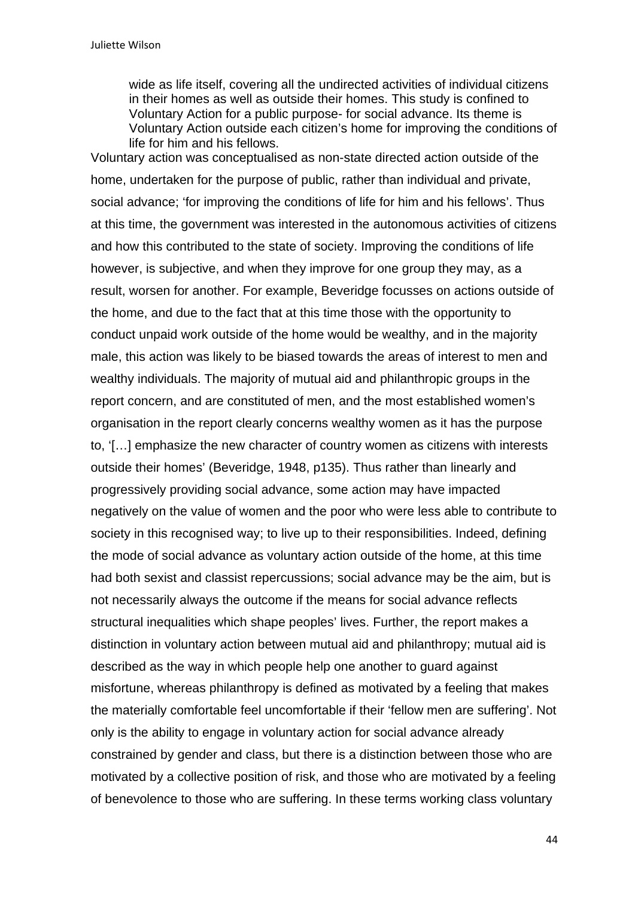> wide as life itself, covering all the undirected activities of individual citizens in their homes as well as outside their homes. This study is confined to Voluntary Action for a public purpose- for social advance. Its theme is Voluntary Action outside each citizen's home for improving the conditions of life for him and his fellows.

Voluntary action was conceptualised as non-state directed action outside of the home, undertaken for the purpose of public, rather than individual and private, social advance; 'for improving the conditions of life for him and his fellows'. Thus at this time, the government was interested in the autonomous activities of citizens and how this contributed to the state of society. Improving the conditions of life however, is subjective, and when they improve for one group they may, as a result, worsen for another. For example, Beveridge focusses on actions outside of the home, and due to the fact that at this time those with the opportunity to conduct unpaid work outside of the home would be wealthy, and in the majority male, this action was likely to be biased towards the areas of interest to men and wealthy individuals. The majority of mutual aid and philanthropic groups in the report concern, and are constituted of men, and the most established women's organisation in the report clearly concerns wealthy women as it has the purpose to, '[…] emphasize the new character of country women as citizens with interests outside their homes' (Beveridge, 1948, p135). Thus rather than linearly and progressively providing social advance, some action may have impacted negatively on the value of women and the poor who were less able to contribute to society in this recognised way; to live up to their responsibilities. Indeed, defining the mode of social advance as voluntary action outside of the home, at this time had both sexist and classist repercussions; social advance may be the aim, but is not necessarily always the outcome if the means for social advance reflects structural inequalities which shape peoples' lives. Further, the report makes a distinction in voluntary action between mutual aid and philanthropy; mutual aid is described as the way in which people help one another to guard against misfortune, whereas philanthropy is defined as motivated by a feeling that makes the materially comfortable feel uncomfortable if their 'fellow men are suffering'. Not only is the ability to engage in voluntary action for social advance already constrained by gender and class, but there is a distinction between those who are motivated by a collective position of risk, and those who are motivated by a feeling of benevolence to those who are suffering. In these terms working class voluntary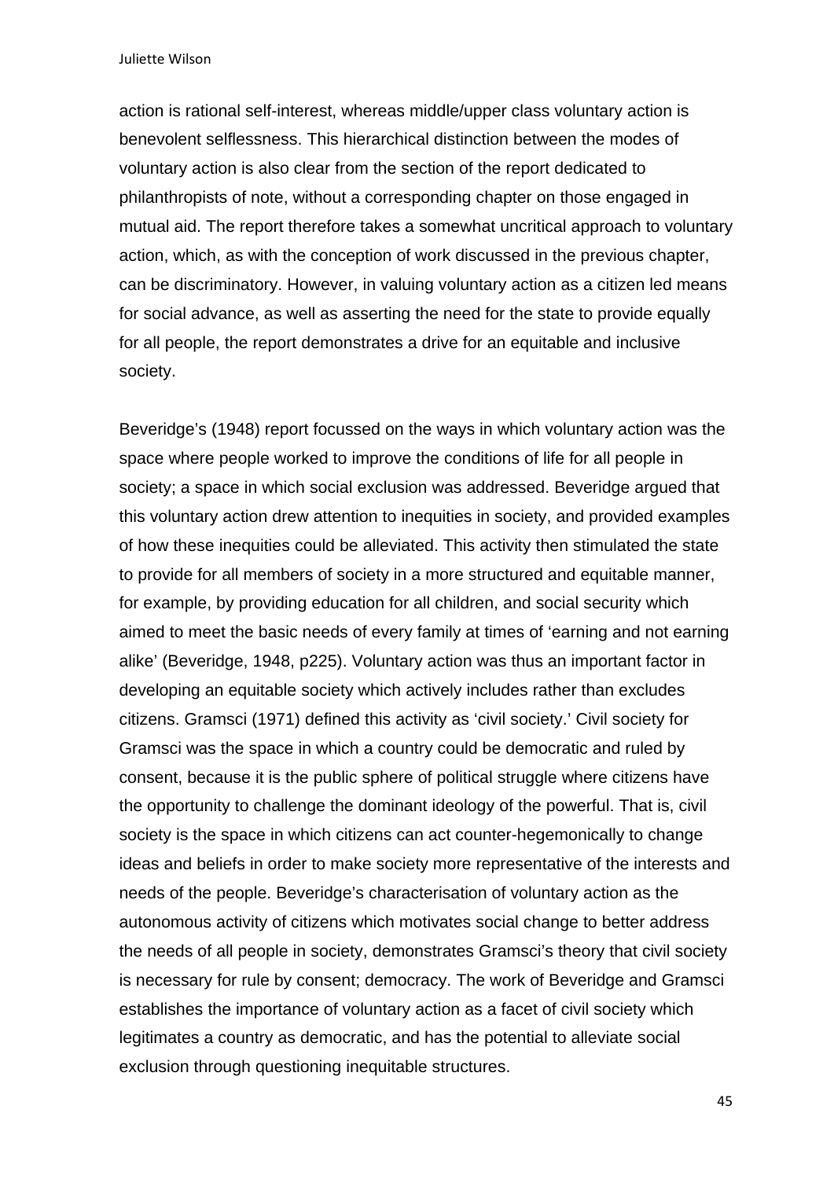action is rational self-interest, whereas middle/upper class voluntary action is benevolent selflessness. This hierarchical distinction between the modes of voluntary action is also clear from the section of the report dedicated to philanthropists of note, without a corresponding chapter on those engaged in mutual aid. The report therefore takes a somewhat uncritical approach to voluntary action, which, as with the conception of work discussed in the previous chapter, can be discriminatory. However, in valuing voluntary action as a citizen led means for social advance, as well as asserting the need for the state to provide equally for all people, the report demonstrates a drive for an equitable and inclusive society.

Beveridge's (1948) report focussed on the ways in which voluntary action was the space where people worked to improve the conditions of life for all people in society; a space in which social exclusion was addressed. Beveridge argued that this voluntary action drew attention to inequities in society, and provided examples of how these inequities could be alleviated. This activity then stimulated the state to provide for all members of society in a more structured and equitable manner, for example, by providing education for all children, and social security which aimed to meet the basic needs of every family at times of 'earning and not earning alike' (Beveridge, 1948, p225). Voluntary action was thus an important factor in developing an equitable society which actively includes rather than excludes citizens. Gramsci (1971) defined this activity as 'civil society.' Civil society for Gramsci was the space in which a country could be democratic and ruled by consent, because it is the public sphere of political struggle where citizens have the opportunity to challenge the dominant ideology of the powerful. That is, civil society is the space in which citizens can act counter-hegemonically to change ideas and beliefs in order to make society more representative of the interests and needs of the people. Beveridge's characterisation of voluntary action as the autonomous activity of citizens which motivates social change to better address the needs of all people in society, demonstrates Gramsci's theory that civil society is necessary for rule by consent; democracy. The work of Beveridge and Gramsci establishes the importance of voluntary action as a facet of civil society which legitimates a country as democratic, and has the potential to alleviate social exclusion through questioning inequitable structures.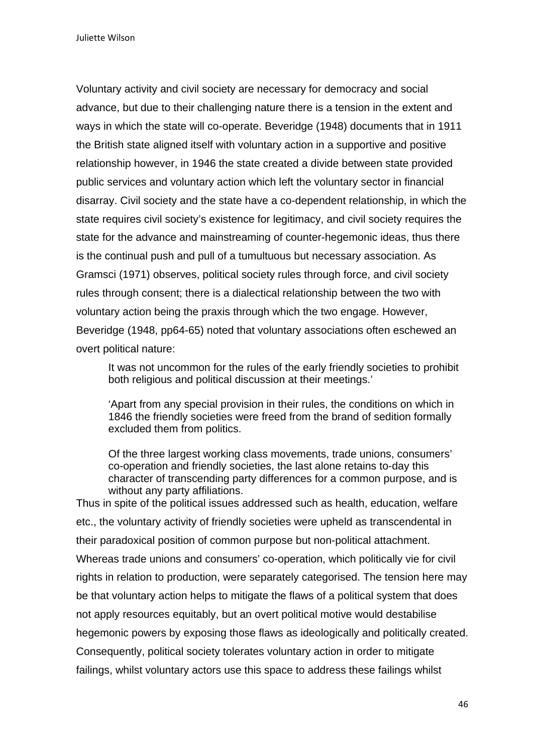Voluntary activity and civil society are necessary for democracy and social advance, but due to their challenging nature there is a tension in the extent and ways in which the state will co-operate. Beveridge (1948) documents that in 1911 the British state aligned itself with voluntary action in a supportive and positive relationship however, in 1946 the state created a divide between state provided public services and voluntary action which left the voluntary sector in financial disarray. Civil society and the state have a co-dependent relationship, in which the state requires civil society's existence for legitimacy, and civil society requires the state for the advance and mainstreaming of counter-hegemonic ideas, thus there is the continual push and pull of a tumultuous but necessary association. As Gramsci (1971) observes, political society rules through force, and civil society rules through consent; there is a dialectical relationship between the two with voluntary action being the praxis through which the two engage. However, Beveridge (1948, pp64-65) noted that voluntary associations often eschewed an overt political nature:

> It was not uncommon for the rules of the early friendly societies to prohibit both religious and political discussion at their meetings.'
>
> 'Apart from any special provision in their rules, the conditions on which in 1846 the friendly societies were freed from the brand of sedition formally excluded them from politics.
>
> Of the three largest working class movements, trade unions, consumers' co-operation and friendly societies, the last alone retains to-day this character of transcending party differences for a common purpose, and is without any party affiliations.

Thus in spite of the political issues addressed such as health, education, welfare etc., the voluntary activity of friendly societies were upheld as transcendental in their paradoxical position of common purpose but non-political attachment. Whereas trade unions and consumers' co-operation, which politically vie for civil rights in relation to production, were separately categorised. The tension here may be that voluntary action helps to mitigate the flaws of a political system that does not apply resources equitably, but an overt political motive would destabilise hegemonic powers by exposing those flaws as ideologically and politically created. Consequently, political society tolerates voluntary action in order to mitigate failings, whilst voluntary actors use this space to address these failings whilst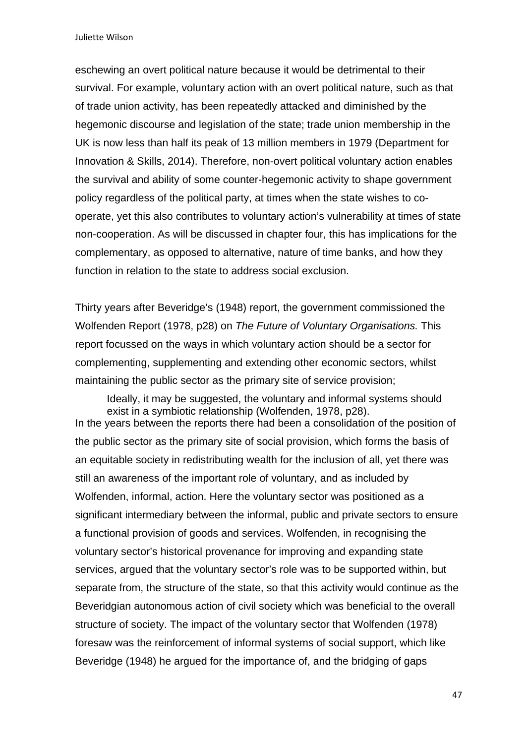eschewing an overt political nature because it would be detrimental to their survival. For example, voluntary action with an overt political nature, such as that of trade union activity, has been repeatedly attacked and diminished by the hegemonic discourse and legislation of the state; trade union membership in the UK is now less than half its peak of 13 million members in 1979 (Department for Innovation & Skills, 2014). Therefore, non-overt political voluntary action enables the survival and ability of some counter-hegemonic activity to shape government policy regardless of the political party, at times when the state wishes to co-operate, yet this also contributes to voluntary action's vulnerability at times of state non-cooperation. As will be discussed in chapter four, this has implications for the complementary, as opposed to alternative, nature of time banks, and how they function in relation to the state to address social exclusion.

Thirty years after Beveridge's (1948) report, the government commissioned the Wolfenden Report (1978, p28) on *The Future of Voluntary Organisations.* This report focussed on the ways in which voluntary action should be a sector for complementing, supplementing and extending other economic sectors, whilst maintaining the public sector as the primary site of service provision;

> Ideally, it may be suggested, the voluntary and informal systems should exist in a symbiotic relationship (Wolfenden, 1978, p28).

In the years between the reports there had been a consolidation of the position of the public sector as the primary site of social provision, which forms the basis of an equitable society in redistributing wealth for the inclusion of all, yet there was still an awareness of the important role of voluntary, and as included by Wolfenden, informal, action. Here the voluntary sector was positioned as a significant intermediary between the informal, public and private sectors to ensure a functional provision of goods and services. Wolfenden, in recognising the voluntary sector's historical provenance for improving and expanding state services, argued that the voluntary sector's role was to be supported within, but separate from, the structure of the state, so that this activity would continue as the Beveridgian autonomous action of civil society which was beneficial to the overall structure of society. The impact of the voluntary sector that Wolfenden (1978) foresaw was the reinforcement of informal systems of social support, which like Beveridge (1948) he argued for the importance of, and the bridging of gaps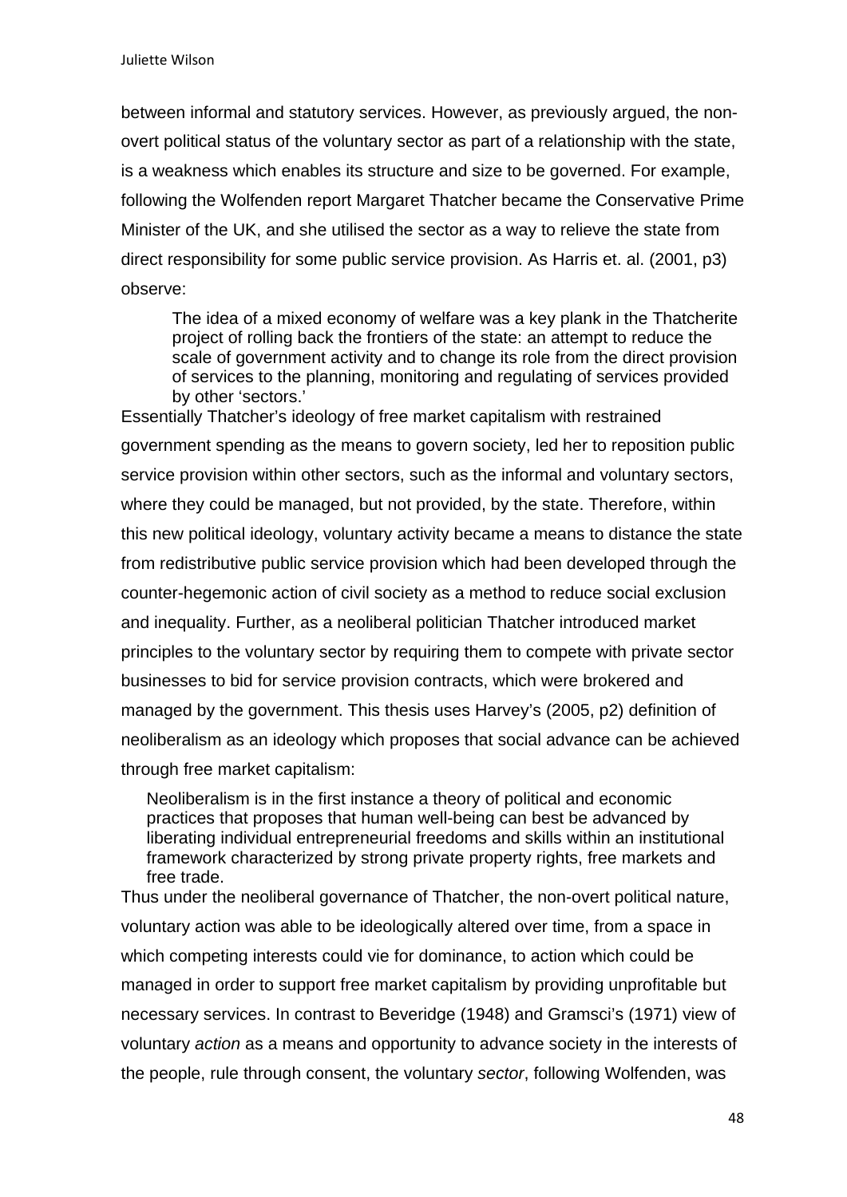between informal and statutory services. However, as previously argued, the non-overt political status of the voluntary sector as part of a relationship with the state, is a weakness which enables its structure and size to be governed. For example, following the Wolfenden report Margaret Thatcher became the Conservative Prime Minister of the UK, and she utilised the sector as a way to relieve the state from direct responsibility for some public service provision. As Harris et. al. (2001, p3) observe:

> The idea of a mixed economy of welfare was a key plank in the Thatcherite project of rolling back the frontiers of the state: an attempt to reduce the scale of government activity and to change its role from the direct provision of services to the planning, monitoring and regulating of services provided by other 'sectors.'

Essentially Thatcher's ideology of free market capitalism with restrained government spending as the means to govern society, led her to reposition public service provision within other sectors, such as the informal and voluntary sectors, where they could be managed, but not provided, by the state. Therefore, within this new political ideology, voluntary activity became a means to distance the state from redistributive public service provision which had been developed through the counter-hegemonic action of civil society as a method to reduce social exclusion and inequality. Further, as a neoliberal politician Thatcher introduced market principles to the voluntary sector by requiring them to compete with private sector businesses to bid for service provision contracts, which were brokered and managed by the government. This thesis uses Harvey's (2005, p2) definition of neoliberalism as an ideology which proposes that social advance can be achieved through free market capitalism:

> Neoliberalism is in the first instance a theory of political and economic practices that proposes that human well-being can best be advanced by liberating individual entrepreneurial freedoms and skills within an institutional framework characterized by strong private property rights, free markets and free trade.

Thus under the neoliberal governance of Thatcher, the non-overt political nature, voluntary action was able to be ideologically altered over time, from a space in which competing interests could vie for dominance, to action which could be managed in order to support free market capitalism by providing unprofitable but necessary services. In contrast to Beveridge (1948) and Gramsci's (1971) view of voluntary *action* as a means and opportunity to advance society in the interests of the people, rule through consent, the voluntary *sector*, following Wolfenden, was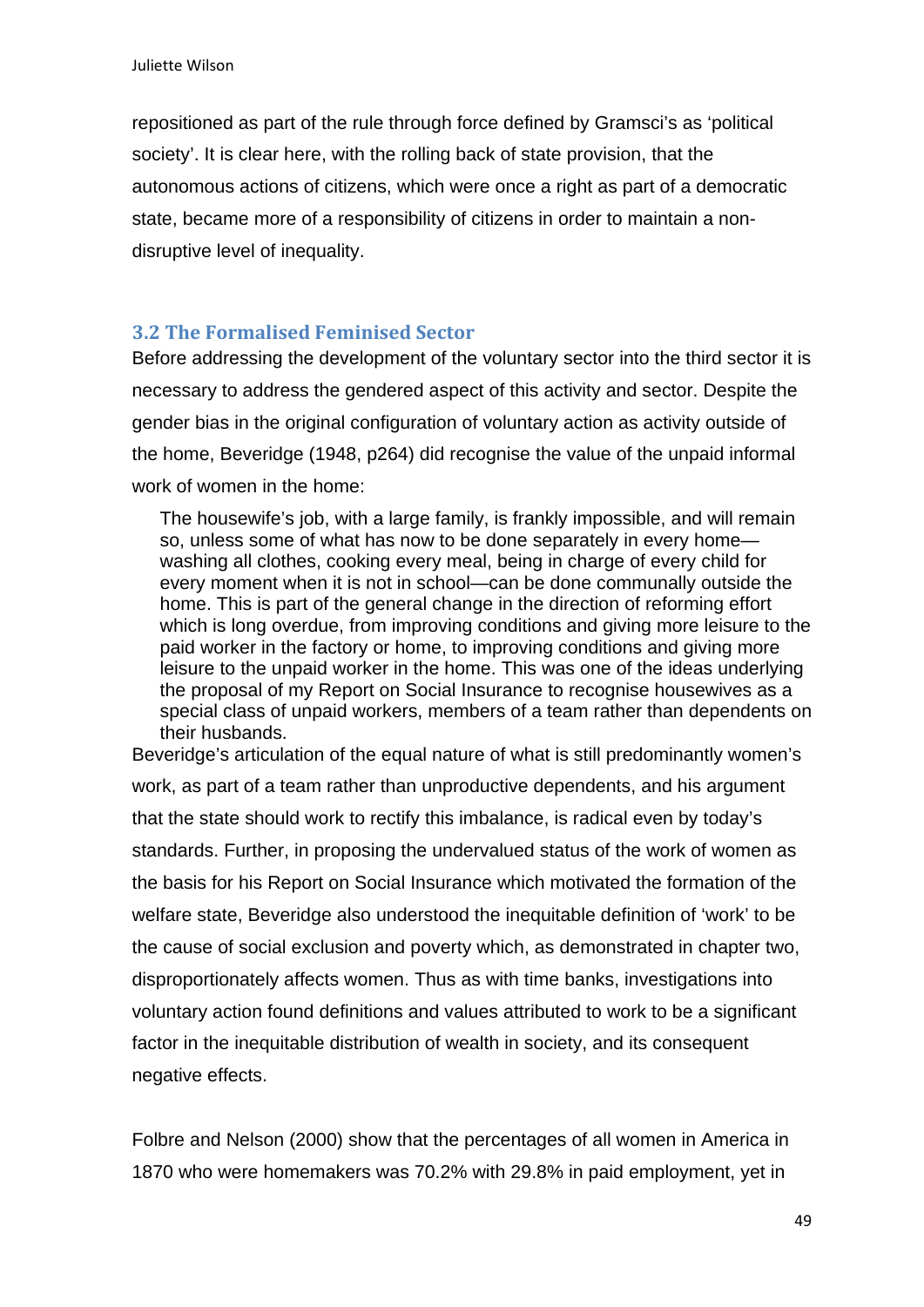repositioned as part of the rule through force defined by Gramsci's as 'political society'. It is clear here, with the rolling back of state provision, that the autonomous actions of citizens, which were once a right as part of a democratic state, became more of a responsibility of citizens in order to maintain a non-disruptive level of inequality.

### 3.2 The Formalised Feminised Sector

Before addressing the development of the voluntary sector into the third sector it is necessary to address the gendered aspect of this activity and sector. Despite the gender bias in the original configuration of voluntary action as activity outside of the home, Beveridge (1948, p264) did recognise the value of the unpaid informal work of women in the home:

> The housewife's job, with a large family, is frankly impossible, and will remain so, unless some of what has now to be done separately in every home—washing all clothes, cooking every meal, being in charge of every child for every moment when it is not in school—can be done communally outside the home. This is part of the general change in the direction of reforming effort which is long overdue, from improving conditions and giving more leisure to the paid worker in the factory or home, to improving conditions and giving more leisure to the unpaid worker in the home. This was one of the ideas underlying the proposal of my Report on Social Insurance to recognise housewives as a special class of unpaid workers, members of a team rather than dependents on their husbands.

Beveridge's articulation of the equal nature of what is still predominantly women's work, as part of a team rather than unproductive dependents, and his argument that the state should work to rectify this imbalance, is radical even by today's standards. Further, in proposing the undervalued status of the work of women as the basis for his Report on Social Insurance which motivated the formation of the welfare state, Beveridge also understood the inequitable definition of 'work' to be the cause of social exclusion and poverty which, as demonstrated in chapter two, disproportionately affects women. Thus as with time banks, investigations into voluntary action found definitions and values attributed to work to be a significant factor in the inequitable distribution of wealth in society, and its consequent negative effects.

Folbre and Nelson (2000) show that the percentages of all women in America in 1870 who were homemakers was 70.2% with 29.8% in paid employment, yet in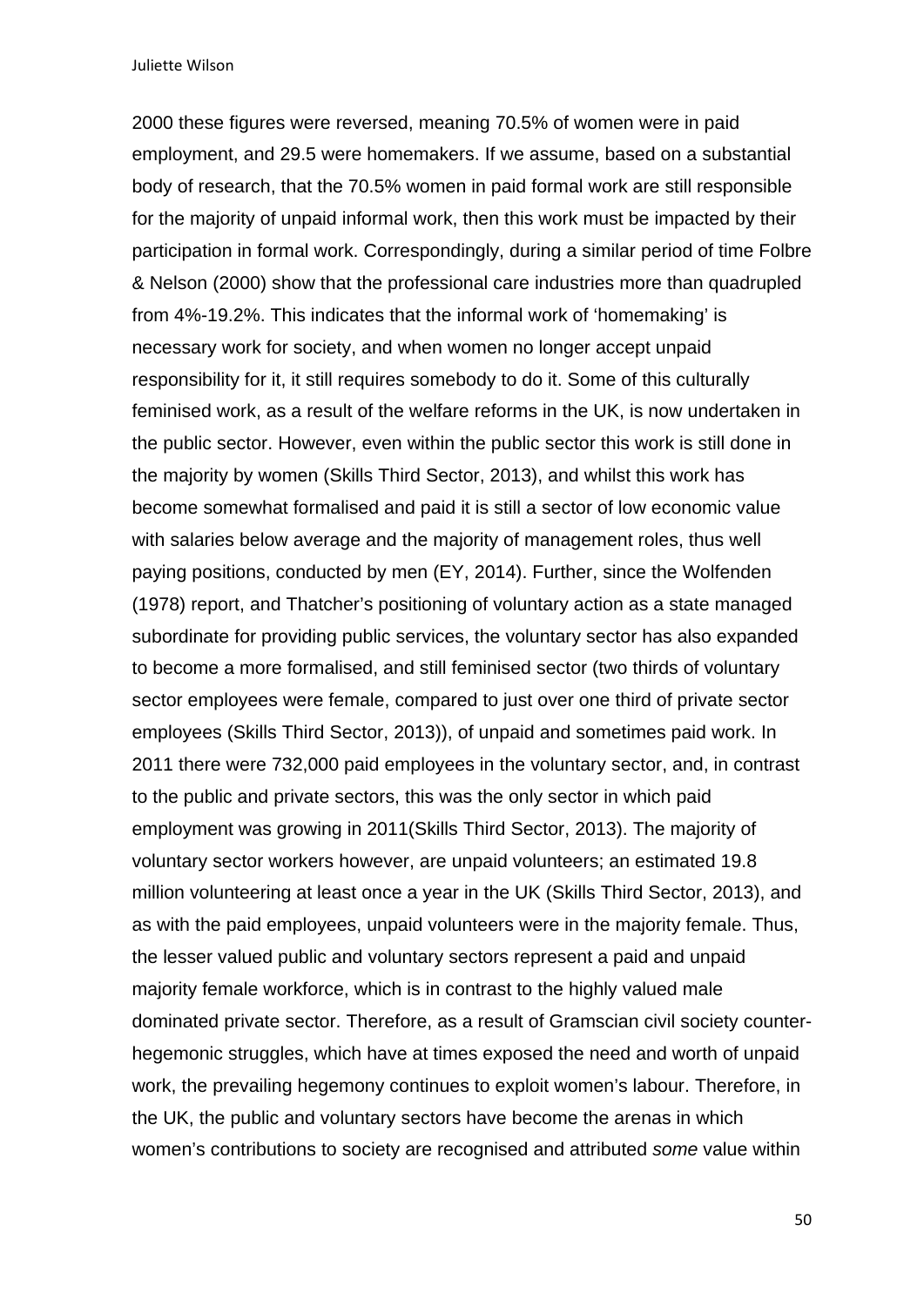2000 these figures were reversed, meaning 70.5% of women were in paid employment, and 29.5 were homemakers. If we assume, based on a substantial body of research, that the 70.5% women in paid formal work are still responsible for the majority of unpaid informal work, then this work must be impacted by their participation in formal work. Correspondingly, during a similar period of time Folbre & Nelson (2000) show that the professional care industries more than quadrupled from 4%-19.2%. This indicates that the informal work of 'homemaking' is necessary work for society, and when women no longer accept unpaid responsibility for it, it still requires somebody to do it. Some of this culturally feminised work, as a result of the welfare reforms in the UK, is now undertaken in the public sector. However, even within the public sector this work is still done in the majority by women (Skills Third Sector, 2013), and whilst this work has become somewhat formalised and paid it is still a sector of low economic value with salaries below average and the majority of management roles, thus well paying positions, conducted by men (EY, 2014). Further, since the Wolfenden (1978) report, and Thatcher's positioning of voluntary action as a state managed subordinate for providing public services, the voluntary sector has also expanded to become a more formalised, and still feminised sector (two thirds of voluntary sector employees were female, compared to just over one third of private sector employees (Skills Third Sector, 2013)), of unpaid and sometimes paid work. In 2011 there were 732,000 paid employees in the voluntary sector, and, in contrast to the public and private sectors, this was the only sector in which paid employment was growing in 2011(Skills Third Sector, 2013). The majority of voluntary sector workers however, are unpaid volunteers; an estimated 19.8 million volunteering at least once a year in the UK (Skills Third Sector, 2013), and as with the paid employees, unpaid volunteers were in the majority female. Thus, the lesser valued public and voluntary sectors represent a paid and unpaid majority female workforce, which is in contrast to the highly valued male dominated private sector. Therefore, as a result of Gramscian civil society counter-hegemonic struggles, which have at times exposed the need and worth of unpaid work, the prevailing hegemony continues to exploit women's labour. Therefore, in the UK, the public and voluntary sectors have become the arenas in which women's contributions to society are recognised and attributed *some* value within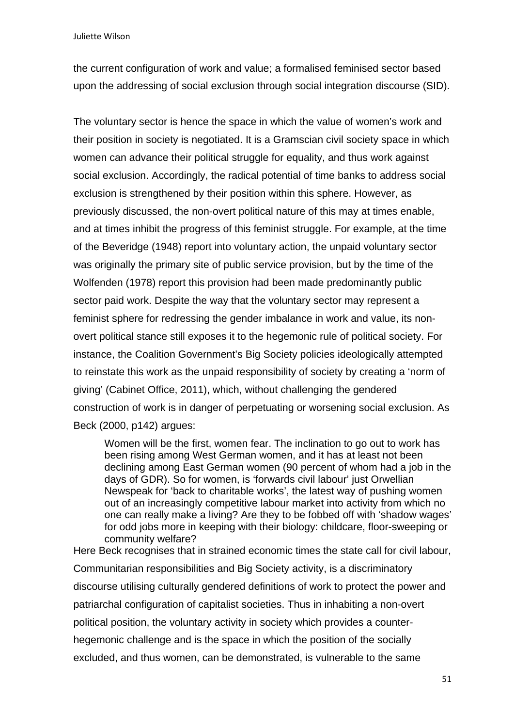the current configuration of work and value; a formalised feminised sector based upon the addressing of social exclusion through social integration discourse (SID).

The voluntary sector is hence the space in which the value of women's work and their position in society is negotiated. It is a Gramscian civil society space in which women can advance their political struggle for equality, and thus work against social exclusion. Accordingly, the radical potential of time banks to address social exclusion is strengthened by their position within this sphere. However, as previously discussed, the non-overt political nature of this may at times enable, and at times inhibit the progress of this feminist struggle. For example, at the time of the Beveridge (1948) report into voluntary action, the unpaid voluntary sector was originally the primary site of public service provision, but by the time of the Wolfenden (1978) report this provision had been made predominantly public sector paid work. Despite the way that the voluntary sector may represent a feminist sphere for redressing the gender imbalance in work and value, its non-overt political stance still exposes it to the hegemonic rule of political society. For instance, the Coalition Government's Big Society policies ideologically attempted to reinstate this work as the unpaid responsibility of society by creating a 'norm of giving' (Cabinet Office, 2011), which, without challenging the gendered construction of work is in danger of perpetuating or worsening social exclusion. As Beck (2000, p142) argues:

> Women will be the first, women fear. The inclination to go out to work has been rising among West German women, and it has at least not been declining among East German women (90 percent of whom had a job in the days of GDR). So for women, is 'forwards civil labour' just Orwellian Newspeak for 'back to charitable works', the latest way of pushing women out of an increasingly competitive labour market into activity from which no one can really make a living? Are they to be fobbed off with 'shadow wages' for odd jobs more in keeping with their biology: childcare, floor-sweeping or community welfare?

Here Beck recognises that in strained economic times the state call for civil labour, Communitarian responsibilities and Big Society activity, is a discriminatory discourse utilising culturally gendered definitions of work to protect the power and patriarchal configuration of capitalist societies. Thus in inhabiting a non-overt political position, the voluntary activity in society which provides a counter-hegemonic challenge and is the space in which the position of the socially excluded, and thus women, can be demonstrated, is vulnerable to the same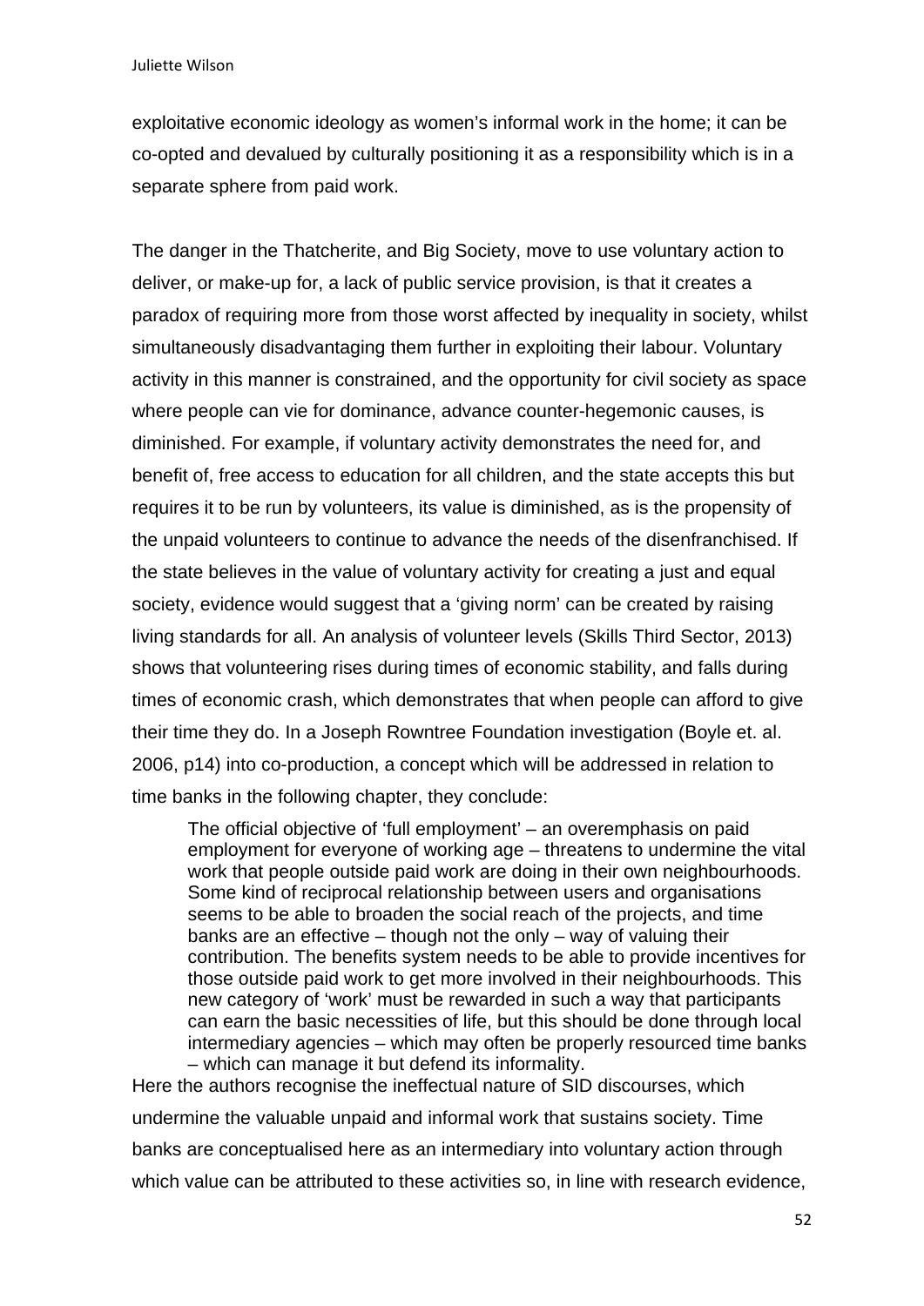exploitative economic ideology as women's informal work in the home; it can be co-opted and devalued by culturally positioning it as a responsibility which is in a separate sphere from paid work.

The danger in the Thatcherite, and Big Society, move to use voluntary action to deliver, or make-up for, a lack of public service provision, is that it creates a paradox of requiring more from those worst affected by inequality in society, whilst simultaneously disadvantaging them further in exploiting their labour. Voluntary activity in this manner is constrained, and the opportunity for civil society as space where people can vie for dominance, advance counter-hegemonic causes, is diminished. For example, if voluntary activity demonstrates the need for, and benefit of, free access to education for all children, and the state accepts this but requires it to be run by volunteers, its value is diminished, as is the propensity of the unpaid volunteers to continue to advance the needs of the disenfranchised. If the state believes in the value of voluntary activity for creating a just and equal society, evidence would suggest that a 'giving norm' can be created by raising living standards for all. An analysis of volunteer levels (Skills Third Sector, 2013) shows that volunteering rises during times of economic stability, and falls during times of economic crash, which demonstrates that when people can afford to give their time they do. In a Joseph Rowntree Foundation investigation (Boyle et. al. 2006, p14) into co-production, a concept which will be addressed in relation to time banks in the following chapter, they conclude:

> The official objective of 'full employment' – an overemphasis on paid employment for everyone of working age – threatens to undermine the vital work that people outside paid work are doing in their own neighbourhoods. Some kind of reciprocal relationship between users and organisations seems to be able to broaden the social reach of the projects, and time banks are an effective – though not the only – way of valuing their contribution. The benefits system needs to be able to provide incentives for those outside paid work to get more involved in their neighbourhoods. This new category of 'work' must be rewarded in such a way that participants can earn the basic necessities of life, but this should be done through local intermediary agencies – which may often be properly resourced time banks – which can manage it but defend its informality.

Here the authors recognise the ineffectual nature of SID discourses, which undermine the valuable unpaid and informal work that sustains society. Time banks are conceptualised here as an intermediary into voluntary action through which value can be attributed to these activities so, in line with research evidence,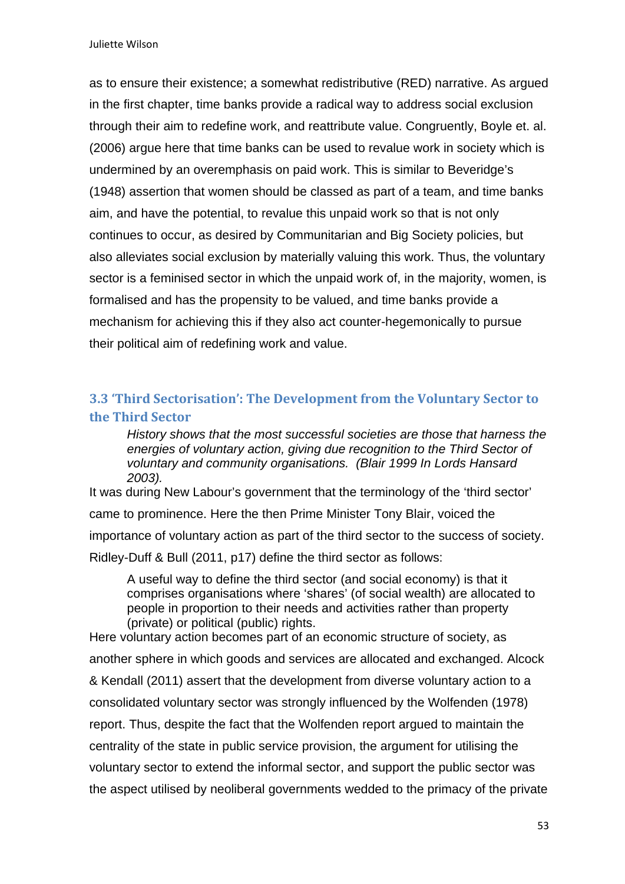as to ensure their existence; a somewhat redistributive (RED) narrative. As argued in the first chapter, time banks provide a radical way to address social exclusion through their aim to redefine work, and reattribute value. Congruently, Boyle et. al. (2006) argue here that time banks can be used to revalue work in society which is undermined by an overemphasis on paid work. This is similar to Beveridge's (1948) assertion that women should be classed as part of a team, and time banks aim, and have the potential, to revalue this unpaid work so that is not only continues to occur, as desired by Communitarian and Big Society policies, but also alleviates social exclusion by materially valuing this work. Thus, the voluntary sector is a feminised sector in which the unpaid work of, in the majority, women, is formalised and has the propensity to be valued, and time banks provide a mechanism for achieving this if they also act counter-hegemonically to pursue their political aim of redefining work and value.

## 3.3 'Third Sectorisation': The Development from the Voluntary Sector to the Third Sector

> *History shows that the most successful societies are those that harness the energies of voluntary action, giving due recognition to the Third Sector of voluntary and community organisations. (Blair 1999 In Lords Hansard 2003).*

It was during New Labour's government that the terminology of the 'third sector' came to prominence. Here the then Prime Minister Tony Blair, voiced the importance of voluntary action as part of the third sector to the success of society. Ridley-Duff & Bull (2011, p17) define the third sector as follows:

> A useful way to define the third sector (and social economy) is that it comprises organisations where 'shares' (of social wealth) are allocated to people in proportion to their needs and activities rather than property (private) or political (public) rights.

Here voluntary action becomes part of an economic structure of society, as another sphere in which goods and services are allocated and exchanged. Alcock & Kendall (2011) assert that the development from diverse voluntary action to a consolidated voluntary sector was strongly influenced by the Wolfenden (1978) report. Thus, despite the fact that the Wolfenden report argued to maintain the centrality of the state in public service provision, the argument for utilising the voluntary sector to extend the informal sector, and support the public sector was the aspect utilised by neoliberal governments wedded to the primacy of the private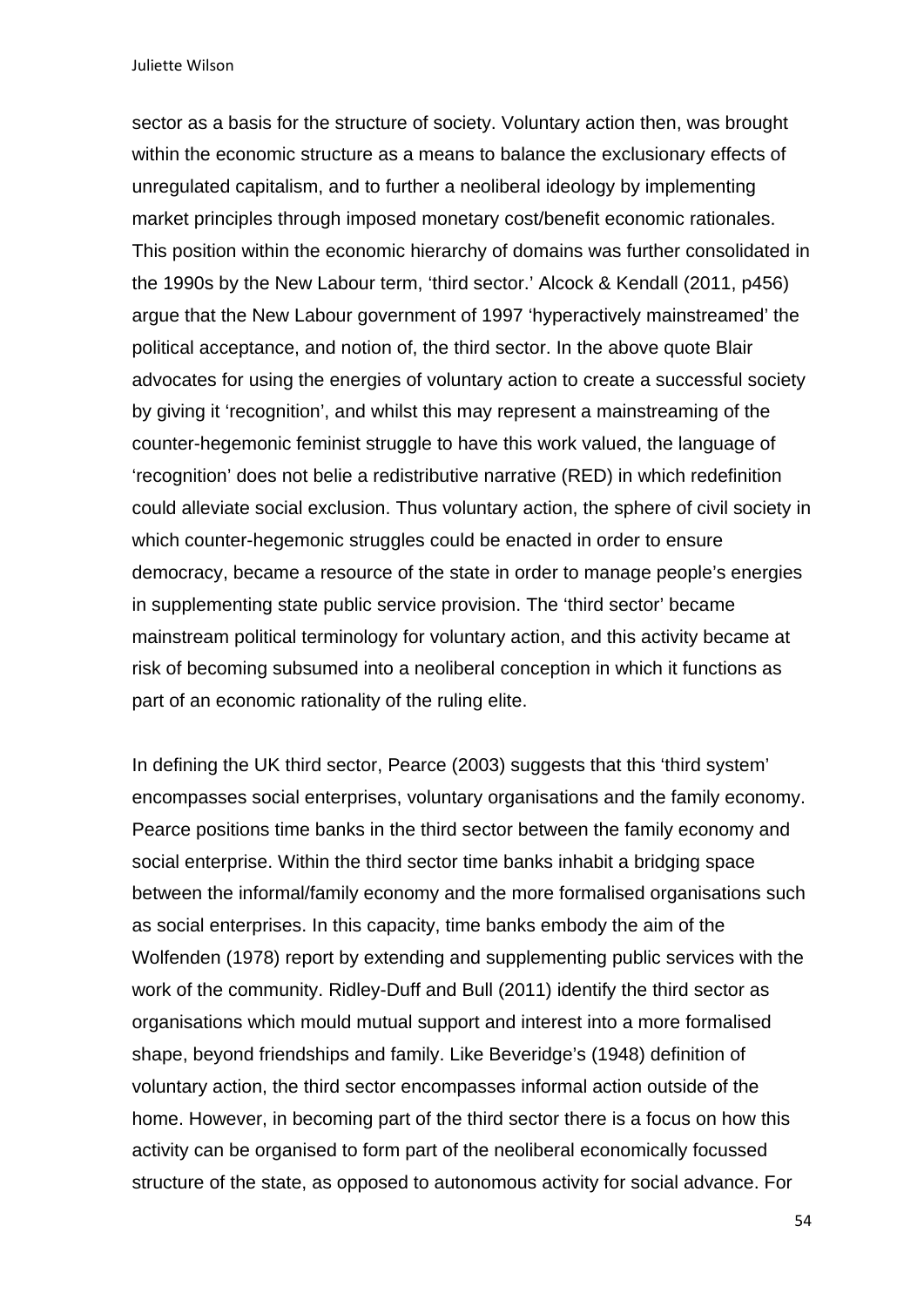sector as a basis for the structure of society. Voluntary action then, was brought within the economic structure as a means to balance the exclusionary effects of unregulated capitalism, and to further a neoliberal ideology by implementing market principles through imposed monetary cost/benefit economic rationales. This position within the economic hierarchy of domains was further consolidated in the 1990s by the New Labour term, 'third sector.' Alcock & Kendall (2011, p456) argue that the New Labour government of 1997 'hyperactively mainstreamed' the political acceptance, and notion of, the third sector. In the above quote Blair advocates for using the energies of voluntary action to create a successful society by giving it 'recognition', and whilst this may represent a mainstreaming of the counter-hegemonic feminist struggle to have this work valued, the language of 'recognition' does not belie a redistributive narrative (RED) in which redefinition could alleviate social exclusion. Thus voluntary action, the sphere of civil society in which counter-hegemonic struggles could be enacted in order to ensure democracy, became a resource of the state in order to manage people's energies in supplementing state public service provision. The 'third sector' became mainstream political terminology for voluntary action, and this activity became at risk of becoming subsumed into a neoliberal conception in which it functions as part of an economic rationality of the ruling elite.

In defining the UK third sector, Pearce (2003) suggests that this 'third system' encompasses social enterprises, voluntary organisations and the family economy. Pearce positions time banks in the third sector between the family economy and social enterprise. Within the third sector time banks inhabit a bridging space between the informal/family economy and the more formalised organisations such as social enterprises. In this capacity, time banks embody the aim of the Wolfenden (1978) report by extending and supplementing public services with the work of the community. Ridley-Duff and Bull (2011) identify the third sector as organisations which mould mutual support and interest into a more formalised shape, beyond friendships and family. Like Beveridge's (1948) definition of voluntary action, the third sector encompasses informal action outside of the home. However, in becoming part of the third sector there is a focus on how this activity can be organised to form part of the neoliberal economically focussed structure of the state, as opposed to autonomous activity for social advance. For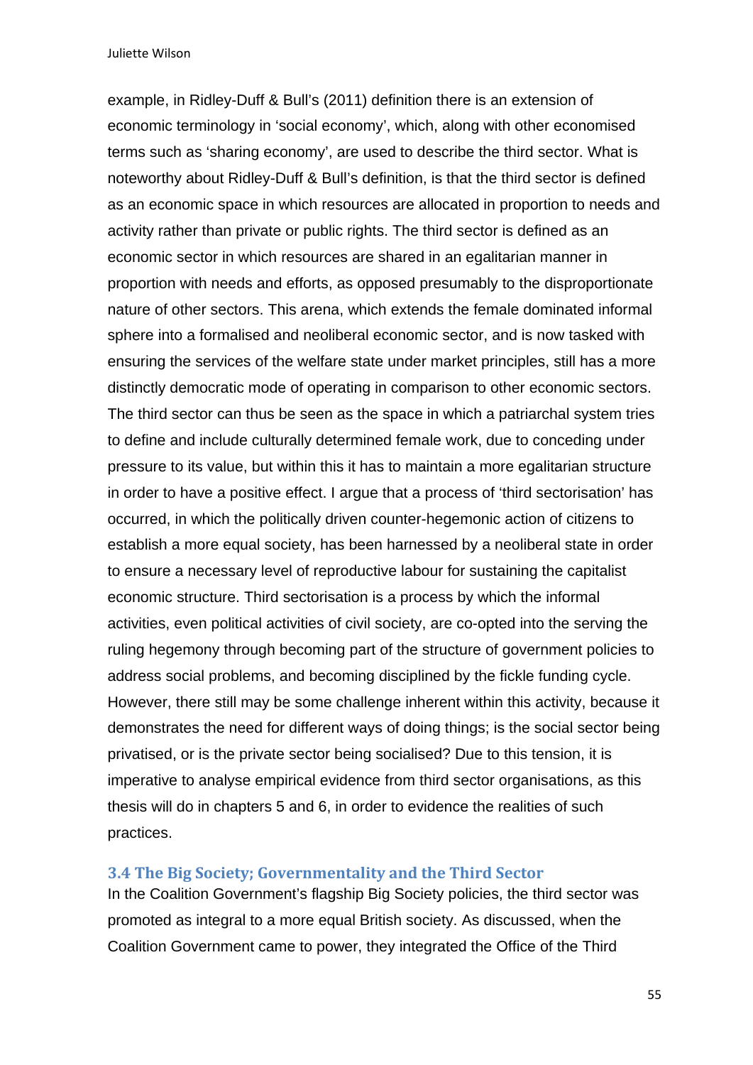example, in Ridley-Duff & Bull's (2011) definition there is an extension of economic terminology in 'social economy', which, along with other economised terms such as 'sharing economy', are used to describe the third sector. What is noteworthy about Ridley-Duff & Bull's definition, is that the third sector is defined as an economic space in which resources are allocated in proportion to needs and activity rather than private or public rights. The third sector is defined as an economic sector in which resources are shared in an egalitarian manner in proportion with needs and efforts, as opposed presumably to the disproportionate nature of other sectors. This arena, which extends the female dominated informal sphere into a formalised and neoliberal economic sector, and is now tasked with ensuring the services of the welfare state under market principles, still has a more distinctly democratic mode of operating in comparison to other economic sectors. The third sector can thus be seen as the space in which a patriarchal system tries to define and include culturally determined female work, due to conceding under pressure to its value, but within this it has to maintain a more egalitarian structure in order to have a positive effect. I argue that a process of 'third sectorisation' has occurred, in which the politically driven counter-hegemonic action of citizens to establish a more equal society, has been harnessed by a neoliberal state in order to ensure a necessary level of reproductive labour for sustaining the capitalist economic structure. Third sectorisation is a process by which the informal activities, even political activities of civil society, are co-opted into the serving the ruling hegemony through becoming part of the structure of government policies to address social problems, and becoming disciplined by the fickle funding cycle. However, there still may be some challenge inherent within this activity, because it demonstrates the need for different ways of doing things; is the social sector being privatised, or is the private sector being socialised? Due to this tension, it is imperative to analyse empirical evidence from third sector organisations, as this thesis will do in chapters 5 and 6, in order to evidence the realities of such practices.

### 3.4 The Big Society; Governmentality and the Third Sector

In the Coalition Government's flagship Big Society policies, the third sector was promoted as integral to a more equal British society. As discussed, when the Coalition Government came to power, they integrated the Office of the Third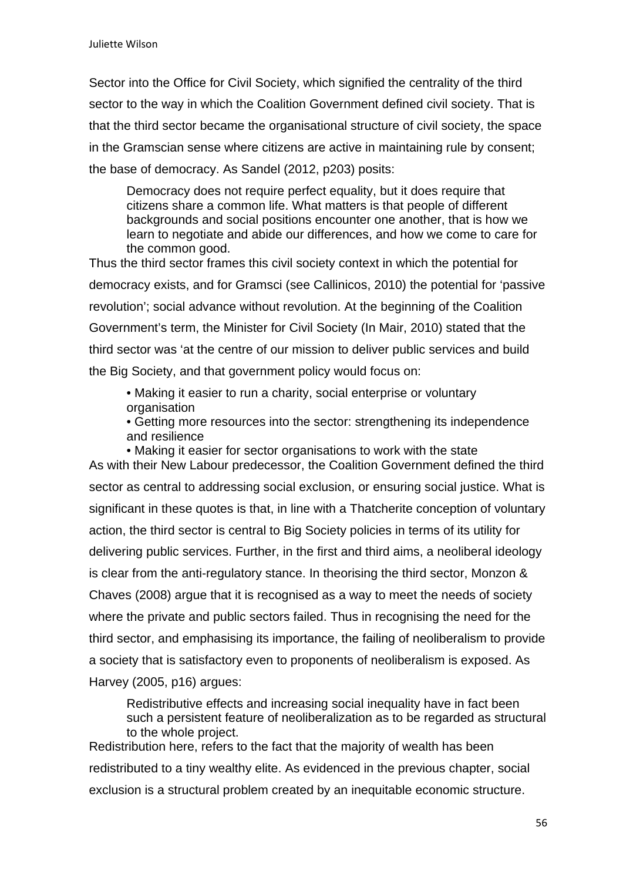Sector into the Office for Civil Society, which signified the centrality of the third sector to the way in which the Coalition Government defined civil society. That is that the third sector became the organisational structure of civil society, the space in the Gramscian sense where citizens are active in maintaining rule by consent; the base of democracy. As Sandel (2012, p203) posits:

> Democracy does not require perfect equality, but it does require that citizens share a common life. What matters is that people of different backgrounds and social positions encounter one another, that is how we learn to negotiate and abide our differences, and how we come to care for the common good.

Thus the third sector frames this civil society context in which the potential for democracy exists, and for Gramsci (see Callinicos, 2010) the potential for 'passive revolution'; social advance without revolution. At the beginning of the Coalition Government's term, the Minister for Civil Society (In Mair, 2010) stated that the third sector was 'at the centre of our mission to deliver public services and build the Big Society, and that government policy would focus on:

> • Making it easier to run a charity, social enterprise or voluntary organisation
> • Getting more resources into the sector: strengthening its independence and resilience
> • Making it easier for sector organisations to work with the state

As with their New Labour predecessor, the Coalition Government defined the third sector as central to addressing social exclusion, or ensuring social justice. What is significant in these quotes is that, in line with a Thatcherite conception of voluntary action, the third sector is central to Big Society policies in terms of its utility for delivering public services. Further, in the first and third aims, a neoliberal ideology is clear from the anti-regulatory stance. In theorising the third sector, Monzon & Chaves (2008) argue that it is recognised as a way to meet the needs of society where the private and public sectors failed. Thus in recognising the need for the third sector, and emphasising its importance, the failing of neoliberalism to provide a society that is satisfactory even to proponents of neoliberalism is exposed. As Harvey (2005, p16) argues:

> Redistributive effects and increasing social inequality have in fact been such a persistent feature of neoliberalization as to be regarded as structural to the whole project.

Redistribution here, refers to the fact that the majority of wealth has been redistributed to a tiny wealthy elite. As evidenced in the previous chapter, social exclusion is a structural problem created by an inequitable economic structure.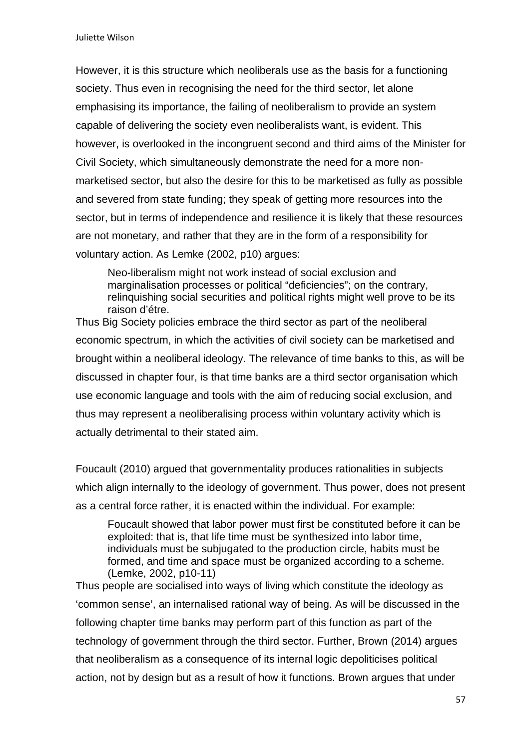However, it is this structure which neoliberals use as the basis for a functioning society. Thus even in recognising the need for the third sector, let alone emphasising its importance, the failing of neoliberalism to provide an system capable of delivering the society even neoliberalists want, is evident. This however, is overlooked in the incongruent second and third aims of the Minister for Civil Society, which simultaneously demonstrate the need for a more non-marketised sector, but also the desire for this to be marketised as fully as possible and severed from state funding; they speak of getting more resources into the sector, but in terms of independence and resilience it is likely that these resources are not monetary, and rather that they are in the form of a responsibility for voluntary action. As Lemke (2002, p10) argues:

> Neo-liberalism might not work instead of social exclusion and marginalisation processes or political "deficiencies"; on the contrary, relinquishing social securities and political rights might well prove to be its raison d'étre.

Thus Big Society policies embrace the third sector as part of the neoliberal economic spectrum, in which the activities of civil society can be marketised and brought within a neoliberal ideology. The relevance of time banks to this, as will be discussed in chapter four, is that time banks are a third sector organisation which use economic language and tools with the aim of reducing social exclusion, and thus may represent a neoliberalising process within voluntary activity which is actually detrimental to their stated aim.

Foucault (2010) argued that governmentality produces rationalities in subjects which align internally to the ideology of government. Thus power, does not present as a central force rather, it is enacted within the individual. For example:

> Foucault showed that labor power must first be constituted before it can be exploited: that is, that life time must be synthesized into labor time, individuals must be subjugated to the production circle, habits must be formed, and time and space must be organized according to a scheme. (Lemke, 2002, p10-11)

Thus people are socialised into ways of living which constitute the ideology as 'common sense', an internalised rational way of being. As will be discussed in the following chapter time banks may perform part of this function as part of the technology of government through the third sector. Further, Brown (2014) argues that neoliberalism as a consequence of its internal logic depoliticises political action, not by design but as a result of how it functions. Brown argues that under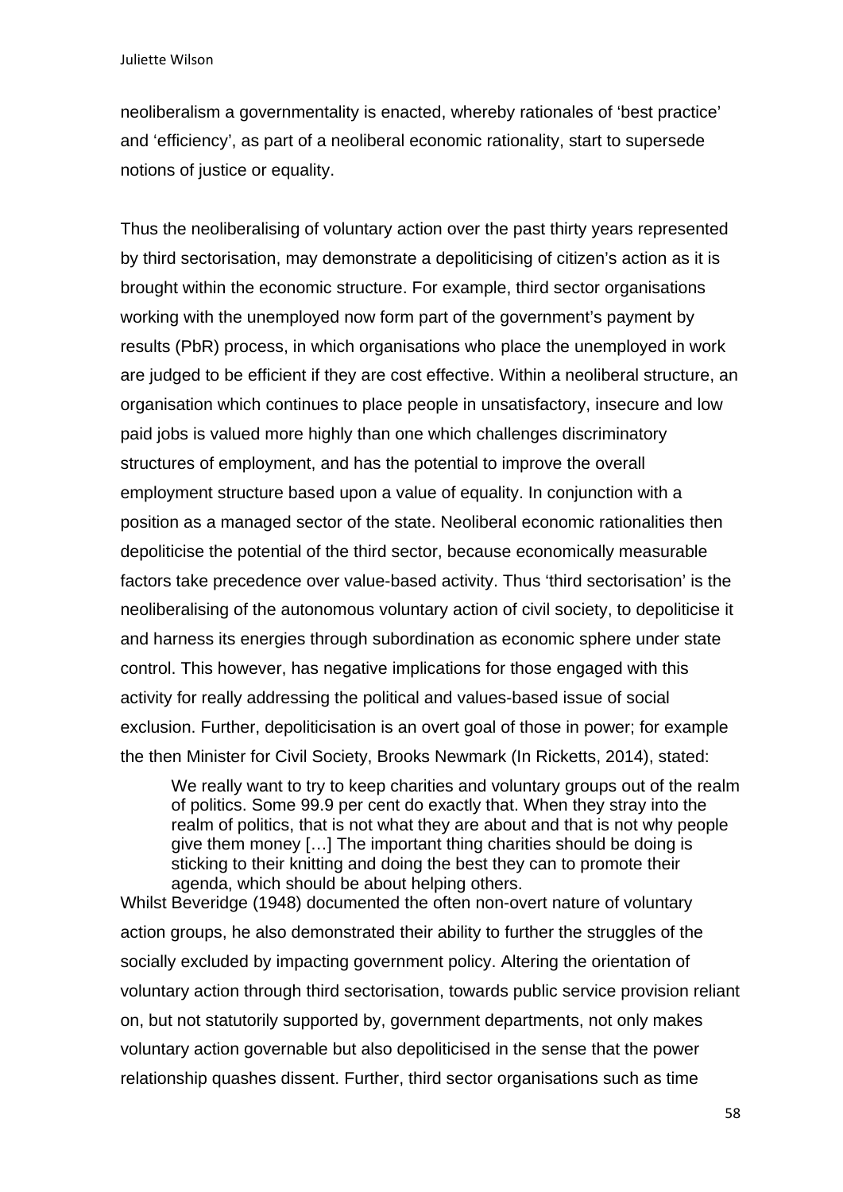neoliberalism a governmentality is enacted, whereby rationales of ‘best practice’ and ‘efficiency’, as part of a neoliberal economic rationality, start to supersede notions of justice or equality.

Thus the neoliberalising of voluntary action over the past thirty years represented by third sectorisation, may demonstrate a depoliticising of citizen’s action as it is brought within the economic structure. For example, third sector organisations working with the unemployed now form part of the government’s payment by results (PbR) process, in which organisations who place the unemployed in work are judged to be efficient if they are cost effective. Within a neoliberal structure, an organisation which continues to place people in unsatisfactory, insecure and low paid jobs is valued more highly than one which challenges discriminatory structures of employment, and has the potential to improve the overall employment structure based upon a value of equality. In conjunction with a position as a managed sector of the state. Neoliberal economic rationalities then depoliticise the potential of the third sector, because economically measurable factors take precedence over value-based activity. Thus ‘third sectorisation’ is the neoliberalising of the autonomous voluntary action of civil society, to depoliticise it and harness its energies through subordination as economic sphere under state control. This however, has negative implications for those engaged with this activity for really addressing the political and values-based issue of social exclusion. Further, depoliticisation is an overt goal of those in power; for example the then Minister for Civil Society, Brooks Newmark (In Ricketts, 2014), stated:

> We really want to try to keep charities and voluntary groups out of the realm of politics. Some 99.9 per cent do exactly that. When they stray into the realm of politics, that is not what they are about and that is not why people give them money […] The important thing charities should be doing is sticking to their knitting and doing the best they can to promote their agenda, which should be about helping others.

Whilst Beveridge (1948) documented the often non-overt nature of voluntary action groups, he also demonstrated their ability to further the struggles of the socially excluded by impacting government policy. Altering the orientation of voluntary action through third sectorisation, towards public service provision reliant on, but not statutorily supported by, government departments, not only makes voluntary action governable but also depoliticised in the sense that the power relationship quashes dissent. Further, third sector organisations such as time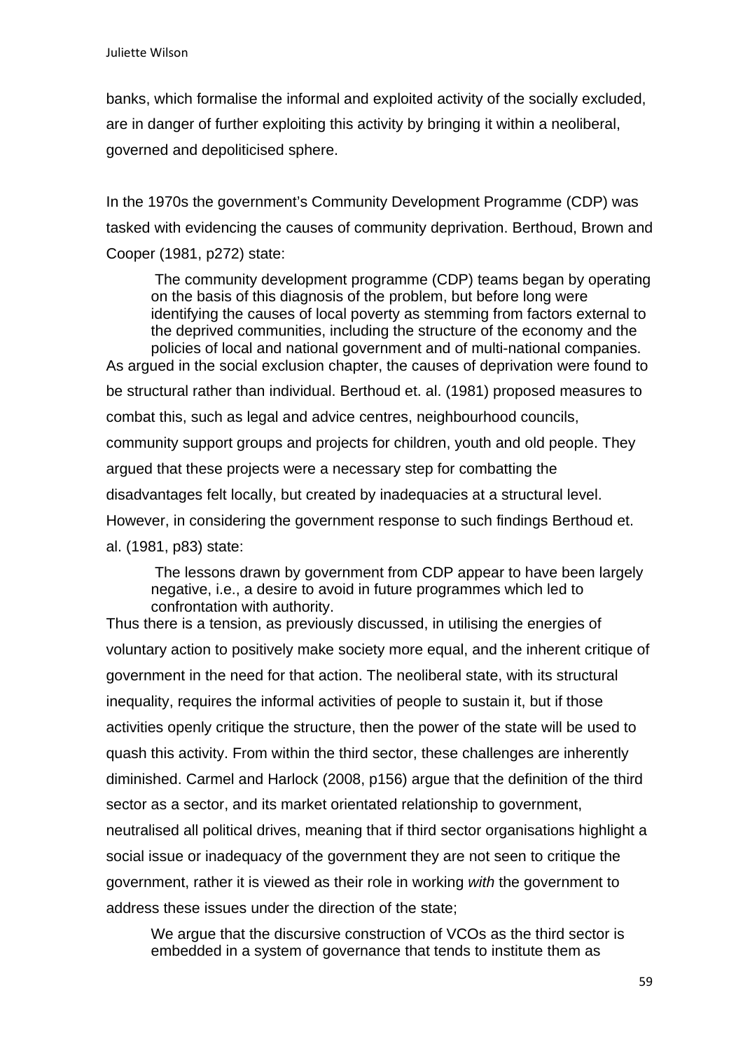banks, which formalise the informal and exploited activity of the socially excluded, are in danger of further exploiting this activity by bringing it within a neoliberal, governed and depoliticised sphere.

In the 1970s the government's Community Development Programme (CDP) was tasked with evidencing the causes of community deprivation. Berthoud, Brown and Cooper (1981, p272) state:

> The community development programme (CDP) teams began by operating on the basis of this diagnosis of the problem, but before long were identifying the causes of local poverty as stemming from factors external to the deprived communities, including the structure of the economy and the policies of local and national government and of multi-national companies.

As argued in the social exclusion chapter, the causes of deprivation were found to be structural rather than individual. Berthoud et. al. (1981) proposed measures to combat this, such as legal and advice centres, neighbourhood councils, community support groups and projects for children, youth and old people. They argued that these projects were a necessary step for combatting the disadvantages felt locally, but created by inadequacies at a structural level. However, in considering the government response to such findings Berthoud et. al. (1981, p83) state:

> The lessons drawn by government from CDP appear to have been largely negative, i.e., a desire to avoid in future programmes which led to confrontation with authority.

Thus there is a tension, as previously discussed, in utilising the energies of voluntary action to positively make society more equal, and the inherent critique of government in the need for that action. The neoliberal state, with its structural inequality, requires the informal activities of people to sustain it, but if those activities openly critique the structure, then the power of the state will be used to quash this activity. From within the third sector, these challenges are inherently diminished. Carmel and Harlock (2008, p156) argue that the definition of the third sector as a sector, and its market orientated relationship to government, neutralised all political drives, meaning that if third sector organisations highlight a social issue or inadequacy of the government they are not seen to critique the government, rather it is viewed as their role in working *with* the government to address these issues under the direction of the state;

> We argue that the discursive construction of VCOs as the third sector is embedded in a system of governance that tends to institute them as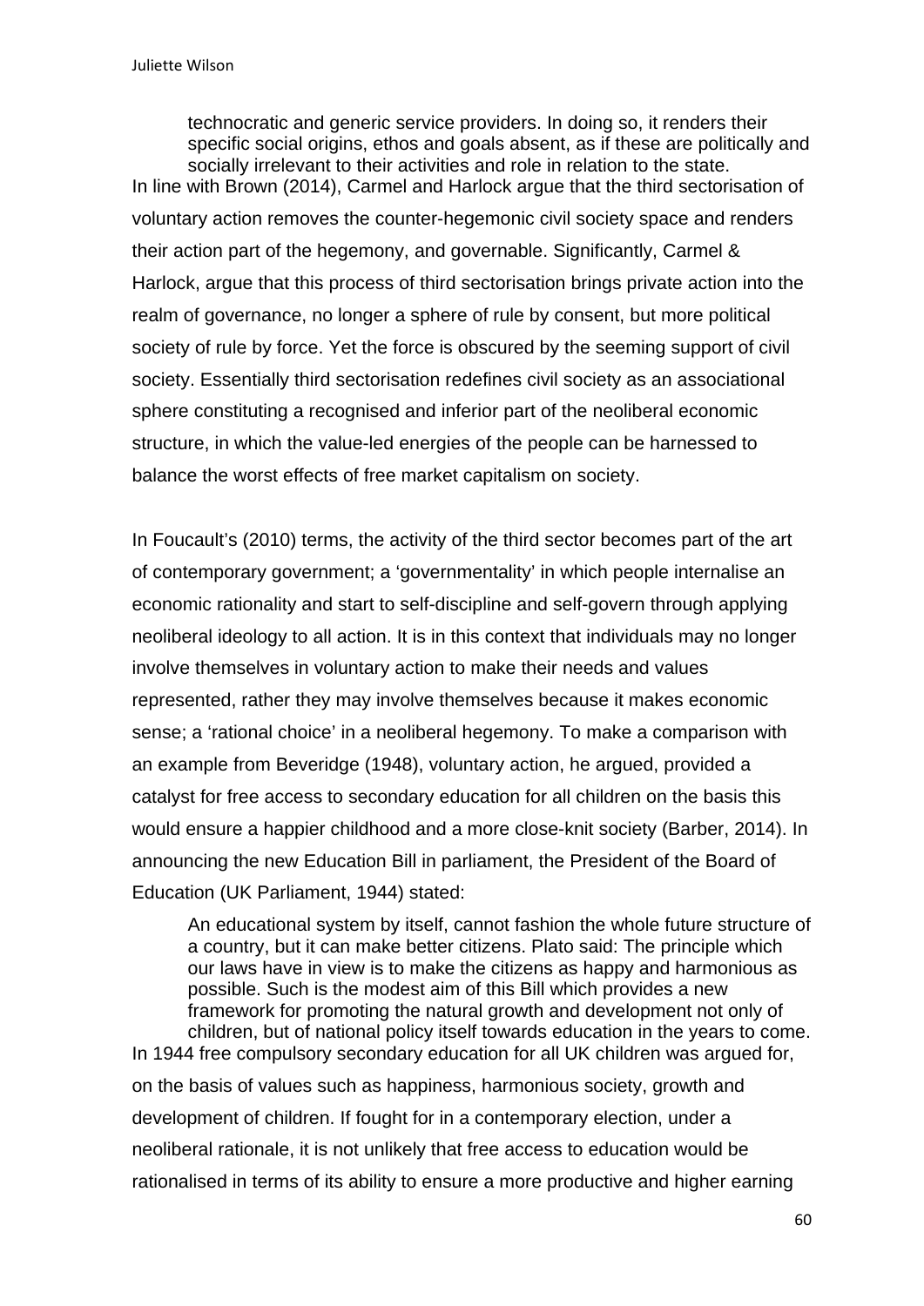> technocratic and generic service providers. In doing so, it renders their specific social origins, ethos and goals absent, as if these are politically and socially irrelevant to their activities and role in relation to the state.

In line with Brown (2014), Carmel and Harlock argue that the third sectorisation of voluntary action removes the counter-hegemonic civil society space and renders their action part of the hegemony, and governable. Significantly, Carmel & Harlock, argue that this process of third sectorisation brings private action into the realm of governance, no longer a sphere of rule by consent, but more political society of rule by force. Yet the force is obscured by the seeming support of civil society. Essentially third sectorisation redefines civil society as an associational sphere constituting a recognised and inferior part of the neoliberal economic structure, in which the value-led energies of the people can be harnessed to balance the worst effects of free market capitalism on society.

In Foucault's (2010) terms, the activity of the third sector becomes part of the art of contemporary government; a 'governmentality' in which people internalise an economic rationality and start to self-discipline and self-govern through applying neoliberal ideology to all action. It is in this context that individuals may no longer involve themselves in voluntary action to make their needs and values represented, rather they may involve themselves because it makes economic sense; a 'rational choice' in a neoliberal hegemony. To make a comparison with an example from Beveridge (1948), voluntary action, he argued, provided a catalyst for free access to secondary education for all children on the basis this would ensure a happier childhood and a more close-knit society (Barber, 2014). In announcing the new Education Bill in parliament, the President of the Board of Education (UK Parliament, 1944) stated:

> An educational system by itself, cannot fashion the whole future structure of a country, but it can make better citizens. Plato said: The principle which our laws have in view is to make the citizens as happy and harmonious as possible. Such is the modest aim of this Bill which provides a new framework for promoting the natural growth and development not only of children, but of national policy itself towards education in the years to come.

In 1944 free compulsory secondary education for all UK children was argued for, on the basis of values such as happiness, harmonious society, growth and development of children. If fought for in a contemporary election, under a neoliberal rationale, it is not unlikely that free access to education would be rationalised in terms of its ability to ensure a more productive and higher earning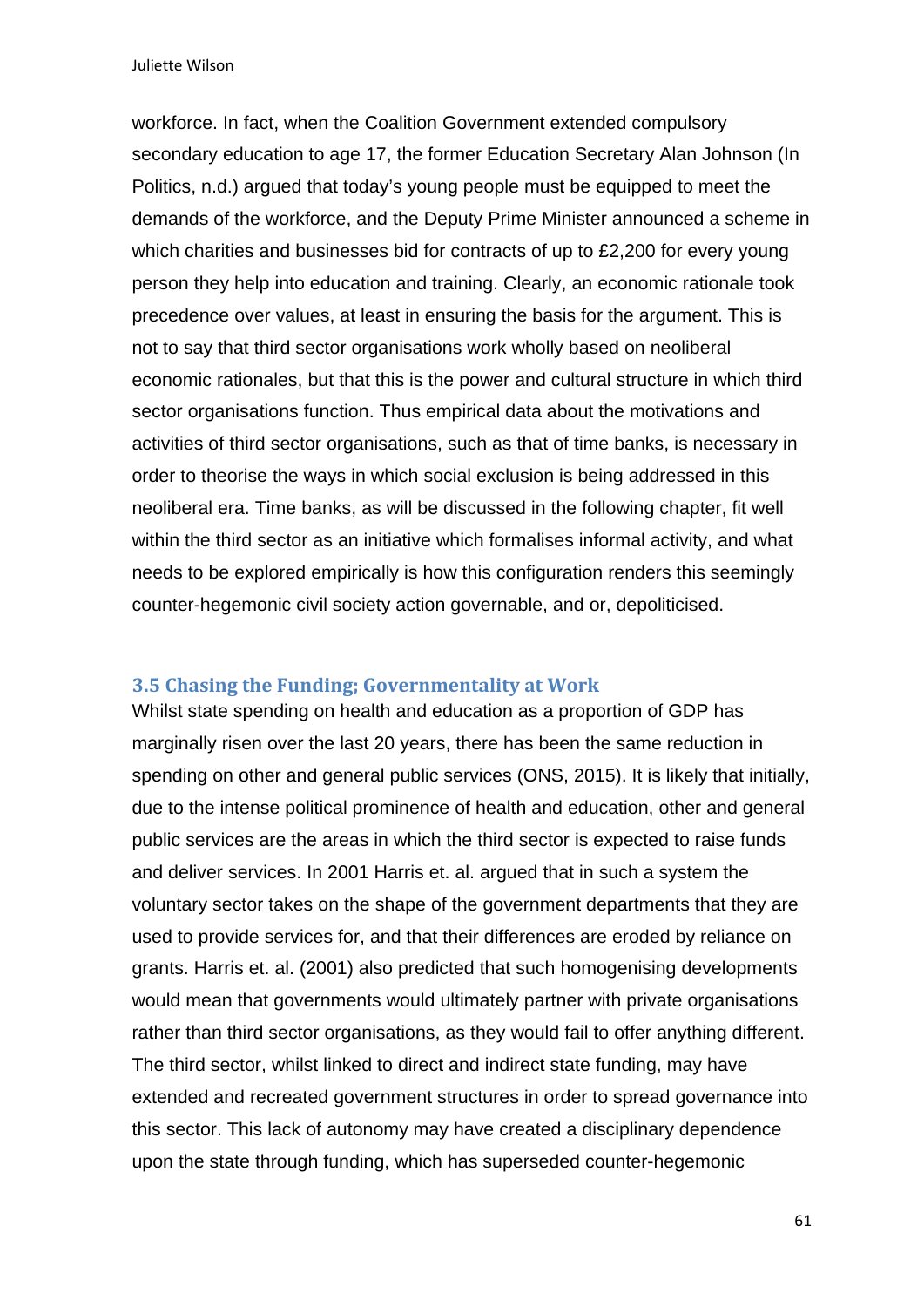workforce. In fact, when the Coalition Government extended compulsory secondary education to age 17, the former Education Secretary Alan Johnson (In Politics, n.d.) argued that today's young people must be equipped to meet the demands of the workforce, and the Deputy Prime Minister announced a scheme in which charities and businesses bid for contracts of up to £2,200 for every young person they help into education and training. Clearly, an economic rationale took precedence over values, at least in ensuring the basis for the argument. This is not to say that third sector organisations work wholly based on neoliberal economic rationales, but that this is the power and cultural structure in which third sector organisations function. Thus empirical data about the motivations and activities of third sector organisations, such as that of time banks, is necessary in order to theorise the ways in which social exclusion is being addressed in this neoliberal era. Time banks, as will be discussed in the following chapter, fit well within the third sector as an initiative which formalises informal activity, and what needs to be explored empirically is how this configuration renders this seemingly counter-hegemonic civil society action governable, and or, depoliticised.

### 3.5 Chasing the Funding; Governmentality at Work

Whilst state spending on health and education as a proportion of GDP has marginally risen over the last 20 years, there has been the same reduction in spending on other and general public services (ONS, 2015). It is likely that initially, due to the intense political prominence of health and education, other and general public services are the areas in which the third sector is expected to raise funds and deliver services. In 2001 Harris et. al. argued that in such a system the voluntary sector takes on the shape of the government departments that they are used to provide services for, and that their differences are eroded by reliance on grants. Harris et. al. (2001) also predicted that such homogenising developments would mean that governments would ultimately partner with private organisations rather than third sector organisations, as they would fail to offer anything different. The third sector, whilst linked to direct and indirect state funding, may have extended and recreated government structures in order to spread governance into this sector. This lack of autonomy may have created a disciplinary dependence upon the state through funding, which has superseded counter-hegemonic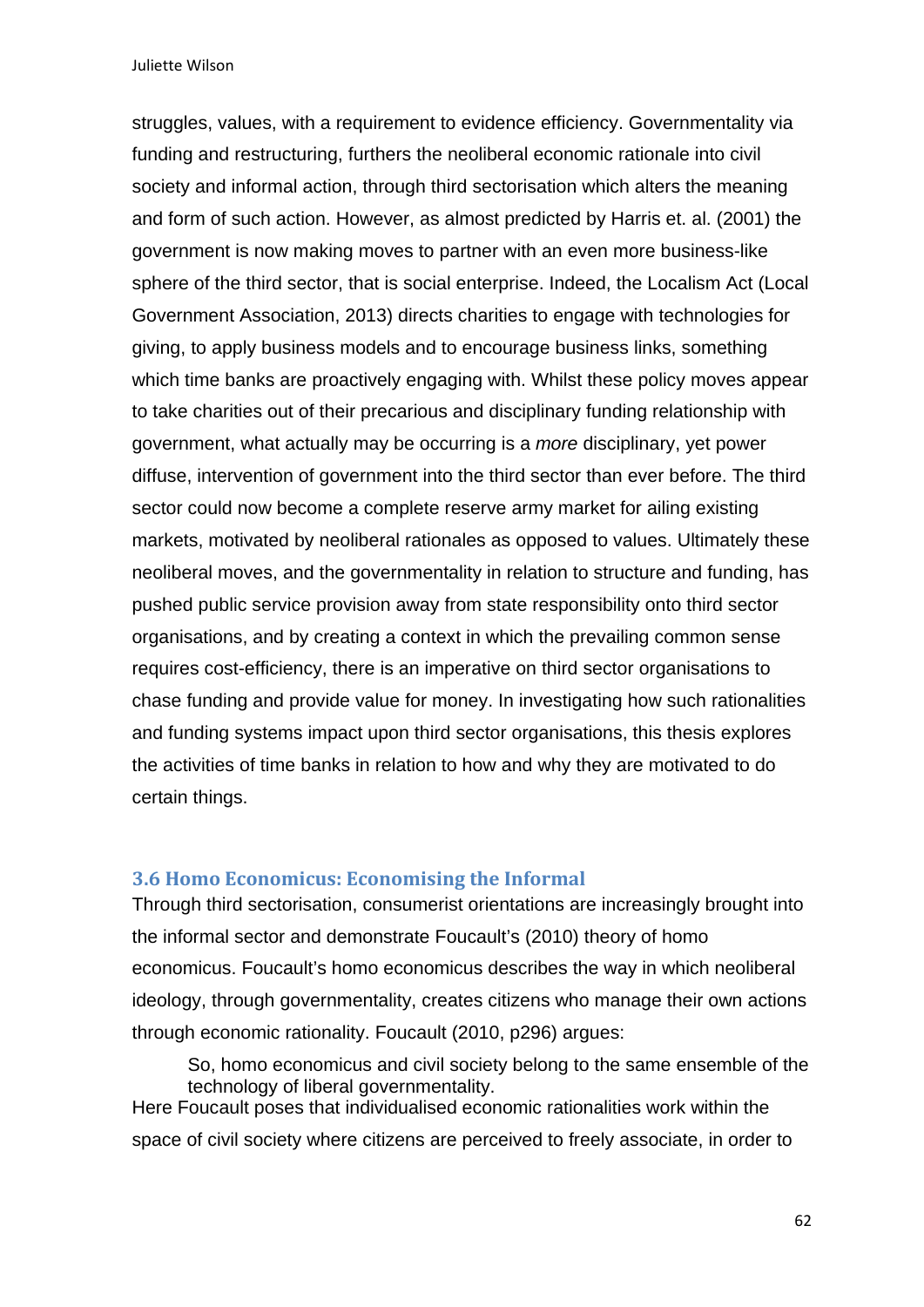struggles, values, with a requirement to evidence efficiency. Governmentality via funding and restructuring, furthers the neoliberal economic rationale into civil society and informal action, through third sectorisation which alters the meaning and form of such action. However, as almost predicted by Harris et. al. (2001) the government is now making moves to partner with an even more business-like sphere of the third sector, that is social enterprise. Indeed, the Localism Act (Local Government Association, 2013) directs charities to engage with technologies for giving, to apply business models and to encourage business links, something which time banks are proactively engaging with. Whilst these policy moves appear to take charities out of their precarious and disciplinary funding relationship with government, what actually may be occurring is a *more* disciplinary, yet power diffuse, intervention of government into the third sector than ever before. The third sector could now become a complete reserve army market for ailing existing markets, motivated by neoliberal rationales as opposed to values. Ultimately these neoliberal moves, and the governmentality in relation to structure and funding, has pushed public service provision away from state responsibility onto third sector organisations, and by creating a context in which the prevailing common sense requires cost-efficiency, there is an imperative on third sector organisations to chase funding and provide value for money. In investigating how such rationalities and funding systems impact upon third sector organisations, this thesis explores the activities of time banks in relation to how and why they are motivated to do certain things.

### 3.6 Homo Economicus: Economising the Informal

Through third sectorisation, consumerist orientations are increasingly brought into the informal sector and demonstrate Foucault's (2010) theory of homo economicus. Foucault's homo economicus describes the way in which neoliberal ideology, through governmentality, creates citizens who manage their own actions through economic rationality. Foucault (2010, p296) argues:

> So, homo economicus and civil society belong to the same ensemble of the technology of liberal governmentality.

Here Foucault poses that individualised economic rationalities work within the space of civil society where citizens are perceived to freely associate, in order to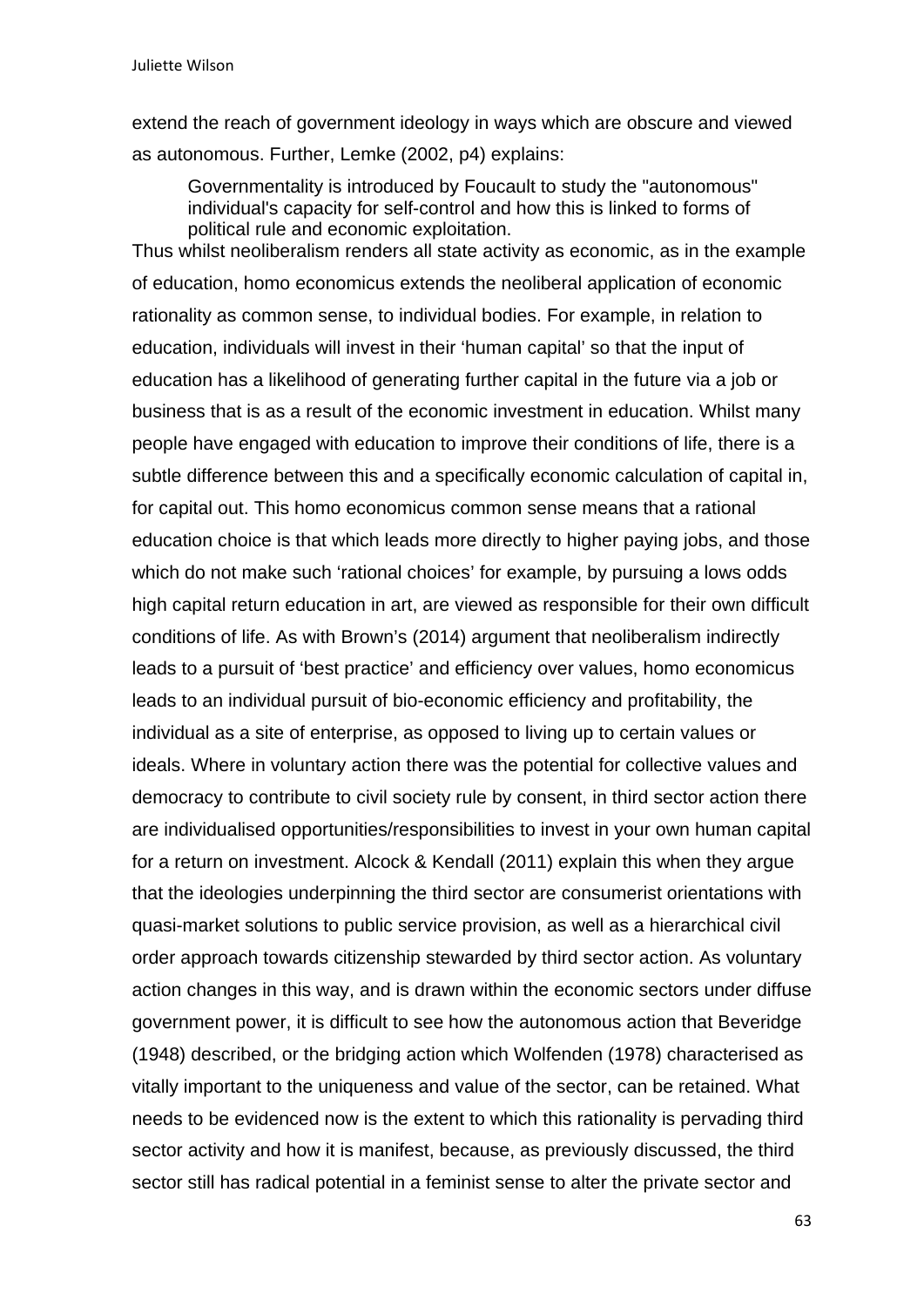extend the reach of government ideology in ways which are obscure and viewed as autonomous. Further, Lemke (2002, p4) explains:

> Governmentality is introduced by Foucault to study the "autonomous" individual's capacity for self-control and how this is linked to forms of political rule and economic exploitation.

Thus whilst neoliberalism renders all state activity as economic, as in the example of education, homo economicus extends the neoliberal application of economic rationality as common sense, to individual bodies. For example, in relation to education, individuals will invest in their 'human capital' so that the input of education has a likelihood of generating further capital in the future via a job or business that is as a result of the economic investment in education. Whilst many people have engaged with education to improve their conditions of life, there is a subtle difference between this and a specifically economic calculation of capital in, for capital out. This homo economicus common sense means that a rational education choice is that which leads more directly to higher paying jobs, and those which do not make such 'rational choices' for example, by pursuing a lows odds high capital return education in art, are viewed as responsible for their own difficult conditions of life. As with Brown's (2014) argument that neoliberalism indirectly leads to a pursuit of 'best practice' and efficiency over values, homo economicus leads to an individual pursuit of bio-economic efficiency and profitability, the individual as a site of enterprise, as opposed to living up to certain values or ideals. Where in voluntary action there was the potential for collective values and democracy to contribute to civil society rule by consent, in third sector action there are individualised opportunities/responsibilities to invest in your own human capital for a return on investment. Alcock & Kendall (2011) explain this when they argue that the ideologies underpinning the third sector are consumerist orientations with quasi-market solutions to public service provision, as well as a hierarchical civil order approach towards citizenship stewarded by third sector action. As voluntary action changes in this way, and is drawn within the economic sectors under diffuse government power, it is difficult to see how the autonomous action that Beveridge (1948) described, or the bridging action which Wolfenden (1978) characterised as vitally important to the uniqueness and value of the sector, can be retained. What needs to be evidenced now is the extent to which this rationality is pervading third sector activity and how it is manifest, because, as previously discussed, the third sector still has radical potential in a feminist sense to alter the private sector and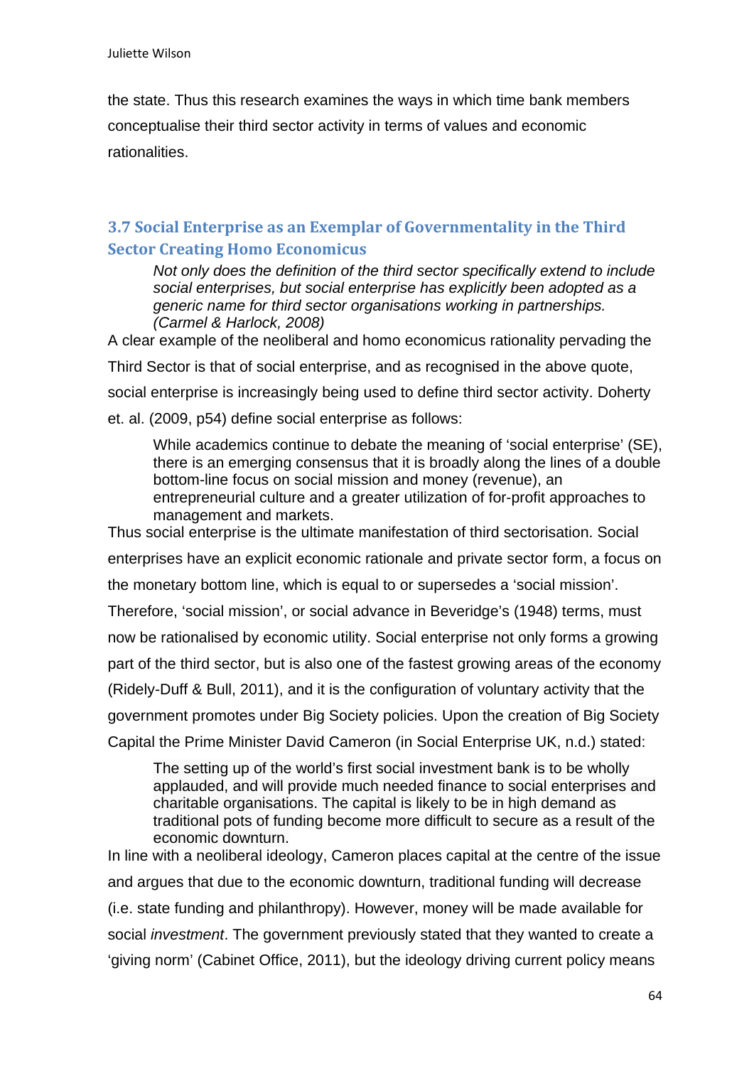the state. Thus this research examines the ways in which time bank members conceptualise their third sector activity in terms of values and economic rationalities.

### 3.7 Social Enterprise as an Exemplar of Governmentality in the Third Sector Creating Homo Economicus

> *Not only does the definition of the third sector specifically extend to include social enterprises, but social enterprise has explicitly been adopted as a generic name for third sector organisations working in partnerships. (Carmel & Harlock, 2008)*

A clear example of the neoliberal and homo economicus rationality pervading the Third Sector is that of social enterprise, and as recognised in the above quote, social enterprise is increasingly being used to define third sector activity. Doherty et. al. (2009, p54) define social enterprise as follows:

> While academics continue to debate the meaning of 'social enterprise' (SE), there is an emerging consensus that it is broadly along the lines of a double bottom-line focus on social mission and money (revenue), an entrepreneurial culture and a greater utilization of for-profit approaches to management and markets.

Thus social enterprise is the ultimate manifestation of third sectorisation. Social enterprises have an explicit economic rationale and private sector form, a focus on the monetary bottom line, which is equal to or supersedes a 'social mission'. Therefore, 'social mission', or social advance in Beveridge's (1948) terms, must now be rationalised by economic utility. Social enterprise not only forms a growing part of the third sector, but is also one of the fastest growing areas of the economy (Ridely-Duff & Bull, 2011), and it is the configuration of voluntary activity that the government promotes under Big Society policies. Upon the creation of Big Society Capital the Prime Minister David Cameron (in Social Enterprise UK, n.d.) stated:

> The setting up of the world's first social investment bank is to be wholly applauded, and will provide much needed finance to social enterprises and charitable organisations. The capital is likely to be in high demand as traditional pots of funding become more difficult to secure as a result of the economic downturn.

In line with a neoliberal ideology, Cameron places capital at the centre of the issue and argues that due to the economic downturn, traditional funding will decrease (i.e. state funding and philanthropy). However, money will be made available for social *investment*. The government previously stated that they wanted to create a 'giving norm' (Cabinet Office, 2011), but the ideology driving current policy means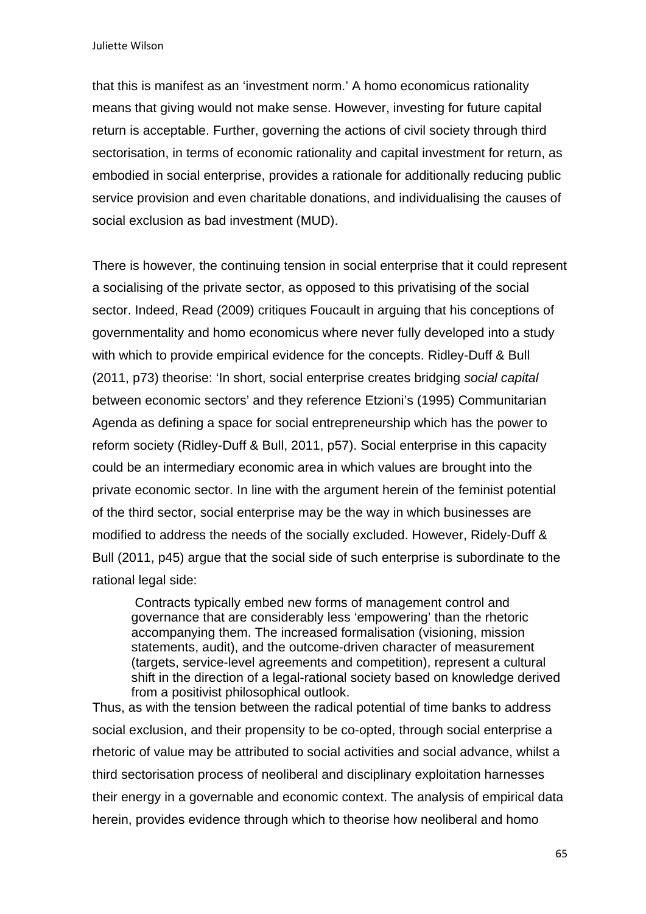that this is manifest as an 'investment norm.' A homo economicus rationality means that giving would not make sense. However, investing for future capital return is acceptable. Further, governing the actions of civil society through third sectorisation, in terms of economic rationality and capital investment for return, as embodied in social enterprise, provides a rationale for additionally reducing public service provision and even charitable donations, and individualising the causes of social exclusion as bad investment (MUD).

There is however, the continuing tension in social enterprise that it could represent a socialising of the private sector, as opposed to this privatising of the social sector. Indeed, Read (2009) critiques Foucault in arguing that his conceptions of governmentality and homo economicus where never fully developed into a study with which to provide empirical evidence for the concepts. Ridley-Duff & Bull (2011, p73) theorise: 'In short, social enterprise creates bridging *social capital* between economic sectors' and they reference Etzioni's (1995) Communitarian Agenda as defining a space for social entrepreneurship which has the power to reform society (Ridley-Duff & Bull, 2011, p57). Social enterprise in this capacity could be an intermediary economic area in which values are brought into the private economic sector. In line with the argument herein of the feminist potential of the third sector, social enterprise may be the way in which businesses are modified to address the needs of the socially excluded. However, Ridely-Duff & Bull (2011, p45) argue that the social side of such enterprise is subordinate to the rational legal side:

> Contracts typically embed new forms of management control and governance that are considerably less 'empowering' than the rhetoric accompanying them. The increased formalisation (visioning, mission statements, audit), and the outcome-driven character of measurement (targets, service-level agreements and competition), represent a cultural shift in the direction of a legal-rational society based on knowledge derived from a positivist philosophical outlook.

Thus, as with the tension between the radical potential of time banks to address social exclusion, and their propensity to be co-opted, through social enterprise a rhetoric of value may be attributed to social activities and social advance, whilst a third sectorisation process of neoliberal and disciplinary exploitation harnesses their energy in a governable and economic context. The analysis of empirical data herein, provides evidence through which to theorise how neoliberal and homo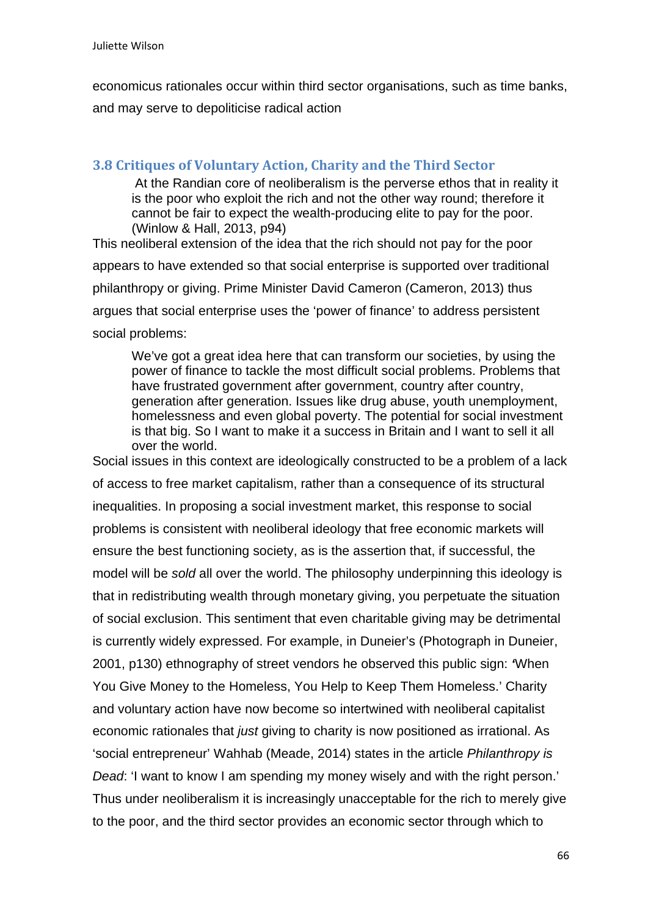economicus rationales occur within third sector organisations, such as time banks, and may serve to depoliticise radical action

### 3.8 Critiques of Voluntary Action, Charity and the Third Sector

> At the Randian core of neoliberalism is the perverse ethos that in reality it is the poor who exploit the rich and not the other way round; therefore it cannot be fair to expect the wealth-producing elite to pay for the poor. (Winlow & Hall, 2013, p94)

This neoliberal extension of the idea that the rich should not pay for the poor appears to have extended so that social enterprise is supported over traditional philanthropy or giving. Prime Minister David Cameron (Cameron, 2013) thus argues that social enterprise uses the 'power of finance' to address persistent social problems:

> We've got a great idea here that can transform our societies, by using the power of finance to tackle the most difficult social problems. Problems that have frustrated government after government, country after country, generation after generation. Issues like drug abuse, youth unemployment, homelessness and even global poverty. The potential for social investment is that big. So I want to make it a success in Britain and I want to sell it all over the world.

Social issues in this context are ideologically constructed to be a problem of a lack of access to free market capitalism, rather than a consequence of its structural inequalities. In proposing a social investment market, this response to social problems is consistent with neoliberal ideology that free economic markets will ensure the best functioning society, as is the assertion that, if successful, the model will be *sold* all over the world. The philosophy underpinning this ideology is that in redistributing wealth through monetary giving, you perpetuate the situation of social exclusion. This sentiment that even charitable giving may be detrimental is currently widely expressed. For example, in Duneier's (Photograph in Duneier, 2001, p130) ethnography of street vendors he observed this public sign: 'When You Give Money to the Homeless, You Help to Keep Them Homeless.' Charity and voluntary action have now become so intertwined with neoliberal capitalist economic rationales that *just* giving to charity is now positioned as irrational. As 'social entrepreneur' Wahhab (Meade, 2014) states in the article *Philanthropy is Dead*: 'I want to know I am spending my money wisely and with the right person.' Thus under neoliberalism it is increasingly unacceptable for the rich to merely give to the poor, and the third sector provides an economic sector through which to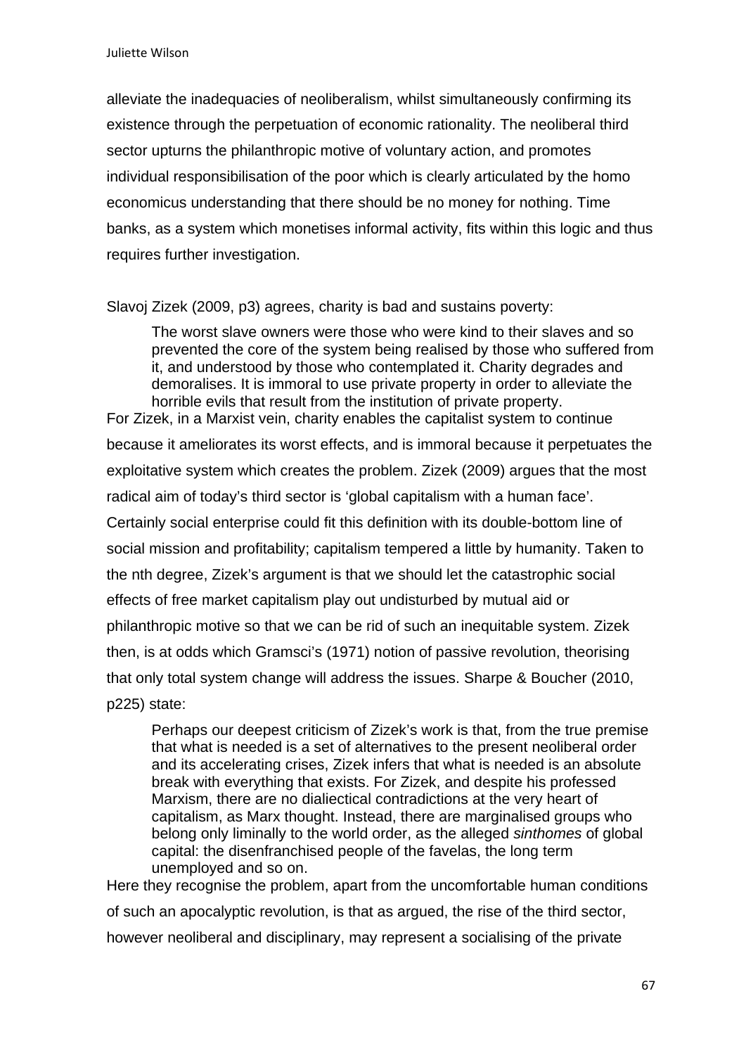alleviate the inadequacies of neoliberalism, whilst simultaneously confirming its existence through the perpetuation of economic rationality. The neoliberal third sector upturns the philanthropic motive of voluntary action, and promotes individual responsibilisation of the poor which is clearly articulated by the homo economicus understanding that there should be no money for nothing. Time banks, as a system which monetises informal activity, fits within this logic and thus requires further investigation.

Slavoj Zizek (2009, p3) agrees, charity is bad and sustains poverty:

> The worst slave owners were those who were kind to their slaves and so prevented the core of the system being realised by those who suffered from it, and understood by those who contemplated it. Charity degrades and demoralises. It is immoral to use private property in order to alleviate the horrible evils that result from the institution of private property.

For Zizek, in a Marxist vein, charity enables the capitalist system to continue because it ameliorates its worst effects, and is immoral because it perpetuates the exploitative system which creates the problem. Zizek (2009) argues that the most radical aim of today's third sector is 'global capitalism with a human face'. Certainly social enterprise could fit this definition with its double-bottom line of social mission and profitability; capitalism tempered a little by humanity. Taken to the nth degree, Zizek's argument is that we should let the catastrophic social effects of free market capitalism play out undisturbed by mutual aid or philanthropic motive so that we can be rid of such an inequitable system. Zizek then, is at odds which Gramsci's (1971) notion of passive revolution, theorising that only total system change will address the issues. Sharpe & Boucher (2010, p225) state:

> Perhaps our deepest criticism of Zizek's work is that, from the true premise that what is needed is a set of alternatives to the present neoliberal order and its accelerating crises, Zizek infers that what is needed is an absolute break with everything that exists. For Zizek, and despite his professed Marxism, there are no dialiectical contradictions at the very heart of capitalism, as Marx thought. Instead, there are marginalised groups who belong only liminally to the world order, as the alleged *sinthomes* of global capital: the disenfranchised people of the favelas, the long term unemployed and so on.

Here they recognise the problem, apart from the uncomfortable human conditions of such an apocalyptic revolution, is that as argued, the rise of the third sector, however neoliberal and disciplinary, may represent a socialising of the private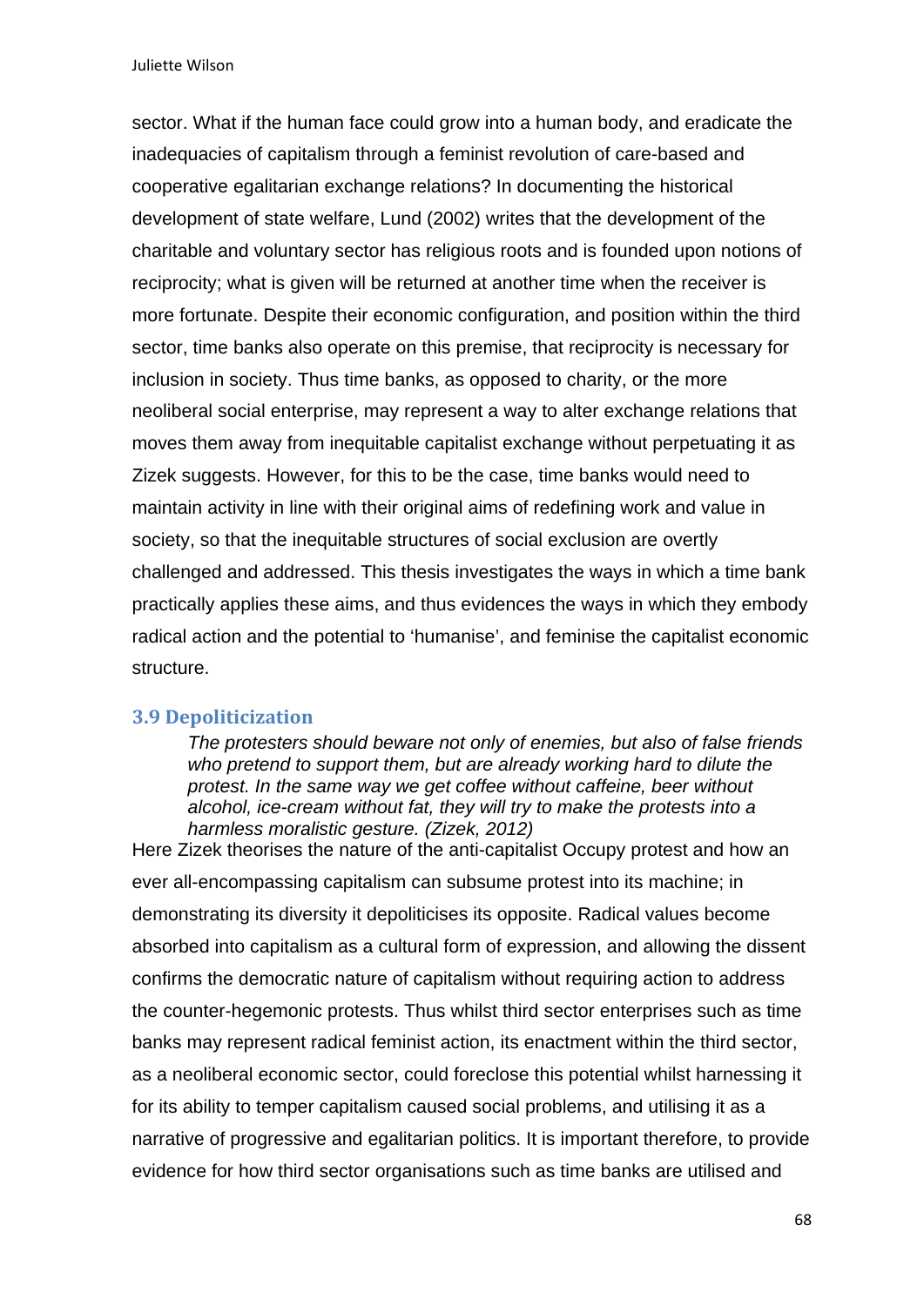sector. What if the human face could grow into a human body, and eradicate the inadequacies of capitalism through a feminist revolution of care-based and cooperative egalitarian exchange relations? In documenting the historical development of state welfare, Lund (2002) writes that the development of the charitable and voluntary sector has religious roots and is founded upon notions of reciprocity; what is given will be returned at another time when the receiver is more fortunate. Despite their economic configuration, and position within the third sector, time banks also operate on this premise, that reciprocity is necessary for inclusion in society. Thus time banks, as opposed to charity, or the more neoliberal social enterprise, may represent a way to alter exchange relations that moves them away from inequitable capitalist exchange without perpetuating it as Zizek suggests. However, for this to be the case, time banks would need to maintain activity in line with their original aims of redefining work and value in society, so that the inequitable structures of social exclusion are overtly challenged and addressed. This thesis investigates the ways in which a time bank practically applies these aims, and thus evidences the ways in which they embody radical action and the potential to 'humanise', and feminise the capitalist economic structure.

## 3.9 Depoliticization

> *The protesters should beware not only of enemies, but also of false friends who pretend to support them, but are already working hard to dilute the protest. In the same way we get coffee without caffeine, beer without alcohol, ice-cream without fat, they will try to make the protests into a harmless moralistic gesture. (Zizek, 2012)*

Here Zizek theorises the nature of the anti-capitalist Occupy protest and how an ever all-encompassing capitalism can subsume protest into its machine; in demonstrating its diversity it depoliticises its opposite. Radical values become absorbed into capitalism as a cultural form of expression, and allowing the dissent confirms the democratic nature of capitalism without requiring action to address the counter-hegemonic protests. Thus whilst third sector enterprises such as time banks may represent radical feminist action, its enactment within the third sector, as a neoliberal economic sector, could foreclose this potential whilst harnessing it for its ability to temper capitalism caused social problems, and utilising it as a narrative of progressive and egalitarian politics. It is important therefore, to provide evidence for how third sector organisations such as time banks are utilised and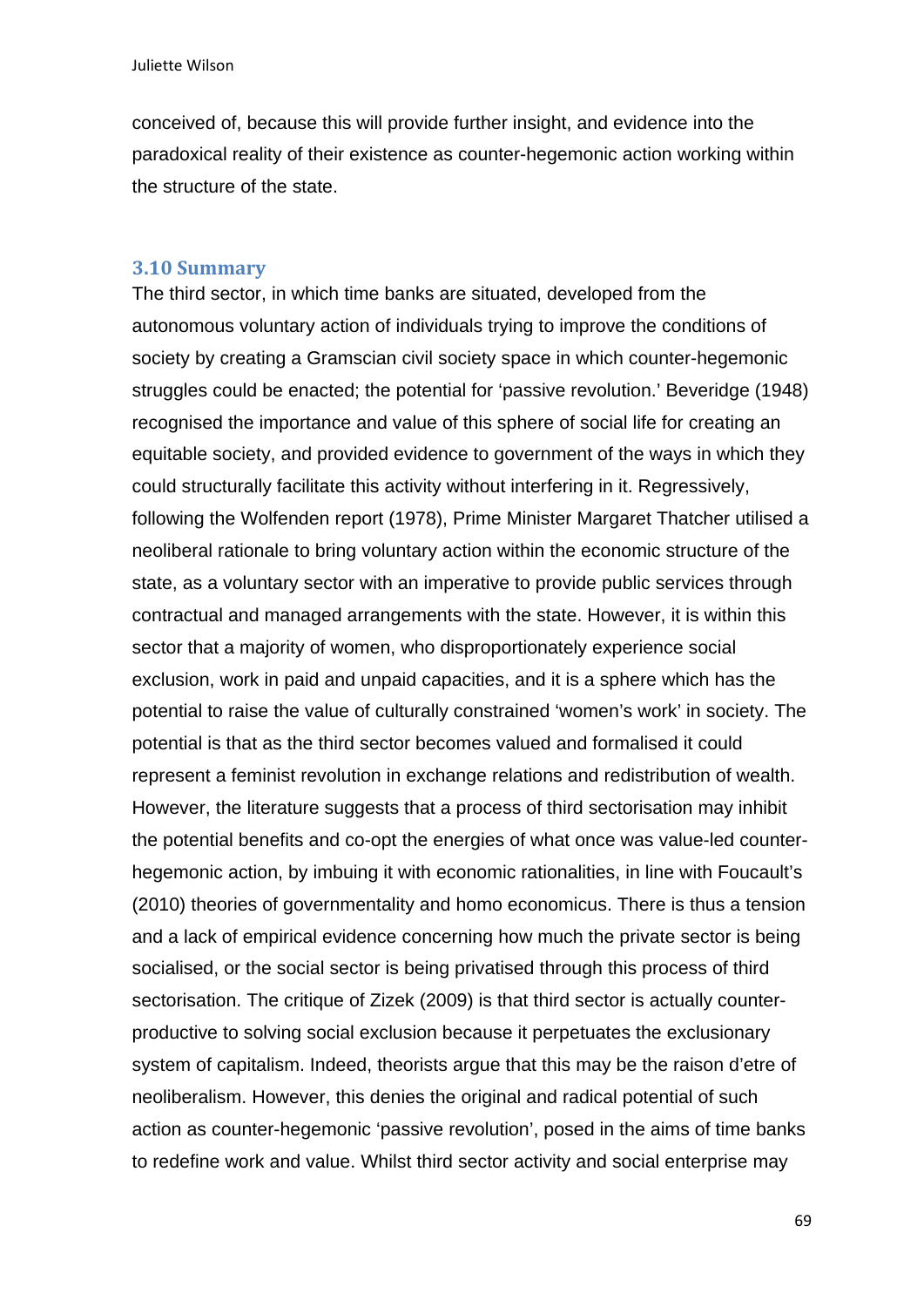conceived of, because this will provide further insight, and evidence into the paradoxical reality of their existence as counter-hegemonic action working within the structure of the state.

### 3.10 Summary

The third sector, in which time banks are situated, developed from the autonomous voluntary action of individuals trying to improve the conditions of society by creating a Gramscian civil society space in which counter-hegemonic struggles could be enacted; the potential for 'passive revolution.' Beveridge (1948) recognised the importance and value of this sphere of social life for creating an equitable society, and provided evidence to government of the ways in which they could structurally facilitate this activity without interfering in it. Regressively, following the Wolfenden report (1978), Prime Minister Margaret Thatcher utilised a neoliberal rationale to bring voluntary action within the economic structure of the state, as a voluntary sector with an imperative to provide public services through contractual and managed arrangements with the state. However, it is within this sector that a majority of women, who disproportionately experience social exclusion, work in paid and unpaid capacities, and it is a sphere which has the potential to raise the value of culturally constrained 'women's work' in society. The potential is that as the third sector becomes valued and formalised it could represent a feminist revolution in exchange relations and redistribution of wealth. However, the literature suggests that a process of third sectorisation may inhibit the potential benefits and co-opt the energies of what once was value-led counter-hegemonic action, by imbuing it with economic rationalities, in line with Foucault's (2010) theories of governmentality and homo economicus. There is thus a tension and a lack of empirical evidence concerning how much the private sector is being socialised, or the social sector is being privatised through this process of third sectorisation. The critique of Zizek (2009) is that third sector is actually counter-productive to solving social exclusion because it perpetuates the exclusionary system of capitalism. Indeed, theorists argue that this may be the raison d'etre of neoliberalism. However, this denies the original and radical potential of such action as counter-hegemonic 'passive revolution', posed in the aims of time banks to redefine work and value. Whilst third sector activity and social enterprise may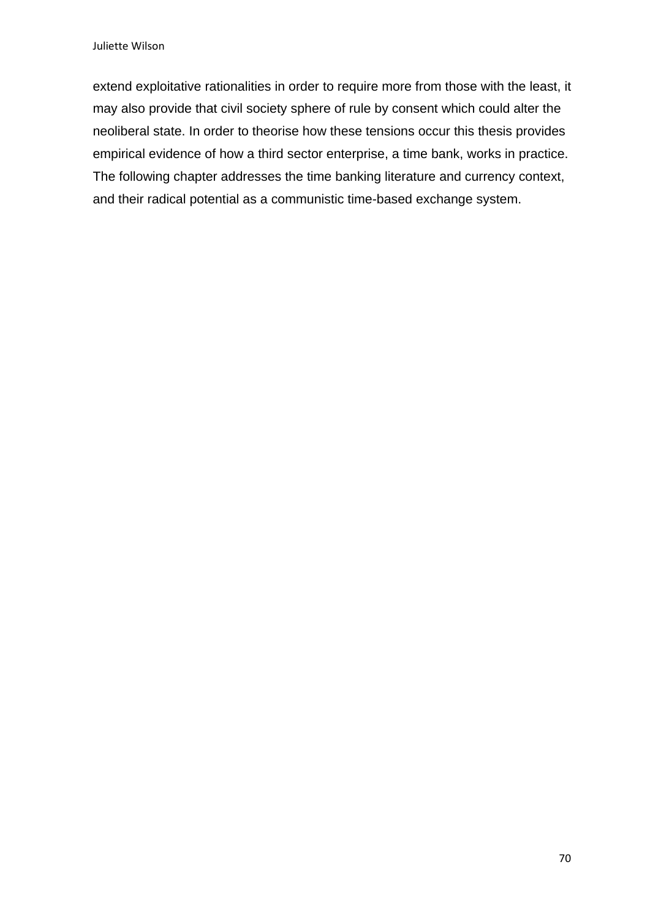extend exploitative rationalities in order to require more from those with the least, it may also provide that civil society sphere of rule by consent which could alter the neoliberal state. In order to theorise how these tensions occur this thesis provides empirical evidence of how a third sector enterprise, a time bank, works in practice. The following chapter addresses the time banking literature and currency context, and their radical potential as a communistic time-based exchange system.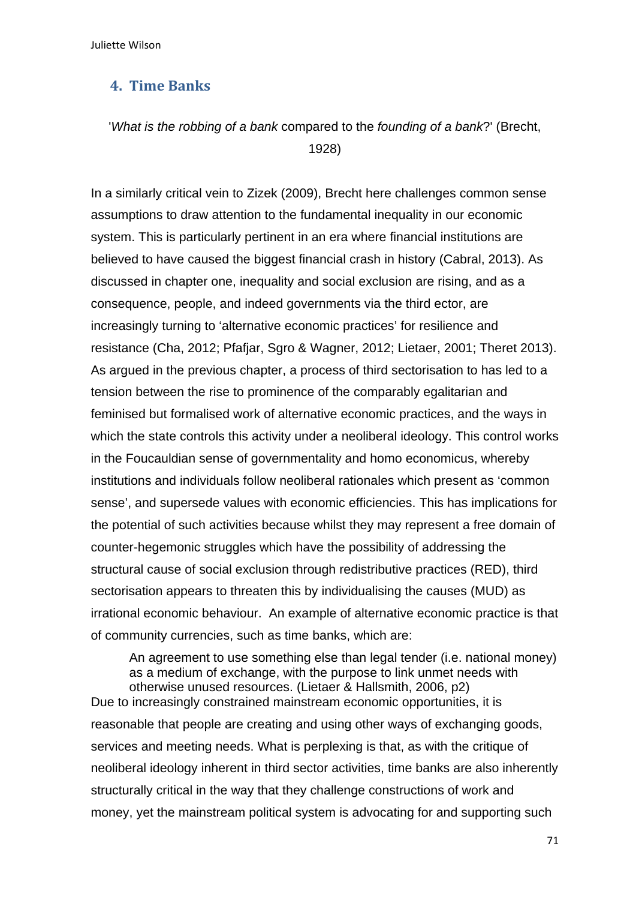## 4. Time Banks

'*What is the robbing of a bank* compared to the *founding of a bank*?' (Brecht, 1928)

In a similarly critical vein to Zizek (2009), Brecht here challenges common sense assumptions to draw attention to the fundamental inequality in our economic system. This is particularly pertinent in an era where financial institutions are believed to have caused the biggest financial crash in history (Cabral, 2013). As discussed in chapter one, inequality and social exclusion are rising, and as a consequence, people, and indeed governments via the third ector, are increasingly turning to 'alternative economic practices' for resilience and resistance (Cha, 2012; Pfafjar, Sgro & Wagner, 2012; Lietaer, 2001; Theret 2013). As argued in the previous chapter, a process of third sectorisation to has led to a tension between the rise to prominence of the comparably egalitarian and feminised but formalised work of alternative economic practices, and the ways in which the state controls this activity under a neoliberal ideology. This control works in the Foucauldian sense of governmentality and homo economicus, whereby institutions and individuals follow neoliberal rationales which present as 'common sense', and supersede values with economic efficiencies. This has implications for the potential of such activities because whilst they may represent a free domain of counter-hegemonic struggles which have the possibility of addressing the structural cause of social exclusion through redistributive practices (RED), third sectorisation appears to threaten this by individualising the causes (MUD) as irrational economic behaviour. An example of alternative economic practice is that of community currencies, such as time banks, which are:

> An agreement to use something else than legal tender (i.e. national money) as a medium of exchange, with the purpose to link unmet needs with otherwise unused resources. (Lietaer & Hallsmith, 2006, p2)

Due to increasingly constrained mainstream economic opportunities, it is reasonable that people are creating and using other ways of exchanging goods, services and meeting needs. What is perplexing is that, as with the critique of neoliberal ideology inherent in third sector activities, time banks are also inherently structurally critical in the way that they challenge constructions of work and money, yet the mainstream political system is advocating for and supporting such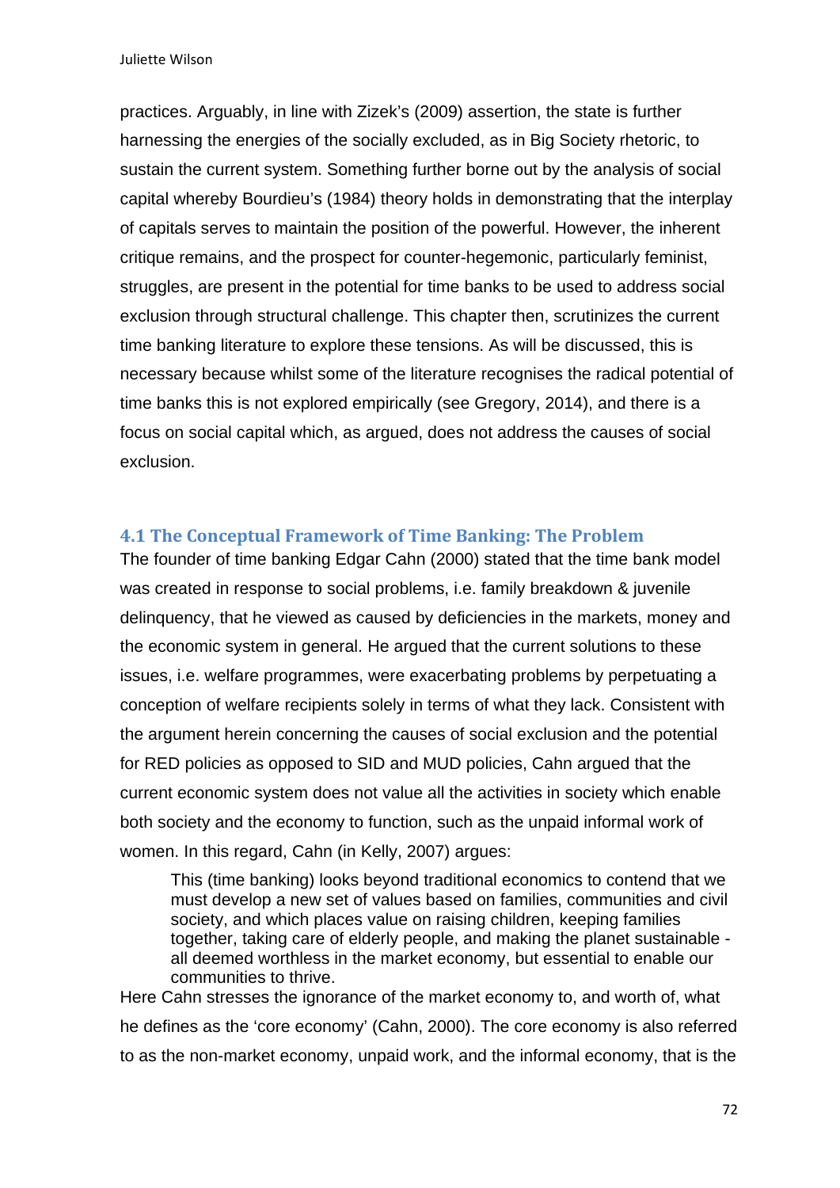practices. Arguably, in line with Zizek's (2009) assertion, the state is further harnessing the energies of the socially excluded, as in Big Society rhetoric, to sustain the current system. Something further borne out by the analysis of social capital whereby Bourdieu's (1984) theory holds in demonstrating that the interplay of capitals serves to maintain the position of the powerful. However, the inherent critique remains, and the prospect for counter-hegemonic, particularly feminist, struggles, are present in the potential for time banks to be used to address social exclusion through structural challenge. This chapter then, scrutinizes the current time banking literature to explore these tensions. As will be discussed, this is necessary because whilst some of the literature recognises the radical potential of time banks this is not explored empirically (see Gregory, 2014), and there is a focus on social capital which, as argued, does not address the causes of social exclusion.

## 4.1 The Conceptual Framework of Time Banking: The Problem

The founder of time banking Edgar Cahn (2000) stated that the time bank model was created in response to social problems, i.e. family breakdown & juvenile delinquency, that he viewed as caused by deficiencies in the markets, money and the economic system in general. He argued that the current solutions to these issues, i.e. welfare programmes, were exacerbating problems by perpetuating a conception of welfare recipients solely in terms of what they lack. Consistent with the argument herein concerning the causes of social exclusion and the potential for RED policies as opposed to SID and MUD policies, Cahn argued that the current economic system does not value all the activities in society which enable both society and the economy to function, such as the unpaid informal work of women. In this regard, Cahn (in Kelly, 2007) argues:

> This (time banking) looks beyond traditional economics to contend that we must develop a new set of values based on families, communities and civil society, and which places value on raising children, keeping families together, taking care of elderly people, and making the planet sustainable - all deemed worthless in the market economy, but essential to enable our communities to thrive.

Here Cahn stresses the ignorance of the market economy to, and worth of, what he defines as the 'core economy' (Cahn, 2000). The core economy is also referred to as the non-market economy, unpaid work, and the informal economy, that is the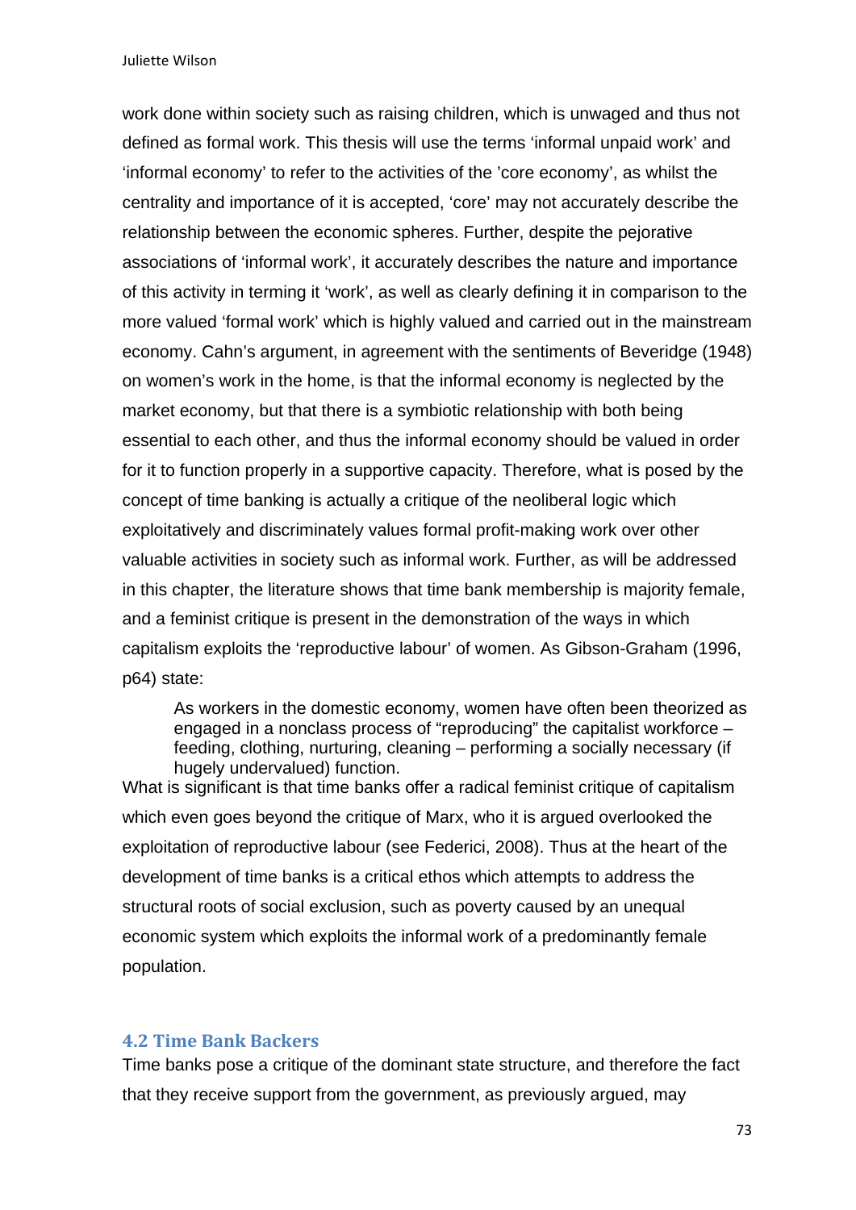work done within society such as raising children, which is unwaged and thus not defined as formal work. This thesis will use the terms ‘informal unpaid work’ and ‘informal economy’ to refer to the activities of the ’core economy’, as whilst the centrality and importance of it is accepted, ‘core’ may not accurately describe the relationship between the economic spheres. Further, despite the pejorative associations of ‘informal work’, it accurately describes the nature and importance of this activity in terming it ‘work’, as well as clearly defining it in comparison to the more valued ‘formal work’ which is highly valued and carried out in the mainstream economy. Cahn’s argument, in agreement with the sentiments of Beveridge (1948) on women’s work in the home, is that the informal economy is neglected by the market economy, but that there is a symbiotic relationship with both being essential to each other, and thus the informal economy should be valued in order for it to function properly in a supportive capacity. Therefore, what is posed by the concept of time banking is actually a critique of the neoliberal logic which exploitatively and discriminately values formal profit-making work over other valuable activities in society such as informal work. Further, as will be addressed in this chapter, the literature shows that time bank membership is majority female, and a feminist critique is present in the demonstration of the ways in which capitalism exploits the ‘reproductive labour’ of women. As Gibson-Graham (1996, p64) state:

> As workers in the domestic economy, women have often been theorized as engaged in a nonclass process of “reproducing” the capitalist workforce – feeding, clothing, nurturing, cleaning – performing a socially necessary (if hugely undervalued) function.

What is significant is that time banks offer a radical feminist critique of capitalism which even goes beyond the critique of Marx, who it is argued overlooked the exploitation of reproductive labour (see Federici, 2008). Thus at the heart of the development of time banks is a critical ethos which attempts to address the structural roots of social exclusion, such as poverty caused by an unequal economic system which exploits the informal work of a predominantly female population.

### 4.2 Time Bank Backers

Time banks pose a critique of the dominant state structure, and therefore the fact that they receive support from the government, as previously argued, may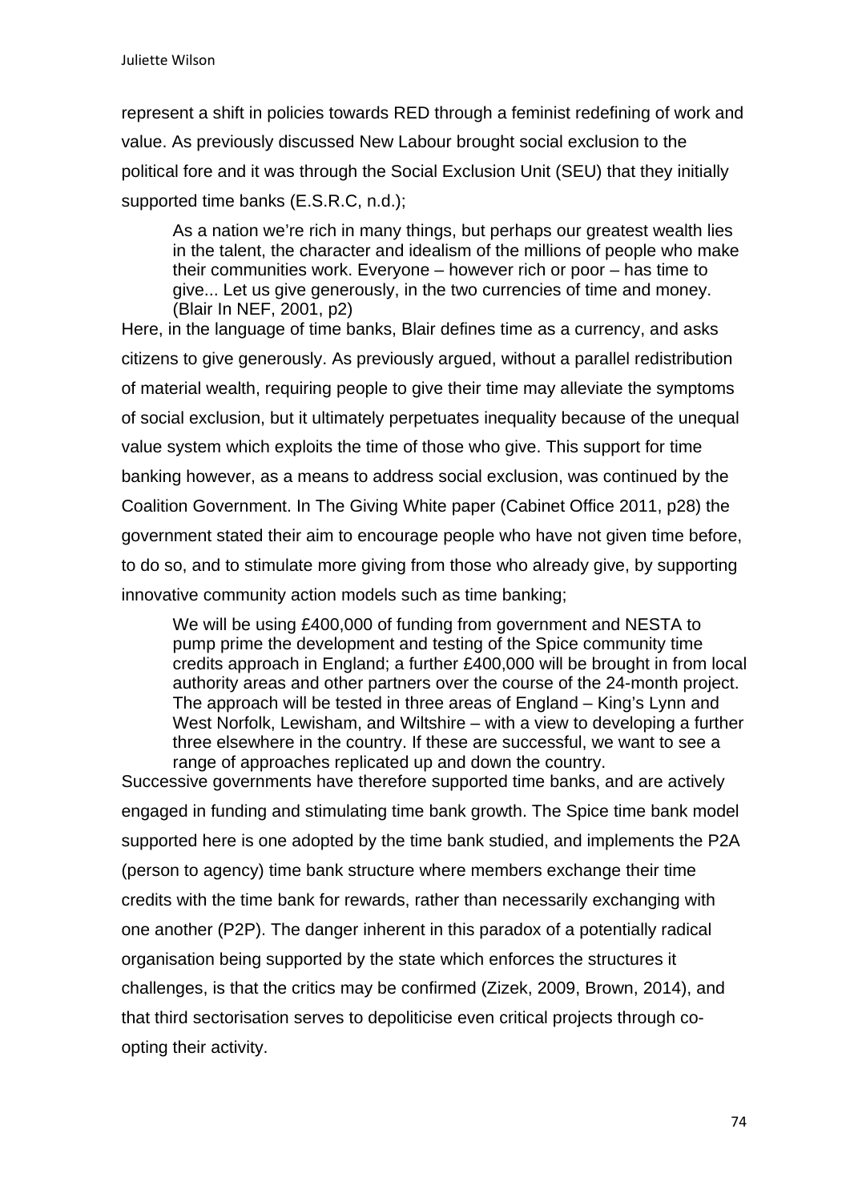represent a shift in policies towards RED through a feminist redefining of work and value. As previously discussed New Labour brought social exclusion to the political fore and it was through the Social Exclusion Unit (SEU) that they initially supported time banks (E.S.R.C, n.d.);

> As a nation we're rich in many things, but perhaps our greatest wealth lies in the talent, the character and idealism of the millions of people who make their communities work. Everyone – however rich or poor – has time to give... Let us give generously, in the two currencies of time and money. (Blair In NEF, 2001, p2)

Here, in the language of time banks, Blair defines time as a currency, and asks citizens to give generously. As previously argued, without a parallel redistribution of material wealth, requiring people to give their time may alleviate the symptoms of social exclusion, but it ultimately perpetuates inequality because of the unequal value system which exploits the time of those who give. This support for time banking however, as a means to address social exclusion, was continued by the Coalition Government. In The Giving White paper (Cabinet Office 2011, p28) the government stated their aim to encourage people who have not given time before, to do so, and to stimulate more giving from those who already give, by supporting innovative community action models such as time banking;

> We will be using £400,000 of funding from government and NESTA to pump prime the development and testing of the Spice community time credits approach in England; a further £400,000 will be brought in from local authority areas and other partners over the course of the 24-month project. The approach will be tested in three areas of England – King's Lynn and West Norfolk, Lewisham, and Wiltshire – with a view to developing a further three elsewhere in the country. If these are successful, we want to see a range of approaches replicated up and down the country.

Successive governments have therefore supported time banks, and are actively engaged in funding and stimulating time bank growth. The Spice time bank model supported here is one adopted by the time bank studied, and implements the P2A (person to agency) time bank structure where members exchange their time credits with the time bank for rewards, rather than necessarily exchanging with one another (P2P). The danger inherent in this paradox of a potentially radical organisation being supported by the state which enforces the structures it challenges, is that the critics may be confirmed (Zizek, 2009, Brown, 2014), and that third sectorisation serves to depoliticise even critical projects through co-opting their activity.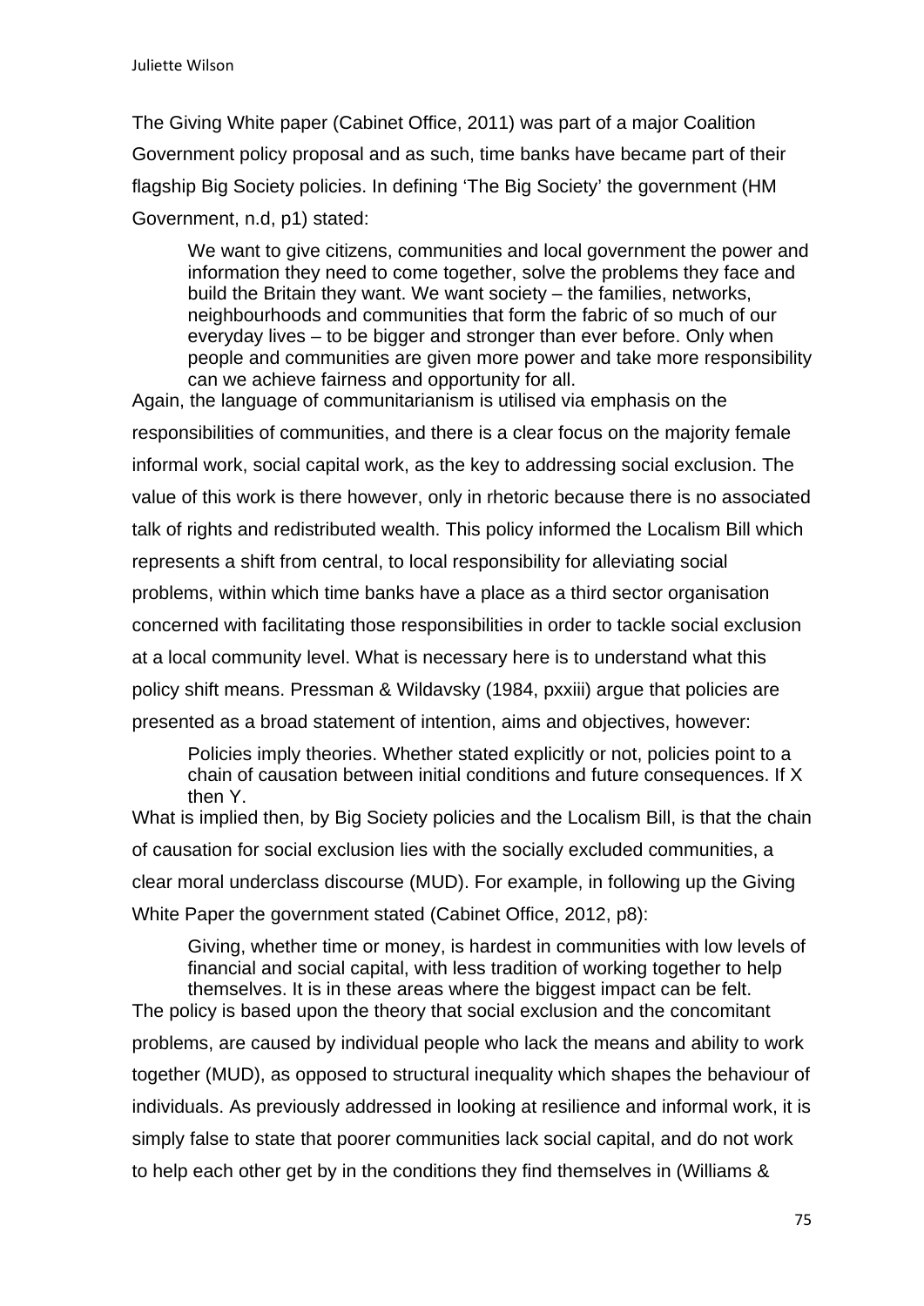The Giving White paper (Cabinet Office, 2011) was part of a major Coalition Government policy proposal and as such, time banks have became part of their flagship Big Society policies. In defining 'The Big Society' the government (HM Government, n.d, p1) stated:

> We want to give citizens, communities and local government the power and information they need to come together, solve the problems they face and build the Britain they want. We want society – the families, networks, neighbourhoods and communities that form the fabric of so much of our everyday lives – to be bigger and stronger than ever before. Only when people and communities are given more power and take more responsibility can we achieve fairness and opportunity for all.

Again, the language of communitarianism is utilised via emphasis on the responsibilities of communities, and there is a clear focus on the majority female informal work, social capital work, as the key to addressing social exclusion. The value of this work is there however, only in rhetoric because there is no associated talk of rights and redistributed wealth. This policy informed the Localism Bill which represents a shift from central, to local responsibility for alleviating social problems, within which time banks have a place as a third sector organisation concerned with facilitating those responsibilities in order to tackle social exclusion at a local community level. What is necessary here is to understand what this policy shift means. Pressman & Wildavsky (1984, pxxiii) argue that policies are presented as a broad statement of intention, aims and objectives, however:

> Policies imply theories. Whether stated explicitly or not, policies point to a chain of causation between initial conditions and future consequences. If X then Y.

What is implied then, by Big Society policies and the Localism Bill, is that the chain of causation for social exclusion lies with the socially excluded communities, a clear moral underclass discourse (MUD). For example, in following up the Giving White Paper the government stated (Cabinet Office, 2012, p8):

> Giving, whether time or money, is hardest in communities with low levels of financial and social capital, with less tradition of working together to help themselves. It is in these areas where the biggest impact can be felt.

The policy is based upon the theory that social exclusion and the concomitant problems, are caused by individual people who lack the means and ability to work together (MUD), as opposed to structural inequality which shapes the behaviour of individuals. As previously addressed in looking at resilience and informal work, it is simply false to state that poorer communities lack social capital, and do not work to help each other get by in the conditions they find themselves in (Williams &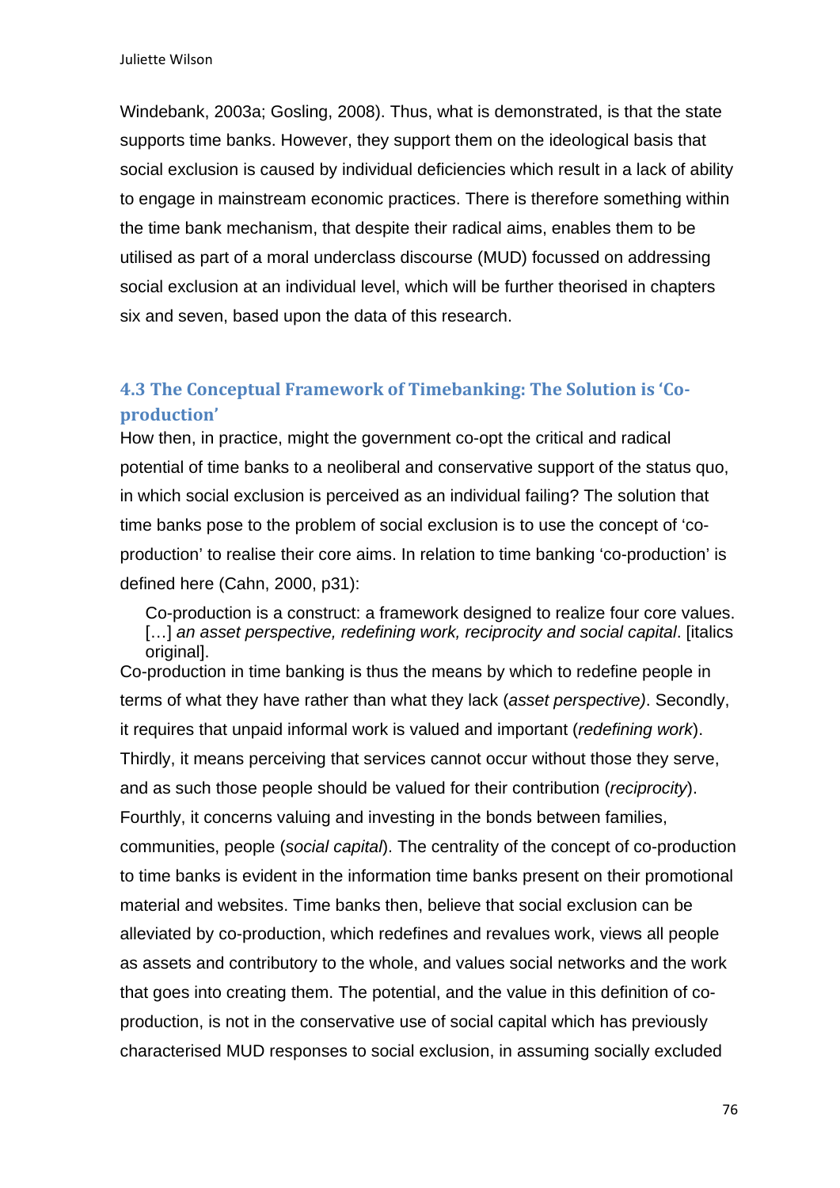Windebank, 2003a; Gosling, 2008). Thus, what is demonstrated, is that the state supports time banks. However, they support them on the ideological basis that social exclusion is caused by individual deficiencies which result in a lack of ability to engage in mainstream economic practices. There is therefore something within the time bank mechanism, that despite their radical aims, enables them to be utilised as part of a moral underclass discourse (MUD) focussed on addressing social exclusion at an individual level, which will be further theorised in chapters six and seven, based upon the data of this research.

## 4.3 The Conceptual Framework of Timebanking: The Solution is 'Co-production'

How then, in practice, might the government co-opt the critical and radical potential of time banks to a neoliberal and conservative support of the status quo, in which social exclusion is perceived as an individual failing? The solution that time banks pose to the problem of social exclusion is to use the concept of 'co-production' to realise their core aims. In relation to time banking 'co-production' is defined here (Cahn, 2000, p31):

> Co-production is a construct: a framework designed to realize four core values. […] *an asset perspective, redefining work, reciprocity and social capital*. [italics original].

Co-production in time banking is thus the means by which to redefine people in terms of what they have rather than what they lack (*asset perspective)*. Secondly, it requires that unpaid informal work is valued and important (*redefining work*). Thirdly, it means perceiving that services cannot occur without those they serve, and as such those people should be valued for their contribution (*reciprocity*). Fourthly, it concerns valuing and investing in the bonds between families, communities, people (*social capital*). The centrality of the concept of co-production to time banks is evident in the information time banks present on their promotional material and websites. Time banks then, believe that social exclusion can be alleviated by co-production, which redefines and revalues work, views all people as assets and contributory to the whole, and values social networks and the work that goes into creating them. The potential, and the value in this definition of co-production, is not in the conservative use of social capital which has previously characterised MUD responses to social exclusion, in assuming socially excluded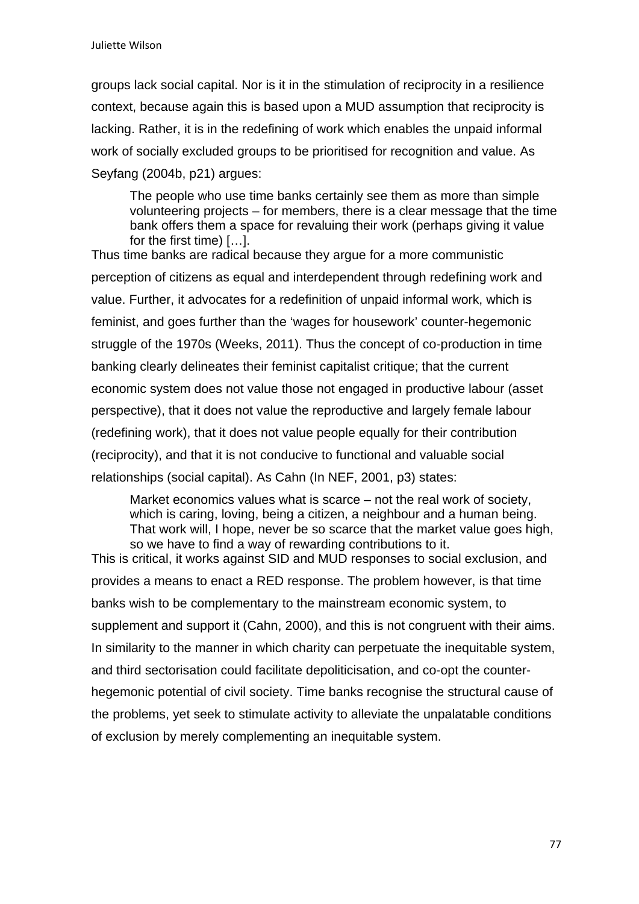groups lack social capital. Nor is it in the stimulation of reciprocity in a resilience context, because again this is based upon a MUD assumption that reciprocity is lacking. Rather, it is in the redefining of work which enables the unpaid informal work of socially excluded groups to be prioritised for recognition and value. As Seyfang (2004b, p21) argues:

> The people who use time banks certainly see them as more than simple volunteering projects – for members, there is a clear message that the time bank offers them a space for revaluing their work (perhaps giving it value for the first time) […].

Thus time banks are radical because they argue for a more communistic perception of citizens as equal and interdependent through redefining work and value. Further, it advocates for a redefinition of unpaid informal work, which is feminist, and goes further than the 'wages for housework' counter-hegemonic struggle of the 1970s (Weeks, 2011). Thus the concept of co-production in time banking clearly delineates their feminist capitalist critique; that the current economic system does not value those not engaged in productive labour (asset perspective), that it does not value the reproductive and largely female labour (redefining work), that it does not value people equally for their contribution (reciprocity), and that it is not conducive to functional and valuable social relationships (social capital). As Cahn (In NEF, 2001, p3) states:

> Market economics values what is scarce – not the real work of society, which is caring, loving, being a citizen, a neighbour and a human being. That work will, I hope, never be so scarce that the market value goes high, so we have to find a way of rewarding contributions to it.

This is critical, it works against SID and MUD responses to social exclusion, and provides a means to enact a RED response. The problem however, is that time banks wish to be complementary to the mainstream economic system, to supplement and support it (Cahn, 2000), and this is not congruent with their aims. In similarity to the manner in which charity can perpetuate the inequitable system, and third sectorisation could facilitate depoliticisation, and co-opt the counter-hegemonic potential of civil society. Time banks recognise the structural cause of the problems, yet seek to stimulate activity to alleviate the unpalatable conditions of exclusion by merely complementing an inequitable system.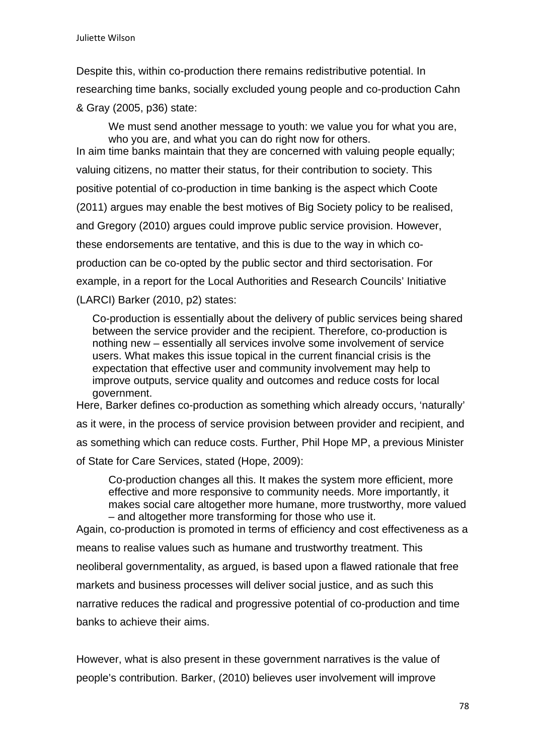Despite this, within co-production there remains redistributive potential. In researching time banks, socially excluded young people and co-production Cahn & Gray (2005, p36) state:

> We must send another message to youth: we value you for what you are, who you are, and what you can do right now for others.

In aim time banks maintain that they are concerned with valuing people equally; valuing citizens, no matter their status, for their contribution to society. This positive potential of co-production in time banking is the aspect which Coote (2011) argues may enable the best motives of Big Society policy to be realised, and Gregory (2010) argues could improve public service provision. However, these endorsements are tentative, and this is due to the way in which co-production can be co-opted by the public sector and third sectorisation. For example, in a report for the Local Authorities and Research Councils' Initiative (LARCI) Barker (2010, p2) states:

> Co-production is essentially about the delivery of public services being shared between the service provider and the recipient. Therefore, co-production is nothing new – essentially all services involve some involvement of service users. What makes this issue topical in the current financial crisis is the expectation that effective user and community involvement may help to improve outputs, service quality and outcomes and reduce costs for local government.

Here, Barker defines co-production as something which already occurs, 'naturally' as it were, in the process of service provision between provider and recipient, and as something which can reduce costs. Further, Phil Hope MP, a previous Minister of State for Care Services, stated (Hope, 2009):

> Co-production changes all this. It makes the system more efficient, more effective and more responsive to community needs. More importantly, it makes social care altogether more humane, more trustworthy, more valued – and altogether more transforming for those who use it.

Again, co-production is promoted in terms of efficiency and cost effectiveness as a means to realise values such as humane and trustworthy treatment. This neoliberal governmentality, as argued, is based upon a flawed rationale that free markets and business processes will deliver social justice, and as such this narrative reduces the radical and progressive potential of co-production and time banks to achieve their aims.

However, what is also present in these government narratives is the value of people's contribution. Barker, (2010) believes user involvement will improve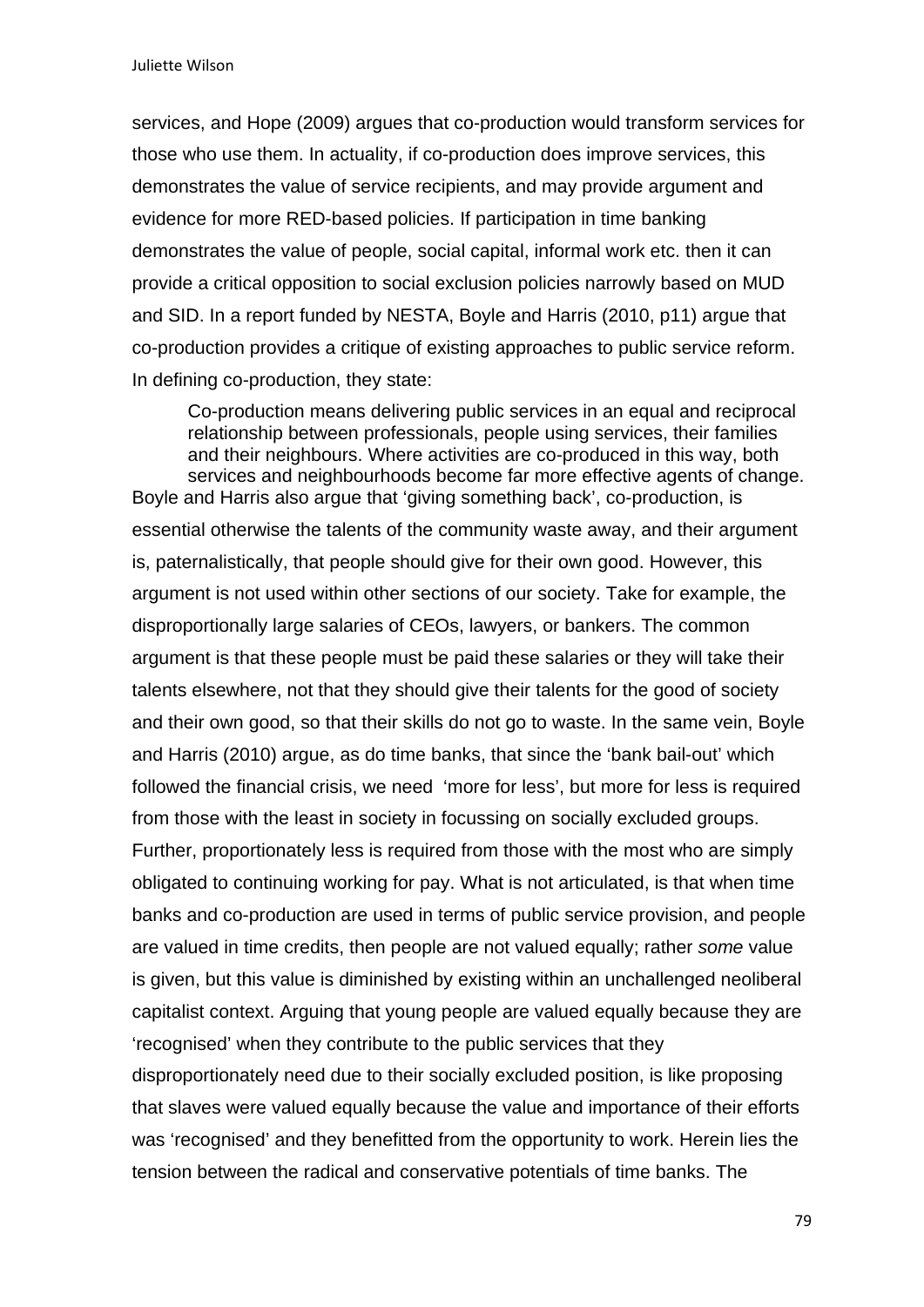services, and Hope (2009) argues that co-production would transform services for those who use them. In actuality, if co-production does improve services, this demonstrates the value of service recipients, and may provide argument and evidence for more RED-based policies. If participation in time banking demonstrates the value of people, social capital, informal work etc. then it can provide a critical opposition to social exclusion policies narrowly based on MUD and SID. In a report funded by NESTA, Boyle and Harris (2010, p11) argue that co-production provides a critique of existing approaches to public service reform. In defining co-production, they state:

> Co-production means delivering public services in an equal and reciprocal relationship between professionals, people using services, their families and their neighbours. Where activities are co-produced in this way, both services and neighbourhoods become far more effective agents of change.

Boyle and Harris also argue that 'giving something back', co-production, is essential otherwise the talents of the community waste away, and their argument is, paternalistically, that people should give for their own good. However, this argument is not used within other sections of our society. Take for example, the disproportionally large salaries of CEOs, lawyers, or bankers. The common argument is that these people must be paid these salaries or they will take their talents elsewhere, not that they should give their talents for the good of society and their own good, so that their skills do not go to waste. In the same vein, Boyle and Harris (2010) argue, as do time banks, that since the 'bank bail-out' which followed the financial crisis, we need 'more for less', but more for less is required from those with the least in society in focussing on socially excluded groups. Further, proportionately less is required from those with the most who are simply obligated to continuing working for pay. What is not articulated, is that when time banks and co-production are used in terms of public service provision, and people are valued in time credits, then people are not valued equally; rather *some* value is given, but this value is diminished by existing within an unchallenged neoliberal capitalist context. Arguing that young people are valued equally because they are 'recognised' when they contribute to the public services that they disproportionately need due to their socially excluded position, is like proposing that slaves were valued equally because the value and importance of their efforts was 'recognised' and they benefitted from the opportunity to work. Herein lies the tension between the radical and conservative potentials of time banks. The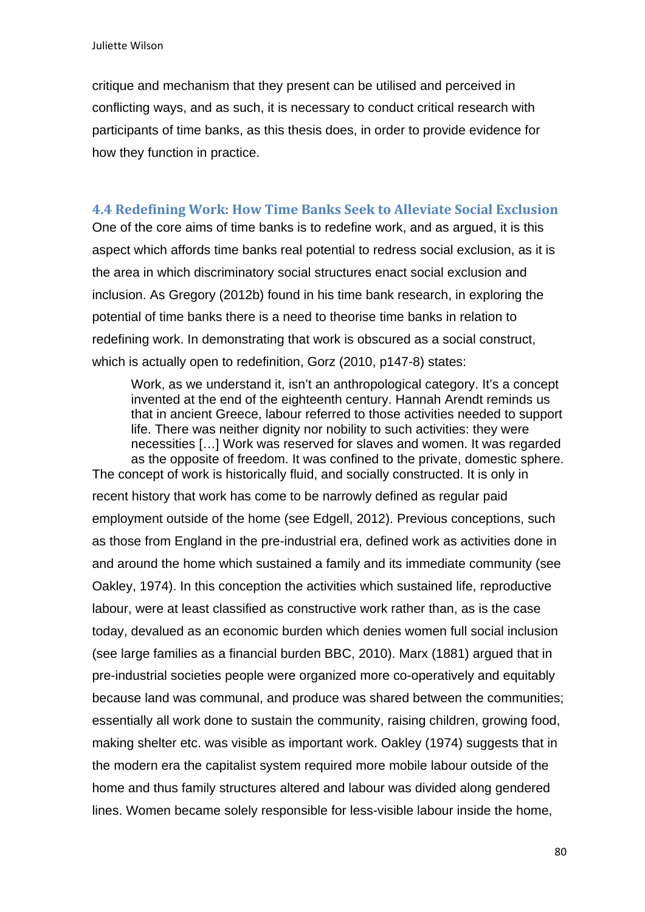critique and mechanism that they present can be utilised and perceived in conflicting ways, and as such, it is necessary to conduct critical research with participants of time banks, as this thesis does, in order to provide evidence for how they function in practice.

### 4.4 Redefining Work: How Time Banks Seek to Alleviate Social Exclusion

One of the core aims of time banks is to redefine work, and as argued, it is this aspect which affords time banks real potential to redress social exclusion, as it is the area in which discriminatory social structures enact social exclusion and inclusion. As Gregory (2012b) found in his time bank research, in exploring the potential of time banks there is a need to theorise time banks in relation to redefining work. In demonstrating that work is obscured as a social construct, which is actually open to redefinition, Gorz (2010, p147-8) states:

> Work, as we understand it, isn't an anthropological category. It's a concept invented at the end of the eighteenth century. Hannah Arendt reminds us that in ancient Greece, labour referred to those activities needed to support life. There was neither dignity nor nobility to such activities: they were necessities […] Work was reserved for slaves and women. It was regarded as the opposite of freedom. It was confined to the private, domestic sphere.

The concept of work is historically fluid, and socially constructed. It is only in recent history that work has come to be narrowly defined as regular paid employment outside of the home (see Edgell, 2012). Previous conceptions, such as those from England in the pre-industrial era, defined work as activities done in and around the home which sustained a family and its immediate community (see Oakley, 1974). In this conception the activities which sustained life, reproductive labour, were at least classified as constructive work rather than, as is the case today, devalued as an economic burden which denies women full social inclusion (see large families as a financial burden BBC, 2010). Marx (1881) argued that in pre-industrial societies people were organized more co-operatively and equitably because land was communal, and produce was shared between the communities; essentially all work done to sustain the community, raising children, growing food, making shelter etc. was visible as important work. Oakley (1974) suggests that in the modern era the capitalist system required more mobile labour outside of the home and thus family structures altered and labour was divided along gendered lines. Women became solely responsible for less-visible labour inside the home,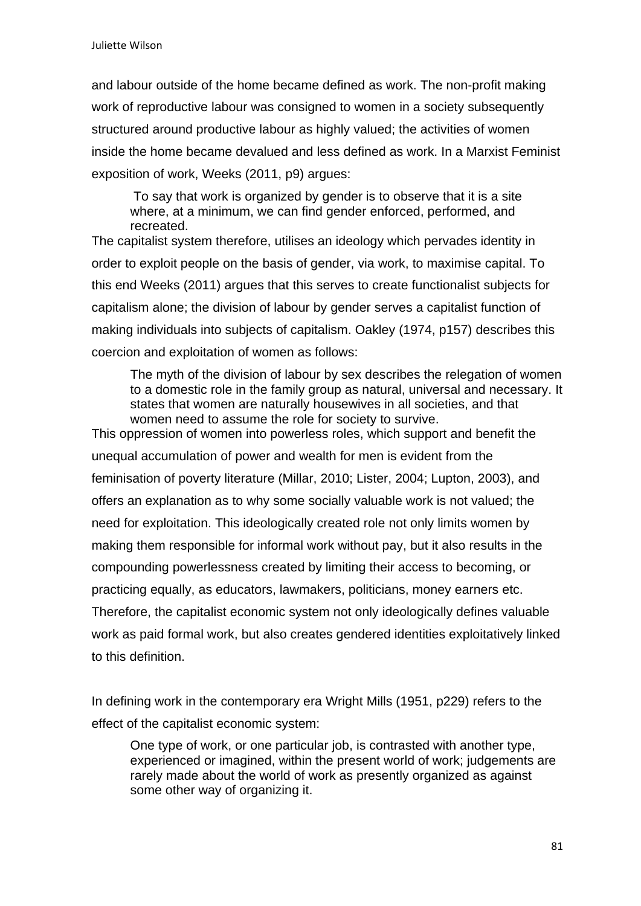and labour outside of the home became defined as work. The non-profit making work of reproductive labour was consigned to women in a society subsequently structured around productive labour as highly valued; the activities of women inside the home became devalued and less defined as work. In a Marxist Feminist exposition of work, Weeks (2011, p9) argues:

> To say that work is organized by gender is to observe that it is a site where, at a minimum, we can find gender enforced, performed, and recreated.

The capitalist system therefore, utilises an ideology which pervades identity in order to exploit people on the basis of gender, via work, to maximise capital. To this end Weeks (2011) argues that this serves to create functionalist subjects for capitalism alone; the division of labour by gender serves a capitalist function of making individuals into subjects of capitalism. Oakley (1974, p157) describes this coercion and exploitation of women as follows:

> The myth of the division of labour by sex describes the relegation of women to a domestic role in the family group as natural, universal and necessary. It states that women are naturally housewives in all societies, and that women need to assume the role for society to survive.

This oppression of women into powerless roles, which support and benefit the unequal accumulation of power and wealth for men is evident from the feminisation of poverty literature (Millar, 2010; Lister, 2004; Lupton, 2003), and offers an explanation as to why some socially valuable work is not valued; the need for exploitation. This ideologically created role not only limits women by making them responsible for informal work without pay, but it also results in the compounding powerlessness created by limiting their access to becoming, or practicing equally, as educators, lawmakers, politicians, money earners etc. Therefore, the capitalist economic system not only ideologically defines valuable work as paid formal work, but also creates gendered identities exploitatively linked to this definition.

In defining work in the contemporary era Wright Mills (1951, p229) refers to the effect of the capitalist economic system:

> One type of work, or one particular job, is contrasted with another type, experienced or imagined, within the present world of work; judgements are rarely made about the world of work as presently organized as against some other way of organizing it.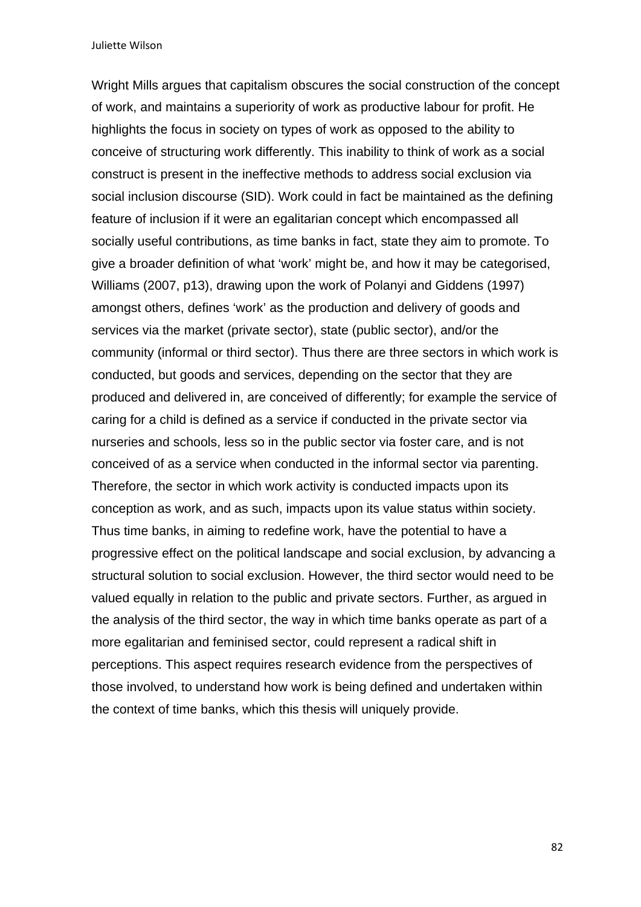Wright Mills argues that capitalism obscures the social construction of the concept of work, and maintains a superiority of work as productive labour for profit. He highlights the focus in society on types of work as opposed to the ability to conceive of structuring work differently. This inability to think of work as a social construct is present in the ineffective methods to address social exclusion via social inclusion discourse (SID). Work could in fact be maintained as the defining feature of inclusion if it were an egalitarian concept which encompassed all socially useful contributions, as time banks in fact, state they aim to promote. To give a broader definition of what 'work' might be, and how it may be categorised, Williams (2007, p13), drawing upon the work of Polanyi and Giddens (1997) amongst others, defines 'work' as the production and delivery of goods and services via the market (private sector), state (public sector), and/or the community (informal or third sector). Thus there are three sectors in which work is conducted, but goods and services, depending on the sector that they are produced and delivered in, are conceived of differently; for example the service of caring for a child is defined as a service if conducted in the private sector via nurseries and schools, less so in the public sector via foster care, and is not conceived of as a service when conducted in the informal sector via parenting. Therefore, the sector in which work activity is conducted impacts upon its conception as work, and as such, impacts upon its value status within society. Thus time banks, in aiming to redefine work, have the potential to have a progressive effect on the political landscape and social exclusion, by advancing a structural solution to social exclusion. However, the third sector would need to be valued equally in relation to the public and private sectors. Further, as argued in the analysis of the third sector, the way in which time banks operate as part of a more egalitarian and feminised sector, could represent a radical shift in perceptions. This aspect requires research evidence from the perspectives of those involved, to understand how work is being defined and undertaken within the context of time banks, which this thesis will uniquely provide.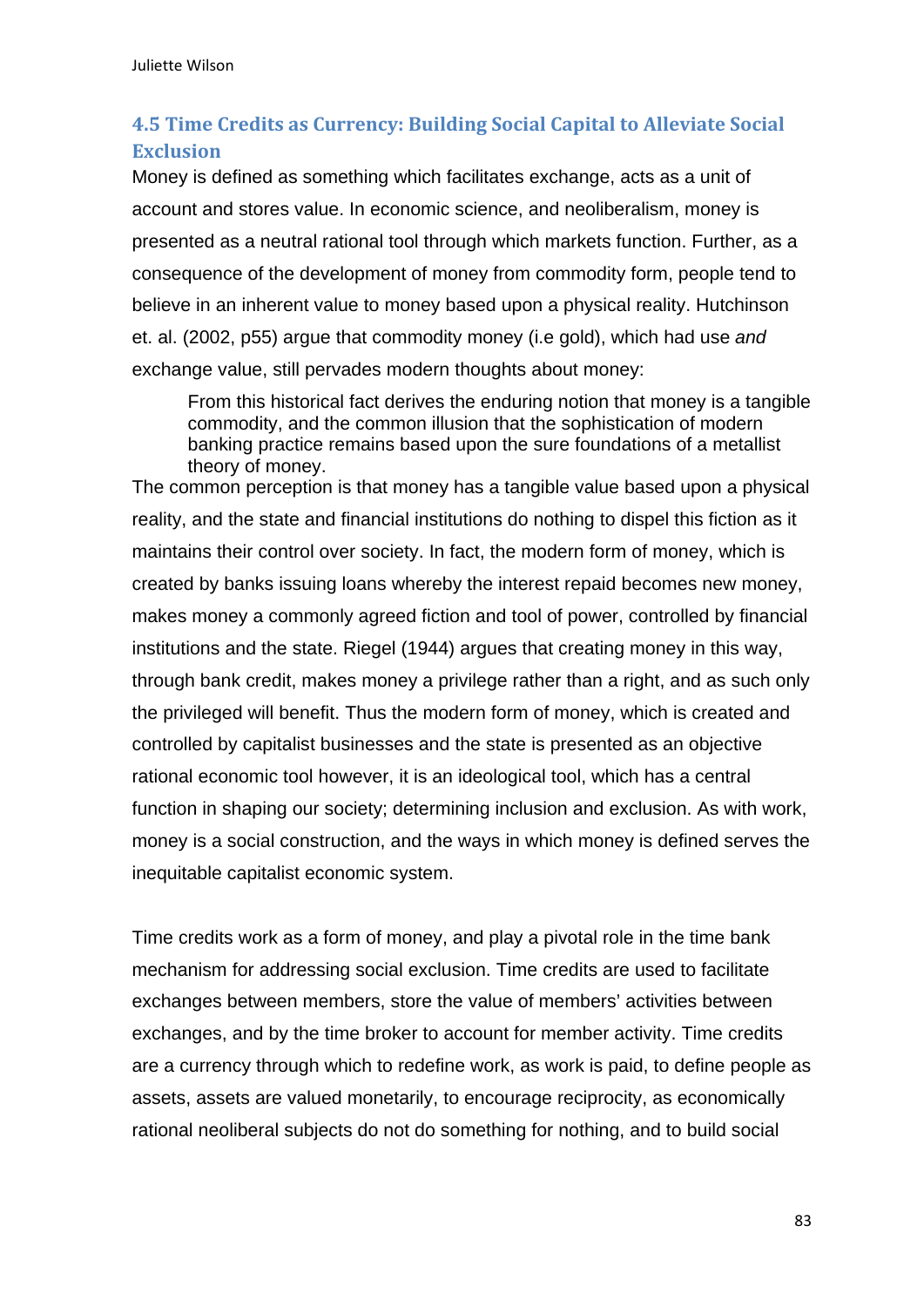### 4.5 Time Credits as Currency: Building Social Capital to Alleviate Social Exclusion

Money is defined as something which facilitates exchange, acts as a unit of account and stores value. In economic science, and neoliberalism, money is presented as a neutral rational tool through which markets function. Further, as a consequence of the development of money from commodity form, people tend to believe in an inherent value to money based upon a physical reality. Hutchinson et. al. (2002, p55) argue that commodity money (i.e gold), which had use *and* exchange value, still pervades modern thoughts about money:

> From this historical fact derives the enduring notion that money is a tangible commodity, and the common illusion that the sophistication of modern banking practice remains based upon the sure foundations of a metallist theory of money.

The common perception is that money has a tangible value based upon a physical reality, and the state and financial institutions do nothing to dispel this fiction as it maintains their control over society. In fact, the modern form of money, which is created by banks issuing loans whereby the interest repaid becomes new money, makes money a commonly agreed fiction and tool of power, controlled by financial institutions and the state. Riegel (1944) argues that creating money in this way, through bank credit, makes money a privilege rather than a right, and as such only the privileged will benefit. Thus the modern form of money, which is created and controlled by capitalist businesses and the state is presented as an objective rational economic tool however, it is an ideological tool, which has a central function in shaping our society; determining inclusion and exclusion. As with work, money is a social construction, and the ways in which money is defined serves the inequitable capitalist economic system.

Time credits work as a form of money, and play a pivotal role in the time bank mechanism for addressing social exclusion. Time credits are used to facilitate exchanges between members, store the value of members' activities between exchanges, and by the time broker to account for member activity. Time credits are a currency through which to redefine work, as work is paid, to define people as assets, assets are valued monetarily, to encourage reciprocity, as economically rational neoliberal subjects do not do something for nothing, and to build social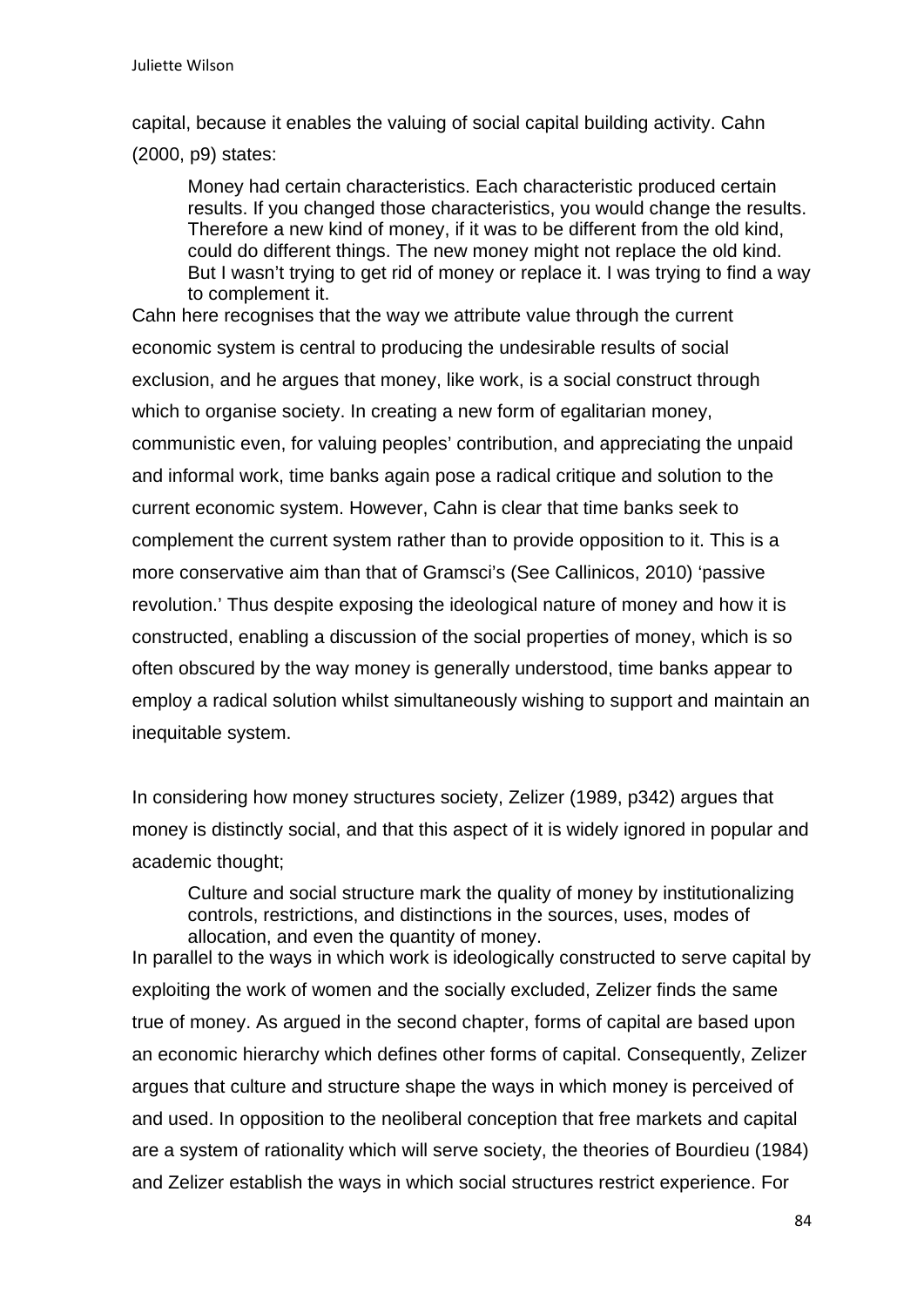capital, because it enables the valuing of social capital building activity. Cahn (2000, p9) states:

> Money had certain characteristics. Each characteristic produced certain results. If you changed those characteristics, you would change the results. Therefore a new kind of money, if it was to be different from the old kind, could do different things. The new money might not replace the old kind. But I wasn't trying to get rid of money or replace it. I was trying to find a way to complement it.

Cahn here recognises that the way we attribute value through the current economic system is central to producing the undesirable results of social exclusion, and he argues that money, like work, is a social construct through which to organise society. In creating a new form of egalitarian money, communistic even, for valuing peoples' contribution, and appreciating the unpaid and informal work, time banks again pose a radical critique and solution to the current economic system. However, Cahn is clear that time banks seek to complement the current system rather than to provide opposition to it. This is a more conservative aim than that of Gramsci's (See Callinicos, 2010) 'passive revolution.' Thus despite exposing the ideological nature of money and how it is constructed, enabling a discussion of the social properties of money, which is so often obscured by the way money is generally understood, time banks appear to employ a radical solution whilst simultaneously wishing to support and maintain an inequitable system.

In considering how money structures society, Zelizer (1989, p342) argues that money is distinctly social, and that this aspect of it is widely ignored in popular and academic thought;

> Culture and social structure mark the quality of money by institutionalizing controls, restrictions, and distinctions in the sources, uses, modes of allocation, and even the quantity of money.

In parallel to the ways in which work is ideologically constructed to serve capital by exploiting the work of women and the socially excluded, Zelizer finds the same true of money. As argued in the second chapter, forms of capital are based upon an economic hierarchy which defines other forms of capital. Consequently, Zelizer argues that culture and structure shape the ways in which money is perceived of and used. In opposition to the neoliberal conception that free markets and capital are a system of rationality which will serve society, the theories of Bourdieu (1984) and Zelizer establish the ways in which social structures restrict experience. For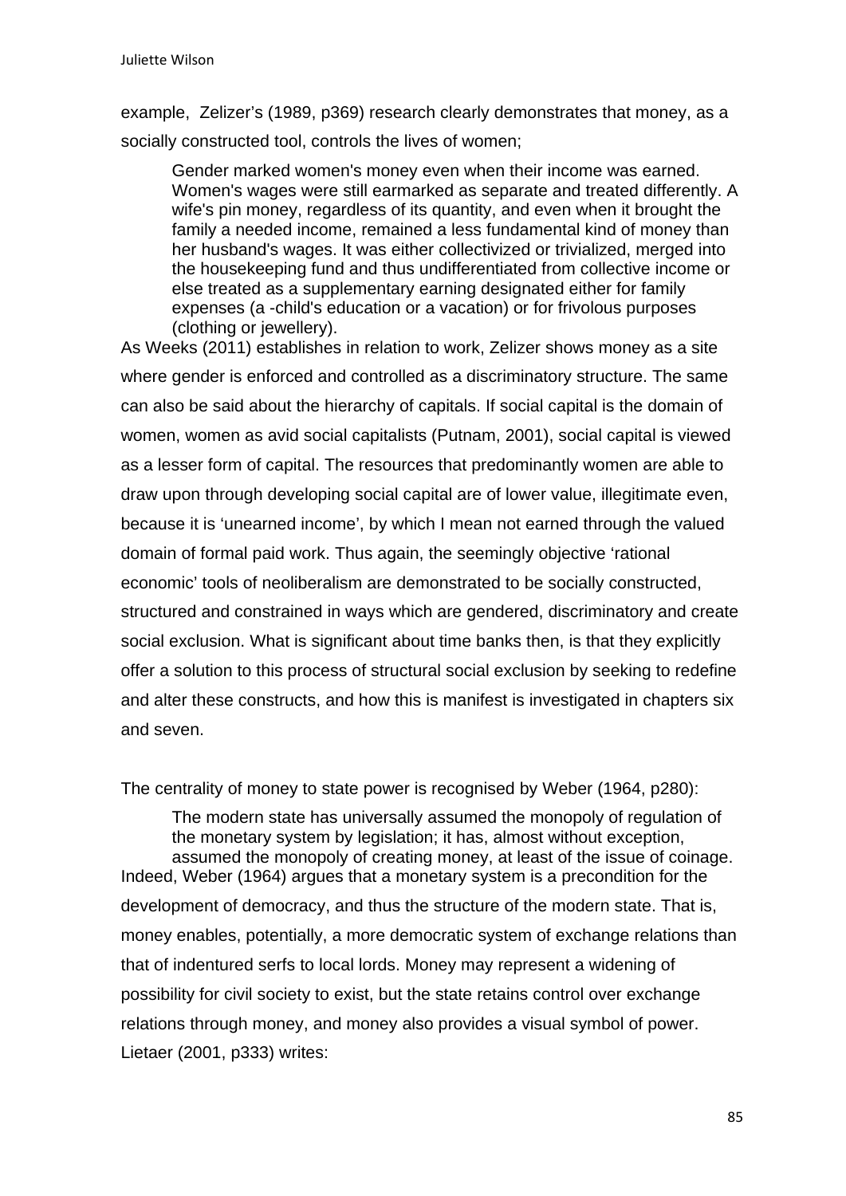example, Zelizer's (1989, p369) research clearly demonstrates that money, as a socially constructed tool, controls the lives of women;

> Gender marked women's money even when their income was earned. Women's wages were still earmarked as separate and treated differently. A wife's pin money, regardless of its quantity, and even when it brought the family a needed income, remained a less fundamental kind of money than her husband's wages. It was either collectivized or trivialized, merged into the housekeeping fund and thus undifferentiated from collective income or else treated as a supplementary earning designated either for family expenses (a -child's education or a vacation) or for frivolous purposes (clothing or jewellery).

As Weeks (2011) establishes in relation to work, Zelizer shows money as a site where gender is enforced and controlled as a discriminatory structure. The same can also be said about the hierarchy of capitals. If social capital is the domain of women, women as avid social capitalists (Putnam, 2001), social capital is viewed as a lesser form of capital. The resources that predominantly women are able to draw upon through developing social capital are of lower value, illegitimate even, because it is 'unearned income', by which I mean not earned through the valued domain of formal paid work. Thus again, the seemingly objective 'rational economic' tools of neoliberalism are demonstrated to be socially constructed, structured and constrained in ways which are gendered, discriminatory and create social exclusion. What is significant about time banks then, is that they explicitly offer a solution to this process of structural social exclusion by seeking to redefine and alter these constructs, and how this is manifest is investigated in chapters six and seven.

The centrality of money to state power is recognised by Weber (1964, p280):

> The modern state has universally assumed the monopoly of regulation of the monetary system by legislation; it has, almost without exception, assumed the monopoly of creating money, at least of the issue of coinage.

Indeed, Weber (1964) argues that a monetary system is a precondition for the development of democracy, and thus the structure of the modern state. That is, money enables, potentially, a more democratic system of exchange relations than that of indentured serfs to local lords. Money may represent a widening of possibility for civil society to exist, but the state retains control over exchange relations through money, and money also provides a visual symbol of power. Lietaer (2001, p333) writes: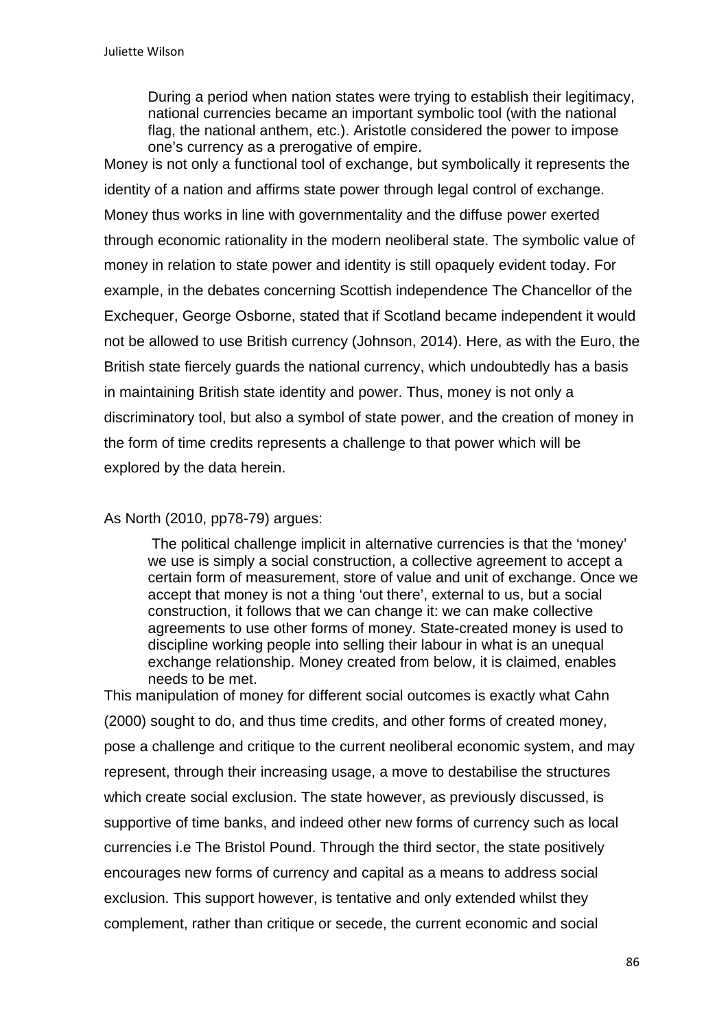> During a period when nation states were trying to establish their legitimacy, national currencies became an important symbolic tool (with the national flag, the national anthem, etc.). Aristotle considered the power to impose one's currency as a prerogative of empire.

Money is not only a functional tool of exchange, but symbolically it represents the identity of a nation and affirms state power through legal control of exchange. Money thus works in line with governmentality and the diffuse power exerted through economic rationality in the modern neoliberal state. The symbolic value of money in relation to state power and identity is still opaquely evident today. For example, in the debates concerning Scottish independence The Chancellor of the Exchequer, George Osborne, stated that if Scotland became independent it would not be allowed to use British currency (Johnson, 2014). Here, as with the Euro, the British state fiercely guards the national currency, which undoubtedly has a basis in maintaining British state identity and power. Thus, money is not only a discriminatory tool, but also a symbol of state power, and the creation of money in the form of time credits represents a challenge to that power which will be explored by the data herein.

As North (2010, pp78-79) argues:

> The political challenge implicit in alternative currencies is that the 'money' we use is simply a social construction, a collective agreement to accept a certain form of measurement, store of value and unit of exchange. Once we accept that money is not a thing 'out there', external to us, but a social construction, it follows that we can change it: we can make collective agreements to use other forms of money. State-created money is used to discipline working people into selling their labour in what is an unequal exchange relationship. Money created from below, it is claimed, enables needs to be met.

This manipulation of money for different social outcomes is exactly what Cahn (2000) sought to do, and thus time credits, and other forms of created money, pose a challenge and critique to the current neoliberal economic system, and may represent, through their increasing usage, a move to destabilise the structures which create social exclusion. The state however, as previously discussed, is supportive of time banks, and indeed other new forms of currency such as local currencies i.e The Bristol Pound. Through the third sector, the state positively encourages new forms of currency and capital as a means to address social exclusion. This support however, is tentative and only extended whilst they complement, rather than critique or secede, the current economic and social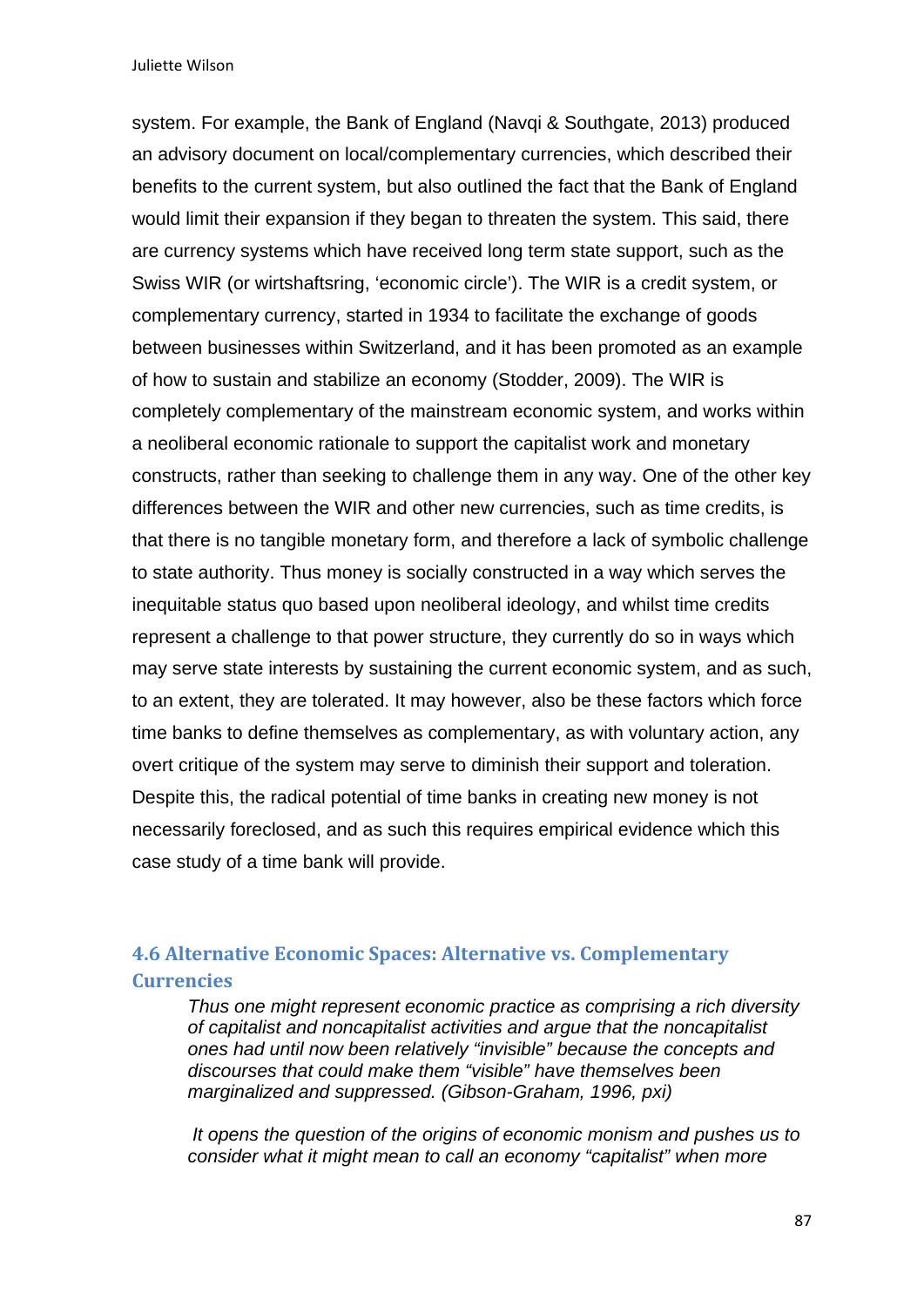system. For example, the Bank of England (Navqi & Southgate, 2013) produced an advisory document on local/complementary currencies, which described their benefits to the current system, but also outlined the fact that the Bank of England would limit their expansion if they began to threaten the system. This said, there are currency systems which have received long term state support, such as the Swiss WIR (or wirtshaftsring, 'economic circle'). The WIR is a credit system, or complementary currency, started in 1934 to facilitate the exchange of goods between businesses within Switzerland, and it has been promoted as an example of how to sustain and stabilize an economy (Stodder, 2009). The WIR is completely complementary of the mainstream economic system, and works within a neoliberal economic rationale to support the capitalist work and monetary constructs, rather than seeking to challenge them in any way. One of the other key differences between the WIR and other new currencies, such as time credits, is that there is no tangible monetary form, and therefore a lack of symbolic challenge to state authority. Thus money is socially constructed in a way which serves the inequitable status quo based upon neoliberal ideology, and whilst time credits represent a challenge to that power structure, they currently do so in ways which may serve state interests by sustaining the current economic system, and as such, to an extent, they are tolerated. It may however, also be these factors which force time banks to define themselves as complementary, as with voluntary action, any overt critique of the system may serve to diminish their support and toleration. Despite this, the radical potential of time banks in creating new money is not necessarily foreclosed, and as such this requires empirical evidence which this case study of a time bank will provide.

### 4.6 Alternative Economic Spaces: Alternative vs. Complementary Currencies

> *Thus one might represent economic practice as comprising a rich diversity of capitalist and noncapitalist activities and argue that the noncapitalist ones had until now been relatively "invisible" because the concepts and discourses that could make them "visible" have themselves been marginalized and suppressed. (Gibson-Graham, 1996, pxi)*

> *It opens the question of the origins of economic monism and pushes us to consider what it might mean to call an economy "capitalist" when more*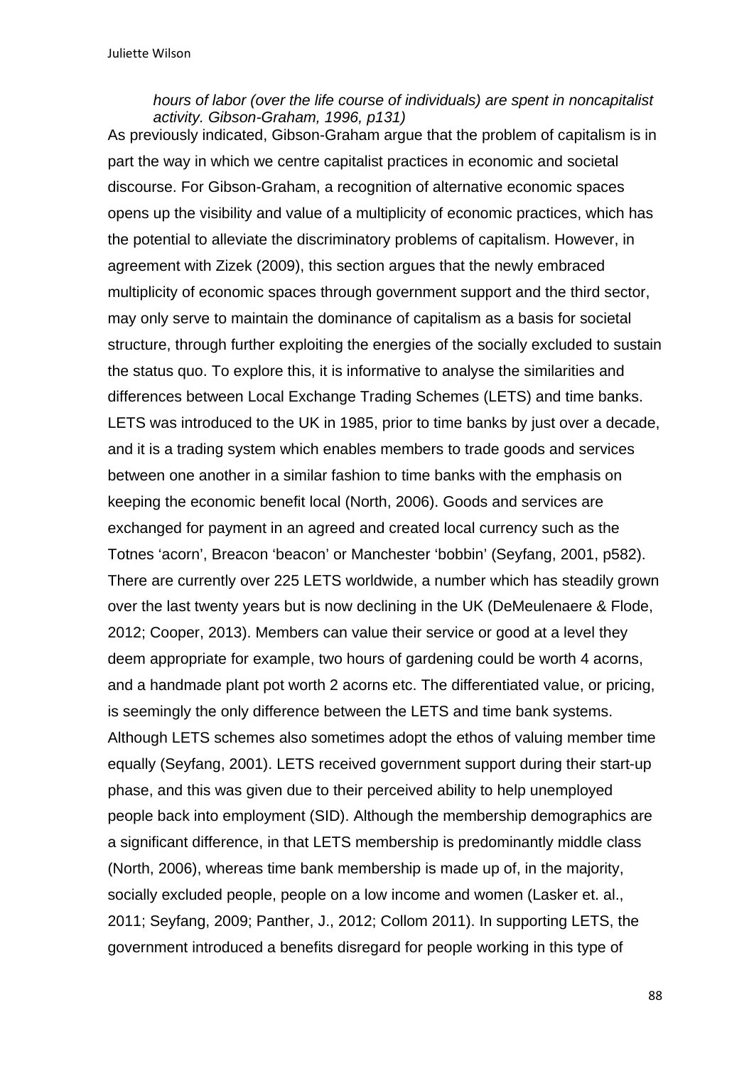*hours of labor (over the life course of individuals) are spent in noncapitalist activity. Gibson-Graham, 1996, p131)*

As previously indicated, Gibson-Graham argue that the problem of capitalism is in part the way in which we centre capitalist practices in economic and societal discourse. For Gibson-Graham, a recognition of alternative economic spaces opens up the visibility and value of a multiplicity of economic practices, which has the potential to alleviate the discriminatory problems of capitalism. However, in agreement with Zizek (2009), this section argues that the newly embraced multiplicity of economic spaces through government support and the third sector, may only serve to maintain the dominance of capitalism as a basis for societal structure, through further exploiting the energies of the socially excluded to sustain the status quo. To explore this, it is informative to analyse the similarities and differences between Local Exchange Trading Schemes (LETS) and time banks. LETS was introduced to the UK in 1985, prior to time banks by just over a decade, and it is a trading system which enables members to trade goods and services between one another in a similar fashion to time banks with the emphasis on keeping the economic benefit local (North, 2006). Goods and services are exchanged for payment in an agreed and created local currency such as the Totnes 'acorn', Breacon 'beacon' or Manchester 'bobbin' (Seyfang, 2001, p582). There are currently over 225 LETS worldwide, a number which has steadily grown over the last twenty years but is now declining in the UK (DeMeulenaere & Flode, 2012; Cooper, 2013). Members can value their service or good at a level they deem appropriate for example, two hours of gardening could be worth 4 acorns, and a handmade plant pot worth 2 acorns etc. The differentiated value, or pricing, is seemingly the only difference between the LETS and time bank systems. Although LETS schemes also sometimes adopt the ethos of valuing member time equally (Seyfang, 2001). LETS received government support during their start-up phase, and this was given due to their perceived ability to help unemployed people back into employment (SID). Although the membership demographics are a significant difference, in that LETS membership is predominantly middle class (North, 2006), whereas time bank membership is made up of, in the majority, socially excluded people, people on a low income and women (Lasker et. al., 2011; Seyfang, 2009; Panther, J., 2012; Collom 2011). In supporting LETS, the government introduced a benefits disregard for people working in this type of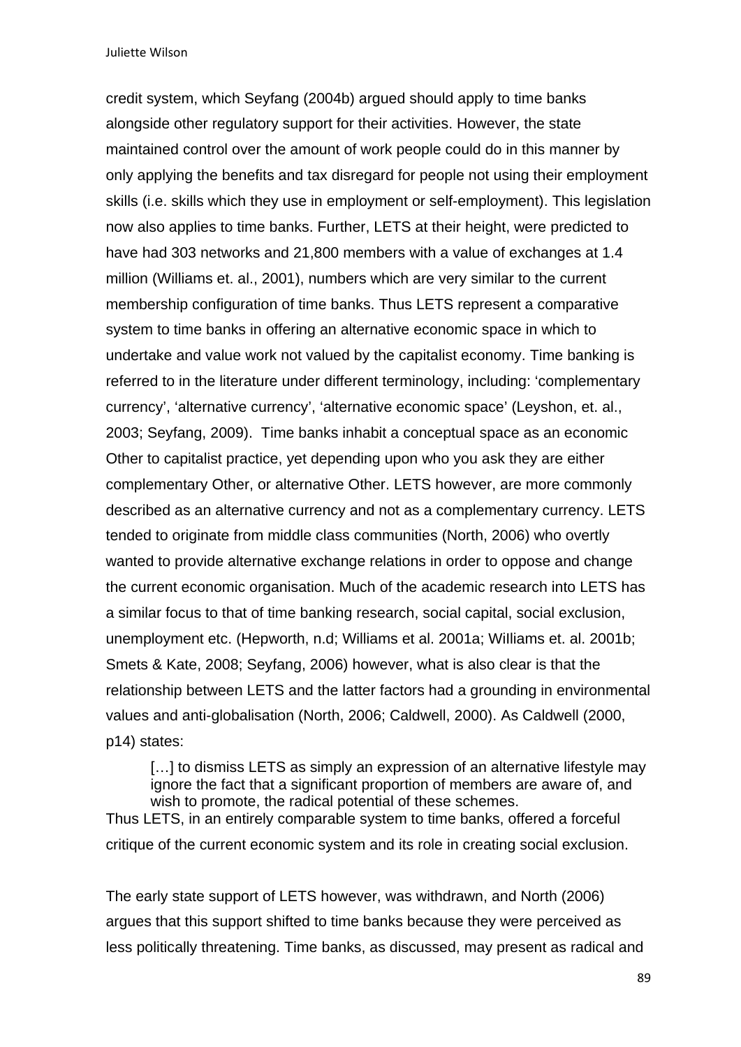credit system, which Seyfang (2004b) argued should apply to time banks alongside other regulatory support for their activities. However, the state maintained control over the amount of work people could do in this manner by only applying the benefits and tax disregard for people not using their employment skills (i.e. skills which they use in employment or self-employment). This legislation now also applies to time banks. Further, LETS at their height, were predicted to have had 303 networks and 21,800 members with a value of exchanges at 1.4 million (Williams et. al., 2001), numbers which are very similar to the current membership configuration of time banks. Thus LETS represent a comparative system to time banks in offering an alternative economic space in which to undertake and value work not valued by the capitalist economy. Time banking is referred to in the literature under different terminology, including: 'complementary currency', 'alternative currency', 'alternative economic space' (Leyshon, et. al., 2003; Seyfang, 2009). Time banks inhabit a conceptual space as an economic Other to capitalist practice, yet depending upon who you ask they are either complementary Other, or alternative Other. LETS however, are more commonly described as an alternative currency and not as a complementary currency. LETS tended to originate from middle class communities (North, 2006) who overtly wanted to provide alternative exchange relations in order to oppose and change the current economic organisation. Much of the academic research into LETS has a similar focus to that of time banking research, social capital, social exclusion, unemployment etc. (Hepworth, n.d; Williams et al. 2001a; Williams et. al. 2001b; Smets & Kate, 2008; Seyfang, 2006) however, what is also clear is that the relationship between LETS and the latter factors had a grounding in environmental values and anti-globalisation (North, 2006; Caldwell, 2000). As Caldwell (2000, p14) states:

> […] to dismiss LETS as simply an expression of an alternative lifestyle may ignore the fact that a significant proportion of members are aware of, and wish to promote, the radical potential of these schemes.

Thus LETS, in an entirely comparable system to time banks, offered a forceful critique of the current economic system and its role in creating social exclusion.

The early state support of LETS however, was withdrawn, and North (2006) argues that this support shifted to time banks because they were perceived as less politically threatening. Time banks, as discussed, may present as radical and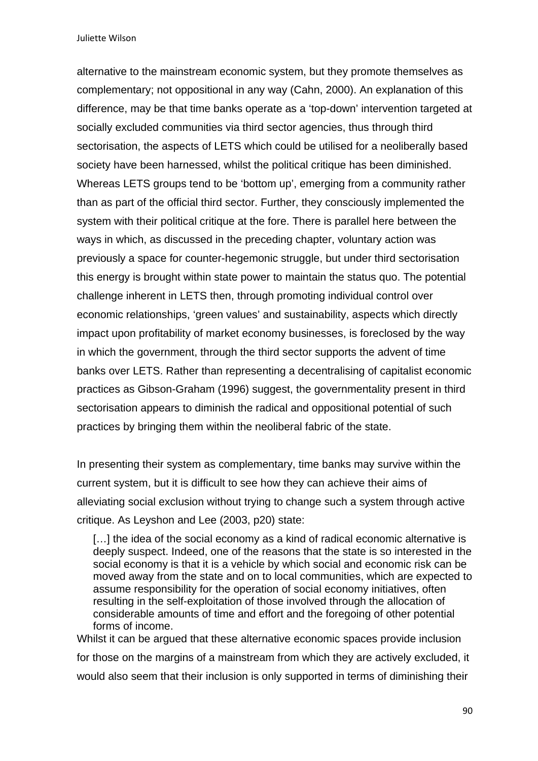alternative to the mainstream economic system, but they promote themselves as complementary; not oppositional in any way (Cahn, 2000). An explanation of this difference, may be that time banks operate as a 'top-down' intervention targeted at socially excluded communities via third sector agencies, thus through third sectorisation, the aspects of LETS which could be utilised for a neoliberally based society have been harnessed, whilst the political critique has been diminished. Whereas LETS groups tend to be 'bottom up', emerging from a community rather than as part of the official third sector. Further, they consciously implemented the system with their political critique at the fore. There is parallel here between the ways in which, as discussed in the preceding chapter, voluntary action was previously a space for counter-hegemonic struggle, but under third sectorisation this energy is brought within state power to maintain the status quo. The potential challenge inherent in LETS then, through promoting individual control over economic relationships, 'green values' and sustainability, aspects which directly impact upon profitability of market economy businesses, is foreclosed by the way in which the government, through the third sector supports the advent of time banks over LETS. Rather than representing a decentralising of capitalist economic practices as Gibson-Graham (1996) suggest, the governmentality present in third sectorisation appears to diminish the radical and oppositional potential of such practices by bringing them within the neoliberal fabric of the state.

In presenting their system as complementary, time banks may survive within the current system, but it is difficult to see how they can achieve their aims of alleviating social exclusion without trying to change such a system through active critique. As Leyshon and Lee (2003, p20) state:

> […] the idea of the social economy as a kind of radical economic alternative is deeply suspect. Indeed, one of the reasons that the state is so interested in the social economy is that it is a vehicle by which social and economic risk can be moved away from the state and on to local communities, which are expected to assume responsibility for the operation of social economy initiatives, often resulting in the self-exploitation of those involved through the allocation of considerable amounts of time and effort and the foregoing of other potential forms of income.

Whilst it can be argued that these alternative economic spaces provide inclusion for those on the margins of a mainstream from which they are actively excluded, it would also seem that their inclusion is only supported in terms of diminishing their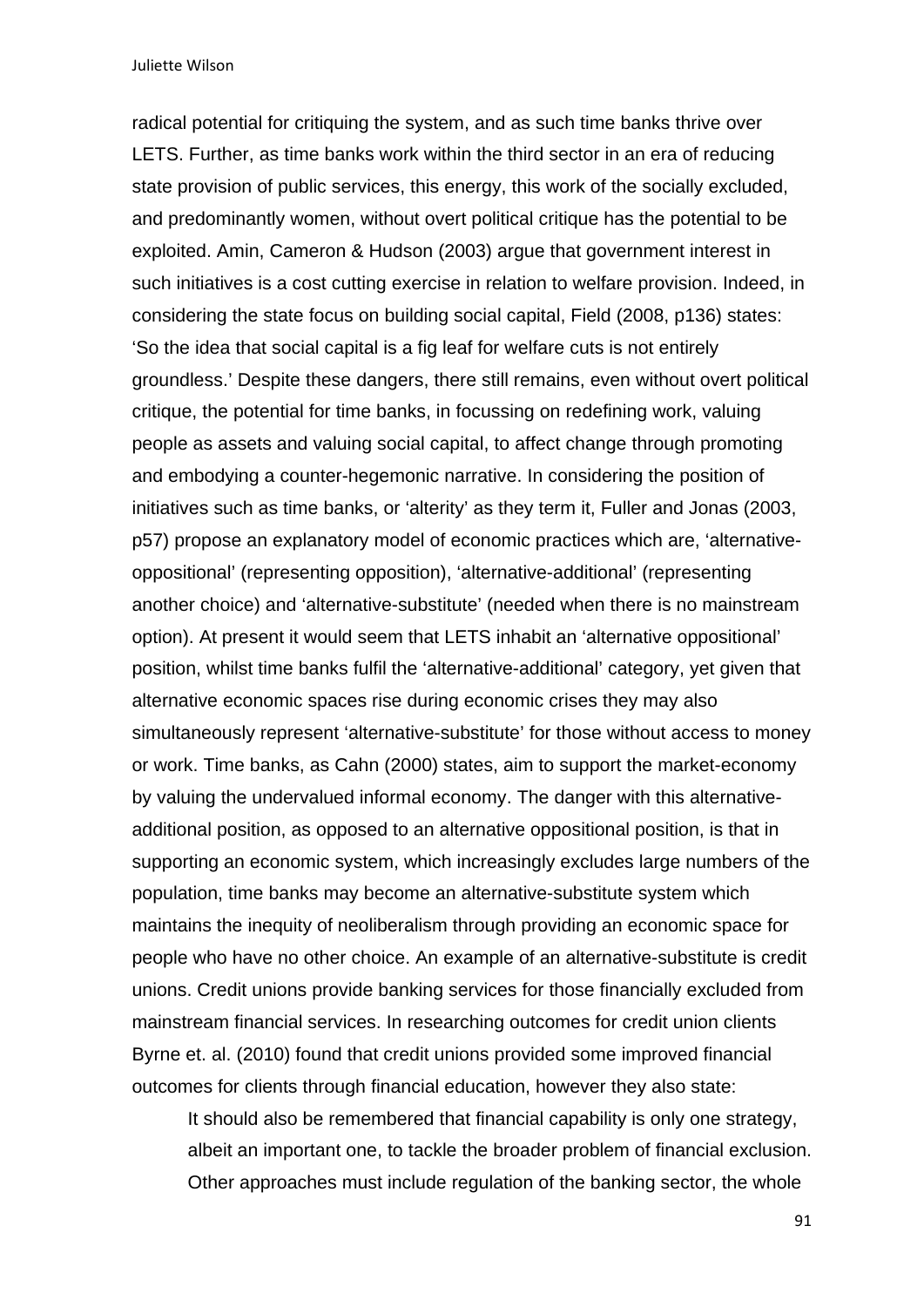radical potential for critiquing the system, and as such time banks thrive over LETS. Further, as time banks work within the third sector in an era of reducing state provision of public services, this energy, this work of the socially excluded, and predominantly women, without overt political critique has the potential to be exploited. Amin, Cameron & Hudson (2003) argue that government interest in such initiatives is a cost cutting exercise in relation to welfare provision. Indeed, in considering the state focus on building social capital, Field (2008, p136) states: 'So the idea that social capital is a fig leaf for welfare cuts is not entirely groundless.' Despite these dangers, there still remains, even without overt political critique, the potential for time banks, in focussing on redefining work, valuing people as assets and valuing social capital, to affect change through promoting and embodying a counter-hegemonic narrative. In considering the position of initiatives such as time banks, or 'alterity' as they term it, Fuller and Jonas (2003, p57) propose an explanatory model of economic practices which are, 'alternative-oppositional' (representing opposition), 'alternative-additional' (representing another choice) and 'alternative-substitute' (needed when there is no mainstream option). At present it would seem that LETS inhabit an 'alternative oppositional' position, whilst time banks fulfil the 'alternative-additional' category, yet given that alternative economic spaces rise during economic crises they may also simultaneously represent 'alternative-substitute' for those without access to money or work. Time banks, as Cahn (2000) states, aim to support the market-economy by valuing the undervalued informal economy. The danger with this alternative-additional position, as opposed to an alternative oppositional position, is that in supporting an economic system, which increasingly excludes large numbers of the population, time banks may become an alternative-substitute system which maintains the inequity of neoliberalism through providing an economic space for people who have no other choice. An example of an alternative-substitute is credit unions. Credit unions provide banking services for those financially excluded from mainstream financial services. In researching outcomes for credit union clients Byrne et. al. (2010) found that credit unions provided some improved financial outcomes for clients through financial education, however they also state:

> It should also be remembered that financial capability is only one strategy, albeit an important one, to tackle the broader problem of financial exclusion. Other approaches must include regulation of the banking sector, the whole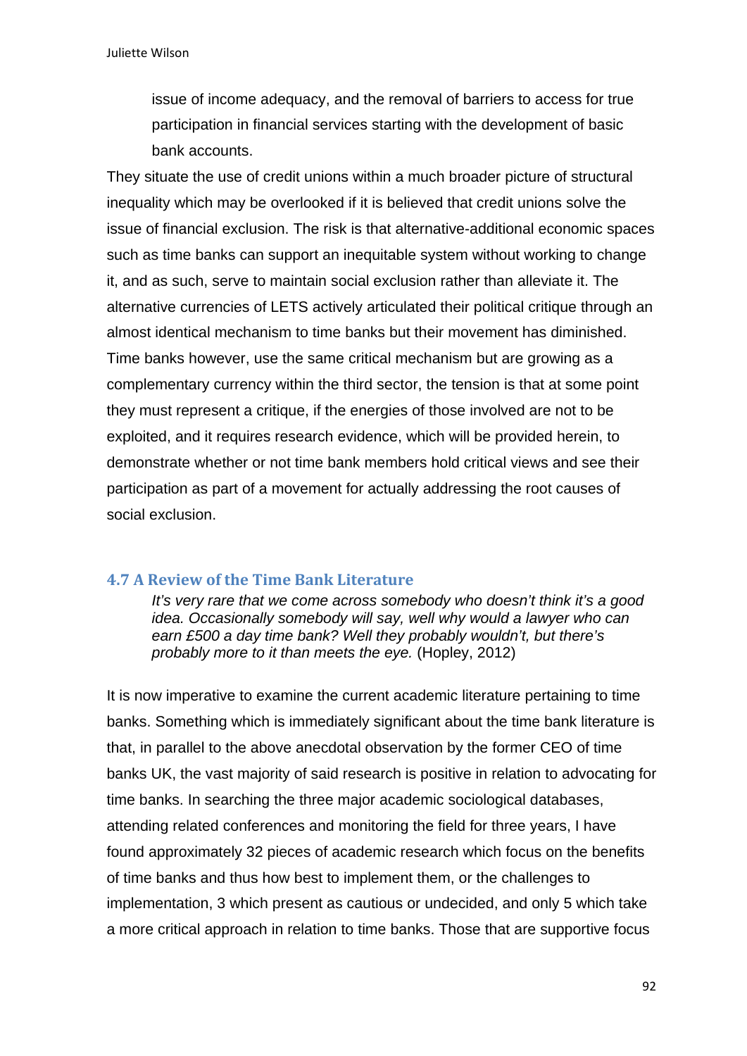> issue of income adequacy, and the removal of barriers to access for true participation in financial services starting with the development of basic bank accounts.

They situate the use of credit unions within a much broader picture of structural inequality which may be overlooked if it is believed that credit unions solve the issue of financial exclusion. The risk is that alternative-additional economic spaces such as time banks can support an inequitable system without working to change it, and as such, serve to maintain social exclusion rather than alleviate it. The alternative currencies of LETS actively articulated their political critique through an almost identical mechanism to time banks but their movement has diminished. Time banks however, use the same critical mechanism but are growing as a complementary currency within the third sector, the tension is that at some point they must represent a critique, if the energies of those involved are not to be exploited, and it requires research evidence, which will be provided herein, to demonstrate whether or not time bank members hold critical views and see their participation as part of a movement for actually addressing the root causes of social exclusion.

### 4.7 A Review of the Time Bank Literature

> *It's very rare that we come across somebody who doesn't think it's a good idea. Occasionally somebody will say, well why would a lawyer who can earn £500 a day time bank? Well they probably wouldn't, but there's probably more to it than meets the eye.* (Hopley, 2012)

It is now imperative to examine the current academic literature pertaining to time banks. Something which is immediately significant about the time bank literature is that, in parallel to the above anecdotal observation by the former CEO of time banks UK, the vast majority of said research is positive in relation to advocating for time banks. In searching the three major academic sociological databases, attending related conferences and monitoring the field for three years, I have found approximately 32 pieces of academic research which focus on the benefits of time banks and thus how best to implement them, or the challenges to implementation, 3 which present as cautious or undecided, and only 5 which take a more critical approach in relation to time banks. Those that are supportive focus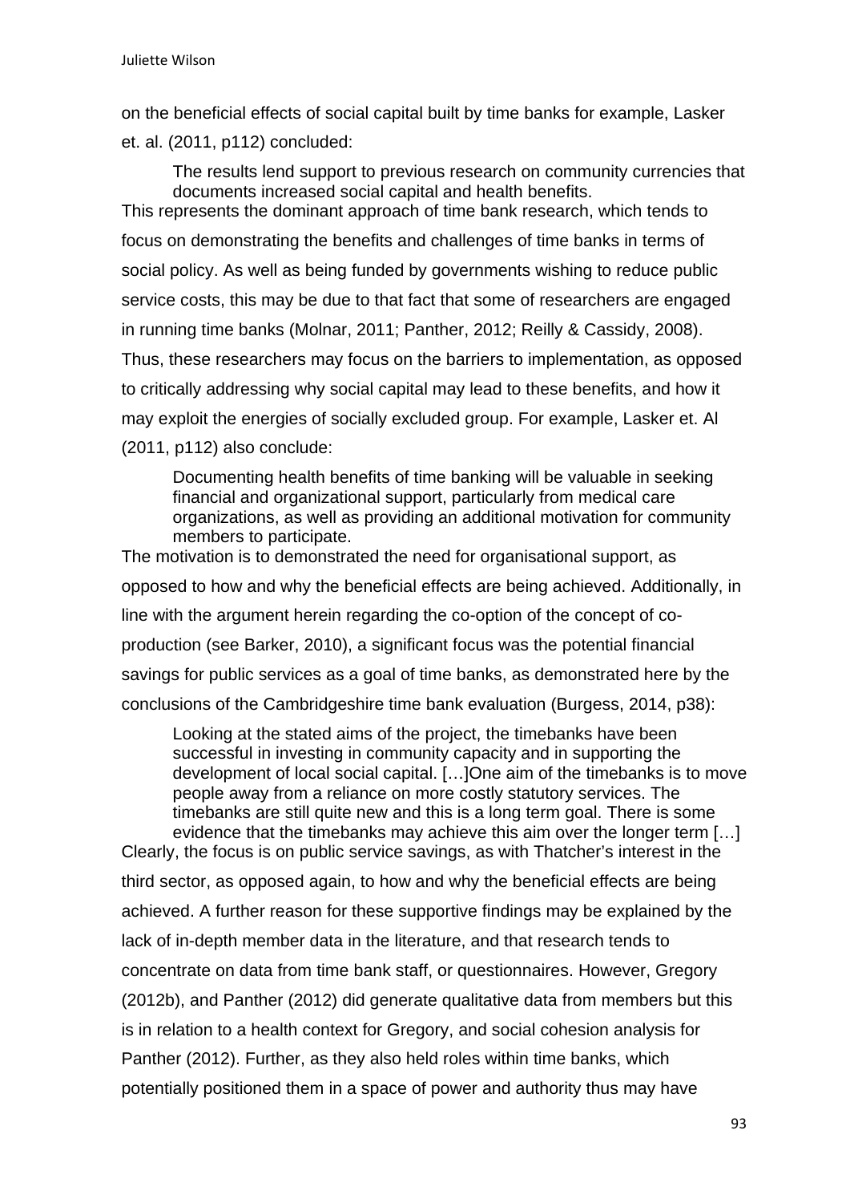on the beneficial effects of social capital built by time banks for example, Lasker et. al. (2011, p112) concluded:

> The results lend support to previous research on community currencies that documents increased social capital and health benefits.

This represents the dominant approach of time bank research, which tends to focus on demonstrating the benefits and challenges of time banks in terms of social policy. As well as being funded by governments wishing to reduce public service costs, this may be due to that fact that some of researchers are engaged in running time banks (Molnar, 2011; Panther, 2012; Reilly & Cassidy, 2008). Thus, these researchers may focus on the barriers to implementation, as opposed to critically addressing why social capital may lead to these benefits, and how it may exploit the energies of socially excluded group. For example, Lasker et. Al (2011, p112) also conclude:

> Documenting health benefits of time banking will be valuable in seeking financial and organizational support, particularly from medical care organizations, as well as providing an additional motivation for community members to participate.

The motivation is to demonstrated the need for organisational support, as opposed to how and why the beneficial effects are being achieved. Additionally, in line with the argument herein regarding the co-option of the concept of co-production (see Barker, 2010), a significant focus was the potential financial savings for public services as a goal of time banks, as demonstrated here by the conclusions of the Cambridgeshire time bank evaluation (Burgess, 2014, p38):

> Looking at the stated aims of the project, the timebanks have been successful in investing in community capacity and in supporting the development of local social capital. […]One aim of the timebanks is to move people away from a reliance on more costly statutory services. The timebanks are still quite new and this is a long term goal. There is some evidence that the timebanks may achieve this aim over the longer term […]

Clearly, the focus is on public service savings, as with Thatcher's interest in the third sector, as opposed again, to how and why the beneficial effects are being achieved. A further reason for these supportive findings may be explained by the lack of in-depth member data in the literature, and that research tends to concentrate on data from time bank staff, or questionnaires. However, Gregory (2012b), and Panther (2012) did generate qualitative data from members but this is in relation to a health context for Gregory, and social cohesion analysis for Panther (2012). Further, as they also held roles within time banks, which potentially positioned them in a space of power and authority thus may have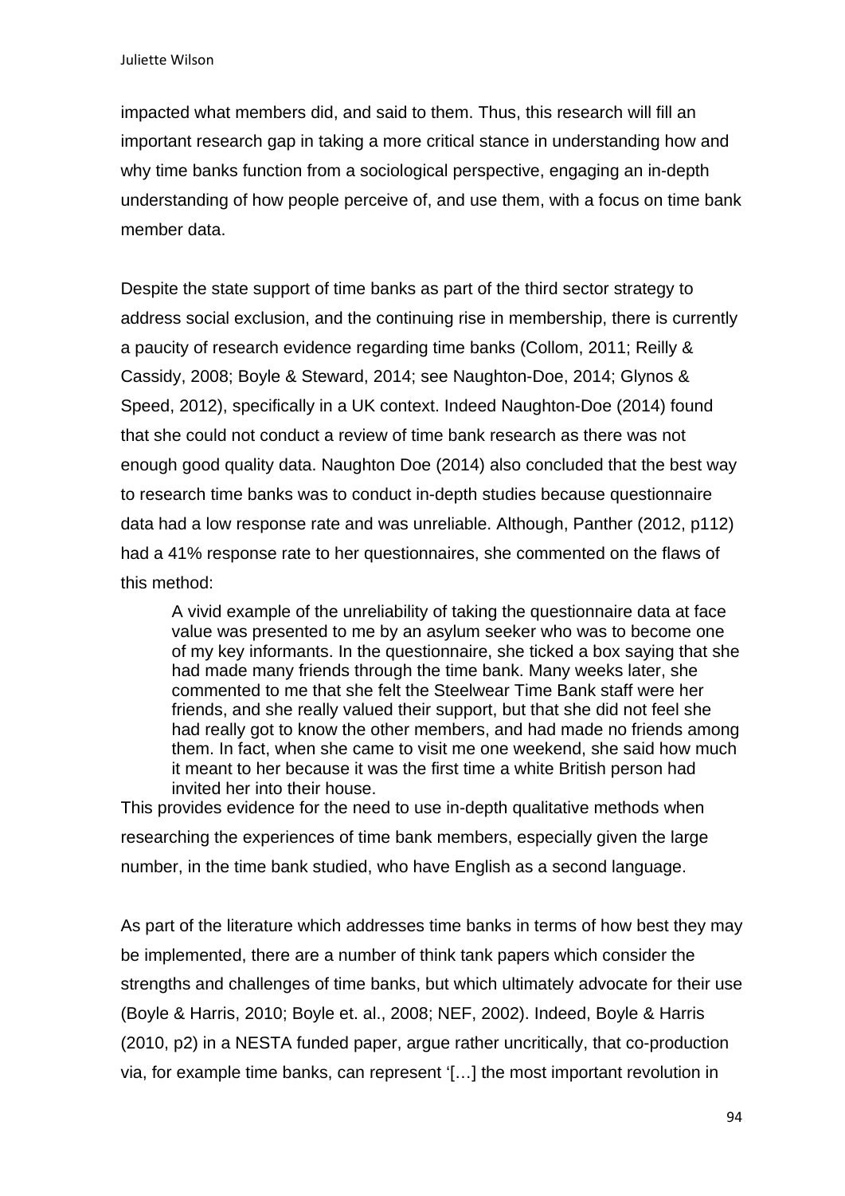impacted what members did, and said to them. Thus, this research will fill an important research gap in taking a more critical stance in understanding how and why time banks function from a sociological perspective, engaging an in-depth understanding of how people perceive of, and use them, with a focus on time bank member data.

Despite the state support of time banks as part of the third sector strategy to address social exclusion, and the continuing rise in membership, there is currently a paucity of research evidence regarding time banks (Collom, 2011; Reilly & Cassidy, 2008; Boyle & Steward, 2014; see Naughton-Doe, 2014; Glynos & Speed, 2012), specifically in a UK context. Indeed Naughton-Doe (2014) found that she could not conduct a review of time bank research as there was not enough good quality data. Naughton Doe (2014) also concluded that the best way to research time banks was to conduct in-depth studies because questionnaire data had a low response rate and was unreliable. Although, Panther (2012, p112) had a 41% response rate to her questionnaires, she commented on the flaws of this method:

> A vivid example of the unreliability of taking the questionnaire data at face value was presented to me by an asylum seeker who was to become one of my key informants. In the questionnaire, she ticked a box saying that she had made many friends through the time bank. Many weeks later, she commented to me that she felt the Steelwear Time Bank staff were her friends, and she really valued their support, but that she did not feel she had really got to know the other members, and had made no friends among them. In fact, when she came to visit me one weekend, she said how much it meant to her because it was the first time a white British person had invited her into their house.

This provides evidence for the need to use in-depth qualitative methods when researching the experiences of time bank members, especially given the large number, in the time bank studied, who have English as a second language.

As part of the literature which addresses time banks in terms of how best they may be implemented, there are a number of think tank papers which consider the strengths and challenges of time banks, but which ultimately advocate for their use (Boyle & Harris, 2010; Boyle et. al., 2008; NEF, 2002). Indeed, Boyle & Harris (2010, p2) in a NESTA funded paper, argue rather uncritically, that co-production via, for example time banks, can represent '[…] the most important revolution in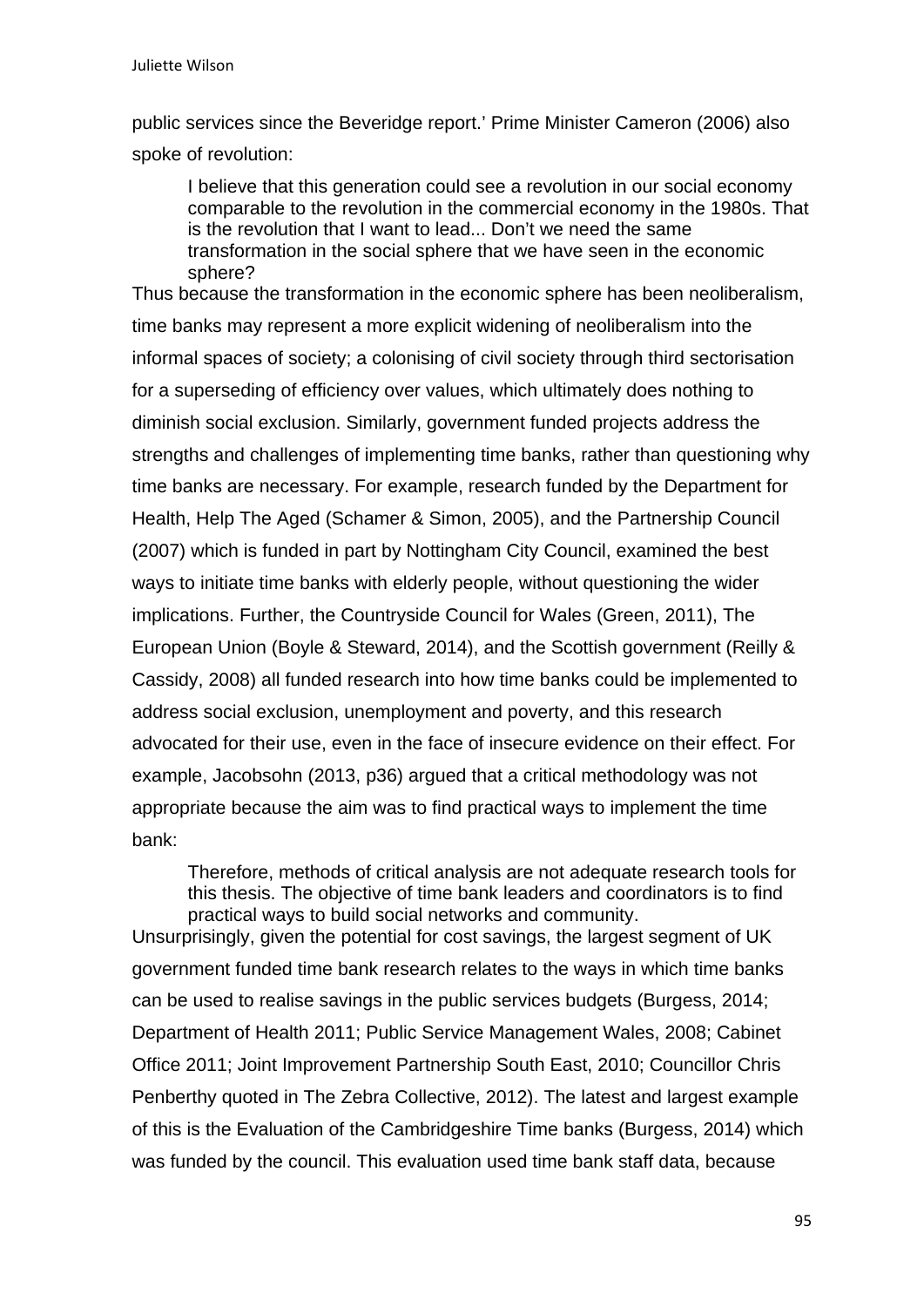public services since the Beveridge report.' Prime Minister Cameron (2006) also spoke of revolution:

> I believe that this generation could see a revolution in our social economy comparable to the revolution in the commercial economy in the 1980s. That is the revolution that I want to lead... Don't we need the same transformation in the social sphere that we have seen in the economic sphere?

Thus because the transformation in the economic sphere has been neoliberalism, time banks may represent a more explicit widening of neoliberalism into the informal spaces of society; a colonising of civil society through third sectorisation for a superseding of efficiency over values, which ultimately does nothing to diminish social exclusion. Similarly, government funded projects address the strengths and challenges of implementing time banks, rather than questioning why time banks are necessary. For example, research funded by the Department for Health, Help The Aged (Schamer & Simon, 2005), and the Partnership Council (2007) which is funded in part by Nottingham City Council, examined the best ways to initiate time banks with elderly people, without questioning the wider implications. Further, the Countryside Council for Wales (Green, 2011), The European Union (Boyle & Steward, 2014), and the Scottish government (Reilly & Cassidy, 2008) all funded research into how time banks could be implemented to address social exclusion, unemployment and poverty, and this research advocated for their use, even in the face of insecure evidence on their effect. For example, Jacobsohn (2013, p36) argued that a critical methodology was not appropriate because the aim was to find practical ways to implement the time bank:

> Therefore, methods of critical analysis are not adequate research tools for this thesis. The objective of time bank leaders and coordinators is to find practical ways to build social networks and community.

Unsurprisingly, given the potential for cost savings, the largest segment of UK government funded time bank research relates to the ways in which time banks can be used to realise savings in the public services budgets (Burgess, 2014; Department of Health 2011; Public Service Management Wales, 2008; Cabinet Office 2011; Joint Improvement Partnership South East, 2010; Councillor Chris Penberthy quoted in The Zebra Collective, 2012). The latest and largest example of this is the Evaluation of the Cambridgeshire Time banks (Burgess, 2014) which was funded by the council. This evaluation used time bank staff data, because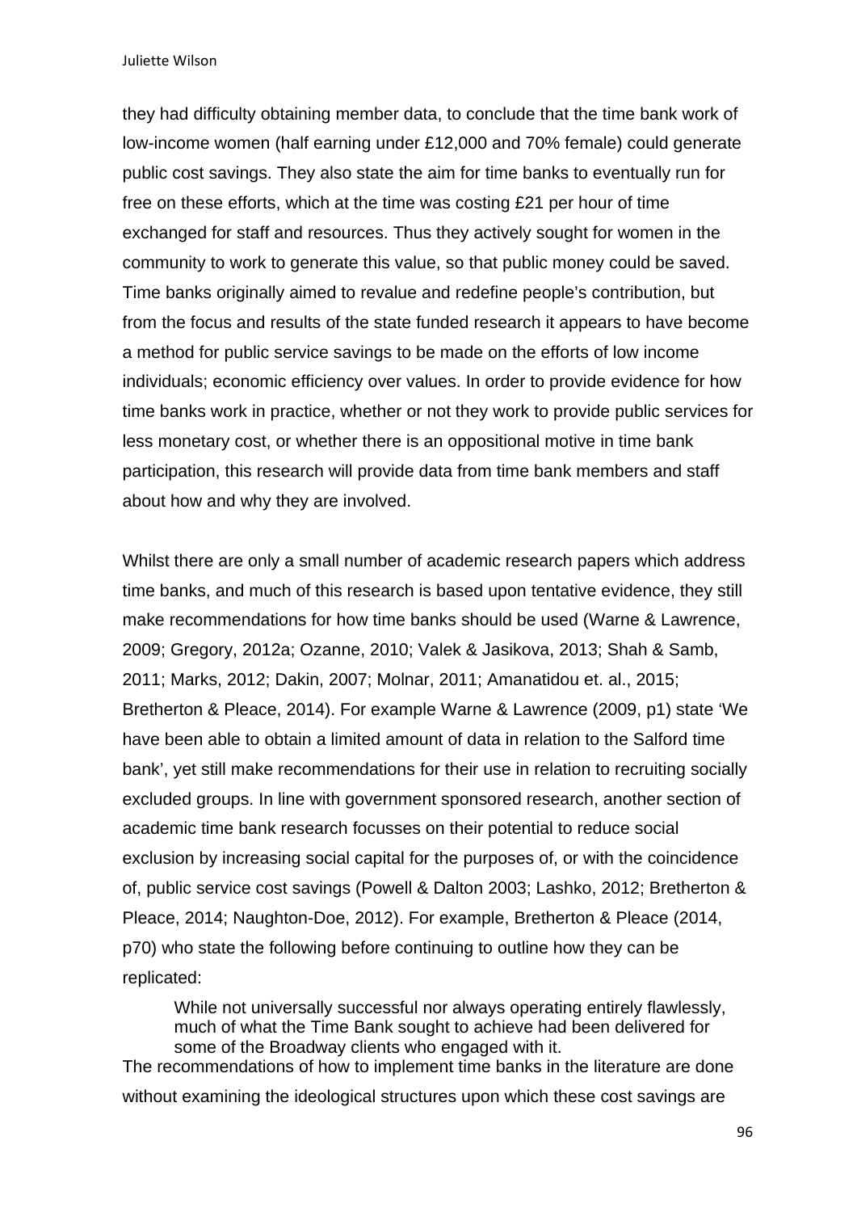they had difficulty obtaining member data, to conclude that the time bank work of low-income women (half earning under £12,000 and 70% female) could generate public cost savings. They also state the aim for time banks to eventually run for free on these efforts, which at the time was costing £21 per hour of time exchanged for staff and resources. Thus they actively sought for women in the community to work to generate this value, so that public money could be saved. Time banks originally aimed to revalue and redefine people's contribution, but from the focus and results of the state funded research it appears to have become a method for public service savings to be made on the efforts of low income individuals; economic efficiency over values. In order to provide evidence for how time banks work in practice, whether or not they work to provide public services for less monetary cost, or whether there is an oppositional motive in time bank participation, this research will provide data from time bank members and staff about how and why they are involved.

Whilst there are only a small number of academic research papers which address time banks, and much of this research is based upon tentative evidence, they still make recommendations for how time banks should be used (Warne & Lawrence, 2009; Gregory, 2012a; Ozanne, 2010; Valek & Jasikova, 2013; Shah & Samb, 2011; Marks, 2012; Dakin, 2007; Molnar, 2011; Amanatidou et. al., 2015; Bretherton & Pleace, 2014). For example Warne & Lawrence (2009, p1) state 'We have been able to obtain a limited amount of data in relation to the Salford time bank', yet still make recommendations for their use in relation to recruiting socially excluded groups. In line with government sponsored research, another section of academic time bank research focusses on their potential to reduce social exclusion by increasing social capital for the purposes of, or with the coincidence of, public service cost savings (Powell & Dalton 2003; Lashko, 2012; Bretherton & Pleace, 2014; Naughton-Doe, 2012). For example, Bretherton & Pleace (2014, p70) who state the following before continuing to outline how they can be replicated:

> While not universally successful nor always operating entirely flawlessly, much of what the Time Bank sought to achieve had been delivered for some of the Broadway clients who engaged with it.

The recommendations of how to implement time banks in the literature are done without examining the ideological structures upon which these cost savings are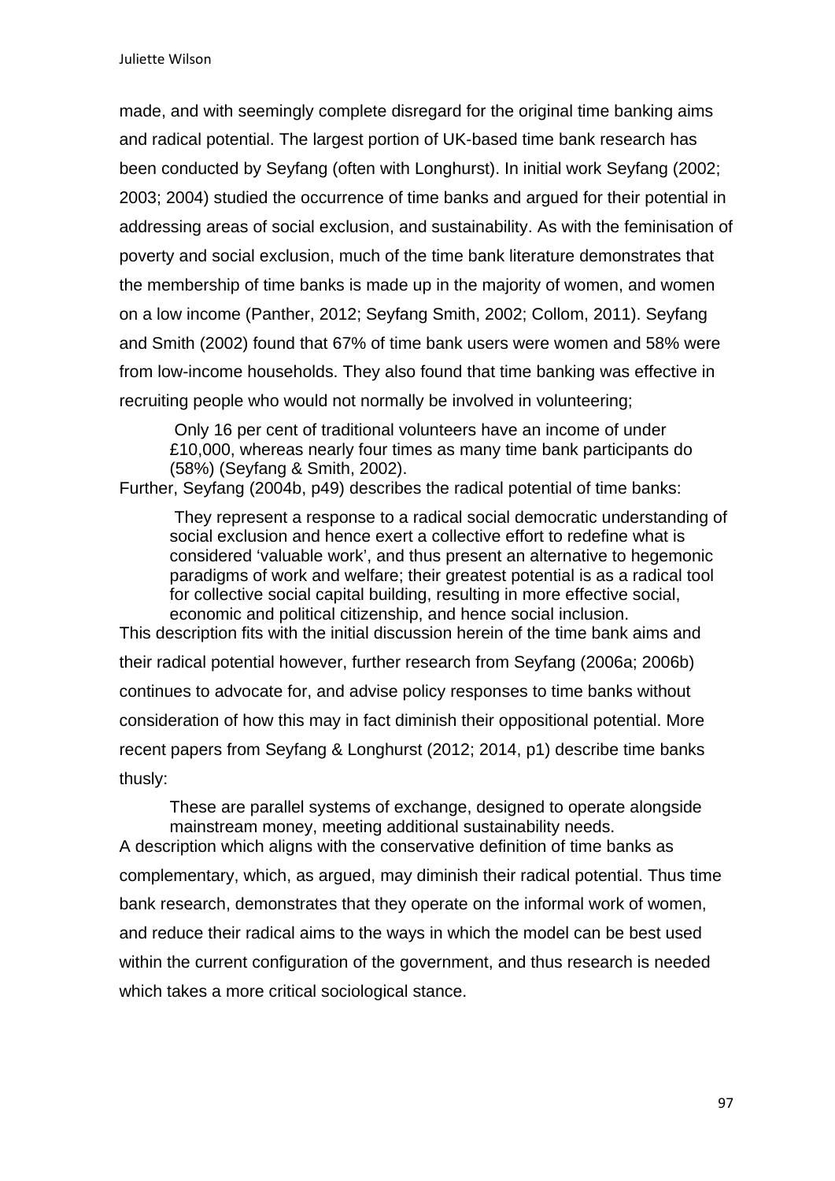made, and with seemingly complete disregard for the original time banking aims and radical potential. The largest portion of UK-based time bank research has been conducted by Seyfang (often with Longhurst). In initial work Seyfang (2002; 2003; 2004) studied the occurrence of time banks and argued for their potential in addressing areas of social exclusion, and sustainability. As with the feminisation of poverty and social exclusion, much of the time bank literature demonstrates that the membership of time banks is made up in the majority of women, and women on a low income (Panther, 2012; Seyfang Smith, 2002; Collom, 2011). Seyfang and Smith (2002) found that 67% of time bank users were women and 58% were from low-income households. They also found that time banking was effective in recruiting people who would not normally be involved in volunteering;

> Only 16 per cent of traditional volunteers have an income of under £10,000, whereas nearly four times as many time bank participants do (58%) (Seyfang & Smith, 2002).

Further, Seyfang (2004b, p49) describes the radical potential of time banks:

> They represent a response to a radical social democratic understanding of social exclusion and hence exert a collective effort to redefine what is considered 'valuable work', and thus present an alternative to hegemonic paradigms of work and welfare; their greatest potential is as a radical tool for collective social capital building, resulting in more effective social, economic and political citizenship, and hence social inclusion.

This description fits with the initial discussion herein of the time bank aims and their radical potential however, further research from Seyfang (2006a; 2006b) continues to advocate for, and advise policy responses to time banks without consideration of how this may in fact diminish their oppositional potential. More recent papers from Seyfang & Longhurst (2012; 2014, p1) describe time banks thusly:

> These are parallel systems of exchange, designed to operate alongside mainstream money, meeting additional sustainability needs.

A description which aligns with the conservative definition of time banks as complementary, which, as argued, may diminish their radical potential. Thus time bank research, demonstrates that they operate on the informal work of women, and reduce their radical aims to the ways in which the model can be best used within the current configuration of the government, and thus research is needed which takes a more critical sociological stance.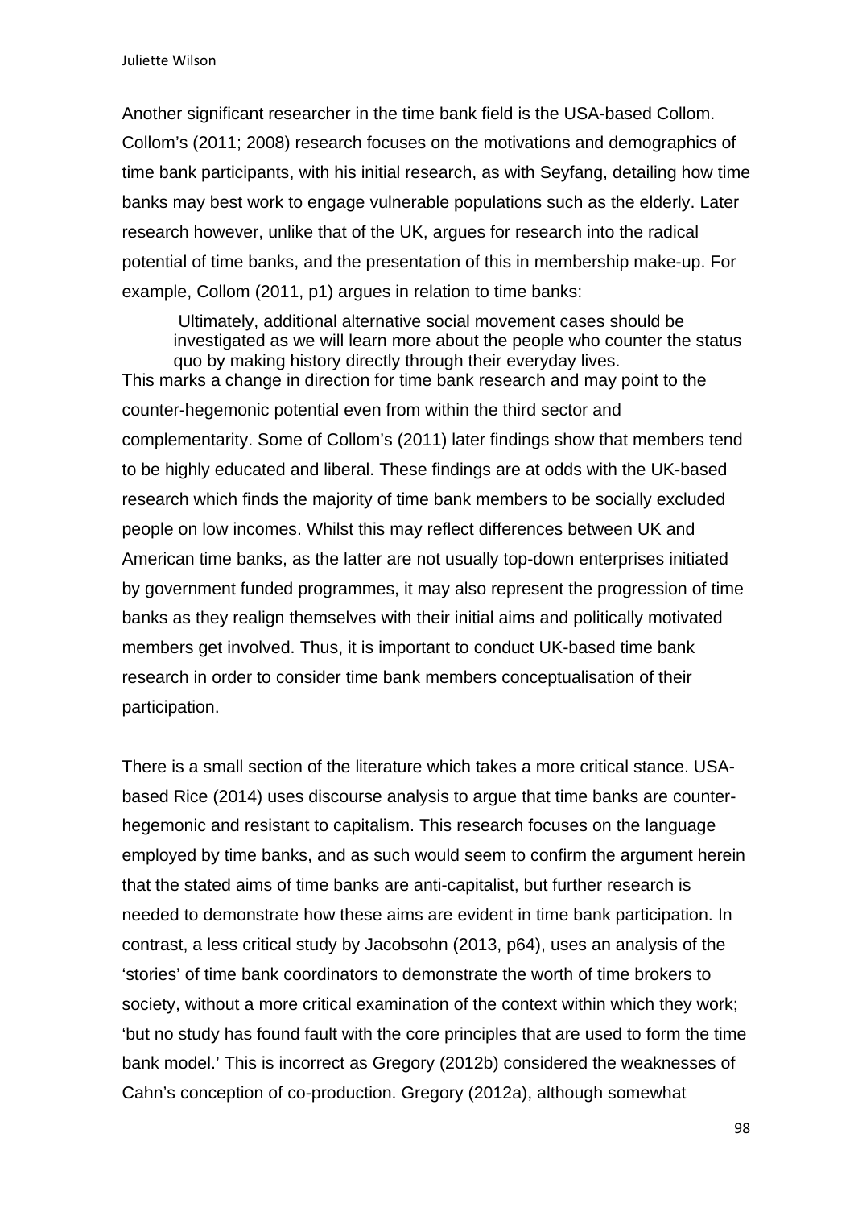Another significant researcher in the time bank field is the USA-based Collom. Collom's (2011; 2008) research focuses on the motivations and demographics of time bank participants, with his initial research, as with Seyfang, detailing how time banks may best work to engage vulnerable populations such as the elderly. Later research however, unlike that of the UK, argues for research into the radical potential of time banks, and the presentation of this in membership make-up. For example, Collom (2011, p1) argues in relation to time banks:

> Ultimately, additional alternative social movement cases should be investigated as we will learn more about the people who counter the status quo by making history directly through their everyday lives.

This marks a change in direction for time bank research and may point to the counter-hegemonic potential even from within the third sector and complementarity. Some of Collom's (2011) later findings show that members tend to be highly educated and liberal. These findings are at odds with the UK-based research which finds the majority of time bank members to be socially excluded people on low incomes. Whilst this may reflect differences between UK and American time banks, as the latter are not usually top-down enterprises initiated by government funded programmes, it may also represent the progression of time banks as they realign themselves with their initial aims and politically motivated members get involved. Thus, it is important to conduct UK-based time bank research in order to consider time bank members conceptualisation of their participation.

There is a small section of the literature which takes a more critical stance. USA-based Rice (2014) uses discourse analysis to argue that time banks are counter-hegemonic and resistant to capitalism. This research focuses on the language employed by time banks, and as such would seem to confirm the argument herein that the stated aims of time banks are anti-capitalist, but further research is needed to demonstrate how these aims are evident in time bank participation. In contrast, a less critical study by Jacobsohn (2013, p64), uses an analysis of the 'stories' of time bank coordinators to demonstrate the worth of time brokers to society, without a more critical examination of the context within which they work; 'but no study has found fault with the core principles that are used to form the time bank model.' This is incorrect as Gregory (2012b) considered the weaknesses of Cahn's conception of co-production. Gregory (2012a), although somewhat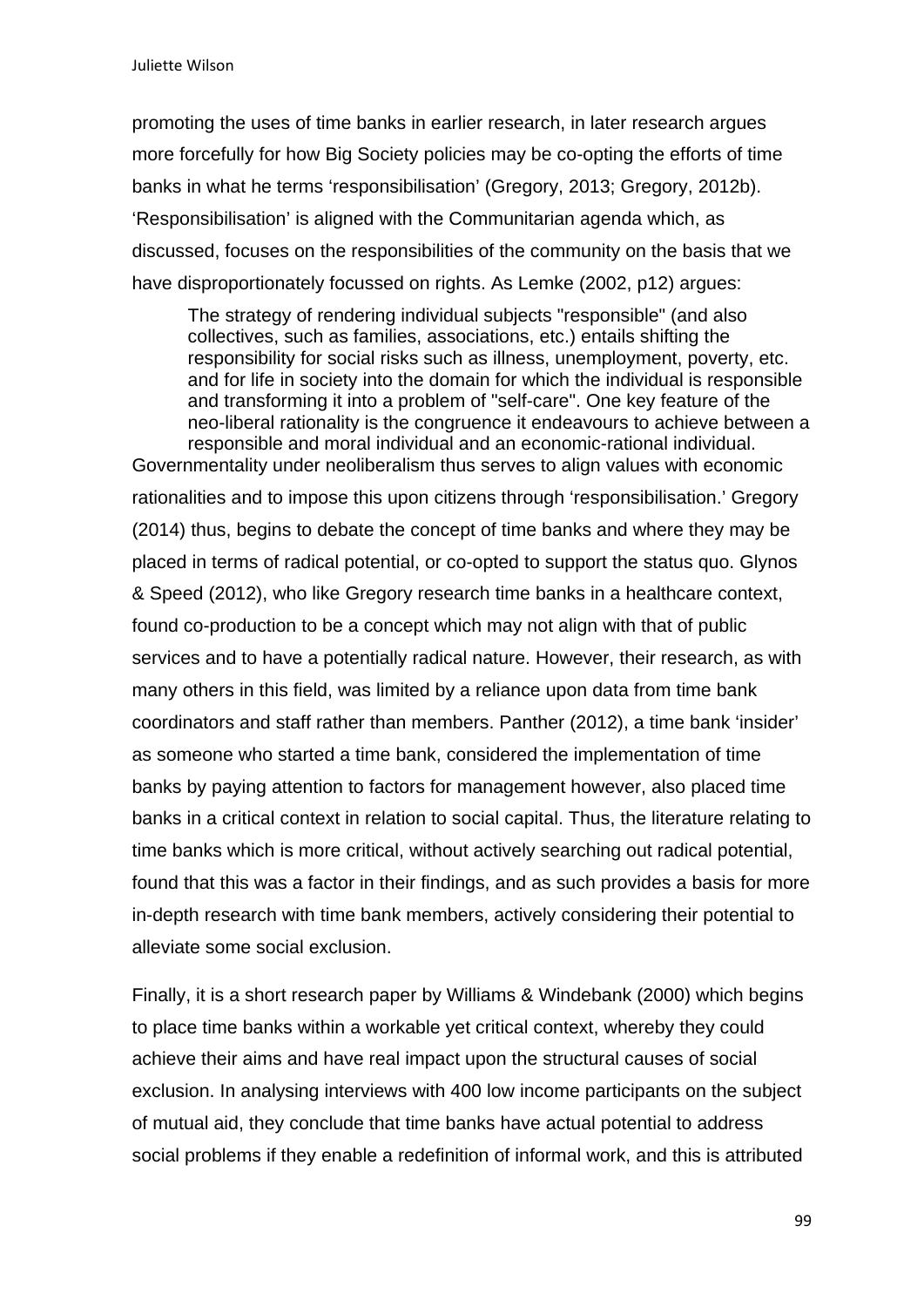promoting the uses of time banks in earlier research, in later research argues more forcefully for how Big Society policies may be co-opting the efforts of time banks in what he terms 'responsibilisation' (Gregory, 2013; Gregory, 2012b). 'Responsibilisation' is aligned with the Communitarian agenda which, as discussed, focuses on the responsibilities of the community on the basis that we have disproportionately focussed on rights. As Lemke (2002, p12) argues:

> The strategy of rendering individual subjects "responsible" (and also collectives, such as families, associations, etc.) entails shifting the responsibility for social risks such as illness, unemployment, poverty, etc. and for life in society into the domain for which the individual is responsible and transforming it into a problem of "self-care". One key feature of the neo-liberal rationality is the congruence it endeavours to achieve between a responsible and moral individual and an economic-rational individual.

Governmentality under neoliberalism thus serves to align values with economic rationalities and to impose this upon citizens through 'responsibilisation.' Gregory (2014) thus, begins to debate the concept of time banks and where they may be placed in terms of radical potential, or co-opted to support the status quo. Glynos & Speed (2012), who like Gregory research time banks in a healthcare context, found co-production to be a concept which may not align with that of public services and to have a potentially radical nature. However, their research, as with many others in this field, was limited by a reliance upon data from time bank coordinators and staff rather than members. Panther (2012), a time bank 'insider' as someone who started a time bank, considered the implementation of time banks by paying attention to factors for management however, also placed time banks in a critical context in relation to social capital. Thus, the literature relating to time banks which is more critical, without actively searching out radical potential, found that this was a factor in their findings, and as such provides a basis for more in-depth research with time bank members, actively considering their potential to alleviate some social exclusion.

Finally, it is a short research paper by Williams & Windebank (2000) which begins to place time banks within a workable yet critical context, whereby they could achieve their aims and have real impact upon the structural causes of social exclusion. In analysing interviews with 400 low income participants on the subject of mutual aid, they conclude that time banks have actual potential to address social problems if they enable a redefinition of informal work, and this is attributed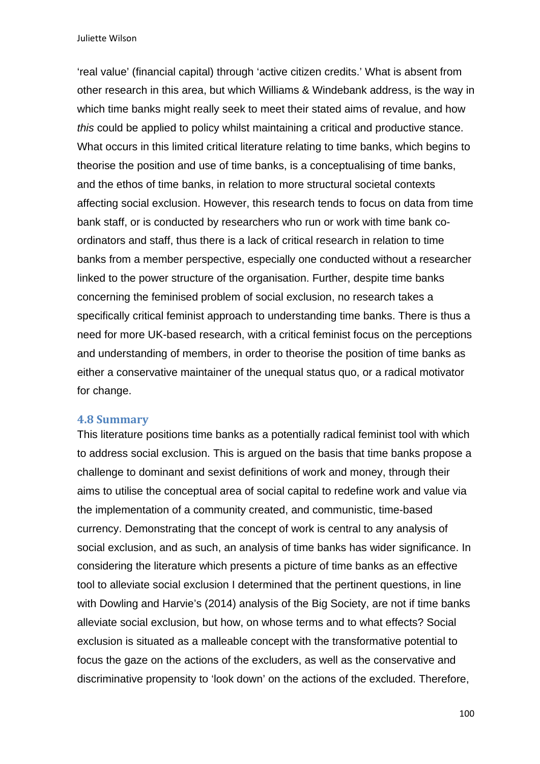'real value' (financial capital) through 'active citizen credits.' What is absent from other research in this area, but which Williams & Windebank address, is the way in which time banks might really seek to meet their stated aims of revalue, and how *this* could be applied to policy whilst maintaining a critical and productive stance. What occurs in this limited critical literature relating to time banks, which begins to theorise the position and use of time banks, is a conceptualising of time banks, and the ethos of time banks, in relation to more structural societal contexts affecting social exclusion. However, this research tends to focus on data from time bank staff, or is conducted by researchers who run or work with time bank co-ordinators and staff, thus there is a lack of critical research in relation to time banks from a member perspective, especially one conducted without a researcher linked to the power structure of the organisation. Further, despite time banks concerning the feminised problem of social exclusion, no research takes a specifically critical feminist approach to understanding time banks. There is thus a need for more UK-based research, with a critical feminist focus on the perceptions and understanding of members, in order to theorise the position of time banks as either a conservative maintainer of the unequal status quo, or a radical motivator for change.

### 4.8 Summary

This literature positions time banks as a potentially radical feminist tool with which to address social exclusion. This is argued on the basis that time banks propose a challenge to dominant and sexist definitions of work and money, through their aims to utilise the conceptual area of social capital to redefine work and value via the implementation of a community created, and communistic, time-based currency. Demonstrating that the concept of work is central to any analysis of social exclusion, and as such, an analysis of time banks has wider significance. In considering the literature which presents a picture of time banks as an effective tool to alleviate social exclusion I determined that the pertinent questions, in line with Dowling and Harvie's (2014) analysis of the Big Society, are not if time banks alleviate social exclusion, but how, on whose terms and to what effects? Social exclusion is situated as a malleable concept with the transformative potential to focus the gaze on the actions of the excluders, as well as the conservative and discriminative propensity to 'look down' on the actions of the excluded. Therefore,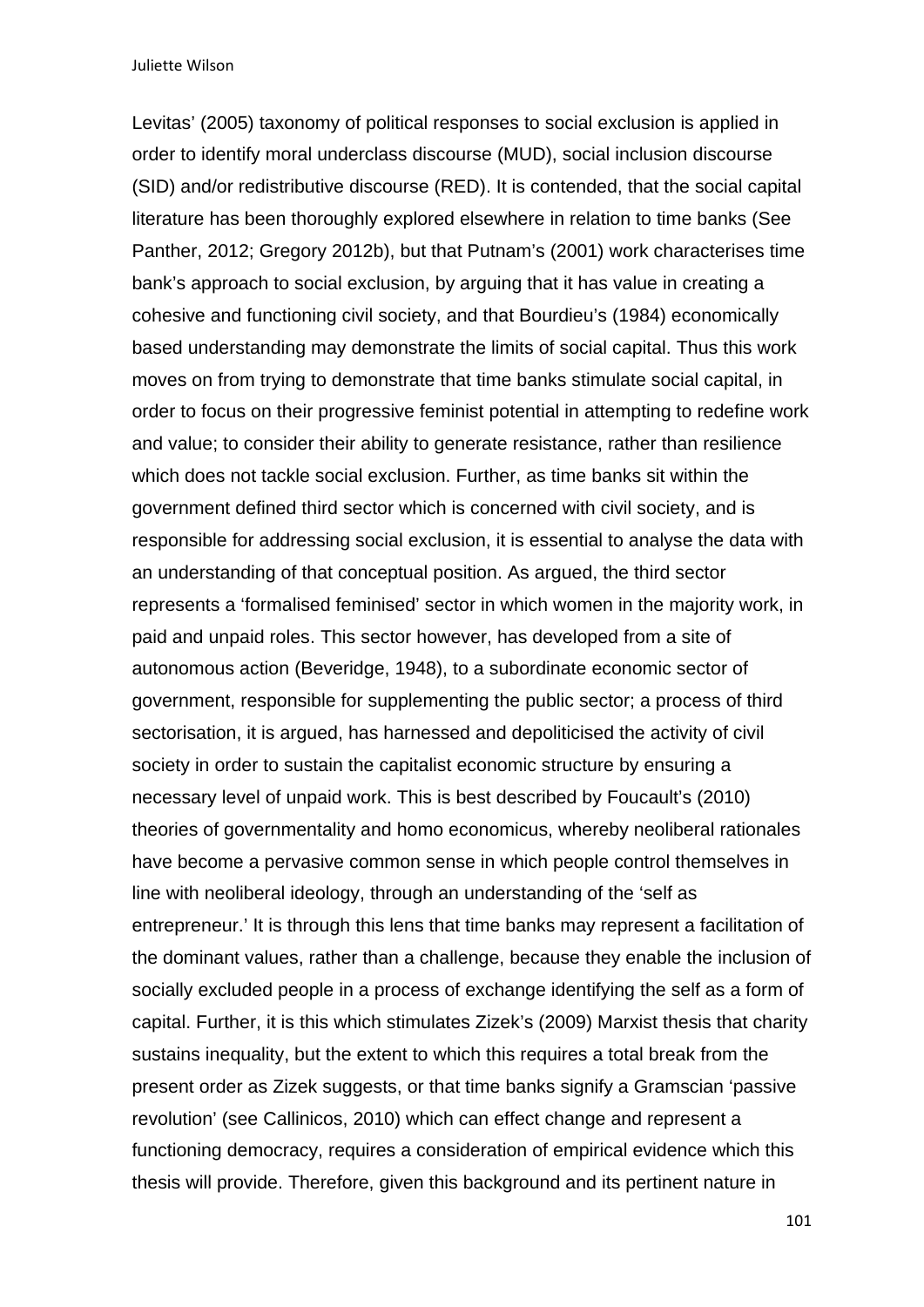Levitas' (2005) taxonomy of political responses to social exclusion is applied in order to identify moral underclass discourse (MUD), social inclusion discourse (SID) and/or redistributive discourse (RED). It is contended, that the social capital literature has been thoroughly explored elsewhere in relation to time banks (See Panther, 2012; Gregory 2012b), but that Putnam's (2001) work characterises time bank's approach to social exclusion, by arguing that it has value in creating a cohesive and functioning civil society, and that Bourdieu's (1984) economically based understanding may demonstrate the limits of social capital. Thus this work moves on from trying to demonstrate that time banks stimulate social capital, in order to focus on their progressive feminist potential in attempting to redefine work and value; to consider their ability to generate resistance, rather than resilience which does not tackle social exclusion. Further, as time banks sit within the government defined third sector which is concerned with civil society, and is responsible for addressing social exclusion, it is essential to analyse the data with an understanding of that conceptual position. As argued, the third sector represents a 'formalised feminised' sector in which women in the majority work, in paid and unpaid roles. This sector however, has developed from a site of autonomous action (Beveridge, 1948), to a subordinate economic sector of government, responsible for supplementing the public sector; a process of third sectorisation, it is argued, has harnessed and depoliticised the activity of civil society in order to sustain the capitalist economic structure by ensuring a necessary level of unpaid work. This is best described by Foucault's (2010) theories of governmentality and homo economicus, whereby neoliberal rationales have become a pervasive common sense in which people control themselves in line with neoliberal ideology, through an understanding of the 'self as entrepreneur.' It is through this lens that time banks may represent a facilitation of the dominant values, rather than a challenge, because they enable the inclusion of socially excluded people in a process of exchange identifying the self as a form of capital. Further, it is this which stimulates Zizek's (2009) Marxist thesis that charity sustains inequality, but the extent to which this requires a total break from the present order as Zizek suggests, or that time banks signify a Gramscian 'passive revolution' (see Callinicos, 2010) which can effect change and represent a functioning democracy, requires a consideration of empirical evidence which this thesis will provide. Therefore, given this background and its pertinent nature in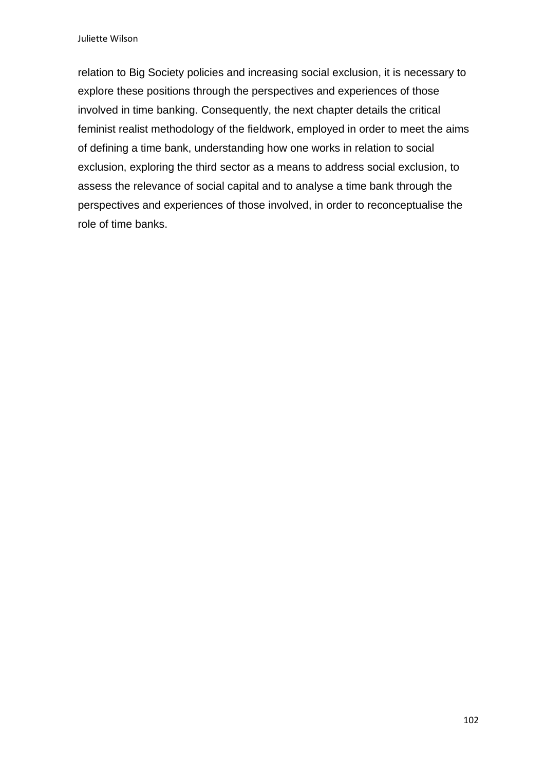relation to Big Society policies and increasing social exclusion, it is necessary to explore these positions through the perspectives and experiences of those involved in time banking. Consequently, the next chapter details the critical feminist realist methodology of the fieldwork, employed in order to meet the aims of defining a time bank, understanding how one works in relation to social exclusion, exploring the third sector as a means to address social exclusion, to assess the relevance of social capital and to analyse a time bank through the perspectives and experiences of those involved, in order to reconceptualise the role of time banks.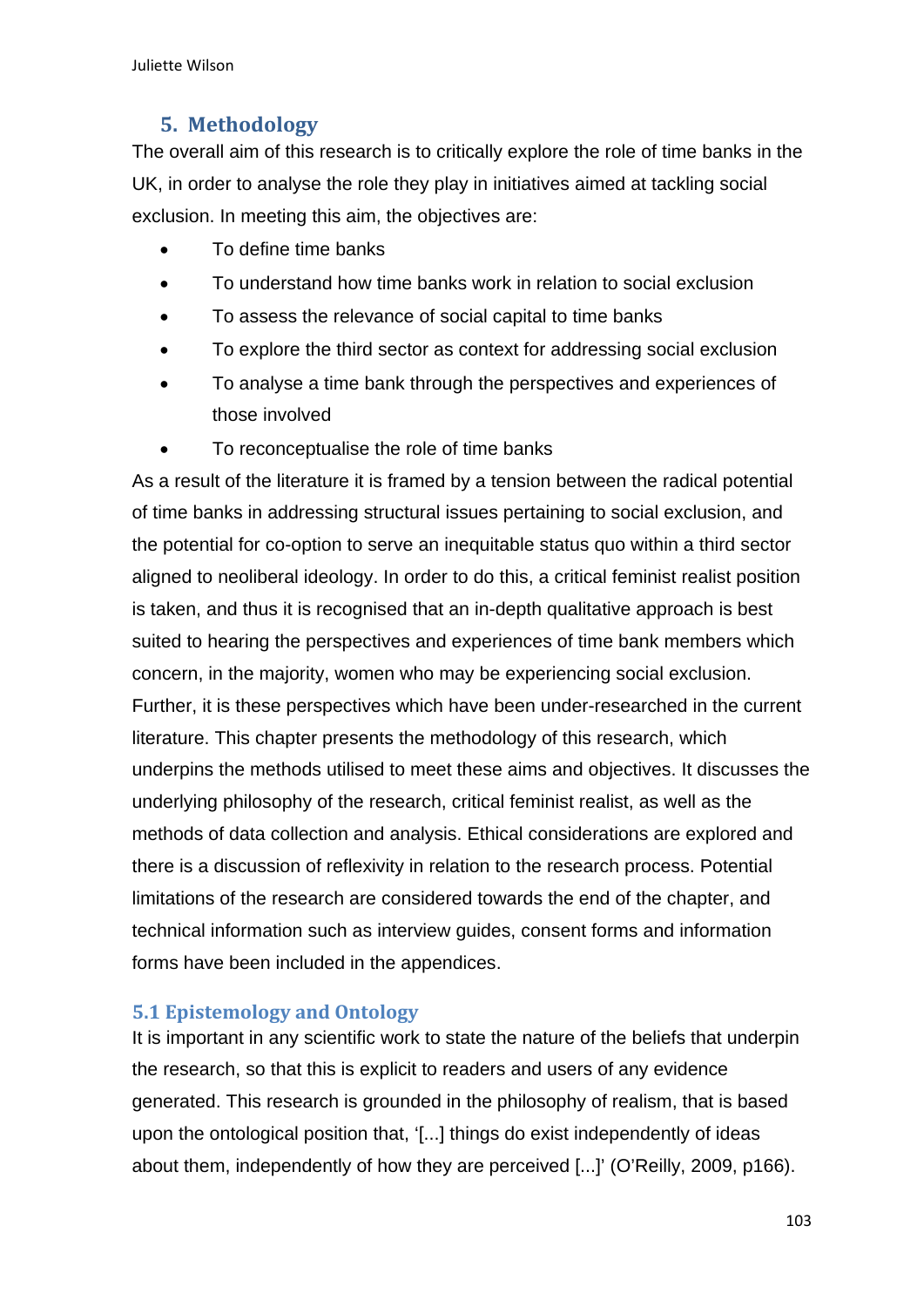## 5. Methodology

The overall aim of this research is to critically explore the role of time banks in the UK, in order to analyse the role they play in initiatives aimed at tackling social exclusion. In meeting this aim, the objectives are:

- To define time banks
- To understand how time banks work in relation to social exclusion
- To assess the relevance of social capital to time banks
- To explore the third sector as context for addressing social exclusion
- To analyse a time bank through the perspectives and experiences of those involved
- To reconceptualise the role of time banks

As a result of the literature it is framed by a tension between the radical potential of time banks in addressing structural issues pertaining to social exclusion, and the potential for co-option to serve an inequitable status quo within a third sector aligned to neoliberal ideology. In order to do this, a critical feminist realist position is taken, and thus it is recognised that an in-depth qualitative approach is best suited to hearing the perspectives and experiences of time bank members which concern, in the majority, women who may be experiencing social exclusion. Further, it is these perspectives which have been under-researched in the current literature. This chapter presents the methodology of this research, which underpins the methods utilised to meet these aims and objectives. It discusses the underlying philosophy of the research, critical feminist realist, as well as the methods of data collection and analysis. Ethical considerations are explored and there is a discussion of reflexivity in relation to the research process. Potential limitations of the research are considered towards the end of the chapter, and technical information such as interview guides, consent forms and information forms have been included in the appendices.

### 5.1 Epistemology and Ontology

It is important in any scientific work to state the nature of the beliefs that underpin the research, so that this is explicit to readers and users of any evidence generated. This research is grounded in the philosophy of realism, that is based upon the ontological position that, '[...] things do exist independently of ideas about them, independently of how they are perceived [...]' (O'Reilly, 2009, p166).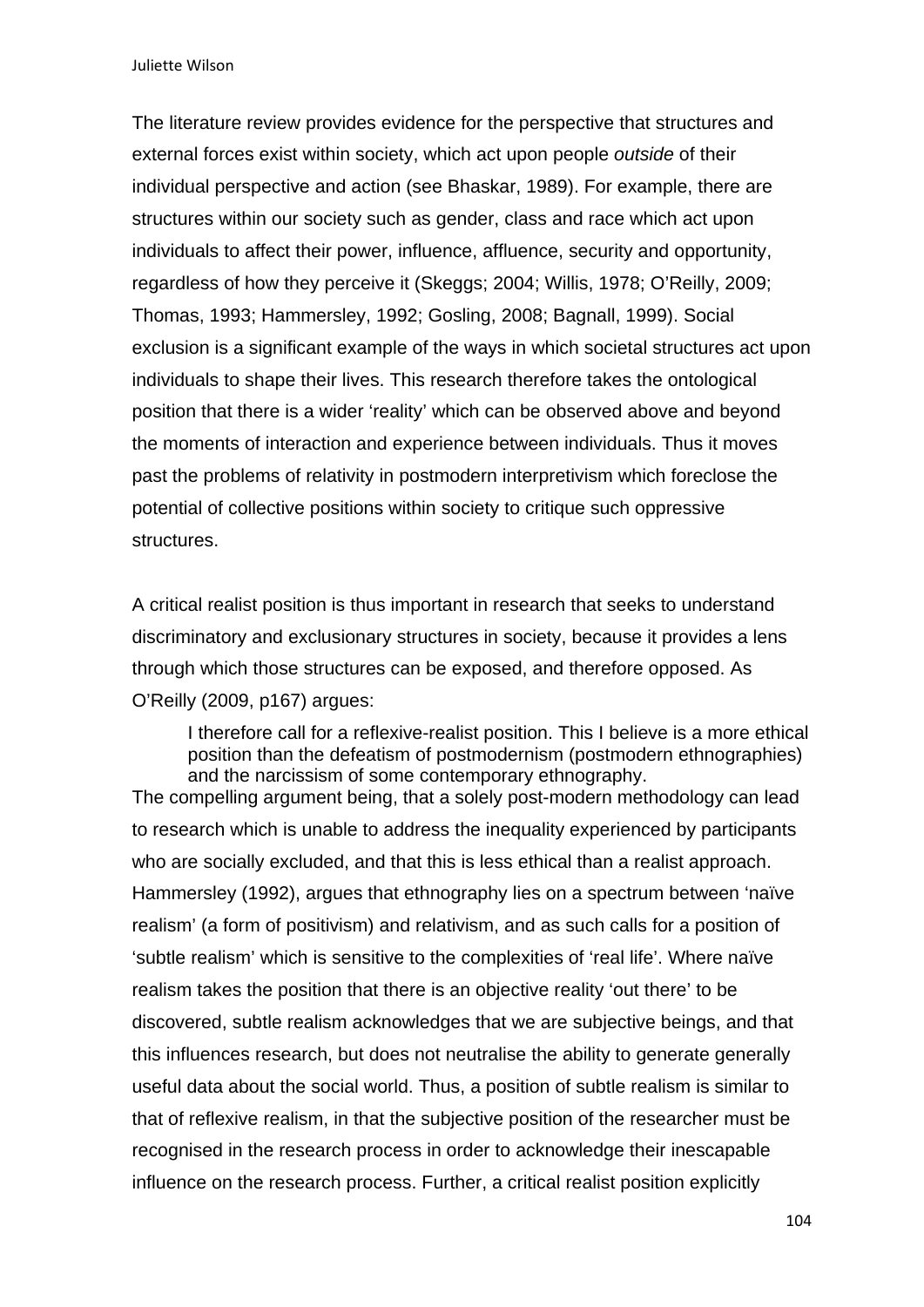The literature review provides evidence for the perspective that structures and external forces exist within society, which act upon people *outside* of their individual perspective and action (see Bhaskar, 1989). For example, there are structures within our society such as gender, class and race which act upon individuals to affect their power, influence, affluence, security and opportunity, regardless of how they perceive it (Skeggs; 2004; Willis, 1978; O'Reilly, 2009; Thomas, 1993; Hammersley, 1992; Gosling, 2008; Bagnall, 1999). Social exclusion is a significant example of the ways in which societal structures act upon individuals to shape their lives. This research therefore takes the ontological position that there is a wider 'reality' which can be observed above and beyond the moments of interaction and experience between individuals. Thus it moves past the problems of relativity in postmodern interpretivism which foreclose the potential of collective positions within society to critique such oppressive structures.

A critical realist position is thus important in research that seeks to understand discriminatory and exclusionary structures in society, because it provides a lens through which those structures can be exposed, and therefore opposed. As O'Reilly (2009, p167) argues:

> I therefore call for a reflexive-realist position. This I believe is a more ethical position than the defeatism of postmodernism (postmodern ethnographies) and the narcissism of some contemporary ethnography.

The compelling argument being, that a solely post-modern methodology can lead to research which is unable to address the inequality experienced by participants who are socially excluded, and that this is less ethical than a realist approach. Hammersley (1992), argues that ethnography lies on a spectrum between 'naïve realism' (a form of positivism) and relativism, and as such calls for a position of 'subtle realism' which is sensitive to the complexities of 'real life'. Where naïve realism takes the position that there is an objective reality 'out there' to be discovered, subtle realism acknowledges that we are subjective beings, and that this influences research, but does not neutralise the ability to generate generally useful data about the social world. Thus, a position of subtle realism is similar to that of reflexive realism, in that the subjective position of the researcher must be recognised in the research process in order to acknowledge their inescapable influence on the research process. Further, a critical realist position explicitly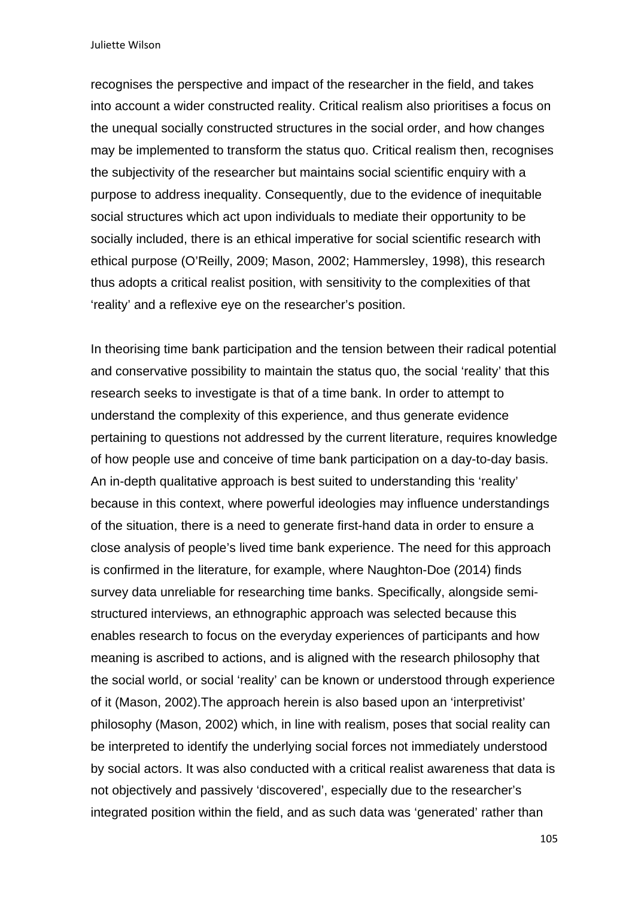recognises the perspective and impact of the researcher in the field, and takes into account a wider constructed reality. Critical realism also prioritises a focus on the unequal socially constructed structures in the social order, and how changes may be implemented to transform the status quo. Critical realism then, recognises the subjectivity of the researcher but maintains social scientific enquiry with a purpose to address inequality. Consequently, due to the evidence of inequitable social structures which act upon individuals to mediate their opportunity to be socially included, there is an ethical imperative for social scientific research with ethical purpose (O'Reilly, 2009; Mason, 2002; Hammersley, 1998), this research thus adopts a critical realist position, with sensitivity to the complexities of that 'reality' and a reflexive eye on the researcher's position.

In theorising time bank participation and the tension between their radical potential and conservative possibility to maintain the status quo, the social 'reality' that this research seeks to investigate is that of a time bank. In order to attempt to understand the complexity of this experience, and thus generate evidence pertaining to questions not addressed by the current literature, requires knowledge of how people use and conceive of time bank participation on a day-to-day basis. An in-depth qualitative approach is best suited to understanding this 'reality' because in this context, where powerful ideologies may influence understandings of the situation, there is a need to generate first-hand data in order to ensure a close analysis of people's lived time bank experience. The need for this approach is confirmed in the literature, for example, where Naughton-Doe (2014) finds survey data unreliable for researching time banks. Specifically, alongside semi-structured interviews, an ethnographic approach was selected because this enables research to focus on the everyday experiences of participants and how meaning is ascribed to actions, and is aligned with the research philosophy that the social world, or social 'reality' can be known or understood through experience of it (Mason, 2002).The approach herein is also based upon an 'interpretivist' philosophy (Mason, 2002) which, in line with realism, poses that social reality can be interpreted to identify the underlying social forces not immediately understood by social actors. It was also conducted with a critical realist awareness that data is not objectively and passively 'discovered', especially due to the researcher's integrated position within the field, and as such data was 'generated' rather than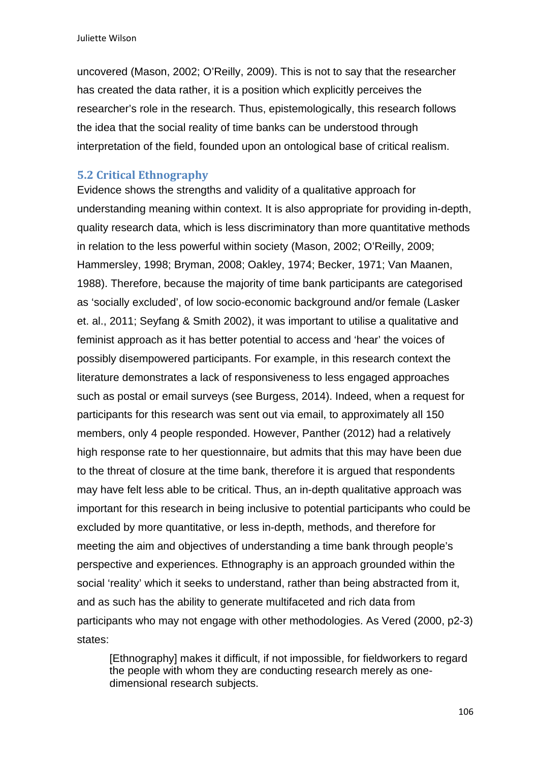uncovered (Mason, 2002; O'Reilly, 2009). This is not to say that the researcher has created the data rather, it is a position which explicitly perceives the researcher's role in the research. Thus, epistemologically, this research follows the idea that the social reality of time banks can be understood through interpretation of the field, founded upon an ontological base of critical realism.

## 5.2 Critical Ethnography

Evidence shows the strengths and validity of a qualitative approach for understanding meaning within context. It is also appropriate for providing in-depth, quality research data, which is less discriminatory than more quantitative methods in relation to the less powerful within society (Mason, 2002; O'Reilly, 2009; Hammersley, 1998; Bryman, 2008; Oakley, 1974; Becker, 1971; Van Maanen, 1988). Therefore, because the majority of time bank participants are categorised as 'socially excluded', of low socio-economic background and/or female (Lasker et. al., 2011; Seyfang & Smith 2002), it was important to utilise a qualitative and feminist approach as it has better potential to access and 'hear' the voices of possibly disempowered participants. For example, in this research context the literature demonstrates a lack of responsiveness to less engaged approaches such as postal or email surveys (see Burgess, 2014). Indeed, when a request for participants for this research was sent out via email, to approximately all 150 members, only 4 people responded. However, Panther (2012) had a relatively high response rate to her questionnaire, but admits that this may have been due to the threat of closure at the time bank, therefore it is argued that respondents may have felt less able to be critical. Thus, an in-depth qualitative approach was important for this research in being inclusive to potential participants who could be excluded by more quantitative, or less in-depth, methods, and therefore for meeting the aim and objectives of understanding a time bank through people's perspective and experiences. Ethnography is an approach grounded within the social 'reality' which it seeks to understand, rather than being abstracted from it, and as such has the ability to generate multifaceted and rich data from participants who may not engage with other methodologies. As Vered (2000, p2-3) states:

> [Ethnography] makes it difficult, if not impossible, for fieldworkers to regard the people with whom they are conducting research merely as one-dimensional research subjects.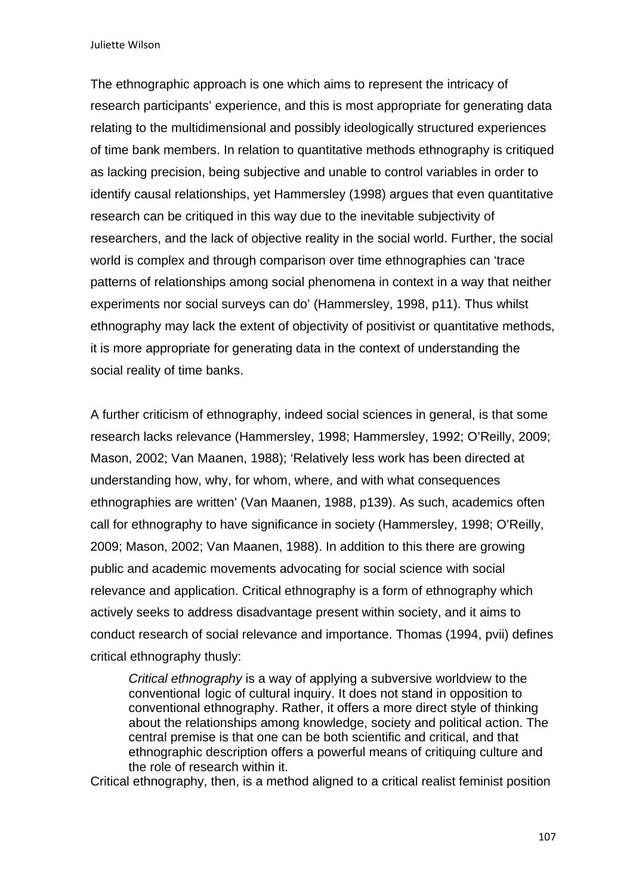The ethnographic approach is one which aims to represent the intricacy of research participants' experience, and this is most appropriate for generating data relating to the multidimensional and possibly ideologically structured experiences of time bank members. In relation to quantitative methods ethnography is critiqued as lacking precision, being subjective and unable to control variables in order to identify causal relationships, yet Hammersley (1998) argues that even quantitative research can be critiqued in this way due to the inevitable subjectivity of researchers, and the lack of objective reality in the social world. Further, the social world is complex and through comparison over time ethnographies can 'trace patterns of relationships among social phenomena in context in a way that neither experiments nor social surveys can do' (Hammersley, 1998, p11). Thus whilst ethnography may lack the extent of objectivity of positivist or quantitative methods, it is more appropriate for generating data in the context of understanding the social reality of time banks.

A further criticism of ethnography, indeed social sciences in general, is that some research lacks relevance (Hammersley, 1998; Hammersley, 1992; O'Reilly, 2009; Mason, 2002; Van Maanen, 1988); 'Relatively less work has been directed at understanding how, why, for whom, where, and with what consequences ethnographies are written' (Van Maanen, 1988, p139). As such, academics often call for ethnography to have significance in society (Hammersley, 1998; O'Reilly, 2009; Mason, 2002; Van Maanen, 1988). In addition to this there are growing public and academic movements advocating for social science with social relevance and application. Critical ethnography is a form of ethnography which actively seeks to address disadvantage present within society, and it aims to conduct research of social relevance and importance. Thomas (1994, pvii) defines critical ethnography thusly:

> *Critical ethnography* is a way of applying a subversive worldview to the conventional logic of cultural inquiry. It does not stand in opposition to conventional ethnography. Rather, it offers a more direct style of thinking about the relationships among knowledge, society and political action. The central premise is that one can be both scientific and critical, and that ethnographic description offers a powerful means of critiquing culture and the role of research within it.

Critical ethnography, then, is a method aligned to a critical realist feminist position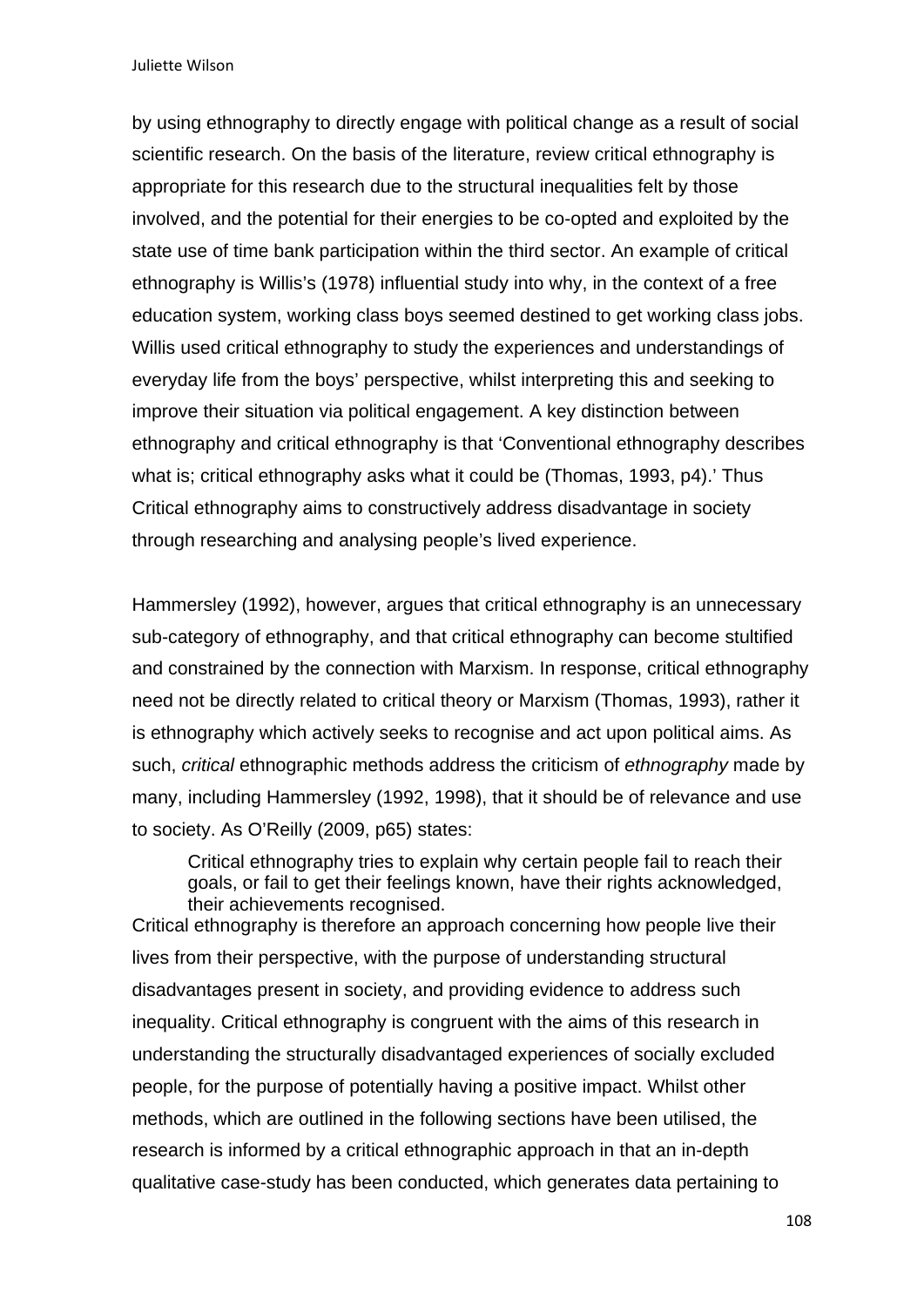by using ethnography to directly engage with political change as a result of social scientific research. On the basis of the literature, review critical ethnography is appropriate for this research due to the structural inequalities felt by those involved, and the potential for their energies to be co-opted and exploited by the state use of time bank participation within the third sector. An example of critical ethnography is Willis's (1978) influential study into why, in the context of a free education system, working class boys seemed destined to get working class jobs. Willis used critical ethnography to study the experiences and understandings of everyday life from the boys' perspective, whilst interpreting this and seeking to improve their situation via political engagement. A key distinction between ethnography and critical ethnography is that 'Conventional ethnography describes what is; critical ethnography asks what it could be (Thomas, 1993, p4).' Thus Critical ethnography aims to constructively address disadvantage in society through researching and analysing people's lived experience.

Hammersley (1992), however, argues that critical ethnography is an unnecessary sub-category of ethnography, and that critical ethnography can become stultified and constrained by the connection with Marxism. In response, critical ethnography need not be directly related to critical theory or Marxism (Thomas, 1993), rather it is ethnography which actively seeks to recognise and act upon political aims. As such, *critical* ethnographic methods address the criticism of *ethnography* made by many, including Hammersley (1992, 1998), that it should be of relevance and use to society. As O'Reilly (2009, p65) states:

> Critical ethnography tries to explain why certain people fail to reach their goals, or fail to get their feelings known, have their rights acknowledged, their achievements recognised.

Critical ethnography is therefore an approach concerning how people live their lives from their perspective, with the purpose of understanding structural disadvantages present in society, and providing evidence to address such inequality. Critical ethnography is congruent with the aims of this research in understanding the structurally disadvantaged experiences of socially excluded people, for the purpose of potentially having a positive impact. Whilst other methods, which are outlined in the following sections have been utilised, the research is informed by a critical ethnographic approach in that an in-depth qualitative case-study has been conducted, which generates data pertaining to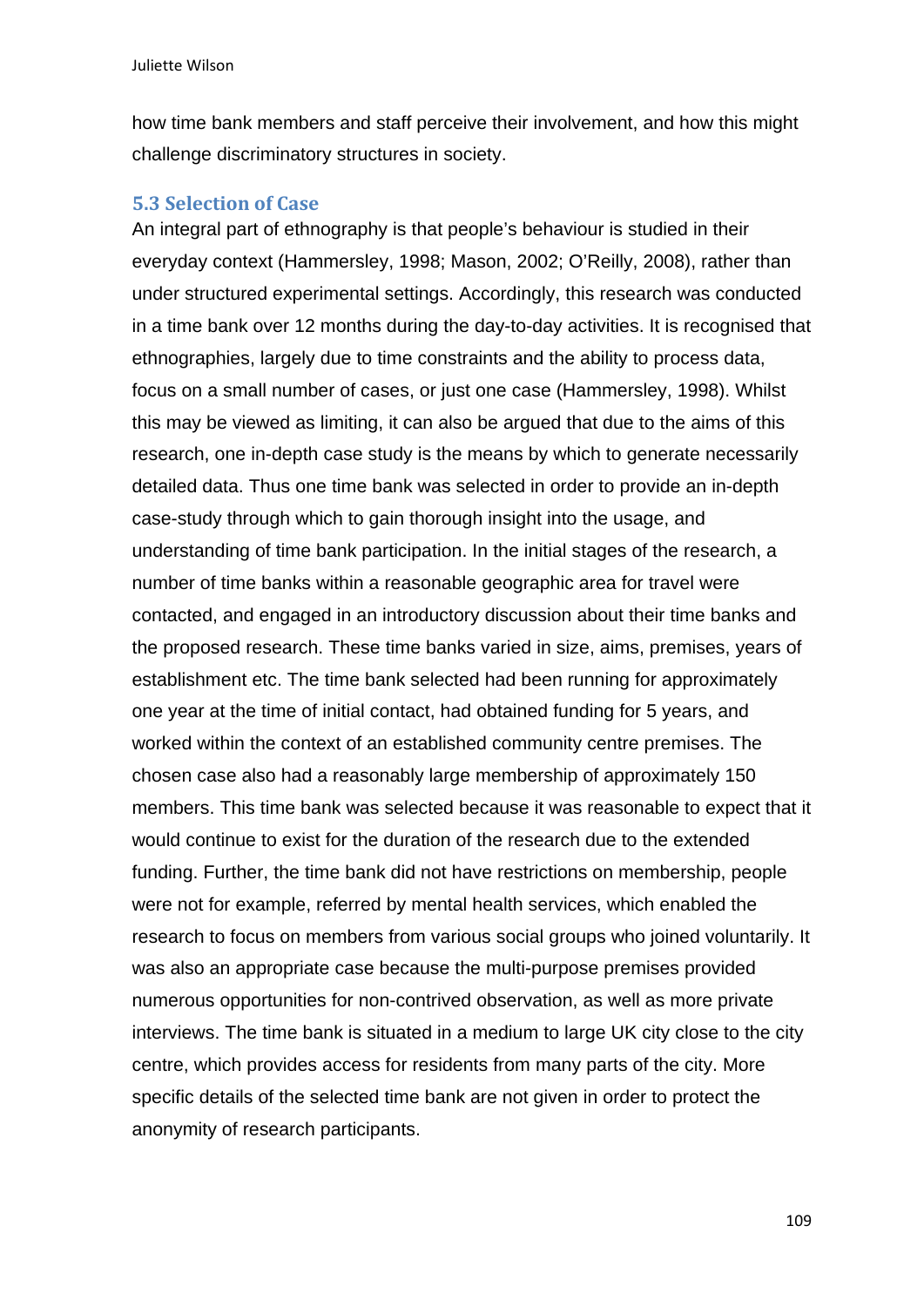how time bank members and staff perceive their involvement, and how this might challenge discriminatory structures in society.

### 5.3 Selection of Case

An integral part of ethnography is that people's behaviour is studied in their everyday context (Hammersley, 1998; Mason, 2002; O'Reilly, 2008), rather than under structured experimental settings. Accordingly, this research was conducted in a time bank over 12 months during the day-to-day activities. It is recognised that ethnographies, largely due to time constraints and the ability to process data, focus on a small number of cases, or just one case (Hammersley, 1998). Whilst this may be viewed as limiting, it can also be argued that due to the aims of this research, one in-depth case study is the means by which to generate necessarily detailed data. Thus one time bank was selected in order to provide an in-depth case-study through which to gain thorough insight into the usage, and understanding of time bank participation. In the initial stages of the research, a number of time banks within a reasonable geographic area for travel were contacted, and engaged in an introductory discussion about their time banks and the proposed research. These time banks varied in size, aims, premises, years of establishment etc. The time bank selected had been running for approximately one year at the time of initial contact, had obtained funding for 5 years, and worked within the context of an established community centre premises. The chosen case also had a reasonably large membership of approximately 150 members. This time bank was selected because it was reasonable to expect that it would continue to exist for the duration of the research due to the extended funding. Further, the time bank did not have restrictions on membership, people were not for example, referred by mental health services, which enabled the research to focus on members from various social groups who joined voluntarily. It was also an appropriate case because the multi-purpose premises provided numerous opportunities for non-contrived observation, as well as more private interviews. The time bank is situated in a medium to large UK city close to the city centre, which provides access for residents from many parts of the city. More specific details of the selected time bank are not given in order to protect the anonymity of research participants.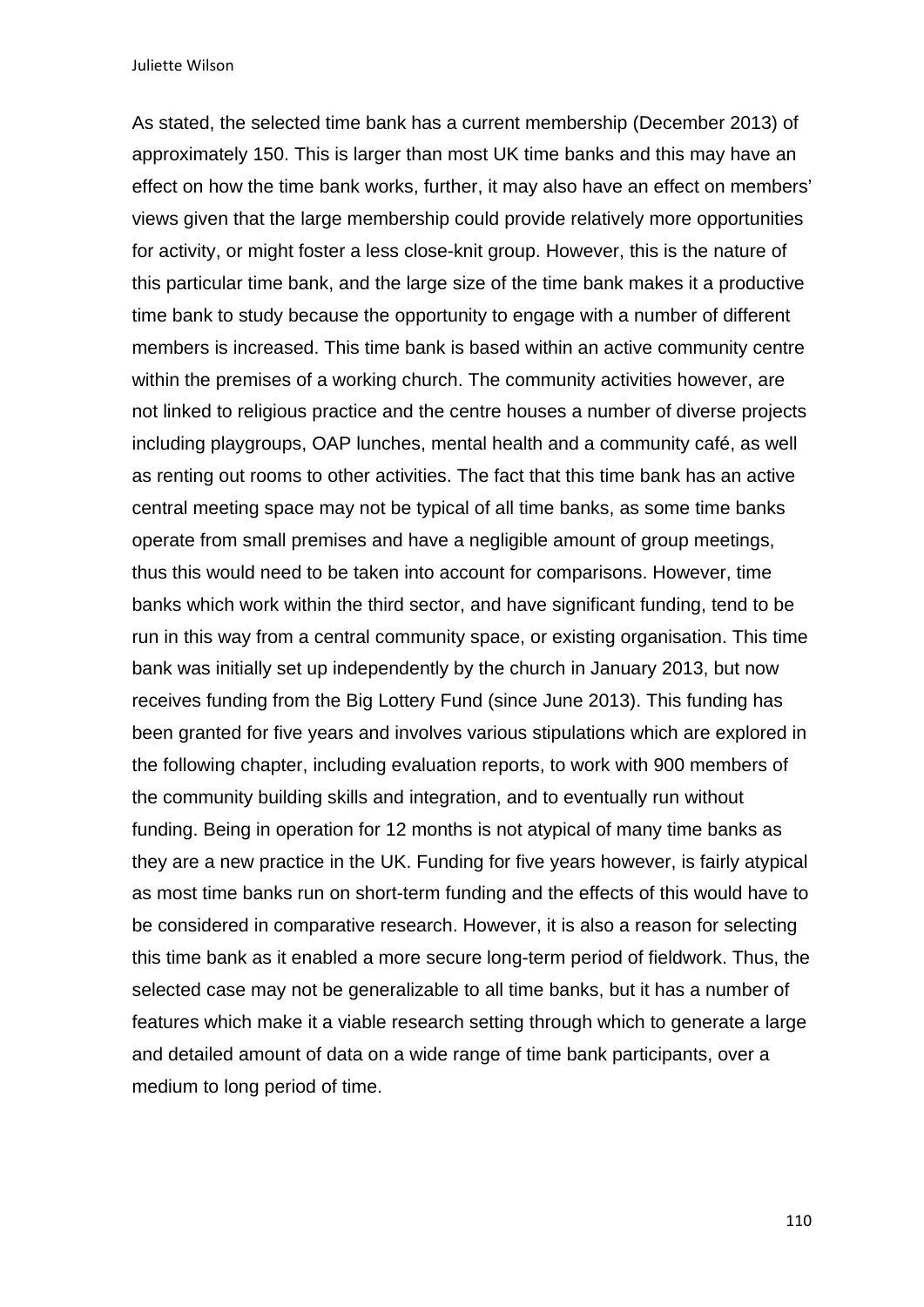As stated, the selected time bank has a current membership (December 2013) of approximately 150. This is larger than most UK time banks and this may have an effect on how the time bank works, further, it may also have an effect on members' views given that the large membership could provide relatively more opportunities for activity, or might foster a less close-knit group. However, this is the nature of this particular time bank, and the large size of the time bank makes it a productive time bank to study because the opportunity to engage with a number of different members is increased. This time bank is based within an active community centre within the premises of a working church. The community activities however, are not linked to religious practice and the centre houses a number of diverse projects including playgroups, OAP lunches, mental health and a community café, as well as renting out rooms to other activities. The fact that this time bank has an active central meeting space may not be typical of all time banks, as some time banks operate from small premises and have a negligible amount of group meetings, thus this would need to be taken into account for comparisons. However, time banks which work within the third sector, and have significant funding, tend to be run in this way from a central community space, or existing organisation. This time bank was initially set up independently by the church in January 2013, but now receives funding from the Big Lottery Fund (since June 2013). This funding has been granted for five years and involves various stipulations which are explored in the following chapter, including evaluation reports, to work with 900 members of the community building skills and integration, and to eventually run without funding. Being in operation for 12 months is not atypical of many time banks as they are a new practice in the UK. Funding for five years however, is fairly atypical as most time banks run on short-term funding and the effects of this would have to be considered in comparative research. However, it is also a reason for selecting this time bank as it enabled a more secure long-term period of fieldwork. Thus, the selected case may not be generalizable to all time banks, but it has a number of features which make it a viable research setting through which to generate a large and detailed amount of data on a wide range of time bank participants, over a medium to long period of time.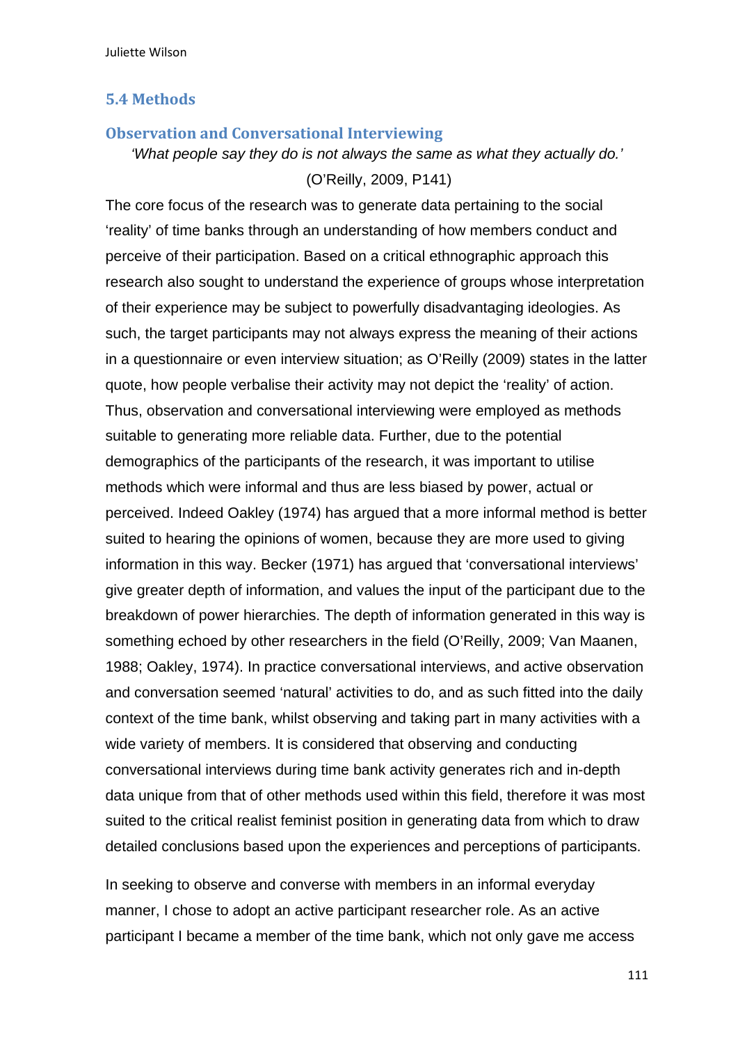## 5.4 Methods

### Observation and Conversational Interviewing

*'What people say they do is not always the same as what they actually do.'*

(O'Reilly, 2009, P141)

The core focus of the research was to generate data pertaining to the social 'reality' of time banks through an understanding of how members conduct and perceive of their participation. Based on a critical ethnographic approach this research also sought to understand the experience of groups whose interpretation of their experience may be subject to powerfully disadvantaging ideologies. As such, the target participants may not always express the meaning of their actions in a questionnaire or even interview situation; as O'Reilly (2009) states in the latter quote, how people verbalise their activity may not depict the 'reality' of action. Thus, observation and conversational interviewing were employed as methods suitable to generating more reliable data. Further, due to the potential demographics of the participants of the research, it was important to utilise methods which were informal and thus are less biased by power, actual or perceived. Indeed Oakley (1974) has argued that a more informal method is better suited to hearing the opinions of women, because they are more used to giving information in this way. Becker (1971) has argued that 'conversational interviews' give greater depth of information, and values the input of the participant due to the breakdown of power hierarchies. The depth of information generated in this way is something echoed by other researchers in the field (O'Reilly, 2009; Van Maanen, 1988; Oakley, 1974). In practice conversational interviews, and active observation and conversation seemed 'natural' activities to do, and as such fitted into the daily context of the time bank, whilst observing and taking part in many activities with a wide variety of members. It is considered that observing and conducting conversational interviews during time bank activity generates rich and in-depth data unique from that of other methods used within this field, therefore it was most suited to the critical realist feminist position in generating data from which to draw detailed conclusions based upon the experiences and perceptions of participants.

In seeking to observe and converse with members in an informal everyday manner, I chose to adopt an active participant researcher role. As an active participant I became a member of the time bank, which not only gave me access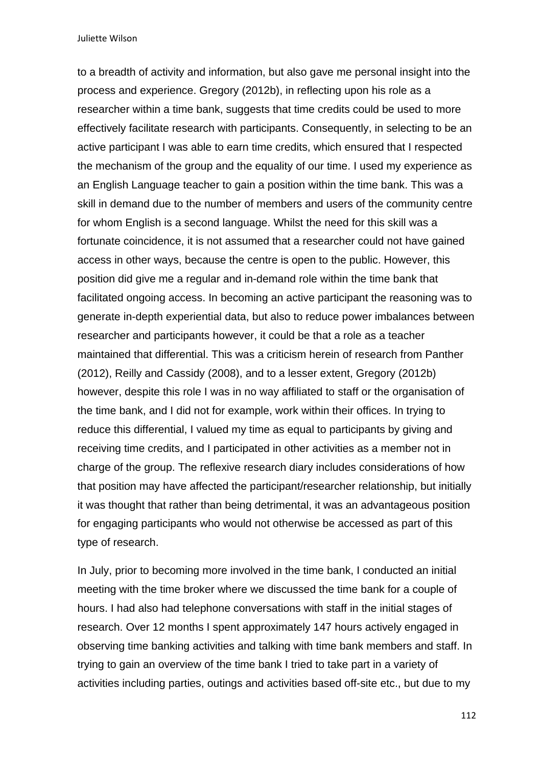to a breadth of activity and information, but also gave me personal insight into the process and experience. Gregory (2012b), in reflecting upon his role as a researcher within a time bank, suggests that time credits could be used to more effectively facilitate research with participants. Consequently, in selecting to be an active participant I was able to earn time credits, which ensured that I respected the mechanism of the group and the equality of our time. I used my experience as an English Language teacher to gain a position within the time bank. This was a skill in demand due to the number of members and users of the community centre for whom English is a second language. Whilst the need for this skill was a fortunate coincidence, it is not assumed that a researcher could not have gained access in other ways, because the centre is open to the public. However, this position did give me a regular and in-demand role within the time bank that facilitated ongoing access. In becoming an active participant the reasoning was to generate in-depth experiential data, but also to reduce power imbalances between researcher and participants however, it could be that a role as a teacher maintained that differential. This was a criticism herein of research from Panther (2012), Reilly and Cassidy (2008), and to a lesser extent, Gregory (2012b) however, despite this role I was in no way affiliated to staff or the organisation of the time bank, and I did not for example, work within their offices. In trying to reduce this differential, I valued my time as equal to participants by giving and receiving time credits, and I participated in other activities as a member not in charge of the group. The reflexive research diary includes considerations of how that position may have affected the participant/researcher relationship, but initially it was thought that rather than being detrimental, it was an advantageous position for engaging participants who would not otherwise be accessed as part of this type of research.

In July, prior to becoming more involved in the time bank, I conducted an initial meeting with the time broker where we discussed the time bank for a couple of hours. I had also had telephone conversations with staff in the initial stages of research. Over 12 months I spent approximately 147 hours actively engaged in observing time banking activities and talking with time bank members and staff. In trying to gain an overview of the time bank I tried to take part in a variety of activities including parties, outings and activities based off-site etc., but due to my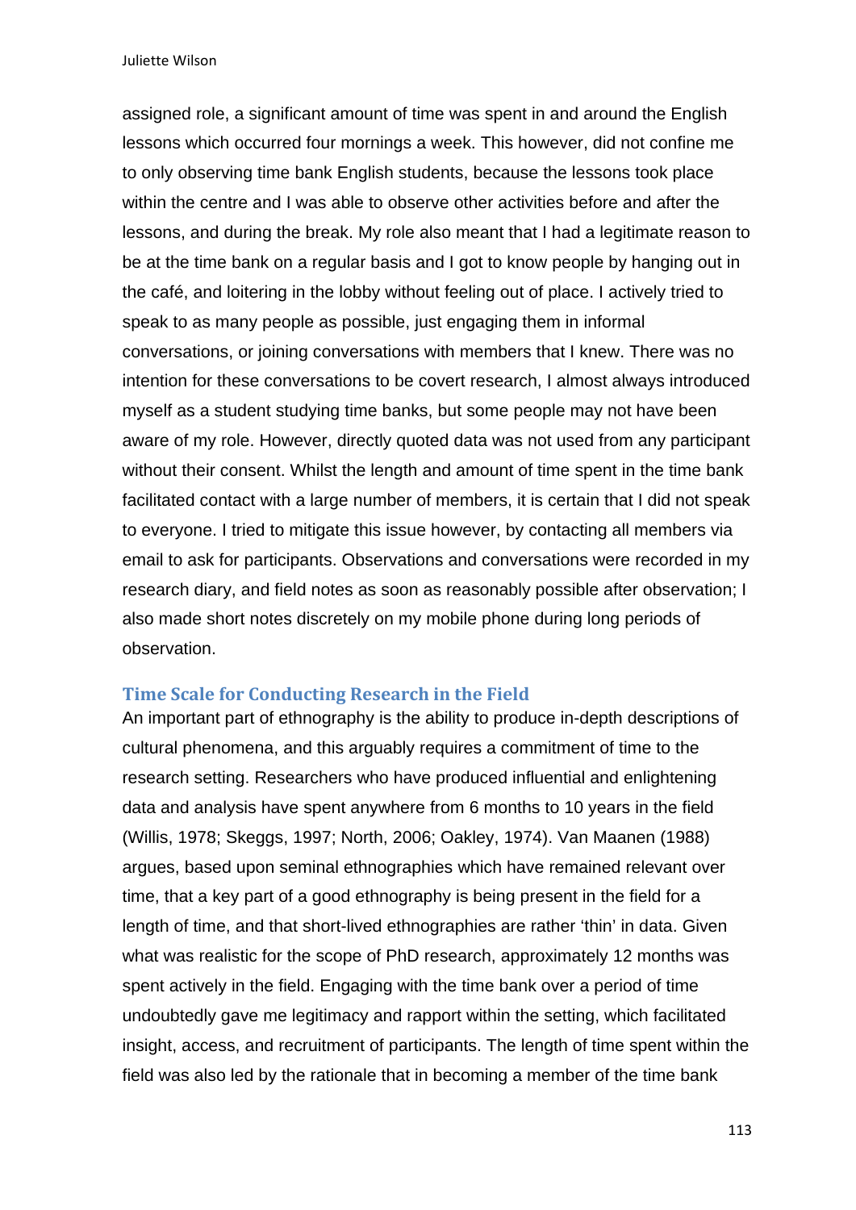assigned role, a significant amount of time was spent in and around the English lessons which occurred four mornings a week. This however, did not confine me to only observing time bank English students, because the lessons took place within the centre and I was able to observe other activities before and after the lessons, and during the break. My role also meant that I had a legitimate reason to be at the time bank on a regular basis and I got to know people by hanging out in the café, and loitering in the lobby without feeling out of place. I actively tried to speak to as many people as possible, just engaging them in informal conversations, or joining conversations with members that I knew. There was no intention for these conversations to be covert research, I almost always introduced myself as a student studying time banks, but some people may not have been aware of my role. However, directly quoted data was not used from any participant without their consent. Whilst the length and amount of time spent in the time bank facilitated contact with a large number of members, it is certain that I did not speak to everyone. I tried to mitigate this issue however, by contacting all members via email to ask for participants. Observations and conversations were recorded in my research diary, and field notes as soon as reasonably possible after observation; I also made short notes discretely on my mobile phone during long periods of observation.

### Time Scale for Conducting Research in the Field

An important part of ethnography is the ability to produce in-depth descriptions of cultural phenomena, and this arguably requires a commitment of time to the research setting. Researchers who have produced influential and enlightening data and analysis have spent anywhere from 6 months to 10 years in the field (Willis, 1978; Skeggs, 1997; North, 2006; Oakley, 1974). Van Maanen (1988) argues, based upon seminal ethnographies which have remained relevant over time, that a key part of a good ethnography is being present in the field for a length of time, and that short-lived ethnographies are rather 'thin' in data. Given what was realistic for the scope of PhD research, approximately 12 months was spent actively in the field. Engaging with the time bank over a period of time undoubtedly gave me legitimacy and rapport within the setting, which facilitated insight, access, and recruitment of participants. The length of time spent within the field was also led by the rationale that in becoming a member of the time bank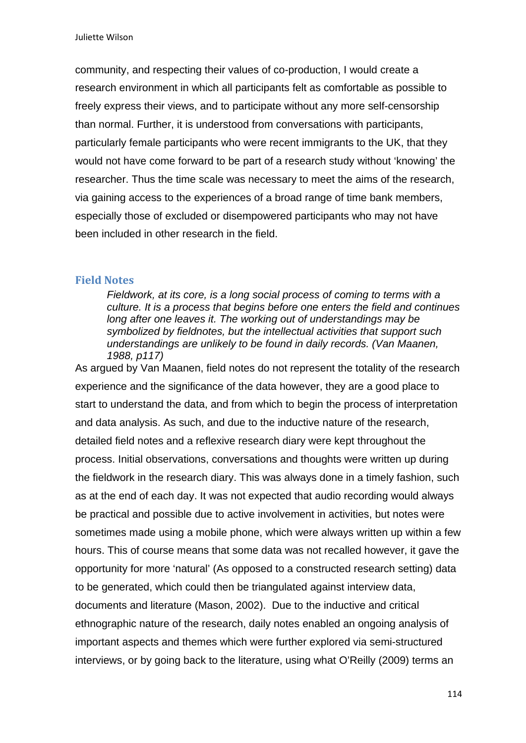community, and respecting their values of co-production, I would create a research environment in which all participants felt as comfortable as possible to freely express their views, and to participate without any more self-censorship than normal. Further, it is understood from conversations with participants, particularly female participants who were recent immigrants to the UK, that they would not have come forward to be part of a research study without 'knowing' the researcher. Thus the time scale was necessary to meet the aims of the research, via gaining access to the experiences of a broad range of time bank members, especially those of excluded or disempowered participants who may not have been included in other research in the field.

### Field Notes

> *Fieldwork, at its core, is a long social process of coming to terms with a culture. It is a process that begins before one enters the field and continues long after one leaves it. The working out of understandings may be symbolized by fieldnotes, but the intellectual activities that support such understandings are unlikely to be found in daily records. (Van Maanen, 1988, p117)*

As argued by Van Maanen, field notes do not represent the totality of the research experience and the significance of the data however, they are a good place to start to understand the data, and from which to begin the process of interpretation and data analysis. As such, and due to the inductive nature of the research, detailed field notes and a reflexive research diary were kept throughout the process. Initial observations, conversations and thoughts were written up during the fieldwork in the research diary. This was always done in a timely fashion, such as at the end of each day. It was not expected that audio recording would always be practical and possible due to active involvement in activities, but notes were sometimes made using a mobile phone, which were always written up within a few hours. This of course means that some data was not recalled however, it gave the opportunity for more 'natural' (As opposed to a constructed research setting) data to be generated, which could then be triangulated against interview data, documents and literature (Mason, 2002). Due to the inductive and critical ethnographic nature of the research, daily notes enabled an ongoing analysis of important aspects and themes which were further explored via semi-structured interviews, or by going back to the literature, using what O'Reilly (2009) terms an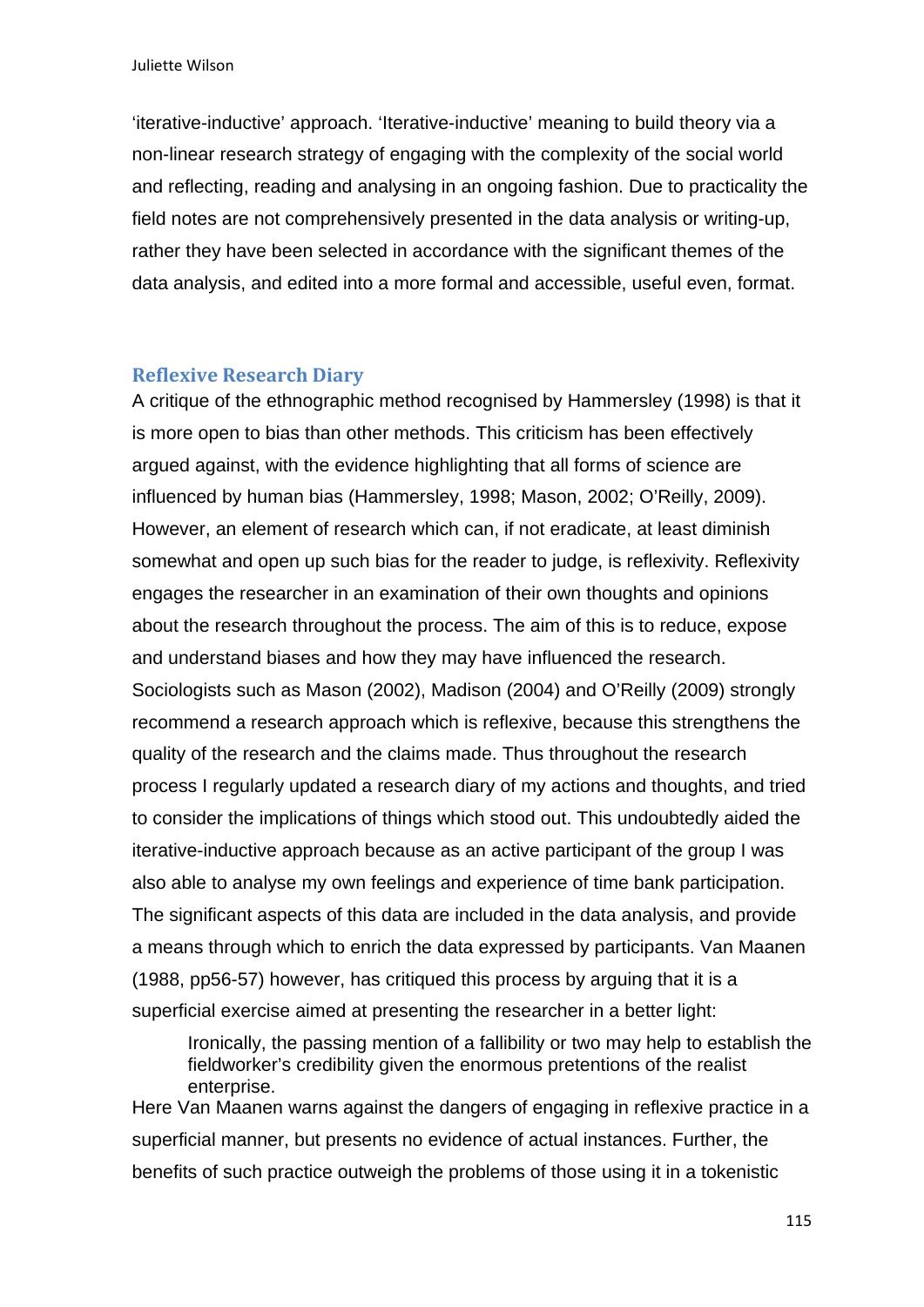'iterative-inductive' approach. 'Iterative-inductive' meaning to build theory via a non-linear research strategy of engaging with the complexity of the social world and reflecting, reading and analysing in an ongoing fashion. Due to practicality the field notes are not comprehensively presented in the data analysis or writing-up, rather they have been selected in accordance with the significant themes of the data analysis, and edited into a more formal and accessible, useful even, format.

### Reflexive Research Diary

A critique of the ethnographic method recognised by Hammersley (1998) is that it is more open to bias than other methods. This criticism has been effectively argued against, with the evidence highlighting that all forms of science are influenced by human bias (Hammersley, 1998; Mason, 2002; O'Reilly, 2009). However, an element of research which can, if not eradicate, at least diminish somewhat and open up such bias for the reader to judge, is reflexivity. Reflexivity engages the researcher in an examination of their own thoughts and opinions about the research throughout the process. The aim of this is to reduce, expose and understand biases and how they may have influenced the research. Sociologists such as Mason (2002), Madison (2004) and O'Reilly (2009) strongly recommend a research approach which is reflexive, because this strengthens the quality of the research and the claims made. Thus throughout the research process I regularly updated a research diary of my actions and thoughts, and tried to consider the implications of things which stood out. This undoubtedly aided the iterative-inductive approach because as an active participant of the group I was also able to analyse my own feelings and experience of time bank participation. The significant aspects of this data are included in the data analysis, and provide a means through which to enrich the data expressed by participants. Van Maanen (1988, pp56-57) however, has critiqued this process by arguing that it is a superficial exercise aimed at presenting the researcher in a better light:

> Ironically, the passing mention of a fallibility or two may help to establish the fieldworker's credibility given the enormous pretentions of the realist enterprise.

Here Van Maanen warns against the dangers of engaging in reflexive practice in a superficial manner, but presents no evidence of actual instances. Further, the benefits of such practice outweigh the problems of those using it in a tokenistic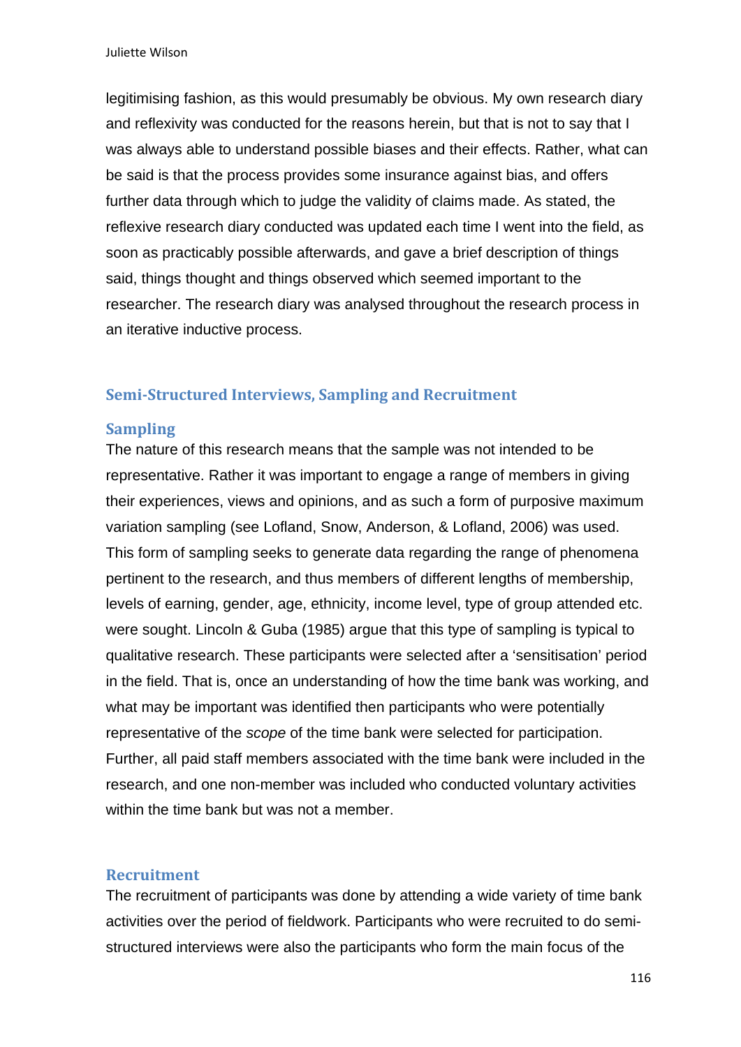legitimising fashion, as this would presumably be obvious. My own research diary and reflexivity was conducted for the reasons herein, but that is not to say that I was always able to understand possible biases and their effects. Rather, what can be said is that the process provides some insurance against bias, and offers further data through which to judge the validity of claims made. As stated, the reflexive research diary conducted was updated each time I went into the field, as soon as practicably possible afterwards, and gave a brief description of things said, things thought and things observed which seemed important to the researcher. The research diary was analysed throughout the research process in an iterative inductive process.

## Semi-Structured Interviews, Sampling and Recruitment

### Sampling

The nature of this research means that the sample was not intended to be representative. Rather it was important to engage a range of members in giving their experiences, views and opinions, and as such a form of purposive maximum variation sampling (see Lofland, Snow, Anderson, & Lofland, 2006) was used. This form of sampling seeks to generate data regarding the range of phenomena pertinent to the research, and thus members of different lengths of membership, levels of earning, gender, age, ethnicity, income level, type of group attended etc. were sought. Lincoln & Guba (1985) argue that this type of sampling is typical to qualitative research. These participants were selected after a 'sensitisation' period in the field. That is, once an understanding of how the time bank was working, and what may be important was identified then participants who were potentially representative of the *scope* of the time bank were selected for participation. Further, all paid staff members associated with the time bank were included in the research, and one non-member was included who conducted voluntary activities within the time bank but was not a member.

### Recruitment

The recruitment of participants was done by attending a wide variety of time bank activities over the period of fieldwork. Participants who were recruited to do semi-structured interviews were also the participants who form the main focus of the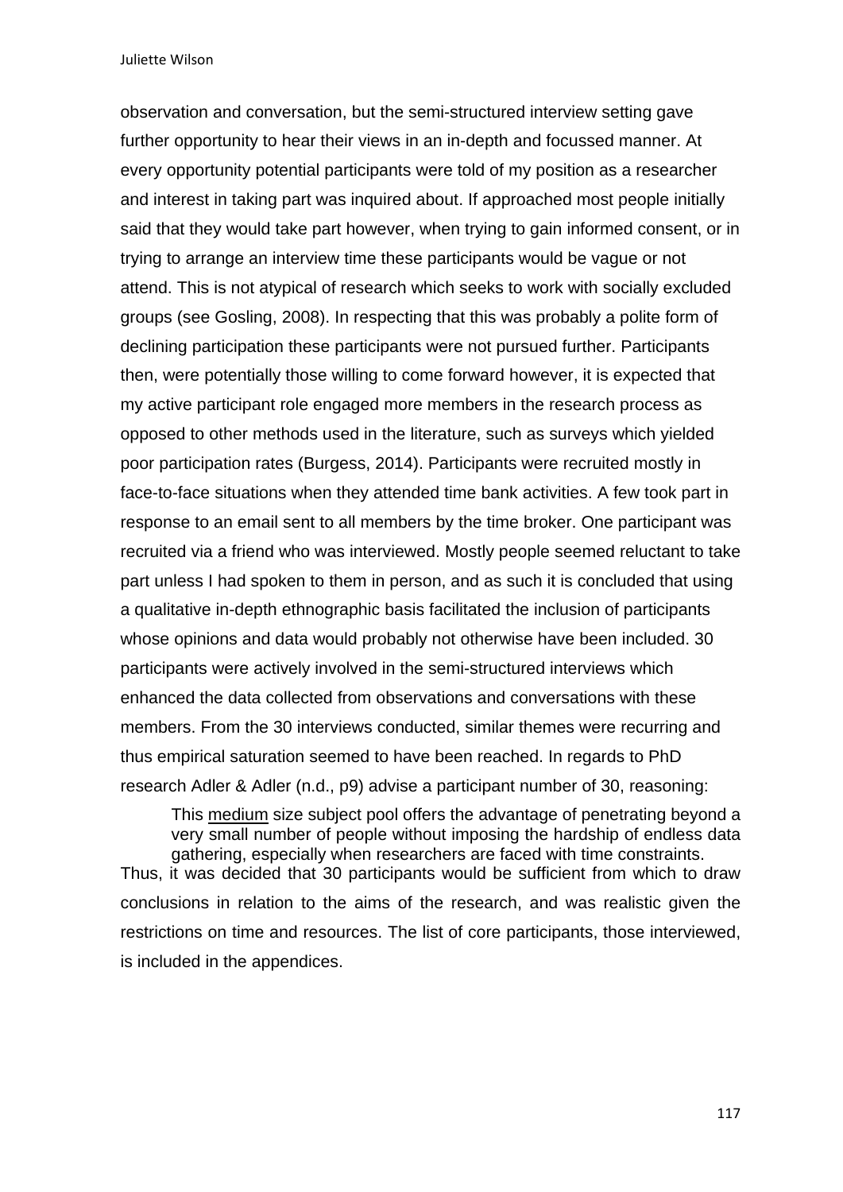observation and conversation, but the semi-structured interview setting gave further opportunity to hear their views in an in-depth and focussed manner. At every opportunity potential participants were told of my position as a researcher and interest in taking part was inquired about. If approached most people initially said that they would take part however, when trying to gain informed consent, or in trying to arrange an interview time these participants would be vague or not attend. This is not atypical of research which seeks to work with socially excluded groups (see Gosling, 2008). In respecting that this was probably a polite form of declining participation these participants were not pursued further. Participants then, were potentially those willing to come forward however, it is expected that my active participant role engaged more members in the research process as opposed to other methods used in the literature, such as surveys which yielded poor participation rates (Burgess, 2014). Participants were recruited mostly in face-to-face situations when they attended time bank activities. A few took part in response to an email sent to all members by the time broker. One participant was recruited via a friend who was interviewed. Mostly people seemed reluctant to take part unless I had spoken to them in person, and as such it is concluded that using a qualitative in-depth ethnographic basis facilitated the inclusion of participants whose opinions and data would probably not otherwise have been included. 30 participants were actively involved in the semi-structured interviews which enhanced the data collected from observations and conversations with these members. From the 30 interviews conducted, similar themes were recurring and thus empirical saturation seemed to have been reached. In regards to PhD research Adler & Adler (n.d., p9) advise a participant number of 30, reasoning:

> This medium size subject pool offers the advantage of penetrating beyond a very small number of people without imposing the hardship of endless data gathering, especially when researchers are faced with time constraints.

Thus, it was decided that 30 participants would be sufficient from which to draw conclusions in relation to the aims of the research, and was realistic given the restrictions on time and resources. The list of core participants, those interviewed, is included in the appendices.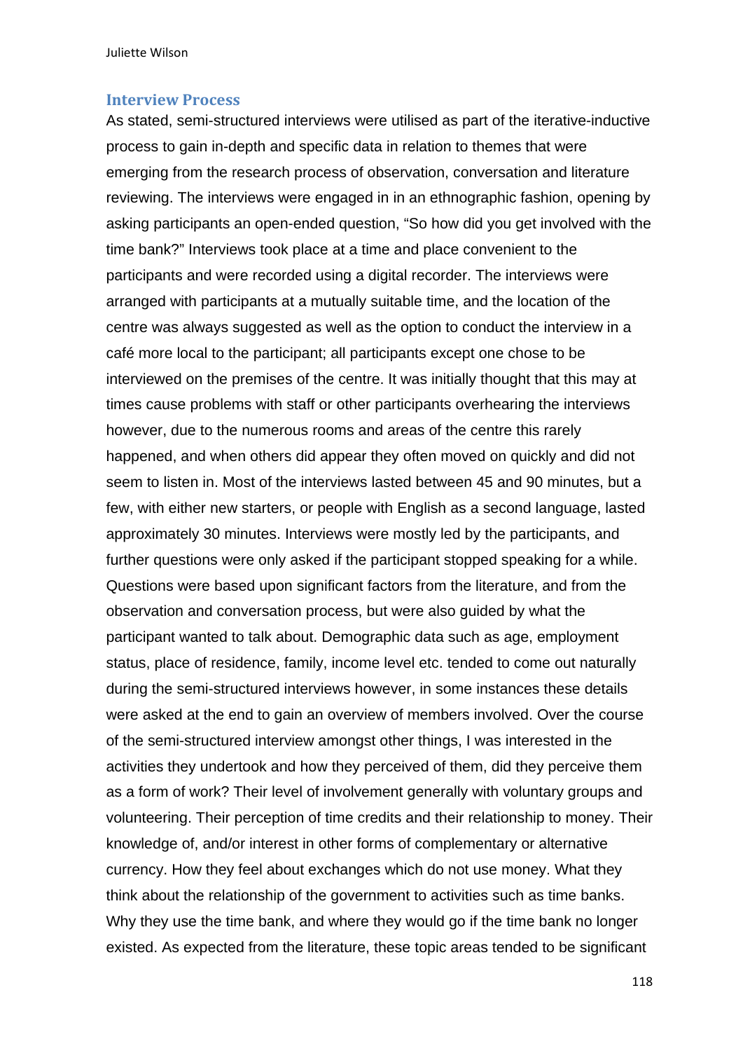## Interview Process

As stated, semi-structured interviews were utilised as part of the iterative-inductive process to gain in-depth and specific data in relation to themes that were emerging from the research process of observation, conversation and literature reviewing. The interviews were engaged in in an ethnographic fashion, opening by asking participants an open-ended question, “So how did you get involved with the time bank?” Interviews took place at a time and place convenient to the participants and were recorded using a digital recorder. The interviews were arranged with participants at a mutually suitable time, and the location of the centre was always suggested as well as the option to conduct the interview in a café more local to the participant; all participants except one chose to be interviewed on the premises of the centre. It was initially thought that this may at times cause problems with staff or other participants overhearing the interviews however, due to the numerous rooms and areas of the centre this rarely happened, and when others did appear they often moved on quickly and did not seem to listen in. Most of the interviews lasted between 45 and 90 minutes, but a few, with either new starters, or people with English as a second language, lasted approximately 30 minutes. Interviews were mostly led by the participants, and further questions were only asked if the participant stopped speaking for a while. Questions were based upon significant factors from the literature, and from the observation and conversation process, but were also guided by what the participant wanted to talk about. Demographic data such as age, employment status, place of residence, family, income level etc. tended to come out naturally during the semi-structured interviews however, in some instances these details were asked at the end to gain an overview of members involved. Over the course of the semi-structured interview amongst other things, I was interested in the activities they undertook and how they perceived of them, did they perceive them as a form of work? Their level of involvement generally with voluntary groups and volunteering. Their perception of time credits and their relationship to money. Their knowledge of, and/or interest in other forms of complementary or alternative currency. How they feel about exchanges which do not use money. What they think about the relationship of the government to activities such as time banks. Why they use the time bank, and where they would go if the time bank no longer existed. As expected from the literature, these topic areas tended to be significant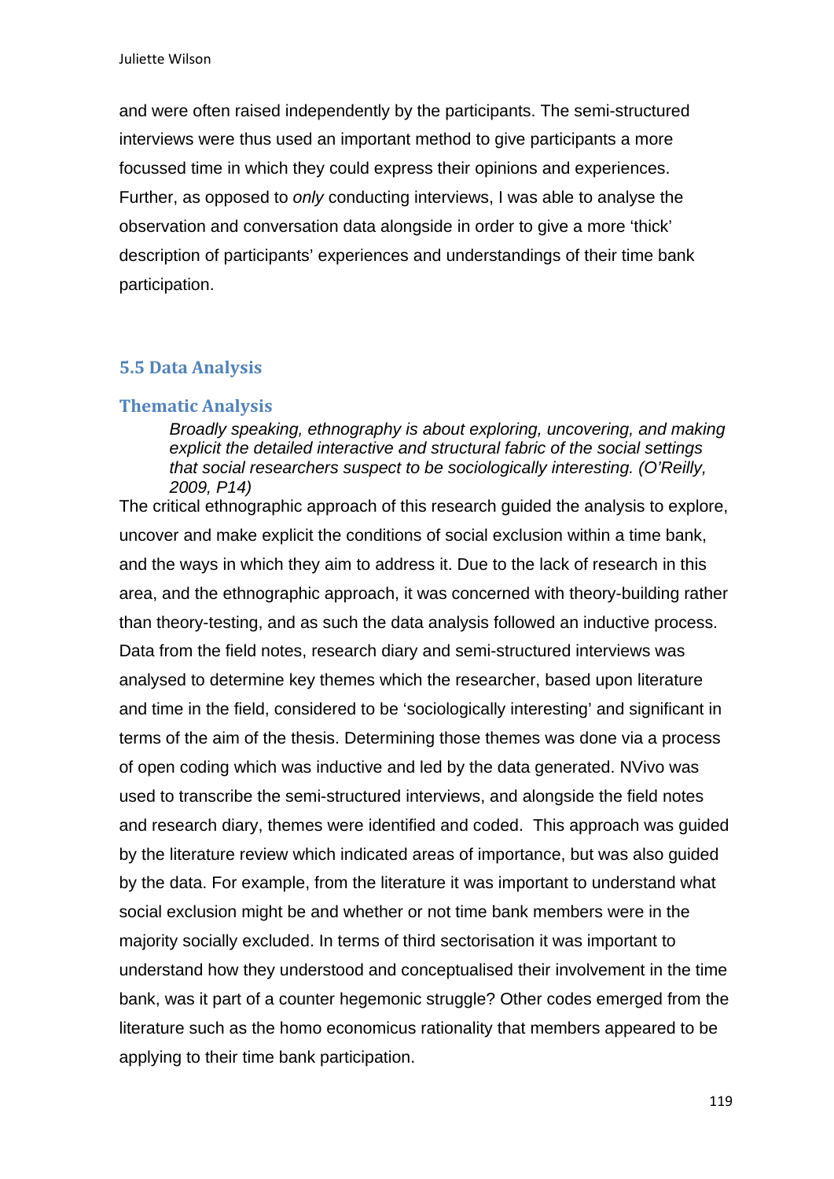and were often raised independently by the participants. The semi-structured interviews were thus used an important method to give participants a more focussed time in which they could express their opinions and experiences. Further, as opposed to *only* conducting interviews, I was able to analyse the observation and conversation data alongside in order to give a more 'thick' description of participants' experiences and understandings of their time bank participation.

## 5.5 Data Analysis

### Thematic Analysis

> *Broadly speaking, ethnography is about exploring, uncovering, and making explicit the detailed interactive and structural fabric of the social settings that social researchers suspect to be sociologically interesting. (O'Reilly, 2009, P14)*

The critical ethnographic approach of this research guided the analysis to explore, uncover and make explicit the conditions of social exclusion within a time bank, and the ways in which they aim to address it. Due to the lack of research in this area, and the ethnographic approach, it was concerned with theory-building rather than theory-testing, and as such the data analysis followed an inductive process. Data from the field notes, research diary and semi-structured interviews was analysed to determine key themes which the researcher, based upon literature and time in the field, considered to be 'sociologically interesting' and significant in terms of the aim of the thesis. Determining those themes was done via a process of open coding which was inductive and led by the data generated. NVivo was used to transcribe the semi-structured interviews, and alongside the field notes and research diary, themes were identified and coded. This approach was guided by the literature review which indicated areas of importance, but was also guided by the data. For example, from the literature it was important to understand what social exclusion might be and whether or not time bank members were in the majority socially excluded. In terms of third sectorisation it was important to understand how they understood and conceptualised their involvement in the time bank, was it part of a counter hegemonic struggle? Other codes emerged from the literature such as the homo economicus rationality that members appeared to be applying to their time bank participation.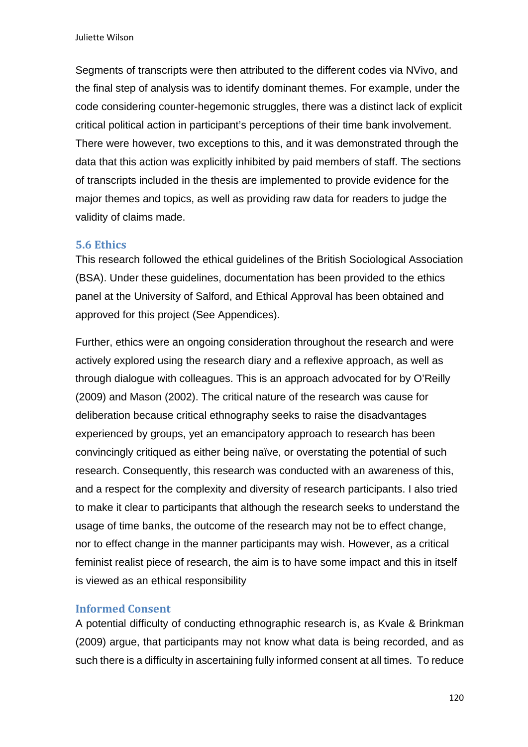Segments of transcripts were then attributed to the different codes via NVivo, and the final step of analysis was to identify dominant themes. For example, under the code considering counter-hegemonic struggles, there was a distinct lack of explicit critical political action in participant's perceptions of their time bank involvement. There were however, two exceptions to this, and it was demonstrated through the data that this action was explicitly inhibited by paid members of staff. The sections of transcripts included in the thesis are implemented to provide evidence for the major themes and topics, as well as providing raw data for readers to judge the validity of claims made.

## 5.6 Ethics

This research followed the ethical guidelines of the British Sociological Association (BSA). Under these guidelines, documentation has been provided to the ethics panel at the University of Salford, and Ethical Approval has been obtained and approved for this project (See Appendices).

Further, ethics were an ongoing consideration throughout the research and were actively explored using the research diary and a reflexive approach, as well as through dialogue with colleagues. This is an approach advocated for by O'Reilly (2009) and Mason (2002). The critical nature of the research was cause for deliberation because critical ethnography seeks to raise the disadvantages experienced by groups, yet an emancipatory approach to research has been convincingly critiqued as either being naïve, or overstating the potential of such research. Consequently, this research was conducted with an awareness of this, and a respect for the complexity and diversity of research participants. I also tried to make it clear to participants that although the research seeks to understand the usage of time banks, the outcome of the research may not be to effect change, nor to effect change in the manner participants may wish. However, as a critical feminist realist piece of research, the aim is to have some impact and this in itself is viewed as an ethical responsibility

### Informed Consent

A potential difficulty of conducting ethnographic research is, as Kvale & Brinkman (2009) argue, that participants may not know what data is being recorded, and as such there is a difficulty in ascertaining fully informed consent at all times. To reduce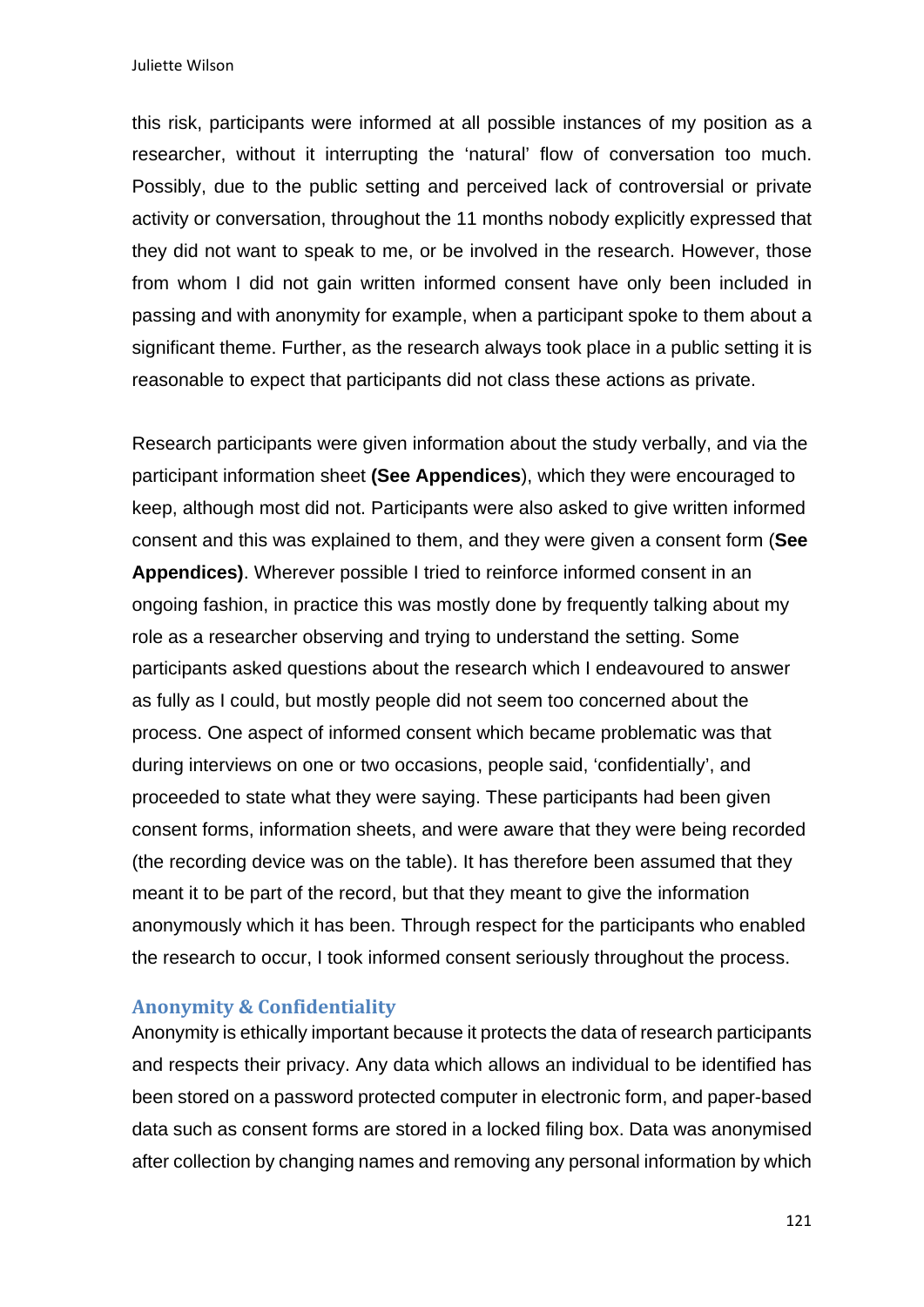this risk, participants were informed at all possible instances of my position as a researcher, without it interrupting the 'natural' flow of conversation too much. Possibly, due to the public setting and perceived lack of controversial or private activity or conversation, throughout the 11 months nobody explicitly expressed that they did not want to speak to me, or be involved in the research. However, those from whom I did not gain written informed consent have only been included in passing and with anonymity for example, when a participant spoke to them about a significant theme. Further, as the research always took place in a public setting it is reasonable to expect that participants did not class these actions as private.

Research participants were given information about the study verbally, and via the participant information sheet **(See Appendices**), which they were encouraged to keep, although most did not. Participants were also asked to give written informed consent and this was explained to them, and they were given a consent form (**See Appendices)**. Wherever possible I tried to reinforce informed consent in an ongoing fashion, in practice this was mostly done by frequently talking about my role as a researcher observing and trying to understand the setting. Some participants asked questions about the research which I endeavoured to answer as fully as I could, but mostly people did not seem too concerned about the process. One aspect of informed consent which became problematic was that during interviews on one or two occasions, people said, 'confidentially', and proceeded to state what they were saying. These participants had been given consent forms, information sheets, and were aware that they were being recorded (the recording device was on the table). It has therefore been assumed that they meant it to be part of the record, but that they meant to give the information anonymously which it has been. Through respect for the participants who enabled the research to occur, I took informed consent seriously throughout the process.

### Anonymity & Confidentiality

Anonymity is ethically important because it protects the data of research participants and respects their privacy. Any data which allows an individual to be identified has been stored on a password protected computer in electronic form, and paper-based data such as consent forms are stored in a locked filing box. Data was anonymised after collection by changing names and removing any personal information by which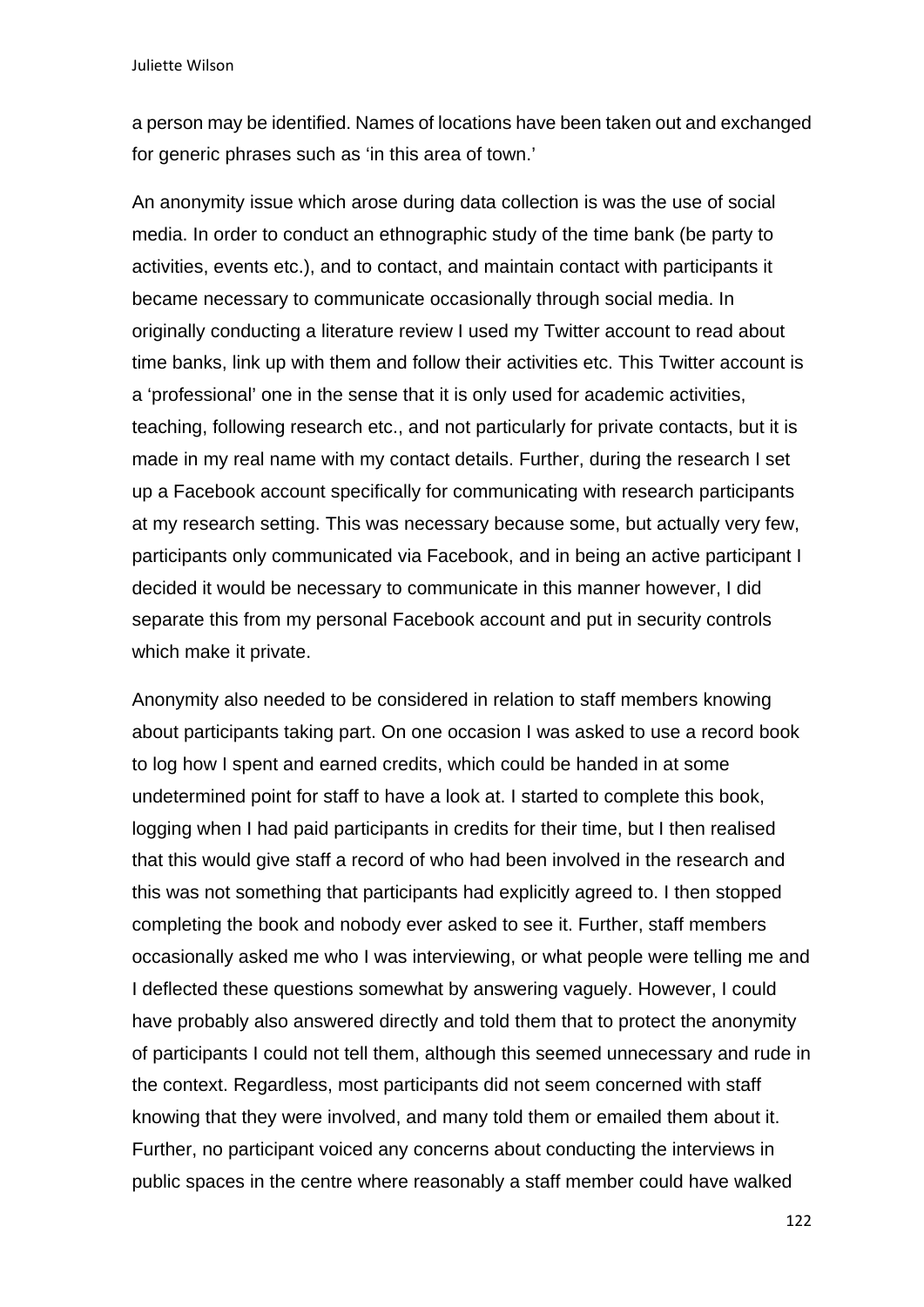a person may be identified. Names of locations have been taken out and exchanged for generic phrases such as 'in this area of town.'

An anonymity issue which arose during data collection is was the use of social media. In order to conduct an ethnographic study of the time bank (be party to activities, events etc.), and to contact, and maintain contact with participants it became necessary to communicate occasionally through social media. In originally conducting a literature review I used my Twitter account to read about time banks, link up with them and follow their activities etc. This Twitter account is a 'professional' one in the sense that it is only used for academic activities, teaching, following research etc., and not particularly for private contacts, but it is made in my real name with my contact details. Further, during the research I set up a Facebook account specifically for communicating with research participants at my research setting. This was necessary because some, but actually very few, participants only communicated via Facebook, and in being an active participant I decided it would be necessary to communicate in this manner however, I did separate this from my personal Facebook account and put in security controls which make it private.

Anonymity also needed to be considered in relation to staff members knowing about participants taking part. On one occasion I was asked to use a record book to log how I spent and earned credits, which could be handed in at some undetermined point for staff to have a look at. I started to complete this book, logging when I had paid participants in credits for their time, but I then realised that this would give staff a record of who had been involved in the research and this was not something that participants had explicitly agreed to. I then stopped completing the book and nobody ever asked to see it. Further, staff members occasionally asked me who I was interviewing, or what people were telling me and I deflected these questions somewhat by answering vaguely. However, I could have probably also answered directly and told them that to protect the anonymity of participants I could not tell them, although this seemed unnecessary and rude in the context. Regardless, most participants did not seem concerned with staff knowing that they were involved, and many told them or emailed them about it. Further, no participant voiced any concerns about conducting the interviews in public spaces in the centre where reasonably a staff member could have walked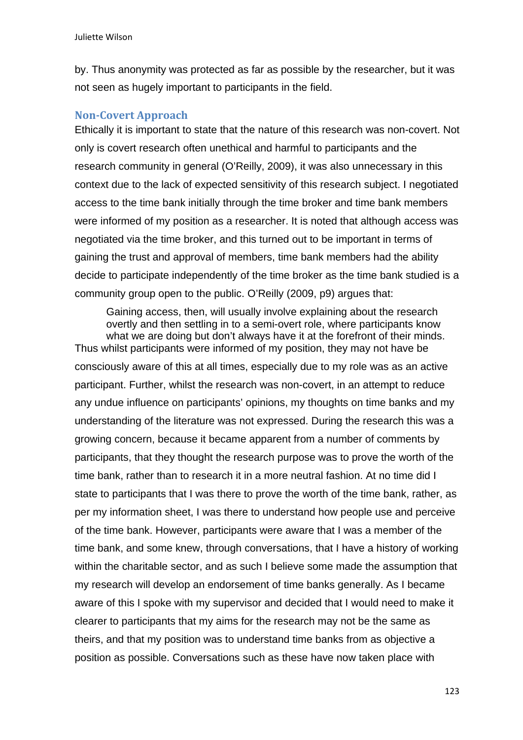by. Thus anonymity was protected as far as possible by the researcher, but it was not seen as hugely important to participants in the field.

### Non-Covert Approach

Ethically it is important to state that the nature of this research was non-covert. Not only is covert research often unethical and harmful to participants and the research community in general (O'Reilly, 2009), it was also unnecessary in this context due to the lack of expected sensitivity of this research subject. I negotiated access to the time bank initially through the time broker and time bank members were informed of my position as a researcher. It is noted that although access was negotiated via the time broker, and this turned out to be important in terms of gaining the trust and approval of members, time bank members had the ability decide to participate independently of the time broker as the time bank studied is a community group open to the public. O'Reilly (2009, p9) argues that:

> Gaining access, then, will usually involve explaining about the research overtly and then settling in to a semi-overt role, where participants know what we are doing but don't always have it at the forefront of their minds.

Thus whilst participants were informed of my position, they may not have be consciously aware of this at all times, especially due to my role was as an active participant. Further, whilst the research was non-covert, in an attempt to reduce any undue influence on participants' opinions, my thoughts on time banks and my understanding of the literature was not expressed. During the research this was a growing concern, because it became apparent from a number of comments by participants, that they thought the research purpose was to prove the worth of the time bank, rather than to research it in a more neutral fashion. At no time did I state to participants that I was there to prove the worth of the time bank, rather, as per my information sheet, I was there to understand how people use and perceive of the time bank. However, participants were aware that I was a member of the time bank, and some knew, through conversations, that I have a history of working within the charitable sector, and as such I believe some made the assumption that my research will develop an endorsement of time banks generally. As I became aware of this I spoke with my supervisor and decided that I would need to make it clearer to participants that my aims for the research may not be the same as theirs, and that my position was to understand time banks from as objective a position as possible. Conversations such as these have now taken place with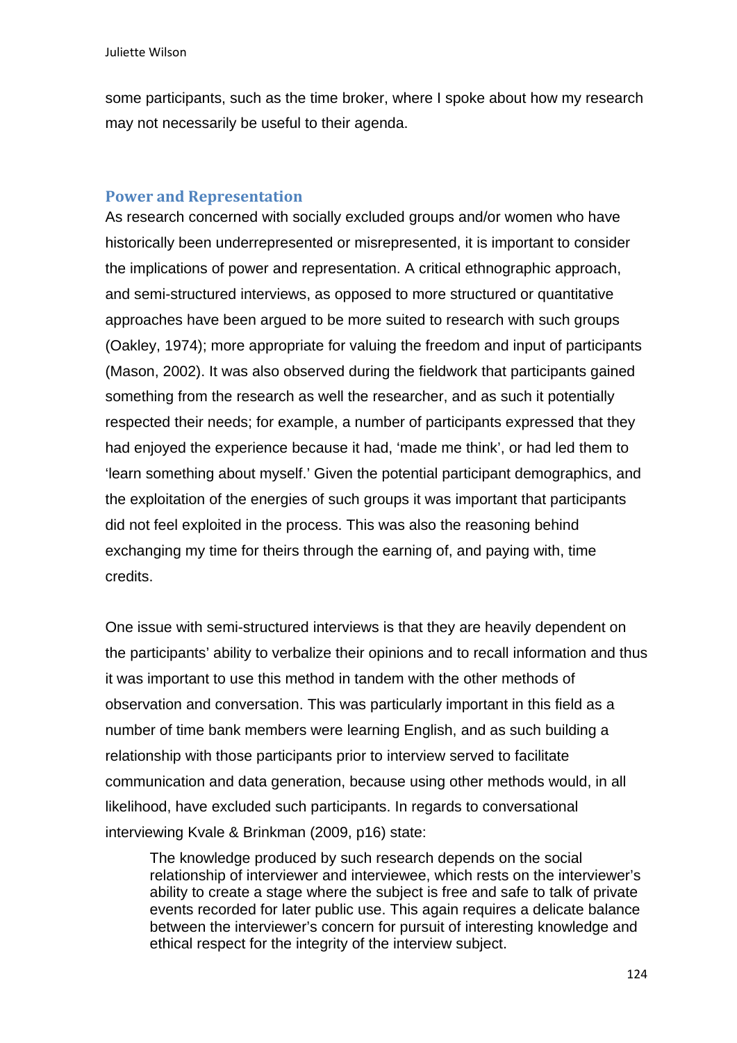some participants, such as the time broker, where I spoke about how my research may not necessarily be useful to their agenda.

### Power and Representation

As research concerned with socially excluded groups and/or women who have historically been underrepresented or misrepresented, it is important to consider the implications of power and representation. A critical ethnographic approach, and semi-structured interviews, as opposed to more structured or quantitative approaches have been argued to be more suited to research with such groups (Oakley, 1974); more appropriate for valuing the freedom and input of participants (Mason, 2002). It was also observed during the fieldwork that participants gained something from the research as well the researcher, and as such it potentially respected their needs; for example, a number of participants expressed that they had enjoyed the experience because it had, 'made me think', or had led them to 'learn something about myself.' Given the potential participant demographics, and the exploitation of the energies of such groups it was important that participants did not feel exploited in the process. This was also the reasoning behind exchanging my time for theirs through the earning of, and paying with, time credits.

One issue with semi-structured interviews is that they are heavily dependent on the participants' ability to verbalize their opinions and to recall information and thus it was important to use this method in tandem with the other methods of observation and conversation. This was particularly important in this field as a number of time bank members were learning English, and as such building a relationship with those participants prior to interview served to facilitate communication and data generation, because using other methods would, in all likelihood, have excluded such participants. In regards to conversational interviewing Kvale & Brinkman (2009, p16) state:

> The knowledge produced by such research depends on the social relationship of interviewer and interviewee, which rests on the interviewer's ability to create a stage where the subject is free and safe to talk of private events recorded for later public use. This again requires a delicate balance between the interviewer's concern for pursuit of interesting knowledge and ethical respect for the integrity of the interview subject.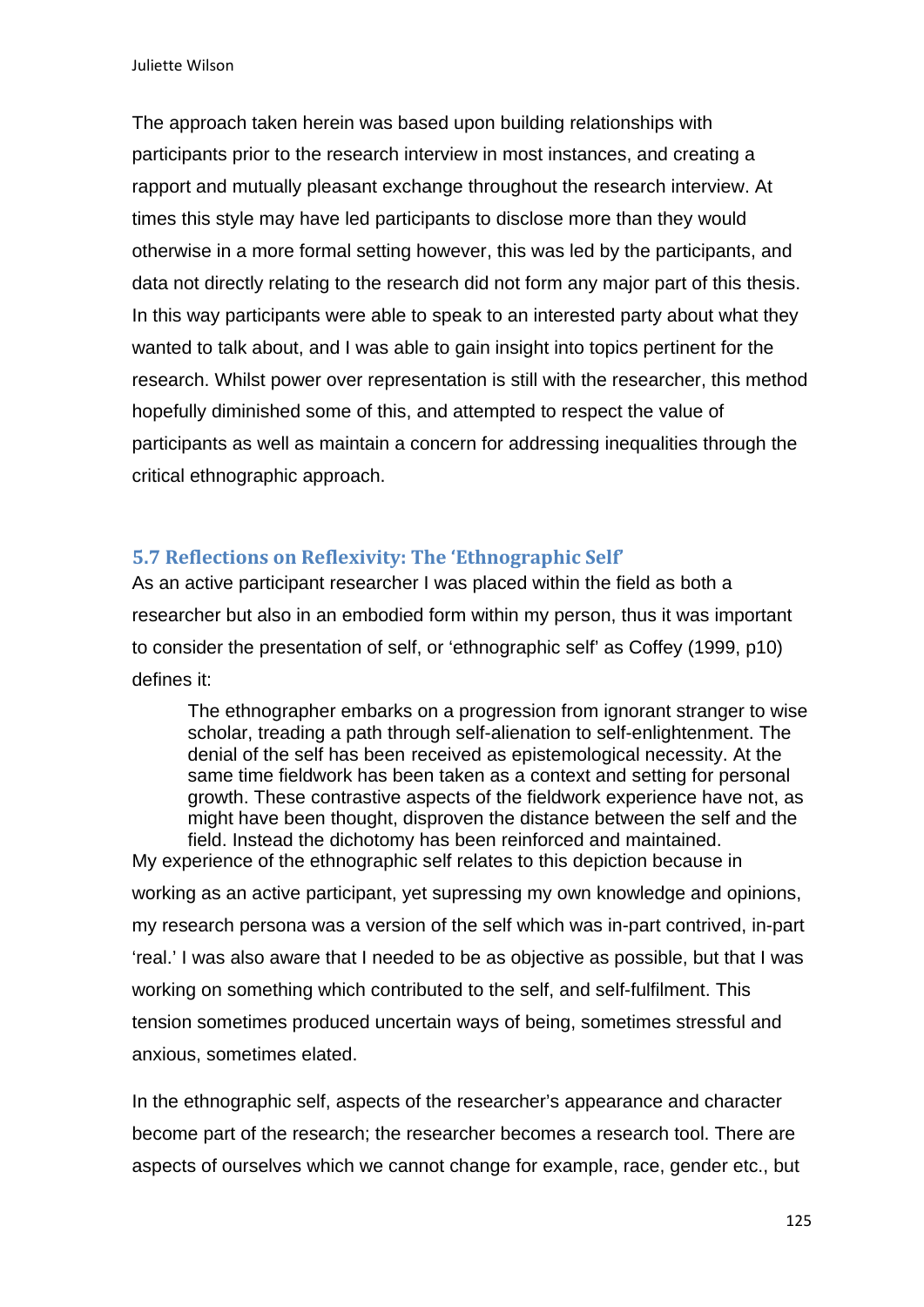The approach taken herein was based upon building relationships with participants prior to the research interview in most instances, and creating a rapport and mutually pleasant exchange throughout the research interview. At times this style may have led participants to disclose more than they would otherwise in a more formal setting however, this was led by the participants, and data not directly relating to the research did not form any major part of this thesis. In this way participants were able to speak to an interested party about what they wanted to talk about, and I was able to gain insight into topics pertinent for the research. Whilst power over representation is still with the researcher, this method hopefully diminished some of this, and attempted to respect the value of participants as well as maintain a concern for addressing inequalities through the critical ethnographic approach.

### 5.7 Reflections on Reflexivity: The 'Ethnographic Self'

As an active participant researcher I was placed within the field as both a researcher but also in an embodied form within my person, thus it was important to consider the presentation of self, or 'ethnographic self' as Coffey (1999, p10) defines it:

> The ethnographer embarks on a progression from ignorant stranger to wise scholar, treading a path through self-alienation to self-enlightenment. The denial of the self has been received as epistemological necessity. At the same time fieldwork has been taken as a context and setting for personal growth. These contrastive aspects of the fieldwork experience have not, as might have been thought, disproven the distance between the self and the field. Instead the dichotomy has been reinforced and maintained.

My experience of the ethnographic self relates to this depiction because in working as an active participant, yet supressing my own knowledge and opinions, my research persona was a version of the self which was in-part contrived, in-part 'real.' I was also aware that I needed to be as objective as possible, but that I was working on something which contributed to the self, and self-fulfilment. This tension sometimes produced uncertain ways of being, sometimes stressful and anxious, sometimes elated.

In the ethnographic self, aspects of the researcher's appearance and character become part of the research; the researcher becomes a research tool. There are aspects of ourselves which we cannot change for example, race, gender etc., but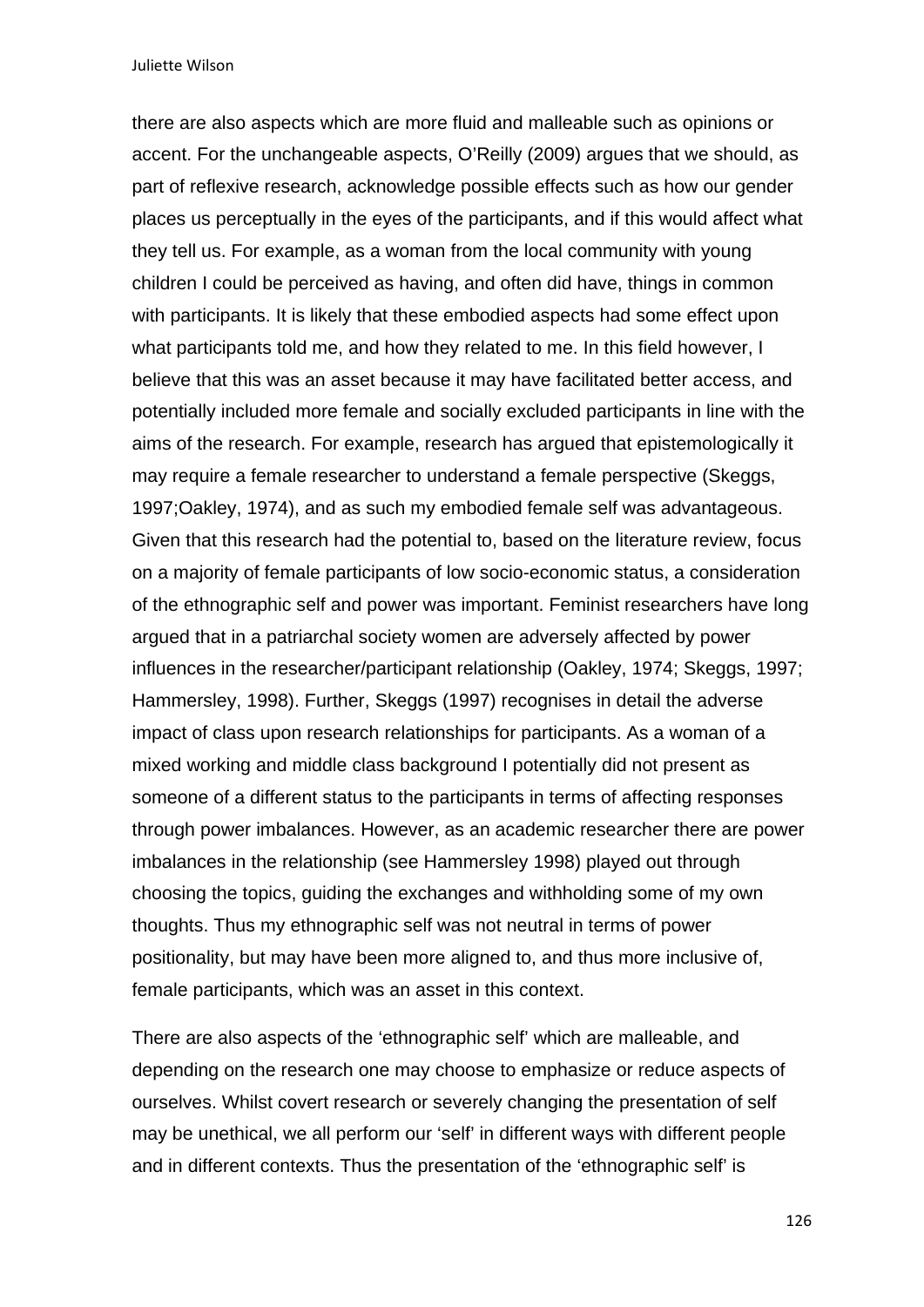there are also aspects which are more fluid and malleable such as opinions or accent. For the unchangeable aspects, O'Reilly (2009) argues that we should, as part of reflexive research, acknowledge possible effects such as how our gender places us perceptually in the eyes of the participants, and if this would affect what they tell us. For example, as a woman from the local community with young children I could be perceived as having, and often did have, things in common with participants. It is likely that these embodied aspects had some effect upon what participants told me, and how they related to me. In this field however, I believe that this was an asset because it may have facilitated better access, and potentially included more female and socially excluded participants in line with the aims of the research. For example, research has argued that epistemologically it may require a female researcher to understand a female perspective (Skeggs, 1997;Oakley, 1974), and as such my embodied female self was advantageous. Given that this research had the potential to, based on the literature review, focus on a majority of female participants of low socio-economic status, a consideration of the ethnographic self and power was important. Feminist researchers have long argued that in a patriarchal society women are adversely affected by power influences in the researcher/participant relationship (Oakley, 1974; Skeggs, 1997; Hammersley, 1998). Further, Skeggs (1997) recognises in detail the adverse impact of class upon research relationships for participants. As a woman of a mixed working and middle class background I potentially did not present as someone of a different status to the participants in terms of affecting responses through power imbalances. However, as an academic researcher there are power imbalances in the relationship (see Hammersley 1998) played out through choosing the topics, guiding the exchanges and withholding some of my own thoughts. Thus my ethnographic self was not neutral in terms of power positionality, but may have been more aligned to, and thus more inclusive of, female participants, which was an asset in this context.

There are also aspects of the 'ethnographic self' which are malleable, and depending on the research one may choose to emphasize or reduce aspects of ourselves. Whilst covert research or severely changing the presentation of self may be unethical, we all perform our 'self' in different ways with different people and in different contexts. Thus the presentation of the 'ethnographic self' is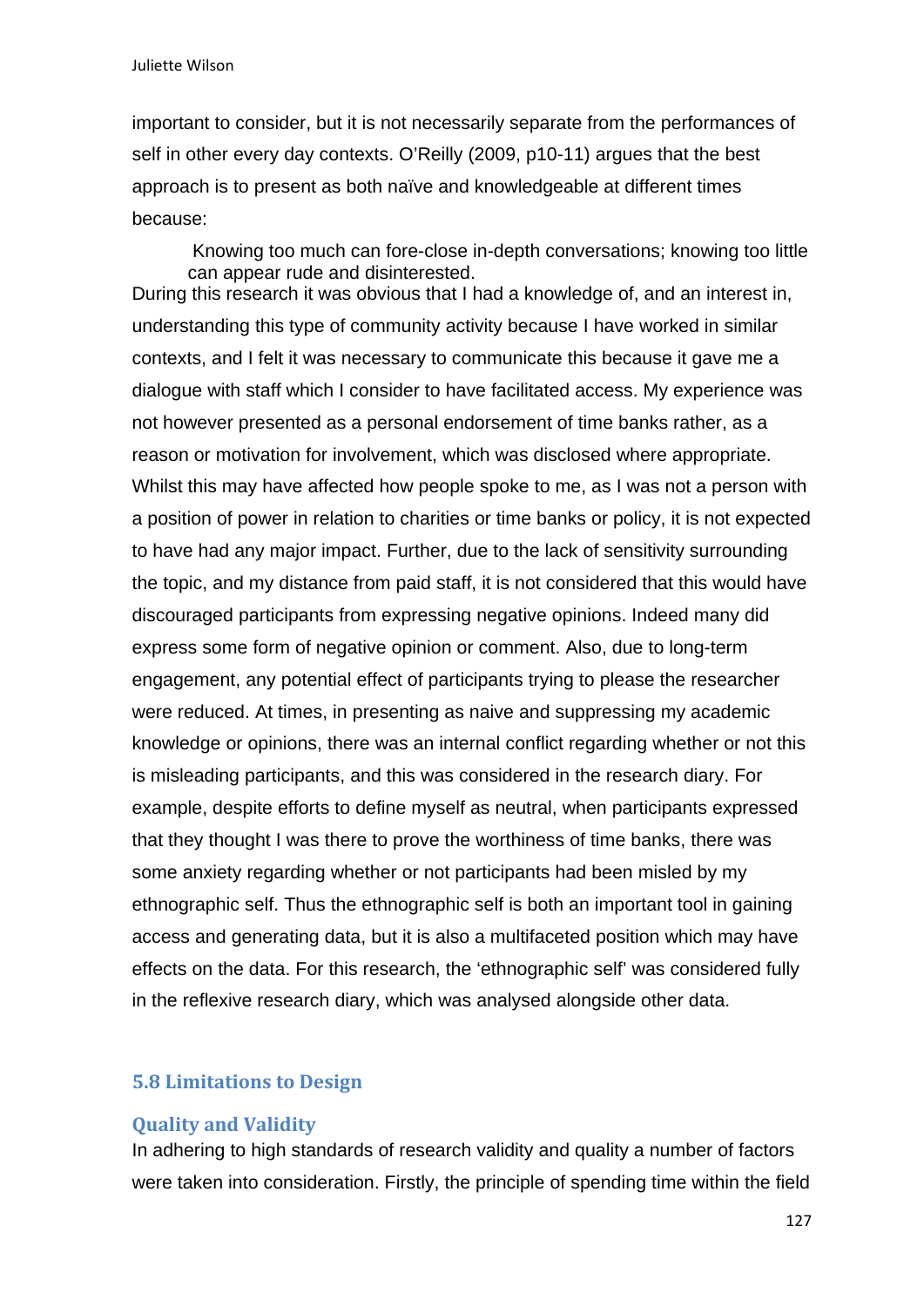important to consider, but it is not necessarily separate from the performances of self in other every day contexts. O'Reilly (2009, p10-11) argues that the best approach is to present as both naïve and knowledgeable at different times because:

> Knowing too much can fore-close in-depth conversations; knowing too little can appear rude and disinterested.

During this research it was obvious that I had a knowledge of, and an interest in, understanding this type of community activity because I have worked in similar contexts, and I felt it was necessary to communicate this because it gave me a dialogue with staff which I consider to have facilitated access. My experience was not however presented as a personal endorsement of time banks rather, as a reason or motivation for involvement, which was disclosed where appropriate. Whilst this may have affected how people spoke to me, as I was not a person with a position of power in relation to charities or time banks or policy, it is not expected to have had any major impact. Further, due to the lack of sensitivity surrounding the topic, and my distance from paid staff, it is not considered that this would have discouraged participants from expressing negative opinions. Indeed many did express some form of negative opinion or comment. Also, due to long-term engagement, any potential effect of participants trying to please the researcher were reduced. At times, in presenting as naive and suppressing my academic knowledge or opinions, there was an internal conflict regarding whether or not this is misleading participants, and this was considered in the research diary. For example, despite efforts to define myself as neutral, when participants expressed that they thought I was there to prove the worthiness of time banks, there was some anxiety regarding whether or not participants had been misled by my ethnographic self. Thus the ethnographic self is both an important tool in gaining access and generating data, but it is also a multifaceted position which may have effects on the data. For this research, the 'ethnographic self' was considered fully in the reflexive research diary, which was analysed alongside other data.

## 5.8 Limitations to Design

### Quality and Validity

In adhering to high standards of research validity and quality a number of factors were taken into consideration. Firstly, the principle of spending time within the field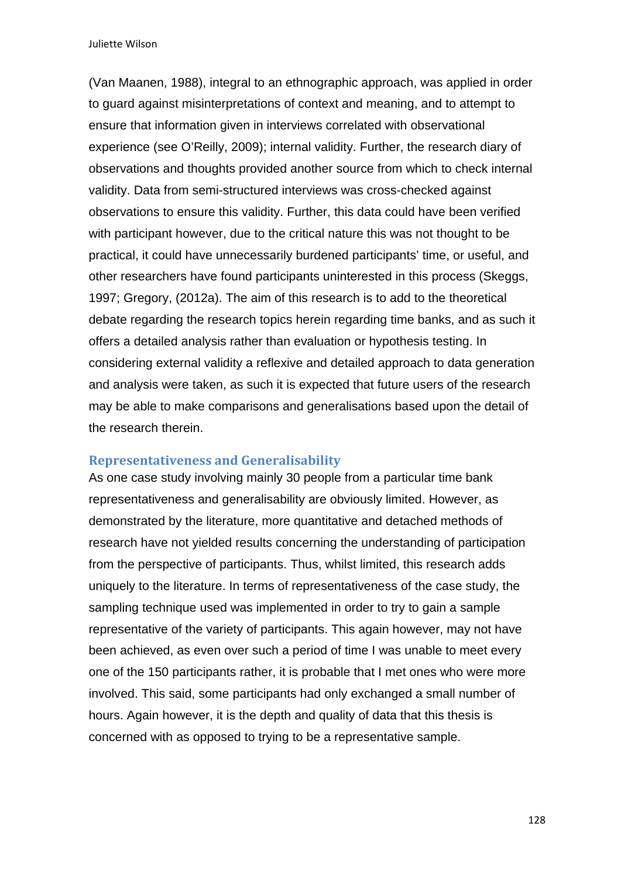(Van Maanen, 1988), integral to an ethnographic approach, was applied in order to guard against misinterpretations of context and meaning, and to attempt to ensure that information given in interviews correlated with observational experience (see O'Reilly, 2009); internal validity. Further, the research diary of observations and thoughts provided another source from which to check internal validity. Data from semi-structured interviews was cross-checked against observations to ensure this validity. Further, this data could have been verified with participant however, due to the critical nature this was not thought to be practical, it could have unnecessarily burdened participants' time, or useful, and other researchers have found participants uninterested in this process (Skeggs, 1997; Gregory, (2012a). The aim of this research is to add to the theoretical debate regarding the research topics herein regarding time banks, and as such it offers a detailed analysis rather than evaluation or hypothesis testing. In considering external validity a reflexive and detailed approach to data generation and analysis were taken, as such it is expected that future users of the research may be able to make comparisons and generalisations based upon the detail of the research therein.

### Representativeness and Generalisability

As one case study involving mainly 30 people from a particular time bank representativeness and generalisability are obviously limited. However, as demonstrated by the literature, more quantitative and detached methods of research have not yielded results concerning the understanding of participation from the perspective of participants. Thus, whilst limited, this research adds uniquely to the literature. In terms of representativeness of the case study, the sampling technique used was implemented in order to try to gain a sample representative of the variety of participants. This again however, may not have been achieved, as even over such a period of time I was unable to meet every one of the 150 participants rather, it is probable that I met ones who were more involved. This said, some participants had only exchanged a small number of hours. Again however, it is the depth and quality of data that this thesis is concerned with as opposed to trying to be a representative sample.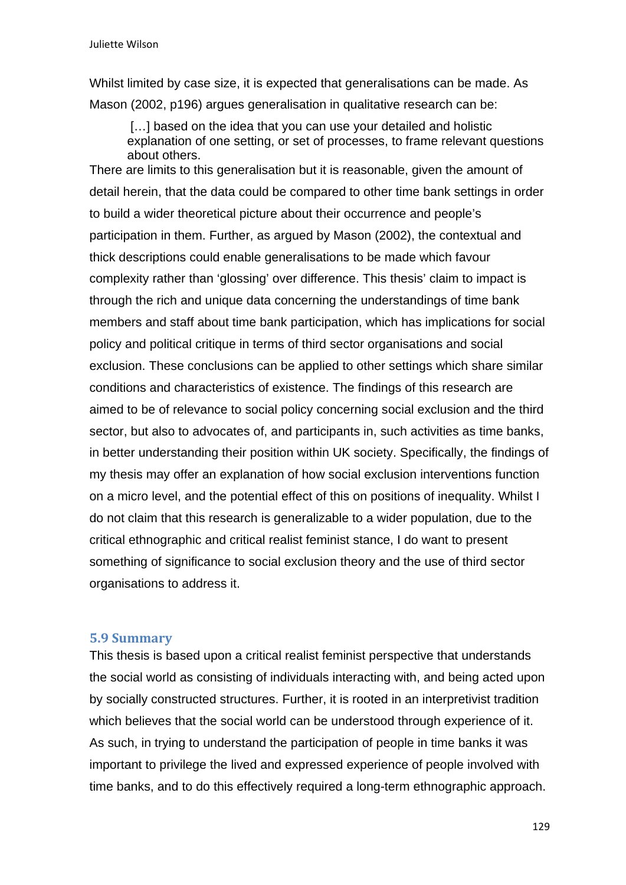Whilst limited by case size, it is expected that generalisations can be made. As Mason (2002, p196) argues generalisation in qualitative research can be:

> […] based on the idea that you can use your detailed and holistic explanation of one setting, or set of processes, to frame relevant questions about others.

There are limits to this generalisation but it is reasonable, given the amount of detail herein, that the data could be compared to other time bank settings in order to build a wider theoretical picture about their occurrence and people's participation in them. Further, as argued by Mason (2002), the contextual and thick descriptions could enable generalisations to be made which favour complexity rather than 'glossing' over difference. This thesis' claim to impact is through the rich and unique data concerning the understandings of time bank members and staff about time bank participation, which has implications for social policy and political critique in terms of third sector organisations and social exclusion. These conclusions can be applied to other settings which share similar conditions and characteristics of existence. The findings of this research are aimed to be of relevance to social policy concerning social exclusion and the third sector, but also to advocates of, and participants in, such activities as time banks, in better understanding their position within UK society. Specifically, the findings of my thesis may offer an explanation of how social exclusion interventions function on a micro level, and the potential effect of this on positions of inequality. Whilst I do not claim that this research is generalizable to a wider population, due to the critical ethnographic and critical realist feminist stance, I do want to present something of significance to social exclusion theory and the use of third sector organisations to address it.

### 5.9 Summary

This thesis is based upon a critical realist feminist perspective that understands the social world as consisting of individuals interacting with, and being acted upon by socially constructed structures. Further, it is rooted in an interpretivist tradition which believes that the social world can be understood through experience of it. As such, in trying to understand the participation of people in time banks it was important to privilege the lived and expressed experience of people involved with time banks, and to do this effectively required a long-term ethnographic approach.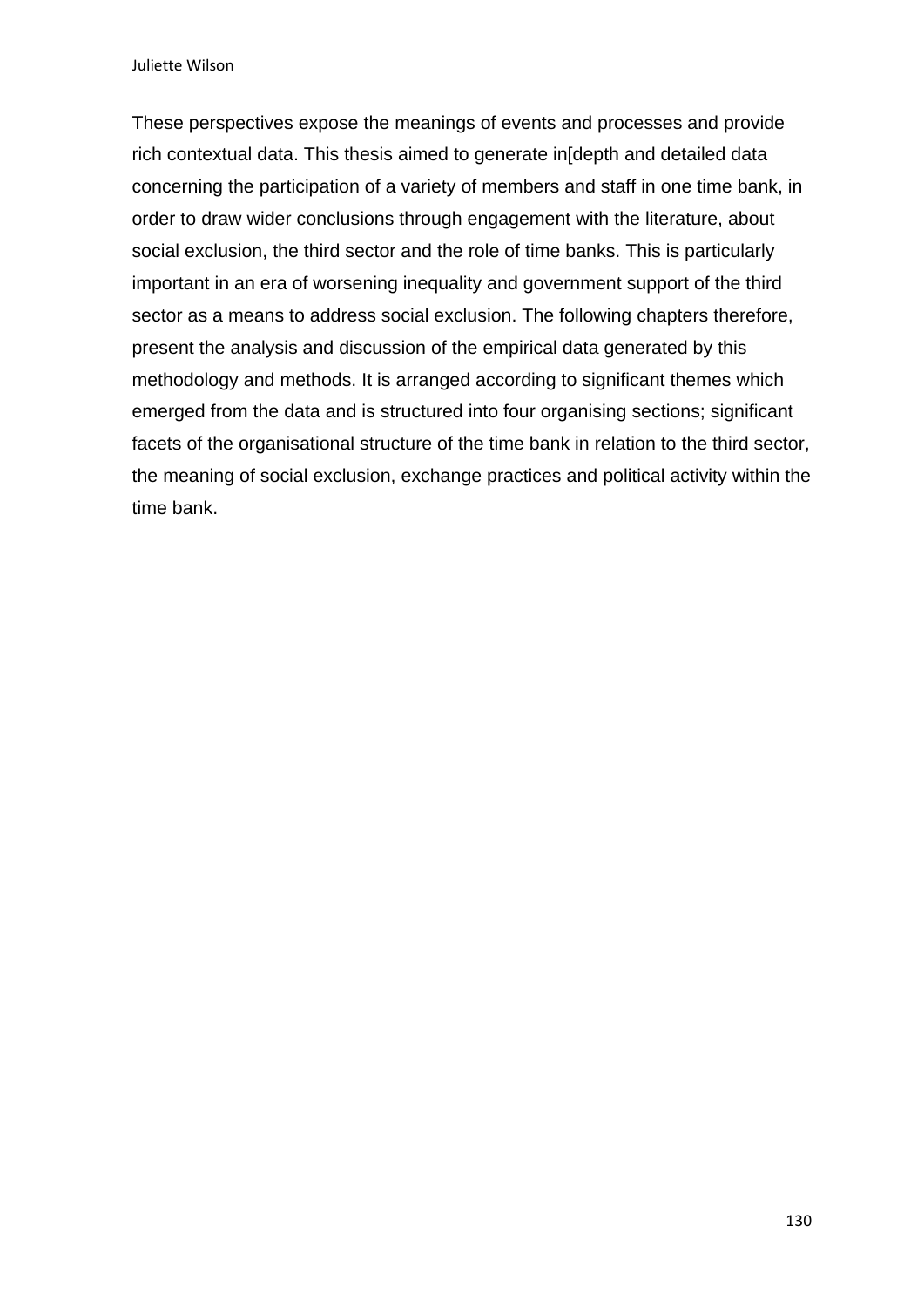These perspectives expose the meanings of events and processes and provide rich contextual data. This thesis aimed to generate in[depth and detailed data concerning the participation of a variety of members and staff in one time bank, in order to draw wider conclusions through engagement with the literature, about social exclusion, the third sector and the role of time banks. This is particularly important in an era of worsening inequality and government support of the third sector as a means to address social exclusion. The following chapters therefore, present the analysis and discussion of the empirical data generated by this methodology and methods. It is arranged according to significant themes which emerged from the data and is structured into four organising sections; significant facets of the organisational structure of the time bank in relation to the third sector, the meaning of social exclusion, exchange practices and political activity within the time bank.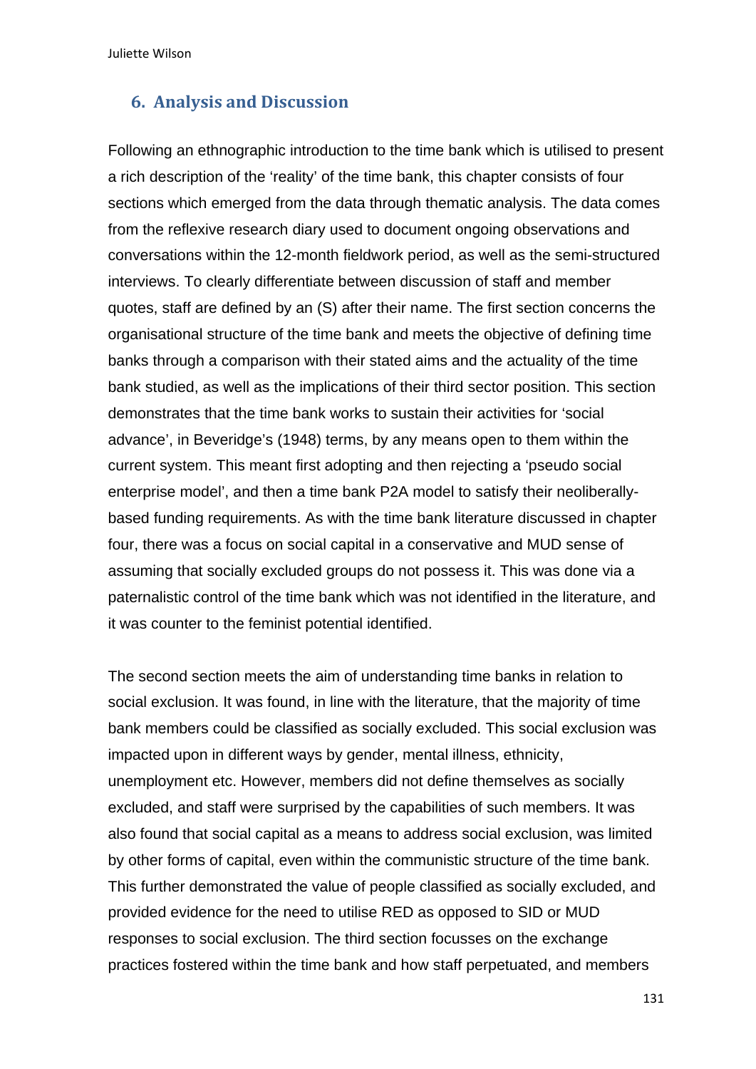## 6. Analysis and Discussion

Following an ethnographic introduction to the time bank which is utilised to present a rich description of the 'reality' of the time bank, this chapter consists of four sections which emerged from the data through thematic analysis. The data comes from the reflexive research diary used to document ongoing observations and conversations within the 12-month fieldwork period, as well as the semi-structured interviews. To clearly differentiate between discussion of staff and member quotes, staff are defined by an (S) after their name. The first section concerns the organisational structure of the time bank and meets the objective of defining time banks through a comparison with their stated aims and the actuality of the time bank studied, as well as the implications of their third sector position. This section demonstrates that the time bank works to sustain their activities for 'social advance', in Beveridge's (1948) terms, by any means open to them within the current system. This meant first adopting and then rejecting a 'pseudo social enterprise model', and then a time bank P2A model to satisfy their neoliberally-based funding requirements. As with the time bank literature discussed in chapter four, there was a focus on social capital in a conservative and MUD sense of assuming that socially excluded groups do not possess it. This was done via a paternalistic control of the time bank which was not identified in the literature, and it was counter to the feminist potential identified.

The second section meets the aim of understanding time banks in relation to social exclusion. It was found, in line with the literature, that the majority of time bank members could be classified as socially excluded. This social exclusion was impacted upon in different ways by gender, mental illness, ethnicity, unemployment etc. However, members did not define themselves as socially excluded, and staff were surprised by the capabilities of such members. It was also found that social capital as a means to address social exclusion, was limited by other forms of capital, even within the communistic structure of the time bank. This further demonstrated the value of people classified as socially excluded, and provided evidence for the need to utilise RED as opposed to SID or MUD responses to social exclusion. The third section focusses on the exchange practices fostered within the time bank and how staff perpetuated, and members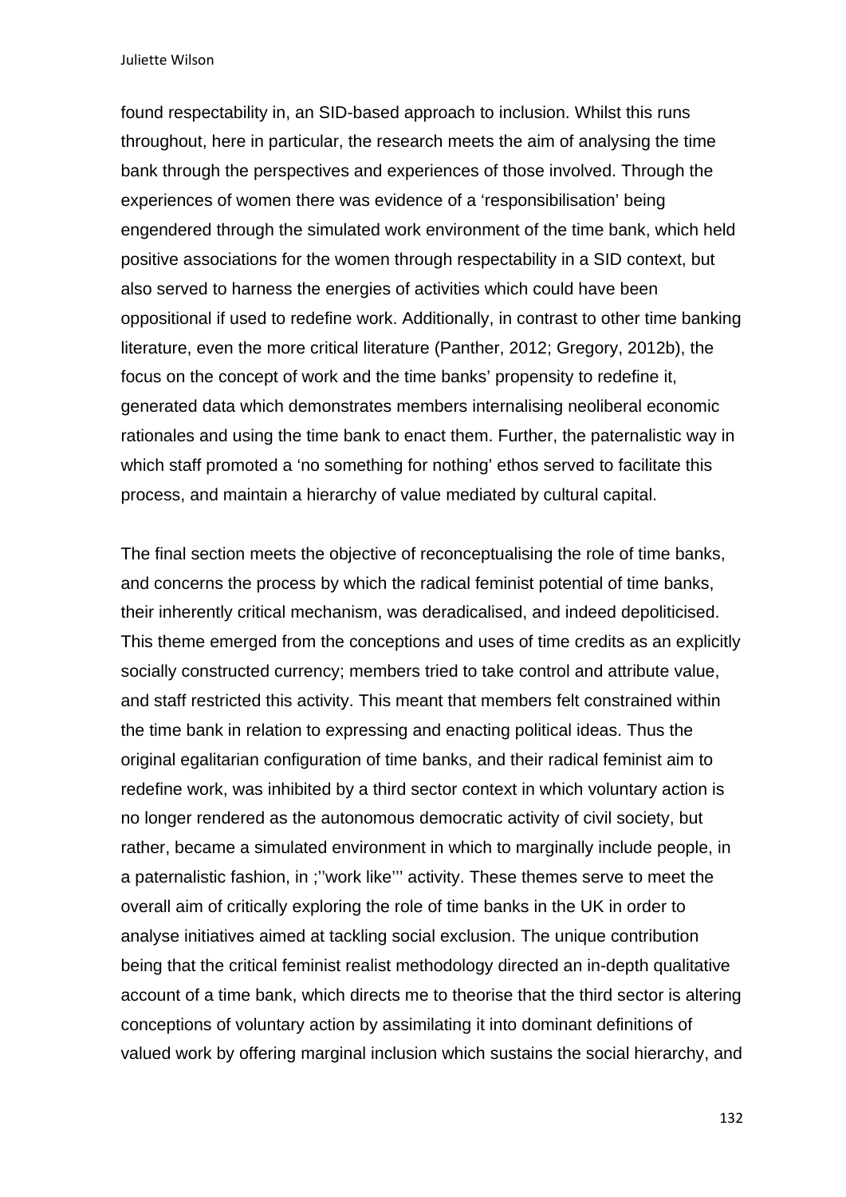found respectability in, an SID-based approach to inclusion. Whilst this runs throughout, here in particular, the research meets the aim of analysing the time bank through the perspectives and experiences of those involved. Through the experiences of women there was evidence of a 'responsibilisation' being engendered through the simulated work environment of the time bank, which held positive associations for the women through respectability in a SID context, but also served to harness the energies of activities which could have been oppositional if used to redefine work. Additionally, in contrast to other time banking literature, even the more critical literature (Panther, 2012; Gregory, 2012b), the focus on the concept of work and the time banks' propensity to redefine it, generated data which demonstrates members internalising neoliberal economic rationales and using the time bank to enact them. Further, the paternalistic way in which staff promoted a 'no something for nothing' ethos served to facilitate this process, and maintain a hierarchy of value mediated by cultural capital.

The final section meets the objective of reconceptualising the role of time banks, and concerns the process by which the radical feminist potential of time banks, their inherently critical mechanism, was deradicalised, and indeed depoliticised. This theme emerged from the conceptions and uses of time credits as an explicitly socially constructed currency; members tried to take control and attribute value, and staff restricted this activity. This meant that members felt constrained within the time bank in relation to expressing and enacting political ideas. Thus the original egalitarian configuration of time banks, and their radical feminist aim to redefine work, was inhibited by a third sector context in which voluntary action is no longer rendered as the autonomous democratic activity of civil society, but rather, became a simulated environment in which to marginally include people, in a paternalistic fashion, in ;''work like''' activity. These themes serve to meet the overall aim of critically exploring the role of time banks in the UK in order to analyse initiatives aimed at tackling social exclusion. The unique contribution being that the critical feminist realist methodology directed an in-depth qualitative account of a time bank, which directs me to theorise that the third sector is altering conceptions of voluntary action by assimilating it into dominant definitions of valued work by offering marginal inclusion which sustains the social hierarchy, and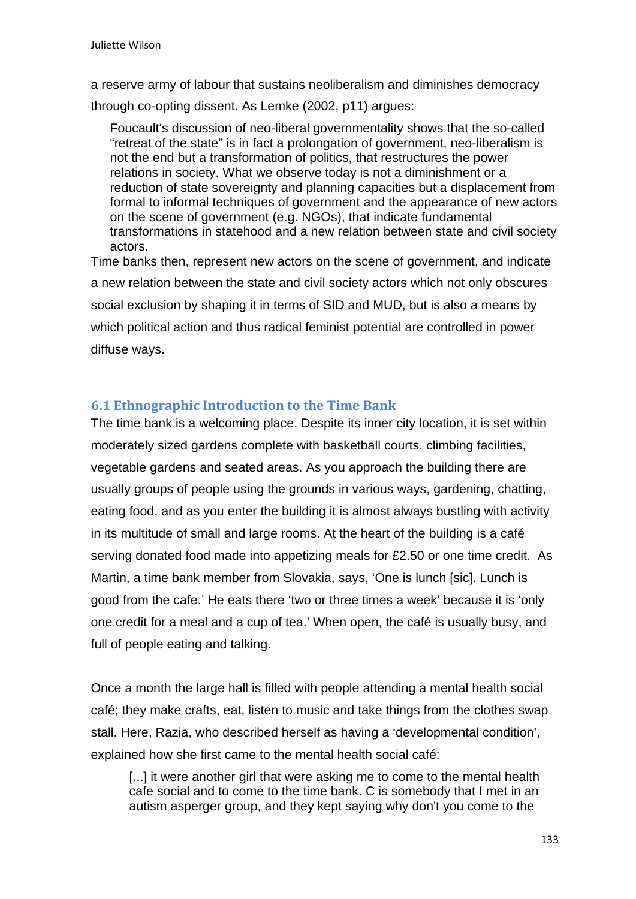a reserve army of labour that sustains neoliberalism and diminishes democracy through co-opting dissent. As Lemke (2002, p11) argues:

> Foucault's discussion of neo-liberal governmentality shows that the so-called "retreat of the state" is in fact a prolongation of government, neo-liberalism is not the end but a transformation of politics, that restructures the power relations in society. What we observe today is not a diminishment or a reduction of state sovereignty and planning capacities but a displacement from formal to informal techniques of government and the appearance of new actors on the scene of government (e.g. NGOs), that indicate fundamental transformations in statehood and a new relation between state and civil society actors.

Time banks then, represent new actors on the scene of government, and indicate a new relation between the state and civil society actors which not only obscures social exclusion by shaping it in terms of SID and MUD, but is also a means by which political action and thus radical feminist potential are controlled in power diffuse ways.

## 6.1 Ethnographic Introduction to the Time Bank

The time bank is a welcoming place. Despite its inner city location, it is set within moderately sized gardens complete with basketball courts, climbing facilities, vegetable gardens and seated areas. As you approach the building there are usually groups of people using the grounds in various ways, gardening, chatting, eating food, and as you enter the building it is almost always bustling with activity in its multitude of small and large rooms. At the heart of the building is a café serving donated food made into appetizing meals for £2.50 or one time credit. As Martin, a time bank member from Slovakia, says, 'One is lunch [sic]. Lunch is good from the cafe.' He eats there 'two or three times a week' because it is 'only one credit for a meal and a cup of tea.' When open, the café is usually busy, and full of people eating and talking.

Once a month the large hall is filled with people attending a mental health social café; they make crafts, eat, listen to music and take things from the clothes swap stall. Here, Razia, who described herself as having a 'developmental condition', explained how she first came to the mental health social café:

> [...] it were another girl that were asking me to come to the mental health cafe social and to come to the time bank. C is somebody that I met in an autism asperger group, and they kept saying why don't you come to the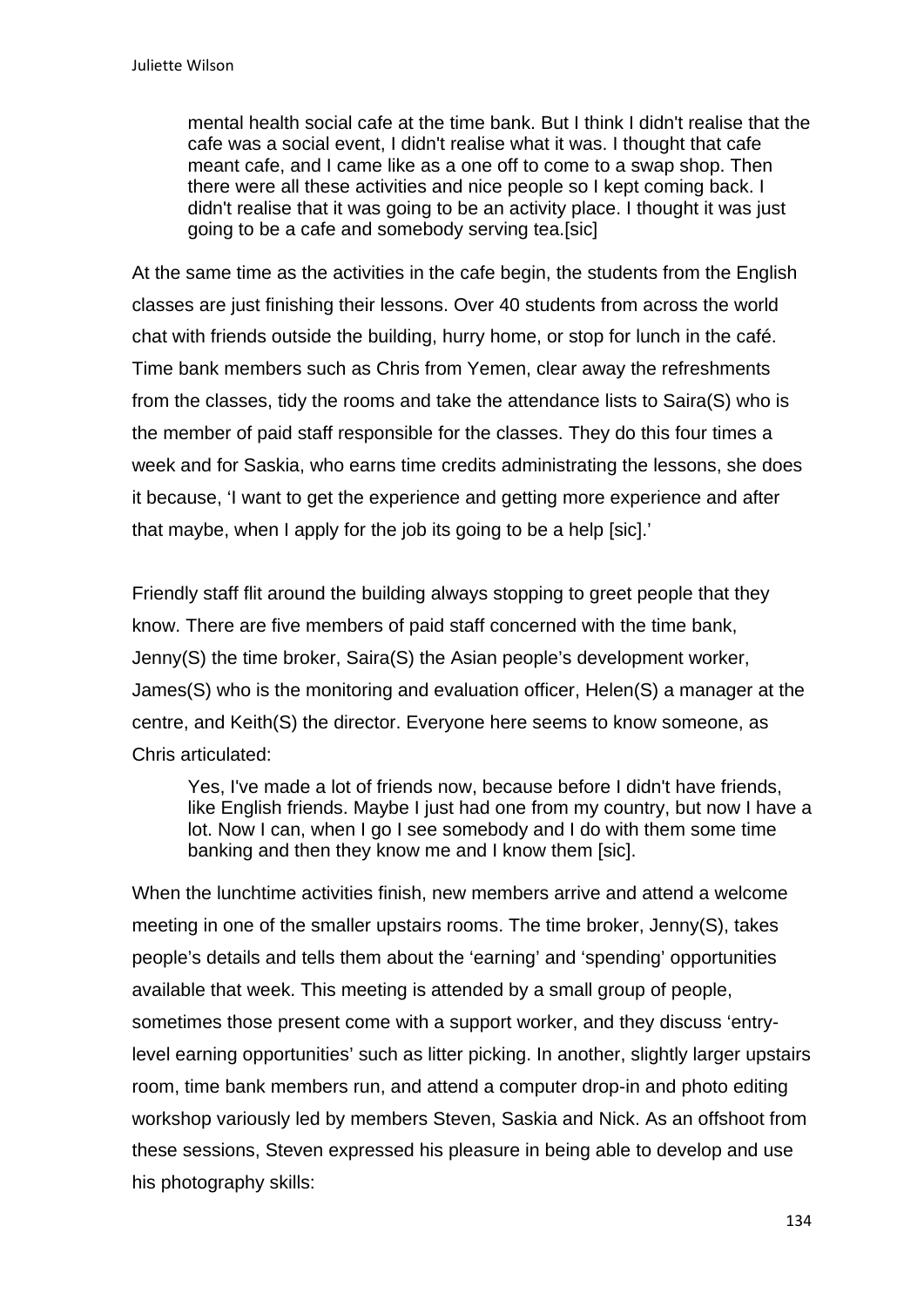> mental health social cafe at the time bank. But I think I didn't realise that the cafe was a social event, I didn't realise what it was. I thought that cafe meant cafe, and I came like as a one off to come to a swap shop. Then there were all these activities and nice people so I kept coming back. I didn't realise that it was going to be an activity place. I thought it was just going to be a cafe and somebody serving tea.[sic]

At the same time as the activities in the cafe begin, the students from the English classes are just finishing their lessons. Over 40 students from across the world chat with friends outside the building, hurry home, or stop for lunch in the café. Time bank members such as Chris from Yemen, clear away the refreshments from the classes, tidy the rooms and take the attendance lists to Saira(S) who is the member of paid staff responsible for the classes. They do this four times a week and for Saskia, who earns time credits administrating the lessons, she does it because, 'I want to get the experience and getting more experience and after that maybe, when I apply for the job its going to be a help [sic].'

Friendly staff flit around the building always stopping to greet people that they know. There are five members of paid staff concerned with the time bank, Jenny(S) the time broker, Saira(S) the Asian people's development worker, James(S) who is the monitoring and evaluation officer, Helen(S) a manager at the centre, and Keith(S) the director. Everyone here seems to know someone, as Chris articulated:

> Yes, I've made a lot of friends now, because before I didn't have friends, like English friends. Maybe I just had one from my country, but now I have a lot. Now I can, when I go I see somebody and I do with them some time banking and then they know me and I know them [sic].

When the lunchtime activities finish, new members arrive and attend a welcome meeting in one of the smaller upstairs rooms. The time broker, Jenny(S), takes people's details and tells them about the 'earning' and 'spending' opportunities available that week. This meeting is attended by a small group of people, sometimes those present come with a support worker, and they discuss 'entry-level earning opportunities' such as litter picking. In another, slightly larger upstairs room, time bank members run, and attend a computer drop-in and photo editing workshop variously led by members Steven, Saskia and Nick. As an offshoot from these sessions, Steven expressed his pleasure in being able to develop and use his photography skills: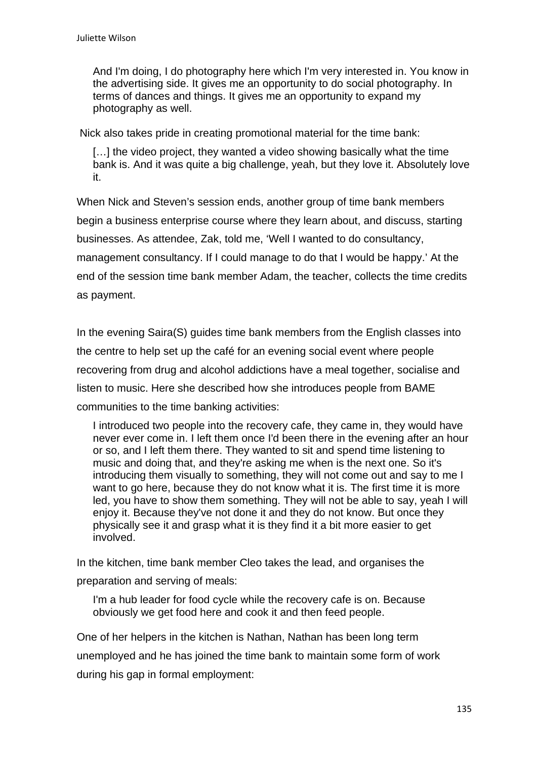> And I'm doing, I do photography here which I'm very interested in. You know in the advertising side. It gives me an opportunity to do social photography. In terms of dances and things. It gives me an opportunity to expand my photography as well.

Nick also takes pride in creating promotional material for the time bank:

> […] the video project, they wanted a video showing basically what the time bank is. And it was quite a big challenge, yeah, but they love it. Absolutely love it.

When Nick and Steven's session ends, another group of time bank members begin a business enterprise course where they learn about, and discuss, starting businesses. As attendee, Zak, told me, 'Well I wanted to do consultancy, management consultancy. If I could manage to do that I would be happy.' At the end of the session time bank member Adam, the teacher, collects the time credits as payment.

In the evening Saira(S) guides time bank members from the English classes into the centre to help set up the café for an evening social event where people recovering from drug and alcohol addictions have a meal together, socialise and listen to music. Here she described how she introduces people from BAME communities to the time banking activities:

> I introduced two people into the recovery cafe, they came in, they would have never ever come in. I left them once I'd been there in the evening after an hour or so, and I left them there. They wanted to sit and spend time listening to music and doing that, and they're asking me when is the next one. So it's introducing them visually to something, they will not come out and say to me I want to go here, because they do not know what it is. The first time it is more led, you have to show them something. They will not be able to say, yeah I will enjoy it. Because they've not done it and they do not know. But once they physically see it and grasp what it is they find it a bit more easier to get involved.

In the kitchen, time bank member Cleo takes the lead, and organises the preparation and serving of meals:

> I'm a hub leader for food cycle while the recovery cafe is on. Because obviously we get food here and cook it and then feed people.

One of her helpers in the kitchen is Nathan, Nathan has been long term unemployed and he has joined the time bank to maintain some form of work during his gap in formal employment: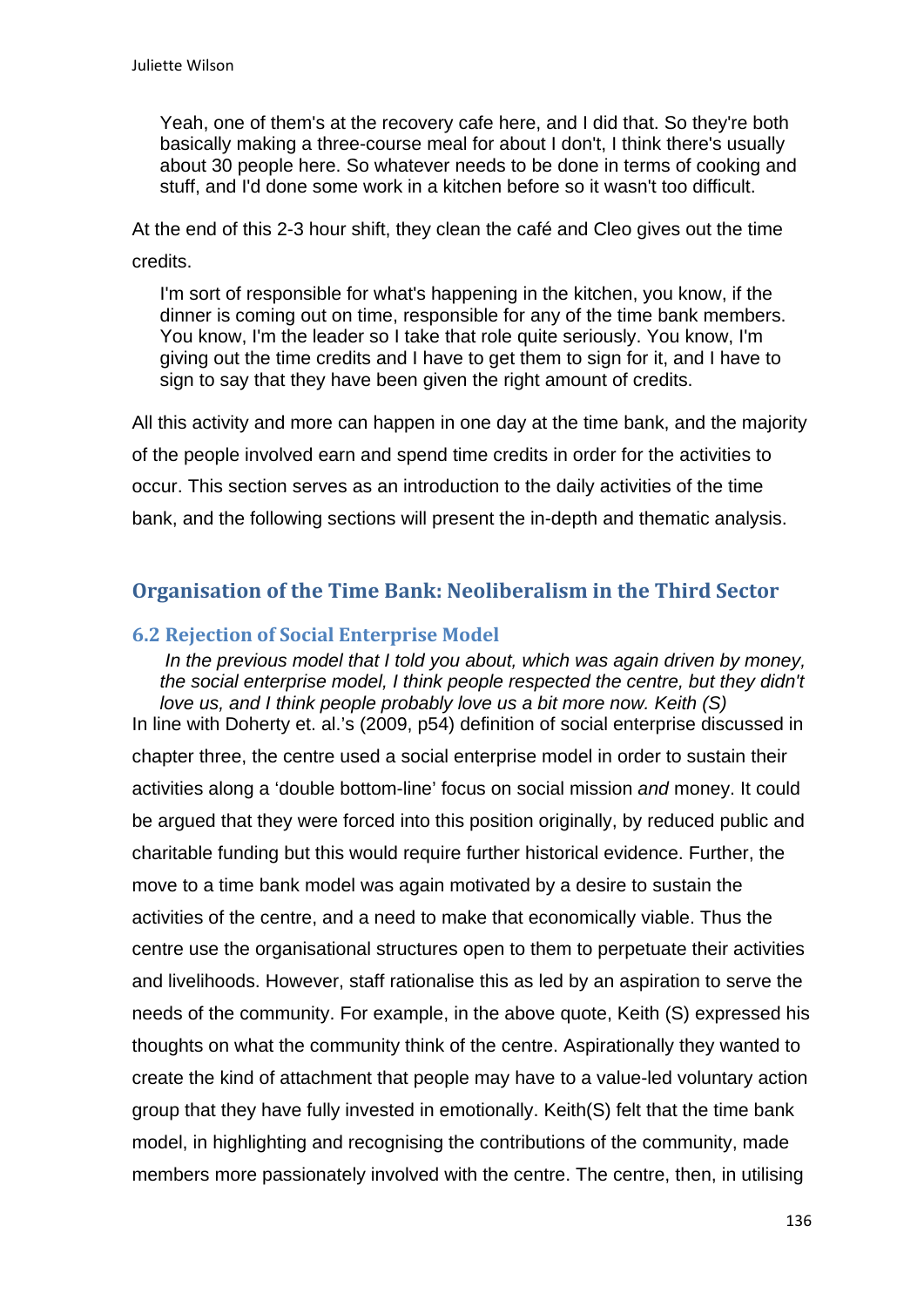> Yeah, one of them's at the recovery cafe here, and I did that. So they're both basically making a three-course meal for about I don't, I think there's usually about 30 people here. So whatever needs to be done in terms of cooking and stuff, and I'd done some work in a kitchen before so it wasn't too difficult.

At the end of this 2-3 hour shift, they clean the café and Cleo gives out the time credits.

> I'm sort of responsible for what's happening in the kitchen, you know, if the dinner is coming out on time, responsible for any of the time bank members. You know, I'm the leader so I take that role quite seriously. You know, I'm giving out the time credits and I have to get them to sign for it, and I have to sign to say that they have been given the right amount of credits.

All this activity and more can happen in one day at the time bank, and the majority of the people involved earn and spend time credits in order for the activities to occur. This section serves as an introduction to the daily activities of the time bank, and the following sections will present the in-depth and thematic analysis.

## Organisation of the Time Bank: Neoliberalism in the Third Sector

### 6.2 Rejection of Social Enterprise Model

> *In the previous model that I told you about, which was again driven by money, the social enterprise model, I think people respected the centre, but they didn't love us, and I think people probably love us a bit more now. Keith (S)*

In line with Doherty et. al.'s (2009, p54) definition of social enterprise discussed in chapter three, the centre used a social enterprise model in order to sustain their activities along a 'double bottom-line' focus on social mission *and* money. It could be argued that they were forced into this position originally, by reduced public and charitable funding but this would require further historical evidence. Further, the move to a time bank model was again motivated by a desire to sustain the activities of the centre, and a need to make that economically viable. Thus the centre use the organisational structures open to them to perpetuate their activities and livelihoods. However, staff rationalise this as led by an aspiration to serve the needs of the community. For example, in the above quote, Keith (S) expressed his thoughts on what the community think of the centre. Aspirationally they wanted to create the kind of attachment that people may have to a value-led voluntary action group that they have fully invested in emotionally. Keith(S) felt that the time bank model, in highlighting and recognising the contributions of the community, made members more passionately involved with the centre. The centre, then, in utilising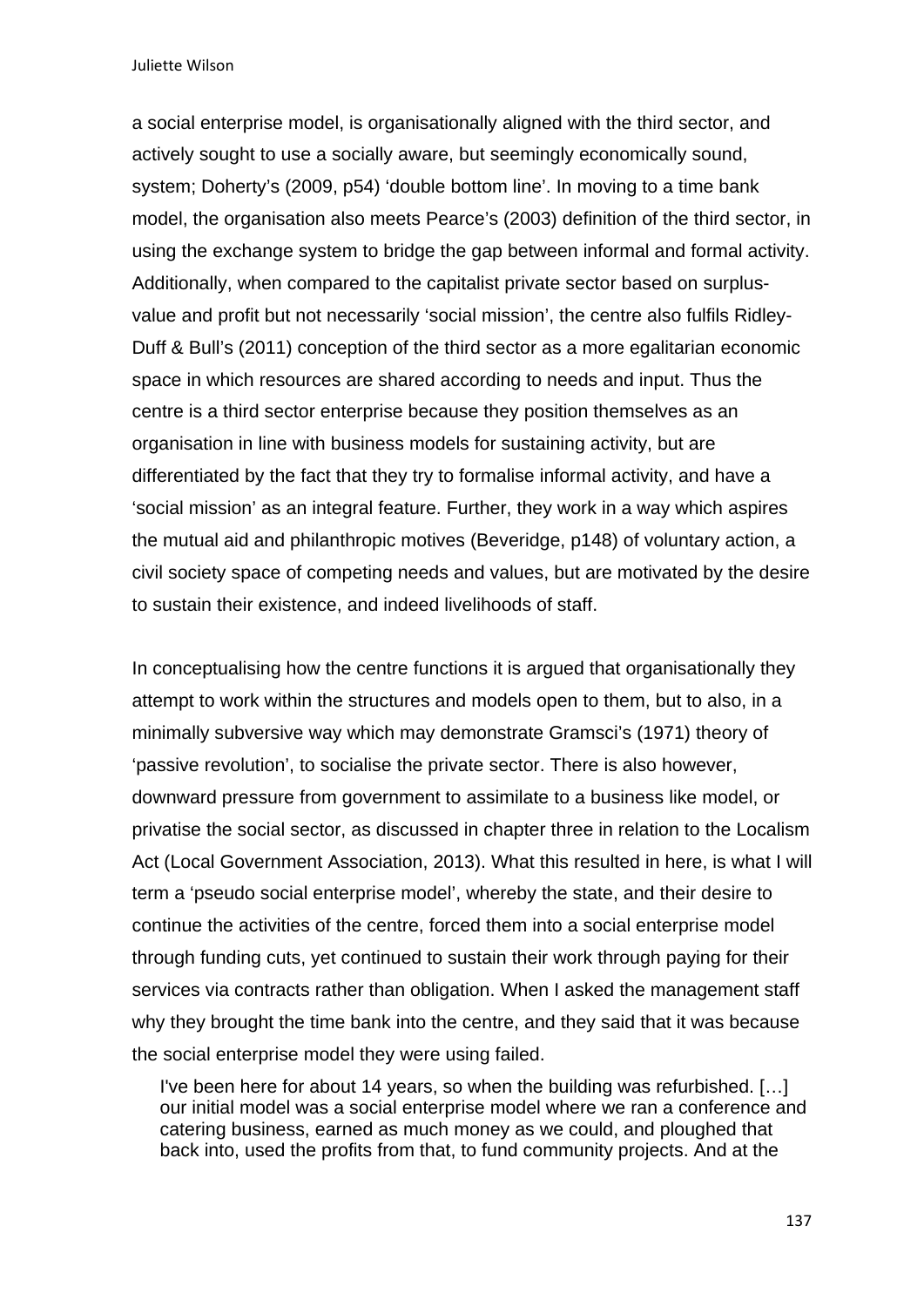a social enterprise model, is organisationally aligned with the third sector, and actively sought to use a socially aware, but seemingly economically sound, system; Doherty's (2009, p54) 'double bottom line'. In moving to a time bank model, the organisation also meets Pearce's (2003) definition of the third sector, in using the exchange system to bridge the gap between informal and formal activity. Additionally, when compared to the capitalist private sector based on surplus-value and profit but not necessarily 'social mission', the centre also fulfils Ridley-Duff & Bull's (2011) conception of the third sector as a more egalitarian economic space in which resources are shared according to needs and input. Thus the centre is a third sector enterprise because they position themselves as an organisation in line with business models for sustaining activity, but are differentiated by the fact that they try to formalise informal activity, and have a 'social mission' as an integral feature. Further, they work in a way which aspires the mutual aid and philanthropic motives (Beveridge, p148) of voluntary action, a civil society space of competing needs and values, but are motivated by the desire to sustain their existence, and indeed livelihoods of staff.

In conceptualising how the centre functions it is argued that organisationally they attempt to work within the structures and models open to them, but to also, in a minimally subversive way which may demonstrate Gramsci's (1971) theory of 'passive revolution', to socialise the private sector. There is also however, downward pressure from government to assimilate to a business like model, or privatise the social sector, as discussed in chapter three in relation to the Localism Act (Local Government Association, 2013). What this resulted in here, is what I will term a 'pseudo social enterprise model', whereby the state, and their desire to continue the activities of the centre, forced them into a social enterprise model through funding cuts, yet continued to sustain their work through paying for their services via contracts rather than obligation. When I asked the management staff why they brought the time bank into the centre, and they said that it was because the social enterprise model they were using failed.

> I've been here for about 14 years, so when the building was refurbished. […] our initial model was a social enterprise model where we ran a conference and catering business, earned as much money as we could, and ploughed that back into, used the profits from that, to fund community projects. And at the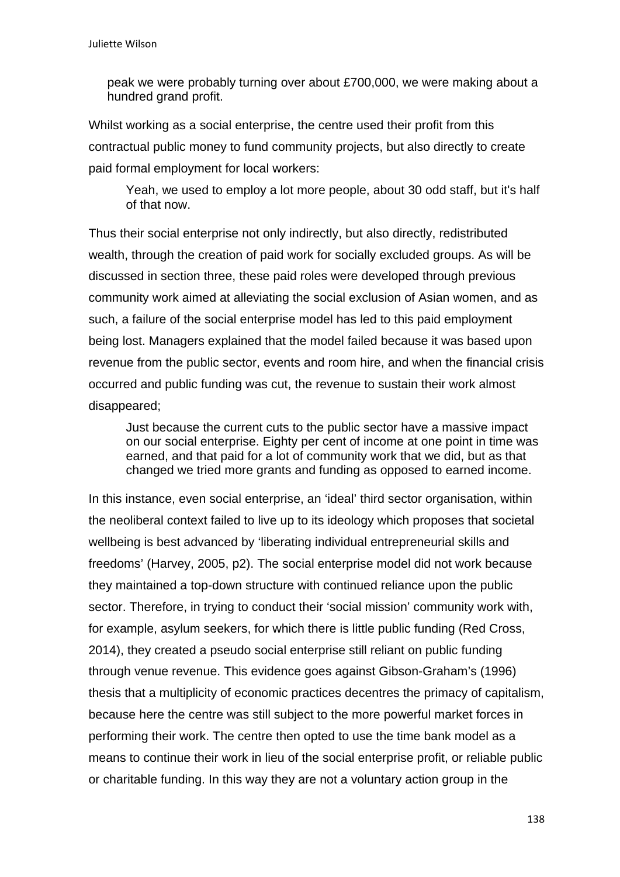> peak we were probably turning over about £700,000, we were making about a hundred grand profit.

Whilst working as a social enterprise, the centre used their profit from this contractual public money to fund community projects, but also directly to create paid formal employment for local workers:

> Yeah, we used to employ a lot more people, about 30 odd staff, but it's half of that now.

Thus their social enterprise not only indirectly, but also directly, redistributed wealth, through the creation of paid work for socially excluded groups. As will be discussed in section three, these paid roles were developed through previous community work aimed at alleviating the social exclusion of Asian women, and as such, a failure of the social enterprise model has led to this paid employment being lost. Managers explained that the model failed because it was based upon revenue from the public sector, events and room hire, and when the financial crisis occurred and public funding was cut, the revenue to sustain their work almost disappeared;

> Just because the current cuts to the public sector have a massive impact on our social enterprise. Eighty per cent of income at one point in time was earned, and that paid for a lot of community work that we did, but as that changed we tried more grants and funding as opposed to earned income.

In this instance, even social enterprise, an 'ideal' third sector organisation, within the neoliberal context failed to live up to its ideology which proposes that societal wellbeing is best advanced by 'liberating individual entrepreneurial skills and freedoms' (Harvey, 2005, p2). The social enterprise model did not work because they maintained a top-down structure with continued reliance upon the public sector. Therefore, in trying to conduct their 'social mission' community work with, for example, asylum seekers, for which there is little public funding (Red Cross, 2014), they created a pseudo social enterprise still reliant on public funding through venue revenue. This evidence goes against Gibson-Graham's (1996) thesis that a multiplicity of economic practices decentres the primacy of capitalism, because here the centre was still subject to the more powerful market forces in performing their work. The centre then opted to use the time bank model as a means to continue their work in lieu of the social enterprise profit, or reliable public or charitable funding. In this way they are not a voluntary action group in the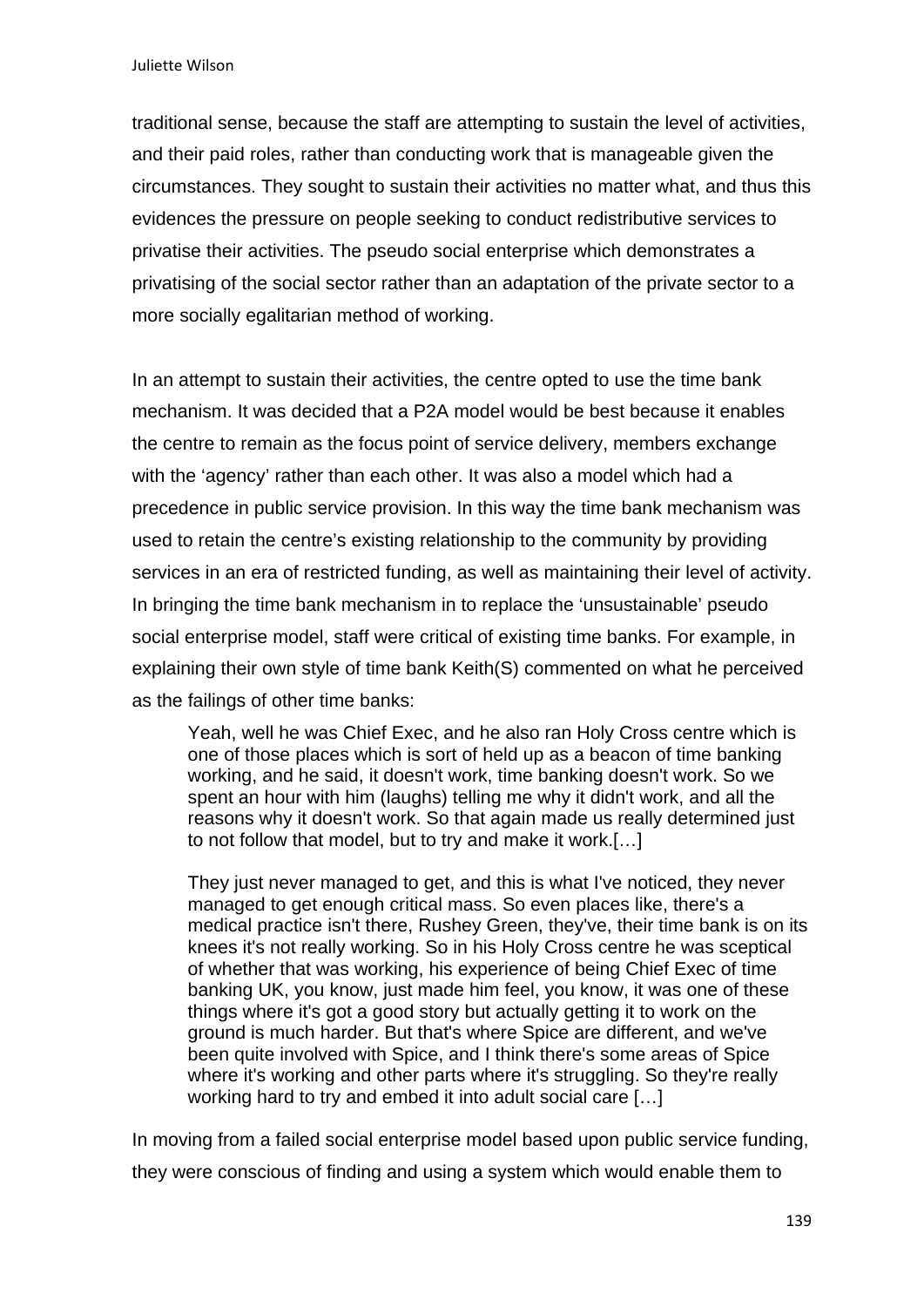traditional sense, because the staff are attempting to sustain the level of activities, and their paid roles, rather than conducting work that is manageable given the circumstances. They sought to sustain their activities no matter what, and thus this evidences the pressure on people seeking to conduct redistributive services to privatise their activities. The pseudo social enterprise which demonstrates a privatising of the social sector rather than an adaptation of the private sector to a more socially egalitarian method of working.

In an attempt to sustain their activities, the centre opted to use the time bank mechanism. It was decided that a P2A model would be best because it enables the centre to remain as the focus point of service delivery, members exchange with the 'agency' rather than each other. It was also a model which had a precedence in public service provision. In this way the time bank mechanism was used to retain the centre's existing relationship to the community by providing services in an era of restricted funding, as well as maintaining their level of activity. In bringing the time bank mechanism in to replace the 'unsustainable' pseudo social enterprise model, staff were critical of existing time banks. For example, in explaining their own style of time bank Keith(S) commented on what he perceived as the failings of other time banks:

> Yeah, well he was Chief Exec, and he also ran Holy Cross centre which is one of those places which is sort of held up as a beacon of time banking working, and he said, it doesn't work, time banking doesn't work. So we spent an hour with him (laughs) telling me why it didn't work, and all the reasons why it doesn't work. So that again made us really determined just to not follow that model, but to try and make it work.[…]
>
> They just never managed to get, and this is what I've noticed, they never managed to get enough critical mass. So even places like, there's a medical practice isn't there, Rushey Green, they've, their time bank is on its knees it's not really working. So in his Holy Cross centre he was sceptical of whether that was working, his experience of being Chief Exec of time banking UK, you know, just made him feel, you know, it was one of these things where it's got a good story but actually getting it to work on the ground is much harder. But that's where Spice are different, and we've been quite involved with Spice, and I think there's some areas of Spice where it's working and other parts where it's struggling. So they're really working hard to try and embed it into adult social care […]

In moving from a failed social enterprise model based upon public service funding, they were conscious of finding and using a system which would enable them to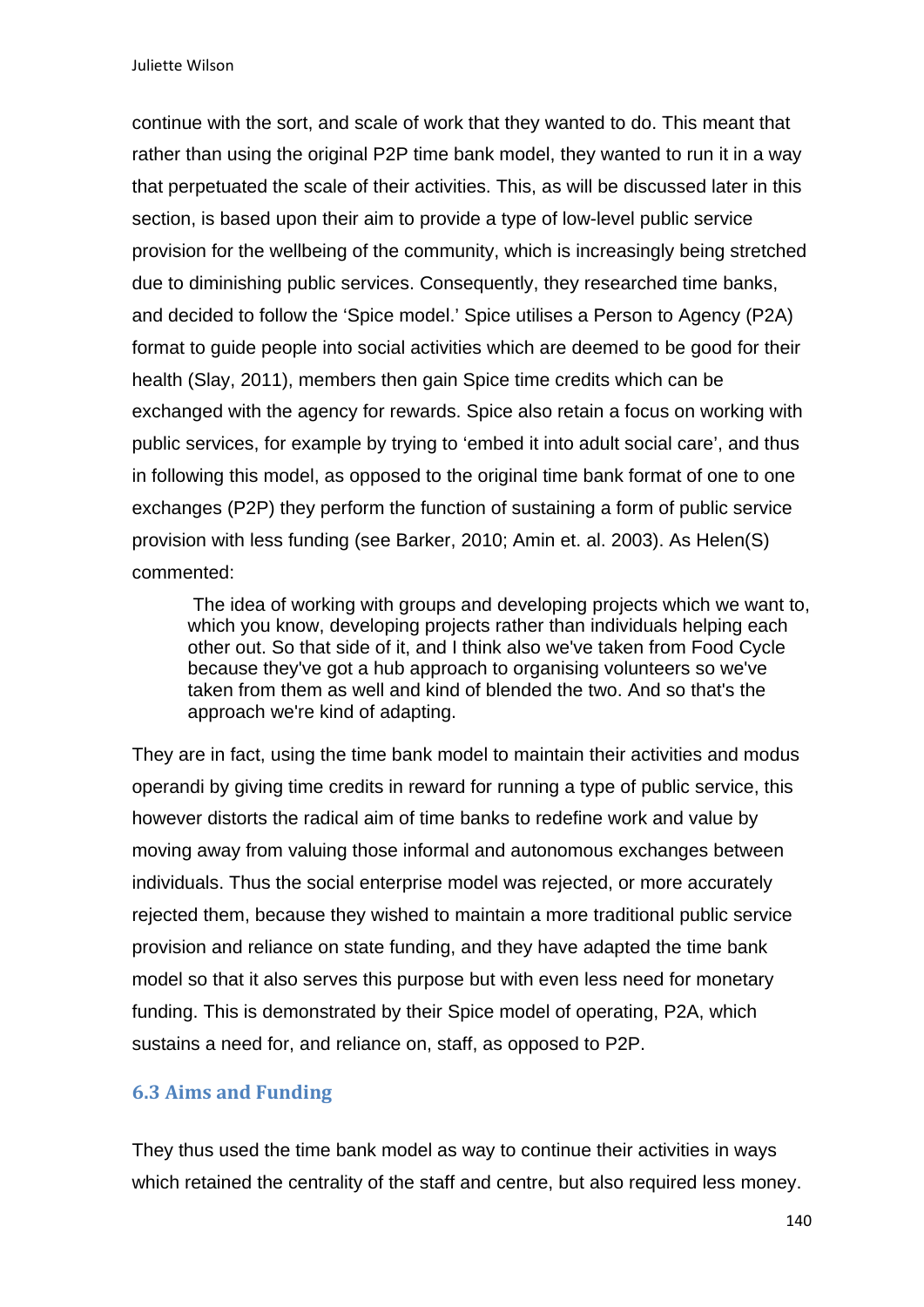continue with the sort, and scale of work that they wanted to do. This meant that rather than using the original P2P time bank model, they wanted to run it in a way that perpetuated the scale of their activities. This, as will be discussed later in this section, is based upon their aim to provide a type of low-level public service provision for the wellbeing of the community, which is increasingly being stretched due to diminishing public services. Consequently, they researched time banks, and decided to follow the 'Spice model.' Spice utilises a Person to Agency (P2A) format to guide people into social activities which are deemed to be good for their health (Slay, 2011), members then gain Spice time credits which can be exchanged with the agency for rewards. Spice also retain a focus on working with public services, for example by trying to 'embed it into adult social care', and thus in following this model, as opposed to the original time bank format of one to one exchanges (P2P) they perform the function of sustaining a form of public service provision with less funding (see Barker, 2010; Amin et. al. 2003). As Helen(S) commented:

> The idea of working with groups and developing projects which we want to, which you know, developing projects rather than individuals helping each other out. So that side of it, and I think also we've taken from Food Cycle because they've got a hub approach to organising volunteers so we've taken from them as well and kind of blended the two. And so that's the approach we're kind of adapting.

They are in fact, using the time bank model to maintain their activities and modus operandi by giving time credits in reward for running a type of public service, this however distorts the radical aim of time banks to redefine work and value by moving away from valuing those informal and autonomous exchanges between individuals. Thus the social enterprise model was rejected, or more accurately rejected them, because they wished to maintain a more traditional public service provision and reliance on state funding, and they have adapted the time bank model so that it also serves this purpose but with even less need for monetary funding. This is demonstrated by their Spice model of operating, P2A, which sustains a need for, and reliance on, staff, as opposed to P2P.

### 6.3 Aims and Funding

They thus used the time bank model as way to continue their activities in ways which retained the centrality of the staff and centre, but also required less money.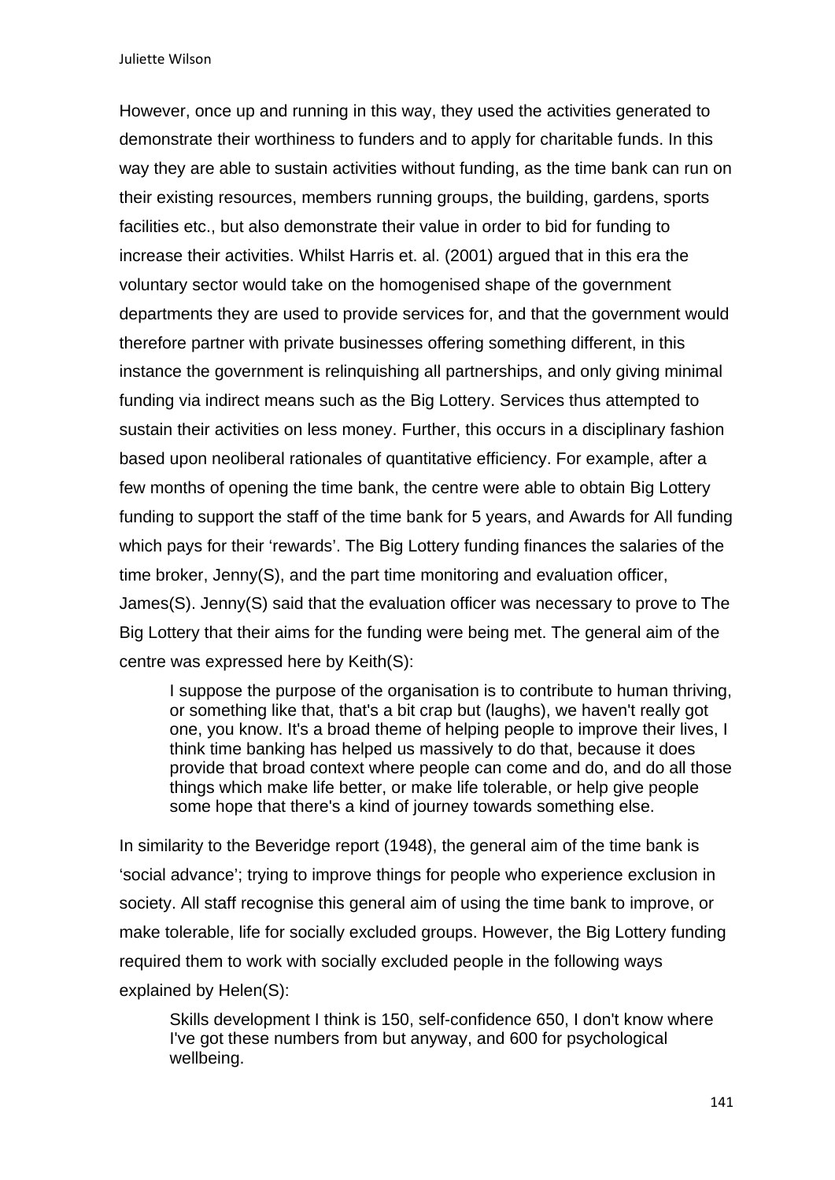However, once up and running in this way, they used the activities generated to demonstrate their worthiness to funders and to apply for charitable funds. In this way they are able to sustain activities without funding, as the time bank can run on their existing resources, members running groups, the building, gardens, sports facilities etc., but also demonstrate their value in order to bid for funding to increase their activities. Whilst Harris et. al. (2001) argued that in this era the voluntary sector would take on the homogenised shape of the government departments they are used to provide services for, and that the government would therefore partner with private businesses offering something different, in this instance the government is relinquishing all partnerships, and only giving minimal funding via indirect means such as the Big Lottery. Services thus attempted to sustain their activities on less money. Further, this occurs in a disciplinary fashion based upon neoliberal rationales of quantitative efficiency. For example, after a few months of opening the time bank, the centre were able to obtain Big Lottery funding to support the staff of the time bank for 5 years, and Awards for All funding which pays for their 'rewards'. The Big Lottery funding finances the salaries of the time broker, Jenny(S), and the part time monitoring and evaluation officer, James(S). Jenny(S) said that the evaluation officer was necessary to prove to The Big Lottery that their aims for the funding were being met. The general aim of the centre was expressed here by Keith(S):

> I suppose the purpose of the organisation is to contribute to human thriving, or something like that, that's a bit crap but (laughs), we haven't really got one, you know. It's a broad theme of helping people to improve their lives, I think time banking has helped us massively to do that, because it does provide that broad context where people can come and do, and do all those things which make life better, or make life tolerable, or help give people some hope that there's a kind of journey towards something else.

In similarity to the Beveridge report (1948), the general aim of the time bank is 'social advance'; trying to improve things for people who experience exclusion in society. All staff recognise this general aim of using the time bank to improve, or make tolerable, life for socially excluded groups. However, the Big Lottery funding required them to work with socially excluded people in the following ways explained by Helen(S):

> Skills development I think is 150, self-confidence 650, I don't know where I've got these numbers from but anyway, and 600 for psychological wellbeing.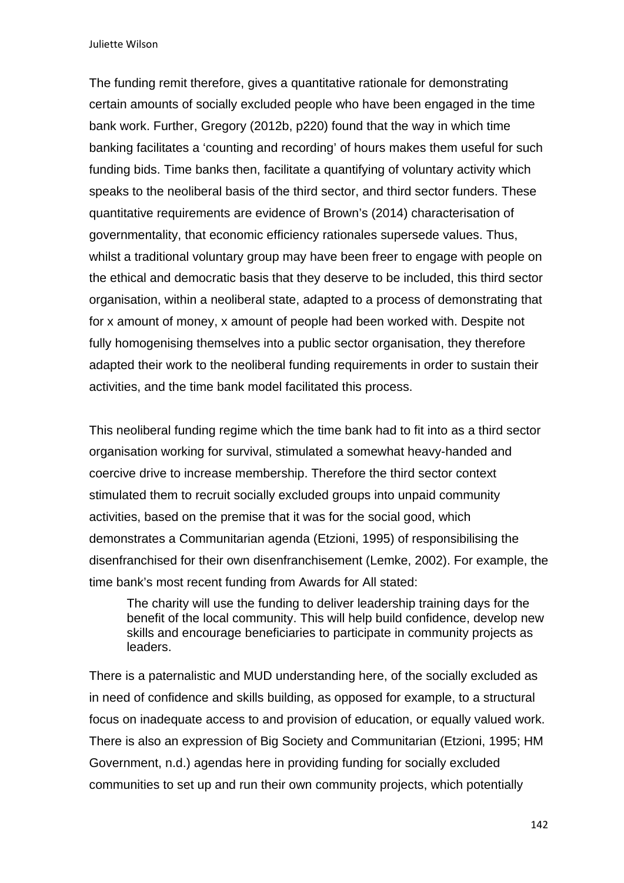The funding remit therefore, gives a quantitative rationale for demonstrating certain amounts of socially excluded people who have been engaged in the time bank work. Further, Gregory (2012b, p220) found that the way in which time banking facilitates a 'counting and recording' of hours makes them useful for such funding bids. Time banks then, facilitate a quantifying of voluntary activity which speaks to the neoliberal basis of the third sector, and third sector funders. These quantitative requirements are evidence of Brown's (2014) characterisation of governmentality, that economic efficiency rationales supersede values. Thus, whilst a traditional voluntary group may have been freer to engage with people on the ethical and democratic basis that they deserve to be included, this third sector organisation, within a neoliberal state, adapted to a process of demonstrating that for x amount of money, x amount of people had been worked with. Despite not fully homogenising themselves into a public sector organisation, they therefore adapted their work to the neoliberal funding requirements in order to sustain their activities, and the time bank model facilitated this process.

This neoliberal funding regime which the time bank had to fit into as a third sector organisation working for survival, stimulated a somewhat heavy-handed and coercive drive to increase membership. Therefore the third sector context stimulated them to recruit socially excluded groups into unpaid community activities, based on the premise that it was for the social good, which demonstrates a Communitarian agenda (Etzioni, 1995) of responsibilising the disenfranchised for their own disenfranchisement (Lemke, 2002). For example, the time bank's most recent funding from Awards for All stated:

> The charity will use the funding to deliver leadership training days for the benefit of the local community. This will help build confidence, develop new skills and encourage beneficiaries to participate in community projects as leaders.

There is a paternalistic and MUD understanding here, of the socially excluded as in need of confidence and skills building, as opposed for example, to a structural focus on inadequate access to and provision of education, or equally valued work. There is also an expression of Big Society and Communitarian (Etzioni, 1995; HM Government, n.d.) agendas here in providing funding for socially excluded communities to set up and run their own community projects, which potentially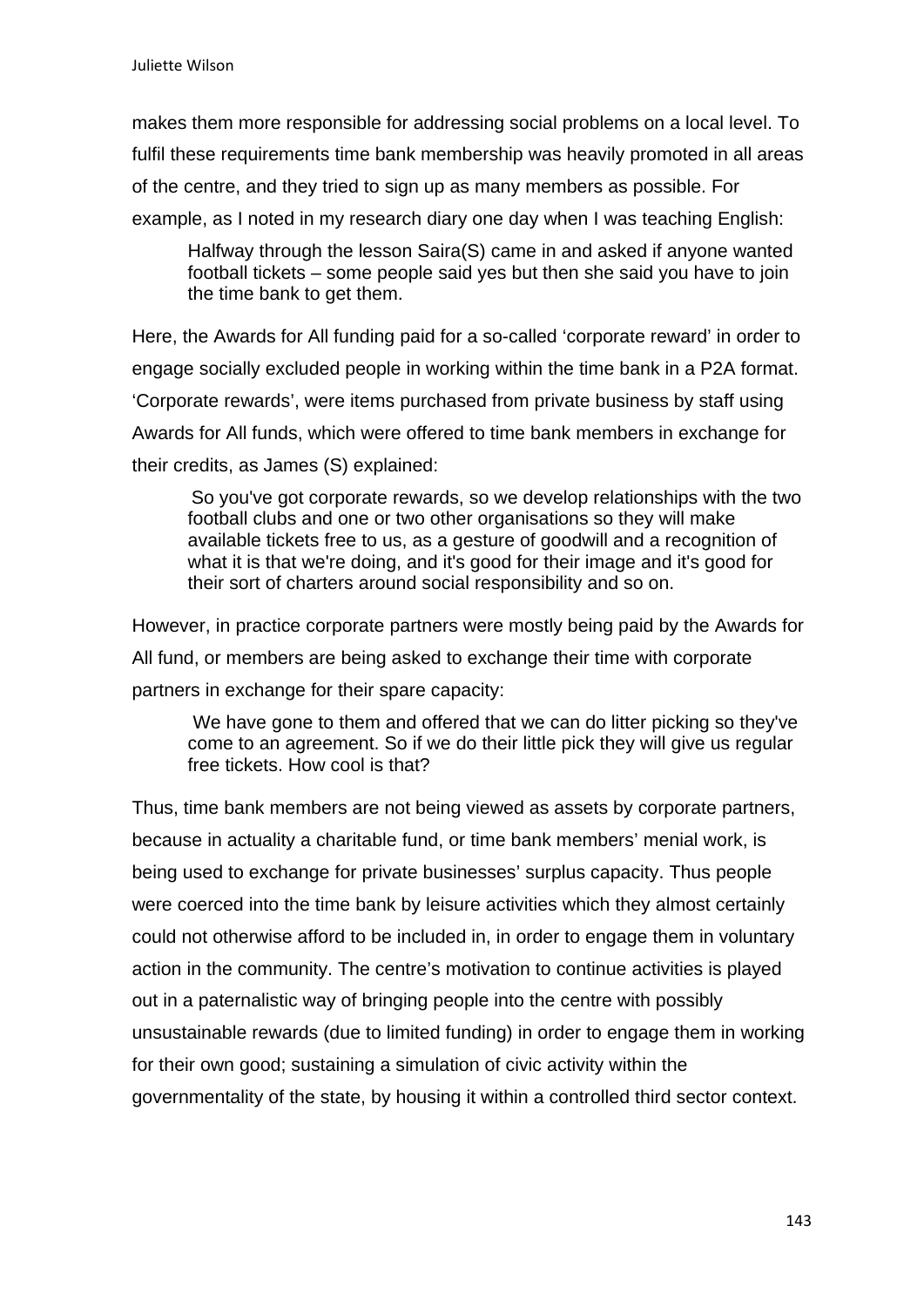makes them more responsible for addressing social problems on a local level. To fulfil these requirements time bank membership was heavily promoted in all areas of the centre, and they tried to sign up as many members as possible. For example, as I noted in my research diary one day when I was teaching English:

> Halfway through the lesson Saira(S) came in and asked if anyone wanted football tickets – some people said yes but then she said you have to join the time bank to get them.

Here, the Awards for All funding paid for a so-called 'corporate reward' in order to engage socially excluded people in working within the time bank in a P2A format. 'Corporate rewards', were items purchased from private business by staff using Awards for All funds, which were offered to time bank members in exchange for their credits, as James (S) explained:

> So you've got corporate rewards, so we develop relationships with the two football clubs and one or two other organisations so they will make available tickets free to us, as a gesture of goodwill and a recognition of what it is that we're doing, and it's good for their image and it's good for their sort of charters around social responsibility and so on.

However, in practice corporate partners were mostly being paid by the Awards for All fund, or members are being asked to exchange their time with corporate partners in exchange for their spare capacity:

> We have gone to them and offered that we can do litter picking so they've come to an agreement. So if we do their little pick they will give us regular free tickets. How cool is that?

Thus, time bank members are not being viewed as assets by corporate partners, because in actuality a charitable fund, or time bank members' menial work, is being used to exchange for private businesses' surplus capacity. Thus people were coerced into the time bank by leisure activities which they almost certainly could not otherwise afford to be included in, in order to engage them in voluntary action in the community. The centre's motivation to continue activities is played out in a paternalistic way of bringing people into the centre with possibly unsustainable rewards (due to limited funding) in order to engage them in working for their own good; sustaining a simulation of civic activity within the governmentality of the state, by housing it within a controlled third sector context.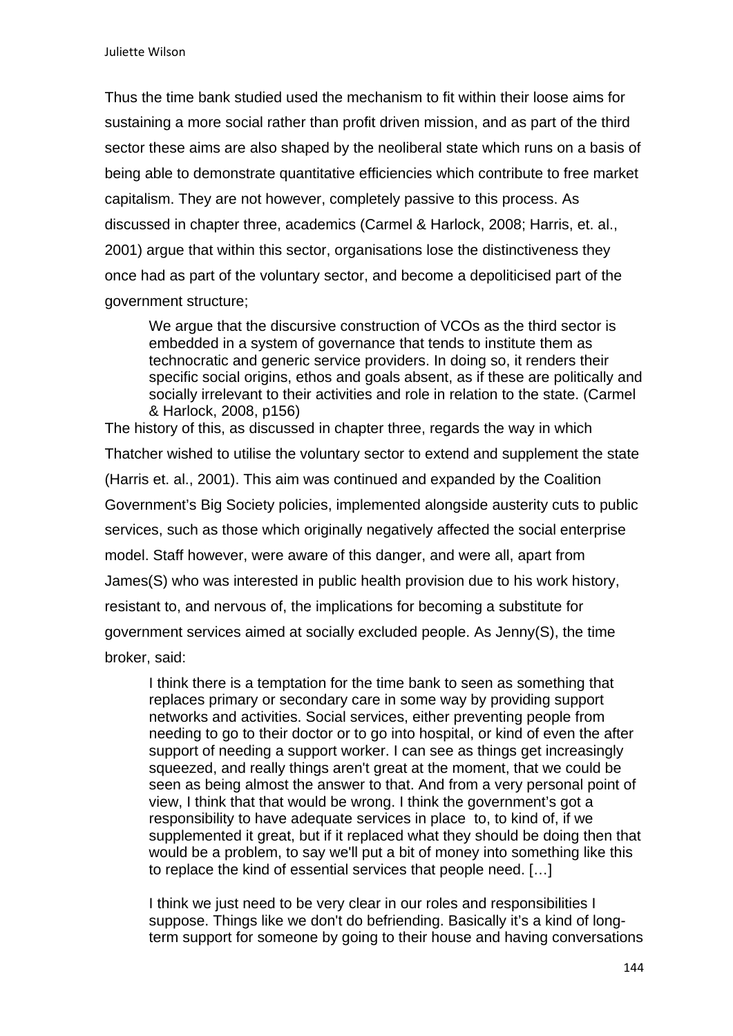Thus the time bank studied used the mechanism to fit within their loose aims for sustaining a more social rather than profit driven mission, and as part of the third sector these aims are also shaped by the neoliberal state which runs on a basis of being able to demonstrate quantitative efficiencies which contribute to free market capitalism. They are not however, completely passive to this process. As discussed in chapter three, academics (Carmel & Harlock, 2008; Harris, et. al., 2001) argue that within this sector, organisations lose the distinctiveness they once had as part of the voluntary sector, and become a depoliticised part of the government structure;

> We argue that the discursive construction of VCOs as the third sector is embedded in a system of governance that tends to institute them as technocratic and generic service providers. In doing so, it renders their specific social origins, ethos and goals absent, as if these are politically and socially irrelevant to their activities and role in relation to the state. (Carmel & Harlock, 2008, p156)

The history of this, as discussed in chapter three, regards the way in which Thatcher wished to utilise the voluntary sector to extend and supplement the state (Harris et. al., 2001). This aim was continued and expanded by the Coalition Government's Big Society policies, implemented alongside austerity cuts to public services, such as those which originally negatively affected the social enterprise model. Staff however, were aware of this danger, and were all, apart from James(S) who was interested in public health provision due to his work history, resistant to, and nervous of, the implications for becoming a substitute for government services aimed at socially excluded people. As Jenny(S), the time broker, said:

> I think there is a temptation for the time bank to seen as something that replaces primary or secondary care in some way by providing support networks and activities. Social services, either preventing people from needing to go to their doctor or to go into hospital, or kind of even the after support of needing a support worker. I can see as things get increasingly squeezed, and really things aren't great at the moment, that we could be seen as being almost the answer to that. And from a very personal point of view, I think that that would be wrong. I think the government's got a responsibility to have adequate services in place to, to kind of, if we supplemented it great, but if it replaced what they should be doing then that would be a problem, to say we'll put a bit of money into something like this to replace the kind of essential services that people need. […]
>
> I think we just need to be very clear in our roles and responsibilities I suppose. Things like we don't do befriending. Basically it's a kind of long-term support for someone by going to their house and having conversations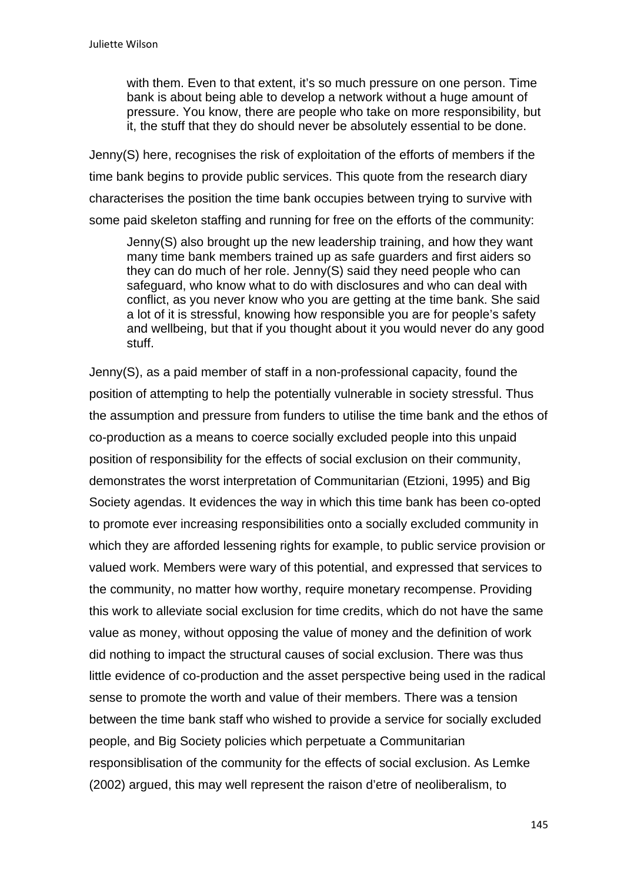> with them. Even to that extent, it's so much pressure on one person. Time bank is about being able to develop a network without a huge amount of pressure. You know, there are people who take on more responsibility, but it, the stuff that they do should never be absolutely essential to be done.

Jenny(S) here, recognises the risk of exploitation of the efforts of members if the time bank begins to provide public services. This quote from the research diary characterises the position the time bank occupies between trying to survive with some paid skeleton staffing and running for free on the efforts of the community:

> Jenny(S) also brought up the new leadership training, and how they want many time bank members trained up as safe guarders and first aiders so they can do much of her role. Jenny(S) said they need people who can safeguard, who know what to do with disclosures and who can deal with conflict, as you never know who you are getting at the time bank. She said a lot of it is stressful, knowing how responsible you are for people's safety and wellbeing, but that if you thought about it you would never do any good stuff.

Jenny(S), as a paid member of staff in a non-professional capacity, found the position of attempting to help the potentially vulnerable in society stressful. Thus the assumption and pressure from funders to utilise the time bank and the ethos of co-production as a means to coerce socially excluded people into this unpaid position of responsibility for the effects of social exclusion on their community, demonstrates the worst interpretation of Communitarian (Etzioni, 1995) and Big Society agendas. It evidences the way in which this time bank has been co-opted to promote ever increasing responsibilities onto a socially excluded community in which they are afforded lessening rights for example, to public service provision or valued work. Members were wary of this potential, and expressed that services to the community, no matter how worthy, require monetary recompense. Providing this work to alleviate social exclusion for time credits, which do not have the same value as money, without opposing the value of money and the definition of work did nothing to impact the structural causes of social exclusion. There was thus little evidence of co-production and the asset perspective being used in the radical sense to promote the worth and value of their members. There was a tension between the time bank staff who wished to provide a service for socially excluded people, and Big Society policies which perpetuate a Communitarian responsiblisation of the community for the effects of social exclusion. As Lemke (2002) argued, this may well represent the raison d'etre of neoliberalism, to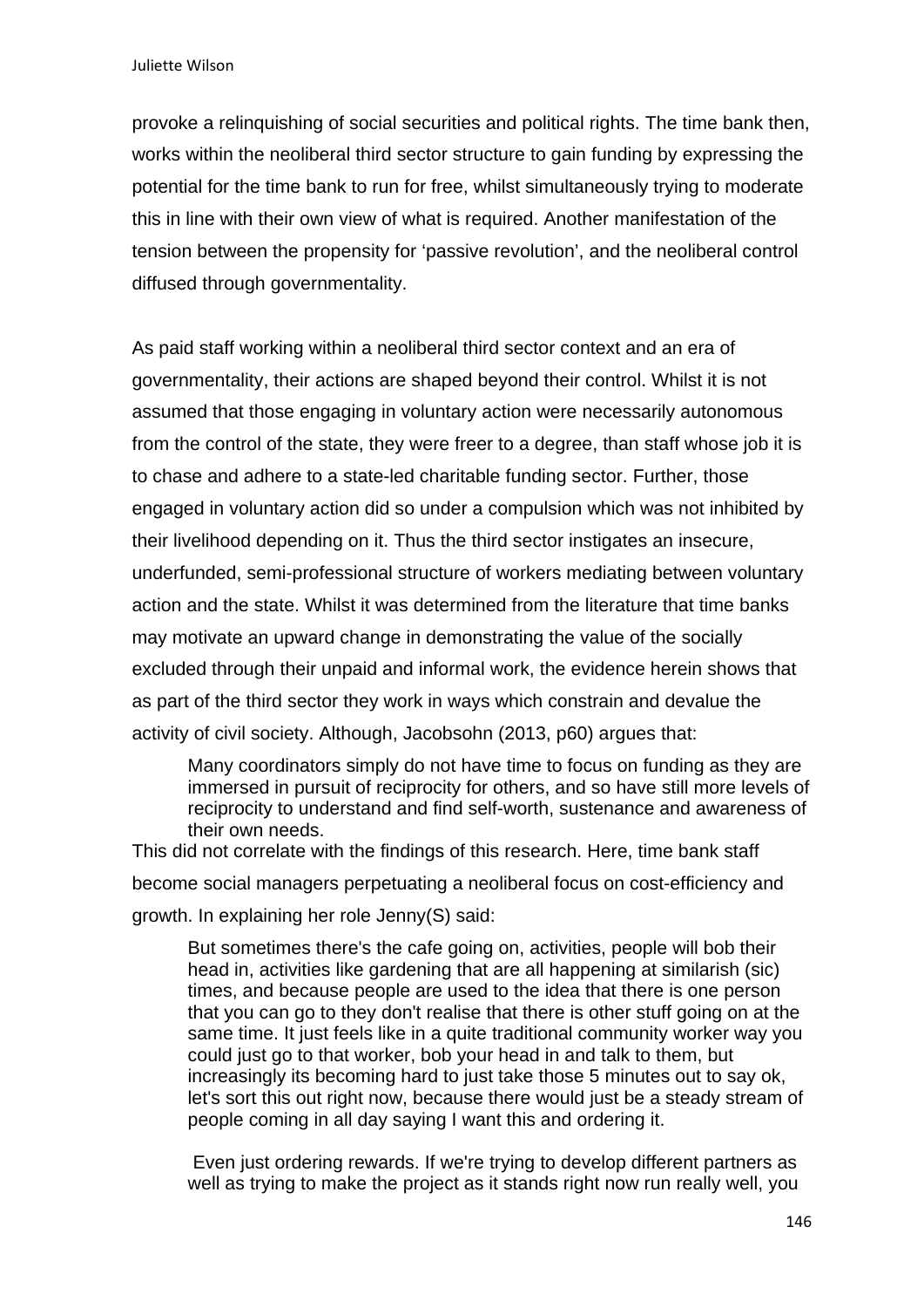provoke a relinquishing of social securities and political rights. The time bank then, works within the neoliberal third sector structure to gain funding by expressing the potential for the time bank to run for free, whilst simultaneously trying to moderate this in line with their own view of what is required. Another manifestation of the tension between the propensity for 'passive revolution', and the neoliberal control diffused through governmentality.

As paid staff working within a neoliberal third sector context and an era of governmentality, their actions are shaped beyond their control. Whilst it is not assumed that those engaging in voluntary action were necessarily autonomous from the control of the state, they were freer to a degree, than staff whose job it is to chase and adhere to a state-led charitable funding sector. Further, those engaged in voluntary action did so under a compulsion which was not inhibited by their livelihood depending on it. Thus the third sector instigates an insecure, underfunded, semi-professional structure of workers mediating between voluntary action and the state. Whilst it was determined from the literature that time banks may motivate an upward change in demonstrating the value of the socially excluded through their unpaid and informal work, the evidence herein shows that as part of the third sector they work in ways which constrain and devalue the activity of civil society. Although, Jacobsohn (2013, p60) argues that:

> Many coordinators simply do not have time to focus on funding as they are immersed in pursuit of reciprocity for others, and so have still more levels of reciprocity to understand and find self-worth, sustenance and awareness of their own needs.

This did not correlate with the findings of this research. Here, time bank staff become social managers perpetuating a neoliberal focus on cost-efficiency and growth. In explaining her role Jenny(S) said:

> But sometimes there's the cafe going on, activities, people will bob their head in, activities like gardening that are all happening at similarish (sic) times, and because people are used to the idea that there is one person that you can go to they don't realise that there is other stuff going on at the same time. It just feels like in a quite traditional community worker way you could just go to that worker, bob your head in and talk to them, but increasingly its becoming hard to just take those 5 minutes out to say ok, let's sort this out right now, because there would just be a steady stream of people coming in all day saying I want this and ordering it.
>
> Even just ordering rewards. If we're trying to develop different partners as well as trying to make the project as it stands right now run really well, you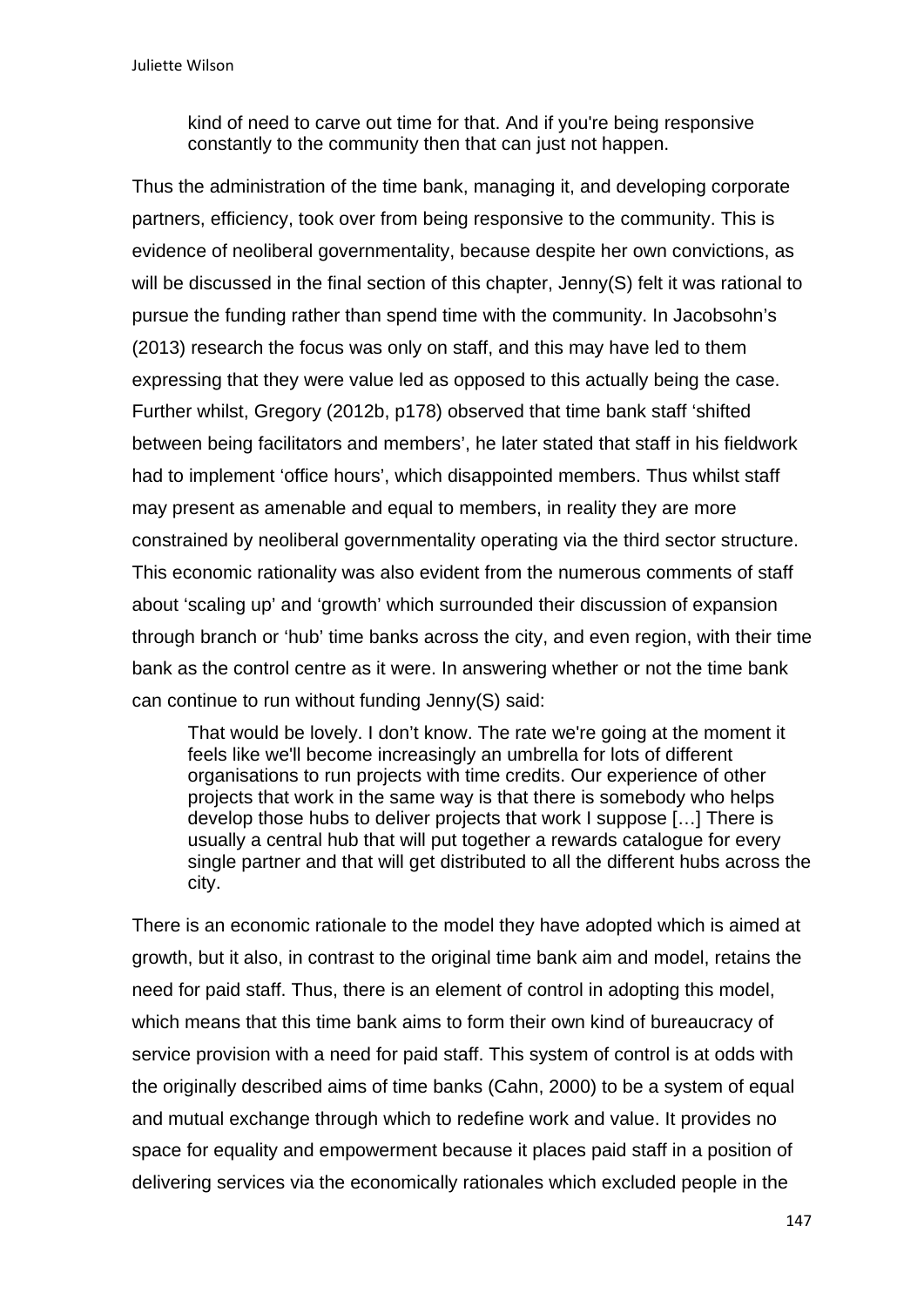> kind of need to carve out time for that. And if you're being responsive constantly to the community then that can just not happen.

Thus the administration of the time bank, managing it, and developing corporate partners, efficiency, took over from being responsive to the community. This is evidence of neoliberal governmentality, because despite her own convictions, as will be discussed in the final section of this chapter, Jenny(S) felt it was rational to pursue the funding rather than spend time with the community. In Jacobsohn's (2013) research the focus was only on staff, and this may have led to them expressing that they were value led as opposed to this actually being the case. Further whilst, Gregory (2012b, p178) observed that time bank staff 'shifted between being facilitators and members', he later stated that staff in his fieldwork had to implement 'office hours', which disappointed members. Thus whilst staff may present as amenable and equal to members, in reality they are more constrained by neoliberal governmentality operating via the third sector structure. This economic rationality was also evident from the numerous comments of staff about 'scaling up' and 'growth' which surrounded their discussion of expansion through branch or 'hub' time banks across the city, and even region, with their time bank as the control centre as it were. In answering whether or not the time bank can continue to run without funding Jenny(S) said:

> That would be lovely. I don't know. The rate we're going at the moment it feels like we'll become increasingly an umbrella for lots of different organisations to run projects with time credits. Our experience of other projects that work in the same way is that there is somebody who helps develop those hubs to deliver projects that work I suppose […] There is usually a central hub that will put together a rewards catalogue for every single partner and that will get distributed to all the different hubs across the city.

There is an economic rationale to the model they have adopted which is aimed at growth, but it also, in contrast to the original time bank aim and model, retains the need for paid staff. Thus, there is an element of control in adopting this model, which means that this time bank aims to form their own kind of bureaucracy of service provision with a need for paid staff. This system of control is at odds with the originally described aims of time banks (Cahn, 2000) to be a system of equal and mutual exchange through which to redefine work and value. It provides no space for equality and empowerment because it places paid staff in a position of delivering services via the economically rationales which excluded people in the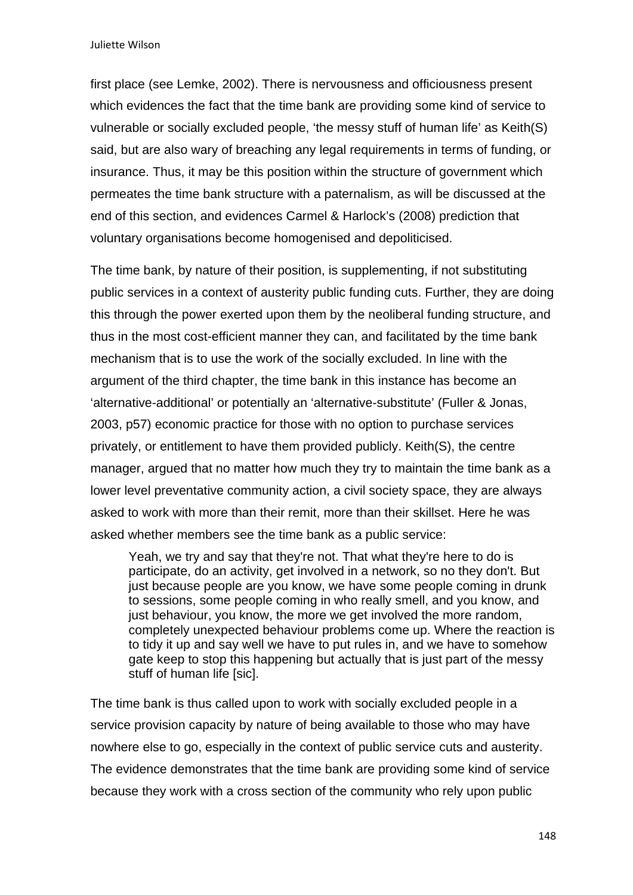first place (see Lemke, 2002). There is nervousness and officiousness present which evidences the fact that the time bank are providing some kind of service to vulnerable or socially excluded people, 'the messy stuff of human life' as Keith(S) said, but are also wary of breaching any legal requirements in terms of funding, or insurance. Thus, it may be this position within the structure of government which permeates the time bank structure with a paternalism, as will be discussed at the end of this section, and evidences Carmel & Harlock's (2008) prediction that voluntary organisations become homogenised and depoliticised.

The time bank, by nature of their position, is supplementing, if not substituting public services in a context of austerity public funding cuts. Further, they are doing this through the power exerted upon them by the neoliberal funding structure, and thus in the most cost-efficient manner they can, and facilitated by the time bank mechanism that is to use the work of the socially excluded. In line with the argument of the third chapter, the time bank in this instance has become an 'alternative-additional' or potentially an 'alternative-substitute' (Fuller & Jonas, 2003, p57) economic practice for those with no option to purchase services privately, or entitlement to have them provided publicly. Keith(S), the centre manager, argued that no matter how much they try to maintain the time bank as a lower level preventative community action, a civil society space, they are always asked to work with more than their remit, more than their skillset. Here he was asked whether members see the time bank as a public service:

> Yeah, we try and say that they're not. That what they're here to do is participate, do an activity, get involved in a network, so no they don't. But just because people are you know, we have some people coming in drunk to sessions, some people coming in who really smell, and you know, and just behaviour, you know, the more we get involved the more random, completely unexpected behaviour problems come up. Where the reaction is to tidy it up and say well we have to put rules in, and we have to somehow gate keep to stop this happening but actually that is just part of the messy stuff of human life [sic].

The time bank is thus called upon to work with socially excluded people in a service provision capacity by nature of being available to those who may have nowhere else to go, especially in the context of public service cuts and austerity. The evidence demonstrates that the time bank are providing some kind of service because they work with a cross section of the community who rely upon public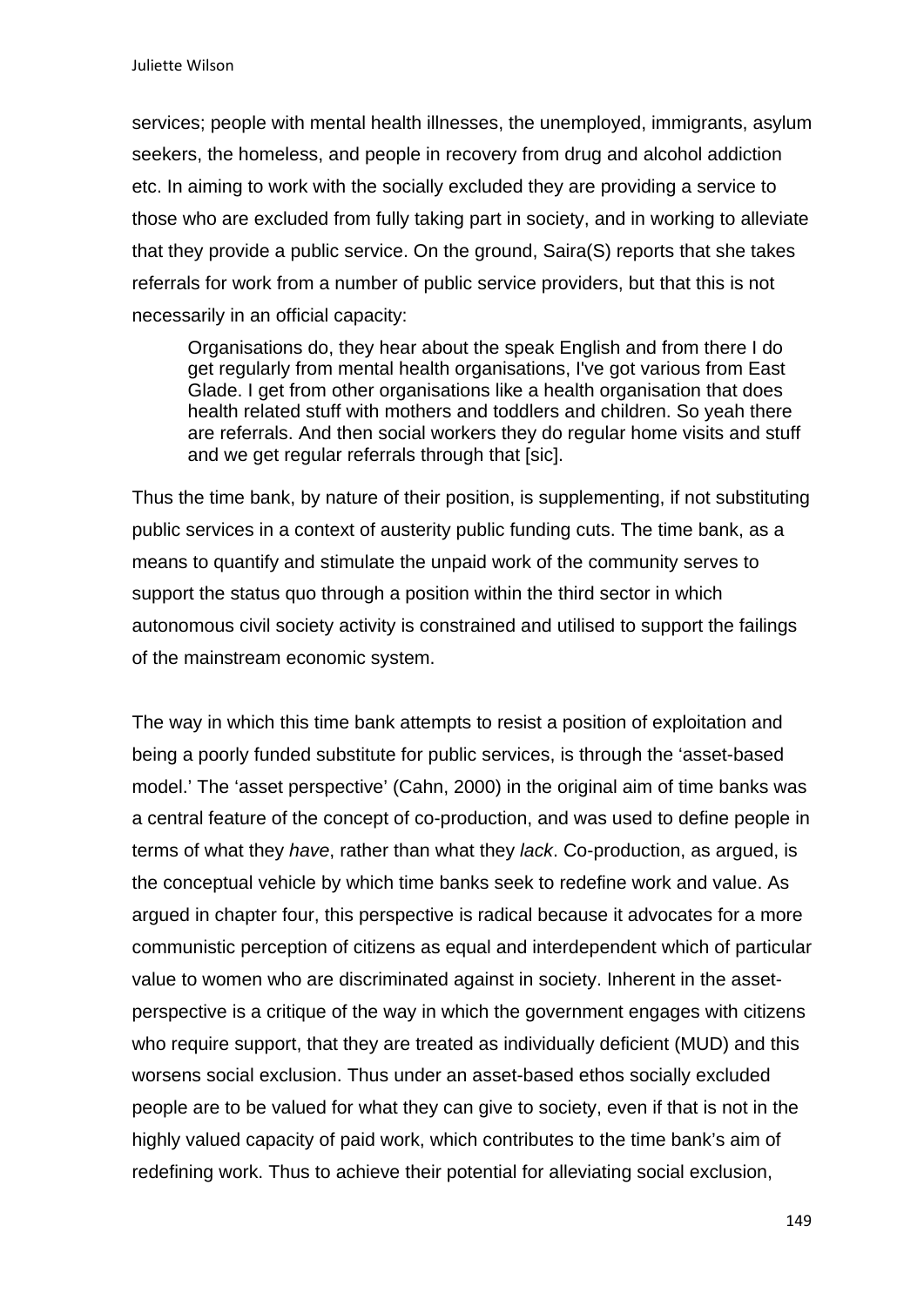services; people with mental health illnesses, the unemployed, immigrants, asylum seekers, the homeless, and people in recovery from drug and alcohol addiction etc. In aiming to work with the socially excluded they are providing a service to those who are excluded from fully taking part in society, and in working to alleviate that they provide a public service. On the ground, Saira(S) reports that she takes referrals for work from a number of public service providers, but that this is not necessarily in an official capacity:

> Organisations do, they hear about the speak English and from there I do get regularly from mental health organisations, I've got various from East Glade. I get from other organisations like a health organisation that does health related stuff with mothers and toddlers and children. So yeah there are referrals. And then social workers they do regular home visits and stuff and we get regular referrals through that [sic].

Thus the time bank, by nature of their position, is supplementing, if not substituting public services in a context of austerity public funding cuts. The time bank, as a means to quantify and stimulate the unpaid work of the community serves to support the status quo through a position within the third sector in which autonomous civil society activity is constrained and utilised to support the failings of the mainstream economic system.

The way in which this time bank attempts to resist a position of exploitation and being a poorly funded substitute for public services, is through the 'asset-based model.' The 'asset perspective' (Cahn, 2000) in the original aim of time banks was a central feature of the concept of co-production, and was used to define people in terms of what they *have*, rather than what they *lack*. Co-production, as argued, is the conceptual vehicle by which time banks seek to redefine work and value. As argued in chapter four, this perspective is radical because it advocates for a more communistic perception of citizens as equal and interdependent which of particular value to women who are discriminated against in society. Inherent in the asset-perspective is a critique of the way in which the government engages with citizens who require support, that they are treated as individually deficient (MUD) and this worsens social exclusion. Thus under an asset-based ethos socially excluded people are to be valued for what they can give to society, even if that is not in the highly valued capacity of paid work, which contributes to the time bank's aim of redefining work. Thus to achieve their potential for alleviating social exclusion,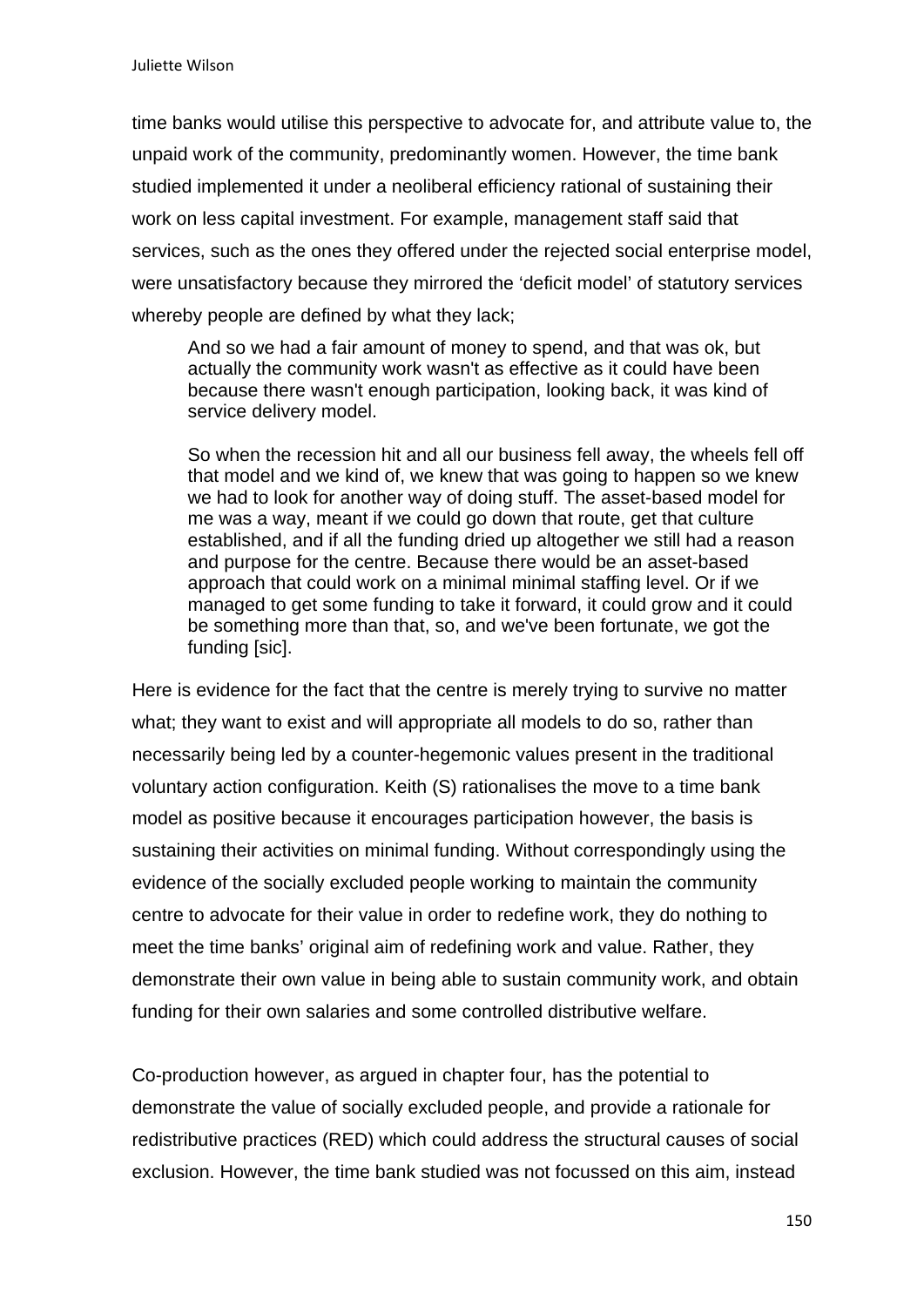time banks would utilise this perspective to advocate for, and attribute value to, the unpaid work of the community, predominantly women. However, the time bank studied implemented it under a neoliberal efficiency rational of sustaining their work on less capital investment. For example, management staff said that services, such as the ones they offered under the rejected social enterprise model, were unsatisfactory because they mirrored the 'deficit model' of statutory services whereby people are defined by what they lack;

> And so we had a fair amount of money to spend, and that was ok, but actually the community work wasn't as effective as it could have been because there wasn't enough participation, looking back, it was kind of service delivery model.
>
> So when the recession hit and all our business fell away, the wheels fell off that model and we kind of, we knew that was going to happen so we knew we had to look for another way of doing stuff. The asset-based model for me was a way, meant if we could go down that route, get that culture established, and if all the funding dried up altogether we still had a reason and purpose for the centre. Because there would be an asset-based approach that could work on a minimal minimal staffing level. Or if we managed to get some funding to take it forward, it could grow and it could be something more than that, so, and we've been fortunate, we got the funding [sic].

Here is evidence for the fact that the centre is merely trying to survive no matter what; they want to exist and will appropriate all models to do so, rather than necessarily being led by a counter-hegemonic values present in the traditional voluntary action configuration. Keith (S) rationalises the move to a time bank model as positive because it encourages participation however, the basis is sustaining their activities on minimal funding. Without correspondingly using the evidence of the socially excluded people working to maintain the community centre to advocate for their value in order to redefine work, they do nothing to meet the time banks' original aim of redefining work and value. Rather, they demonstrate their own value in being able to sustain community work, and obtain funding for their own salaries and some controlled distributive welfare.

Co-production however, as argued in chapter four, has the potential to demonstrate the value of socially excluded people, and provide a rationale for redistributive practices (RED) which could address the structural causes of social exclusion. However, the time bank studied was not focussed on this aim, instead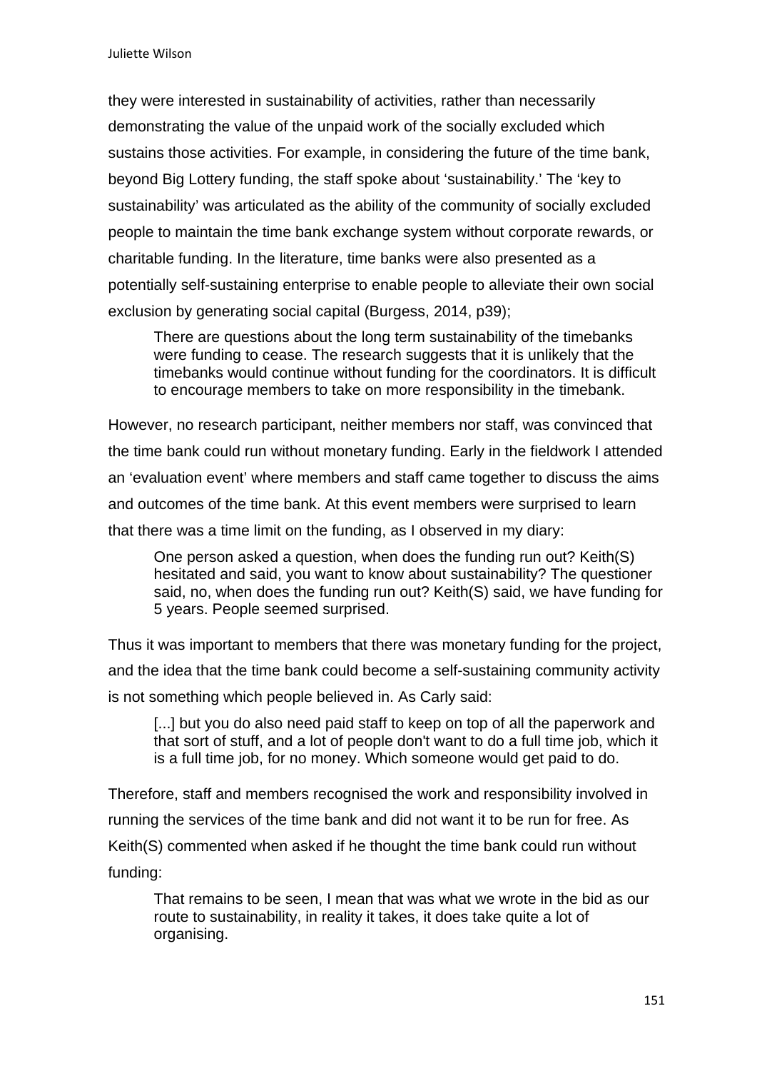they were interested in sustainability of activities, rather than necessarily demonstrating the value of the unpaid work of the socially excluded which sustains those activities. For example, in considering the future of the time bank, beyond Big Lottery funding, the staff spoke about 'sustainability.' The 'key to sustainability' was articulated as the ability of the community of socially excluded people to maintain the time bank exchange system without corporate rewards, or charitable funding. In the literature, time banks were also presented as a potentially self-sustaining enterprise to enable people to alleviate their own social exclusion by generating social capital (Burgess, 2014, p39);

> There are questions about the long term sustainability of the timebanks were funding to cease. The research suggests that it is unlikely that the timebanks would continue without funding for the coordinators. It is difficult to encourage members to take on more responsibility in the timebank.

However, no research participant, neither members nor staff, was convinced that the time bank could run without monetary funding. Early in the fieldwork I attended an 'evaluation event' where members and staff came together to discuss the aims and outcomes of the time bank. At this event members were surprised to learn that there was a time limit on the funding, as I observed in my diary:

> One person asked a question, when does the funding run out? Keith(S) hesitated and said, you want to know about sustainability? The questioner said, no, when does the funding run out? Keith(S) said, we have funding for 5 years. People seemed surprised.

Thus it was important to members that there was monetary funding for the project, and the idea that the time bank could become a self-sustaining community activity is not something which people believed in. As Carly said:

> [...] but you do also need paid staff to keep on top of all the paperwork and that sort of stuff, and a lot of people don't want to do a full time job, which it is a full time job, for no money. Which someone would get paid to do.

Therefore, staff and members recognised the work and responsibility involved in running the services of the time bank and did not want it to be run for free. As Keith(S) commented when asked if he thought the time bank could run without funding:

> That remains to be seen, I mean that was what we wrote in the bid as our route to sustainability, in reality it takes, it does take quite a lot of organising.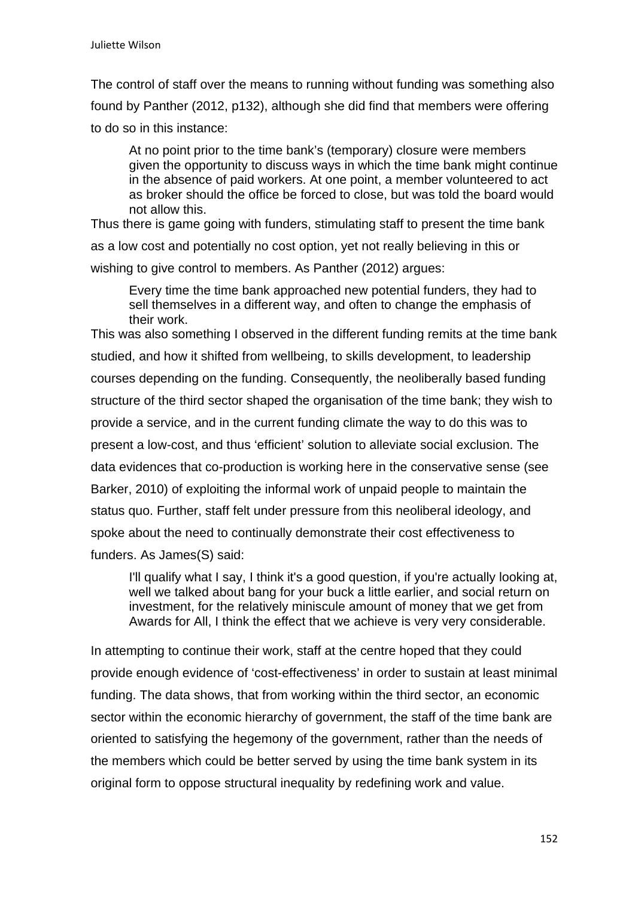The control of staff over the means to running without funding was something also found by Panther (2012, p132), although she did find that members were offering to do so in this instance:

> At no point prior to the time bank's (temporary) closure were members given the opportunity to discuss ways in which the time bank might continue in the absence of paid workers. At one point, a member volunteered to act as broker should the office be forced to close, but was told the board would not allow this.

Thus there is game going with funders, stimulating staff to present the time bank as a low cost and potentially no cost option, yet not really believing in this or wishing to give control to members. As Panther (2012) argues:

> Every time the time bank approached new potential funders, they had to sell themselves in a different way, and often to change the emphasis of their work.

This was also something I observed in the different funding remits at the time bank studied, and how it shifted from wellbeing, to skills development, to leadership courses depending on the funding. Consequently, the neoliberally based funding structure of the third sector shaped the organisation of the time bank; they wish to provide a service, and in the current funding climate the way to do this was to present a low-cost, and thus 'efficient' solution to alleviate social exclusion. The data evidences that co-production is working here in the conservative sense (see Barker, 2010) of exploiting the informal work of unpaid people to maintain the status quo. Further, staff felt under pressure from this neoliberal ideology, and spoke about the need to continually demonstrate their cost effectiveness to funders. As James(S) said:

> I'll qualify what I say, I think it's a good question, if you're actually looking at, well we talked about bang for your buck a little earlier, and social return on investment, for the relatively miniscule amount of money that we get from Awards for All, I think the effect that we achieve is very very considerable.

In attempting to continue their work, staff at the centre hoped that they could provide enough evidence of 'cost-effectiveness' in order to sustain at least minimal funding. The data shows, that from working within the third sector, an economic sector within the economic hierarchy of government, the staff of the time bank are oriented to satisfying the hegemony of the government, rather than the needs of the members which could be better served by using the time bank system in its original form to oppose structural inequality by redefining work and value.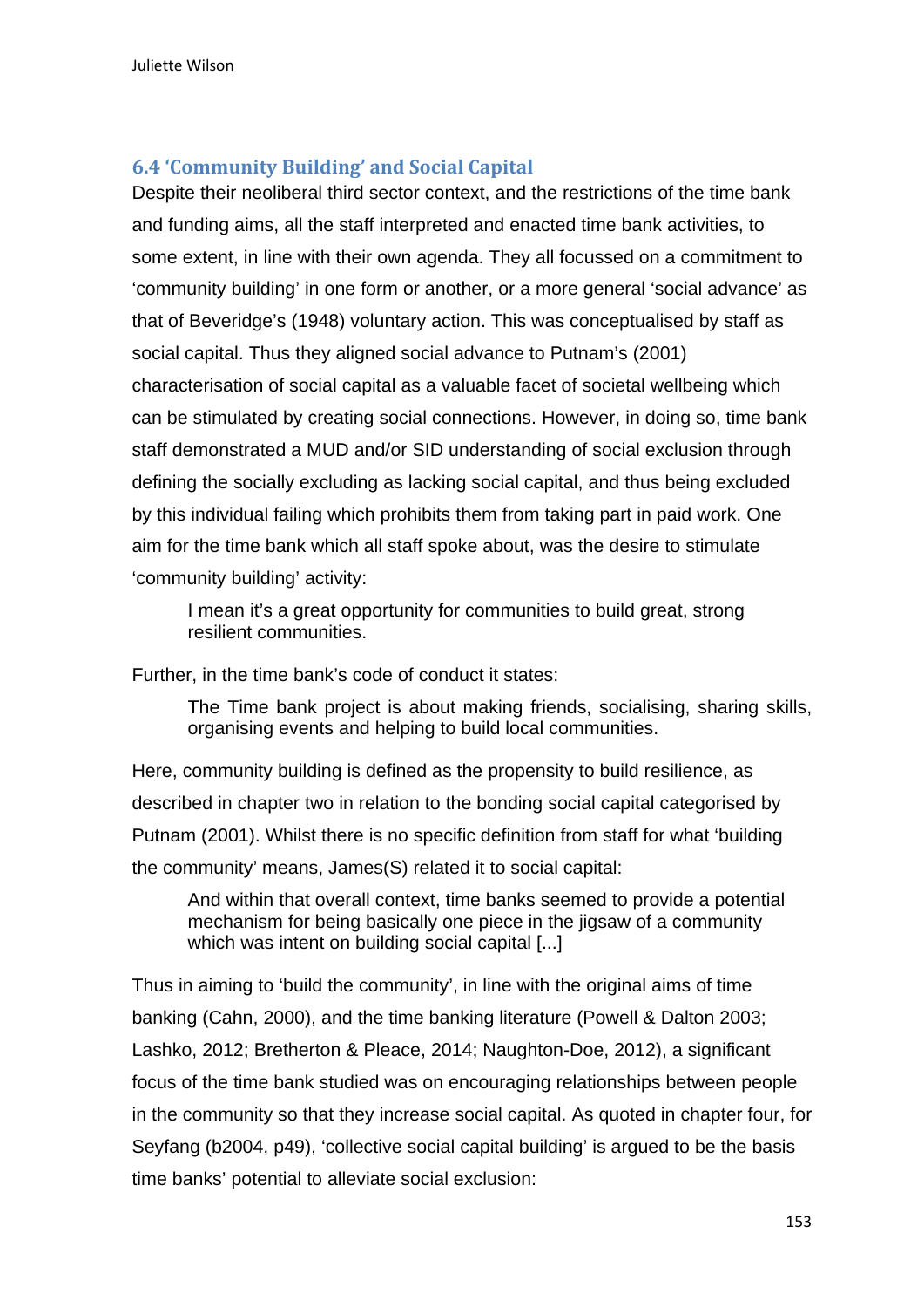### 6.4 'Community Building' and Social Capital

Despite their neoliberal third sector context, and the restrictions of the time bank and funding aims, all the staff interpreted and enacted time bank activities, to some extent, in line with their own agenda. They all focussed on a commitment to 'community building' in one form or another, or a more general 'social advance' as that of Beveridge's (1948) voluntary action. This was conceptualised by staff as social capital. Thus they aligned social advance to Putnam's (2001) characterisation of social capital as a valuable facet of societal wellbeing which can be stimulated by creating social connections. However, in doing so, time bank staff demonstrated a MUD and/or SID understanding of social exclusion through defining the socially excluding as lacking social capital, and thus being excluded by this individual failing which prohibits them from taking part in paid work. One aim for the time bank which all staff spoke about, was the desire to stimulate 'community building' activity:

> I mean it's a great opportunity for communities to build great, strong resilient communities.

Further, in the time bank's code of conduct it states:

> The Time bank project is about making friends, socialising, sharing skills, organising events and helping to build local communities.

Here, community building is defined as the propensity to build resilience, as described in chapter two in relation to the bonding social capital categorised by Putnam (2001). Whilst there is no specific definition from staff for what 'building the community' means, James(S) related it to social capital:

> And within that overall context, time banks seemed to provide a potential mechanism for being basically one piece in the jigsaw of a community which was intent on building social capital [...]

Thus in aiming to 'build the community', in line with the original aims of time banking (Cahn, 2000), and the time banking literature (Powell & Dalton 2003; Lashko, 2012; Bretherton & Pleace, 2014; Naughton-Doe, 2012), a significant focus of the time bank studied was on encouraging relationships between people in the community so that they increase social capital. As quoted in chapter four, for Seyfang (b2004, p49), 'collective social capital building' is argued to be the basis time banks' potential to alleviate social exclusion: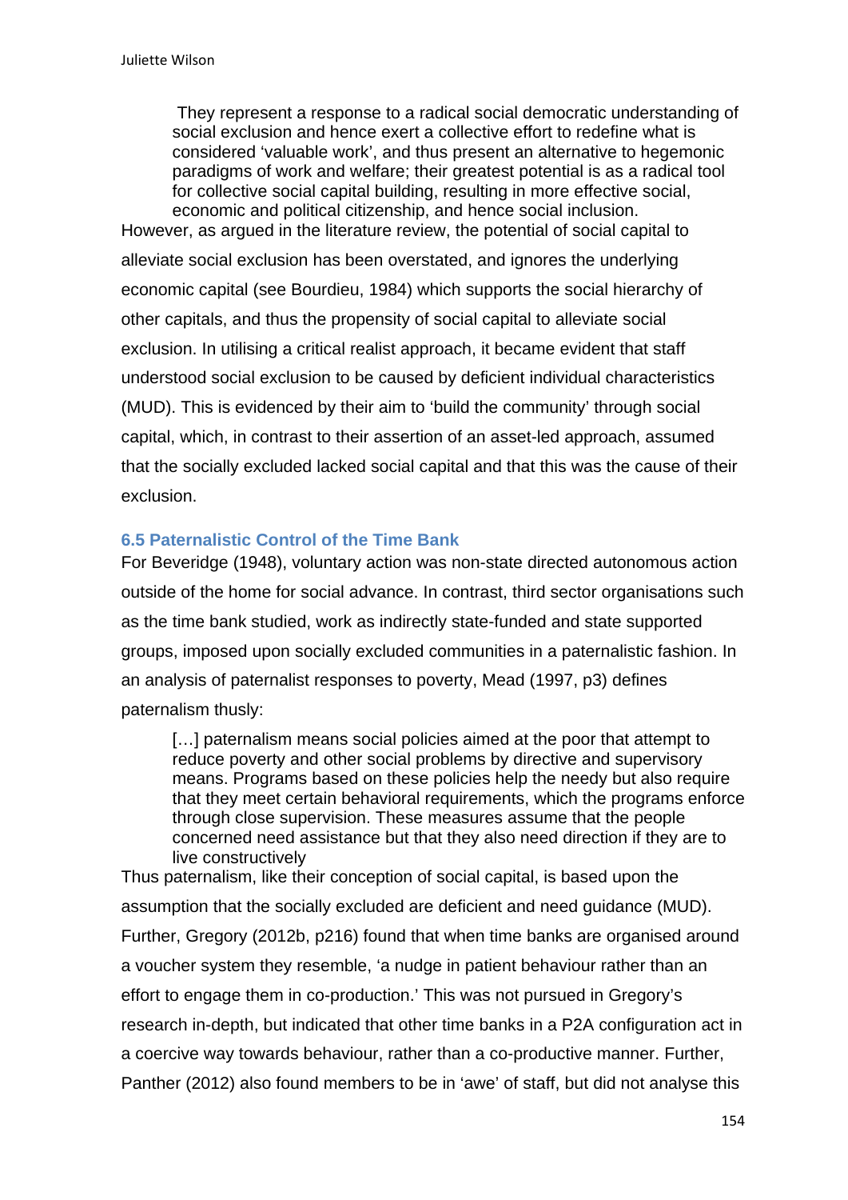> They represent a response to a radical social democratic understanding of social exclusion and hence exert a collective effort to redefine what is considered 'valuable work', and thus present an alternative to hegemonic paradigms of work and welfare; their greatest potential is as a radical tool for collective social capital building, resulting in more effective social, economic and political citizenship, and hence social inclusion.

However, as argued in the literature review, the potential of social capital to alleviate social exclusion has been overstated, and ignores the underlying economic capital (see Bourdieu, 1984) which supports the social hierarchy of other capitals, and thus the propensity of social capital to alleviate social exclusion. In utilising a critical realist approach, it became evident that staff understood social exclusion to be caused by deficient individual characteristics (MUD). This is evidenced by their aim to 'build the community' through social capital, which, in contrast to their assertion of an asset-led approach, assumed that the socially excluded lacked social capital and that this was the cause of their exclusion.

### 6.5 Paternalistic Control of the Time Bank

For Beveridge (1948), voluntary action was non-state directed autonomous action outside of the home for social advance. In contrast, third sector organisations such as the time bank studied, work as indirectly state-funded and state supported groups, imposed upon socially excluded communities in a paternalistic fashion. In an analysis of paternalist responses to poverty, Mead (1997, p3) defines paternalism thusly:

> […] paternalism means social policies aimed at the poor that attempt to reduce poverty and other social problems by directive and supervisory means. Programs based on these policies help the needy but also require that they meet certain behavioral requirements, which the programs enforce through close supervision. These measures assume that the people concerned need assistance but that they also need direction if they are to live constructively

Thus paternalism, like their conception of social capital, is based upon the assumption that the socially excluded are deficient and need guidance (MUD). Further, Gregory (2012b, p216) found that when time banks are organised around a voucher system they resemble, 'a nudge in patient behaviour rather than an effort to engage them in co-production.' This was not pursued in Gregory's research in-depth, but indicated that other time banks in a P2A configuration act in a coercive way towards behaviour, rather than a co-productive manner. Further, Panther (2012) also found members to be in 'awe' of staff, but did not analyse this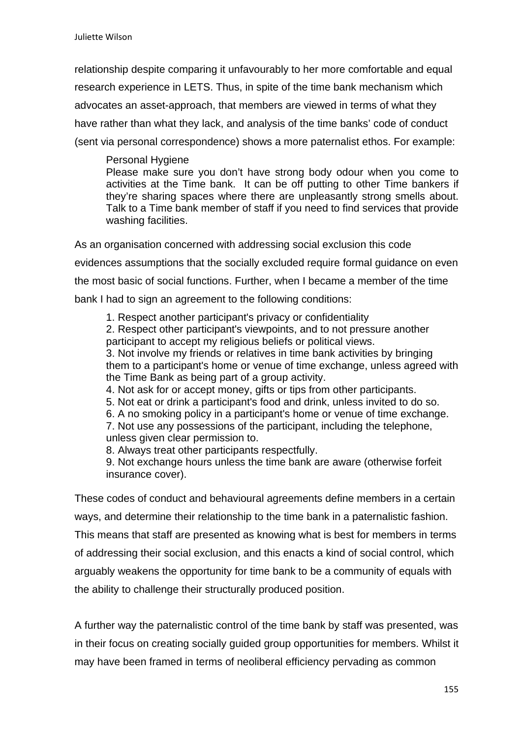relationship despite comparing it unfavourably to her more comfortable and equal research experience in LETS. Thus, in spite of the time bank mechanism which advocates an asset-approach, that members are viewed in terms of what they have rather than what they lack, and analysis of the time banks' code of conduct (sent via personal correspondence) shows a more paternalist ethos. For example:

> Personal Hygiene
> Please make sure you don't have strong body odour when you come to activities at the Time bank. It can be off putting to other Time bankers if they're sharing spaces where there are unpleasantly strong smells about. Talk to a Time bank member of staff if you need to find services that provide washing facilities.

As an organisation concerned with addressing social exclusion this code evidences assumptions that the socially excluded require formal guidance on even the most basic of social functions. Further, when I became a member of the time bank I had to sign an agreement to the following conditions:

> 1. Respect another participant's privacy or confidentiality
> 2. Respect other participant's viewpoints, and to not pressure another participant to accept my religious beliefs or political views.
> 3. Not involve my friends or relatives in time bank activities by bringing them to a participant's home or venue of time exchange, unless agreed with the Time Bank as being part of a group activity.
> 4. Not ask for or accept money, gifts or tips from other participants.
> 5. Not eat or drink a participant's food and drink, unless invited to do so.
> 6. A no smoking policy in a participant's home or venue of time exchange.
> 7. Not use any possessions of the participant, including the telephone, unless given clear permission to.
> 8. Always treat other participants respectfully.
> 9. Not exchange hours unless the time bank are aware (otherwise forfeit insurance cover).

These codes of conduct and behavioural agreements define members in a certain ways, and determine their relationship to the time bank in a paternalistic fashion. This means that staff are presented as knowing what is best for members in terms of addressing their social exclusion, and this enacts a kind of social control, which arguably weakens the opportunity for time bank to be a community of equals with the ability to challenge their structurally produced position.

A further way the paternalistic control of the time bank by staff was presented, was in their focus on creating socially guided group opportunities for members. Whilst it may have been framed in terms of neoliberal efficiency pervading as common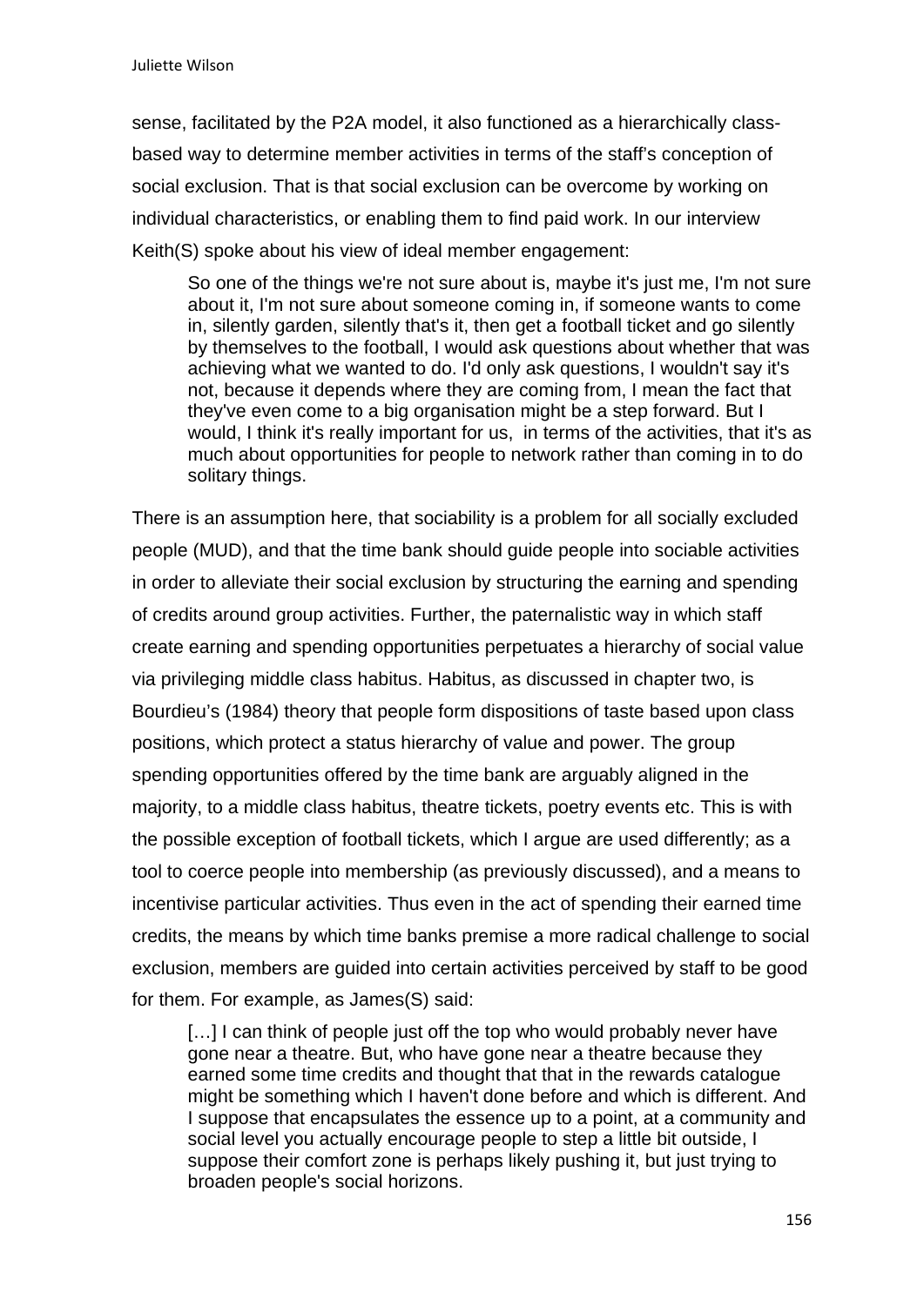sense, facilitated by the P2A model, it also functioned as a hierarchically class-based way to determine member activities in terms of the staff's conception of social exclusion. That is that social exclusion can be overcome by working on individual characteristics, or enabling them to find paid work. In our interview Keith(S) spoke about his view of ideal member engagement:

> So one of the things we're not sure about is, maybe it's just me, I'm not sure about it, I'm not sure about someone coming in, if someone wants to come in, silently garden, silently that's it, then get a football ticket and go silently by themselves to the football, I would ask questions about whether that was achieving what we wanted to do. I'd only ask questions, I wouldn't say it's not, because it depends where they are coming from, I mean the fact that they've even come to a big organisation might be a step forward. But I would, I think it's really important for us, in terms of the activities, that it's as much about opportunities for people to network rather than coming in to do solitary things.

There is an assumption here, that sociability is a problem for all socially excluded people (MUD), and that the time bank should guide people into sociable activities in order to alleviate their social exclusion by structuring the earning and spending of credits around group activities. Further, the paternalistic way in which staff create earning and spending opportunities perpetuates a hierarchy of social value via privileging middle class habitus. Habitus, as discussed in chapter two, is Bourdieu's (1984) theory that people form dispositions of taste based upon class positions, which protect a status hierarchy of value and power. The group spending opportunities offered by the time bank are arguably aligned in the majority, to a middle class habitus, theatre tickets, poetry events etc. This is with the possible exception of football tickets, which I argue are used differently; as a tool to coerce people into membership (as previously discussed), and a means to incentivise particular activities. Thus even in the act of spending their earned time credits, the means by which time banks premise a more radical challenge to social exclusion, members are guided into certain activities perceived by staff to be good for them. For example, as James(S) said:

> […] I can think of people just off the top who would probably never have gone near a theatre. But, who have gone near a theatre because they earned some time credits and thought that that in the rewards catalogue might be something which I haven't done before and which is different. And I suppose that encapsulates the essence up to a point, at a community and social level you actually encourage people to step a little bit outside, I suppose their comfort zone is perhaps likely pushing it, but just trying to broaden people's social horizons.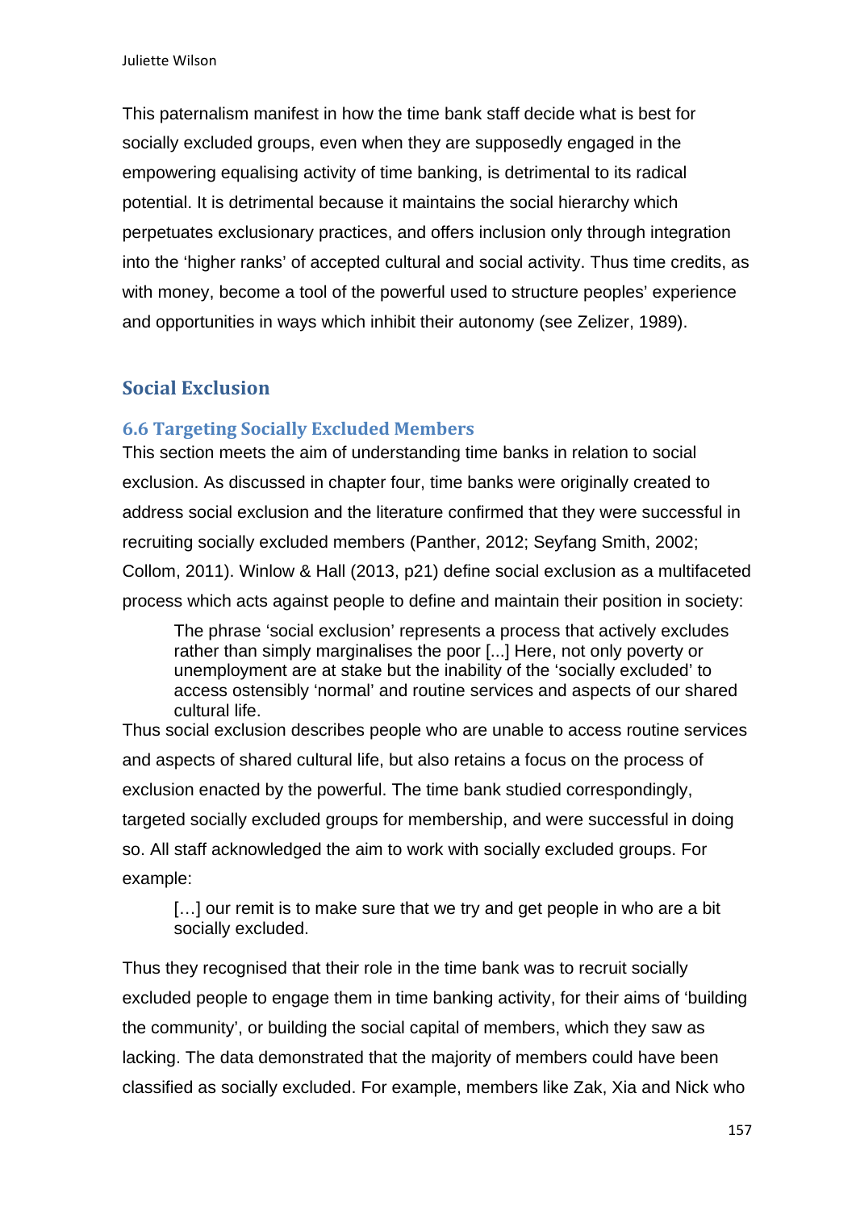This paternalism manifest in how the time bank staff decide what is best for socially excluded groups, even when they are supposedly engaged in the empowering equalising activity of time banking, is detrimental to its radical potential. It is detrimental because it maintains the social hierarchy which perpetuates exclusionary practices, and offers inclusion only through integration into the 'higher ranks' of accepted cultural and social activity. Thus time credits, as with money, become a tool of the powerful used to structure peoples' experience and opportunities in ways which inhibit their autonomy (see Zelizer, 1989).

## Social Exclusion

### 6.6 Targeting Socially Excluded Members

This section meets the aim of understanding time banks in relation to social exclusion. As discussed in chapter four, time banks were originally created to address social exclusion and the literature confirmed that they were successful in recruiting socially excluded members (Panther, 2012; Seyfang Smith, 2002; Collom, 2011). Winlow & Hall (2013, p21) define social exclusion as a multifaceted process which acts against people to define and maintain their position in society:

> The phrase 'social exclusion' represents a process that actively excludes rather than simply marginalises the poor [...] Here, not only poverty or unemployment are at stake but the inability of the 'socially excluded' to access ostensibly 'normal' and routine services and aspects of our shared cultural life.

Thus social exclusion describes people who are unable to access routine services and aspects of shared cultural life, but also retains a focus on the process of exclusion enacted by the powerful. The time bank studied correspondingly, targeted socially excluded groups for membership, and were successful in doing so. All staff acknowledged the aim to work with socially excluded groups. For example:

> […] our remit is to make sure that we try and get people in who are a bit socially excluded.

Thus they recognised that their role in the time bank was to recruit socially excluded people to engage them in time banking activity, for their aims of 'building the community', or building the social capital of members, which they saw as lacking. The data demonstrated that the majority of members could have been classified as socially excluded. For example, members like Zak, Xia and Nick who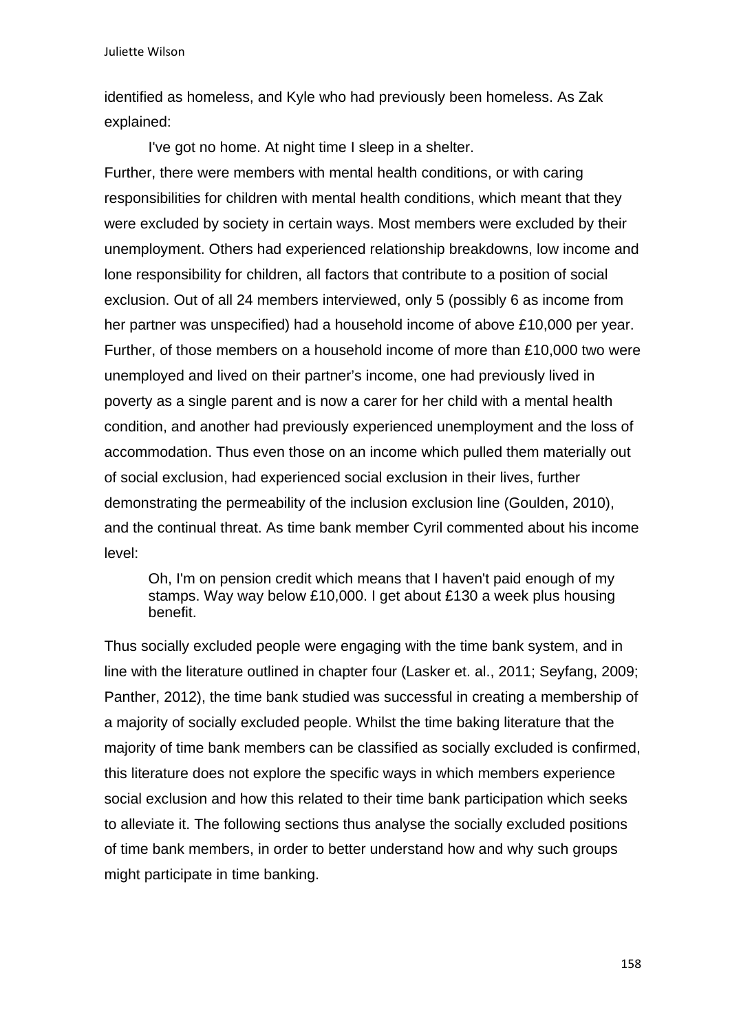identified as homeless, and Kyle who had previously been homeless. As Zak explained:

> I've got no home. At night time I sleep in a shelter.

Further, there were members with mental health conditions, or with caring responsibilities for children with mental health conditions, which meant that they were excluded by society in certain ways. Most members were excluded by their unemployment. Others had experienced relationship breakdowns, low income and lone responsibility for children, all factors that contribute to a position of social exclusion. Out of all 24 members interviewed, only 5 (possibly 6 as income from her partner was unspecified) had a household income of above £10,000 per year. Further, of those members on a household income of more than £10,000 two were unemployed and lived on their partner's income, one had previously lived in poverty as a single parent and is now a carer for her child with a mental health condition, and another had previously experienced unemployment and the loss of accommodation. Thus even those on an income which pulled them materially out of social exclusion, had experienced social exclusion in their lives, further demonstrating the permeability of the inclusion exclusion line (Goulden, 2010), and the continual threat. As time bank member Cyril commented about his income level:

> Oh, I'm on pension credit which means that I haven't paid enough of my stamps. Way way below £10,000. I get about £130 a week plus housing benefit.

Thus socially excluded people were engaging with the time bank system, and in line with the literature outlined in chapter four (Lasker et. al., 2011; Seyfang, 2009; Panther, 2012), the time bank studied was successful in creating a membership of a majority of socially excluded people. Whilst the time baking literature that the majority of time bank members can be classified as socially excluded is confirmed, this literature does not explore the specific ways in which members experience social exclusion and how this related to their time bank participation which seeks to alleviate it. The following sections thus analyse the socially excluded positions of time bank members, in order to better understand how and why such groups might participate in time banking.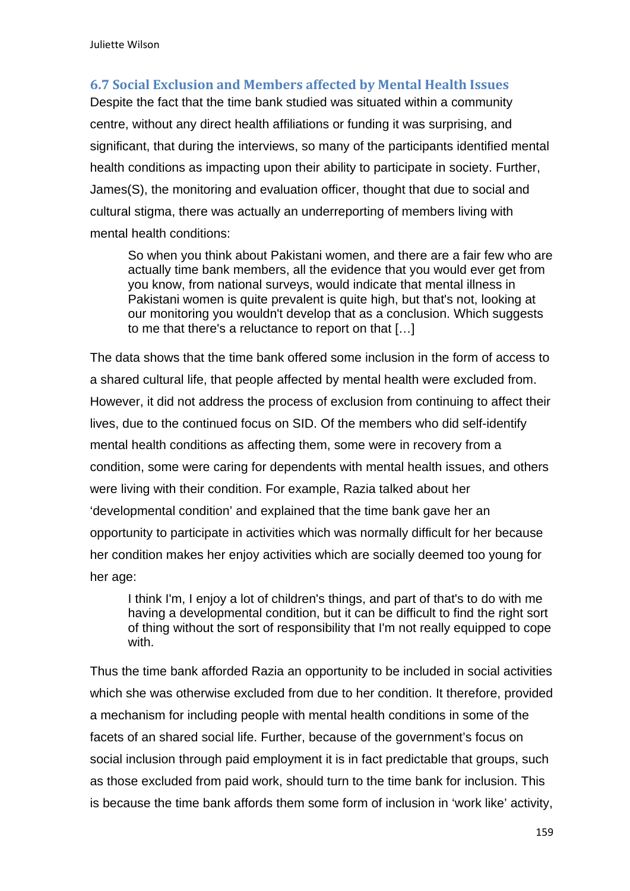### 6.7 Social Exclusion and Members affected by Mental Health Issues

Despite the fact that the time bank studied was situated within a community centre, without any direct health affiliations or funding it was surprising, and significant, that during the interviews, so many of the participants identified mental health conditions as impacting upon their ability to participate in society. Further, James(S), the monitoring and evaluation officer, thought that due to social and cultural stigma, there was actually an underreporting of members living with mental health conditions:

> So when you think about Pakistani women, and there are a fair few who are actually time bank members, all the evidence that you would ever get from you know, from national surveys, would indicate that mental illness in Pakistani women is quite prevalent is quite high, but that's not, looking at our monitoring you wouldn't develop that as a conclusion. Which suggests to me that there's a reluctance to report on that […]

The data shows that the time bank offered some inclusion in the form of access to a shared cultural life, that people affected by mental health were excluded from. However, it did not address the process of exclusion from continuing to affect their lives, due to the continued focus on SID. Of the members who did self-identify mental health conditions as affecting them, some were in recovery from a condition, some were caring for dependents with mental health issues, and others were living with their condition. For example, Razia talked about her 'developmental condition' and explained that the time bank gave her an opportunity to participate in activities which was normally difficult for her because her condition makes her enjoy activities which are socially deemed too young for her age:

> I think I'm, I enjoy a lot of children's things, and part of that's to do with me having a developmental condition, but it can be difficult to find the right sort of thing without the sort of responsibility that I'm not really equipped to cope with.

Thus the time bank afforded Razia an opportunity to be included in social activities which she was otherwise excluded from due to her condition. It therefore, provided a mechanism for including people with mental health conditions in some of the facets of an shared social life. Further, because of the government's focus on social inclusion through paid employment it is in fact predictable that groups, such as those excluded from paid work, should turn to the time bank for inclusion. This is because the time bank affords them some form of inclusion in 'work like' activity,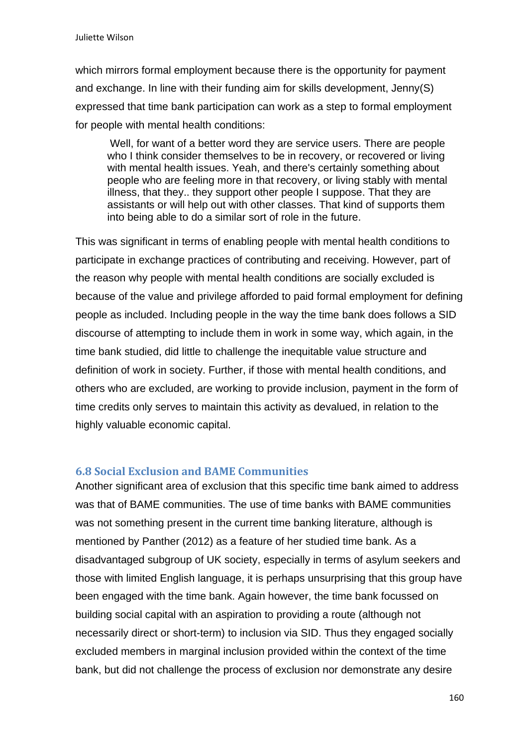which mirrors formal employment because there is the opportunity for payment and exchange. In line with their funding aim for skills development, Jenny(S) expressed that time bank participation can work as a step to formal employment for people with mental health conditions:

> Well, for want of a better word they are service users. There are people who I think consider themselves to be in recovery, or recovered or living with mental health issues. Yeah, and there's certainly something about people who are feeling more in that recovery, or living stably with mental illness, that they.. they support other people I suppose. That they are assistants or will help out with other classes. That kind of supports them into being able to do a similar sort of role in the future.

This was significant in terms of enabling people with mental health conditions to participate in exchange practices of contributing and receiving. However, part of the reason why people with mental health conditions are socially excluded is because of the value and privilege afforded to paid formal employment for defining people as included. Including people in the way the time bank does follows a SID discourse of attempting to include them in work in some way, which again, in the time bank studied, did little to challenge the inequitable value structure and definition of work in society. Further, if those with mental health conditions, and others who are excluded, are working to provide inclusion, payment in the form of time credits only serves to maintain this activity as devalued, in relation to the highly valuable economic capital.

### 6.8 Social Exclusion and BAME Communities

Another significant area of exclusion that this specific time bank aimed to address was that of BAME communities. The use of time banks with BAME communities was not something present in the current time banking literature, although is mentioned by Panther (2012) as a feature of her studied time bank. As a disadvantaged subgroup of UK society, especially in terms of asylum seekers and those with limited English language, it is perhaps unsurprising that this group have been engaged with the time bank. Again however, the time bank focussed on building social capital with an aspiration to providing a route (although not necessarily direct or short-term) to inclusion via SID. Thus they engaged socially excluded members in marginal inclusion provided within the context of the time bank, but did not challenge the process of exclusion nor demonstrate any desire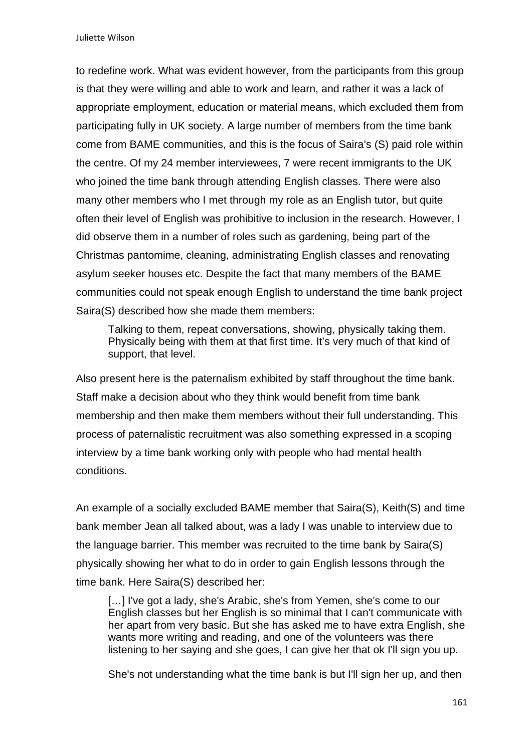to redefine work. What was evident however, from the participants from this group is that they were willing and able to work and learn, and rather it was a lack of appropriate employment, education or material means, which excluded them from participating fully in UK society. A large number of members from the time bank come from BAME communities, and this is the focus of Saira's (S) paid role within the centre. Of my 24 member interviewees, 7 were recent immigrants to the UK who joined the time bank through attending English classes. There were also many other members who I met through my role as an English tutor, but quite often their level of English was prohibitive to inclusion in the research. However, I did observe them in a number of roles such as gardening, being part of the Christmas pantomime, cleaning, administrating English classes and renovating asylum seeker houses etc. Despite the fact that many members of the BAME communities could not speak enough English to understand the time bank project Saira(S) described how she made them members:

> Talking to them, repeat conversations, showing, physically taking them. Physically being with them at that first time. It's very much of that kind of support, that level.

Also present here is the paternalism exhibited by staff throughout the time bank. Staff make a decision about who they think would benefit from time bank membership and then make them members without their full understanding. This process of paternalistic recruitment was also something expressed in a scoping interview by a time bank working only with people who had mental health conditions.

An example of a socially excluded BAME member that Saira(S), Keith(S) and time bank member Jean all talked about, was a lady I was unable to interview due to the language barrier. This member was recruited to the time bank by Saira(S) physically showing her what to do in order to gain English lessons through the time bank. Here Saira(S) described her:

> […] I've got a lady, she's Arabic, she's from Yemen, she's come to our English classes but her English is so minimal that I can't communicate with her apart from very basic. But she has asked me to have extra English, she wants more writing and reading, and one of the volunteers was there listening to her saying and she goes, I can give her that ok I'll sign you up.
>
> She's not understanding what the time bank is but I'll sign her up, and then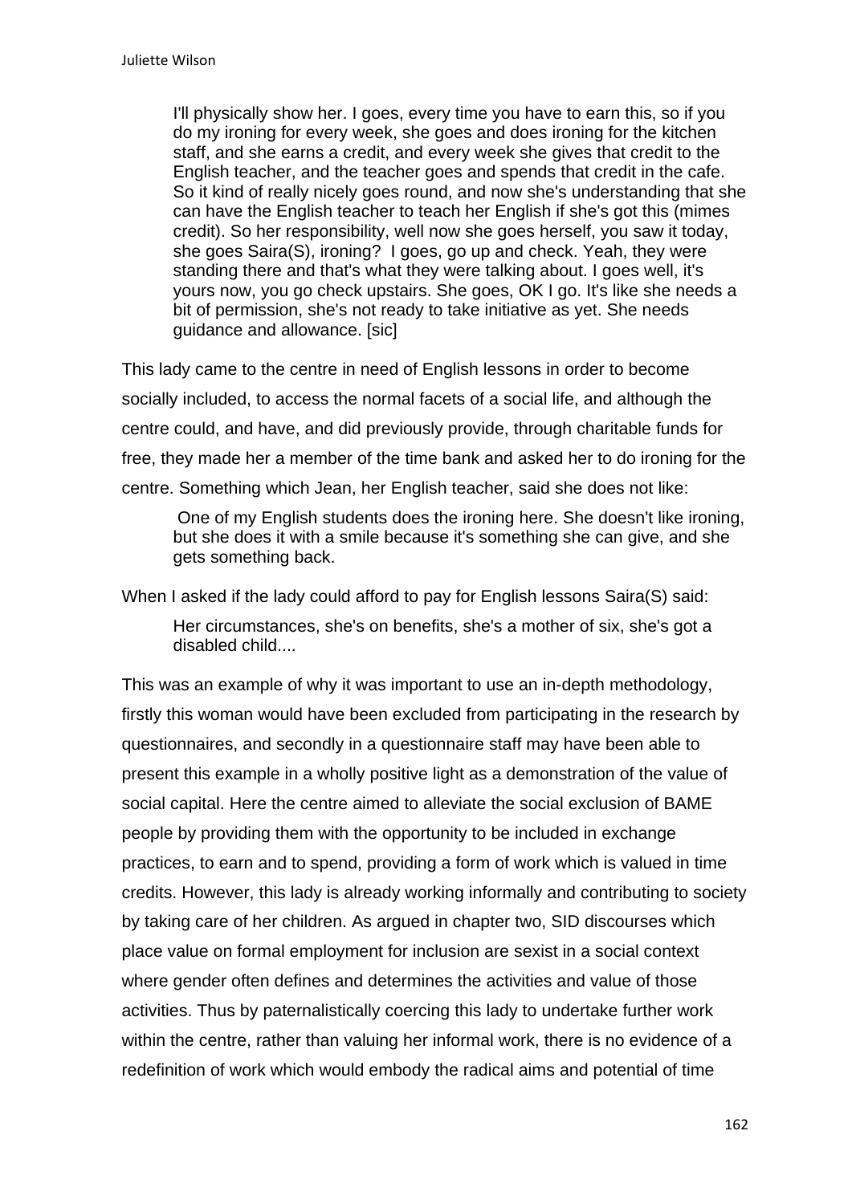> I'll physically show her. I goes, every time you have to earn this, so if you do my ironing for every week, she goes and does ironing for the kitchen staff, and she earns a credit, and every week she gives that credit to the English teacher, and the teacher goes and spends that credit in the cafe. So it kind of really nicely goes round, and now she's understanding that she can have the English teacher to teach her English if she's got this (mimes credit). So her responsibility, well now she goes herself, you saw it today, she goes Saira(S), ironing? I goes, go up and check. Yeah, they were standing there and that's what they were talking about. I goes well, it's yours now, you go check upstairs. She goes, OK I go. It's like she needs a bit of permission, she's not ready to take initiative as yet. She needs guidance and allowance. [sic]

This lady came to the centre in need of English lessons in order to become socially included, to access the normal facets of a social life, and although the centre could, and have, and did previously provide, through charitable funds for free, they made her a member of the time bank and asked her to do ironing for the centre. Something which Jean, her English teacher, said she does not like:

> One of my English students does the ironing here. She doesn't like ironing, but she does it with a smile because it's something she can give, and she gets something back.

When I asked if the lady could afford to pay for English lessons Saira(S) said:

> Her circumstances, she's on benefits, she's a mother of six, she's got a disabled child....

This was an example of why it was important to use an in-depth methodology, firstly this woman would have been excluded from participating in the research by questionnaires, and secondly in a questionnaire staff may have been able to present this example in a wholly positive light as a demonstration of the value of social capital. Here the centre aimed to alleviate the social exclusion of BAME people by providing them with the opportunity to be included in exchange practices, to earn and to spend, providing a form of work which is valued in time credits. However, this lady is already working informally and contributing to society by taking care of her children. As argued in chapter two, SID discourses which place value on formal employment for inclusion are sexist in a social context where gender often defines and determines the activities and value of those activities. Thus by paternalistically coercing this lady to undertake further work within the centre, rather than valuing her informal work, there is no evidence of a redefinition of work which would embody the radical aims and potential of time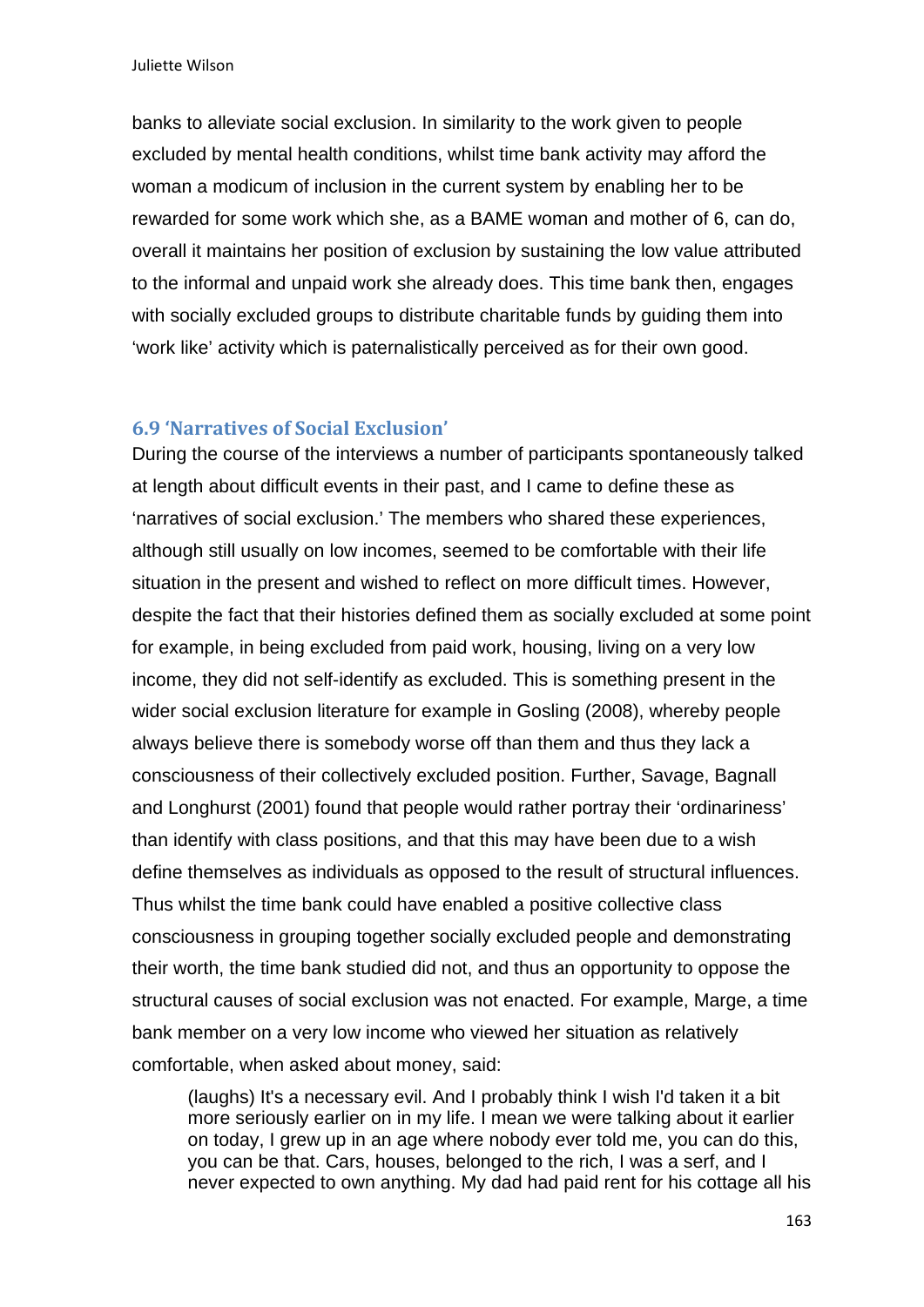banks to alleviate social exclusion. In similarity to the work given to people excluded by mental health conditions, whilst time bank activity may afford the woman a modicum of inclusion in the current system by enabling her to be rewarded for some work which she, as a BAME woman and mother of 6, can do, overall it maintains her position of exclusion by sustaining the low value attributed to the informal and unpaid work she already does. This time bank then, engages with socially excluded groups to distribute charitable funds by guiding them into 'work like' activity which is paternalistically perceived as for their own good.

### 6.9 'Narratives of Social Exclusion'

During the course of the interviews a number of participants spontaneously talked at length about difficult events in their past, and I came to define these as 'narratives of social exclusion.' The members who shared these experiences, although still usually on low incomes, seemed to be comfortable with their life situation in the present and wished to reflect on more difficult times. However, despite the fact that their histories defined them as socially excluded at some point for example, in being excluded from paid work, housing, living on a very low income, they did not self-identify as excluded. This is something present in the wider social exclusion literature for example in Gosling (2008), whereby people always believe there is somebody worse off than them and thus they lack a consciousness of their collectively excluded position. Further, Savage, Bagnall and Longhurst (2001) found that people would rather portray their 'ordinariness' than identify with class positions, and that this may have been due to a wish define themselves as individuals as opposed to the result of structural influences. Thus whilst the time bank could have enabled a positive collective class consciousness in grouping together socially excluded people and demonstrating their worth, the time bank studied did not, and thus an opportunity to oppose the structural causes of social exclusion was not enacted. For example, Marge, a time bank member on a very low income who viewed her situation as relatively comfortable, when asked about money, said:

> (laughs) It's a necessary evil. And I probably think I wish I'd taken it a bit more seriously earlier on in my life. I mean we were talking about it earlier on today, I grew up in an age where nobody ever told me, you can do this, you can be that. Cars, houses, belonged to the rich, I was a serf, and I never expected to own anything. My dad had paid rent for his cottage all his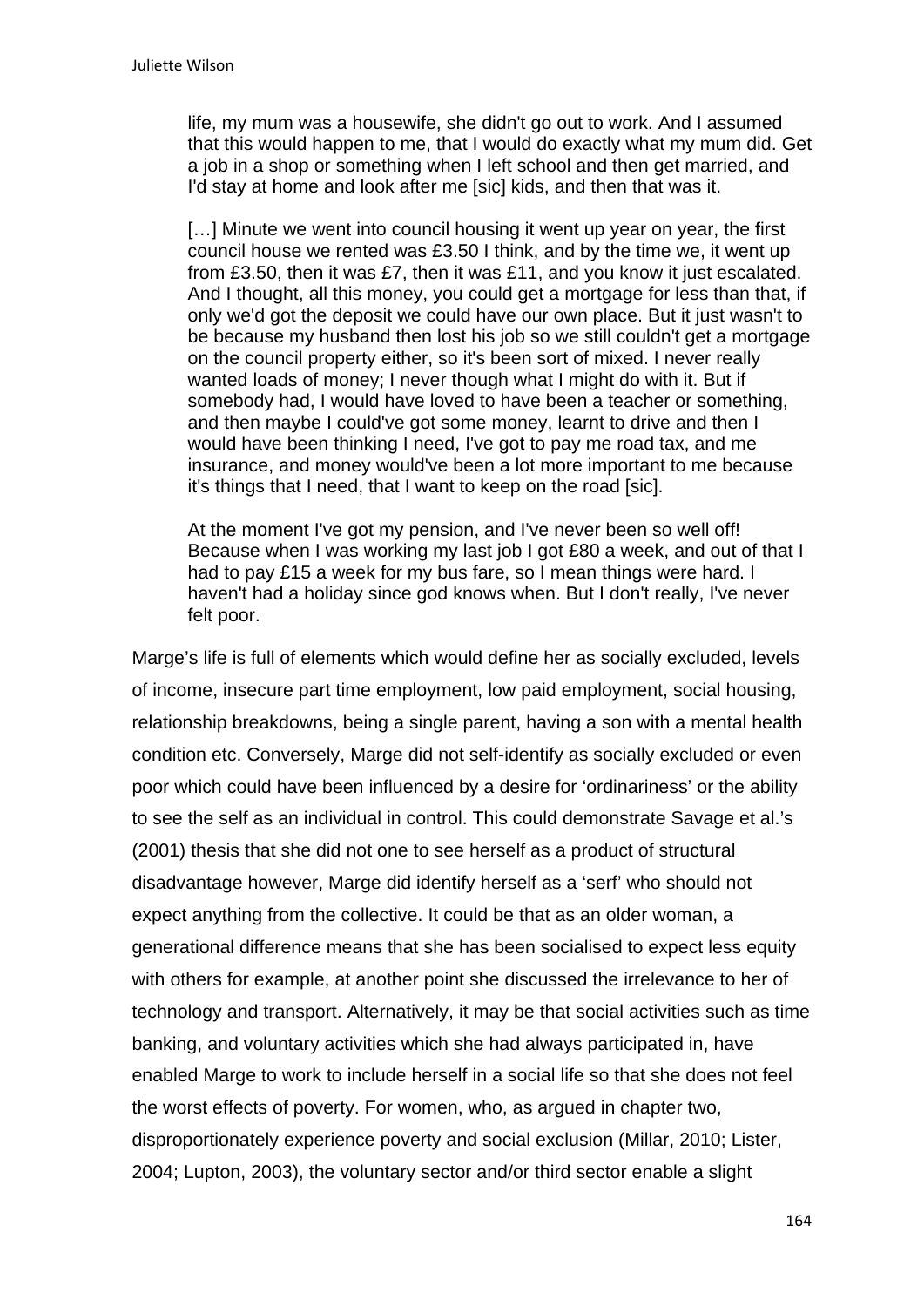> life, my mum was a housewife, she didn't go out to work. And I assumed that this would happen to me, that I would do exactly what my mum did. Get a job in a shop or something when I left school and then get married, and I'd stay at home and look after me [sic] kids, and then that was it.
>
> […] Minute we went into council housing it went up year on year, the first council house we rented was £3.50 I think, and by the time we, it went up from £3.50, then it was £7, then it was £11, and you know it just escalated. And I thought, all this money, you could get a mortgage for less than that, if only we'd got the deposit we could have our own place. But it just wasn't to be because my husband then lost his job so we still couldn't get a mortgage on the council property either, so it's been sort of mixed. I never really wanted loads of money; I never though what I might do with it. But if somebody had, I would have loved to have been a teacher or something, and then maybe I could've got some money, learnt to drive and then I would have been thinking I need, I've got to pay me road tax, and me insurance, and money would've been a lot more important to me because it's things that I need, that I want to keep on the road [sic].
>
> At the moment I've got my pension, and I've never been so well off! Because when I was working my last job I got £80 a week, and out of that I had to pay £15 a week for my bus fare, so I mean things were hard. I haven't had a holiday since god knows when. But I don't really, I've never felt poor.

Marge's life is full of elements which would define her as socially excluded, levels of income, insecure part time employment, low paid employment, social housing, relationship breakdowns, being a single parent, having a son with a mental health condition etc. Conversely, Marge did not self-identify as socially excluded or even poor which could have been influenced by a desire for 'ordinariness' or the ability to see the self as an individual in control. This could demonstrate Savage et al.'s (2001) thesis that she did not one to see herself as a product of structural disadvantage however, Marge did identify herself as a 'serf' who should not expect anything from the collective. It could be that as an older woman, a generational difference means that she has been socialised to expect less equity with others for example, at another point she discussed the irrelevance to her of technology and transport. Alternatively, it may be that social activities such as time banking, and voluntary activities which she had always participated in, have enabled Marge to work to include herself in a social life so that she does not feel the worst effects of poverty. For women, who, as argued in chapter two, disproportionately experience poverty and social exclusion (Millar, 2010; Lister, 2004; Lupton, 2003), the voluntary sector and/or third sector enable a slight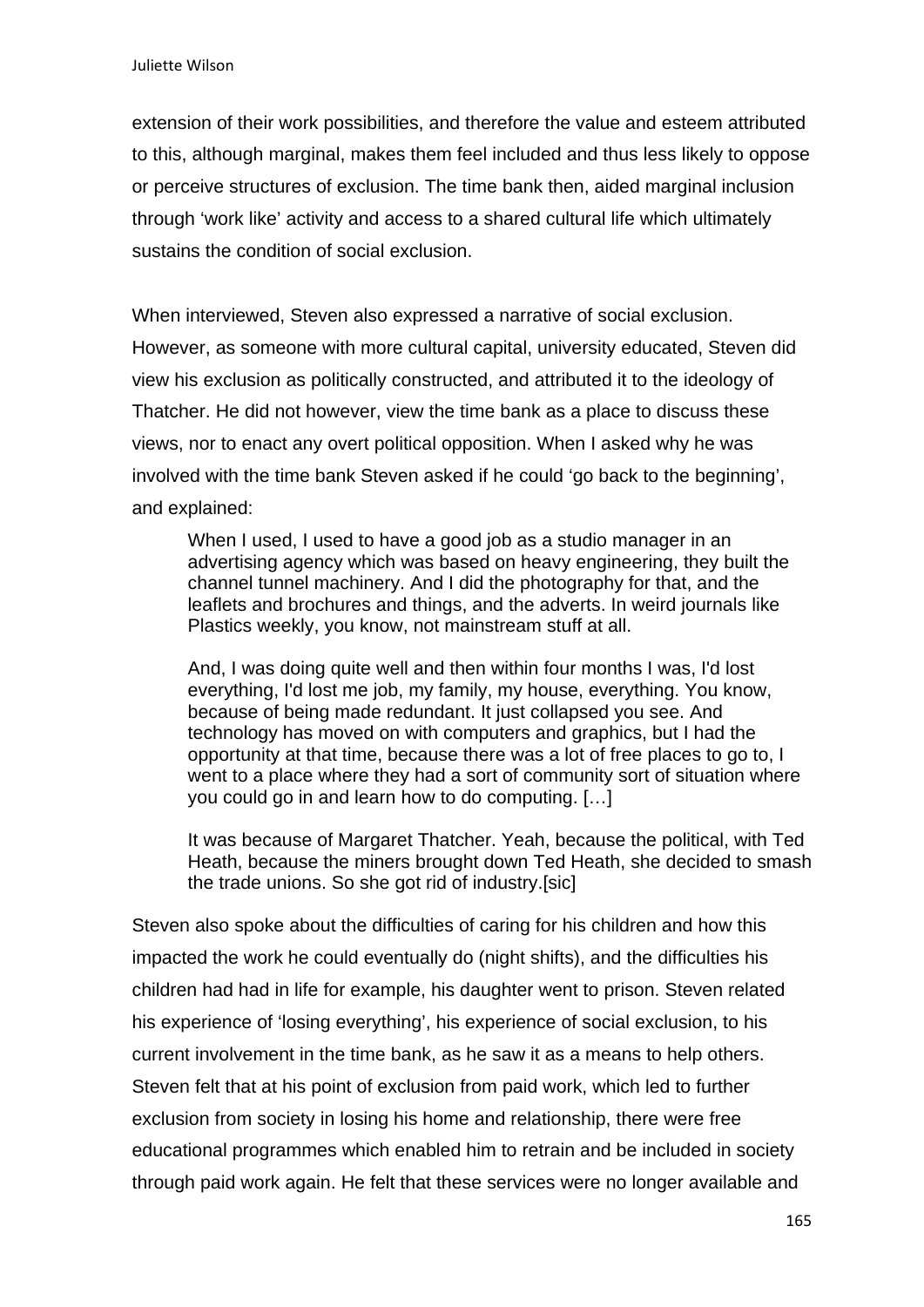extension of their work possibilities, and therefore the value and esteem attributed to this, although marginal, makes them feel included and thus less likely to oppose or perceive structures of exclusion. The time bank then, aided marginal inclusion through 'work like' activity and access to a shared cultural life which ultimately sustains the condition of social exclusion.

When interviewed, Steven also expressed a narrative of social exclusion. However, as someone with more cultural capital, university educated, Steven did view his exclusion as politically constructed, and attributed it to the ideology of Thatcher. He did not however, view the time bank as a place to discuss these views, nor to enact any overt political opposition. When I asked why he was involved with the time bank Steven asked if he could 'go back to the beginning', and explained:

> When I used, I used to have a good job as a studio manager in an advertising agency which was based on heavy engineering, they built the channel tunnel machinery. And I did the photography for that, and the leaflets and brochures and things, and the adverts. In weird journals like Plastics weekly, you know, not mainstream stuff at all.
>
> And, I was doing quite well and then within four months I was, I'd lost everything, I'd lost me job, my family, my house, everything. You know, because of being made redundant. It just collapsed you see. And technology has moved on with computers and graphics, but I had the opportunity at that time, because there was a lot of free places to go to, I went to a place where they had a sort of community sort of situation where you could go in and learn how to do computing. […]
>
> It was because of Margaret Thatcher. Yeah, because the political, with Ted Heath, because the miners brought down Ted Heath, she decided to smash the trade unions. So she got rid of industry.[sic]

Steven also spoke about the difficulties of caring for his children and how this impacted the work he could eventually do (night shifts), and the difficulties his children had had in life for example, his daughter went to prison. Steven related his experience of 'losing everything', his experience of social exclusion, to his current involvement in the time bank, as he saw it as a means to help others. Steven felt that at his point of exclusion from paid work, which led to further exclusion from society in losing his home and relationship, there were free educational programmes which enabled him to retrain and be included in society through paid work again. He felt that these services were no longer available and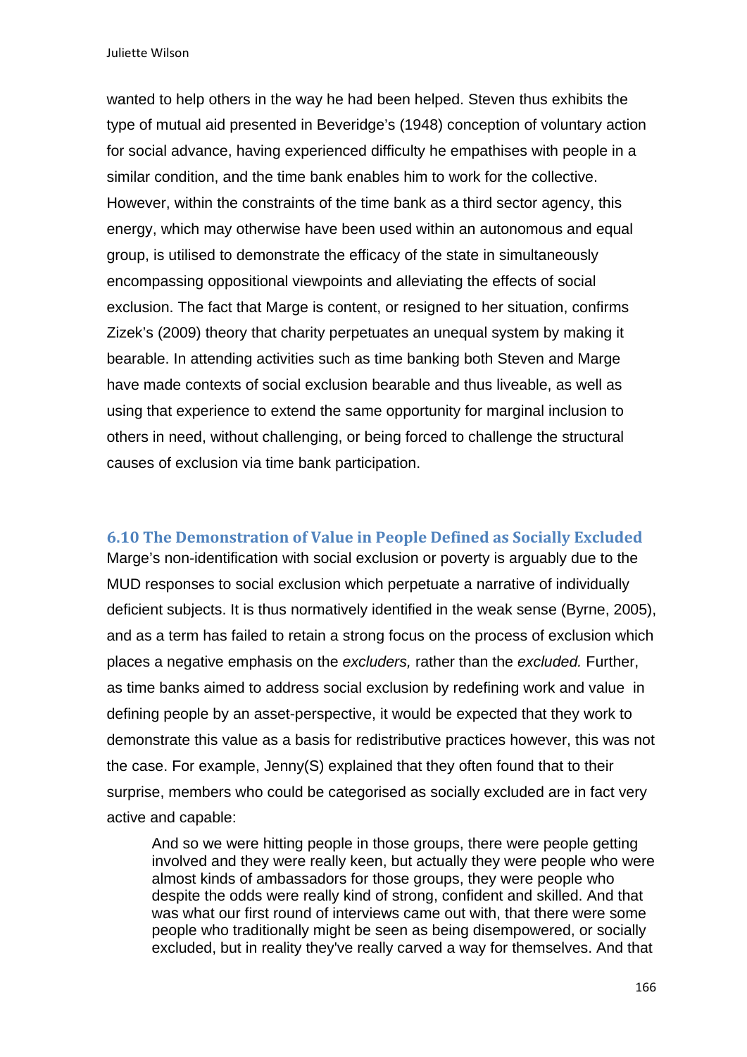wanted to help others in the way he had been helped. Steven thus exhibits the type of mutual aid presented in Beveridge's (1948) conception of voluntary action for social advance, having experienced difficulty he empathises with people in a similar condition, and the time bank enables him to work for the collective. However, within the constraints of the time bank as a third sector agency, this energy, which may otherwise have been used within an autonomous and equal group, is utilised to demonstrate the efficacy of the state in simultaneously encompassing oppositional viewpoints and alleviating the effects of social exclusion. The fact that Marge is content, or resigned to her situation, confirms Zizek's (2009) theory that charity perpetuates an unequal system by making it bearable. In attending activities such as time banking both Steven and Marge have made contexts of social exclusion bearable and thus liveable, as well as using that experience to extend the same opportunity for marginal inclusion to others in need, without challenging, or being forced to challenge the structural causes of exclusion via time bank participation.

### 6.10 The Demonstration of Value in People Defined as Socially Excluded

Marge's non-identification with social exclusion or poverty is arguably due to the MUD responses to social exclusion which perpetuate a narrative of individually deficient subjects. It is thus normatively identified in the weak sense (Byrne, 2005), and as a term has failed to retain a strong focus on the process of exclusion which places a negative emphasis on the *excluders,* rather than the *excluded.* Further, as time banks aimed to address social exclusion by redefining work and value in defining people by an asset-perspective, it would be expected that they work to demonstrate this value as a basis for redistributive practices however, this was not the case. For example, Jenny(S) explained that they often found that to their surprise, members who could be categorised as socially excluded are in fact very active and capable:

> And so we were hitting people in those groups, there were people getting involved and they were really keen, but actually they were people who were almost kinds of ambassadors for those groups, they were people who despite the odds were really kind of strong, confident and skilled. And that was what our first round of interviews came out with, that there were some people who traditionally might be seen as being disempowered, or socially excluded, but in reality they've really carved a way for themselves. And that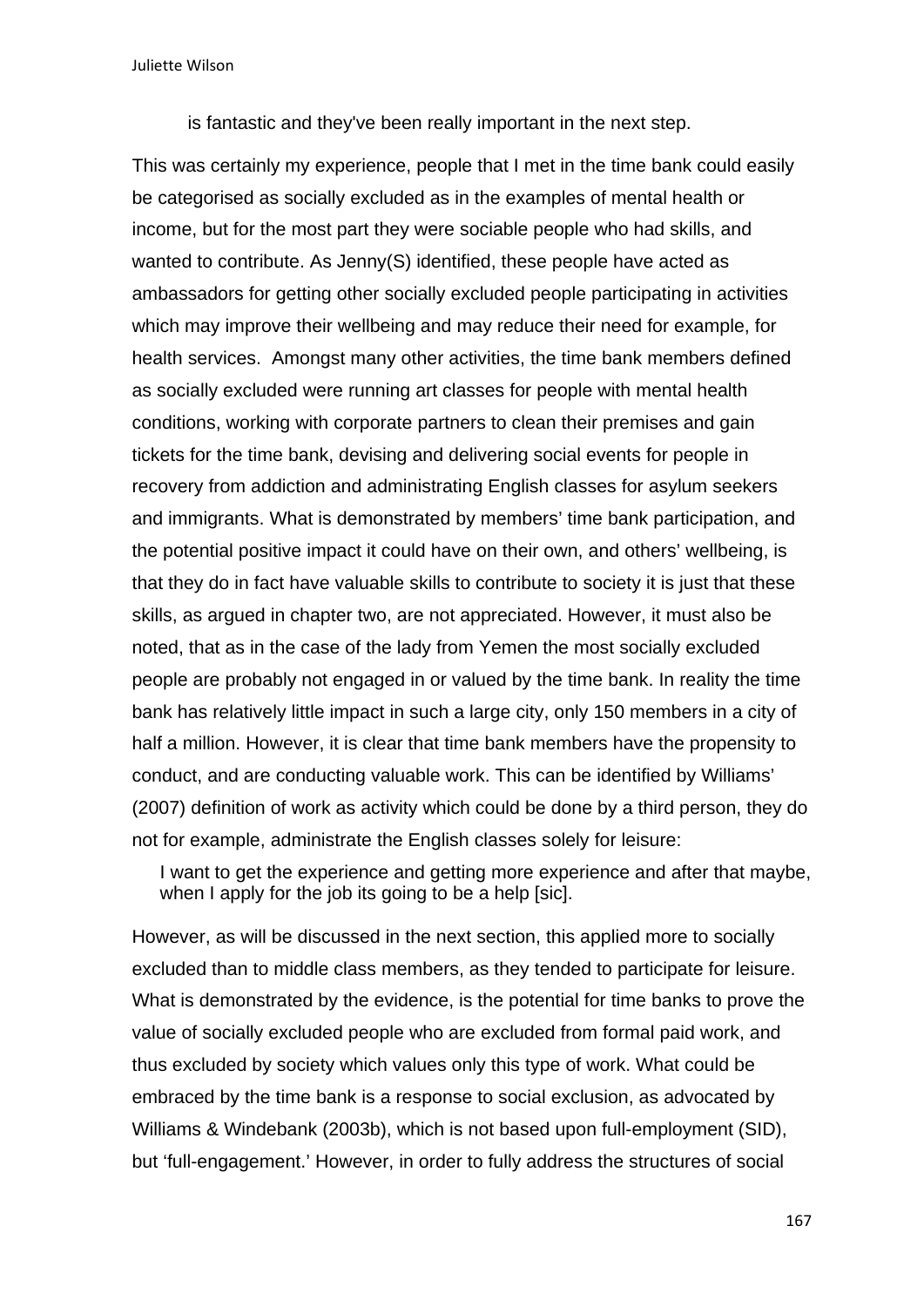> is fantastic and they've been really important in the next step.

This was certainly my experience, people that I met in the time bank could easily be categorised as socially excluded as in the examples of mental health or income, but for the most part they were sociable people who had skills, and wanted to contribute. As Jenny(S) identified, these people have acted as ambassadors for getting other socially excluded people participating in activities which may improve their wellbeing and may reduce their need for example, for health services. Amongst many other activities, the time bank members defined as socially excluded were running art classes for people with mental health conditions, working with corporate partners to clean their premises and gain tickets for the time bank, devising and delivering social events for people in recovery from addiction and administrating English classes for asylum seekers and immigrants. What is demonstrated by members' time bank participation, and the potential positive impact it could have on their own, and others' wellbeing, is that they do in fact have valuable skills to contribute to society it is just that these skills, as argued in chapter two, are not appreciated. However, it must also be noted, that as in the case of the lady from Yemen the most socially excluded people are probably not engaged in or valued by the time bank. In reality the time bank has relatively little impact in such a large city, only 150 members in a city of half a million. However, it is clear that time bank members have the propensity to conduct, and are conducting valuable work. This can be identified by Williams' (2007) definition of work as activity which could be done by a third person, they do not for example, administrate the English classes solely for leisure:

> I want to get the experience and getting more experience and after that maybe, when I apply for the job its going to be a help [sic].

However, as will be discussed in the next section, this applied more to socially excluded than to middle class members, as they tended to participate for leisure. What is demonstrated by the evidence, is the potential for time banks to prove the value of socially excluded people who are excluded from formal paid work, and thus excluded by society which values only this type of work. What could be embraced by the time bank is a response to social exclusion, as advocated by Williams & Windebank (2003b), which is not based upon full-employment (SID), but 'full-engagement.' However, in order to fully address the structures of social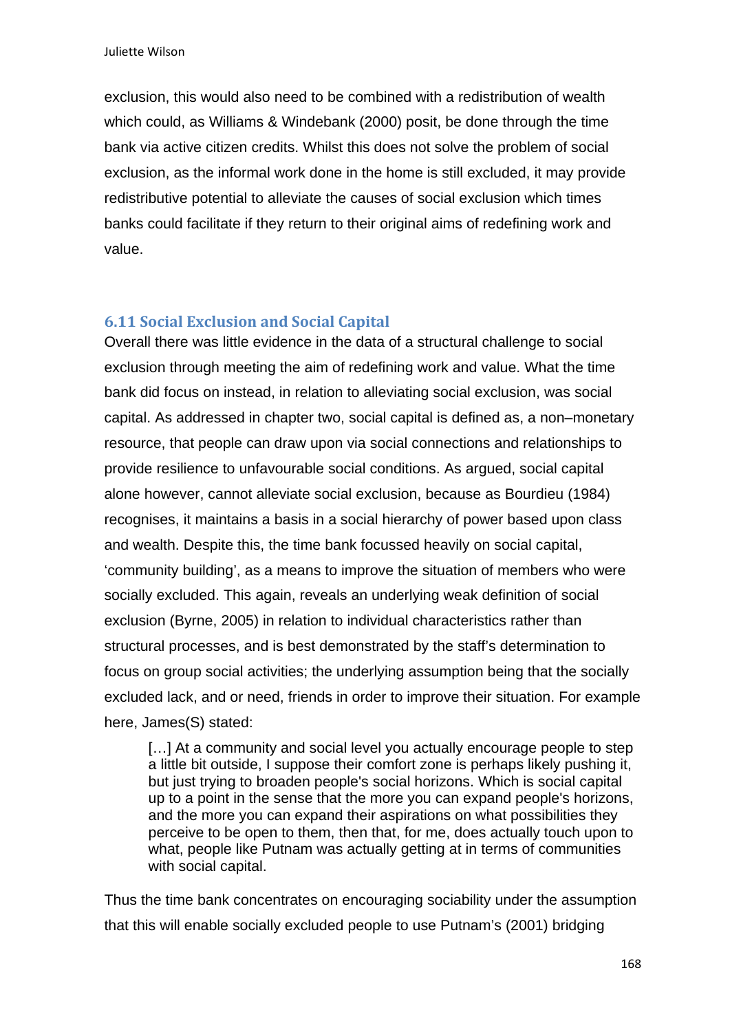exclusion, this would also need to be combined with a redistribution of wealth which could, as Williams & Windebank (2000) posit, be done through the time bank via active citizen credits. Whilst this does not solve the problem of social exclusion, as the informal work done in the home is still excluded, it may provide redistributive potential to alleviate the causes of social exclusion which times banks could facilitate if they return to their original aims of redefining work and value.

### 6.11 Social Exclusion and Social Capital

Overall there was little evidence in the data of a structural challenge to social exclusion through meeting the aim of redefining work and value. What the time bank did focus on instead, in relation to alleviating social exclusion, was social capital. As addressed in chapter two, social capital is defined as, a non–monetary resource, that people can draw upon via social connections and relationships to provide resilience to unfavourable social conditions. As argued, social capital alone however, cannot alleviate social exclusion, because as Bourdieu (1984) recognises, it maintains a basis in a social hierarchy of power based upon class and wealth. Despite this, the time bank focussed heavily on social capital, 'community building', as a means to improve the situation of members who were socially excluded. This again, reveals an underlying weak definition of social exclusion (Byrne, 2005) in relation to individual characteristics rather than structural processes, and is best demonstrated by the staff's determination to focus on group social activities; the underlying assumption being that the socially excluded lack, and or need, friends in order to improve their situation. For example here, James(S) stated:

> […] At a community and social level you actually encourage people to step a little bit outside, I suppose their comfort zone is perhaps likely pushing it, but just trying to broaden people's social horizons. Which is social capital up to a point in the sense that the more you can expand people's horizons, and the more you can expand their aspirations on what possibilities they perceive to be open to them, then that, for me, does actually touch upon to what, people like Putnam was actually getting at in terms of communities with social capital.

Thus the time bank concentrates on encouraging sociability under the assumption that this will enable socially excluded people to use Putnam's (2001) bridging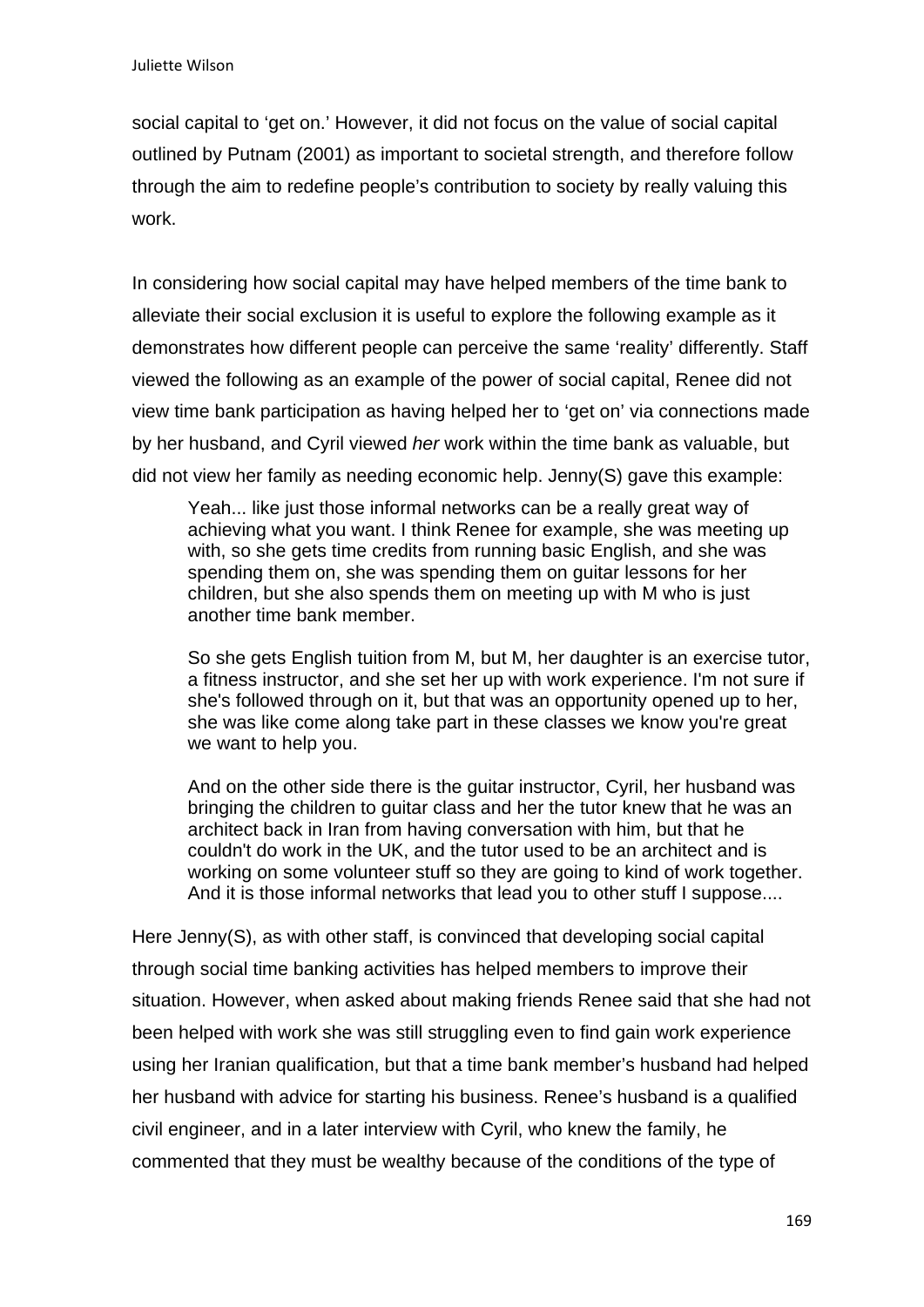social capital to 'get on.' However, it did not focus on the value of social capital outlined by Putnam (2001) as important to societal strength, and therefore follow through the aim to redefine people's contribution to society by really valuing this work.

In considering how social capital may have helped members of the time bank to alleviate their social exclusion it is useful to explore the following example as it demonstrates how different people can perceive the same 'reality' differently. Staff viewed the following as an example of the power of social capital, Renee did not view time bank participation as having helped her to 'get on' via connections made by her husband, and Cyril viewed *her* work within the time bank as valuable, but did not view her family as needing economic help. Jenny(S) gave this example:

> Yeah... like just those informal networks can be a really great way of achieving what you want. I think Renee for example, she was meeting up with, so she gets time credits from running basic English, and she was spending them on, she was spending them on guitar lessons for her children, but she also spends them on meeting up with M who is just another time bank member.
>
> So she gets English tuition from M, but M, her daughter is an exercise tutor, a fitness instructor, and she set her up with work experience. I'm not sure if she's followed through on it, but that was an opportunity opened up to her, she was like come along take part in these classes we know you're great we want to help you.
>
> And on the other side there is the guitar instructor, Cyril, her husband was bringing the children to guitar class and her the tutor knew that he was an architect back in Iran from having conversation with him, but that he couldn't do work in the UK, and the tutor used to be an architect and is working on some volunteer stuff so they are going to kind of work together. And it is those informal networks that lead you to other stuff I suppose....

Here Jenny(S), as with other staff, is convinced that developing social capital through social time banking activities has helped members to improve their situation. However, when asked about making friends Renee said that she had not been helped with work she was still struggling even to find gain work experience using her Iranian qualification, but that a time bank member's husband had helped her husband with advice for starting his business. Renee's husband is a qualified civil engineer, and in a later interview with Cyril, who knew the family, he commented that they must be wealthy because of the conditions of the type of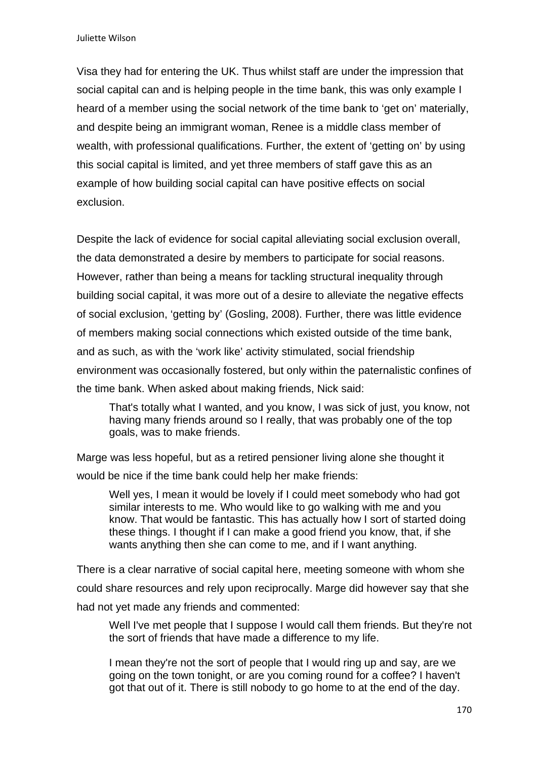Visa they had for entering the UK. Thus whilst staff are under the impression that social capital can and is helping people in the time bank, this was only example I heard of a member using the social network of the time bank to 'get on' materially, and despite being an immigrant woman, Renee is a middle class member of wealth, with professional qualifications. Further, the extent of 'getting on' by using this social capital is limited, and yet three members of staff gave this as an example of how building social capital can have positive effects on social exclusion.

Despite the lack of evidence for social capital alleviating social exclusion overall, the data demonstrated a desire by members to participate for social reasons. However, rather than being a means for tackling structural inequality through building social capital, it was more out of a desire to alleviate the negative effects of social exclusion, 'getting by' (Gosling, 2008). Further, there was little evidence of members making social connections which existed outside of the time bank, and as such, as with the 'work like' activity stimulated, social friendship environment was occasionally fostered, but only within the paternalistic confines of the time bank. When asked about making friends, Nick said:

> That's totally what I wanted, and you know, I was sick of just, you know, not having many friends around so I really, that was probably one of the top goals, was to make friends.

Marge was less hopeful, but as a retired pensioner living alone she thought it would be nice if the time bank could help her make friends:

> Well yes, I mean it would be lovely if I could meet somebody who had got similar interests to me. Who would like to go walking with me and you know. That would be fantastic. This has actually how I sort of started doing these things. I thought if I can make a good friend you know, that, if she wants anything then she can come to me, and if I want anything.

There is a clear narrative of social capital here, meeting someone with whom she could share resources and rely upon reciprocally. Marge did however say that she had not yet made any friends and commented:

> Well I've met people that I suppose I would call them friends. But they're not the sort of friends that have made a difference to my life.
>
> I mean they're not the sort of people that I would ring up and say, are we going on the town tonight, or are you coming round for a coffee? I haven't got that out of it. There is still nobody to go home to at the end of the day.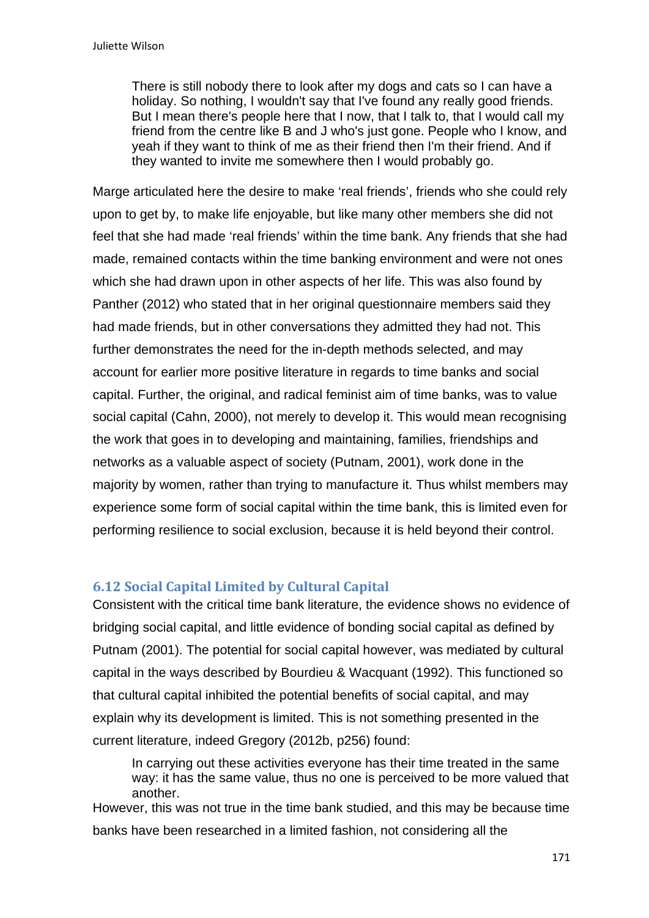> There is still nobody there to look after my dogs and cats so I can have a holiday. So nothing, I wouldn't say that I've found any really good friends. But I mean there's people here that I now, that I talk to, that I would call my friend from the centre like B and J who's just gone. People who I know, and yeah if they want to think of me as their friend then I'm their friend. And if they wanted to invite me somewhere then I would probably go.

Marge articulated here the desire to make 'real friends', friends who she could rely upon to get by, to make life enjoyable, but like many other members she did not feel that she had made 'real friends' within the time bank. Any friends that she had made, remained contacts within the time banking environment and were not ones which she had drawn upon in other aspects of her life. This was also found by Panther (2012) who stated that in her original questionnaire members said they had made friends, but in other conversations they admitted they had not. This further demonstrates the need for the in-depth methods selected, and may account for earlier more positive literature in regards to time banks and social capital. Further, the original, and radical feminist aim of time banks, was to value social capital (Cahn, 2000), not merely to develop it. This would mean recognising the work that goes in to developing and maintaining, families, friendships and networks as a valuable aspect of society (Putnam, 2001), work done in the majority by women, rather than trying to manufacture it. Thus whilst members may experience some form of social capital within the time bank, this is limited even for performing resilience to social exclusion, because it is held beyond their control.

## 6.12 Social Capital Limited by Cultural Capital

Consistent with the critical time bank literature, the evidence shows no evidence of bridging social capital, and little evidence of bonding social capital as defined by Putnam (2001). The potential for social capital however, was mediated by cultural capital in the ways described by Bourdieu & Wacquant (1992). This functioned so that cultural capital inhibited the potential benefits of social capital, and may explain why its development is limited. This is not something presented in the current literature, indeed Gregory (2012b, p256) found:

> In carrying out these activities everyone has their time treated in the same way: it has the same value, thus no one is perceived to be more valued that another.

However, this was not true in the time bank studied, and this may be because time banks have been researched in a limited fashion, not considering all the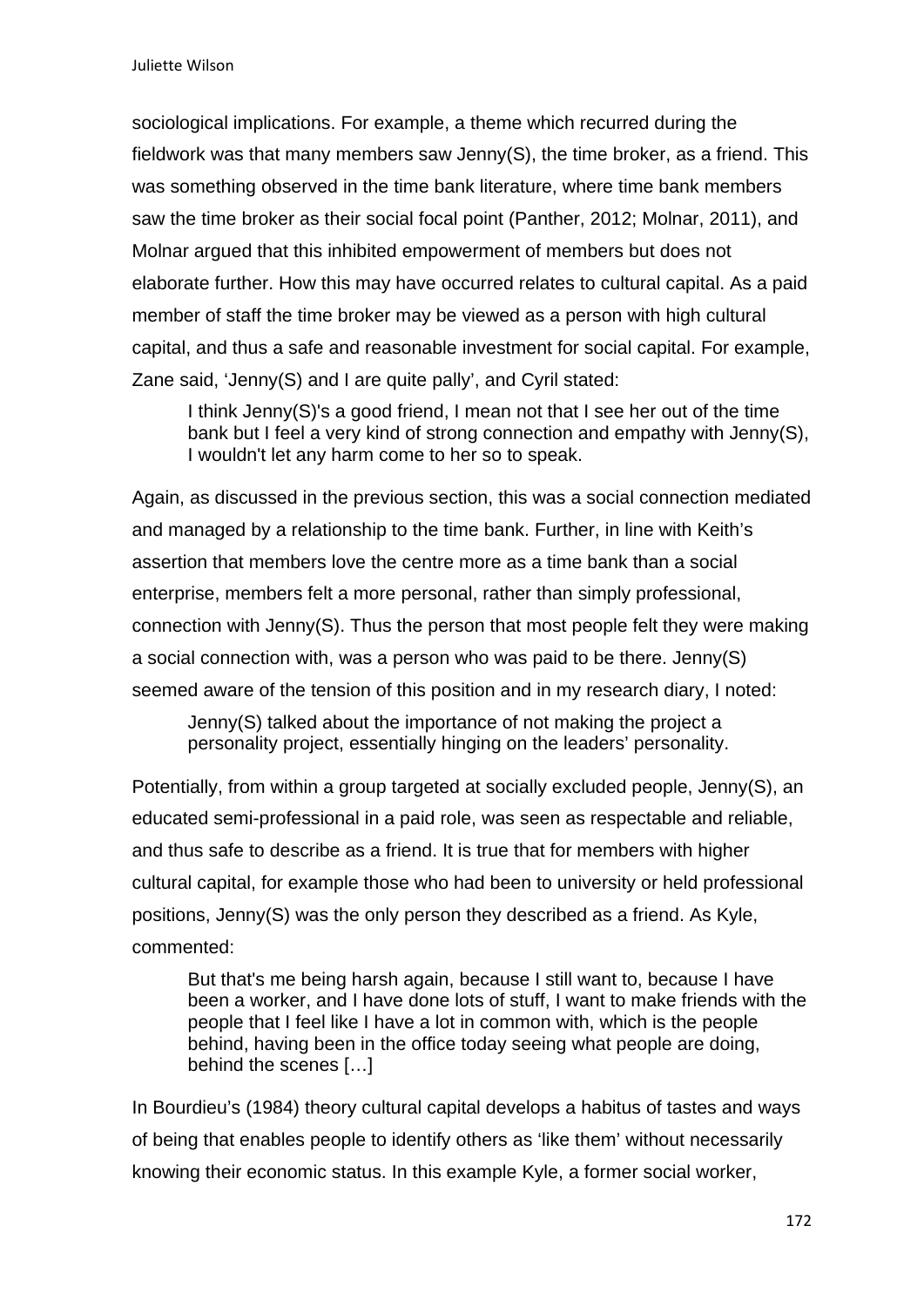sociological implications. For example, a theme which recurred during the fieldwork was that many members saw Jenny(S), the time broker, as a friend. This was something observed in the time bank literature, where time bank members saw the time broker as their social focal point (Panther, 2012; Molnar, 2011), and Molnar argued that this inhibited empowerment of members but does not elaborate further. How this may have occurred relates to cultural capital. As a paid member of staff the time broker may be viewed as a person with high cultural capital, and thus a safe and reasonable investment for social capital. For example, Zane said, 'Jenny(S) and I are quite pally', and Cyril stated:

> I think Jenny(S)'s a good friend, I mean not that I see her out of the time bank but I feel a very kind of strong connection and empathy with Jenny(S), I wouldn't let any harm come to her so to speak.

Again, as discussed in the previous section, this was a social connection mediated and managed by a relationship to the time bank. Further, in line with Keith's assertion that members love the centre more as a time bank than a social enterprise, members felt a more personal, rather than simply professional, connection with Jenny(S). Thus the person that most people felt they were making a social connection with, was a person who was paid to be there. Jenny(S) seemed aware of the tension of this position and in my research diary, I noted:

> Jenny(S) talked about the importance of not making the project a personality project, essentially hinging on the leaders' personality.

Potentially, from within a group targeted at socially excluded people, Jenny(S), an educated semi-professional in a paid role, was seen as respectable and reliable, and thus safe to describe as a friend. It is true that for members with higher cultural capital, for example those who had been to university or held professional positions, Jenny(S) was the only person they described as a friend. As Kyle, commented:

> But that's me being harsh again, because I still want to, because I have been a worker, and I have done lots of stuff, I want to make friends with the people that I feel like I have a lot in common with, which is the people behind, having been in the office today seeing what people are doing, behind the scenes […]

In Bourdieu's (1984) theory cultural capital develops a habitus of tastes and ways of being that enables people to identify others as 'like them' without necessarily knowing their economic status. In this example Kyle, a former social worker,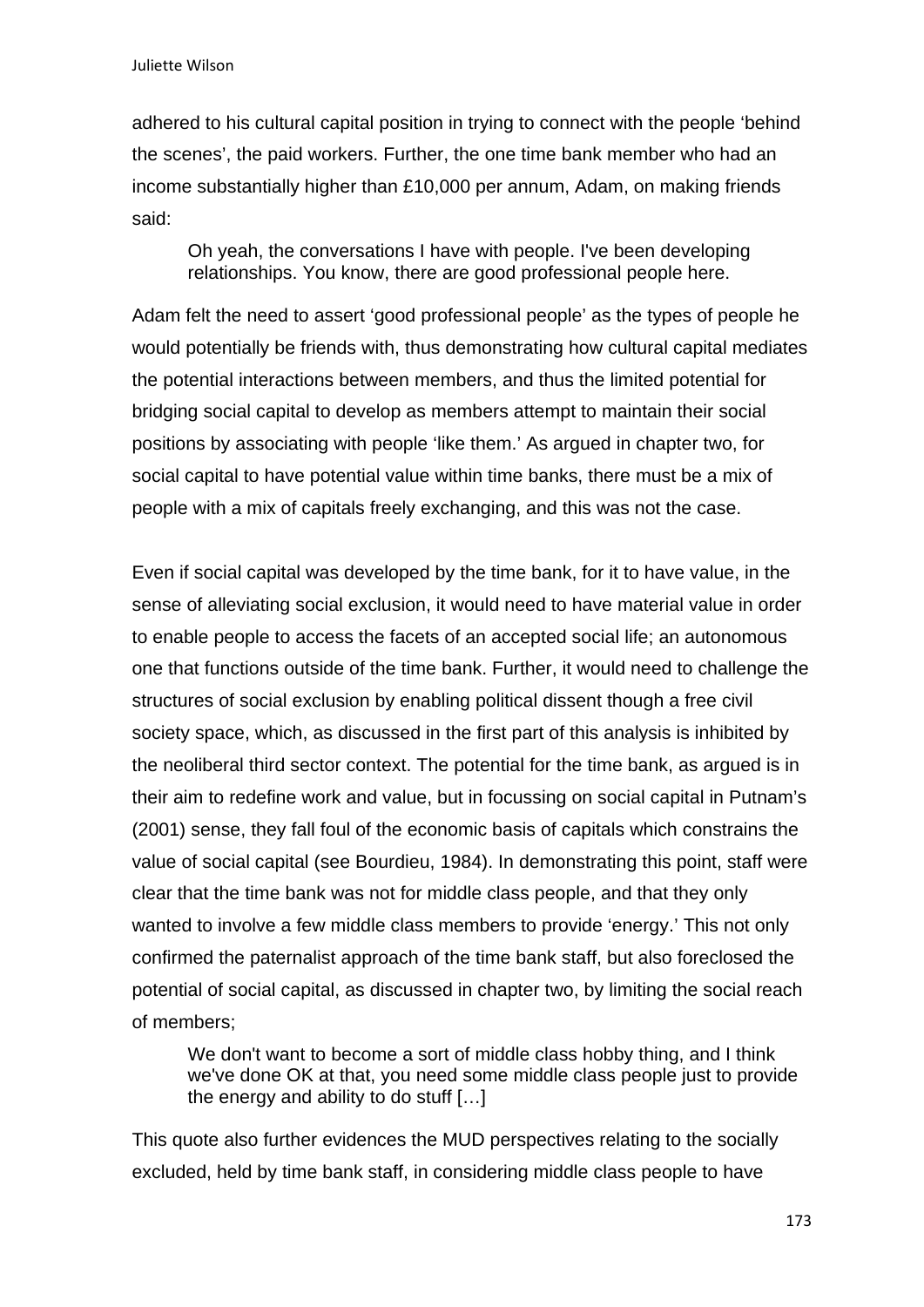adhered to his cultural capital position in trying to connect with the people 'behind the scenes', the paid workers. Further, the one time bank member who had an income substantially higher than £10,000 per annum, Adam, on making friends said:

> Oh yeah, the conversations I have with people. I've been developing relationships. You know, there are good professional people here.

Adam felt the need to assert 'good professional people' as the types of people he would potentially be friends with, thus demonstrating how cultural capital mediates the potential interactions between members, and thus the limited potential for bridging social capital to develop as members attempt to maintain their social positions by associating with people 'like them.' As argued in chapter two, for social capital to have potential value within time banks, there must be a mix of people with a mix of capitals freely exchanging, and this was not the case.

Even if social capital was developed by the time bank, for it to have value, in the sense of alleviating social exclusion, it would need to have material value in order to enable people to access the facets of an accepted social life; an autonomous one that functions outside of the time bank. Further, it would need to challenge the structures of social exclusion by enabling political dissent though a free civil society space, which, as discussed in the first part of this analysis is inhibited by the neoliberal third sector context. The potential for the time bank, as argued is in their aim to redefine work and value, but in focussing on social capital in Putnam's (2001) sense, they fall foul of the economic basis of capitals which constrains the value of social capital (see Bourdieu, 1984). In demonstrating this point, staff were clear that the time bank was not for middle class people, and that they only wanted to involve a few middle class members to provide 'energy.' This not only confirmed the paternalist approach of the time bank staff, but also foreclosed the potential of social capital, as discussed in chapter two, by limiting the social reach of members;

> We don't want to become a sort of middle class hobby thing, and I think we've done OK at that, you need some middle class people just to provide the energy and ability to do stuff […]

This quote also further evidences the MUD perspectives relating to the socially excluded, held by time bank staff, in considering middle class people to have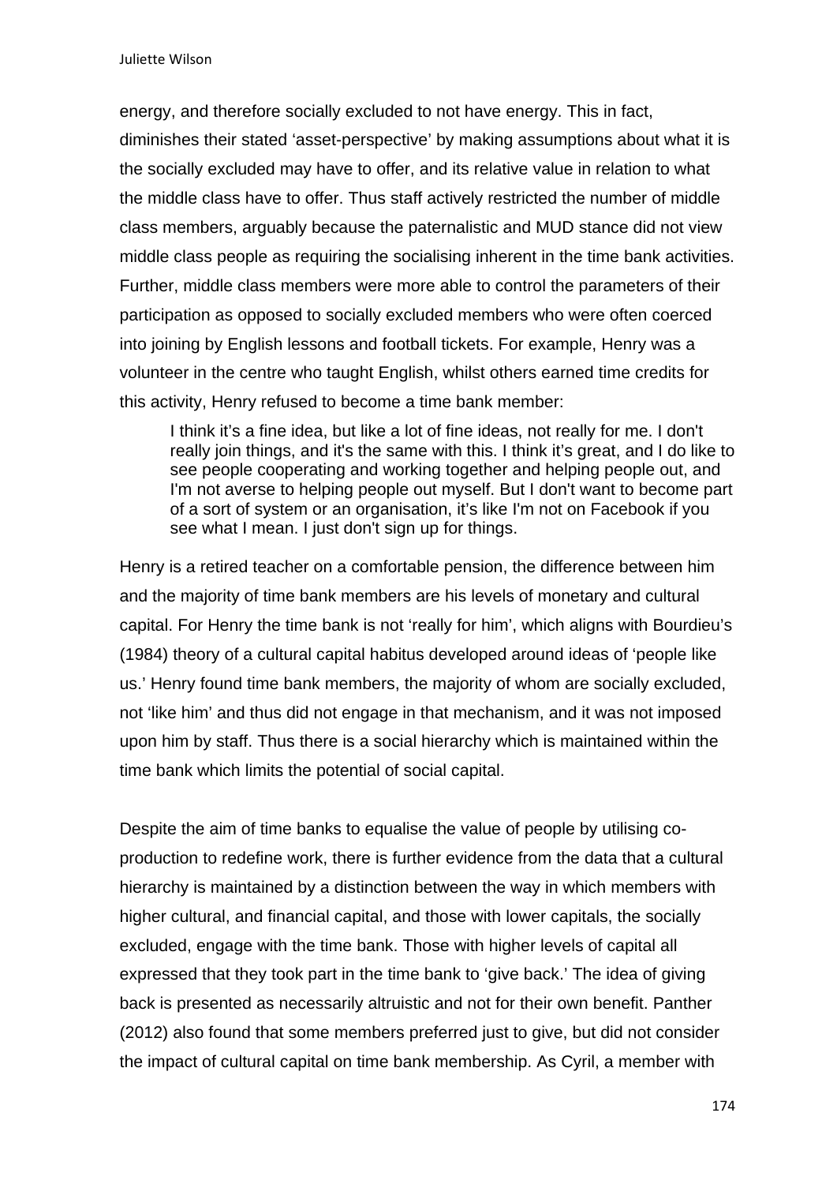energy, and therefore socially excluded to not have energy. This in fact, diminishes their stated 'asset-perspective' by making assumptions about what it is the socially excluded may have to offer, and its relative value in relation to what the middle class have to offer. Thus staff actively restricted the number of middle class members, arguably because the paternalistic and MUD stance did not view middle class people as requiring the socialising inherent in the time bank activities. Further, middle class members were more able to control the parameters of their participation as opposed to socially excluded members who were often coerced into joining by English lessons and football tickets. For example, Henry was a volunteer in the centre who taught English, whilst others earned time credits for this activity, Henry refused to become a time bank member:

> I think it's a fine idea, but like a lot of fine ideas, not really for me. I don't really join things, and it's the same with this. I think it's great, and I do like to see people cooperating and working together and helping people out, and I'm not averse to helping people out myself. But I don't want to become part of a sort of system or an organisation, it's like I'm not on Facebook if you see what I mean. I just don't sign up for things.

Henry is a retired teacher on a comfortable pension, the difference between him and the majority of time bank members are his levels of monetary and cultural capital. For Henry the time bank is not 'really for him', which aligns with Bourdieu's (1984) theory of a cultural capital habitus developed around ideas of 'people like us.' Henry found time bank members, the majority of whom are socially excluded, not 'like him' and thus did not engage in that mechanism, and it was not imposed upon him by staff. Thus there is a social hierarchy which is maintained within the time bank which limits the potential of social capital.

Despite the aim of time banks to equalise the value of people by utilising co-production to redefine work, there is further evidence from the data that a cultural hierarchy is maintained by a distinction between the way in which members with higher cultural, and financial capital, and those with lower capitals, the socially excluded, engage with the time bank. Those with higher levels of capital all expressed that they took part in the time bank to 'give back.' The idea of giving back is presented as necessarily altruistic and not for their own benefit. Panther (2012) also found that some members preferred just to give, but did not consider the impact of cultural capital on time bank membership. As Cyril, a member with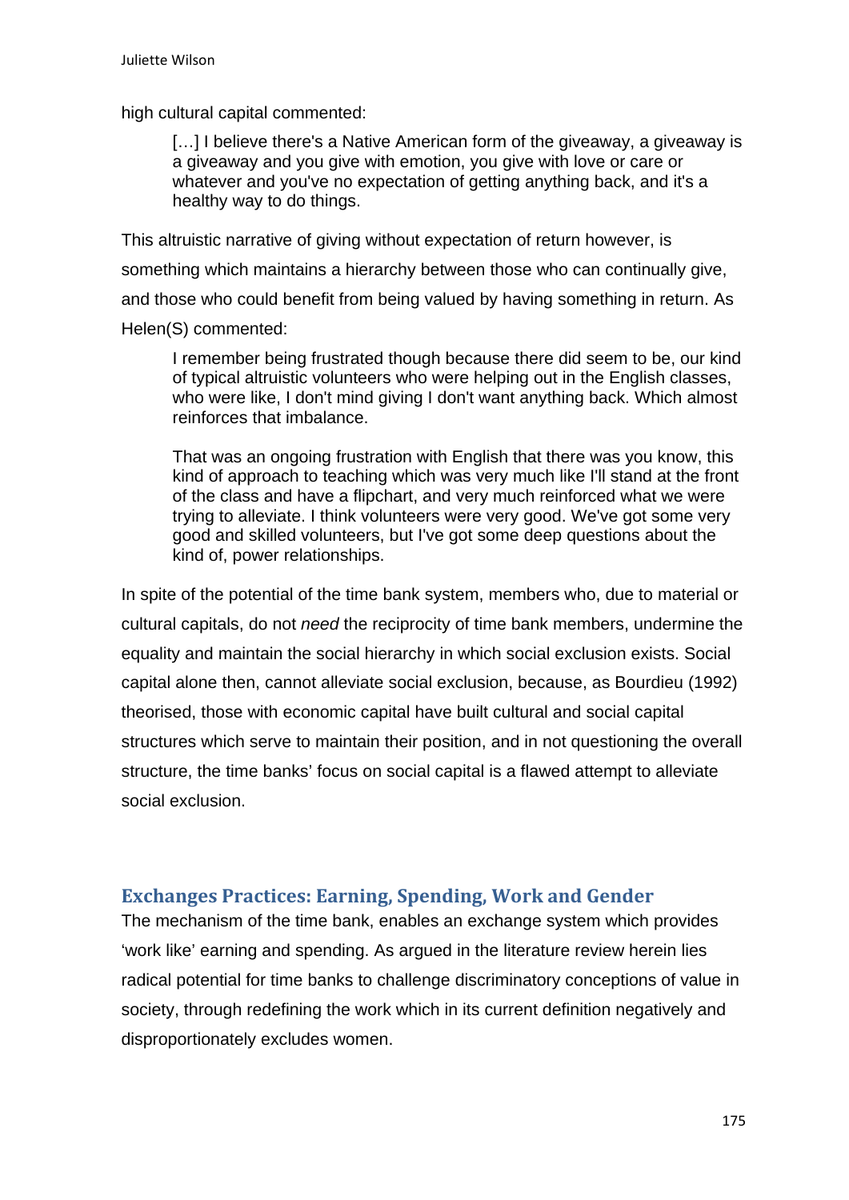high cultural capital commented:

> […] I believe there's a Native American form of the giveaway, a giveaway is a giveaway and you give with emotion, you give with love or care or whatever and you've no expectation of getting anything back, and it's a healthy way to do things.

This altruistic narrative of giving without expectation of return however, is something which maintains a hierarchy between those who can continually give, and those who could benefit from being valued by having something in return. As Helen(S) commented:

> I remember being frustrated though because there did seem to be, our kind of typical altruistic volunteers who were helping out in the English classes, who were like, I don't mind giving I don't want anything back. Which almost reinforces that imbalance.
>
> That was an ongoing frustration with English that there was you know, this kind of approach to teaching which was very much like I'll stand at the front of the class and have a flipchart, and very much reinforced what we were trying to alleviate. I think volunteers were very good. We've got some very good and skilled volunteers, but I've got some deep questions about the kind of, power relationships.

In spite of the potential of the time bank system, members who, due to material or cultural capitals, do not *need* the reciprocity of time bank members, undermine the equality and maintain the social hierarchy in which social exclusion exists. Social capital alone then, cannot alleviate social exclusion, because, as Bourdieu (1992) theorised, those with economic capital have built cultural and social capital structures which serve to maintain their position, and in not questioning the overall structure, the time banks' focus on social capital is a flawed attempt to alleviate social exclusion.

## Exchanges Practices: Earning, Spending, Work and Gender

The mechanism of the time bank, enables an exchange system which provides 'work like' earning and spending. As argued in the literature review herein lies radical potential for time banks to challenge discriminatory conceptions of value in society, through redefining the work which in its current definition negatively and disproportionately excludes women.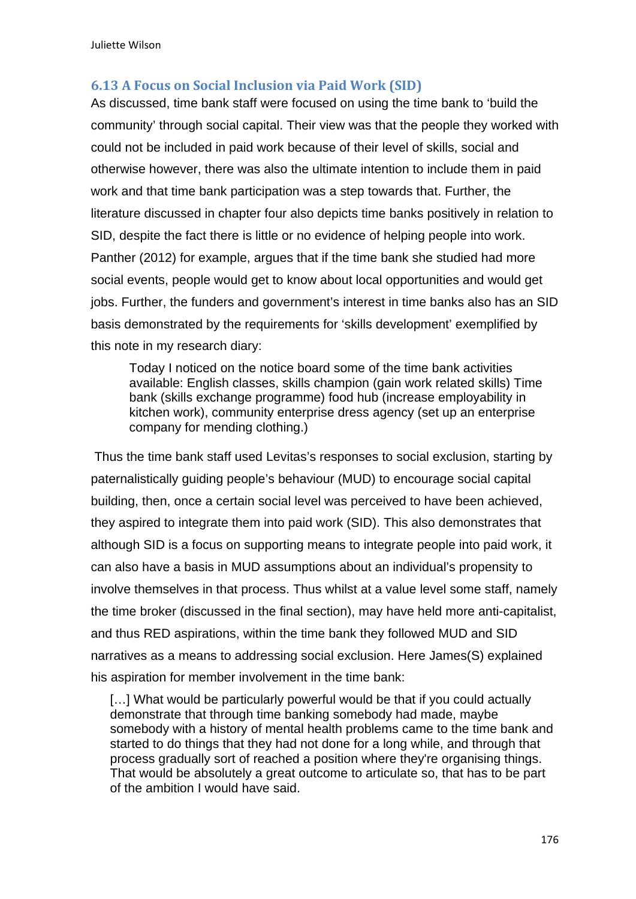### 6.13 A Focus on Social Inclusion via Paid Work (SID)

As discussed, time bank staff were focused on using the time bank to 'build the community' through social capital. Their view was that the people they worked with could not be included in paid work because of their level of skills, social and otherwise however, there was also the ultimate intention to include them in paid work and that time bank participation was a step towards that. Further, the literature discussed in chapter four also depicts time banks positively in relation to SID, despite the fact there is little or no evidence of helping people into work. Panther (2012) for example, argues that if the time bank she studied had more social events, people would get to know about local opportunities and would get jobs. Further, the funders and government's interest in time banks also has an SID basis demonstrated by the requirements for 'skills development' exemplified by this note in my research diary:

> Today I noticed on the notice board some of the time bank activities available: English classes, skills champion (gain work related skills) Time bank (skills exchange programme) food hub (increase employability in kitchen work), community enterprise dress agency (set up an enterprise company for mending clothing.)

Thus the time bank staff used Levitas's responses to social exclusion, starting by paternalistically guiding people's behaviour (MUD) to encourage social capital building, then, once a certain social level was perceived to have been achieved, they aspired to integrate them into paid work (SID). This also demonstrates that although SID is a focus on supporting means to integrate people into paid work, it can also have a basis in MUD assumptions about an individual's propensity to involve themselves in that process. Thus whilst at a value level some staff, namely the time broker (discussed in the final section), may have held more anti-capitalist, and thus RED aspirations, within the time bank they followed MUD and SID narratives as a means to addressing social exclusion. Here James(S) explained his aspiration for member involvement in the time bank:

> […] What would be particularly powerful would be that if you could actually demonstrate that through time banking somebody had made, maybe somebody with a history of mental health problems came to the time bank and started to do things that they had not done for a long while, and through that process gradually sort of reached a position where they're organising things. That would be absolutely a great outcome to articulate so, that has to be part of the ambition I would have said.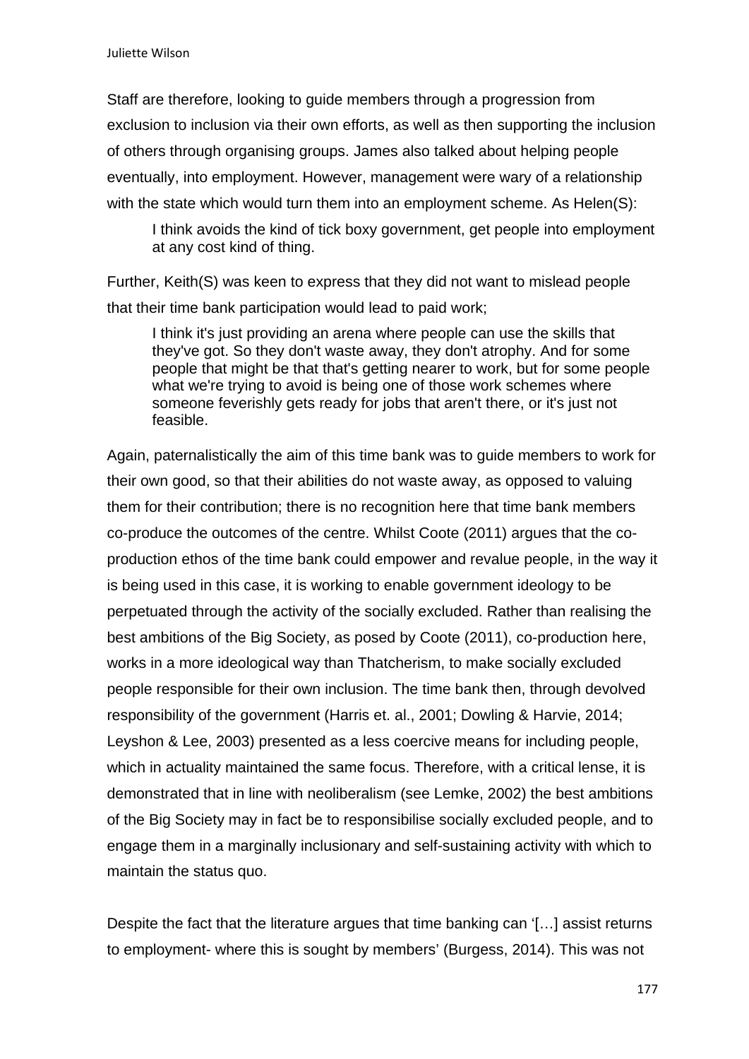Staff are therefore, looking to guide members through a progression from exclusion to inclusion via their own efforts, as well as then supporting the inclusion of others through organising groups. James also talked about helping people eventually, into employment. However, management were wary of a relationship with the state which would turn them into an employment scheme. As Helen(S):

> I think avoids the kind of tick boxy government, get people into employment at any cost kind of thing.

Further, Keith(S) was keen to express that they did not want to mislead people that their time bank participation would lead to paid work;

> I think it's just providing an arena where people can use the skills that they've got. So they don't waste away, they don't atrophy. And for some people that might be that that's getting nearer to work, but for some people what we're trying to avoid is being one of those work schemes where someone feverishly gets ready for jobs that aren't there, or it's just not feasible.

Again, paternalistically the aim of this time bank was to guide members to work for their own good, so that their abilities do not waste away, as opposed to valuing them for their contribution; there is no recognition here that time bank members co-produce the outcomes of the centre. Whilst Coote (2011) argues that the co-production ethos of the time bank could empower and revalue people, in the way it is being used in this case, it is working to enable government ideology to be perpetuated through the activity of the socially excluded. Rather than realising the best ambitions of the Big Society, as posed by Coote (2011), co-production here, works in a more ideological way than Thatcherism, to make socially excluded people responsible for their own inclusion. The time bank then, through devolved responsibility of the government (Harris et. al., 2001; Dowling & Harvie, 2014; Leyshon & Lee, 2003) presented as a less coercive means for including people, which in actuality maintained the same focus. Therefore, with a critical lense, it is demonstrated that in line with neoliberalism (see Lemke, 2002) the best ambitions of the Big Society may in fact be to responsibilise socially excluded people, and to engage them in a marginally inclusionary and self-sustaining activity with which to maintain the status quo.

Despite the fact that the literature argues that time banking can '[…] assist returns to employment- where this is sought by members' (Burgess, 2014). This was not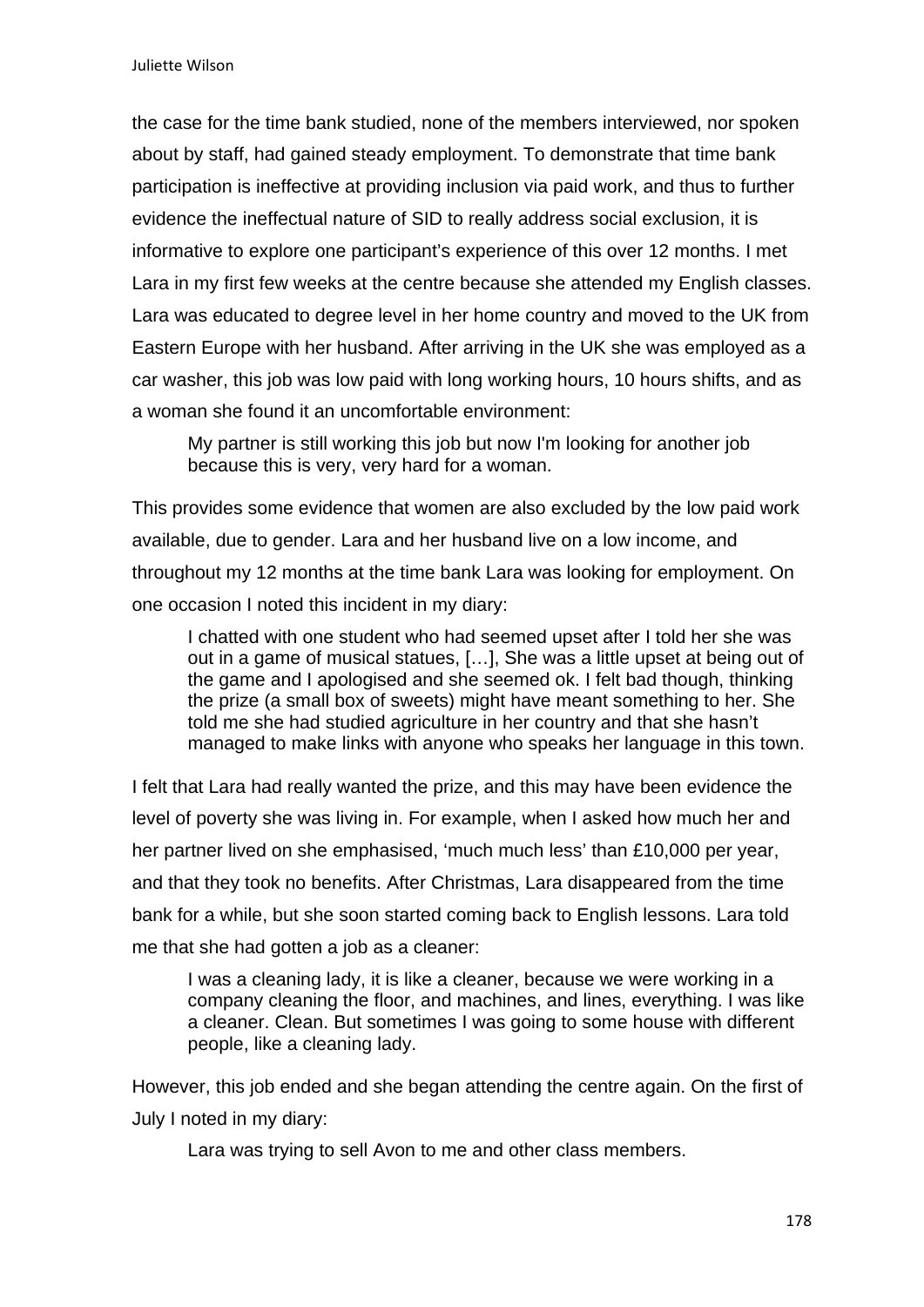the case for the time bank studied, none of the members interviewed, nor spoken about by staff, had gained steady employment. To demonstrate that time bank participation is ineffective at providing inclusion via paid work, and thus to further evidence the ineffectual nature of SID to really address social exclusion, it is informative to explore one participant's experience of this over 12 months. I met Lara in my first few weeks at the centre because she attended my English classes. Lara was educated to degree level in her home country and moved to the UK from Eastern Europe with her husband. After arriving in the UK she was employed as a car washer, this job was low paid with long working hours, 10 hours shifts, and as a woman she found it an uncomfortable environment:

> My partner is still working this job but now I'm looking for another job because this is very, very hard for a woman.

This provides some evidence that women are also excluded by the low paid work available, due to gender. Lara and her husband live on a low income, and throughout my 12 months at the time bank Lara was looking for employment. On one occasion I noted this incident in my diary:

> I chatted with one student who had seemed upset after I told her she was out in a game of musical statues, […], She was a little upset at being out of the game and I apologised and she seemed ok. I felt bad though, thinking the prize (a small box of sweets) might have meant something to her. She told me she had studied agriculture in her country and that she hasn't managed to make links with anyone who speaks her language in this town.

I felt that Lara had really wanted the prize, and this may have been evidence the level of poverty she was living in. For example, when I asked how much her and her partner lived on she emphasised, 'much much less' than £10,000 per year, and that they took no benefits. After Christmas, Lara disappeared from the time bank for a while, but she soon started coming back to English lessons. Lara told me that she had gotten a job as a cleaner:

> I was a cleaning lady, it is like a cleaner, because we were working in a company cleaning the floor, and machines, and lines, everything. I was like a cleaner. Clean. But sometimes I was going to some house with different people, like a cleaning lady.

However, this job ended and she began attending the centre again. On the first of July I noted in my diary:

> Lara was trying to sell Avon to me and other class members.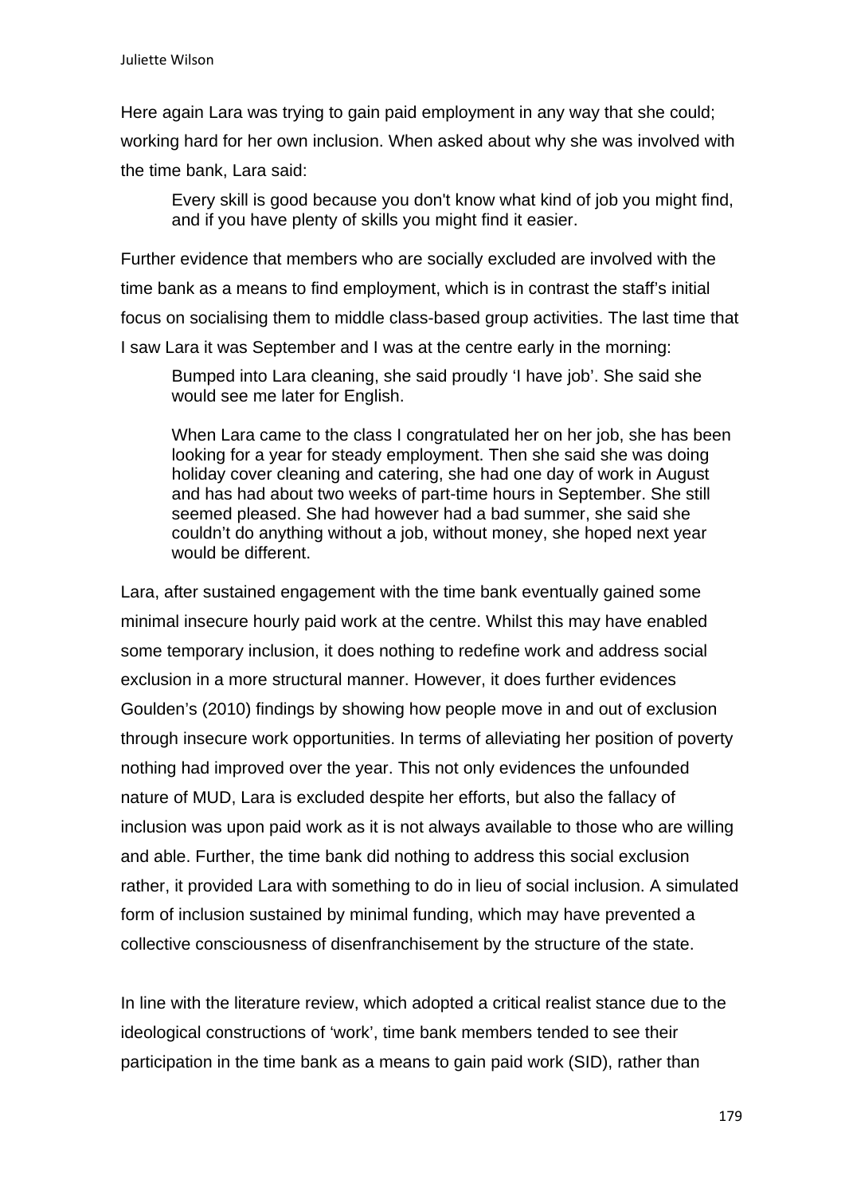Here again Lara was trying to gain paid employment in any way that she could; working hard for her own inclusion. When asked about why she was involved with the time bank, Lara said:

> Every skill is good because you don't know what kind of job you might find, and if you have plenty of skills you might find it easier.

Further evidence that members who are socially excluded are involved with the time bank as a means to find employment, which is in contrast the staff's initial focus on socialising them to middle class-based group activities. The last time that I saw Lara it was September and I was at the centre early in the morning:

> Bumped into Lara cleaning, she said proudly 'I have job'. She said she would see me later for English.
>
> When Lara came to the class I congratulated her on her job, she has been looking for a year for steady employment. Then she said she was doing holiday cover cleaning and catering, she had one day of work in August and has had about two weeks of part-time hours in September. She still seemed pleased. She had however had a bad summer, she said she couldn't do anything without a job, without money, she hoped next year would be different.

Lara, after sustained engagement with the time bank eventually gained some minimal insecure hourly paid work at the centre. Whilst this may have enabled some temporary inclusion, it does nothing to redefine work and address social exclusion in a more structural manner. However, it does further evidences Goulden's (2010) findings by showing how people move in and out of exclusion through insecure work opportunities. In terms of alleviating her position of poverty nothing had improved over the year. This not only evidences the unfounded nature of MUD, Lara is excluded despite her efforts, but also the fallacy of inclusion was upon paid work as it is not always available to those who are willing and able. Further, the time bank did nothing to address this social exclusion rather, it provided Lara with something to do in lieu of social inclusion. A simulated form of inclusion sustained by minimal funding, which may have prevented a collective consciousness of disenfranchisement by the structure of the state.

In line with the literature review, which adopted a critical realist stance due to the ideological constructions of 'work', time bank members tended to see their participation in the time bank as a means to gain paid work (SID), rather than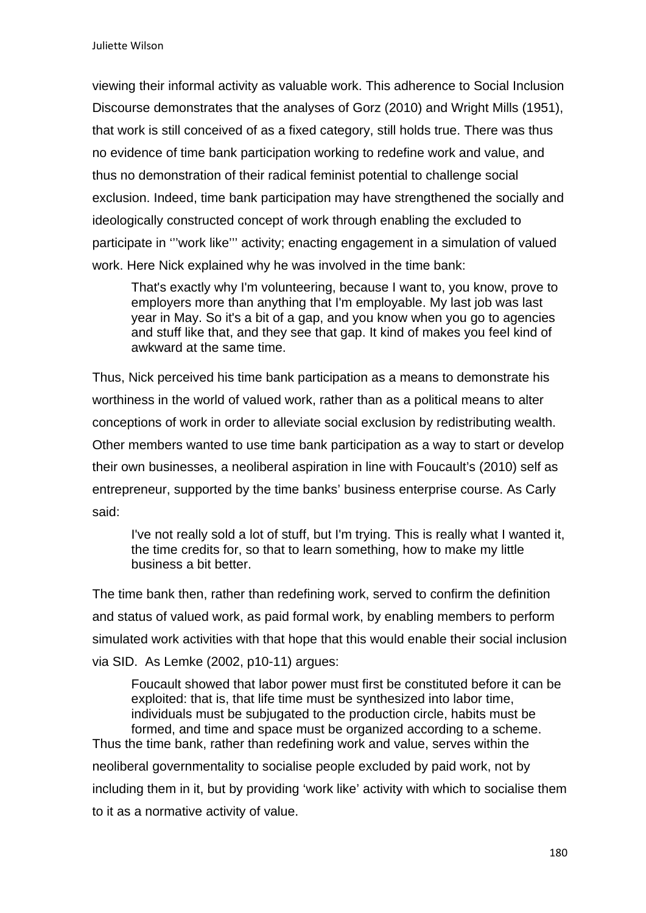viewing their informal activity as valuable work. This adherence to Social Inclusion Discourse demonstrates that the analyses of Gorz (2010) and Wright Mills (1951), that work is still conceived of as a fixed category, still holds true. There was thus no evidence of time bank participation working to redefine work and value, and thus no demonstration of their radical feminist potential to challenge social exclusion. Indeed, time bank participation may have strengthened the socially and ideologically constructed concept of work through enabling the excluded to participate in ‘’’work like’’’ activity; enacting engagement in a simulation of valued work. Here Nick explained why he was involved in the time bank:

> That's exactly why I'm volunteering, because I want to, you know, prove to employers more than anything that I'm employable. My last job was last year in May. So it's a bit of a gap, and you know when you go to agencies and stuff like that, and they see that gap. It kind of makes you feel kind of awkward at the same time.

Thus, Nick perceived his time bank participation as a means to demonstrate his worthiness in the world of valued work, rather than as a political means to alter conceptions of work in order to alleviate social exclusion by redistributing wealth. Other members wanted to use time bank participation as a way to start or develop their own businesses, a neoliberal aspiration in line with Foucault’s (2010) self as entrepreneur, supported by the time banks’ business enterprise course. As Carly said:

> I've not really sold a lot of stuff, but I'm trying. This is really what I wanted it, the time credits for, so that to learn something, how to make my little business a bit better.

The time bank then, rather than redefining work, served to confirm the definition and status of valued work, as paid formal work, by enabling members to perform simulated work activities with that hope that this would enable their social inclusion via SID. As Lemke (2002, p10-11) argues:

> Foucault showed that labor power must first be constituted before it can be exploited: that is, that life time must be synthesized into labor time, individuals must be subjugated to the production circle, habits must be formed, and time and space must be organized according to a scheme.

Thus the time bank, rather than redefining work and value, serves within the neoliberal governmentality to socialise people excluded by paid work, not by including them in it, but by providing ‘work like’ activity with which to socialise them to it as a normative activity of value.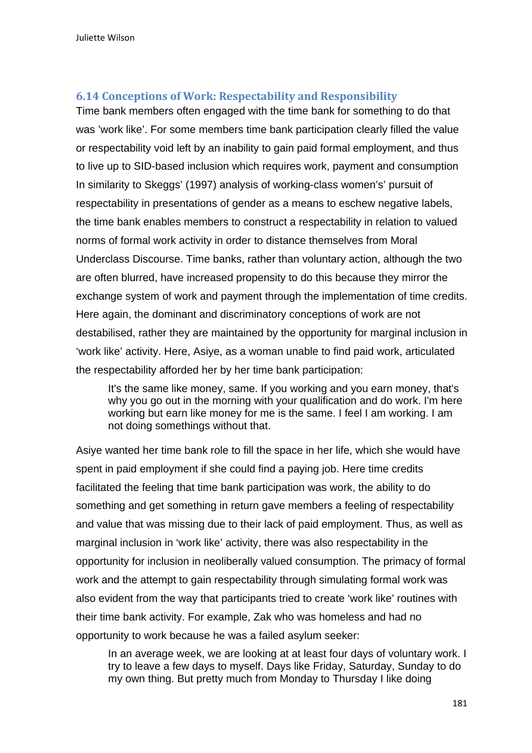### 6.14 Conceptions of Work: Respectability and Responsibility

Time bank members often engaged with the time bank for something to do that was 'work like'. For some members time bank participation clearly filled the value or respectability void left by an inability to gain paid formal employment, and thus to live up to SID-based inclusion which requires work, payment and consumption In similarity to Skeggs' (1997) analysis of working-class women's' pursuit of respectability in presentations of gender as a means to eschew negative labels, the time bank enables members to construct a respectability in relation to valued norms of formal work activity in order to distance themselves from Moral Underclass Discourse. Time banks, rather than voluntary action, although the two are often blurred, have increased propensity to do this because they mirror the exchange system of work and payment through the implementation of time credits. Here again, the dominant and discriminatory conceptions of work are not destabilised, rather they are maintained by the opportunity for marginal inclusion in 'work like' activity. Here, Asiye, as a woman unable to find paid work, articulated the respectability afforded her by her time bank participation:

> It's the same like money, same. If you working and you earn money, that's why you go out in the morning with your qualification and do work. I'm here working but earn like money for me is the same. I feel I am working. I am not doing somethings without that.

Asiye wanted her time bank role to fill the space in her life, which she would have spent in paid employment if she could find a paying job. Here time credits facilitated the feeling that time bank participation was work, the ability to do something and get something in return gave members a feeling of respectability and value that was missing due to their lack of paid employment. Thus, as well as marginal inclusion in 'work like' activity, there was also respectability in the opportunity for inclusion in neoliberally valued consumption. The primacy of formal work and the attempt to gain respectability through simulating formal work was also evident from the way that participants tried to create 'work like' routines with their time bank activity. For example, Zak who was homeless and had no opportunity to work because he was a failed asylum seeker:

> In an average week, we are looking at at least four days of voluntary work. I try to leave a few days to myself. Days like Friday, Saturday, Sunday to do my own thing. But pretty much from Monday to Thursday I like doing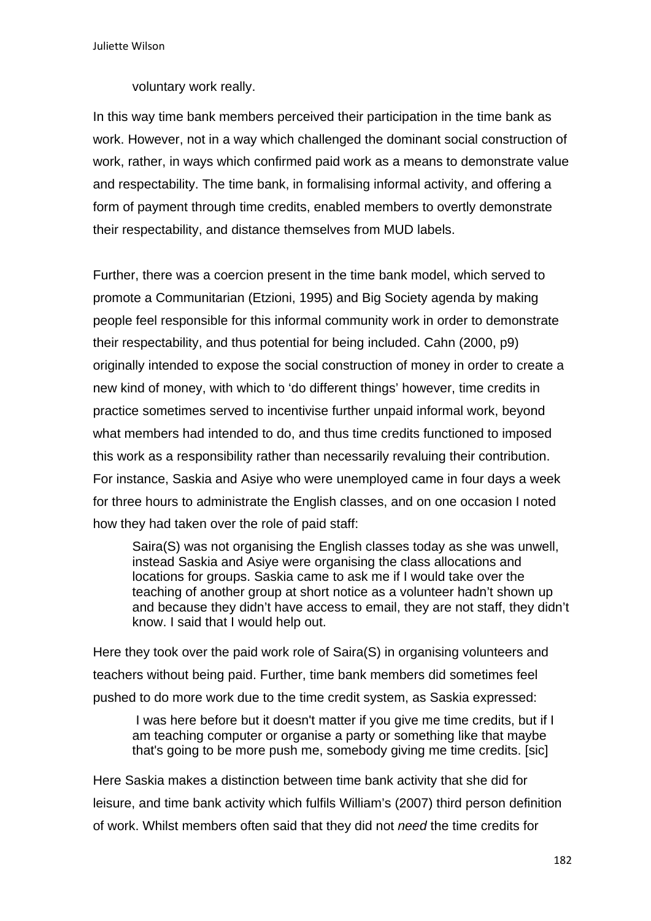voluntary work really.

In this way time bank members perceived their participation in the time bank as work. However, not in a way which challenged the dominant social construction of work, rather, in ways which confirmed paid work as a means to demonstrate value and respectability. The time bank, in formalising informal activity, and offering a form of payment through time credits, enabled members to overtly demonstrate their respectability, and distance themselves from MUD labels.

Further, there was a coercion present in the time bank model, which served to promote a Communitarian (Etzioni, 1995) and Big Society agenda by making people feel responsible for this informal community work in order to demonstrate their respectability, and thus potential for being included. Cahn (2000, p9) originally intended to expose the social construction of money in order to create a new kind of money, with which to 'do different things' however, time credits in practice sometimes served to incentivise further unpaid informal work, beyond what members had intended to do, and thus time credits functioned to imposed this work as a responsibility rather than necessarily revaluing their contribution. For instance, Saskia and Asiye who were unemployed came in four days a week for three hours to administrate the English classes, and on one occasion I noted how they had taken over the role of paid staff:

> Saira(S) was not organising the English classes today as she was unwell, instead Saskia and Asiye were organising the class allocations and locations for groups. Saskia came to ask me if I would take over the teaching of another group at short notice as a volunteer hadn't shown up and because they didn't have access to email, they are not staff, they didn't know. I said that I would help out.

Here they took over the paid work role of Saira(S) in organising volunteers and teachers without being paid. Further, time bank members did sometimes feel pushed to do more work due to the time credit system, as Saskia expressed:

> I was here before but it doesn't matter if you give me time credits, but if I am teaching computer or organise a party or something like that maybe that's going to be more push me, somebody giving me time credits. [sic]

Here Saskia makes a distinction between time bank activity that she did for leisure, and time bank activity which fulfils William's (2007) third person definition of work. Whilst members often said that they did not *need* the time credits for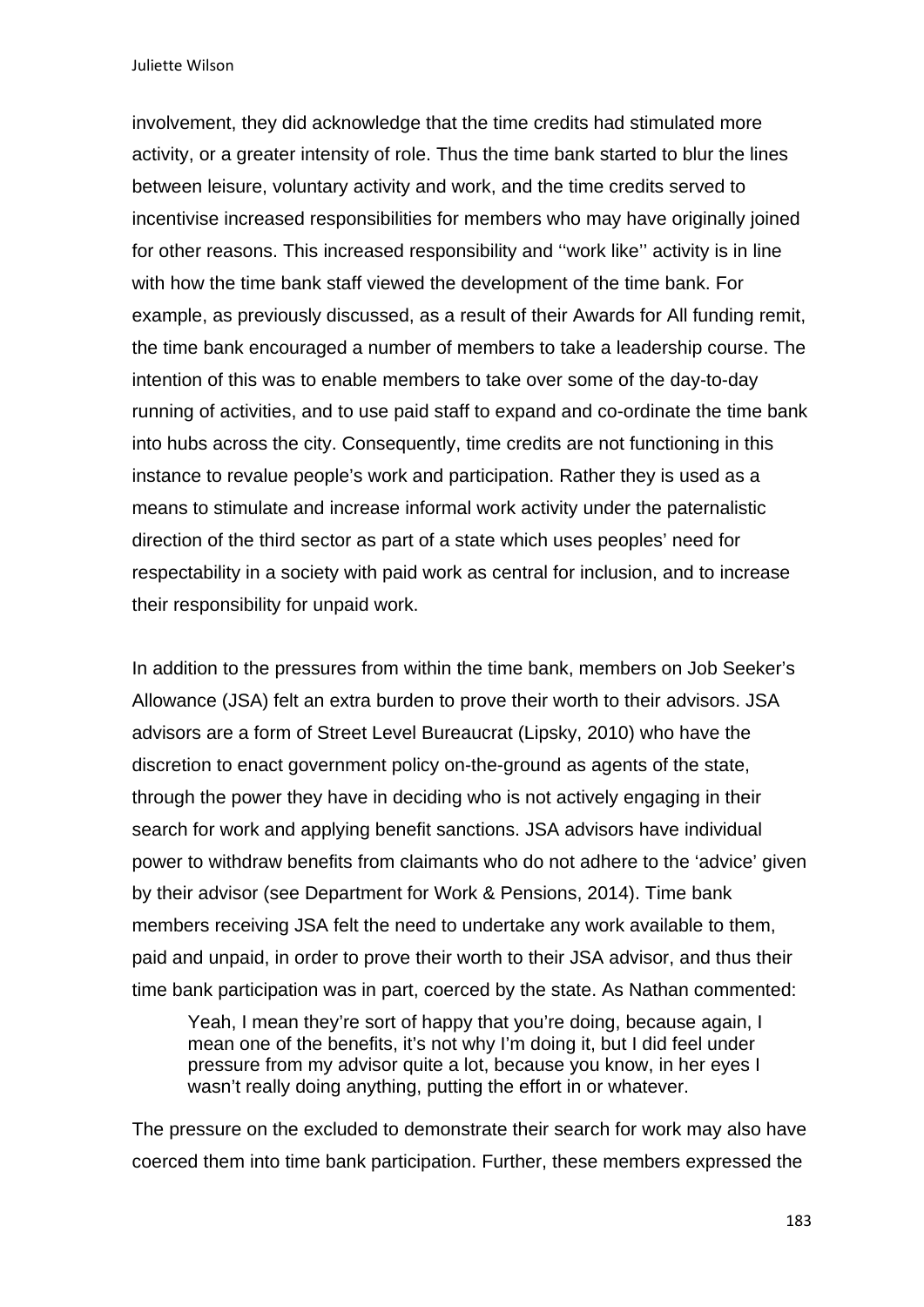involvement, they did acknowledge that the time credits had stimulated more activity, or a greater intensity of role. Thus the time bank started to blur the lines between leisure, voluntary activity and work, and the time credits served to incentivise increased responsibilities for members who may have originally joined for other reasons. This increased responsibility and ''work like'' activity is in line with how the time bank staff viewed the development of the time bank. For example, as previously discussed, as a result of their Awards for All funding remit, the time bank encouraged a number of members to take a leadership course. The intention of this was to enable members to take over some of the day-to-day running of activities, and to use paid staff to expand and co-ordinate the time bank into hubs across the city. Consequently, time credits are not functioning in this instance to revalue people's work and participation. Rather they is used as a means to stimulate and increase informal work activity under the paternalistic direction of the third sector as part of a state which uses peoples' need for respectability in a society with paid work as central for inclusion, and to increase their responsibility for unpaid work.

In addition to the pressures from within the time bank, members on Job Seeker's Allowance (JSA) felt an extra burden to prove their worth to their advisors. JSA advisors are a form of Street Level Bureaucrat (Lipsky, 2010) who have the discretion to enact government policy on-the-ground as agents of the state, through the power they have in deciding who is not actively engaging in their search for work and applying benefit sanctions. JSA advisors have individual power to withdraw benefits from claimants who do not adhere to the 'advice' given by their advisor (see Department for Work & Pensions, 2014). Time bank members receiving JSA felt the need to undertake any work available to them, paid and unpaid, in order to prove their worth to their JSA advisor, and thus their time bank participation was in part, coerced by the state. As Nathan commented:

> Yeah, I mean they're sort of happy that you're doing, because again, I mean one of the benefits, it's not why I'm doing it, but I did feel under pressure from my advisor quite a lot, because you know, in her eyes I wasn't really doing anything, putting the effort in or whatever.

The pressure on the excluded to demonstrate their search for work may also have coerced them into time bank participation. Further, these members expressed the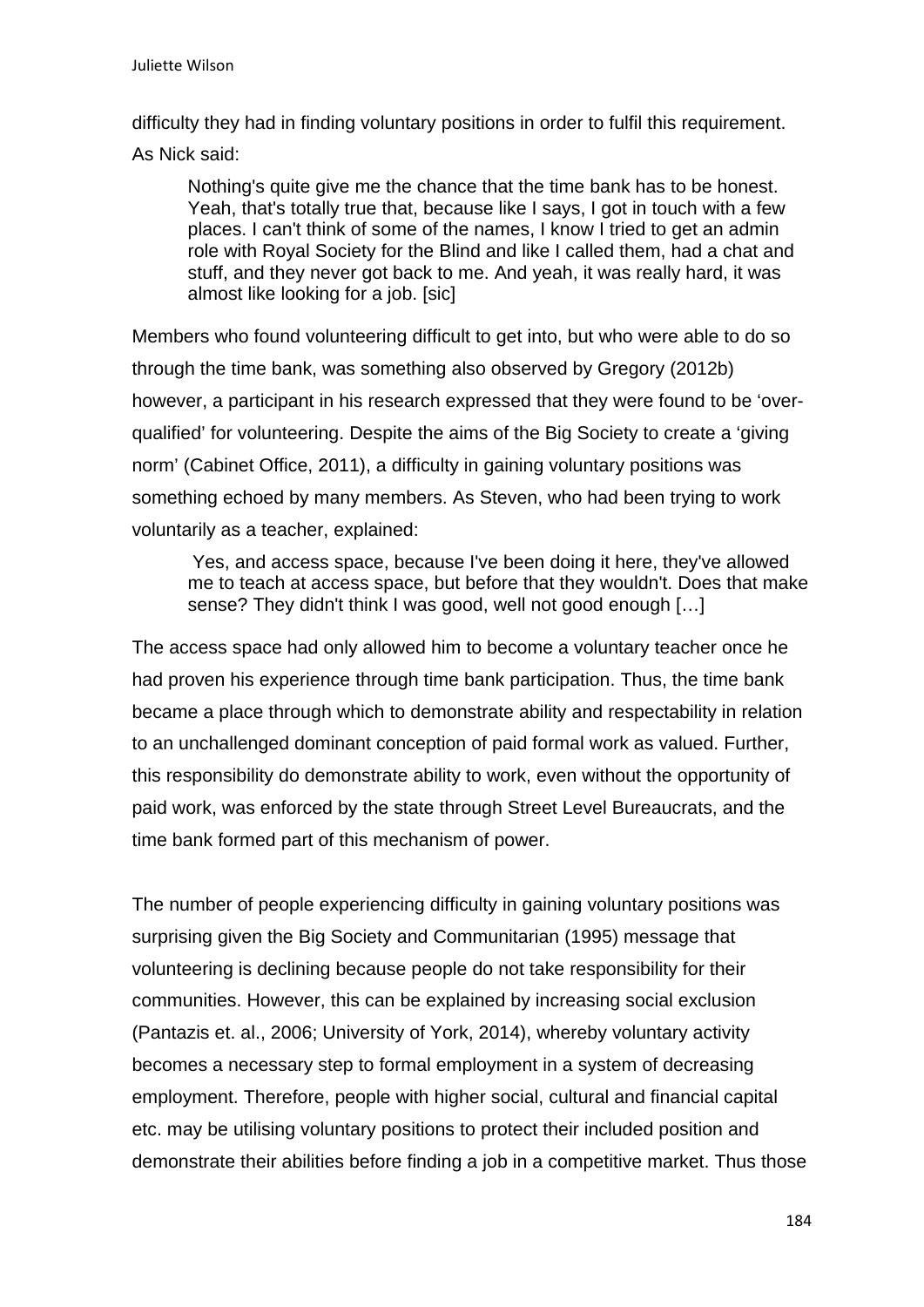difficulty they had in finding voluntary positions in order to fulfil this requirement. As Nick said:

> Nothing's quite give me the chance that the time bank has to be honest. Yeah, that's totally true that, because like I says, I got in touch with a few places. I can't think of some of the names, I know I tried to get an admin role with Royal Society for the Blind and like I called them, had a chat and stuff, and they never got back to me. And yeah, it was really hard, it was almost like looking for a job. [sic]

Members who found volunteering difficult to get into, but who were able to do so through the time bank, was something also observed by Gregory (2012b) however, a participant in his research expressed that they were found to be 'over-qualified' for volunteering. Despite the aims of the Big Society to create a 'giving norm' (Cabinet Office, 2011), a difficulty in gaining voluntary positions was something echoed by many members. As Steven, who had been trying to work voluntarily as a teacher, explained:

> Yes, and access space, because I've been doing it here, they've allowed me to teach at access space, but before that they wouldn't. Does that make sense? They didn't think I was good, well not good enough […]

The access space had only allowed him to become a voluntary teacher once he had proven his experience through time bank participation. Thus, the time bank became a place through which to demonstrate ability and respectability in relation to an unchallenged dominant conception of paid formal work as valued. Further, this responsibility do demonstrate ability to work, even without the opportunity of paid work, was enforced by the state through Street Level Bureaucrats, and the time bank formed part of this mechanism of power.

The number of people experiencing difficulty in gaining voluntary positions was surprising given the Big Society and Communitarian (1995) message that volunteering is declining because people do not take responsibility for their communities. However, this can be explained by increasing social exclusion (Pantazis et. al., 2006; University of York, 2014), whereby voluntary activity becomes a necessary step to formal employment in a system of decreasing employment. Therefore, people with higher social, cultural and financial capital etc. may be utilising voluntary positions to protect their included position and demonstrate their abilities before finding a job in a competitive market. Thus those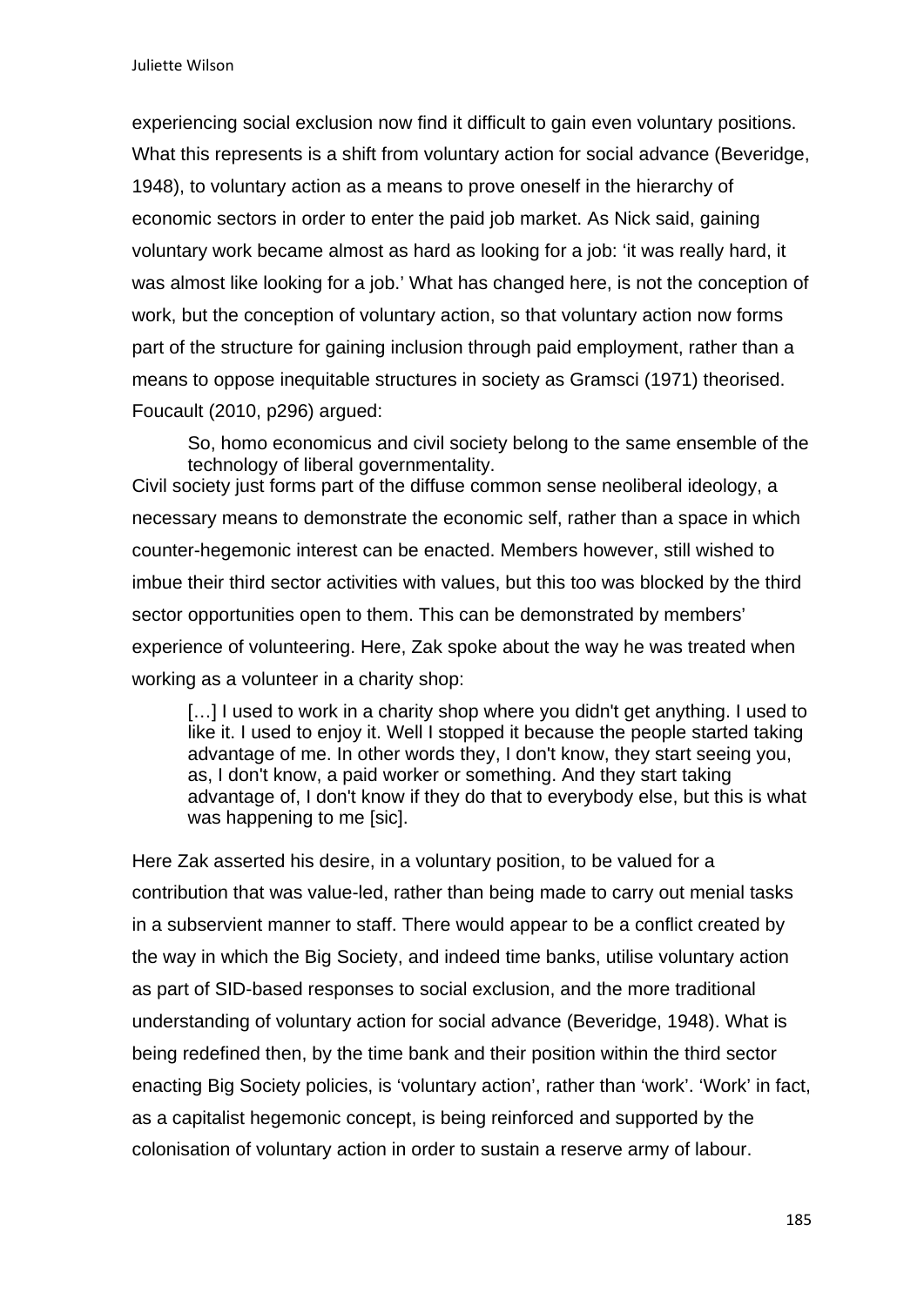experiencing social exclusion now find it difficult to gain even voluntary positions. What this represents is a shift from voluntary action for social advance (Beveridge, 1948), to voluntary action as a means to prove oneself in the hierarchy of economic sectors in order to enter the paid job market. As Nick said, gaining voluntary work became almost as hard as looking for a job: 'it was really hard, it was almost like looking for a job.' What has changed here, is not the conception of work, but the conception of voluntary action, so that voluntary action now forms part of the structure for gaining inclusion through paid employment, rather than a means to oppose inequitable structures in society as Gramsci (1971) theorised. Foucault (2010, p296) argued:

> So, homo economicus and civil society belong to the same ensemble of the technology of liberal governmentality.

Civil society just forms part of the diffuse common sense neoliberal ideology, a necessary means to demonstrate the economic self, rather than a space in which counter-hegemonic interest can be enacted. Members however, still wished to imbue their third sector activities with values, but this too was blocked by the third sector opportunities open to them. This can be demonstrated by members' experience of volunteering. Here, Zak spoke about the way he was treated when working as a volunteer in a charity shop:

> […] I used to work in a charity shop where you didn't get anything. I used to like it. I used to enjoy it. Well I stopped it because the people started taking advantage of me. In other words they, I don't know, they start seeing you, as, I don't know, a paid worker or something. And they start taking advantage of, I don't know if they do that to everybody else, but this is what was happening to me [sic].

Here Zak asserted his desire, in a voluntary position, to be valued for a contribution that was value-led, rather than being made to carry out menial tasks in a subservient manner to staff. There would appear to be a conflict created by the way in which the Big Society, and indeed time banks, utilise voluntary action as part of SID-based responses to social exclusion, and the more traditional understanding of voluntary action for social advance (Beveridge, 1948). What is being redefined then, by the time bank and their position within the third sector enacting Big Society policies, is 'voluntary action', rather than 'work'. 'Work' in fact, as a capitalist hegemonic concept, is being reinforced and supported by the colonisation of voluntary action in order to sustain a reserve army of labour.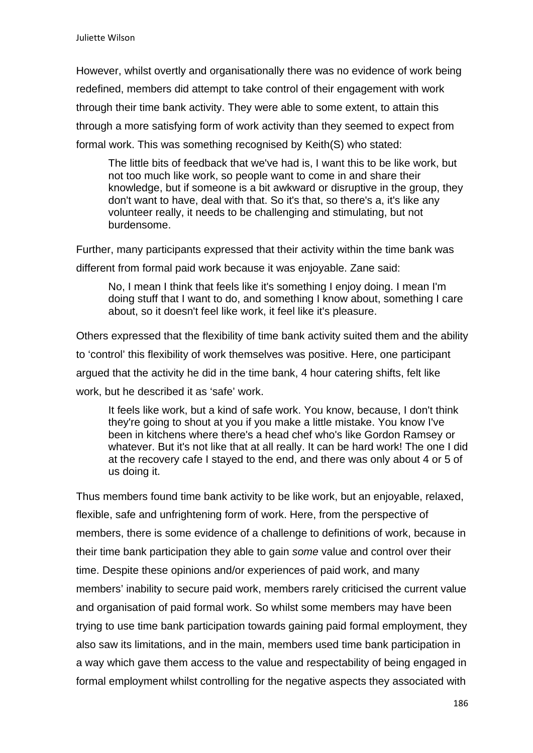However, whilst overtly and organisationally there was no evidence of work being redefined, members did attempt to take control of their engagement with work through their time bank activity. They were able to some extent, to attain this through a more satisfying form of work activity than they seemed to expect from formal work. This was something recognised by Keith(S) who stated:

> The little bits of feedback that we've had is, I want this to be like work, but not too much like work, so people want to come in and share their knowledge, but if someone is a bit awkward or disruptive in the group, they don't want to have, deal with that. So it's that, so there's a, it's like any volunteer really, it needs to be challenging and stimulating, but not burdensome.

Further, many participants expressed that their activity within the time bank was different from formal paid work because it was enjoyable. Zane said:

> No, I mean I think that feels like it's something I enjoy doing. I mean I'm doing stuff that I want to do, and something I know about, something I care about, so it doesn't feel like work, it feel like it's pleasure.

Others expressed that the flexibility of time bank activity suited them and the ability to 'control' this flexibility of work themselves was positive. Here, one participant argued that the activity he did in the time bank, 4 hour catering shifts, felt like work, but he described it as 'safe' work.

> It feels like work, but a kind of safe work. You know, because, I don't think they're going to shout at you if you make a little mistake. You know I've been in kitchens where there's a head chef who's like Gordon Ramsey or whatever. But it's not like that at all really. It can be hard work! The one I did at the recovery cafe I stayed to the end, and there was only about 4 or 5 of us doing it.

Thus members found time bank activity to be like work, but an enjoyable, relaxed, flexible, safe and unfrightening form of work. Here, from the perspective of members, there is some evidence of a challenge to definitions of work, because in their time bank participation they able to gain *some* value and control over their time. Despite these opinions and/or experiences of paid work, and many members' inability to secure paid work, members rarely criticised the current value and organisation of paid formal work. So whilst some members may have been trying to use time bank participation towards gaining paid formal employment, they also saw its limitations, and in the main, members used time bank participation in a way which gave them access to the value and respectability of being engaged in formal employment whilst controlling for the negative aspects they associated with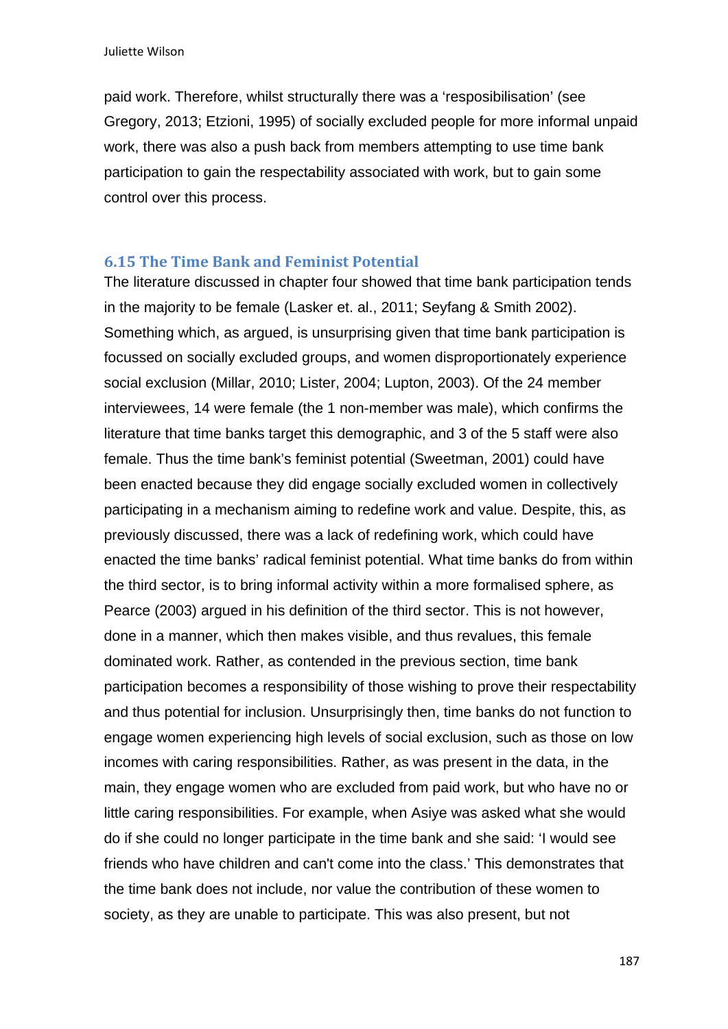paid work. Therefore, whilst structurally there was a 'resposibilisation' (see Gregory, 2013; Etzioni, 1995) of socially excluded people for more informal unpaid work, there was also a push back from members attempting to use time bank participation to gain the respectability associated with work, but to gain some control over this process.

### 6.15 The Time Bank and Feminist Potential

The literature discussed in chapter four showed that time bank participation tends in the majority to be female (Lasker et. al., 2011; Seyfang & Smith 2002). Something which, as argued, is unsurprising given that time bank participation is focussed on socially excluded groups, and women disproportionately experience social exclusion (Millar, 2010; Lister, 2004; Lupton, 2003). Of the 24 member interviewees, 14 were female (the 1 non-member was male), which confirms the literature that time banks target this demographic, and 3 of the 5 staff were also female. Thus the time bank's feminist potential (Sweetman, 2001) could have been enacted because they did engage socially excluded women in collectively participating in a mechanism aiming to redefine work and value. Despite, this, as previously discussed, there was a lack of redefining work, which could have enacted the time banks' radical feminist potential. What time banks do from within the third sector, is to bring informal activity within a more formalised sphere, as Pearce (2003) argued in his definition of the third sector. This is not however, done in a manner, which then makes visible, and thus revalues, this female dominated work. Rather, as contended in the previous section, time bank participation becomes a responsibility of those wishing to prove their respectability and thus potential for inclusion. Unsurprisingly then, time banks do not function to engage women experiencing high levels of social exclusion, such as those on low incomes with caring responsibilities. Rather, as was present in the data, in the main, they engage women who are excluded from paid work, but who have no or little caring responsibilities. For example, when Asiye was asked what she would do if she could no longer participate in the time bank and she said: 'I would see friends who have children and can't come into the class.' This demonstrates that the time bank does not include, nor value the contribution of these women to society, as they are unable to participate. This was also present, but not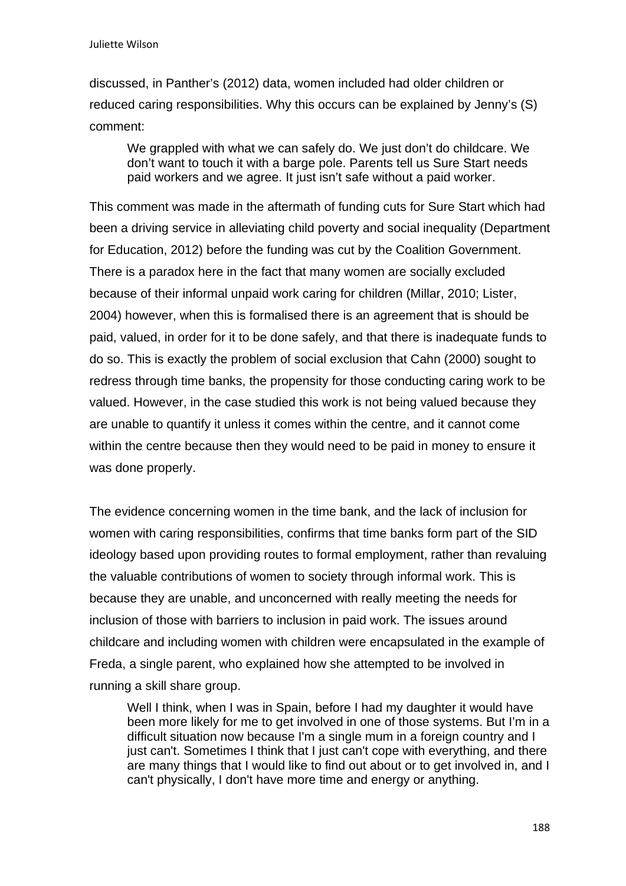discussed, in Panther's (2012) data, women included had older children or reduced caring responsibilities. Why this occurs can be explained by Jenny's (S) comment:

> We grappled with what we can safely do. We just don't do childcare. We don't want to touch it with a barge pole. Parents tell us Sure Start needs paid workers and we agree. It just isn't safe without a paid worker.

This comment was made in the aftermath of funding cuts for Sure Start which had been a driving service in alleviating child poverty and social inequality (Department for Education, 2012) before the funding was cut by the Coalition Government. There is a paradox here in the fact that many women are socially excluded because of their informal unpaid work caring for children (Millar, 2010; Lister, 2004) however, when this is formalised there is an agreement that is should be paid, valued, in order for it to be done safely, and that there is inadequate funds to do so. This is exactly the problem of social exclusion that Cahn (2000) sought to redress through time banks, the propensity for those conducting caring work to be valued. However, in the case studied this work is not being valued because they are unable to quantify it unless it comes within the centre, and it cannot come within the centre because then they would need to be paid in money to ensure it was done properly.

The evidence concerning women in the time bank, and the lack of inclusion for women with caring responsibilities, confirms that time banks form part of the SID ideology based upon providing routes to formal employment, rather than revaluing the valuable contributions of women to society through informal work. This is because they are unable, and unconcerned with really meeting the needs for inclusion of those with barriers to inclusion in paid work. The issues around childcare and including women with children were encapsulated in the example of Freda, a single parent, who explained how she attempted to be involved in running a skill share group.

> Well I think, when I was in Spain, before I had my daughter it would have been more likely for me to get involved in one of those systems. But I'm in a difficult situation now because I'm a single mum in a foreign country and I just can't. Sometimes I think that I just can't cope with everything, and there are many things that I would like to find out about or to get involved in, and I can't physically, I don't have more time and energy or anything.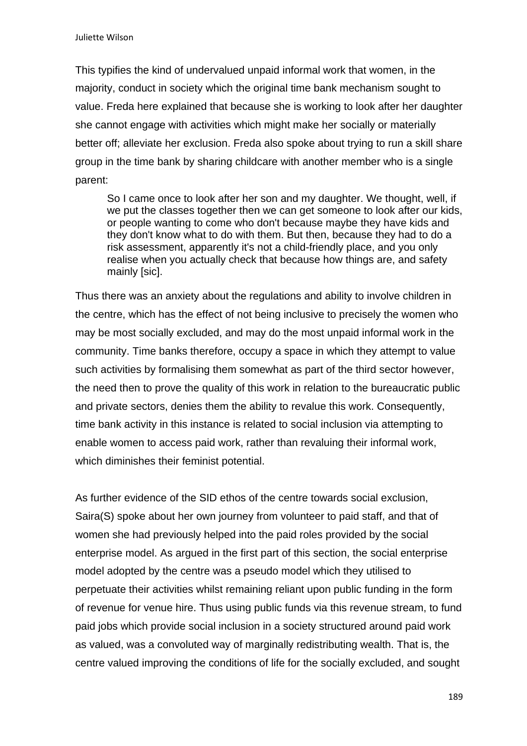This typifies the kind of undervalued unpaid informal work that women, in the majority, conduct in society which the original time bank mechanism sought to value. Freda here explained that because she is working to look after her daughter she cannot engage with activities which might make her socially or materially better off; alleviate her exclusion. Freda also spoke about trying to run a skill share group in the time bank by sharing childcare with another member who is a single parent:

> So I came once to look after her son and my daughter. We thought, well, if we put the classes together then we can get someone to look after our kids, or people wanting to come who don't because maybe they have kids and they don't know what to do with them. But then, because they had to do a risk assessment, apparently it's not a child-friendly place, and you only realise when you actually check that because how things are, and safety mainly [sic].

Thus there was an anxiety about the regulations and ability to involve children in the centre, which has the effect of not being inclusive to precisely the women who may be most socially excluded, and may do the most unpaid informal work in the community. Time banks therefore, occupy a space in which they attempt to value such activities by formalising them somewhat as part of the third sector however, the need then to prove the quality of this work in relation to the bureaucratic public and private sectors, denies them the ability to revalue this work. Consequently, time bank activity in this instance is related to social inclusion via attempting to enable women to access paid work, rather than revaluing their informal work, which diminishes their feminist potential.

As further evidence of the SID ethos of the centre towards social exclusion, Saira(S) spoke about her own journey from volunteer to paid staff, and that of women she had previously helped into the paid roles provided by the social enterprise model. As argued in the first part of this section, the social enterprise model adopted by the centre was a pseudo model which they utilised to perpetuate their activities whilst remaining reliant upon public funding in the form of revenue for venue hire. Thus using public funds via this revenue stream, to fund paid jobs which provide social inclusion in a society structured around paid work as valued, was a convoluted way of marginally redistributing wealth. That is, the centre valued improving the conditions of life for the socially excluded, and sought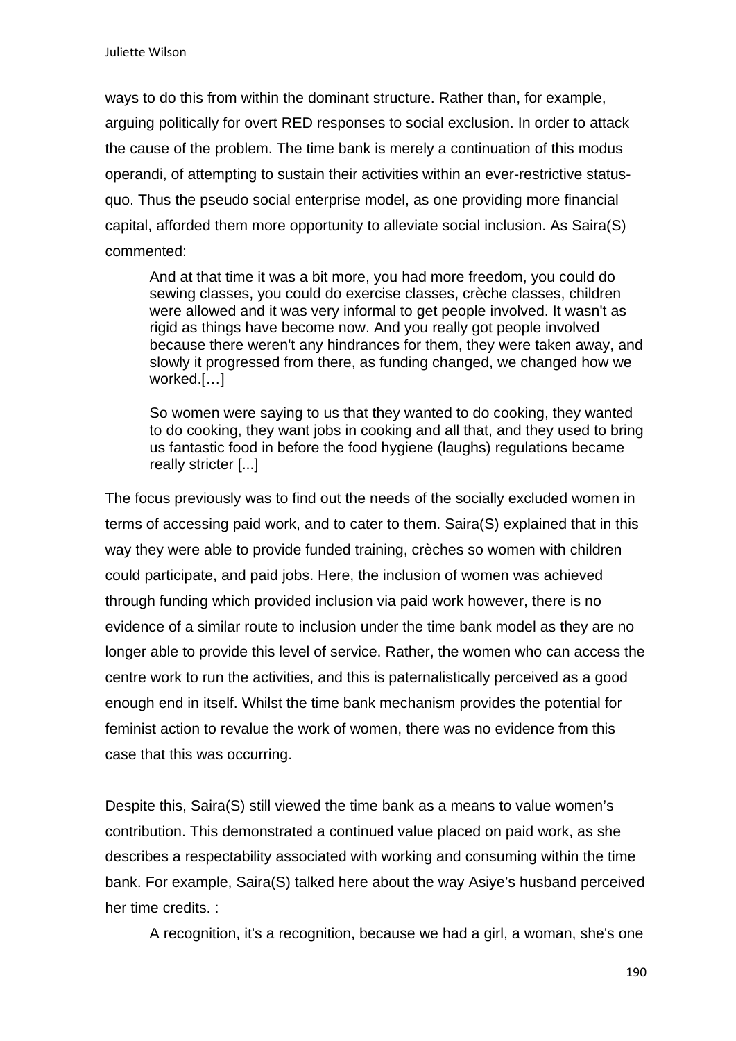ways to do this from within the dominant structure. Rather than, for example, arguing politically for overt RED responses to social exclusion. In order to attack the cause of the problem. The time bank is merely a continuation of this modus operandi, of attempting to sustain their activities within an ever-restrictive status-quo. Thus the pseudo social enterprise model, as one providing more financial capital, afforded them more opportunity to alleviate social inclusion. As Saira(S) commented:

> And at that time it was a bit more, you had more freedom, you could do sewing classes, you could do exercise classes, crèche classes, children were allowed and it was very informal to get people involved. It wasn't as rigid as things have become now. And you really got people involved because there weren't any hindrances for them, they were taken away, and slowly it progressed from there, as funding changed, we changed how we worked.[…]
>
> So women were saying to us that they wanted to do cooking, they wanted to do cooking, they want jobs in cooking and all that, and they used to bring us fantastic food in before the food hygiene (laughs) regulations became really stricter [...]

The focus previously was to find out the needs of the socially excluded women in terms of accessing paid work, and to cater to them. Saira(S) explained that in this way they were able to provide funded training, crèches so women with children could participate, and paid jobs. Here, the inclusion of women was achieved through funding which provided inclusion via paid work however, there is no evidence of a similar route to inclusion under the time bank model as they are no longer able to provide this level of service. Rather, the women who can access the centre work to run the activities, and this is paternalistically perceived as a good enough end in itself. Whilst the time bank mechanism provides the potential for feminist action to revalue the work of women, there was no evidence from this case that this was occurring.

Despite this, Saira(S) still viewed the time bank as a means to value women's contribution. This demonstrated a continued value placed on paid work, as she describes a respectability associated with working and consuming within the time bank. For example, Saira(S) talked here about the way Asiye's husband perceived her time credits. :

> A recognition, it's a recognition, because we had a girl, a woman, she's one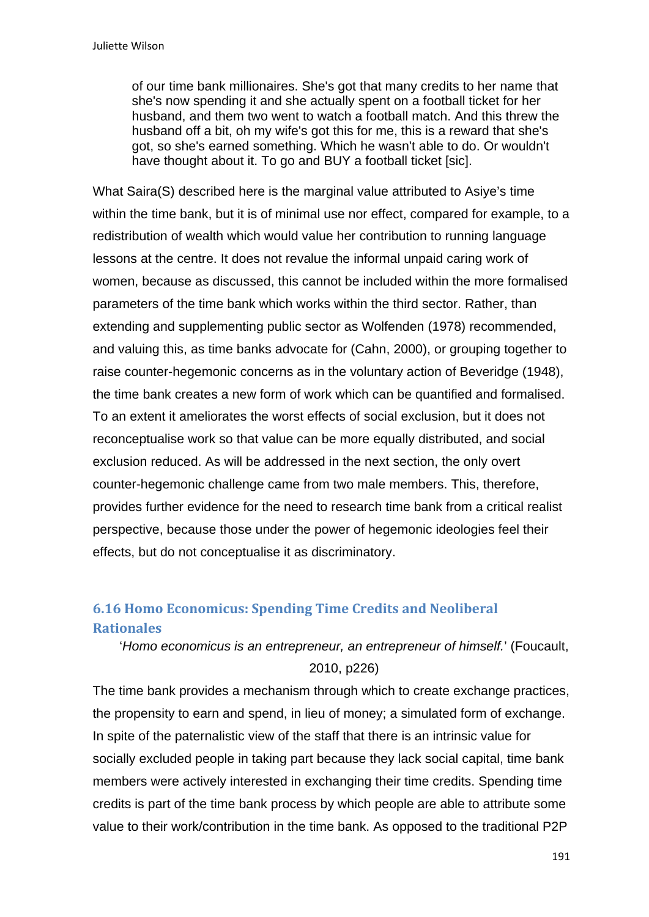> of our time bank millionaires. She's got that many credits to her name that she's now spending it and she actually spent on a football ticket for her husband, and them two went to watch a football match. And this threw the husband off a bit, oh my wife's got this for me, this is a reward that she's got, so she's earned something. Which he wasn't able to do. Or wouldn't have thought about it. To go and BUY a football ticket [sic].

What Saira(S) described here is the marginal value attributed to Asiye's time within the time bank, but it is of minimal use nor effect, compared for example, to a redistribution of wealth which would value her contribution to running language lessons at the centre. It does not revalue the informal unpaid caring work of women, because as discussed, this cannot be included within the more formalised parameters of the time bank which works within the third sector. Rather, than extending and supplementing public sector as Wolfenden (1978) recommended, and valuing this, as time banks advocate for (Cahn, 2000), or grouping together to raise counter-hegemonic concerns as in the voluntary action of Beveridge (1948), the time bank creates a new form of work which can be quantified and formalised. To an extent it ameliorates the worst effects of social exclusion, but it does not reconceptualise work so that value can be more equally distributed, and social exclusion reduced. As will be addressed in the next section, the only overt counter-hegemonic challenge came from two male members. This, therefore, provides further evidence for the need to research time bank from a critical realist perspective, because those under the power of hegemonic ideologies feel their effects, but do not conceptualise it as discriminatory.

## 6.16 Homo Economicus: Spending Time Credits and Neoliberal Rationales

'*Homo economicus is an entrepreneur, an entrepreneur of himself.*' (Foucault, 2010, p226)

The time bank provides a mechanism through which to create exchange practices, the propensity to earn and spend, in lieu of money; a simulated form of exchange. In spite of the paternalistic view of the staff that there is an intrinsic value for socially excluded people in taking part because they lack social capital, time bank members were actively interested in exchanging their time credits. Spending time credits is part of the time bank process by which people are able to attribute some value to their work/contribution in the time bank. As opposed to the traditional P2P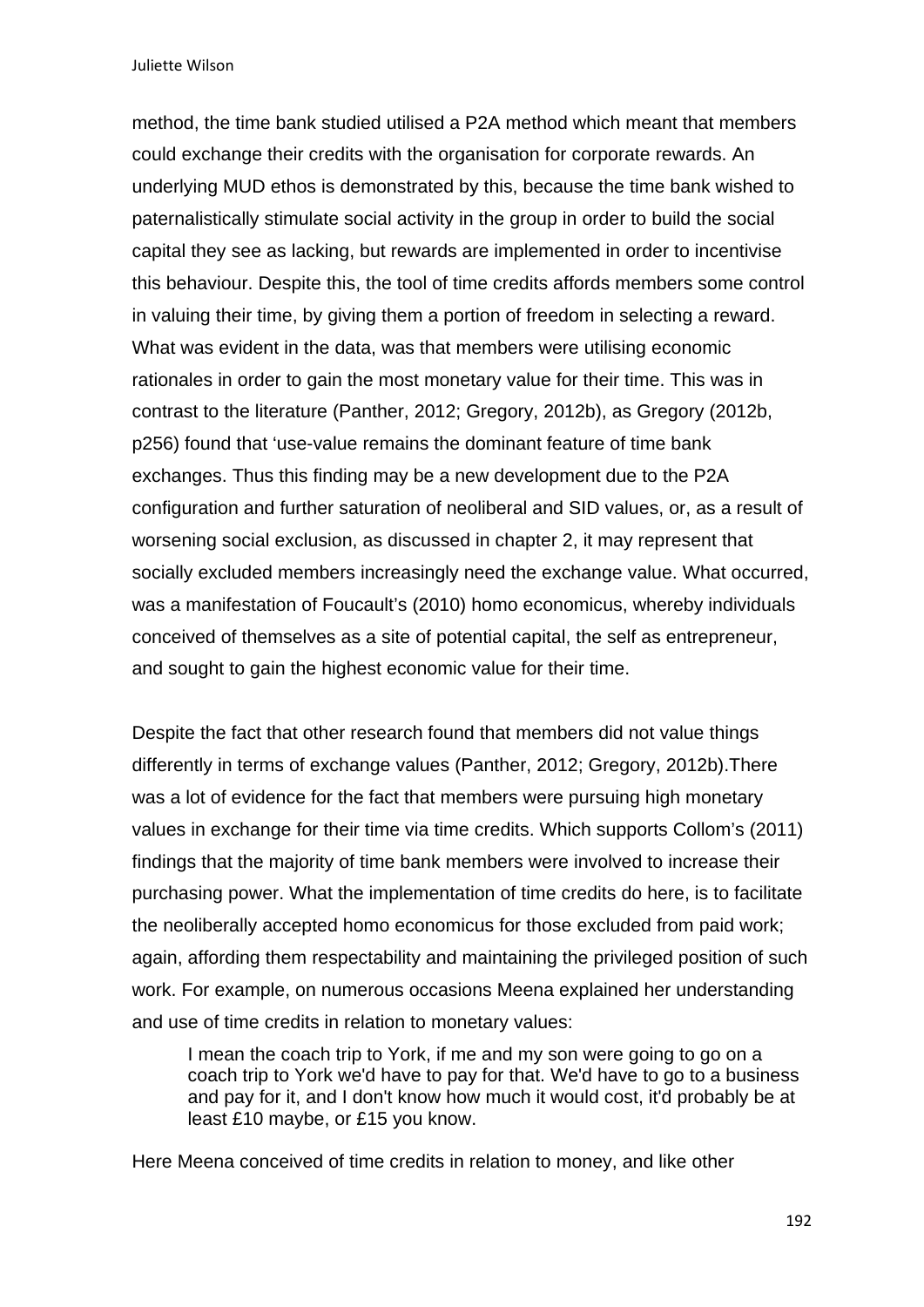method, the time bank studied utilised a P2A method which meant that members could exchange their credits with the organisation for corporate rewards. An underlying MUD ethos is demonstrated by this, because the time bank wished to paternalistically stimulate social activity in the group in order to build the social capital they see as lacking, but rewards are implemented in order to incentivise this behaviour. Despite this, the tool of time credits affords members some control in valuing their time, by giving them a portion of freedom in selecting a reward. What was evident in the data, was that members were utilising economic rationales in order to gain the most monetary value for their time. This was in contrast to the literature (Panther, 2012; Gregory, 2012b), as Gregory (2012b, p256) found that 'use-value remains the dominant feature of time bank exchanges. Thus this finding may be a new development due to the P2A configuration and further saturation of neoliberal and SID values, or, as a result of worsening social exclusion, as discussed in chapter 2, it may represent that socially excluded members increasingly need the exchange value. What occurred, was a manifestation of Foucault's (2010) homo economicus, whereby individuals conceived of themselves as a site of potential capital, the self as entrepreneur, and sought to gain the highest economic value for their time.

Despite the fact that other research found that members did not value things differently in terms of exchange values (Panther, 2012; Gregory, 2012b).There was a lot of evidence for the fact that members were pursuing high monetary values in exchange for their time via time credits. Which supports Collom's (2011) findings that the majority of time bank members were involved to increase their purchasing power. What the implementation of time credits do here, is to facilitate the neoliberally accepted homo economicus for those excluded from paid work; again, affording them respectability and maintaining the privileged position of such work. For example, on numerous occasions Meena explained her understanding and use of time credits in relation to monetary values:

> I mean the coach trip to York, if me and my son were going to go on a coach trip to York we'd have to pay for that. We'd have to go to a business and pay for it, and I don't know how much it would cost, it'd probably be at least £10 maybe, or £15 you know.

Here Meena conceived of time credits in relation to money, and like other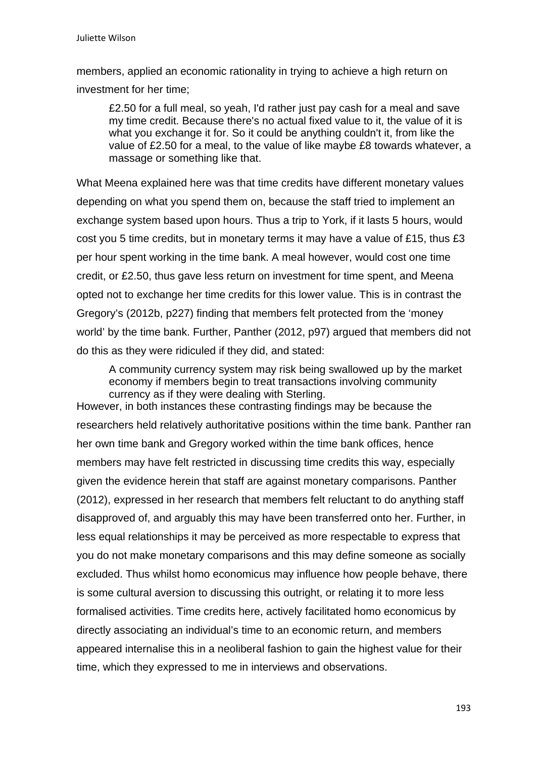members, applied an economic rationality in trying to achieve a high return on investment for her time;

> £2.50 for a full meal, so yeah, I'd rather just pay cash for a meal and save my time credit. Because there's no actual fixed value to it, the value of it is what you exchange it for. So it could be anything couldn't it, from like the value of £2.50 for a meal, to the value of like maybe £8 towards whatever, a massage or something like that.

What Meena explained here was that time credits have different monetary values depending on what you spend them on, because the staff tried to implement an exchange system based upon hours. Thus a trip to York, if it lasts 5 hours, would cost you 5 time credits, but in monetary terms it may have a value of £15, thus £3 per hour spent working in the time bank. A meal however, would cost one time credit, or £2.50, thus gave less return on investment for time spent, and Meena opted not to exchange her time credits for this lower value. This is in contrast the Gregory's (2012b, p227) finding that members felt protected from the 'money world' by the time bank. Further, Panther (2012, p97) argued that members did not do this as they were ridiculed if they did, and stated:

> A community currency system may risk being swallowed up by the market economy if members begin to treat transactions involving community currency as if they were dealing with Sterling.

However, in both instances these contrasting findings may be because the researchers held relatively authoritative positions within the time bank. Panther ran her own time bank and Gregory worked within the time bank offices, hence members may have felt restricted in discussing time credits this way, especially given the evidence herein that staff are against monetary comparisons. Panther (2012), expressed in her research that members felt reluctant to do anything staff disapproved of, and arguably this may have been transferred onto her. Further, in less equal relationships it may be perceived as more respectable to express that you do not make monetary comparisons and this may define someone as socially excluded. Thus whilst homo economicus may influence how people behave, there is some cultural aversion to discussing this outright, or relating it to more less formalised activities. Time credits here, actively facilitated homo economicus by directly associating an individual's time to an economic return, and members appeared internalise this in a neoliberal fashion to gain the highest value for their time, which they expressed to me in interviews and observations.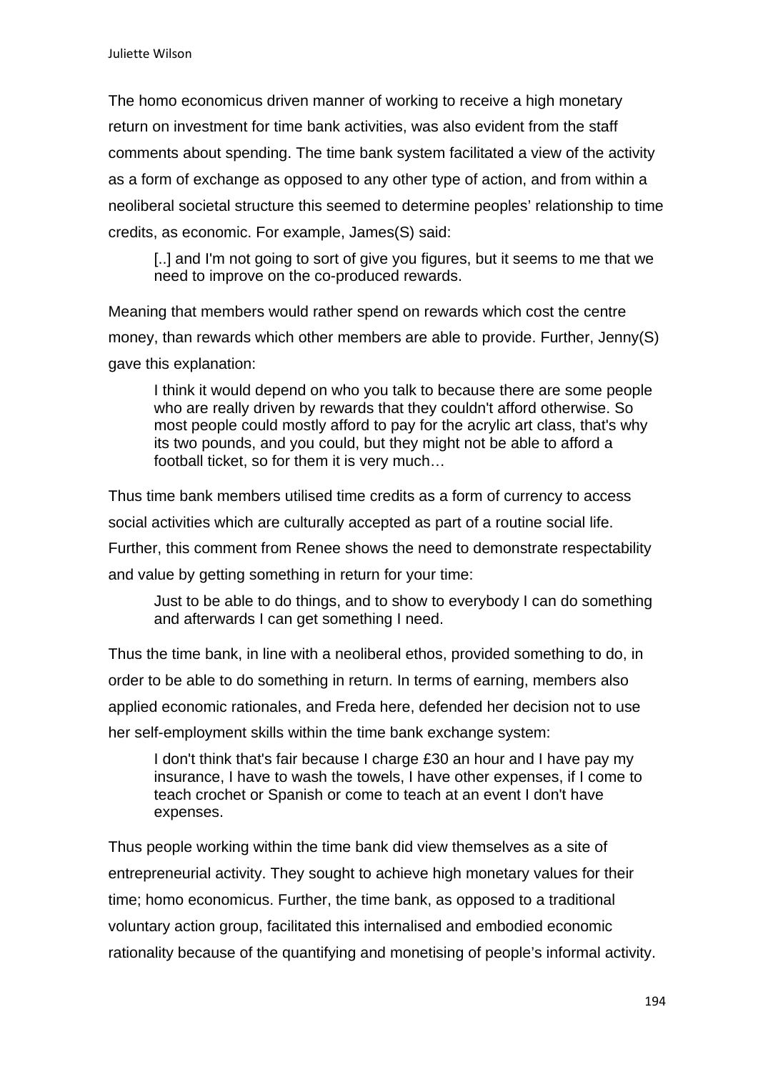The homo economicus driven manner of working to receive a high monetary return on investment for time bank activities, was also evident from the staff comments about spending. The time bank system facilitated a view of the activity as a form of exchange as opposed to any other type of action, and from within a neoliberal societal structure this seemed to determine peoples' relationship to time credits, as economic. For example, James(S) said:

> [..] and I'm not going to sort of give you figures, but it seems to me that we need to improve on the co-produced rewards.

Meaning that members would rather spend on rewards which cost the centre money, than rewards which other members are able to provide. Further, Jenny(S) gave this explanation:

> I think it would depend on who you talk to because there are some people who are really driven by rewards that they couldn't afford otherwise. So most people could mostly afford to pay for the acrylic art class, that's why its two pounds, and you could, but they might not be able to afford a football ticket, so for them it is very much…

Thus time bank members utilised time credits as a form of currency to access social activities which are culturally accepted as part of a routine social life. Further, this comment from Renee shows the need to demonstrate respectability and value by getting something in return for your time:

> Just to be able to do things, and to show to everybody I can do something and afterwards I can get something I need.

Thus the time bank, in line with a neoliberal ethos, provided something to do, in order to be able to do something in return. In terms of earning, members also applied economic rationales, and Freda here, defended her decision not to use her self-employment skills within the time bank exchange system:

> I don't think that's fair because I charge £30 an hour and I have pay my insurance, I have to wash the towels, I have other expenses, if I come to teach crochet or Spanish or come to teach at an event I don't have expenses.

Thus people working within the time bank did view themselves as a site of entrepreneurial activity. They sought to achieve high monetary values for their time; homo economicus. Further, the time bank, as opposed to a traditional voluntary action group, facilitated this internalised and embodied economic rationality because of the quantifying and monetising of people's informal activity.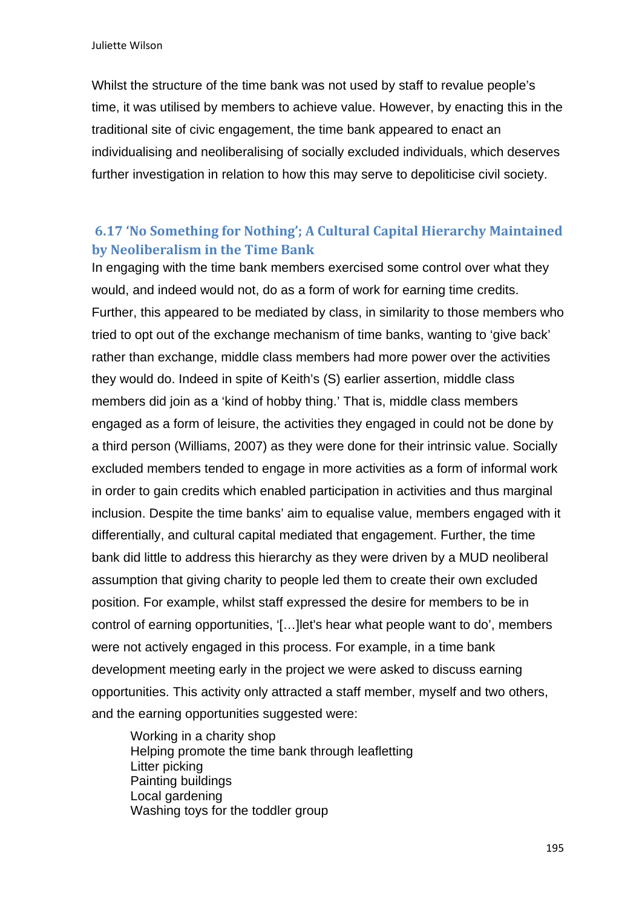Whilst the structure of the time bank was not used by staff to revalue people's time, it was utilised by members to achieve value. However, by enacting this in the traditional site of civic engagement, the time bank appeared to enact an individualising and neoliberalising of socially excluded individuals, which deserves further investigation in relation to how this may serve to depoliticise civil society.

### 6.17 'No Something for Nothing'; A Cultural Capital Hierarchy Maintained by Neoliberalism in the Time Bank

In engaging with the time bank members exercised some control over what they would, and indeed would not, do as a form of work for earning time credits. Further, this appeared to be mediated by class, in similarity to those members who tried to opt out of the exchange mechanism of time banks, wanting to 'give back' rather than exchange, middle class members had more power over the activities they would do. Indeed in spite of Keith's (S) earlier assertion, middle class members did join as a 'kind of hobby thing.' That is, middle class members engaged as a form of leisure, the activities they engaged in could not be done by a third person (Williams, 2007) as they were done for their intrinsic value. Socially excluded members tended to engage in more activities as a form of informal work in order to gain credits which enabled participation in activities and thus marginal inclusion. Despite the time banks' aim to equalise value, members engaged with it differentially, and cultural capital mediated that engagement. Further, the time bank did little to address this hierarchy as they were driven by a MUD neoliberal assumption that giving charity to people led them to create their own excluded position. For example, whilst staff expressed the desire for members to be in control of earning opportunities, '[…]let's hear what people want to do', members were not actively engaged in this process. For example, in a time bank development meeting early in the project we were asked to discuss earning opportunities. This activity only attracted a staff member, myself and two others, and the earning opportunities suggested were:

> Working in a charity shop
> Helping promote the time bank through leafletting
> Litter picking
> Painting buildings
> Local gardening
> Washing toys for the toddler group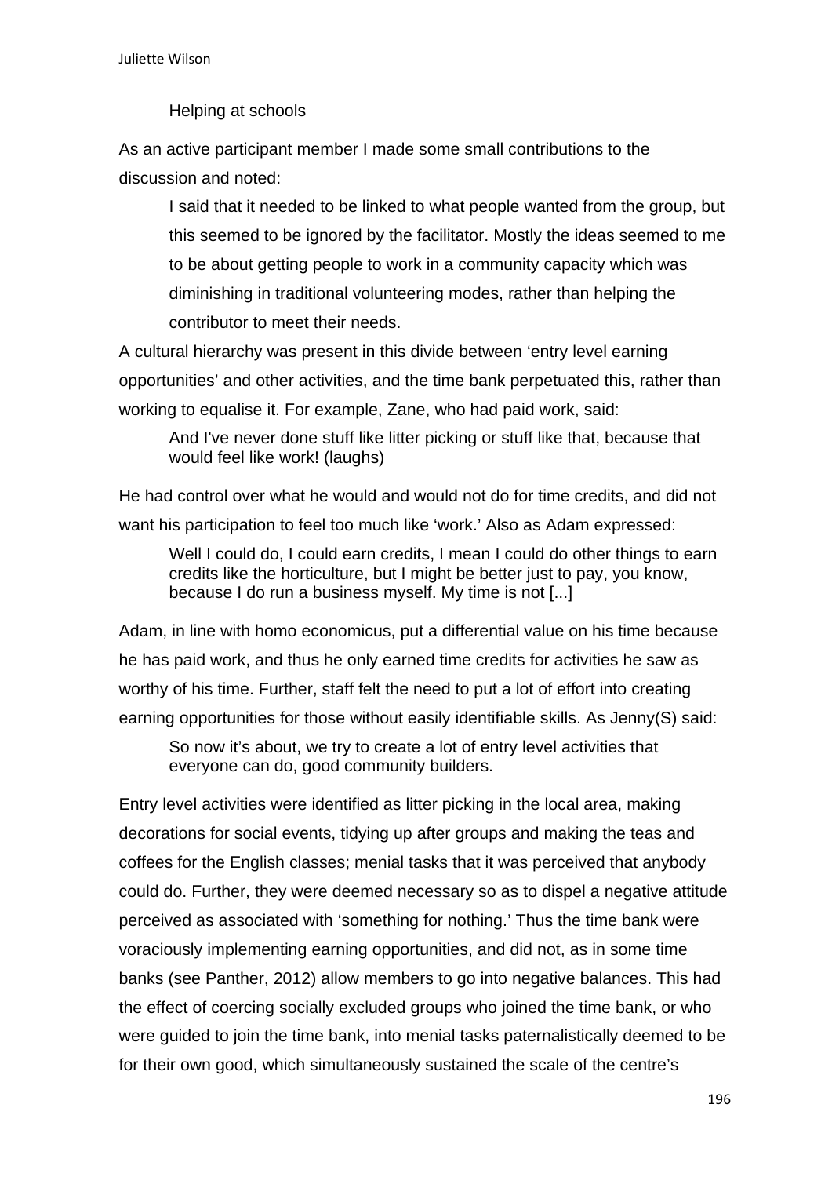Helping at schools

As an active participant member I made some small contributions to the discussion and noted:

> I said that it needed to be linked to what people wanted from the group, but this seemed to be ignored by the facilitator. Mostly the ideas seemed to me to be about getting people to work in a community capacity which was diminishing in traditional volunteering modes, rather than helping the contributor to meet their needs.

A cultural hierarchy was present in this divide between 'entry level earning opportunities' and other activities, and the time bank perpetuated this, rather than working to equalise it. For example, Zane, who had paid work, said:

> And I've never done stuff like litter picking or stuff like that, because that would feel like work! (laughs)

He had control over what he would and would not do for time credits, and did not want his participation to feel too much like 'work.' Also as Adam expressed:

> Well I could do, I could earn credits, I mean I could do other things to earn credits like the horticulture, but I might be better just to pay, you know, because I do run a business myself. My time is not [...]

Adam, in line with homo economicus, put a differential value on his time because he has paid work, and thus he only earned time credits for activities he saw as worthy of his time. Further, staff felt the need to put a lot of effort into creating earning opportunities for those without easily identifiable skills. As Jenny(S) said:

> So now it's about, we try to create a lot of entry level activities that everyone can do, good community builders.

Entry level activities were identified as litter picking in the local area, making decorations for social events, tidying up after groups and making the teas and coffees for the English classes; menial tasks that it was perceived that anybody could do. Further, they were deemed necessary so as to dispel a negative attitude perceived as associated with 'something for nothing.' Thus the time bank were voraciously implementing earning opportunities, and did not, as in some time banks (see Panther, 2012) allow members to go into negative balances. This had the effect of coercing socially excluded groups who joined the time bank, or who were guided to join the time bank, into menial tasks paternalistically deemed to be for their own good, which simultaneously sustained the scale of the centre's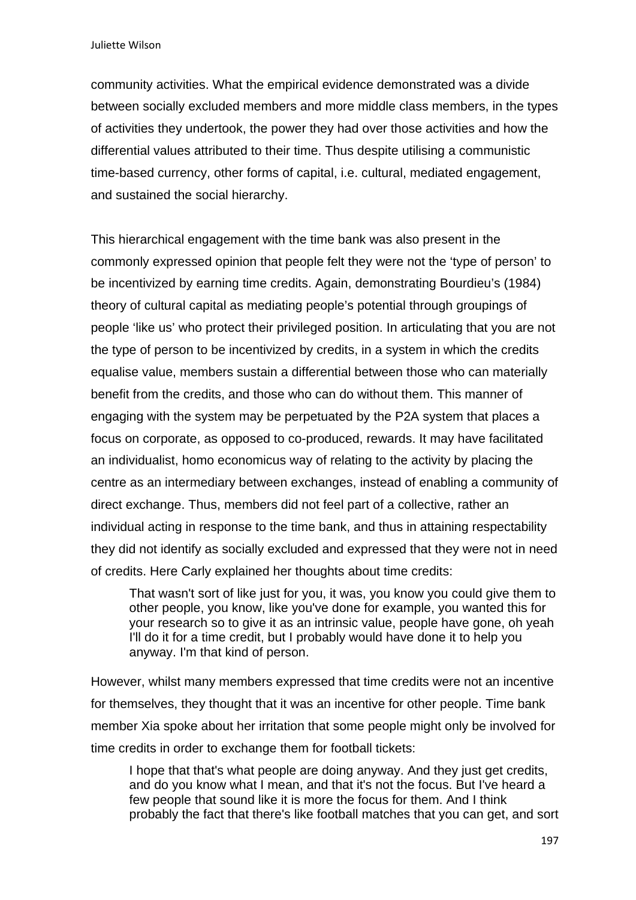community activities. What the empirical evidence demonstrated was a divide between socially excluded members and more middle class members, in the types of activities they undertook, the power they had over those activities and how the differential values attributed to their time. Thus despite utilising a communistic time-based currency, other forms of capital, i.e. cultural, mediated engagement, and sustained the social hierarchy.

This hierarchical engagement with the time bank was also present in the commonly expressed opinion that people felt they were not the 'type of person' to be incentivized by earning time credits. Again, demonstrating Bourdieu's (1984) theory of cultural capital as mediating people's potential through groupings of people 'like us' who protect their privileged position. In articulating that you are not the type of person to be incentivized by credits, in a system in which the credits equalise value, members sustain a differential between those who can materially benefit from the credits, and those who can do without them. This manner of engaging with the system may be perpetuated by the P2A system that places a focus on corporate, as opposed to co-produced, rewards. It may have facilitated an individualist, homo economicus way of relating to the activity by placing the centre as an intermediary between exchanges, instead of enabling a community of direct exchange. Thus, members did not feel part of a collective, rather an individual acting in response to the time bank, and thus in attaining respectability they did not identify as socially excluded and expressed that they were not in need of credits. Here Carly explained her thoughts about time credits:

> That wasn't sort of like just for you, it was, you know you could give them to other people, you know, like you've done for example, you wanted this for your research so to give it as an intrinsic value, people have gone, oh yeah I'll do it for a time credit, but I probably would have done it to help you anyway. I'm that kind of person.

However, whilst many members expressed that time credits were not an incentive for themselves, they thought that it was an incentive for other people. Time bank member Xia spoke about her irritation that some people might only be involved for time credits in order to exchange them for football tickets:

> I hope that that's what people are doing anyway. And they just get credits, and do you know what I mean, and that it's not the focus. But I've heard a few people that sound like it is more the focus for them. And I think probably the fact that there's like football matches that you can get, and sort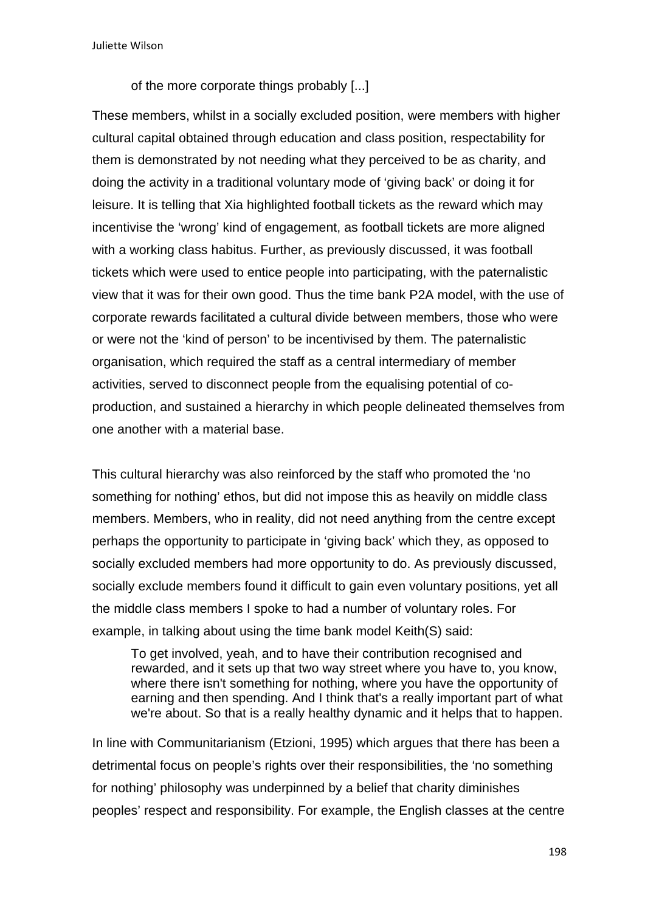> of the more corporate things probably [...]

These members, whilst in a socially excluded position, were members with higher cultural capital obtained through education and class position, respectability for them is demonstrated by not needing what they perceived to be as charity, and doing the activity in a traditional voluntary mode of 'giving back' or doing it for leisure. It is telling that Xia highlighted football tickets as the reward which may incentivise the 'wrong' kind of engagement, as football tickets are more aligned with a working class habitus. Further, as previously discussed, it was football tickets which were used to entice people into participating, with the paternalistic view that it was for their own good. Thus the time bank P2A model, with the use of corporate rewards facilitated a cultural divide between members, those who were or were not the 'kind of person' to be incentivised by them. The paternalistic organisation, which required the staff as a central intermediary of member activities, served to disconnect people from the equalising potential of co-production, and sustained a hierarchy in which people delineated themselves from one another with a material base.

This cultural hierarchy was also reinforced by the staff who promoted the 'no something for nothing' ethos, but did not impose this as heavily on middle class members. Members, who in reality, did not need anything from the centre except perhaps the opportunity to participate in 'giving back' which they, as opposed to socially excluded members had more opportunity to do. As previously discussed, socially exclude members found it difficult to gain even voluntary positions, yet all the middle class members I spoke to had a number of voluntary roles. For example, in talking about using the time bank model Keith(S) said:

> To get involved, yeah, and to have their contribution recognised and rewarded, and it sets up that two way street where you have to, you know, where there isn't something for nothing, where you have the opportunity of earning and then spending. And I think that's a really important part of what we're about. So that is a really healthy dynamic and it helps that to happen.

In line with Communitarianism (Etzioni, 1995) which argues that there has been a detrimental focus on people's rights over their responsibilities, the 'no something for nothing' philosophy was underpinned by a belief that charity diminishes peoples' respect and responsibility. For example, the English classes at the centre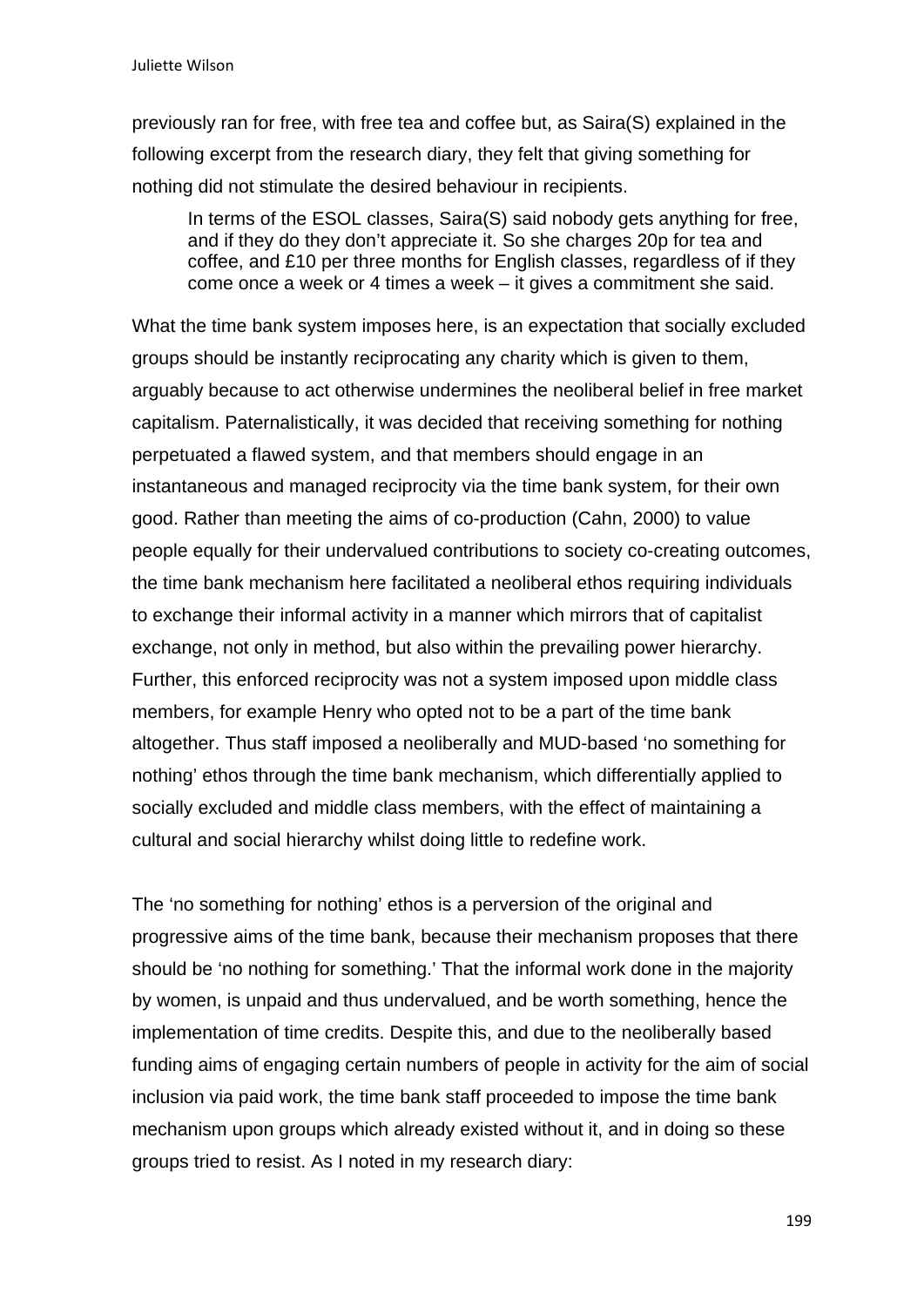previously ran for free, with free tea and coffee but, as Saira(S) explained in the following excerpt from the research diary, they felt that giving something for nothing did not stimulate the desired behaviour in recipients.

> In terms of the ESOL classes, Saira(S) said nobody gets anything for free, and if they do they don't appreciate it. So she charges 20p for tea and coffee, and £10 per three months for English classes, regardless of if they come once a week or 4 times a week – it gives a commitment she said.

What the time bank system imposes here, is an expectation that socially excluded groups should be instantly reciprocating any charity which is given to them, arguably because to act otherwise undermines the neoliberal belief in free market capitalism. Paternalistically, it was decided that receiving something for nothing perpetuated a flawed system, and that members should engage in an instantaneous and managed reciprocity via the time bank system, for their own good. Rather than meeting the aims of co-production (Cahn, 2000) to value people equally for their undervalued contributions to society co-creating outcomes, the time bank mechanism here facilitated a neoliberal ethos requiring individuals to exchange their informal activity in a manner which mirrors that of capitalist exchange, not only in method, but also within the prevailing power hierarchy. Further, this enforced reciprocity was not a system imposed upon middle class members, for example Henry who opted not to be a part of the time bank altogether. Thus staff imposed a neoliberally and MUD-based 'no something for nothing' ethos through the time bank mechanism, which differentially applied to socially excluded and middle class members, with the effect of maintaining a cultural and social hierarchy whilst doing little to redefine work.

The 'no something for nothing' ethos is a perversion of the original and progressive aims of the time bank, because their mechanism proposes that there should be 'no nothing for something.' That the informal work done in the majority by women, is unpaid and thus undervalued, and be worth something, hence the implementation of time credits. Despite this, and due to the neoliberally based funding aims of engaging certain numbers of people in activity for the aim of social inclusion via paid work, the time bank staff proceeded to impose the time bank mechanism upon groups which already existed without it, and in doing so these groups tried to resist. As I noted in my research diary: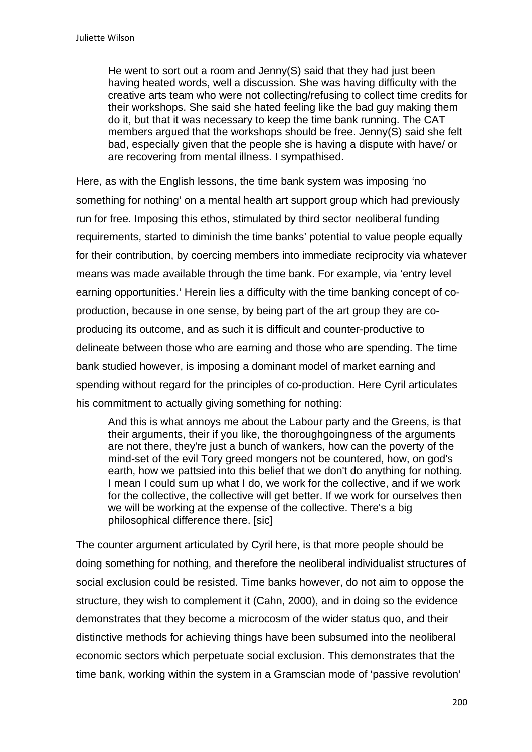> He went to sort out a room and Jenny(S) said that they had just been having heated words, well a discussion. She was having difficulty with the creative arts team who were not collecting/refusing to collect time credits for their workshops. She said she hated feeling like the bad guy making them do it, but that it was necessary to keep the time bank running. The CAT members argued that the workshops should be free. Jenny(S) said she felt bad, especially given that the people she is having a dispute with have/ or are recovering from mental illness. I sympathised.

Here, as with the English lessons, the time bank system was imposing 'no something for nothing' on a mental health art support group which had previously run for free. Imposing this ethos, stimulated by third sector neoliberal funding requirements, started to diminish the time banks' potential to value people equally for their contribution, by coercing members into immediate reciprocity via whatever means was made available through the time bank. For example, via 'entry level earning opportunities.' Herein lies a difficulty with the time banking concept of co-production, because in one sense, by being part of the art group they are co-producing its outcome, and as such it is difficult and counter-productive to delineate between those who are earning and those who are spending. The time bank studied however, is imposing a dominant model of market earning and spending without regard for the principles of co-production. Here Cyril articulates his commitment to actually giving something for nothing:

> And this is what annoys me about the Labour party and the Greens, is that their arguments, their if you like, the thoroughgoingness of the arguments are not there, they're just a bunch of wankers, how can the poverty of the mind-set of the evil Tory greed mongers not be countered, how, on god's earth, how we pattsied into this belief that we don't do anything for nothing. I mean I could sum up what I do, we work for the collective, and if we work for the collective, the collective will get better. If we work for ourselves then we will be working at the expense of the collective. There's a big philosophical difference there. [sic]

The counter argument articulated by Cyril here, is that more people should be doing something for nothing, and therefore the neoliberal individualist structures of social exclusion could be resisted. Time banks however, do not aim to oppose the structure, they wish to complement it (Cahn, 2000), and in doing so the evidence demonstrates that they become a microcosm of the wider status quo, and their distinctive methods for achieving things have been subsumed into the neoliberal economic sectors which perpetuate social exclusion. This demonstrates that the time bank, working within the system in a Gramscian mode of 'passive revolution'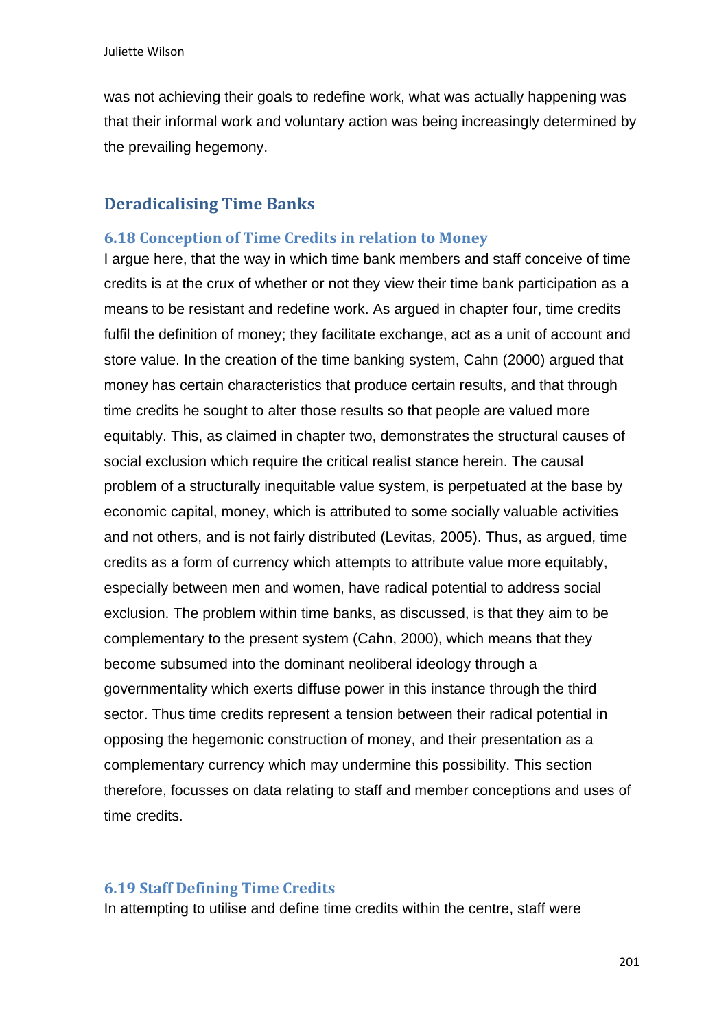was not achieving their goals to redefine work, what was actually happening was that their informal work and voluntary action was being increasingly determined by the prevailing hegemony.

## Deradicalising Time Banks

### 6.18 Conception of Time Credits in relation to Money

I argue here, that the way in which time bank members and staff conceive of time credits is at the crux of whether or not they view their time bank participation as a means to be resistant and redefine work. As argued in chapter four, time credits fulfil the definition of money; they facilitate exchange, act as a unit of account and store value. In the creation of the time banking system, Cahn (2000) argued that money has certain characteristics that produce certain results, and that through time credits he sought to alter those results so that people are valued more equitably. This, as claimed in chapter two, demonstrates the structural causes of social exclusion which require the critical realist stance herein. The causal problem of a structurally inequitable value system, is perpetuated at the base by economic capital, money, which is attributed to some socially valuable activities and not others, and is not fairly distributed (Levitas, 2005). Thus, as argued, time credits as a form of currency which attempts to attribute value more equitably, especially between men and women, have radical potential to address social exclusion. The problem within time banks, as discussed, is that they aim to be complementary to the present system (Cahn, 2000), which means that they become subsumed into the dominant neoliberal ideology through a governmentality which exerts diffuse power in this instance through the third sector. Thus time credits represent a tension between their radical potential in opposing the hegemonic construction of money, and their presentation as a complementary currency which may undermine this possibility. This section therefore, focusses on data relating to staff and member conceptions and uses of time credits.

### 6.19 Staff Defining Time Credits

In attempting to utilise and define time credits within the centre, staff were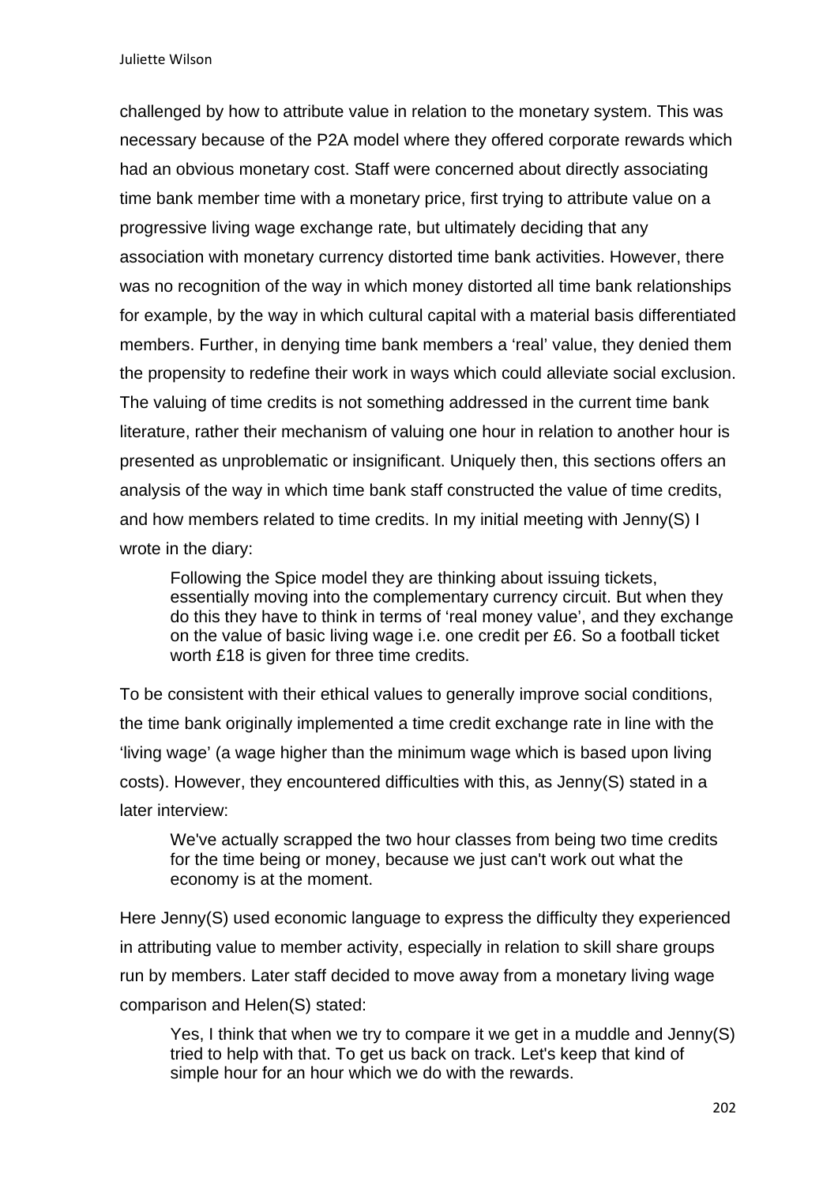challenged by how to attribute value in relation to the monetary system. This was necessary because of the P2A model where they offered corporate rewards which had an obvious monetary cost. Staff were concerned about directly associating time bank member time with a monetary price, first trying to attribute value on a progressive living wage exchange rate, but ultimately deciding that any association with monetary currency distorted time bank activities. However, there was no recognition of the way in which money distorted all time bank relationships for example, by the way in which cultural capital with a material basis differentiated members. Further, in denying time bank members a 'real' value, they denied them the propensity to redefine their work in ways which could alleviate social exclusion. The valuing of time credits is not something addressed in the current time bank literature, rather their mechanism of valuing one hour in relation to another hour is presented as unproblematic or insignificant. Uniquely then, this sections offers an analysis of the way in which time bank staff constructed the value of time credits, and how members related to time credits. In my initial meeting with Jenny(S) I wrote in the diary:

> Following the Spice model they are thinking about issuing tickets, essentially moving into the complementary currency circuit. But when they do this they have to think in terms of 'real money value', and they exchange on the value of basic living wage i.e. one credit per £6. So a football ticket worth £18 is given for three time credits.

To be consistent with their ethical values to generally improve social conditions, the time bank originally implemented a time credit exchange rate in line with the 'living wage' (a wage higher than the minimum wage which is based upon living costs). However, they encountered difficulties with this, as Jenny(S) stated in a later interview:

> We've actually scrapped the two hour classes from being two time credits for the time being or money, because we just can't work out what the economy is at the moment.

Here Jenny(S) used economic language to express the difficulty they experienced in attributing value to member activity, especially in relation to skill share groups run by members. Later staff decided to move away from a monetary living wage comparison and Helen(S) stated:

> Yes, I think that when we try to compare it we get in a muddle and Jenny(S) tried to help with that. To get us back on track. Let's keep that kind of simple hour for an hour which we do with the rewards.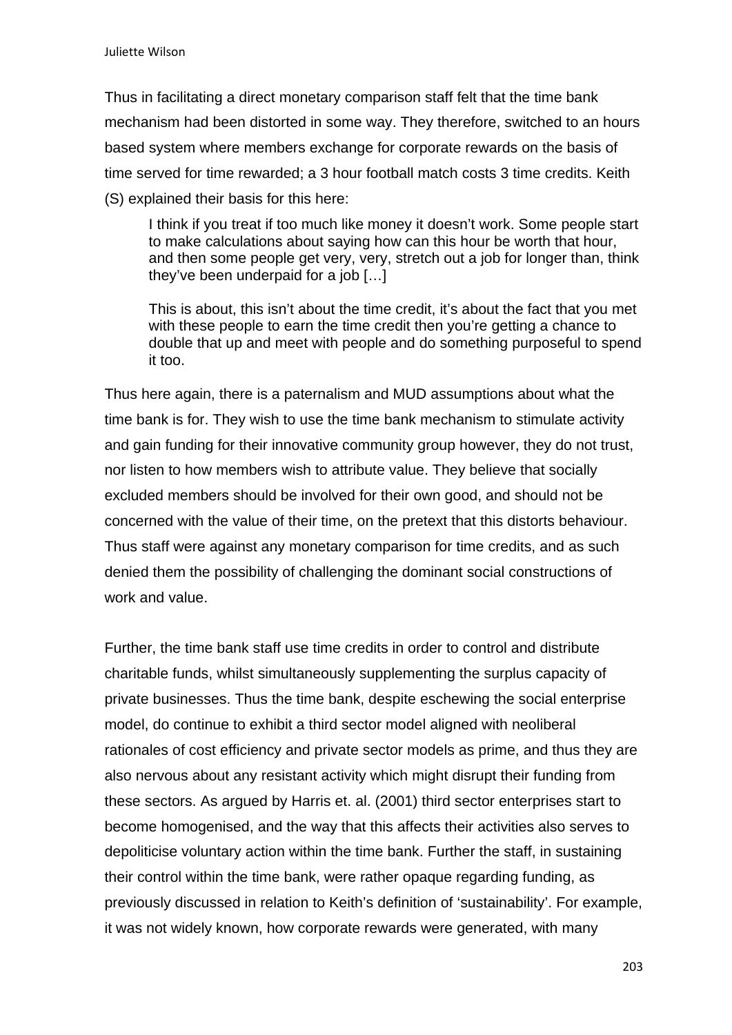Thus in facilitating a direct monetary comparison staff felt that the time bank mechanism had been distorted in some way. They therefore, switched to an hours based system where members exchange for corporate rewards on the basis of time served for time rewarded; a 3 hour football match costs 3 time credits. Keith (S) explained their basis for this here:

> I think if you treat if too much like money it doesn't work. Some people start to make calculations about saying how can this hour be worth that hour, and then some people get very, very, stretch out a job for longer than, think they've been underpaid for a job […]
>
> This is about, this isn't about the time credit, it's about the fact that you met with these people to earn the time credit then you're getting a chance to double that up and meet with people and do something purposeful to spend it too.

Thus here again, there is a paternalism and MUD assumptions about what the time bank is for. They wish to use the time bank mechanism to stimulate activity and gain funding for their innovative community group however, they do not trust, nor listen to how members wish to attribute value. They believe that socially excluded members should be involved for their own good, and should not be concerned with the value of their time, on the pretext that this distorts behaviour. Thus staff were against any monetary comparison for time credits, and as such denied them the possibility of challenging the dominant social constructions of work and value.

Further, the time bank staff use time credits in order to control and distribute charitable funds, whilst simultaneously supplementing the surplus capacity of private businesses. Thus the time bank, despite eschewing the social enterprise model, do continue to exhibit a third sector model aligned with neoliberal rationales of cost efficiency and private sector models as prime, and thus they are also nervous about any resistant activity which might disrupt their funding from these sectors. As argued by Harris et. al. (2001) third sector enterprises start to become homogenised, and the way that this affects their activities also serves to depoliticise voluntary action within the time bank. Further the staff, in sustaining their control within the time bank, were rather opaque regarding funding, as previously discussed in relation to Keith's definition of 'sustainability'. For example, it was not widely known, how corporate rewards were generated, with many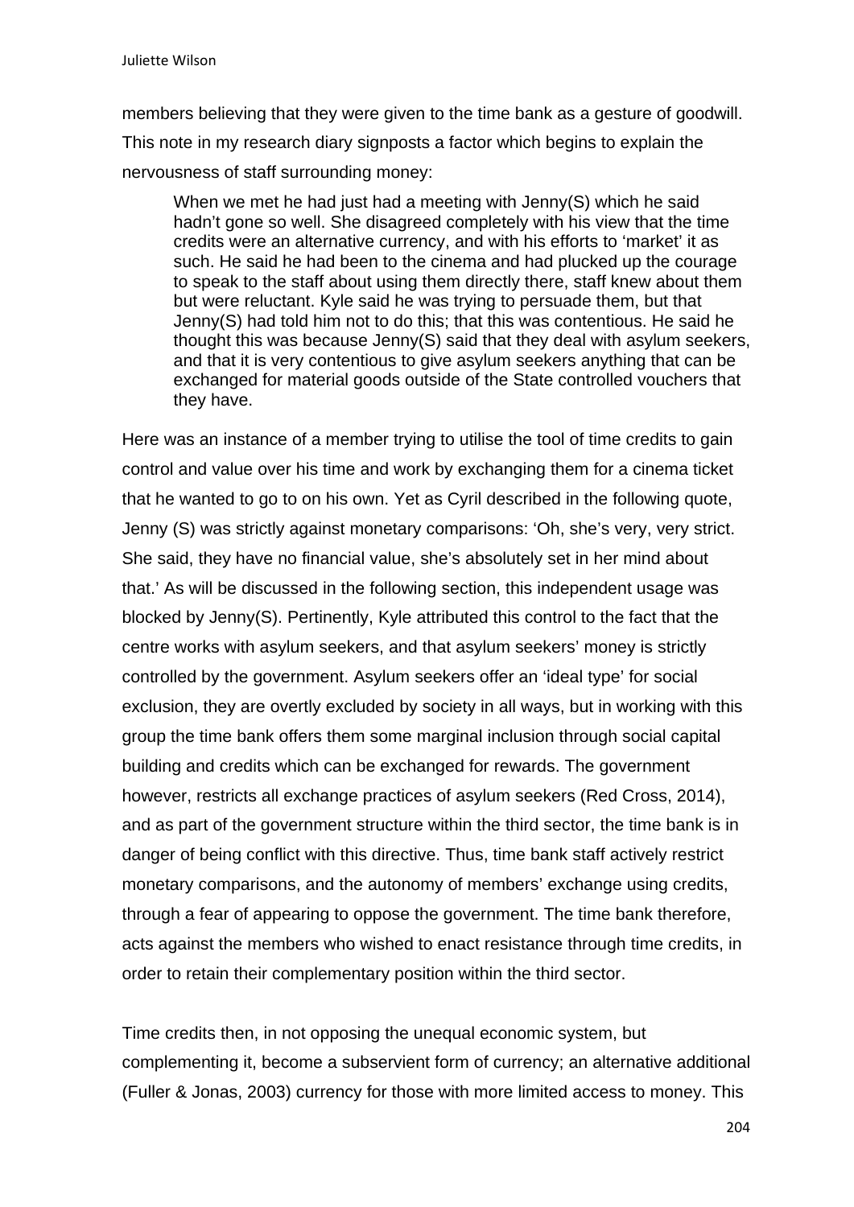members believing that they were given to the time bank as a gesture of goodwill. This note in my research diary signposts a factor which begins to explain the nervousness of staff surrounding money:

> When we met he had just had a meeting with Jenny(S) which he said hadn't gone so well. She disagreed completely with his view that the time credits were an alternative currency, and with his efforts to 'market' it as such. He said he had been to the cinema and had plucked up the courage to speak to the staff about using them directly there, staff knew about them but were reluctant. Kyle said he was trying to persuade them, but that Jenny(S) had told him not to do this; that this was contentious. He said he thought this was because Jenny(S) said that they deal with asylum seekers, and that it is very contentious to give asylum seekers anything that can be exchanged for material goods outside of the State controlled vouchers that they have.

Here was an instance of a member trying to utilise the tool of time credits to gain control and value over his time and work by exchanging them for a cinema ticket that he wanted to go to on his own. Yet as Cyril described in the following quote, Jenny (S) was strictly against monetary comparisons: 'Oh, she's very, very strict. She said, they have no financial value, she's absolutely set in her mind about that.' As will be discussed in the following section, this independent usage was blocked by Jenny(S). Pertinently, Kyle attributed this control to the fact that the centre works with asylum seekers, and that asylum seekers' money is strictly controlled by the government. Asylum seekers offer an 'ideal type' for social exclusion, they are overtly excluded by society in all ways, but in working with this group the time bank offers them some marginal inclusion through social capital building and credits which can be exchanged for rewards. The government however, restricts all exchange practices of asylum seekers (Red Cross, 2014), and as part of the government structure within the third sector, the time bank is in danger of being conflict with this directive. Thus, time bank staff actively restrict monetary comparisons, and the autonomy of members' exchange using credits, through a fear of appearing to oppose the government. The time bank therefore, acts against the members who wished to enact resistance through time credits, in order to retain their complementary position within the third sector.

Time credits then, in not opposing the unequal economic system, but complementing it, become a subservient form of currency; an alternative additional (Fuller & Jonas, 2003) currency for those with more limited access to money. This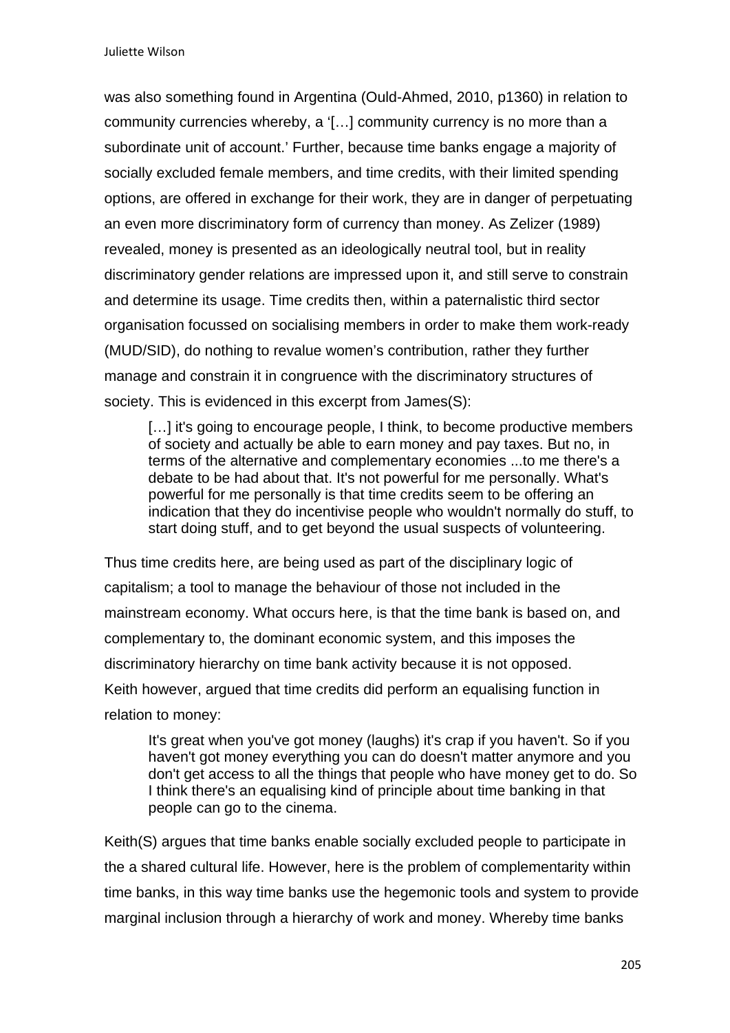was also something found in Argentina (Ould-Ahmed, 2010, p1360) in relation to community currencies whereby, a '[…] community currency is no more than a subordinate unit of account.' Further, because time banks engage a majority of socially excluded female members, and time credits, with their limited spending options, are offered in exchange for their work, they are in danger of perpetuating an even more discriminatory form of currency than money. As Zelizer (1989) revealed, money is presented as an ideologically neutral tool, but in reality discriminatory gender relations are impressed upon it, and still serve to constrain and determine its usage. Time credits then, within a paternalistic third sector organisation focussed on socialising members in order to make them work-ready (MUD/SID), do nothing to revalue women's contribution, rather they further manage and constrain it in congruence with the discriminatory structures of society. This is evidenced in this excerpt from James(S):

> […] it's going to encourage people, I think, to become productive members of society and actually be able to earn money and pay taxes. But no, in terms of the alternative and complementary economies ...to me there's a debate to be had about that. It's not powerful for me personally. What's powerful for me personally is that time credits seem to be offering an indication that they do incentivise people who wouldn't normally do stuff, to start doing stuff, and to get beyond the usual suspects of volunteering.

Thus time credits here, are being used as part of the disciplinary logic of capitalism; a tool to manage the behaviour of those not included in the mainstream economy. What occurs here, is that the time bank is based on, and complementary to, the dominant economic system, and this imposes the discriminatory hierarchy on time bank activity because it is not opposed.
Keith however, argued that time credits did perform an equalising function in relation to money:

> It's great when you've got money (laughs) it's crap if you haven't. So if you haven't got money everything you can do doesn't matter anymore and you don't get access to all the things that people who have money get to do. So I think there's an equalising kind of principle about time banking in that people can go to the cinema.

Keith(S) argues that time banks enable socially excluded people to participate in the a shared cultural life. However, here is the problem of complementarity within time banks, in this way time banks use the hegemonic tools and system to provide marginal inclusion through a hierarchy of work and money. Whereby time banks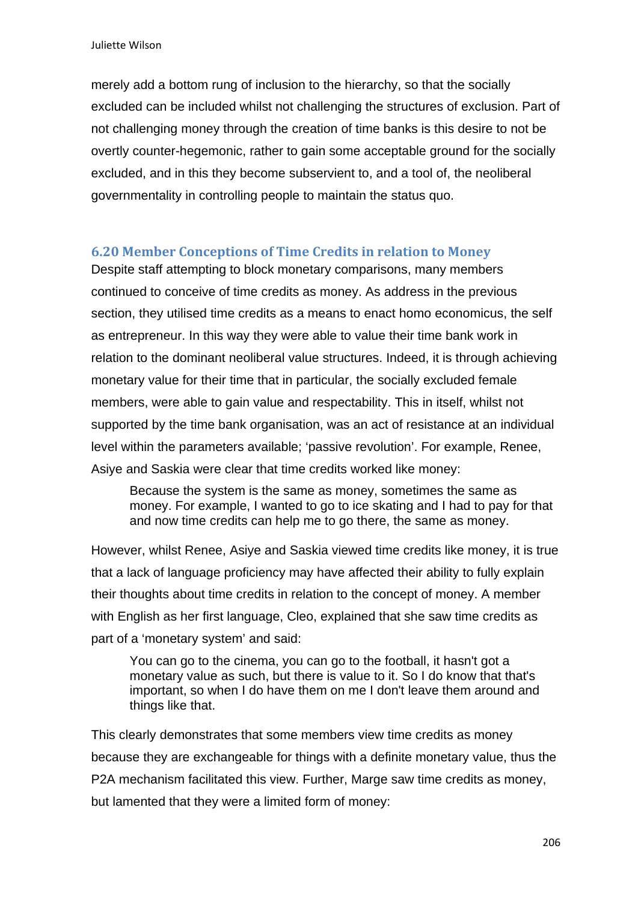merely add a bottom rung of inclusion to the hierarchy, so that the socially excluded can be included whilst not challenging the structures of exclusion. Part of not challenging money through the creation of time banks is this desire to not be overtly counter-hegemonic, rather to gain some acceptable ground for the socially excluded, and in this they become subservient to, and a tool of, the neoliberal governmentality in controlling people to maintain the status quo.

### 6.20 Member Conceptions of Time Credits in relation to Money

Despite staff attempting to block monetary comparisons, many members continued to conceive of time credits as money. As address in the previous section, they utilised time credits as a means to enact homo economicus, the self as entrepreneur. In this way they were able to value their time bank work in relation to the dominant neoliberal value structures. Indeed, it is through achieving monetary value for their time that in particular, the socially excluded female members, were able to gain value and respectability. This in itself, whilst not supported by the time bank organisation, was an act of resistance at an individual level within the parameters available; 'passive revolution'. For example, Renee, Asiye and Saskia were clear that time credits worked like money:

> Because the system is the same as money, sometimes the same as money. For example, I wanted to go to ice skating and I had to pay for that and now time credits can help me to go there, the same as money.

However, whilst Renee, Asiye and Saskia viewed time credits like money, it is true that a lack of language proficiency may have affected their ability to fully explain their thoughts about time credits in relation to the concept of money. A member with English as her first language, Cleo, explained that she saw time credits as part of a 'monetary system' and said:

> You can go to the cinema, you can go to the football, it hasn't got a monetary value as such, but there is value to it. So I do know that that's important, so when I do have them on me I don't leave them around and things like that.

This clearly demonstrates that some members view time credits as money because they are exchangeable for things with a definite monetary value, thus the P2A mechanism facilitated this view. Further, Marge saw time credits as money, but lamented that they were a limited form of money: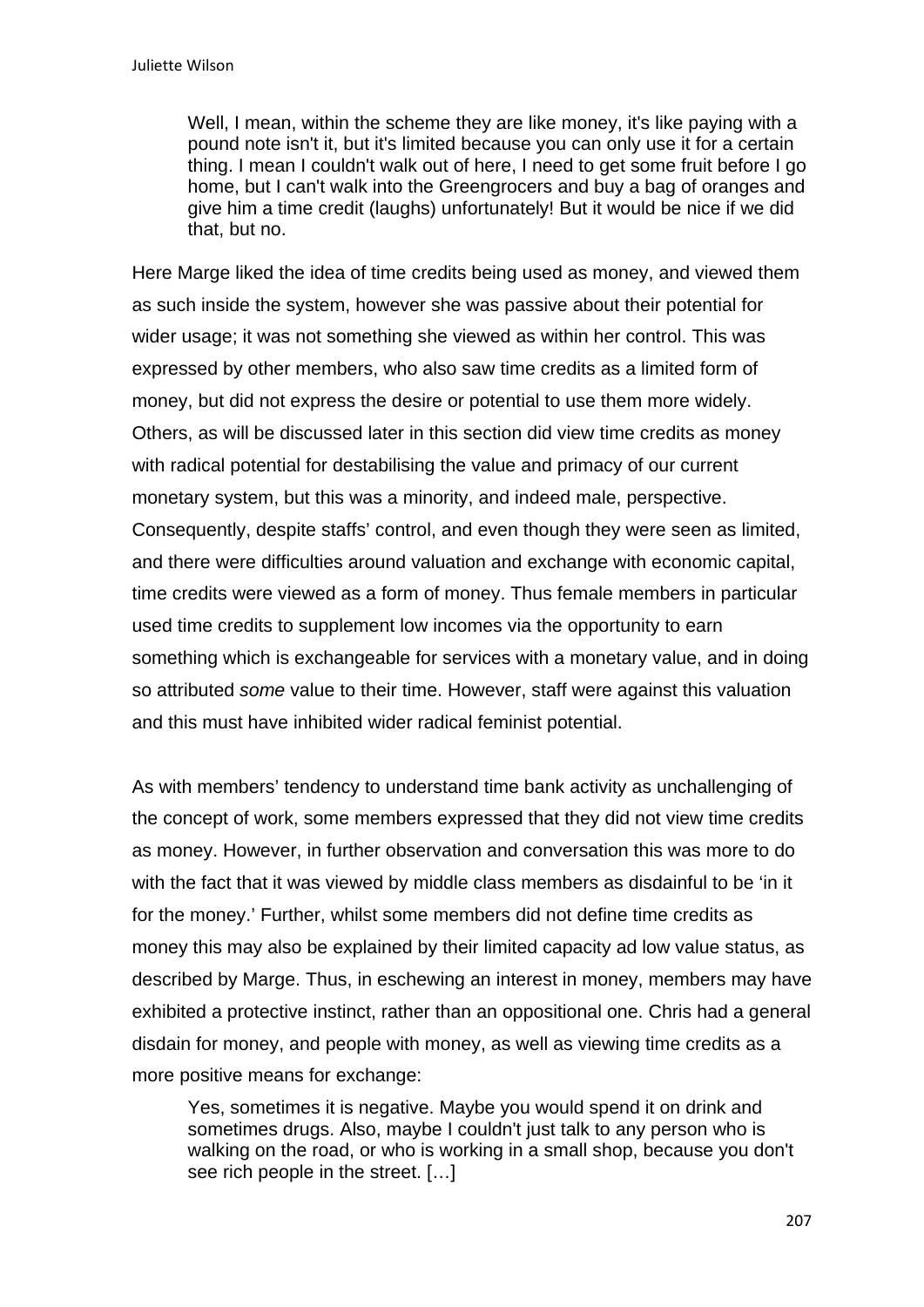> Well, I mean, within the scheme they are like money, it's like paying with a pound note isn't it, but it's limited because you can only use it for a certain thing. I mean I couldn't walk out of here, I need to get some fruit before I go home, but I can't walk into the Greengrocers and buy a bag of oranges and give him a time credit (laughs) unfortunately! But it would be nice if we did that, but no.

Here Marge liked the idea of time credits being used as money, and viewed them as such inside the system, however she was passive about their potential for wider usage; it was not something she viewed as within her control. This was expressed by other members, who also saw time credits as a limited form of money, but did not express the desire or potential to use them more widely. Others, as will be discussed later in this section did view time credits as money with radical potential for destabilising the value and primacy of our current monetary system, but this was a minority, and indeed male, perspective. Consequently, despite staffs' control, and even though they were seen as limited, and there were difficulties around valuation and exchange with economic capital, time credits were viewed as a form of money. Thus female members in particular used time credits to supplement low incomes via the opportunity to earn something which is exchangeable for services with a monetary value, and in doing so attributed *some* value to their time. However, staff were against this valuation and this must have inhibited wider radical feminist potential.

As with members' tendency to understand time bank activity as unchallenging of the concept of work, some members expressed that they did not view time credits as money. However, in further observation and conversation this was more to do with the fact that it was viewed by middle class members as disdainful to be 'in it for the money.' Further, whilst some members did not define time credits as money this may also be explained by their limited capacity ad low value status, as described by Marge. Thus, in eschewing an interest in money, members may have exhibited a protective instinct, rather than an oppositional one. Chris had a general disdain for money, and people with money, as well as viewing time credits as a more positive means for exchange:

> Yes, sometimes it is negative. Maybe you would spend it on drink and sometimes drugs. Also, maybe I couldn't just talk to any person who is walking on the road, or who is working in a small shop, because you don't see rich people in the street. […]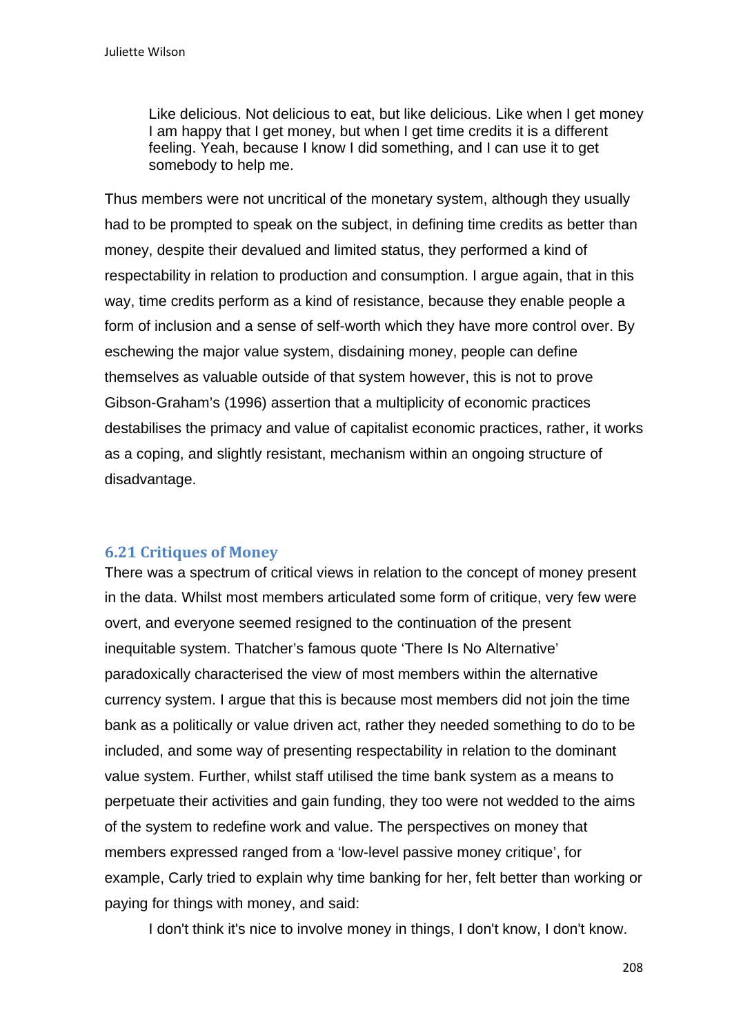> Like delicious. Not delicious to eat, but like delicious. Like when I get money I am happy that I get money, but when I get time credits it is a different feeling. Yeah, because I know I did something, and I can use it to get somebody to help me.

Thus members were not uncritical of the monetary system, although they usually had to be prompted to speak on the subject, in defining time credits as better than money, despite their devalued and limited status, they performed a kind of respectability in relation to production and consumption. I argue again, that in this way, time credits perform as a kind of resistance, because they enable people a form of inclusion and a sense of self-worth which they have more control over. By eschewing the major value system, disdaining money, people can define themselves as valuable outside of that system however, this is not to prove Gibson-Graham's (1996) assertion that a multiplicity of economic practices destabilises the primacy and value of capitalist economic practices, rather, it works as a coping, and slightly resistant, mechanism within an ongoing structure of disadvantage.

### 6.21 Critiques of Money

There was a spectrum of critical views in relation to the concept of money present in the data. Whilst most members articulated some form of critique, very few were overt, and everyone seemed resigned to the continuation of the present inequitable system. Thatcher's famous quote 'There Is No Alternative' paradoxically characterised the view of most members within the alternative currency system. I argue that this is because most members did not join the time bank as a politically or value driven act, rather they needed something to do to be included, and some way of presenting respectability in relation to the dominant value system. Further, whilst staff utilised the time bank system as a means to perpetuate their activities and gain funding, they too were not wedded to the aims of the system to redefine work and value. The perspectives on money that members expressed ranged from a 'low-level passive money critique', for example, Carly tried to explain why time banking for her, felt better than working or paying for things with money, and said:

> I don't think it's nice to involve money in things, I don't know, I don't know.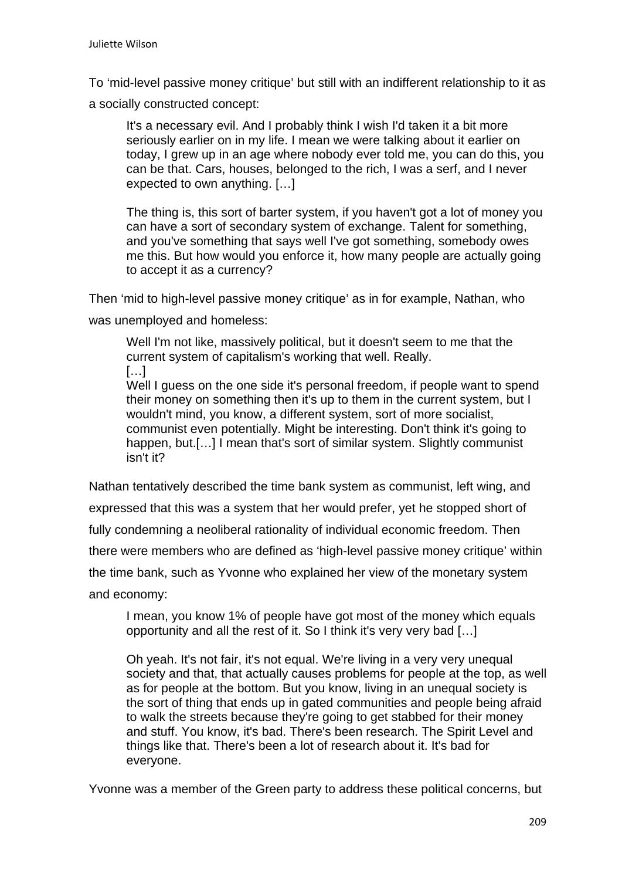To 'mid-level passive money critique' but still with an indifferent relationship to it as a socially constructed concept:

> It's a necessary evil. And I probably think I wish I'd taken it a bit more seriously earlier on in my life. I mean we were talking about it earlier on today, I grew up in an age where nobody ever told me, you can do this, you can be that. Cars, houses, belonged to the rich, I was a serf, and I never expected to own anything. […]
>
> The thing is, this sort of barter system, if you haven't got a lot of money you can have a sort of secondary system of exchange. Talent for something, and you've something that says well I've got something, somebody owes me this. But how would you enforce it, how many people are actually going to accept it as a currency?

Then 'mid to high-level passive money critique' as in for example, Nathan, who was unemployed and homeless:

> Well I'm not like, massively political, but it doesn't seem to me that the current system of capitalism's working that well. Really.
> […]
> Well I guess on the one side it's personal freedom, if people want to spend their money on something then it's up to them in the current system, but I wouldn't mind, you know, a different system, sort of more socialist, communist even potentially. Might be interesting. Don't think it's going to happen, but.[…] I mean that's sort of similar system. Slightly communist isn't it?

Nathan tentatively described the time bank system as communist, left wing, and expressed that this was a system that her would prefer, yet he stopped short of fully condemning a neoliberal rationality of individual economic freedom. Then there were members who are defined as 'high-level passive money critique' within the time bank, such as Yvonne who explained her view of the monetary system and economy:

> I mean, you know 1% of people have got most of the money which equals opportunity and all the rest of it. So I think it's very very bad […]
>
> Oh yeah. It's not fair, it's not equal. We're living in a very very unequal society and that, that actually causes problems for people at the top, as well as for people at the bottom. But you know, living in an unequal society is the sort of thing that ends up in gated communities and people being afraid to walk the streets because they're going to get stabbed for their money and stuff. You know, it's bad. There's been research. The Spirit Level and things like that. There's been a lot of research about it. It's bad for everyone.

Yvonne was a member of the Green party to address these political concerns, but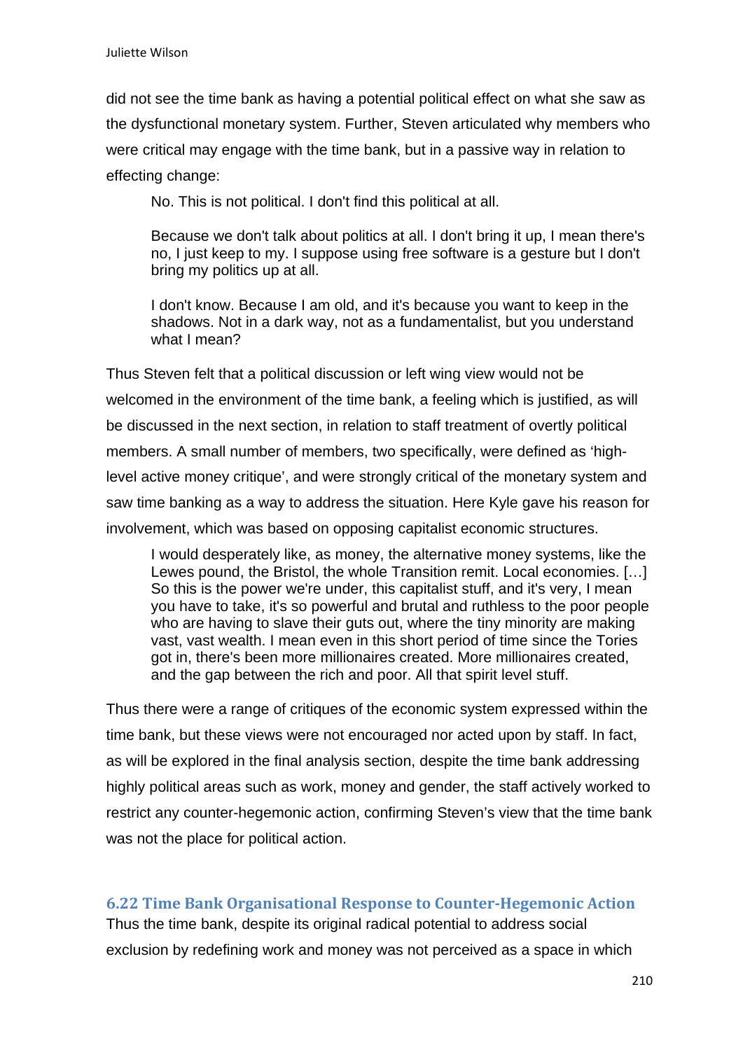did not see the time bank as having a potential political effect on what she saw as the dysfunctional monetary system. Further, Steven articulated why members who were critical may engage with the time bank, but in a passive way in relation to effecting change:

> No. This is not political. I don't find this political at all.
>
> Because we don't talk about politics at all. I don't bring it up, I mean there's no, I just keep to my. I suppose using free software is a gesture but I don't bring my politics up at all.
>
> I don't know. Because I am old, and it's because you want to keep in the shadows. Not in a dark way, not as a fundamentalist, but you understand what I mean?

Thus Steven felt that a political discussion or left wing view would not be welcomed in the environment of the time bank, a feeling which is justified, as will be discussed in the next section, in relation to staff treatment of overtly political members. A small number of members, two specifically, were defined as 'high-level active money critique', and were strongly critical of the monetary system and saw time banking as a way to address the situation. Here Kyle gave his reason for involvement, which was based on opposing capitalist economic structures.

> I would desperately like, as money, the alternative money systems, like the Lewes pound, the Bristol, the whole Transition remit. Local economies. […] So this is the power we're under, this capitalist stuff, and it's very, I mean you have to take, it's so powerful and brutal and ruthless to the poor people who are having to slave their guts out, where the tiny minority are making vast, vast wealth. I mean even in this short period of time since the Tories got in, there's been more millionaires created. More millionaires created, and the gap between the rich and poor. All that spirit level stuff.

Thus there were a range of critiques of the economic system expressed within the time bank, but these views were not encouraged nor acted upon by staff. In fact, as will be explored in the final analysis section, despite the time bank addressing highly political areas such as work, money and gender, the staff actively worked to restrict any counter-hegemonic action, confirming Steven's view that the time bank was not the place for political action.

### 6.22 Time Bank Organisational Response to Counter-Hegemonic Action

Thus the time bank, despite its original radical potential to address social exclusion by redefining work and money was not perceived as a space in which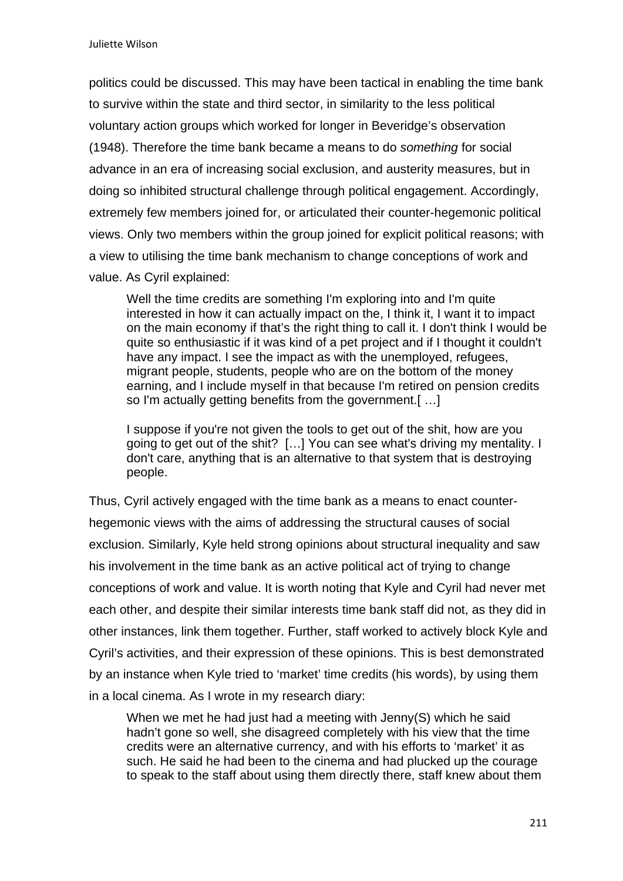politics could be discussed. This may have been tactical in enabling the time bank to survive within the state and third sector, in similarity to the less political voluntary action groups which worked for longer in Beveridge's observation (1948). Therefore the time bank became a means to do *something* for social advance in an era of increasing social exclusion, and austerity measures, but in doing so inhibited structural challenge through political engagement. Accordingly, extremely few members joined for, or articulated their counter-hegemonic political views. Only two members within the group joined for explicit political reasons; with a view to utilising the time bank mechanism to change conceptions of work and value. As Cyril explained:

> Well the time credits are something I'm exploring into and I'm quite interested in how it can actually impact on the, I think it, I want it to impact on the main economy if that's the right thing to call it. I don't think I would be quite so enthusiastic if it was kind of a pet project and if I thought it couldn't have any impact. I see the impact as with the unemployed, refugees, migrant people, students, people who are on the bottom of the money earning, and I include myself in that because I'm retired on pension credits so I'm actually getting benefits from the government.[ …]
>
> I suppose if you're not given the tools to get out of the shit, how are you going to get out of the shit? […] You can see what's driving my mentality. I don't care, anything that is an alternative to that system that is destroying people.

Thus, Cyril actively engaged with the time bank as a means to enact counter-hegemonic views with the aims of addressing the structural causes of social exclusion. Similarly, Kyle held strong opinions about structural inequality and saw his involvement in the time bank as an active political act of trying to change conceptions of work and value. It is worth noting that Kyle and Cyril had never met each other, and despite their similar interests time bank staff did not, as they did in other instances, link them together. Further, staff worked to actively block Kyle and Cyril's activities, and their expression of these opinions. This is best demonstrated by an instance when Kyle tried to 'market' time credits (his words), by using them in a local cinema. As I wrote in my research diary:

> When we met he had just had a meeting with Jenny(S) which he said hadn't gone so well, she disagreed completely with his view that the time credits were an alternative currency, and with his efforts to 'market' it as such. He said he had been to the cinema and had plucked up the courage to speak to the staff about using them directly there, staff knew about them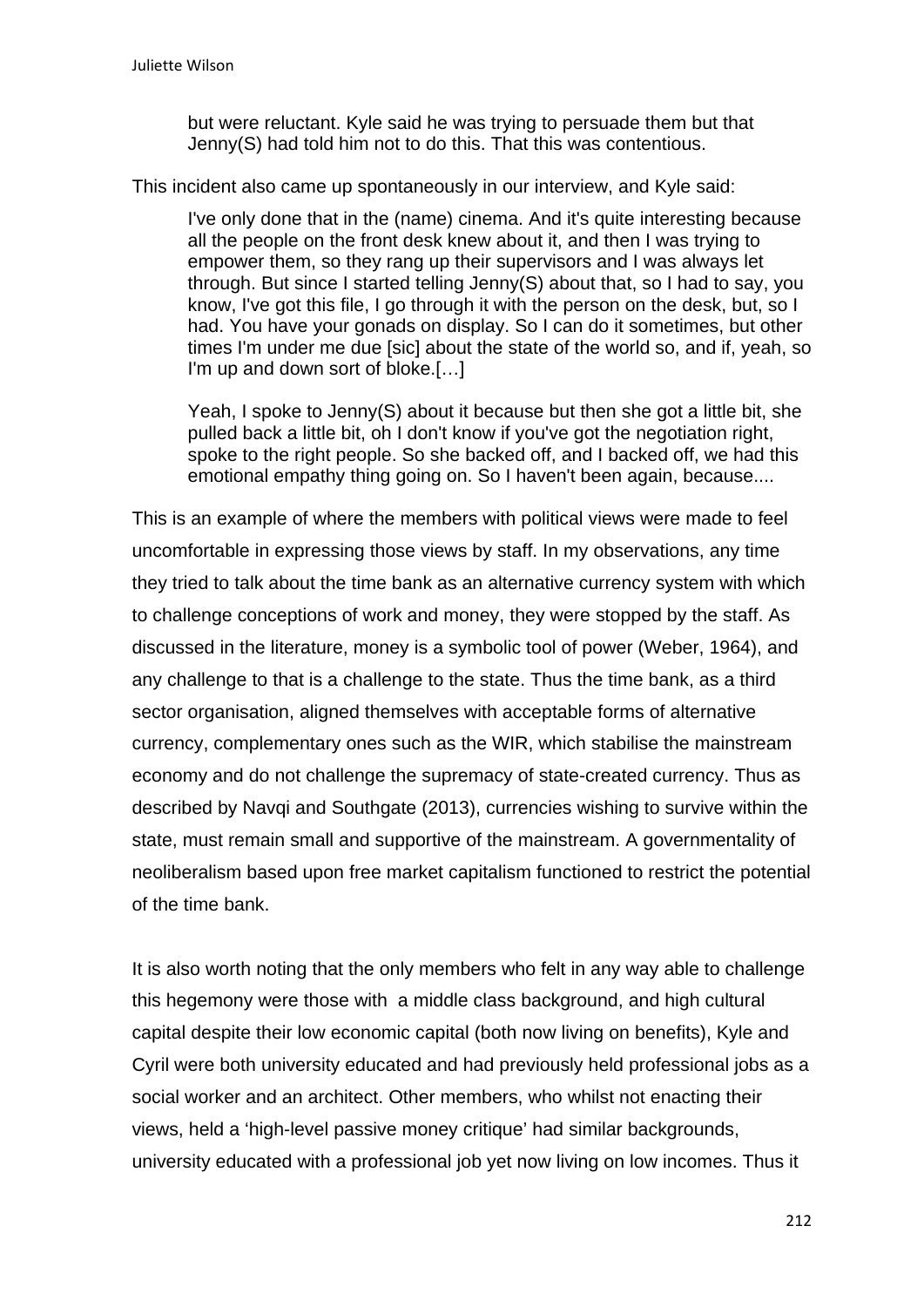> but were reluctant. Kyle said he was trying to persuade them but that Jenny(S) had told him not to do this. That this was contentious.

This incident also came up spontaneously in our interview, and Kyle said:

> I've only done that in the (name) cinema. And it's quite interesting because all the people on the front desk knew about it, and then I was trying to empower them, so they rang up their supervisors and I was always let through. But since I started telling Jenny(S) about that, so I had to say, you know, I've got this file, I go through it with the person on the desk, but, so I had. You have your gonads on display. So I can do it sometimes, but other times I'm under me due [sic] about the state of the world so, and if, yeah, so I'm up and down sort of bloke.[…]
>
> Yeah, I spoke to Jenny(S) about it because but then she got a little bit, she pulled back a little bit, oh I don't know if you've got the negotiation right, spoke to the right people. So she backed off, and I backed off, we had this emotional empathy thing going on. So I haven't been again, because....

This is an example of where the members with political views were made to feel uncomfortable in expressing those views by staff. In my observations, any time they tried to talk about the time bank as an alternative currency system with which to challenge conceptions of work and money, they were stopped by the staff. As discussed in the literature, money is a symbolic tool of power (Weber, 1964), and any challenge to that is a challenge to the state. Thus the time bank, as a third sector organisation, aligned themselves with acceptable forms of alternative currency, complementary ones such as the WIR, which stabilise the mainstream economy and do not challenge the supremacy of state-created currency. Thus as described by Navqi and Southgate (2013), currencies wishing to survive within the state, must remain small and supportive of the mainstream. A governmentality of neoliberalism based upon free market capitalism functioned to restrict the potential of the time bank.

It is also worth noting that the only members who felt in any way able to challenge this hegemony were those with a middle class background, and high cultural capital despite their low economic capital (both now living on benefits), Kyle and Cyril were both university educated and had previously held professional jobs as a social worker and an architect. Other members, who whilst not enacting their views, held a 'high-level passive money critique' had similar backgrounds, university educated with a professional job yet now living on low incomes. Thus it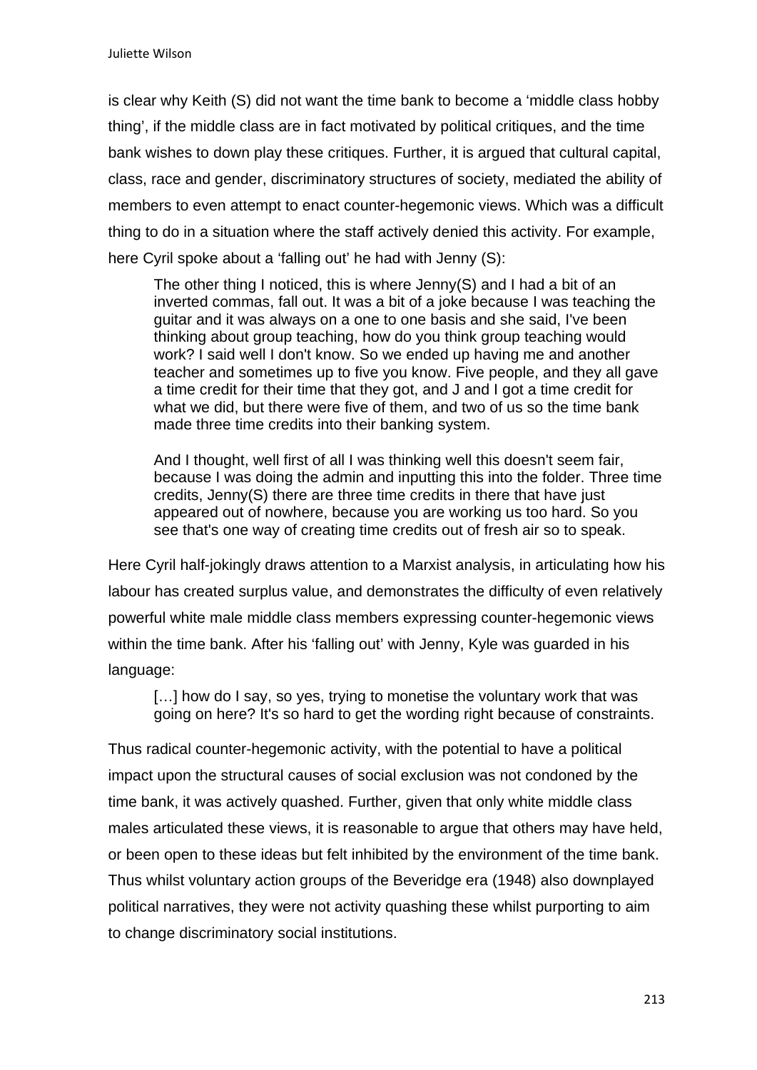is clear why Keith (S) did not want the time bank to become a 'middle class hobby thing', if the middle class are in fact motivated by political critiques, and the time bank wishes to down play these critiques. Further, it is argued that cultural capital, class, race and gender, discriminatory structures of society, mediated the ability of members to even attempt to enact counter-hegemonic views. Which was a difficult thing to do in a situation where the staff actively denied this activity. For example, here Cyril spoke about a 'falling out' he had with Jenny (S):

> The other thing I noticed, this is where Jenny(S) and I had a bit of an inverted commas, fall out. It was a bit of a joke because I was teaching the guitar and it was always on a one to one basis and she said, I've been thinking about group teaching, how do you think group teaching would work? I said well I don't know. So we ended up having me and another teacher and sometimes up to five you know. Five people, and they all gave a time credit for their time that they got, and J and I got a time credit for what we did, but there were five of them, and two of us so the time bank made three time credits into their banking system.
>
> And I thought, well first of all I was thinking well this doesn't seem fair, because I was doing the admin and inputting this into the folder. Three time credits, Jenny(S) there are three time credits in there that have just appeared out of nowhere, because you are working us too hard. So you see that's one way of creating time credits out of fresh air so to speak.

Here Cyril half-jokingly draws attention to a Marxist analysis, in articulating how his labour has created surplus value, and demonstrates the difficulty of even relatively powerful white male middle class members expressing counter-hegemonic views within the time bank. After his 'falling out' with Jenny, Kyle was guarded in his language:

> […] how do I say, so yes, trying to monetise the voluntary work that was going on here? It's so hard to get the wording right because of constraints.

Thus radical counter-hegemonic activity, with the potential to have a political impact upon the structural causes of social exclusion was not condoned by the time bank, it was actively quashed. Further, given that only white middle class males articulated these views, it is reasonable to argue that others may have held, or been open to these ideas but felt inhibited by the environment of the time bank. Thus whilst voluntary action groups of the Beveridge era (1948) also downplayed political narratives, they were not activity quashing these whilst purporting to aim to change discriminatory social institutions.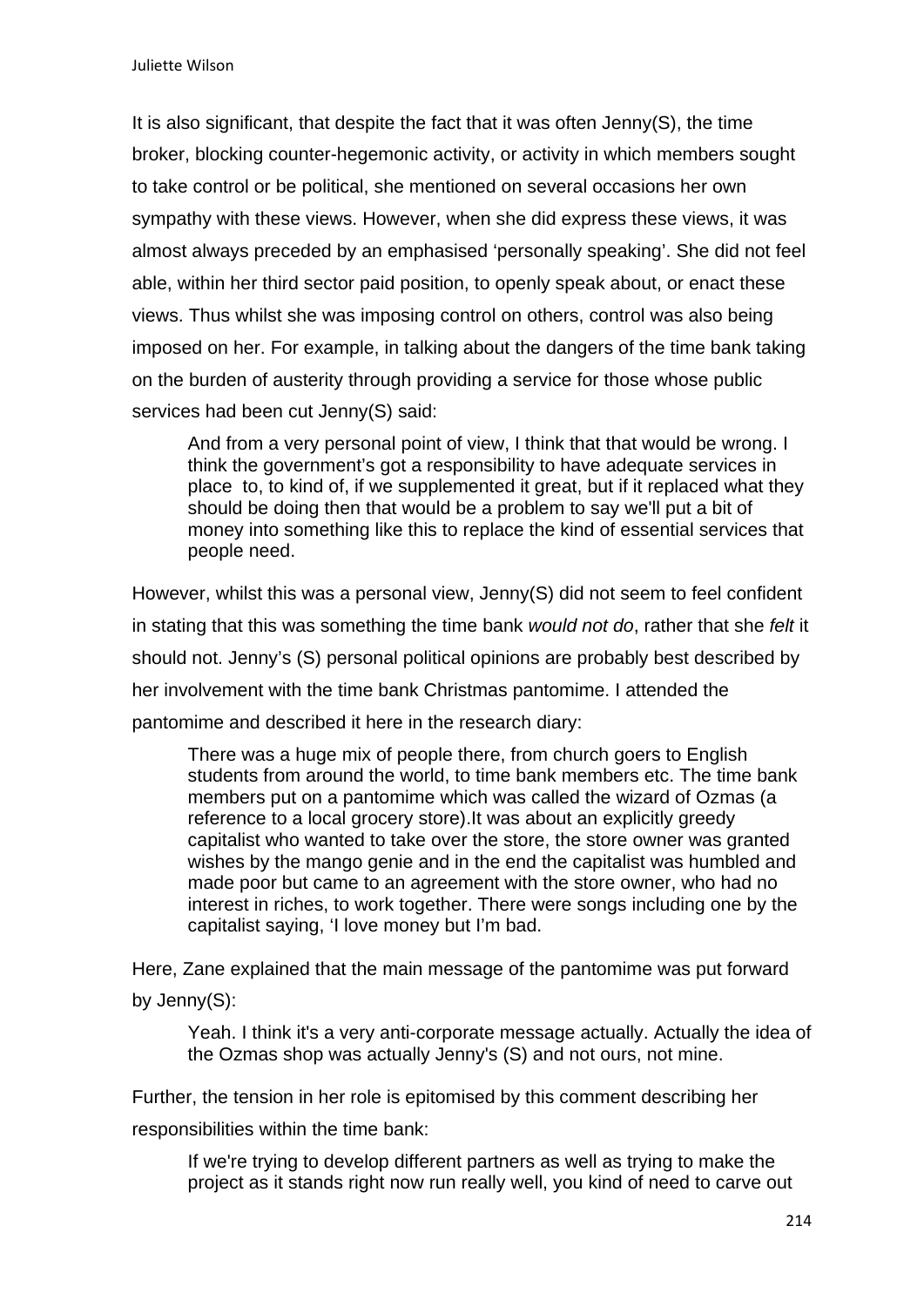It is also significant, that despite the fact that it was often Jenny(S), the time broker, blocking counter-hegemonic activity, or activity in which members sought to take control or be political, she mentioned on several occasions her own sympathy with these views. However, when she did express these views, it was almost always preceded by an emphasised 'personally speaking'. She did not feel able, within her third sector paid position, to openly speak about, or enact these views. Thus whilst she was imposing control on others, control was also being imposed on her. For example, in talking about the dangers of the time bank taking on the burden of austerity through providing a service for those whose public services had been cut Jenny(S) said:

> And from a very personal point of view, I think that that would be wrong. I think the government's got a responsibility to have adequate services in place to, to kind of, if we supplemented it great, but if it replaced what they should be doing then that would be a problem to say we'll put a bit of money into something like this to replace the kind of essential services that people need.

However, whilst this was a personal view, Jenny(S) did not seem to feel confident in stating that this was something the time bank *would not do*, rather that she *felt* it should not. Jenny's (S) personal political opinions are probably best described by her involvement with the time bank Christmas pantomime. I attended the pantomime and described it here in the research diary:

> There was a huge mix of people there, from church goers to English students from around the world, to time bank members etc. The time bank members put on a pantomime which was called the wizard of Ozmas (a reference to a local grocery store).It was about an explicitly greedy capitalist who wanted to take over the store, the store owner was granted wishes by the mango genie and in the end the capitalist was humbled and made poor but came to an agreement with the store owner, who had no interest in riches, to work together. There were songs including one by the capitalist saying, 'I love money but I'm bad.

Here, Zane explained that the main message of the pantomime was put forward by Jenny(S):

> Yeah. I think it's a very anti-corporate message actually. Actually the idea of the Ozmas shop was actually Jenny's (S) and not ours, not mine.

Further, the tension in her role is epitomised by this comment describing her responsibilities within the time bank:

> If we're trying to develop different partners as well as trying to make the project as it stands right now run really well, you kind of need to carve out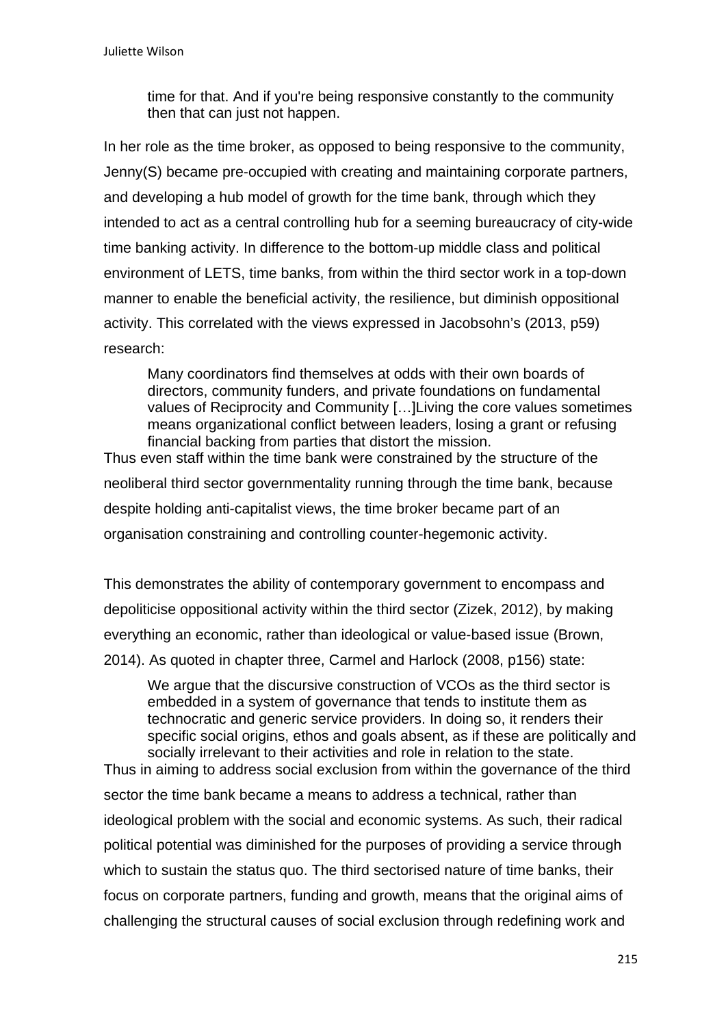> time for that. And if you're being responsive constantly to the community then that can just not happen.

In her role as the time broker, as opposed to being responsive to the community, Jenny(S) became pre-occupied with creating and maintaining corporate partners, and developing a hub model of growth for the time bank, through which they intended to act as a central controlling hub for a seeming bureaucracy of city-wide time banking activity. In difference to the bottom-up middle class and political environment of LETS, time banks, from within the third sector work in a top-down manner to enable the beneficial activity, the resilience, but diminish oppositional activity. This correlated with the views expressed in Jacobsohn's (2013, p59) research:

> Many coordinators find themselves at odds with their own boards of directors, community funders, and private foundations on fundamental values of Reciprocity and Community […]Living the core values sometimes means organizational conflict between leaders, losing a grant or refusing financial backing from parties that distort the mission.

Thus even staff within the time bank were constrained by the structure of the neoliberal third sector governmentality running through the time bank, because despite holding anti-capitalist views, the time broker became part of an organisation constraining and controlling counter-hegemonic activity.

This demonstrates the ability of contemporary government to encompass and depoliticise oppositional activity within the third sector (Zizek, 2012), by making everything an economic, rather than ideological or value-based issue (Brown, 2014). As quoted in chapter three, Carmel and Harlock (2008, p156) state:

> We argue that the discursive construction of VCOs as the third sector is embedded in a system of governance that tends to institute them as technocratic and generic service providers. In doing so, it renders their specific social origins, ethos and goals absent, as if these are politically and socially irrelevant to their activities and role in relation to the state.

Thus in aiming to address social exclusion from within the governance of the third sector the time bank became a means to address a technical, rather than ideological problem with the social and economic systems. As such, their radical political potential was diminished for the purposes of providing a service through which to sustain the status quo. The third sectorised nature of time banks, their focus on corporate partners, funding and growth, means that the original aims of challenging the structural causes of social exclusion through redefining work and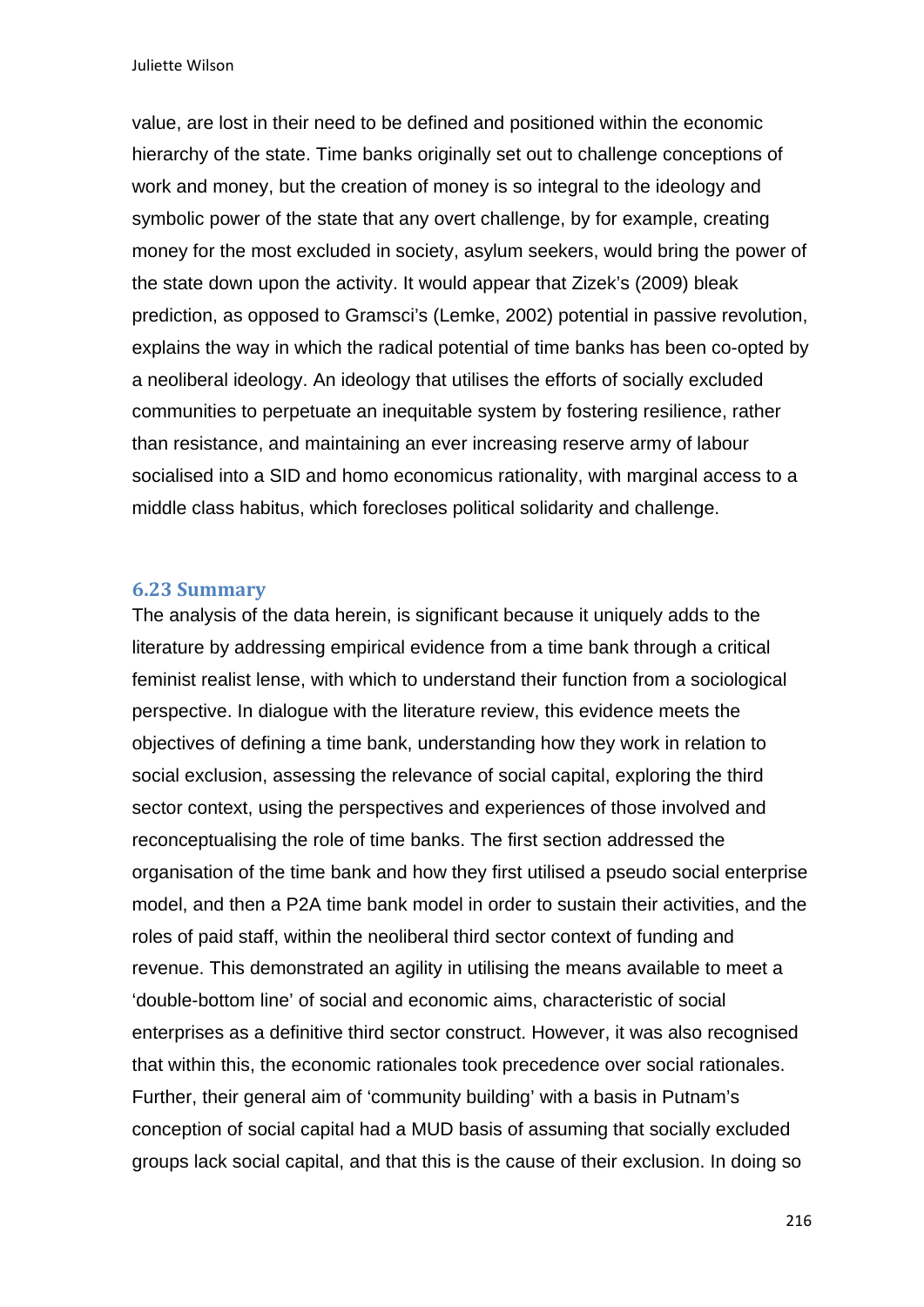value, are lost in their need to be defined and positioned within the economic hierarchy of the state. Time banks originally set out to challenge conceptions of work and money, but the creation of money is so integral to the ideology and symbolic power of the state that any overt challenge, by for example, creating money for the most excluded in society, asylum seekers, would bring the power of the state down upon the activity. It would appear that Zizek's (2009) bleak prediction, as opposed to Gramsci's (Lemke, 2002) potential in passive revolution, explains the way in which the radical potential of time banks has been co-opted by a neoliberal ideology. An ideology that utilises the efforts of socially excluded communities to perpetuate an inequitable system by fostering resilience, rather than resistance, and maintaining an ever increasing reserve army of labour socialised into a SID and homo economicus rationality, with marginal access to a middle class habitus, which forecloses political solidarity and challenge.

### 6.23 Summary

The analysis of the data herein, is significant because it uniquely adds to the literature by addressing empirical evidence from a time bank through a critical feminist realist lense, with which to understand their function from a sociological perspective. In dialogue with the literature review, this evidence meets the objectives of defining a time bank, understanding how they work in relation to social exclusion, assessing the relevance of social capital, exploring the third sector context, using the perspectives and experiences of those involved and reconceptualising the role of time banks. The first section addressed the organisation of the time bank and how they first utilised a pseudo social enterprise model, and then a P2A time bank model in order to sustain their activities, and the roles of paid staff, within the neoliberal third sector context of funding and revenue. This demonstrated an agility in utilising the means available to meet a 'double-bottom line' of social and economic aims, characteristic of social enterprises as a definitive third sector construct. However, it was also recognised that within this, the economic rationales took precedence over social rationales. Further, their general aim of 'community building' with a basis in Putnam's conception of social capital had a MUD basis of assuming that socially excluded groups lack social capital, and that this is the cause of their exclusion. In doing so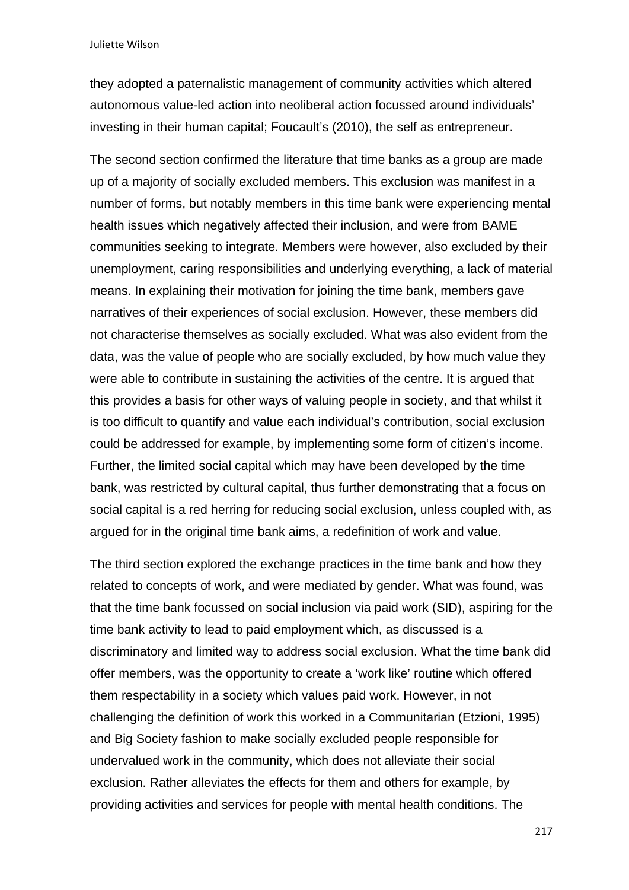they adopted a paternalistic management of community activities which altered autonomous value-led action into neoliberal action focussed around individuals' investing in their human capital; Foucault's (2010), the self as entrepreneur.

The second section confirmed the literature that time banks as a group are made up of a majority of socially excluded members. This exclusion was manifest in a number of forms, but notably members in this time bank were experiencing mental health issues which negatively affected their inclusion, and were from BAME communities seeking to integrate. Members were however, also excluded by their unemployment, caring responsibilities and underlying everything, a lack of material means. In explaining their motivation for joining the time bank, members gave narratives of their experiences of social exclusion. However, these members did not characterise themselves as socially excluded. What was also evident from the data, was the value of people who are socially excluded, by how much value they were able to contribute in sustaining the activities of the centre. It is argued that this provides a basis for other ways of valuing people in society, and that whilst it is too difficult to quantify and value each individual's contribution, social exclusion could be addressed for example, by implementing some form of citizen's income. Further, the limited social capital which may have been developed by the time bank, was restricted by cultural capital, thus further demonstrating that a focus on social capital is a red herring for reducing social exclusion, unless coupled with, as argued for in the original time bank aims, a redefinition of work and value.

The third section explored the exchange practices in the time bank and how they related to concepts of work, and were mediated by gender. What was found, was that the time bank focussed on social inclusion via paid work (SID), aspiring for the time bank activity to lead to paid employment which, as discussed is a discriminatory and limited way to address social exclusion. What the time bank did offer members, was the opportunity to create a 'work like' routine which offered them respectability in a society which values paid work. However, in not challenging the definition of work this worked in a Communitarian (Etzioni, 1995) and Big Society fashion to make socially excluded people responsible for undervalued work in the community, which does not alleviate their social exclusion. Rather alleviates the effects for them and others for example, by providing activities and services for people with mental health conditions. The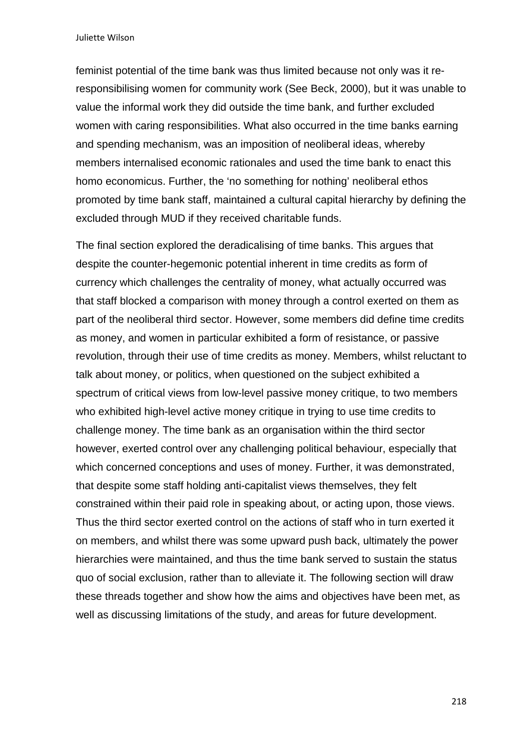feminist potential of the time bank was thus limited because not only was it re-responsibilising women for community work (See Beck, 2000), but it was unable to value the informal work they did outside the time bank, and further excluded women with caring responsibilities. What also occurred in the time banks earning and spending mechanism, was an imposition of neoliberal ideas, whereby members internalised economic rationales and used the time bank to enact this homo economicus. Further, the 'no something for nothing' neoliberal ethos promoted by time bank staff, maintained a cultural capital hierarchy by defining the excluded through MUD if they received charitable funds.

The final section explored the deradicalising of time banks. This argues that despite the counter-hegemonic potential inherent in time credits as form of currency which challenges the centrality of money, what actually occurred was that staff blocked a comparison with money through a control exerted on them as part of the neoliberal third sector. However, some members did define time credits as money, and women in particular exhibited a form of resistance, or passive revolution, through their use of time credits as money. Members, whilst reluctant to talk about money, or politics, when questioned on the subject exhibited a spectrum of critical views from low-level passive money critique, to two members who exhibited high-level active money critique in trying to use time credits to challenge money. The time bank as an organisation within the third sector however, exerted control over any challenging political behaviour, especially that which concerned conceptions and uses of money. Further, it was demonstrated, that despite some staff holding anti-capitalist views themselves, they felt constrained within their paid role in speaking about, or acting upon, those views. Thus the third sector exerted control on the actions of staff who in turn exerted it on members, and whilst there was some upward push back, ultimately the power hierarchies were maintained, and thus the time bank served to sustain the status quo of social exclusion, rather than to alleviate it. The following section will draw these threads together and show how the aims and objectives have been met, as well as discussing limitations of the study, and areas for future development.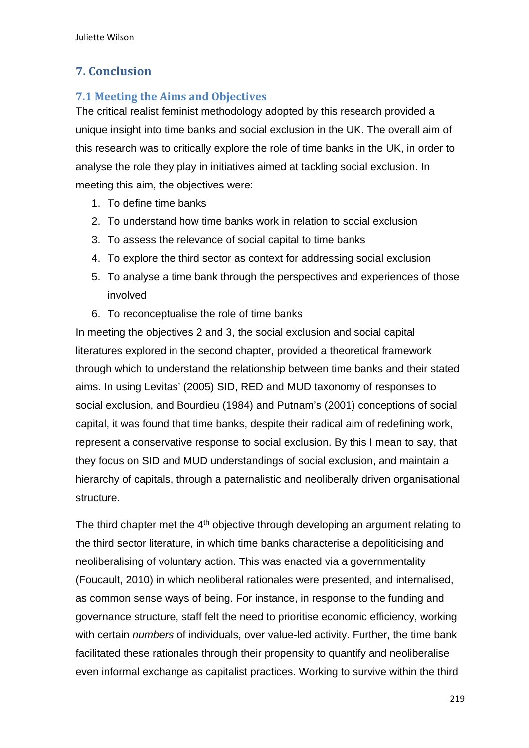## 7. Conclusion

### 7.1 Meeting the Aims and Objectives

The critical realist feminist methodology adopted by this research provided a unique insight into time banks and social exclusion in the UK. The overall aim of this research was to critically explore the role of time banks in the UK, in order to analyse the role they play in initiatives aimed at tackling social exclusion. In meeting this aim, the objectives were:

1. To define time banks
2. To understand how time banks work in relation to social exclusion
3. To assess the relevance of social capital to time banks
4. To explore the third sector as context for addressing social exclusion
5. To analyse a time bank through the perspectives and experiences of those involved
6. To reconceptualise the role of time banks

In meeting the objectives 2 and 3, the social exclusion and social capital literatures explored in the second chapter, provided a theoretical framework through which to understand the relationship between time banks and their stated aims. In using Levitas' (2005) SID, RED and MUD taxonomy of responses to social exclusion, and Bourdieu (1984) and Putnam's (2001) conceptions of social capital, it was found that time banks, despite their radical aim of redefining work, represent a conservative response to social exclusion. By this I mean to say, that they focus on SID and MUD understandings of social exclusion, and maintain a hierarchy of capitals, through a paternalistic and neoliberally driven organisational structure.

The third chapter met the 4th objective through developing an argument relating to the third sector literature, in which time banks characterise a depoliticising and neoliberalising of voluntary action. This was enacted via a governmentality (Foucault, 2010) in which neoliberal rationales were presented, and internalised, as common sense ways of being. For instance, in response to the funding and governance structure, staff felt the need to prioritise economic efficiency, working with certain *numbers* of individuals, over value-led activity. Further, the time bank facilitated these rationales through their propensity to quantify and neoliberalise even informal exchange as capitalist practices. Working to survive within the third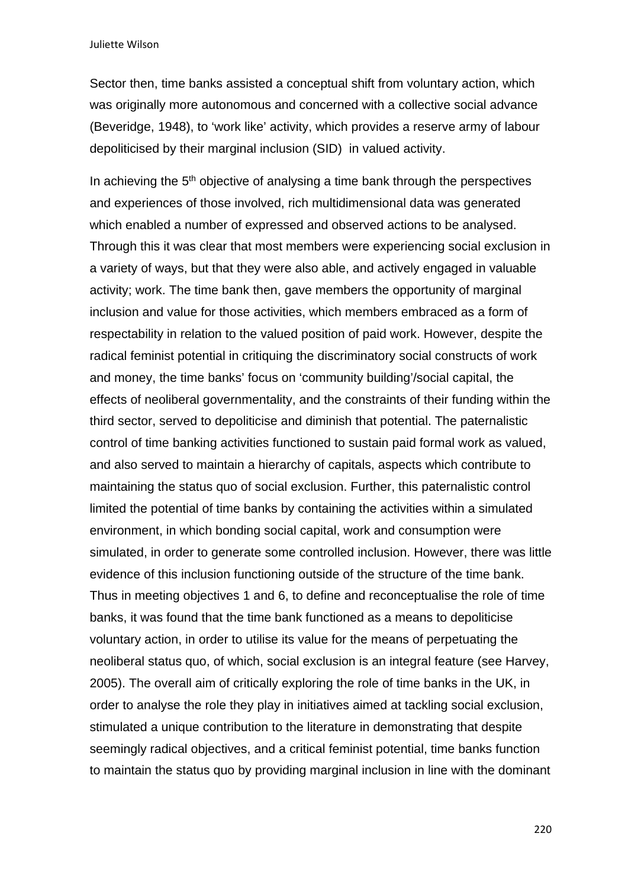Sector then, time banks assisted a conceptual shift from voluntary action, which was originally more autonomous and concerned with a collective social advance (Beveridge, 1948), to 'work like' activity, which provides a reserve army of labour depoliticised by their marginal inclusion (SID) in valued activity.

In achieving the 5th objective of analysing a time bank through the perspectives and experiences of those involved, rich multidimensional data was generated which enabled a number of expressed and observed actions to be analysed. Through this it was clear that most members were experiencing social exclusion in a variety of ways, but that they were also able, and actively engaged in valuable activity; work. The time bank then, gave members the opportunity of marginal inclusion and value for those activities, which members embraced as a form of respectability in relation to the valued position of paid work. However, despite the radical feminist potential in critiquing the discriminatory social constructs of work and money, the time banks' focus on 'community building'/social capital, the effects of neoliberal governmentality, and the constraints of their funding within the third sector, served to depoliticise and diminish that potential. The paternalistic control of time banking activities functioned to sustain paid formal work as valued, and also served to maintain a hierarchy of capitals, aspects which contribute to maintaining the status quo of social exclusion. Further, this paternalistic control limited the potential of time banks by containing the activities within a simulated environment, in which bonding social capital, work and consumption were simulated, in order to generate some controlled inclusion. However, there was little evidence of this inclusion functioning outside of the structure of the time bank. Thus in meeting objectives 1 and 6, to define and reconceptualise the role of time banks, it was found that the time bank functioned as a means to depoliticise voluntary action, in order to utilise its value for the means of perpetuating the neoliberal status quo, of which, social exclusion is an integral feature (see Harvey, 2005). The overall aim of critically exploring the role of time banks in the UK, in order to analyse the role they play in initiatives aimed at tackling social exclusion, stimulated a unique contribution to the literature in demonstrating that despite seemingly radical objectives, and a critical feminist potential, time banks function to maintain the status quo by providing marginal inclusion in line with the dominant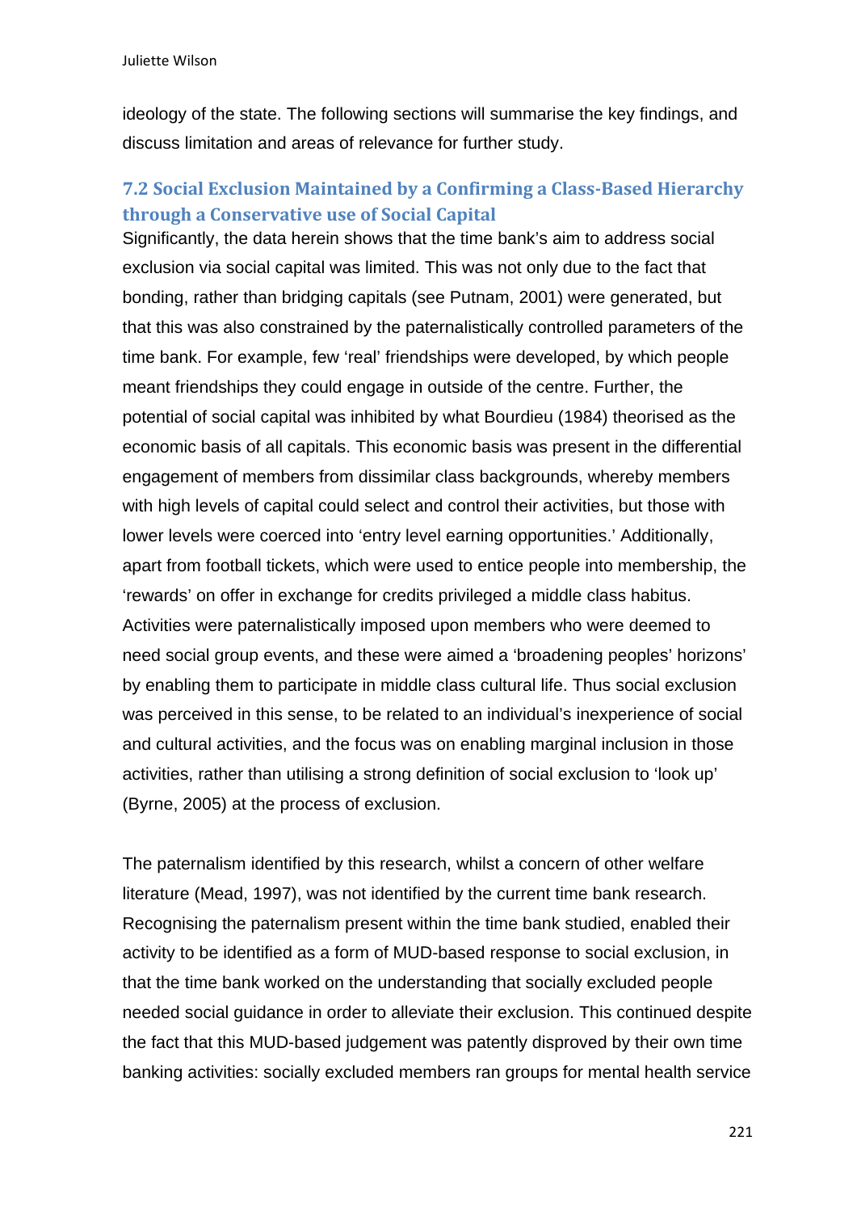ideology of the state. The following sections will summarise the key findings, and discuss limitation and areas of relevance for further study.

## 7.2 Social Exclusion Maintained by a Confirming a Class-Based Hierarchy through a Conservative use of Social Capital

Significantly, the data herein shows that the time bank's aim to address social exclusion via social capital was limited. This was not only due to the fact that bonding, rather than bridging capitals (see Putnam, 2001) were generated, but that this was also constrained by the paternalistically controlled parameters of the time bank. For example, few 'real' friendships were developed, by which people meant friendships they could engage in outside of the centre. Further, the potential of social capital was inhibited by what Bourdieu (1984) theorised as the economic basis of all capitals. This economic basis was present in the differential engagement of members from dissimilar class backgrounds, whereby members with high levels of capital could select and control their activities, but those with lower levels were coerced into 'entry level earning opportunities.' Additionally, apart from football tickets, which were used to entice people into membership, the 'rewards' on offer in exchange for credits privileged a middle class habitus. Activities were paternalistically imposed upon members who were deemed to need social group events, and these were aimed a 'broadening peoples' horizons' by enabling them to participate in middle class cultural life. Thus social exclusion was perceived in this sense, to be related to an individual's inexperience of social and cultural activities, and the focus was on enabling marginal inclusion in those activities, rather than utilising a strong definition of social exclusion to 'look up' (Byrne, 2005) at the process of exclusion.

The paternalism identified by this research, whilst a concern of other welfare literature (Mead, 1997), was not identified by the current time bank research. Recognising the paternalism present within the time bank studied, enabled their activity to be identified as a form of MUD-based response to social exclusion, in that the time bank worked on the understanding that socially excluded people needed social guidance in order to alleviate their exclusion. This continued despite the fact that this MUD-based judgement was patently disproved by their own time banking activities: socially excluded members ran groups for mental health service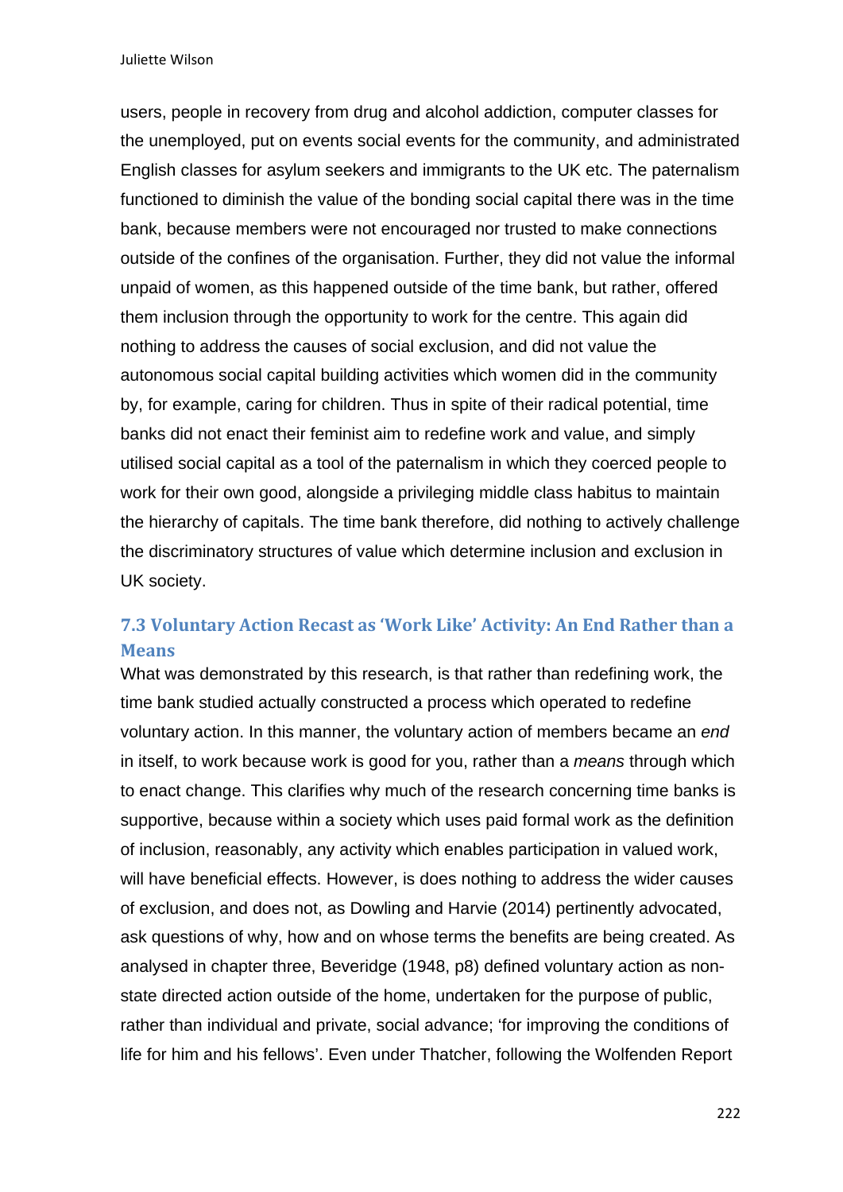users, people in recovery from drug and alcohol addiction, computer classes for the unemployed, put on events social events for the community, and administrated English classes for asylum seekers and immigrants to the UK etc. The paternalism functioned to diminish the value of the bonding social capital there was in the time bank, because members were not encouraged nor trusted to make connections outside of the confines of the organisation. Further, they did not value the informal unpaid of women, as this happened outside of the time bank, but rather, offered them inclusion through the opportunity to work for the centre. This again did nothing to address the causes of social exclusion, and did not value the autonomous social capital building activities which women did in the community by, for example, caring for children. Thus in spite of their radical potential, time banks did not enact their feminist aim to redefine work and value, and simply utilised social capital as a tool of the paternalism in which they coerced people to work for their own good, alongside a privileging middle class habitus to maintain the hierarchy of capitals. The time bank therefore, did nothing to actively challenge the discriminatory structures of value which determine inclusion and exclusion in UK society.

### 7.3 Voluntary Action Recast as 'Work Like' Activity: An End Rather than a Means

What was demonstrated by this research, is that rather than redefining work, the time bank studied actually constructed a process which operated to redefine voluntary action. In this manner, the voluntary action of members became an *end* in itself, to work because work is good for you, rather than a *means* through which to enact change. This clarifies why much of the research concerning time banks is supportive, because within a society which uses paid formal work as the definition of inclusion, reasonably, any activity which enables participation in valued work, will have beneficial effects. However, is does nothing to address the wider causes of exclusion, and does not, as Dowling and Harvie (2014) pertinently advocated, ask questions of why, how and on whose terms the benefits are being created. As analysed in chapter three, Beveridge (1948, p8) defined voluntary action as non-state directed action outside of the home, undertaken for the purpose of public, rather than individual and private, social advance; 'for improving the conditions of life for him and his fellows'. Even under Thatcher, following the Wolfenden Report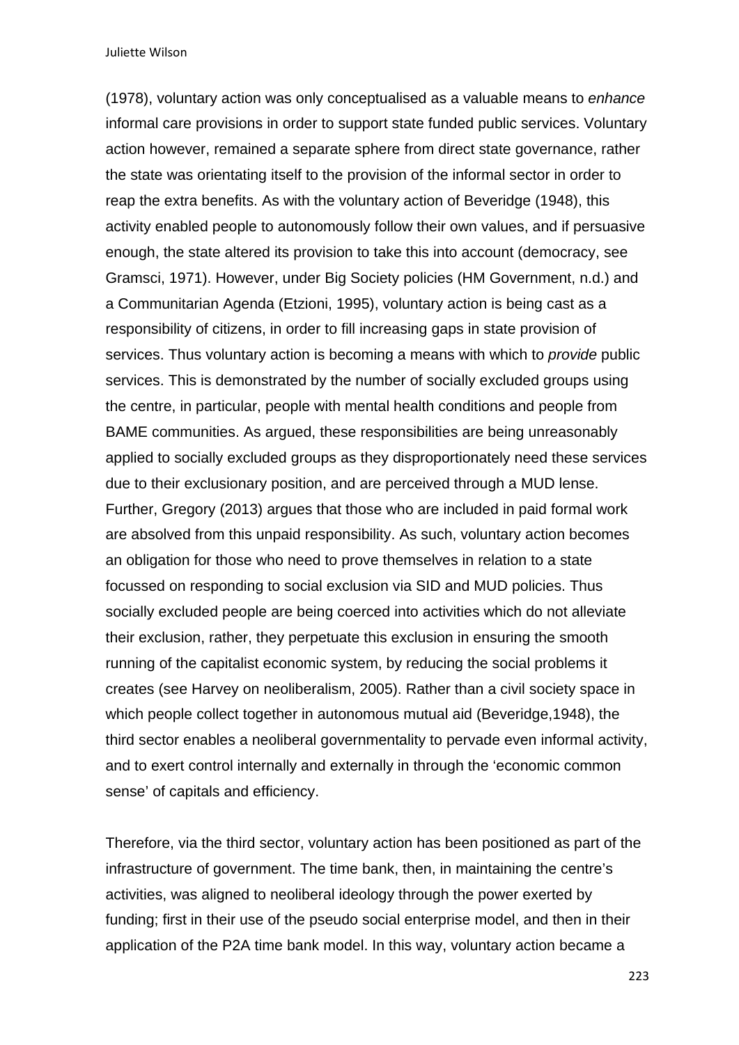(1978), voluntary action was only conceptualised as a valuable means to *enhance* informal care provisions in order to support state funded public services. Voluntary action however, remained a separate sphere from direct state governance, rather the state was orientating itself to the provision of the informal sector in order to reap the extra benefits. As with the voluntary action of Beveridge (1948), this activity enabled people to autonomously follow their own values, and if persuasive enough, the state altered its provision to take this into account (democracy, see Gramsci, 1971). However, under Big Society policies (HM Government, n.d.) and a Communitarian Agenda (Etzioni, 1995), voluntary action is being cast as a responsibility of citizens, in order to fill increasing gaps in state provision of services. Thus voluntary action is becoming a means with which to *provide* public services. This is demonstrated by the number of socially excluded groups using the centre, in particular, people with mental health conditions and people from BAME communities. As argued, these responsibilities are being unreasonably applied to socially excluded groups as they disproportionately need these services due to their exclusionary position, and are perceived through a MUD lense. Further, Gregory (2013) argues that those who are included in paid formal work are absolved from this unpaid responsibility. As such, voluntary action becomes an obligation for those who need to prove themselves in relation to a state focussed on responding to social exclusion via SID and MUD policies. Thus socially excluded people are being coerced into activities which do not alleviate their exclusion, rather, they perpetuate this exclusion in ensuring the smooth running of the capitalist economic system, by reducing the social problems it creates (see Harvey on neoliberalism, 2005). Rather than a civil society space in which people collect together in autonomous mutual aid (Beveridge,1948), the third sector enables a neoliberal governmentality to pervade even informal activity, and to exert control internally and externally in through the 'economic common sense' of capitals and efficiency.

Therefore, via the third sector, voluntary action has been positioned as part of the infrastructure of government. The time bank, then, in maintaining the centre's activities, was aligned to neoliberal ideology through the power exerted by funding; first in their use of the pseudo social enterprise model, and then in their application of the P2A time bank model. In this way, voluntary action became a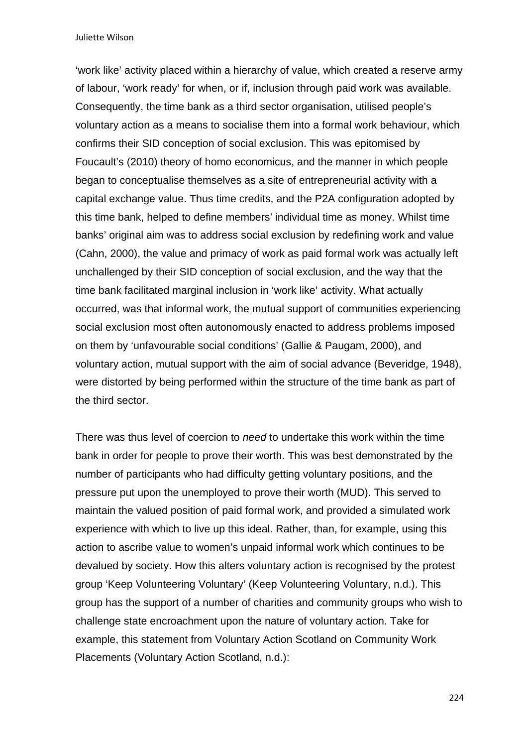'work like' activity placed within a hierarchy of value, which created a reserve army of labour, 'work ready' for when, or if, inclusion through paid work was available. Consequently, the time bank as a third sector organisation, utilised people's voluntary action as a means to socialise them into a formal work behaviour, which confirms their SID conception of social exclusion. This was epitomised by Foucault's (2010) theory of homo economicus, and the manner in which people began to conceptualise themselves as a site of entrepreneurial activity with a capital exchange value. Thus time credits, and the P2A configuration adopted by this time bank, helped to define members' individual time as money. Whilst time banks' original aim was to address social exclusion by redefining work and value (Cahn, 2000), the value and primacy of work as paid formal work was actually left unchallenged by their SID conception of social exclusion, and the way that the time bank facilitated marginal inclusion in 'work like' activity. What actually occurred, was that informal work, the mutual support of communities experiencing social exclusion most often autonomously enacted to address problems imposed on them by 'unfavourable social conditions' (Gallie & Paugam, 2000), and voluntary action, mutual support with the aim of social advance (Beveridge, 1948), were distorted by being performed within the structure of the time bank as part of the third sector.

There was thus level of coercion to *need* to undertake this work within the time bank in order for people to prove their worth. This was best demonstrated by the number of participants who had difficulty getting voluntary positions, and the pressure put upon the unemployed to prove their worth (MUD). This served to maintain the valued position of paid formal work, and provided a simulated work experience with which to live up this ideal. Rather, than, for example, using this action to ascribe value to women's unpaid informal work which continues to be devalued by society. How this alters voluntary action is recognised by the protest group 'Keep Volunteering Voluntary' (Keep Volunteering Voluntary, n.d.). This group has the support of a number of charities and community groups who wish to challenge state encroachment upon the nature of voluntary action. Take for example, this statement from Voluntary Action Scotland on Community Work Placements (Voluntary Action Scotland, n.d.):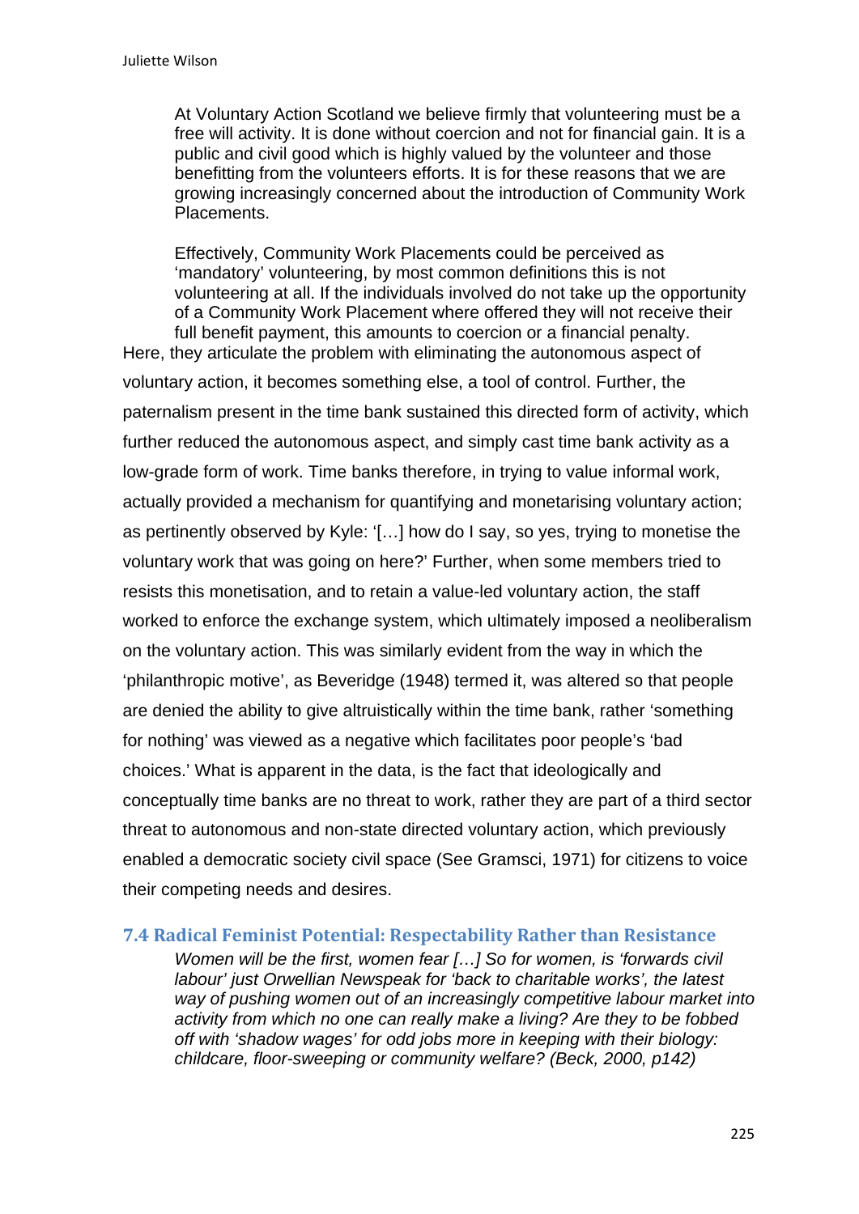> At Voluntary Action Scotland we believe firmly that volunteering must be a free will activity. It is done without coercion and not for financial gain. It is a public and civil good which is highly valued by the volunteer and those benefitting from the volunteers efforts. It is for these reasons that we are growing increasingly concerned about the introduction of Community Work Placements.
>
> Effectively, Community Work Placements could be perceived as 'mandatory' volunteering, by most common definitions this is not volunteering at all. If the individuals involved do not take up the opportunity of a Community Work Placement where offered they will not receive their full benefit payment, this amounts to coercion or a financial penalty.

Here, they articulate the problem with eliminating the autonomous aspect of voluntary action, it becomes something else, a tool of control. Further, the paternalism present in the time bank sustained this directed form of activity, which further reduced the autonomous aspect, and simply cast time bank activity as a low-grade form of work. Time banks therefore, in trying to value informal work, actually provided a mechanism for quantifying and monetarising voluntary action; as pertinently observed by Kyle: '[…] how do I say, so yes, trying to monetise the voluntary work that was going on here?' Further, when some members tried to resists this monetisation, and to retain a value-led voluntary action, the staff worked to enforce the exchange system, which ultimately imposed a neoliberalism on the voluntary action. This was similarly evident from the way in which the 'philanthropic motive', as Beveridge (1948) termed it, was altered so that people are denied the ability to give altruistically within the time bank, rather 'something for nothing' was viewed as a negative which facilitates poor people's 'bad choices.' What is apparent in the data, is the fact that ideologically and conceptually time banks are no threat to work, rather they are part of a third sector threat to autonomous and non-state directed voluntary action, which previously enabled a democratic society civil space (See Gramsci, 1971) for citizens to voice their competing needs and desires.

## 7.4 Radical Feminist Potential: Respectability Rather than Resistance

> *Women will be the first, women fear […] So for women, is 'forwards civil labour' just Orwellian Newspeak for 'back to charitable works', the latest way of pushing women out of an increasingly competitive labour market into activity from which no one can really make a living? Are they to be fobbed off with 'shadow wages' for odd jobs more in keeping with their biology: childcare, floor-sweeping or community welfare? (Beck, 2000, p142)*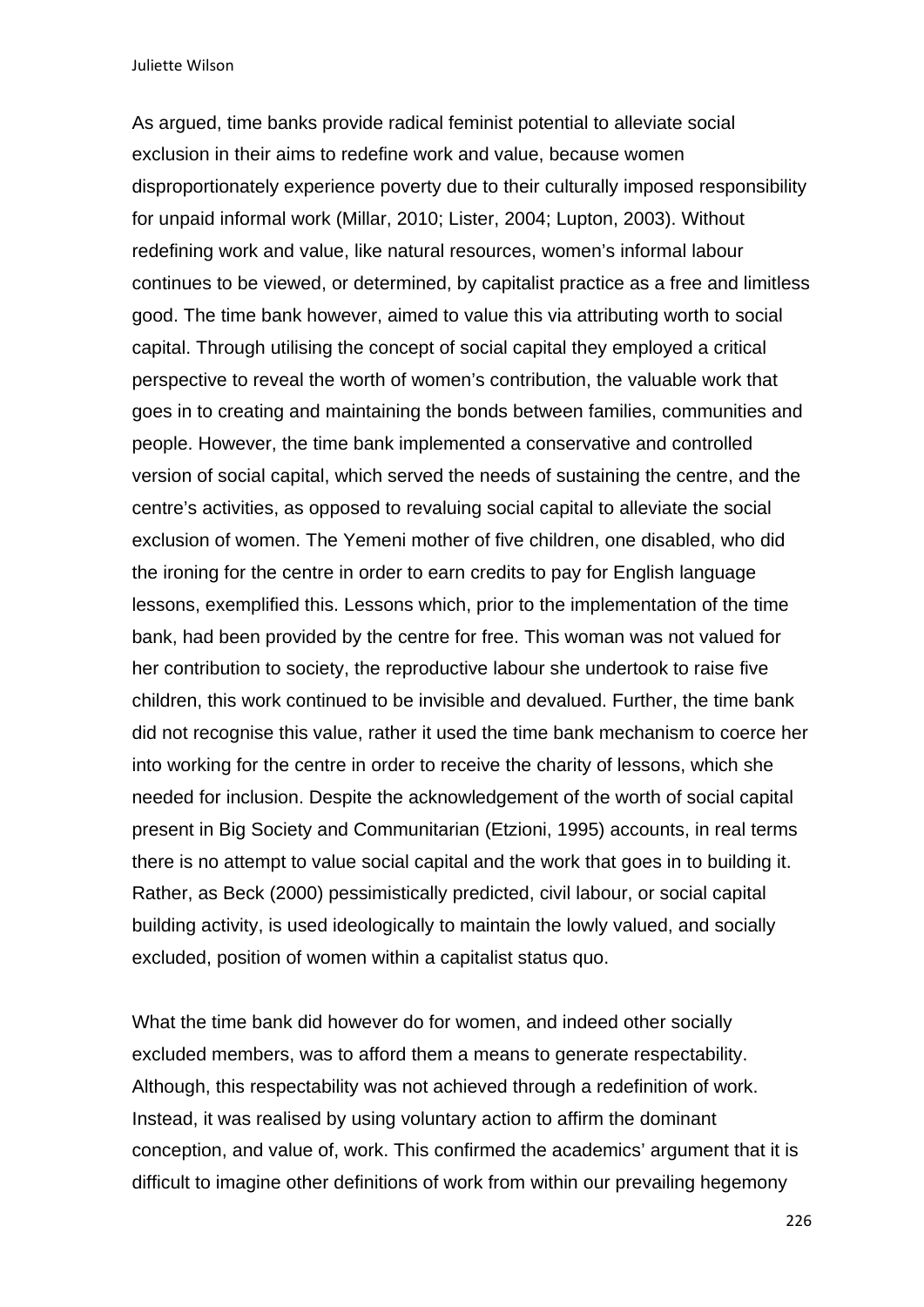As argued, time banks provide radical feminist potential to alleviate social exclusion in their aims to redefine work and value, because women disproportionately experience poverty due to their culturally imposed responsibility for unpaid informal work (Millar, 2010; Lister, 2004; Lupton, 2003). Without redefining work and value, like natural resources, women's informal labour continues to be viewed, or determined, by capitalist practice as a free and limitless good. The time bank however, aimed to value this via attributing worth to social capital. Through utilising the concept of social capital they employed a critical perspective to reveal the worth of women's contribution, the valuable work that goes in to creating and maintaining the bonds between families, communities and people. However, the time bank implemented a conservative and controlled version of social capital, which served the needs of sustaining the centre, and the centre's activities, as opposed to revaluing social capital to alleviate the social exclusion of women. The Yemeni mother of five children, one disabled, who did the ironing for the centre in order to earn credits to pay for English language lessons, exemplified this. Lessons which, prior to the implementation of the time bank, had been provided by the centre for free. This woman was not valued for her contribution to society, the reproductive labour she undertook to raise five children, this work continued to be invisible and devalued. Further, the time bank did not recognise this value, rather it used the time bank mechanism to coerce her into working for the centre in order to receive the charity of lessons, which she needed for inclusion. Despite the acknowledgement of the worth of social capital present in Big Society and Communitarian (Etzioni, 1995) accounts, in real terms there is no attempt to value social capital and the work that goes in to building it. Rather, as Beck (2000) pessimistically predicted, civil labour, or social capital building activity, is used ideologically to maintain the lowly valued, and socially excluded, position of women within a capitalist status quo.

What the time bank did however do for women, and indeed other socially excluded members, was to afford them a means to generate respectability. Although, this respectability was not achieved through a redefinition of work. Instead, it was realised by using voluntary action to affirm the dominant conception, and value of, work. This confirmed the academics' argument that it is difficult to imagine other definitions of work from within our prevailing hegemony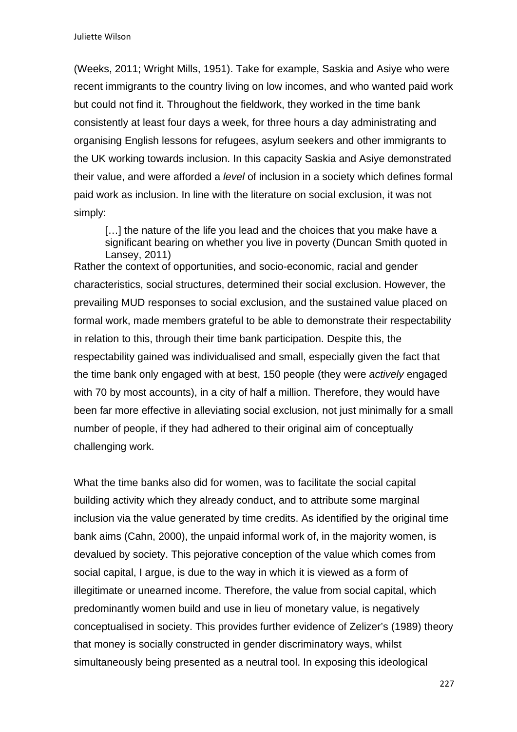(Weeks, 2011; Wright Mills, 1951). Take for example, Saskia and Asiye who were recent immigrants to the country living on low incomes, and who wanted paid work but could not find it. Throughout the fieldwork, they worked in the time bank consistently at least four days a week, for three hours a day administrating and organising English lessons for refugees, asylum seekers and other immigrants to the UK working towards inclusion. In this capacity Saskia and Asiye demonstrated their value, and were afforded a *level* of inclusion in a society which defines formal paid work as inclusion. In line with the literature on social exclusion, it was not simply:

> […] the nature of the life you lead and the choices that you make have a significant bearing on whether you live in poverty (Duncan Smith quoted in Lansey, 2011)

Rather the context of opportunities, and socio-economic, racial and gender characteristics, social structures, determined their social exclusion. However, the prevailing MUD responses to social exclusion, and the sustained value placed on formal work, made members grateful to be able to demonstrate their respectability in relation to this, through their time bank participation. Despite this, the respectability gained was individualised and small, especially given the fact that the time bank only engaged with at best, 150 people (they were *actively* engaged with 70 by most accounts), in a city of half a million. Therefore, they would have been far more effective in alleviating social exclusion, not just minimally for a small number of people, if they had adhered to their original aim of conceptually challenging work.

What the time banks also did for women, was to facilitate the social capital building activity which they already conduct, and to attribute some marginal inclusion via the value generated by time credits. As identified by the original time bank aims (Cahn, 2000), the unpaid informal work of, in the majority women, is devalued by society. This pejorative conception of the value which comes from social capital, I argue, is due to the way in which it is viewed as a form of illegitimate or unearned income. Therefore, the value from social capital, which predominantly women build and use in lieu of monetary value, is negatively conceptualised in society. This provides further evidence of Zelizer's (1989) theory that money is socially constructed in gender discriminatory ways, whilst simultaneously being presented as a neutral tool. In exposing this ideological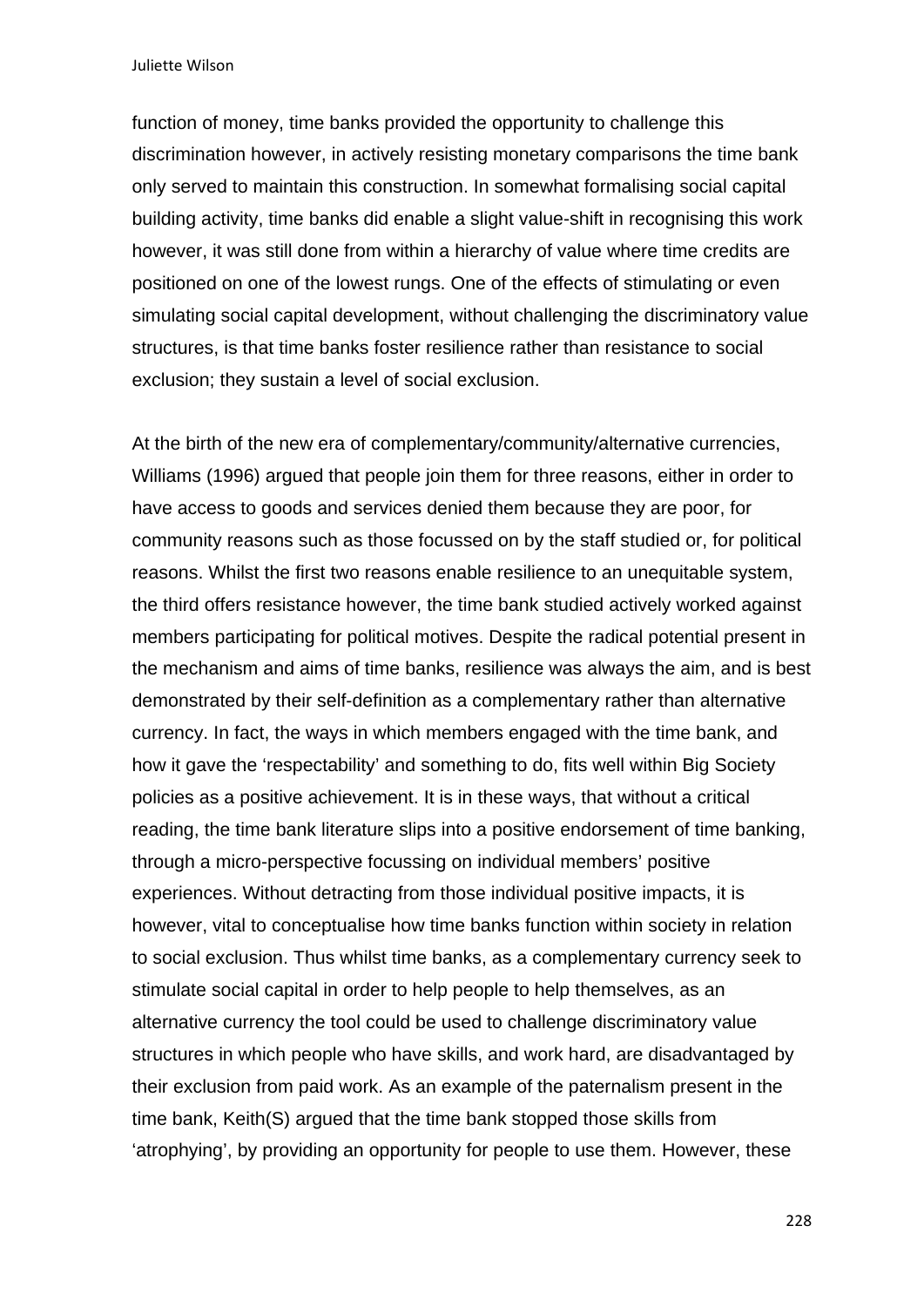function of money, time banks provided the opportunity to challenge this discrimination however, in actively resisting monetary comparisons the time bank only served to maintain this construction. In somewhat formalising social capital building activity, time banks did enable a slight value-shift in recognising this work however, it was still done from within a hierarchy of value where time credits are positioned on one of the lowest rungs. One of the effects of stimulating or even simulating social capital development, without challenging the discriminatory value structures, is that time banks foster resilience rather than resistance to social exclusion; they sustain a level of social exclusion.

At the birth of the new era of complementary/community/alternative currencies, Williams (1996) argued that people join them for three reasons, either in order to have access to goods and services denied them because they are poor, for community reasons such as those focussed on by the staff studied or, for political reasons. Whilst the first two reasons enable resilience to an unequitable system, the third offers resistance however, the time bank studied actively worked against members participating for political motives. Despite the radical potential present in the mechanism and aims of time banks, resilience was always the aim, and is best demonstrated by their self-definition as a complementary rather than alternative currency. In fact, the ways in which members engaged with the time bank, and how it gave the 'respectability' and something to do, fits well within Big Society policies as a positive achievement. It is in these ways, that without a critical reading, the time bank literature slips into a positive endorsement of time banking, through a micro-perspective focussing on individual members' positive experiences. Without detracting from those individual positive impacts, it is however, vital to conceptualise how time banks function within society in relation to social exclusion. Thus whilst time banks, as a complementary currency seek to stimulate social capital in order to help people to help themselves, as an alternative currency the tool could be used to challenge discriminatory value structures in which people who have skills, and work hard, are disadvantaged by their exclusion from paid work. As an example of the paternalism present in the time bank, Keith(S) argued that the time bank stopped those skills from 'atrophying', by providing an opportunity for people to use them. However, these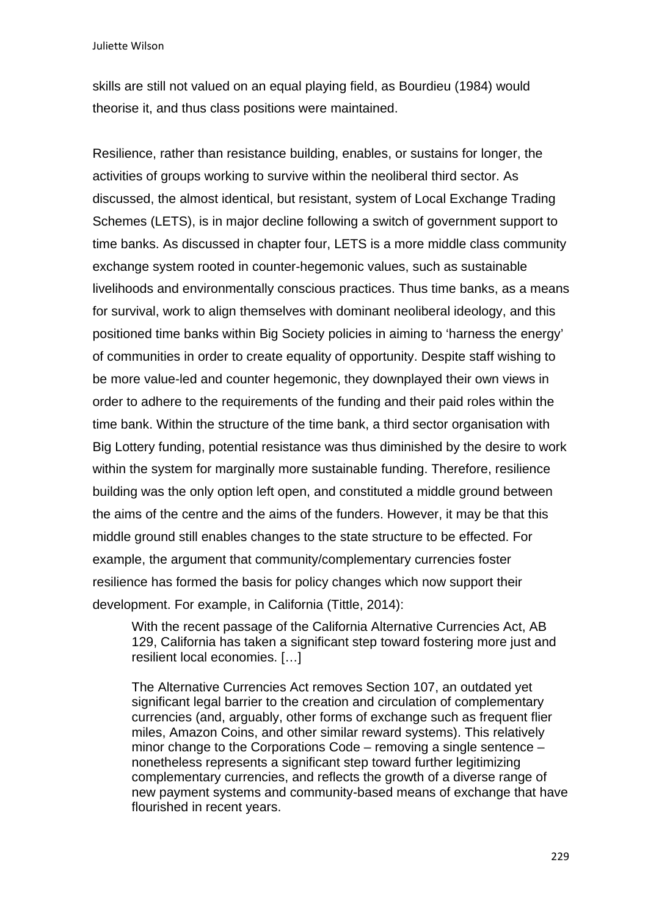skills are still not valued on an equal playing field, as Bourdieu (1984) would theorise it, and thus class positions were maintained.

Resilience, rather than resistance building, enables, or sustains for longer, the activities of groups working to survive within the neoliberal third sector. As discussed, the almost identical, but resistant, system of Local Exchange Trading Schemes (LETS), is in major decline following a switch of government support to time banks. As discussed in chapter four, LETS is a more middle class community exchange system rooted in counter-hegemonic values, such as sustainable livelihoods and environmentally conscious practices. Thus time banks, as a means for survival, work to align themselves with dominant neoliberal ideology, and this positioned time banks within Big Society policies in aiming to 'harness the energy' of communities in order to create equality of opportunity. Despite staff wishing to be more value-led and counter hegemonic, they downplayed their own views in order to adhere to the requirements of the funding and their paid roles within the time bank. Within the structure of the time bank, a third sector organisation with Big Lottery funding, potential resistance was thus diminished by the desire to work within the system for marginally more sustainable funding. Therefore, resilience building was the only option left open, and constituted a middle ground between the aims of the centre and the aims of the funders. However, it may be that this middle ground still enables changes to the state structure to be effected. For example, the argument that community/complementary currencies foster resilience has formed the basis for policy changes which now support their development. For example, in California (Tittle, 2014):

> With the recent passage of the California Alternative Currencies Act, AB 129, California has taken a significant step toward fostering more just and resilient local economies. […]
>
> The Alternative Currencies Act removes Section 107, an outdated yet significant legal barrier to the creation and circulation of complementary currencies (and, arguably, other forms of exchange such as frequent flier miles, Amazon Coins, and other similar reward systems). This relatively minor change to the Corporations Code – removing a single sentence – nonetheless represents a significant step toward further legitimizing complementary currencies, and reflects the growth of a diverse range of new payment systems and community-based means of exchange that have flourished in recent years.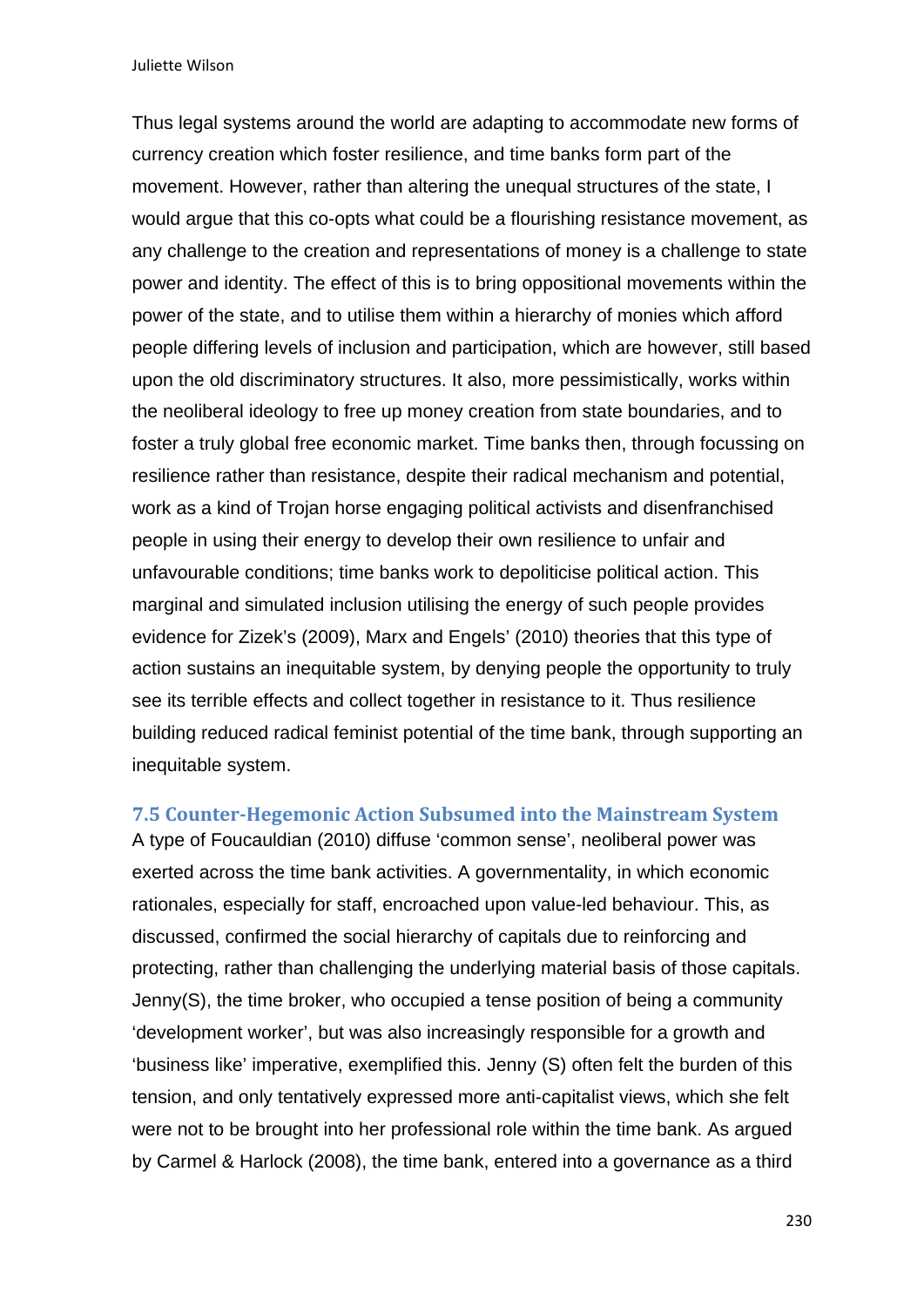Thus legal systems around the world are adapting to accommodate new forms of currency creation which foster resilience, and time banks form part of the movement. However, rather than altering the unequal structures of the state, I would argue that this co-opts what could be a flourishing resistance movement, as any challenge to the creation and representations of money is a challenge to state power and identity. The effect of this is to bring oppositional movements within the power of the state, and to utilise them within a hierarchy of monies which afford people differing levels of inclusion and participation, which are however, still based upon the old discriminatory structures. It also, more pessimistically, works within the neoliberal ideology to free up money creation from state boundaries, and to foster a truly global free economic market. Time banks then, through focussing on resilience rather than resistance, despite their radical mechanism and potential, work as a kind of Trojan horse engaging political activists and disenfranchised people in using their energy to develop their own resilience to unfair and unfavourable conditions; time banks work to depoliticise political action. This marginal and simulated inclusion utilising the energy of such people provides evidence for Zizek's (2009), Marx and Engels' (2010) theories that this type of action sustains an inequitable system, by denying people the opportunity to truly see its terrible effects and collect together in resistance to it. Thus resilience building reduced radical feminist potential of the time bank, through supporting an inequitable system.

### 7.5 Counter-Hegemonic Action Subsumed into the Mainstream System

A type of Foucauldian (2010) diffuse 'common sense', neoliberal power was exerted across the time bank activities. A governmentality, in which economic rationales, especially for staff, encroached upon value-led behaviour. This, as discussed, confirmed the social hierarchy of capitals due to reinforcing and protecting, rather than challenging the underlying material basis of those capitals. Jenny(S), the time broker, who occupied a tense position of being a community 'development worker', but was also increasingly responsible for a growth and 'business like' imperative, exemplified this. Jenny (S) often felt the burden of this tension, and only tentatively expressed more anti-capitalist views, which she felt were not to be brought into her professional role within the time bank. As argued by Carmel & Harlock (2008), the time bank, entered into a governance as a third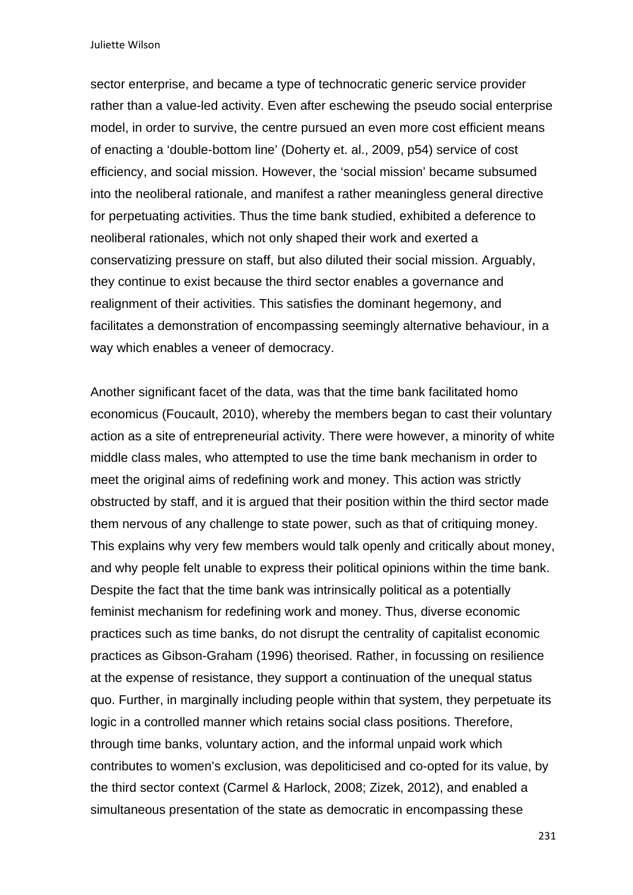sector enterprise, and became a type of technocratic generic service provider rather than a value-led activity. Even after eschewing the pseudo social enterprise model, in order to survive, the centre pursued an even more cost efficient means of enacting a 'double-bottom line' (Doherty et. al., 2009, p54) service of cost efficiency, and social mission. However, the 'social mission' became subsumed into the neoliberal rationale, and manifest a rather meaningless general directive for perpetuating activities. Thus the time bank studied, exhibited a deference to neoliberal rationales, which not only shaped their work and exerted a conservatizing pressure on staff, but also diluted their social mission. Arguably, they continue to exist because the third sector enables a governance and realignment of their activities. This satisfies the dominant hegemony, and facilitates a demonstration of encompassing seemingly alternative behaviour, in a way which enables a veneer of democracy.

Another significant facet of the data, was that the time bank facilitated homo economicus (Foucault, 2010), whereby the members began to cast their voluntary action as a site of entrepreneurial activity. There were however, a minority of white middle class males, who attempted to use the time bank mechanism in order to meet the original aims of redefining work and money. This action was strictly obstructed by staff, and it is argued that their position within the third sector made them nervous of any challenge to state power, such as that of critiquing money. This explains why very few members would talk openly and critically about money, and why people felt unable to express their political opinions within the time bank. Despite the fact that the time bank was intrinsically political as a potentially feminist mechanism for redefining work and money. Thus, diverse economic practices such as time banks, do not disrupt the centrality of capitalist economic practices as Gibson-Graham (1996) theorised. Rather, in focussing on resilience at the expense of resistance, they support a continuation of the unequal status quo. Further, in marginally including people within that system, they perpetuate its logic in a controlled manner which retains social class positions. Therefore, through time banks, voluntary action, and the informal unpaid work which contributes to women's exclusion, was depoliticised and co-opted for its value, by the third sector context (Carmel & Harlock, 2008; Zizek, 2012), and enabled a simultaneous presentation of the state as democratic in encompassing these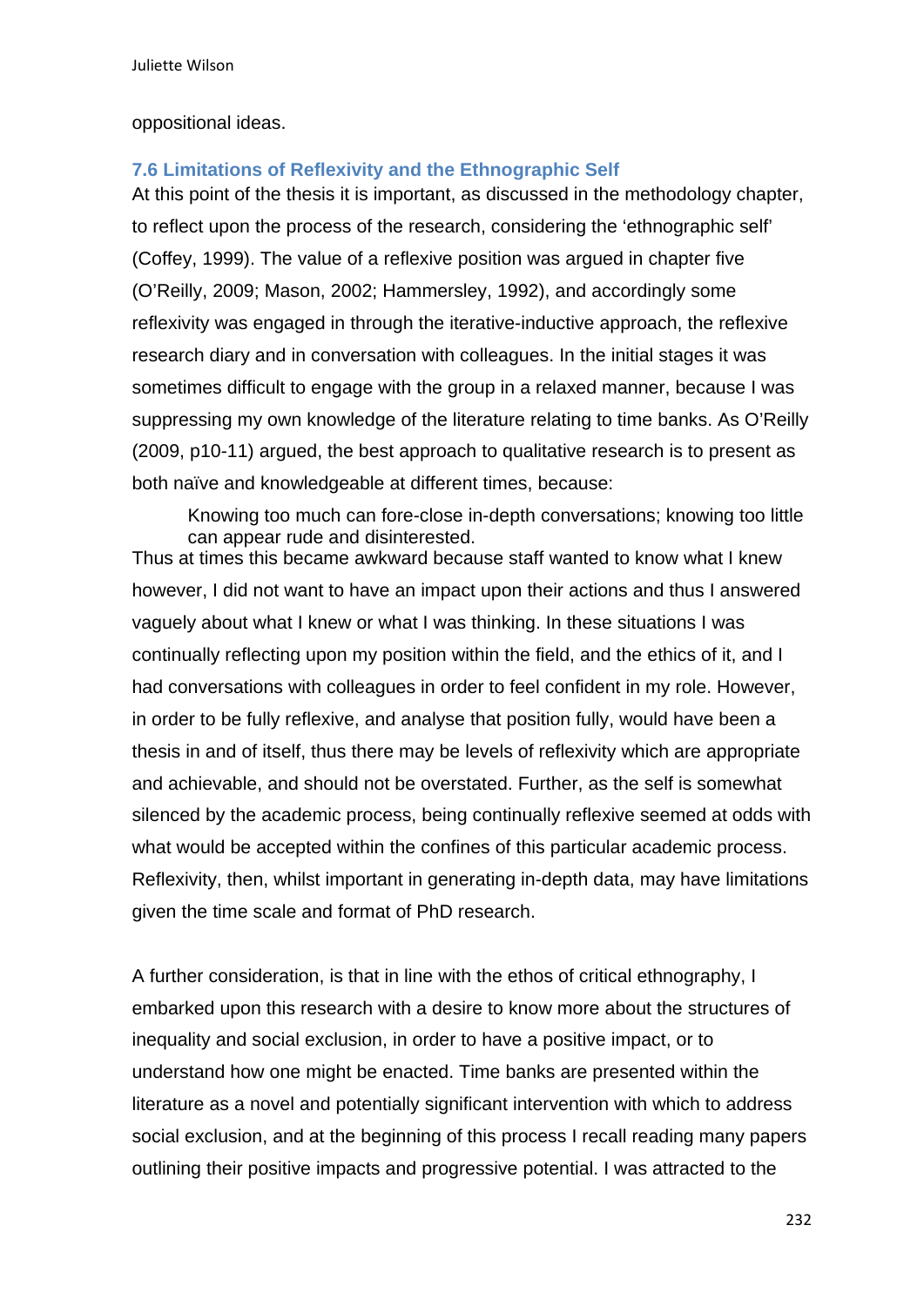oppositional ideas.

### 7.6 Limitations of Reflexivity and the Ethnographic Self

At this point of the thesis it is important, as discussed in the methodology chapter, to reflect upon the process of the research, considering the 'ethnographic self' (Coffey, 1999). The value of a reflexive position was argued in chapter five (O'Reilly, 2009; Mason, 2002; Hammersley, 1992), and accordingly some reflexivity was engaged in through the iterative-inductive approach, the reflexive research diary and in conversation with colleagues. In the initial stages it was sometimes difficult to engage with the group in a relaxed manner, because I was suppressing my own knowledge of the literature relating to time banks. As O'Reilly (2009, p10-11) argued, the best approach to qualitative research is to present as both naïve and knowledgeable at different times, because:

> Knowing too much can fore-close in-depth conversations; knowing too little can appear rude and disinterested.

Thus at times this became awkward because staff wanted to know what I knew however, I did not want to have an impact upon their actions and thus I answered vaguely about what I knew or what I was thinking. In these situations I was continually reflecting upon my position within the field, and the ethics of it, and I had conversations with colleagues in order to feel confident in my role. However, in order to be fully reflexive, and analyse that position fully, would have been a thesis in and of itself, thus there may be levels of reflexivity which are appropriate and achievable, and should not be overstated. Further, as the self is somewhat silenced by the academic process, being continually reflexive seemed at odds with what would be accepted within the confines of this particular academic process. Reflexivity, then, whilst important in generating in-depth data, may have limitations given the time scale and format of PhD research.

A further consideration, is that in line with the ethos of critical ethnography, I embarked upon this research with a desire to know more about the structures of inequality and social exclusion, in order to have a positive impact, or to understand how one might be enacted. Time banks are presented within the literature as a novel and potentially significant intervention with which to address social exclusion, and at the beginning of this process I recall reading many papers outlining their positive impacts and progressive potential. I was attracted to the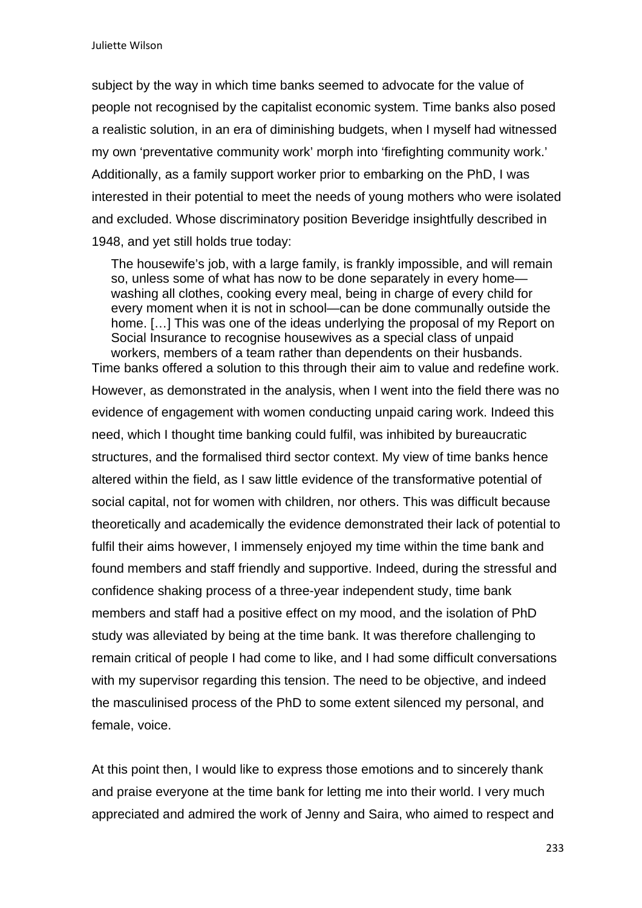subject by the way in which time banks seemed to advocate for the value of people not recognised by the capitalist economic system. Time banks also posed a realistic solution, in an era of diminishing budgets, when I myself had witnessed my own 'preventative community work' morph into 'firefighting community work.' Additionally, as a family support worker prior to embarking on the PhD, I was interested in their potential to meet the needs of young mothers who were isolated and excluded. Whose discriminatory position Beveridge insightfully described in 1948, and yet still holds true today:

> The housewife's job, with a large family, is frankly impossible, and will remain so, unless some of what has now to be done separately in every home—washing all clothes, cooking every meal, being in charge of every child for every moment when it is not in school—can be done communally outside the home. […] This was one of the ideas underlying the proposal of my Report on Social Insurance to recognise housewives as a special class of unpaid workers, members of a team rather than dependents on their husbands.

Time banks offered a solution to this through their aim to value and redefine work. However, as demonstrated in the analysis, when I went into the field there was no evidence of engagement with women conducting unpaid caring work. Indeed this need, which I thought time banking could fulfil, was inhibited by bureaucratic structures, and the formalised third sector context. My view of time banks hence altered within the field, as I saw little evidence of the transformative potential of social capital, not for women with children, nor others. This was difficult because theoretically and academically the evidence demonstrated their lack of potential to fulfil their aims however, I immensely enjoyed my time within the time bank and found members and staff friendly and supportive. Indeed, during the stressful and confidence shaking process of a three-year independent study, time bank members and staff had a positive effect on my mood, and the isolation of PhD study was alleviated by being at the time bank. It was therefore challenging to remain critical of people I had come to like, and I had some difficult conversations with my supervisor regarding this tension. The need to be objective, and indeed the masculinised process of the PhD to some extent silenced my personal, and female, voice.

At this point then, I would like to express those emotions and to sincerely thank and praise everyone at the time bank for letting me into their world. I very much appreciated and admired the work of Jenny and Saira, who aimed to respect and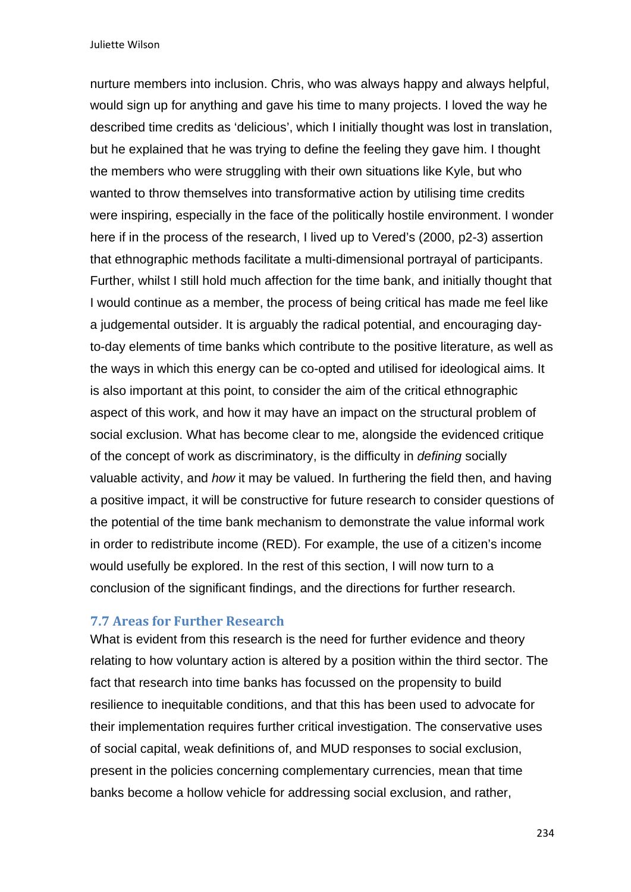nurture members into inclusion. Chris, who was always happy and always helpful, would sign up for anything and gave his time to many projects. I loved the way he described time credits as 'delicious', which I initially thought was lost in translation, but he explained that he was trying to define the feeling they gave him. I thought the members who were struggling with their own situations like Kyle, but who wanted to throw themselves into transformative action by utilising time credits were inspiring, especially in the face of the politically hostile environment. I wonder here if in the process of the research, I lived up to Vered's (2000, p2-3) assertion that ethnographic methods facilitate a multi-dimensional portrayal of participants. Further, whilst I still hold much affection for the time bank, and initially thought that I would continue as a member, the process of being critical has made me feel like a judgemental outsider. It is arguably the radical potential, and encouraging day-to-day elements of time banks which contribute to the positive literature, as well as the ways in which this energy can be co-opted and utilised for ideological aims. It is also important at this point, to consider the aim of the critical ethnographic aspect of this work, and how it may have an impact on the structural problem of social exclusion. What has become clear to me, alongside the evidenced critique of the concept of work as discriminatory, is the difficulty in *defining* socially valuable activity, and *how* it may be valued. In furthering the field then, and having a positive impact, it will be constructive for future research to consider questions of the potential of the time bank mechanism to demonstrate the value informal work in order to redistribute income (RED). For example, the use of a citizen's income would usefully be explored. In the rest of this section, I will now turn to a conclusion of the significant findings, and the directions for further research.

### 7.7 Areas for Further Research

What is evident from this research is the need for further evidence and theory relating to how voluntary action is altered by a position within the third sector. The fact that research into time banks has focussed on the propensity to build resilience to inequitable conditions, and that this has been used to advocate for their implementation requires further critical investigation. The conservative uses of social capital, weak definitions of, and MUD responses to social exclusion, present in the policies concerning complementary currencies, mean that time banks become a hollow vehicle for addressing social exclusion, and rather,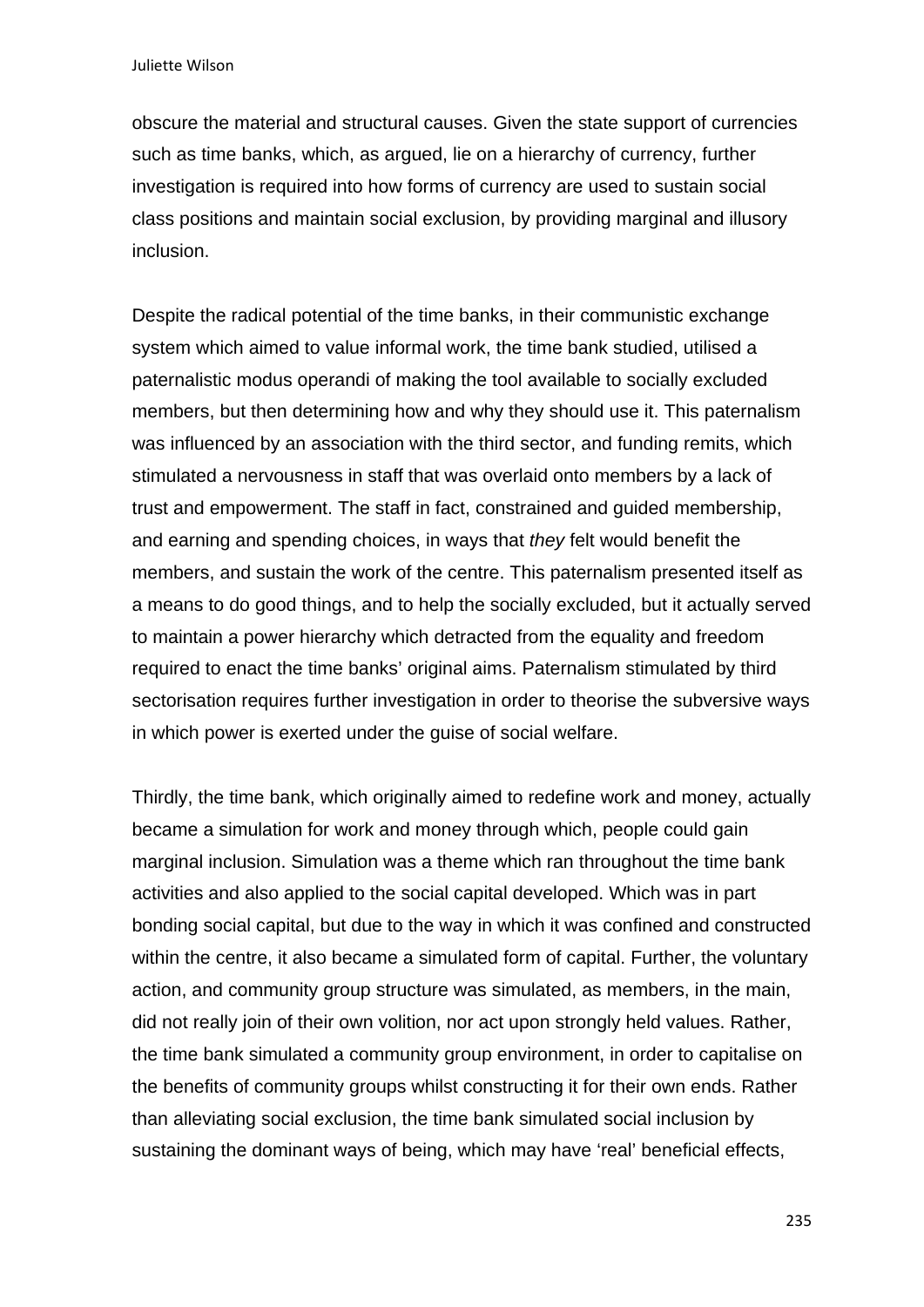obscure the material and structural causes. Given the state support of currencies such as time banks, which, as argued, lie on a hierarchy of currency, further investigation is required into how forms of currency are used to sustain social class positions and maintain social exclusion, by providing marginal and illusory inclusion.

Despite the radical potential of the time banks, in their communistic exchange system which aimed to value informal work, the time bank studied, utilised a paternalistic modus operandi of making the tool available to socially excluded members, but then determining how and why they should use it. This paternalism was influenced by an association with the third sector, and funding remits, which stimulated a nervousness in staff that was overlaid onto members by a lack of trust and empowerment. The staff in fact, constrained and guided membership, and earning and spending choices, in ways that *they* felt would benefit the members, and sustain the work of the centre. This paternalism presented itself as a means to do good things, and to help the socially excluded, but it actually served to maintain a power hierarchy which detracted from the equality and freedom required to enact the time banks' original aims. Paternalism stimulated by third sectorisation requires further investigation in order to theorise the subversive ways in which power is exerted under the guise of social welfare.

Thirdly, the time bank, which originally aimed to redefine work and money, actually became a simulation for work and money through which, people could gain marginal inclusion. Simulation was a theme which ran throughout the time bank activities and also applied to the social capital developed. Which was in part bonding social capital, but due to the way in which it was confined and constructed within the centre, it also became a simulated form of capital. Further, the voluntary action, and community group structure was simulated, as members, in the main, did not really join of their own volition, nor act upon strongly held values. Rather, the time bank simulated a community group environment, in order to capitalise on the benefits of community groups whilst constructing it for their own ends. Rather than alleviating social exclusion, the time bank simulated social inclusion by sustaining the dominant ways of being, which may have 'real' beneficial effects,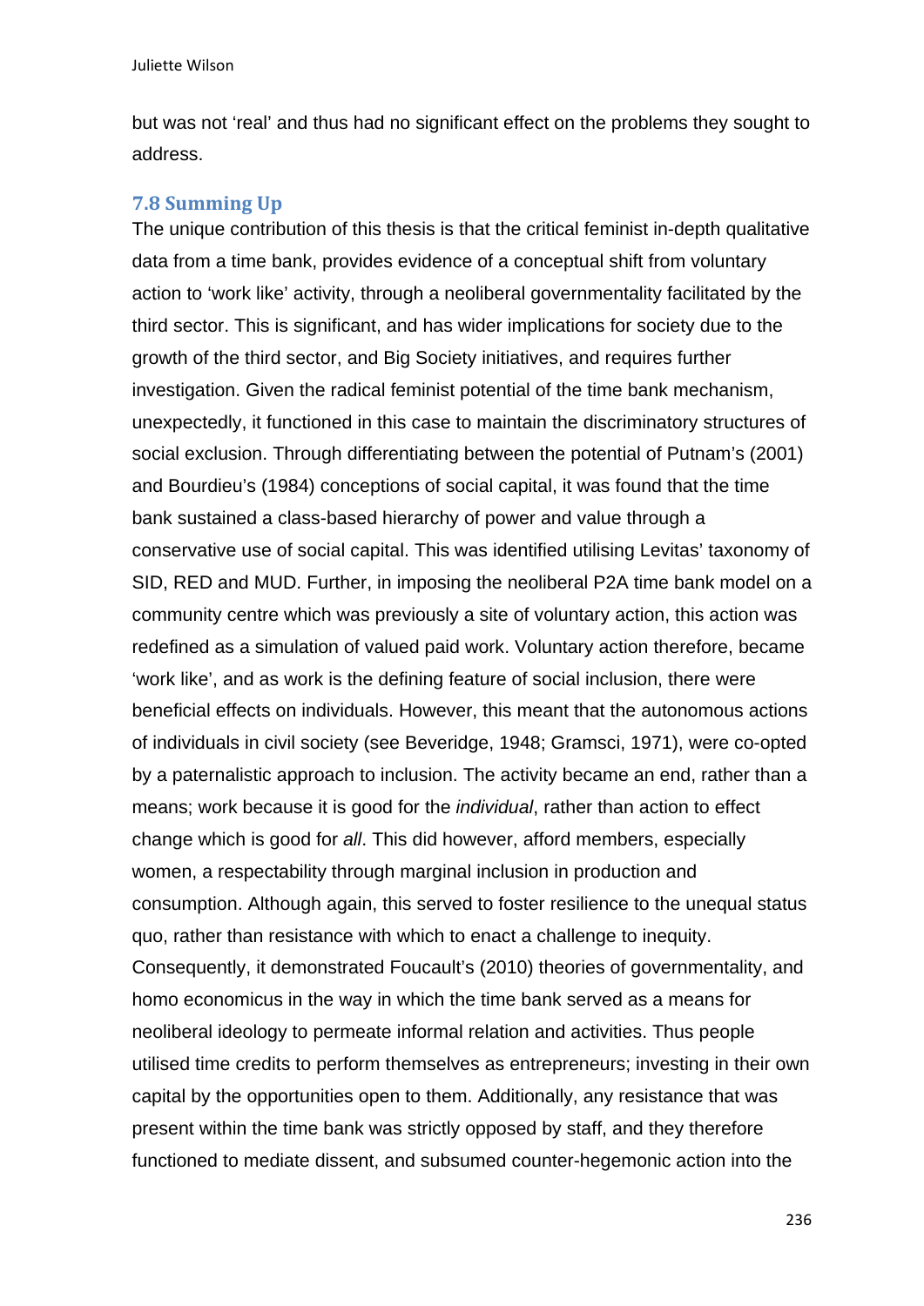but was not 'real' and thus had no significant effect on the problems they sought to address.

### 7.8 Summing Up

The unique contribution of this thesis is that the critical feminist in-depth qualitative data from a time bank, provides evidence of a conceptual shift from voluntary action to 'work like' activity, through a neoliberal governmentality facilitated by the third sector. This is significant, and has wider implications for society due to the growth of the third sector, and Big Society initiatives, and requires further investigation. Given the radical feminist potential of the time bank mechanism, unexpectedly, it functioned in this case to maintain the discriminatory structures of social exclusion. Through differentiating between the potential of Putnam's (2001) and Bourdieu's (1984) conceptions of social capital, it was found that the time bank sustained a class-based hierarchy of power and value through a conservative use of social capital. This was identified utilising Levitas' taxonomy of SID, RED and MUD. Further, in imposing the neoliberal P2A time bank model on a community centre which was previously a site of voluntary action, this action was redefined as a simulation of valued paid work. Voluntary action therefore, became 'work like', and as work is the defining feature of social inclusion, there were beneficial effects on individuals. However, this meant that the autonomous actions of individuals in civil society (see Beveridge, 1948; Gramsci, 1971), were co-opted by a paternalistic approach to inclusion. The activity became an end, rather than a means; work because it is good for the *individual*, rather than action to effect change which is good for *all*. This did however, afford members, especially women, a respectability through marginal inclusion in production and consumption. Although again, this served to foster resilience to the unequal status quo, rather than resistance with which to enact a challenge to inequity. Consequently, it demonstrated Foucault's (2010) theories of governmentality, and homo economicus in the way in which the time bank served as a means for neoliberal ideology to permeate informal relation and activities. Thus people utilised time credits to perform themselves as entrepreneurs; investing in their own capital by the opportunities open to them. Additionally, any resistance that was present within the time bank was strictly opposed by staff, and they therefore functioned to mediate dissent, and subsumed counter-hegemonic action into the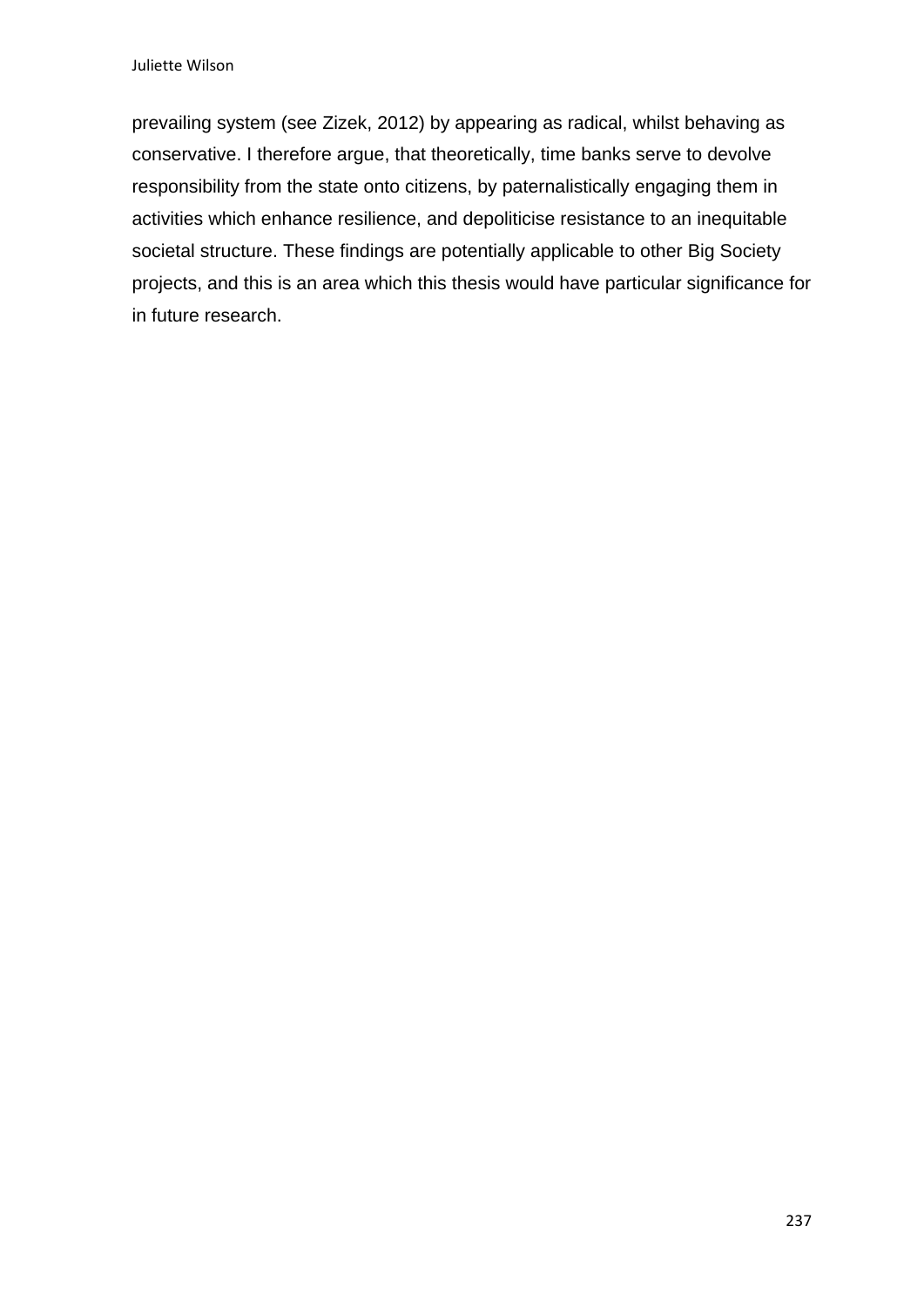prevailing system (see Zizek, 2012) by appearing as radical, whilst behaving as conservative. I therefore argue, that theoretically, time banks serve to devolve responsibility from the state onto citizens, by paternalistically engaging them in activities which enhance resilience, and depoliticise resistance to an inequitable societal structure. These findings are potentially applicable to other Big Society projects, and this is an area which this thesis would have particular significance for in future research.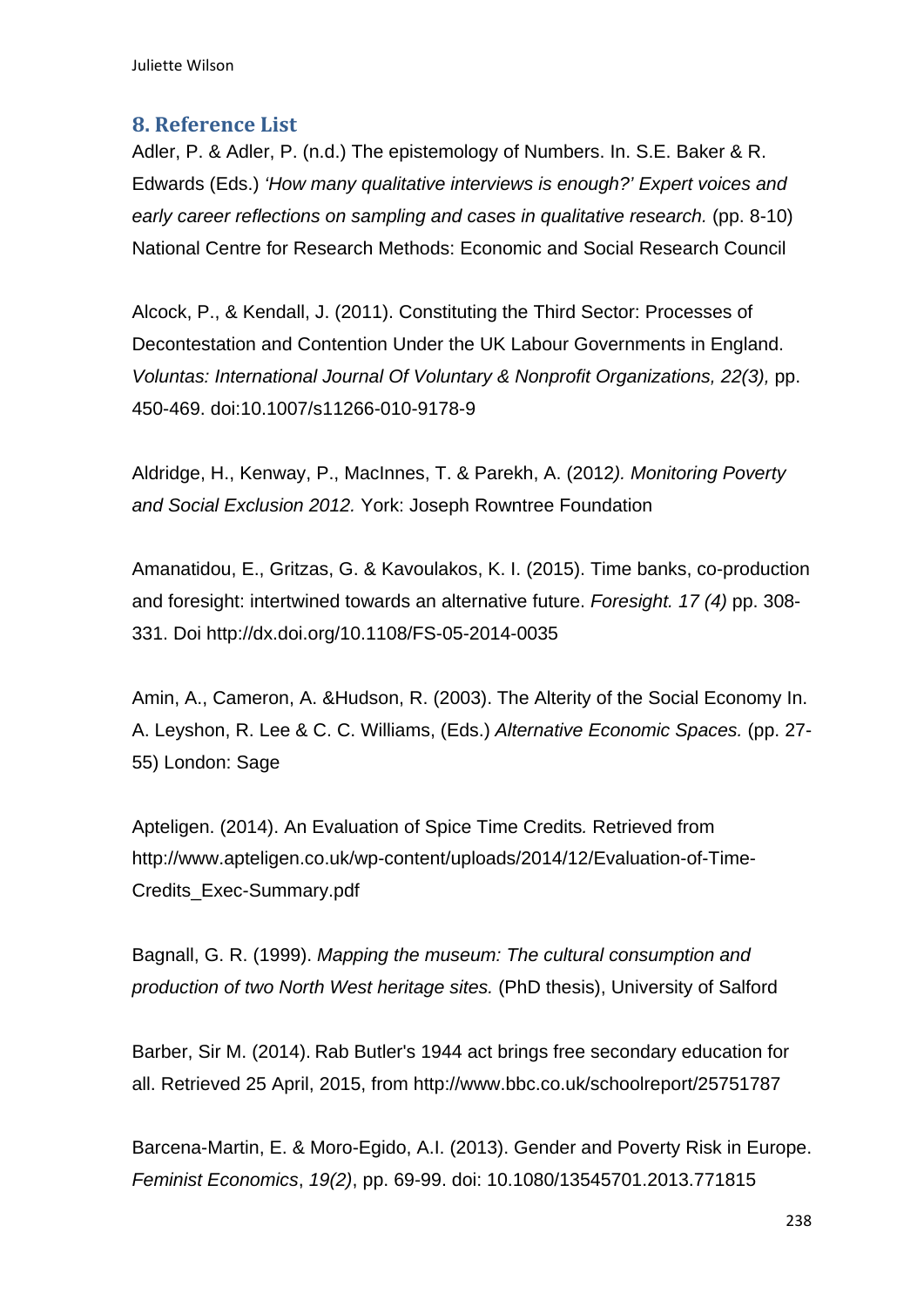## 8. Reference List

Adler, P. & Adler, P. (n.d.) The epistemology of Numbers. In. S.E. Baker & R. Edwards (Eds.) *'How many qualitative interviews is enough?' Expert voices and early career reflections on sampling and cases in qualitative research.* (pp. 8-10) National Centre for Research Methods: Economic and Social Research Council

Alcock, P., & Kendall, J. (2011). Constituting the Third Sector: Processes of Decontestation and Contention Under the UK Labour Governments in England. *Voluntas: International Journal Of Voluntary & Nonprofit Organizations, 22(3),* pp. 450-469. doi:10.1007/s11266-010-9178-9

Aldridge, H., Kenway, P., MacInnes, T. & Parekh, A. (2012*). Monitoring Poverty and Social Exclusion 2012.* York: Joseph Rowntree Foundation

Amanatidou, E., Gritzas, G. & Kavoulakos, K. I. (2015). Time banks, co-production and foresight: intertwined towards an alternative future. *Foresight. 17 (4)* pp. 308-331. Doi http://dx.doi.org/10.1108/FS-05-2014-0035

Amin, A., Cameron, A. &Hudson, R. (2003). The Alterity of the Social Economy In. A. Leyshon, R. Lee & C. C. Williams, (Eds.) *Alternative Economic Spaces.* (pp. 27-55) London: Sage

Apteligen. (2014). An Evaluation of Spice Time Credits*.* Retrieved from http://www.apteligen.co.uk/wp-content/uploads/2014/12/Evaluation-of-Time-Credits_Exec-Summary.pdf

Bagnall, G. R. (1999). *Mapping the museum: The cultural consumption and production of two North West heritage sites.* (PhD thesis), University of Salford

Barber, Sir M. (2014). Rab Butler's 1944 act brings free secondary education for all. Retrieved 25 April, 2015, from http://www.bbc.co.uk/schoolreport/25751787

Barcena-Martin, E. & Moro-Egido, A.I. (2013). Gender and Poverty Risk in Europe. *Feminist Economics*, *19(2)*, pp. 69-99. doi: 10.1080/13545701.2013.771815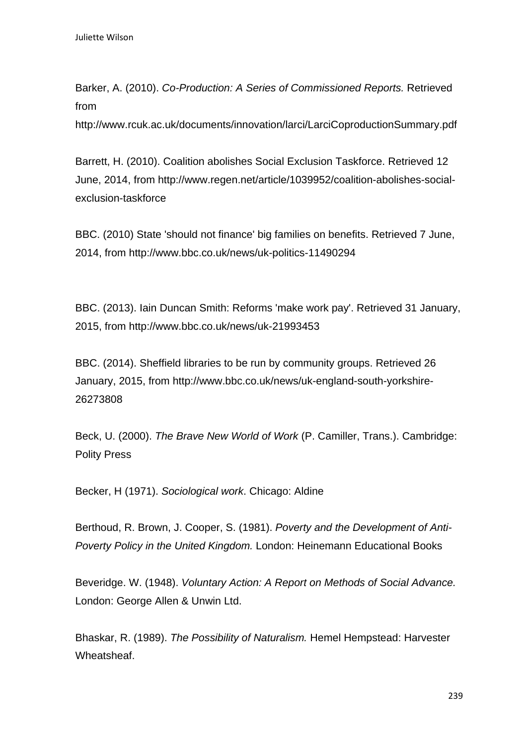Barker, A. (2010). *Co-Production: A Series of Commissioned Reports.* Retrieved from http://www.rcuk.ac.uk/documents/innovation/larci/LarciCoproductionSummary.pdf

Barrett, H. (2010). Coalition abolishes Social Exclusion Taskforce. Retrieved 12 June, 2014, from http://www.regen.net/article/1039952/coalition-abolishes-social-exclusion-taskforce

BBC. (2010) State 'should not finance' big families on benefits. Retrieved 7 June, 2014, from http://www.bbc.co.uk/news/uk-politics-11490294

BBC. (2013). Iain Duncan Smith: Reforms 'make work pay'. Retrieved 31 January, 2015, from http://www.bbc.co.uk/news/uk-21993453

BBC. (2014). Sheffield libraries to be run by community groups. Retrieved 26 January, 2015, from http://www.bbc.co.uk/news/uk-england-south-yorkshire-26273808

Beck, U. (2000). *The Brave New World of Work* (P. Camiller, Trans.). Cambridge: Polity Press

Becker, H (1971). *Sociological work*. Chicago: Aldine

Berthoud, R. Brown, J. Cooper, S. (1981). *Poverty and the Development of Anti-Poverty Policy in the United Kingdom.* London: Heinemann Educational Books

Beveridge. W. (1948). *Voluntary Action: A Report on Methods of Social Advance.* London: George Allen & Unwin Ltd.

Bhaskar, R. (1989). *The Possibility of Naturalism.* Hemel Hempstead: Harvester Wheatsheaf.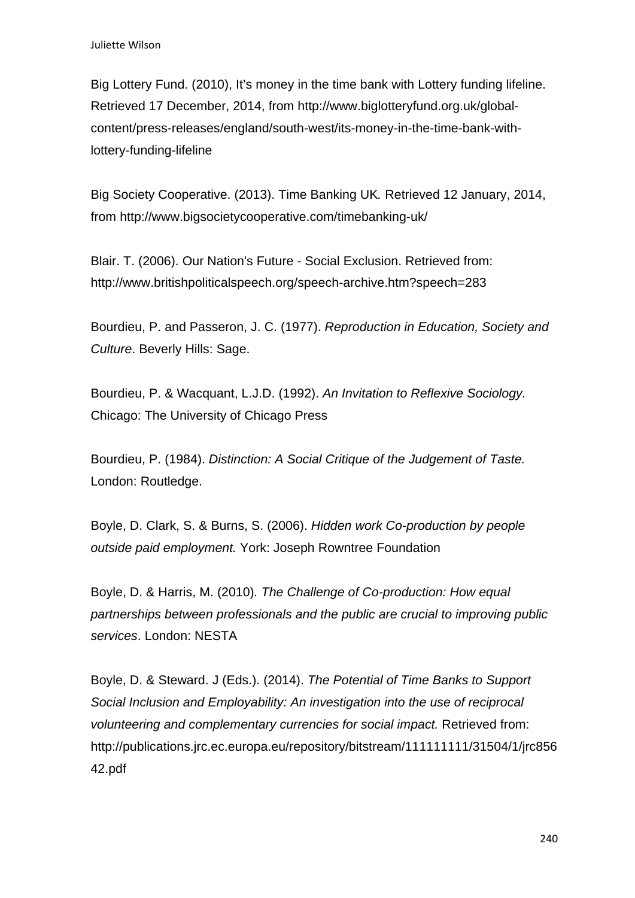Big Lottery Fund. (2010), It's money in the time bank with Lottery funding lifeline. Retrieved 17 December, 2014, from http://www.biglotteryfund.org.uk/global-content/press-releases/england/south-west/its-money-in-the-time-bank-with-lottery-funding-lifeline

Big Society Cooperative. (2013). Time Banking UK*.* Retrieved 12 January, 2014, from http://www.bigsocietycooperative.com/timebanking-uk/

Blair. T. (2006). Our Nation's Future - Social Exclusion. Retrieved from: http://www.britishpoliticalspeech.org/speech-archive.htm?speech=283

Bourdieu, P. and Passeron, J. C. (1977). *Reproduction in Education, Society and Culture*. Beverly Hills: Sage.

Bourdieu, P. & Wacquant, L.J.D. (1992). *An Invitation to Reflexive Sociology.* Chicago: The University of Chicago Press

Bourdieu, P. (1984). *Distinction: A Social Critique of the Judgement of Taste.* London: Routledge.

Boyle, D. Clark, S. & Burns, S. (2006). *Hidden work Co-production by people outside paid employment.* York: Joseph Rowntree Foundation

Boyle, D. & Harris, M. (2010)*. The Challenge of Co-production: How equal partnerships between professionals and the public are crucial to improving public services*. London: NESTA

Boyle, D. & Steward. J (Eds.). (2014). *The Potential of Time Banks to Support Social Inclusion and Employability: An investigation into the use of reciprocal volunteering and complementary currencies for social impact.* Retrieved from: http://publications.jrc.ec.europa.eu/repository/bitstream/111111111/31504/1/jrc85642.pdf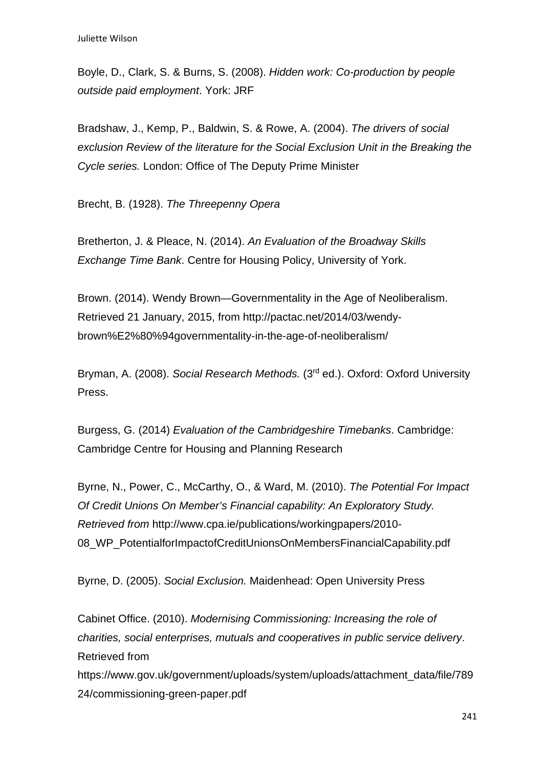Boyle, D., Clark, S. & Burns, S. (2008). *Hidden work: Co-production by people outside paid employment*. York: JRF

Bradshaw, J., Kemp, P., Baldwin, S. & Rowe, A. (2004). *The drivers of social exclusion Review of the literature for the Social Exclusion Unit in the Breaking the Cycle series.* London: Office of The Deputy Prime Minister

Brecht, B. (1928). *The Threepenny Opera*

Bretherton, J. & Pleace, N. (2014). *An Evaluation of the Broadway Skills Exchange Time Bank*. Centre for Housing Policy, University of York.

Brown. (2014). Wendy Brown—Governmentality in the Age of Neoliberalism. Retrieved 21 January, 2015, from http://pactac.net/2014/03/wendy-brown%E2%80%94governmentality-in-the-age-of-neoliberalism/

Bryman, A. (2008). *Social Research Methods.* (3rd ed.). Oxford: Oxford University Press.

Burgess, G. (2014) *Evaluation of the Cambridgeshire Timebanks*. Cambridge: Cambridge Centre for Housing and Planning Research

Byrne, N., Power, C., McCarthy, O., & Ward, M. (2010). *The Potential For Impact Of Credit Unions On Member's Financial capability: An Exploratory Study. Retrieved from* http://www.cpa.ie/publications/workingpapers/2010-08_WP_PotentialforImpactofCreditUnionsOnMembersFinancialCapability.pdf

Byrne, D. (2005). *Social Exclusion.* Maidenhead: Open University Press

Cabinet Office. (2010). *Modernising Commissioning: Increasing the role of charities, social enterprises, mutuals and cooperatives in public service delivery*. Retrieved from https://www.gov.uk/government/uploads/system/uploads/attachment_data/file/78924/commissioning-green-paper.pdf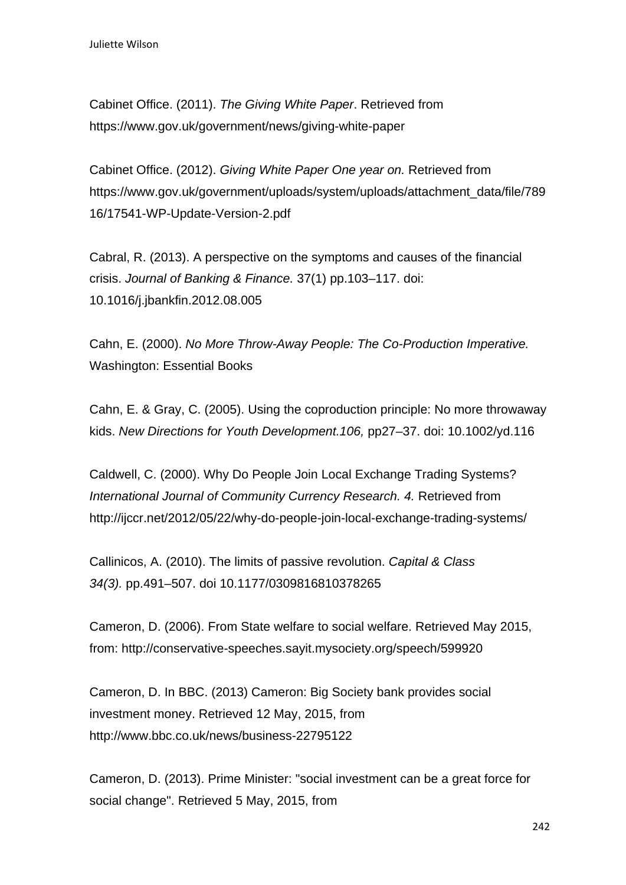Cabinet Office. (2011). *The Giving White Paper*. Retrieved from https://www.gov.uk/government/news/giving-white-paper

Cabinet Office. (2012). *Giving White Paper One year on.* Retrieved from https://www.gov.uk/government/uploads/system/uploads/attachment_data/file/78916/17541-WP-Update-Version-2.pdf

Cabral, R. (2013). A perspective on the symptoms and causes of the financial crisis. *Journal of Banking & Finance.* 37(1) pp.103–117. doi: 10.1016/j.jbankfin.2012.08.005

Cahn, E. (2000). *No More Throw-Away People: The Co-Production Imperative.* Washington: Essential Books

Cahn, E. & Gray, C. (2005). Using the coproduction principle: No more throwaway kids. *New Directions for Youth Development.106,* pp27–37. doi: 10.1002/yd.116

Caldwell, C. (2000). Why Do People Join Local Exchange Trading Systems? *International Journal of Community Currency Research. 4.* Retrieved from http://ijccr.net/2012/05/22/why-do-people-join-local-exchange-trading-systems/

Callinicos, A. (2010). The limits of passive revolution. *Capital & Class 34(3).* pp.491–507. doi 10.1177/0309816810378265

Cameron, D. (2006). From State welfare to social welfare. Retrieved May 2015, from: http://conservative-speeches.sayit.mysociety.org/speech/599920

Cameron, D. In BBC. (2013) Cameron: Big Society bank provides social investment money. Retrieved 12 May, 2015, from http://www.bbc.co.uk/news/business-22795122

Cameron, D. (2013). Prime Minister: "social investment can be a great force for social change". Retrieved 5 May, 2015, from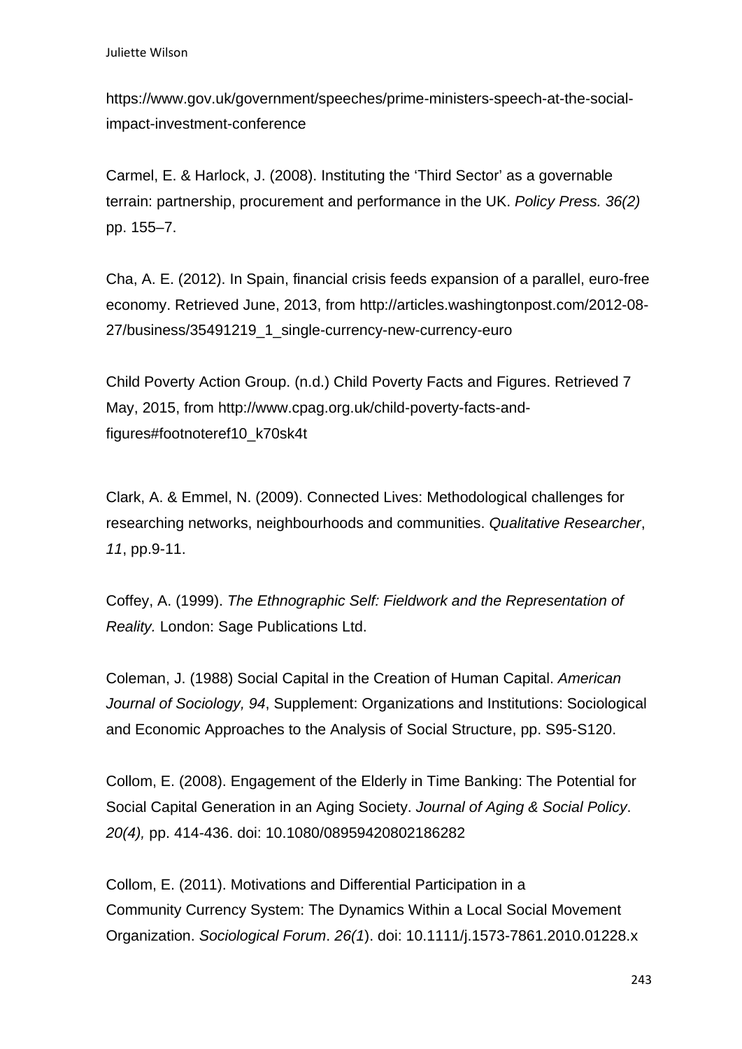https://www.gov.uk/government/speeches/prime-ministers-speech-at-the-social-impact-investment-conference

Carmel, E. & Harlock, J. (2008). Instituting the 'Third Sector' as a governable terrain: partnership, procurement and performance in the UK. *Policy Press. 36(2)* pp. 155–7.

Cha, A. E. (2012). In Spain, financial crisis feeds expansion of a parallel, euro-free economy. Retrieved June, 2013, from http://articles.washingtonpost.com/2012-08-27/business/35491219_1_single-currency-new-currency-euro

Child Poverty Action Group. (n.d.) Child Poverty Facts and Figures. Retrieved 7 May, 2015, from http://www.cpag.org.uk/child-poverty-facts-and-figures#footnoteref10_k70sk4t

Clark, A. & Emmel, N. (2009). Connected Lives: Methodological challenges for researching networks, neighbourhoods and communities. *Qualitative Researcher*, *11*, pp.9-11.

Coffey, A. (1999). *The Ethnographic Self: Fieldwork and the Representation of Reality.* London: Sage Publications Ltd.

Coleman, J. (1988) Social Capital in the Creation of Human Capital. *American Journal of Sociology, 94*, Supplement: Organizations and Institutions: Sociological and Economic Approaches to the Analysis of Social Structure, pp. S95-S120.

Collom, E. (2008). Engagement of the Elderly in Time Banking: The Potential for Social Capital Generation in an Aging Society. *Journal of Aging & Social Policy*. *20(4),* pp. 414-436. doi: 10.1080/08959420802186282

Collom, E. (2011). Motivations and Differential Participation in a Community Currency System: The Dynamics Within a Local Social Movement Organization. *Sociological Forum*. *26(1*). doi: 10.1111/j.1573-7861.2010.01228.x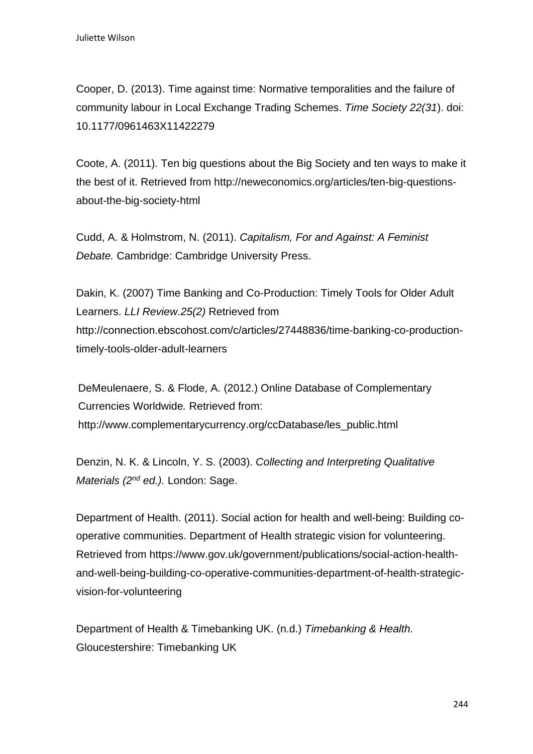Cooper, D. (2013). Time against time: Normative temporalities and the failure of community labour in Local Exchange Trading Schemes. *Time Society 22(31*). doi: 10.1177/0961463X11422279

Coote, A. (2011). Ten big questions about the Big Society and ten ways to make it the best of it. Retrieved from http://neweconomics.org/articles/ten-big-questions-about-the-big-society-html

Cudd, A. & Holmstrom, N. (2011). *Capitalism, For and Against: A Feminist Debate.* Cambridge: Cambridge University Press.

Dakin, K. (2007) Time Banking and Co-Production: Timely Tools for Older Adult Learners. *LLI Review.25(2)* Retrieved from http://connection.ebscohost.com/c/articles/27448836/time-banking-co-production-timely-tools-older-adult-learners

DeMeulenaere, S. & Flode, A. (2012.) Online Database of Complementary Currencies Worldwide*.* Retrieved from: http://www.complementarycurrency.org/ccDatabase/les_public.html

Denzin, N. K. & Lincoln, Y. S. (2003). *Collecting and Interpreting Qualitative Materials (2nd ed.).* London: Sage.

Department of Health. (2011). Social action for health and well-being: Building co-operative communities. Department of Health strategic vision for volunteering. Retrieved from https://www.gov.uk/government/publications/social-action-health-and-well-being-building-co-operative-communities-department-of-health-strategic-vision-for-volunteering

Department of Health & Timebanking UK. (n.d.) *Timebanking & Health.* Gloucestershire: Timebanking UK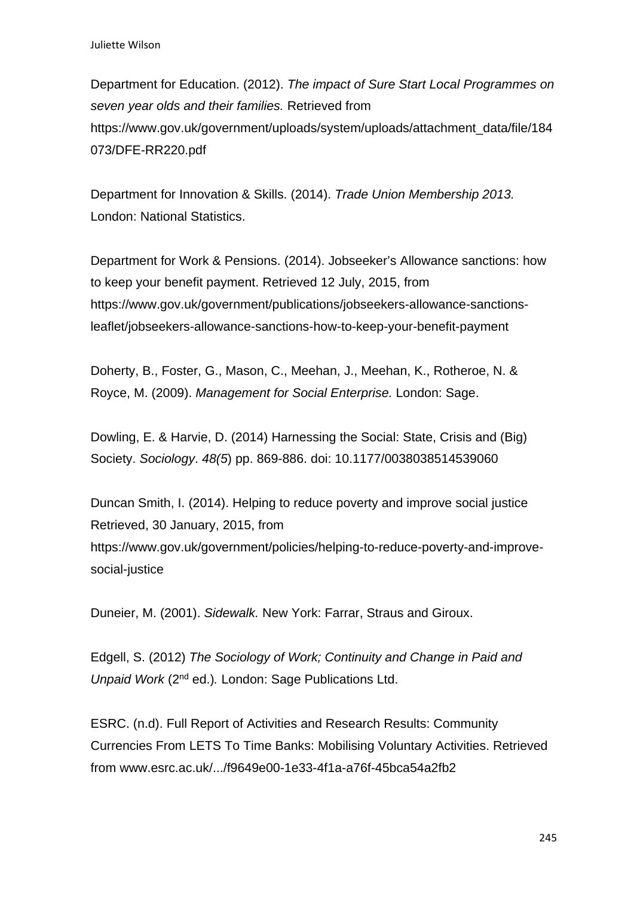Department for Education. (2012). *The impact of Sure Start Local Programmes on seven year olds and their families.* Retrieved from https://www.gov.uk/government/uploads/system/uploads/attachment_data/file/184073/DFE-RR220.pdf

Department for Innovation & Skills. (2014). *Trade Union Membership 2013.* London: National Statistics.

Department for Work & Pensions. (2014). Jobseeker's Allowance sanctions: how to keep your benefit payment. Retrieved 12 July, 2015, from https://www.gov.uk/government/publications/jobseekers-allowance-sanctions-leaflet/jobseekers-allowance-sanctions-how-to-keep-your-benefit-payment

Doherty, B., Foster, G., Mason, C., Meehan, J., Meehan, K., Rotheroe, N. & Royce, M. (2009). *Management for Social Enterprise.* London: Sage.

Dowling, E. & Harvie, D. (2014) Harnessing the Social: State, Crisis and (Big) Society. *Sociology*. *48(5*) pp. 869-886. doi: 10.1177/0038038514539060

Duncan Smith, I. (2014). Helping to reduce poverty and improve social justice Retrieved, 30 January, 2015, from https://www.gov.uk/government/policies/helping-to-reduce-poverty-and-improve-social-justice

Duneier, M. (2001). *Sidewalk.* New York: Farrar, Straus and Giroux.

Edgell, S. (2012) *The Sociology of Work; Continuity and Change in Paid and Unpaid Work* (2nd ed.)*.* London: Sage Publications Ltd.

ESRC. (n.d). Full Report of Activities and Research Results: Community Currencies From LETS To Time Banks: Mobilising Voluntary Activities. Retrieved from www.esrc.ac.uk/.../f9649e00-1e33-4f1a-a76f-45bca54a2fb2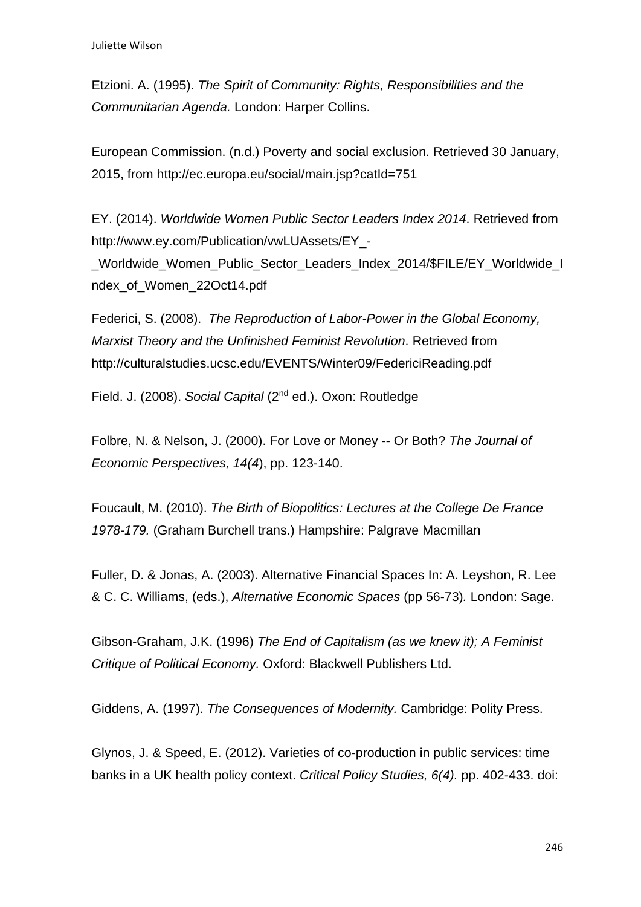Etzioni. A. (1995). *The Spirit of Community: Rights, Responsibilities and the Communitarian Agenda.* London: Harper Collins.

European Commission. (n.d.) Poverty and social exclusion. Retrieved 30 January, 2015, from http://ec.europa.eu/social/main.jsp?catId=751

EY. (2014). *Worldwide Women Public Sector Leaders Index 2014*. Retrieved from http://www.ey.com/Publication/vwLUAssets/EY_-_Worldwide_Women_Public_Sector_Leaders_Index_2014/$FILE/EY_Worldwide_Index_of_Women_22Oct14.pdf

Federici, S. (2008). *The Reproduction of Labor-Power in the Global Economy, Marxist Theory and the Unfinished Feminist Revolution*. Retrieved from http://culturalstudies.ucsc.edu/EVENTS/Winter09/FedericiReading.pdf

Field. J. (2008). *Social Capital* (2nd ed.). Oxon: Routledge

Folbre, N. & Nelson, J. (2000). For Love or Money -- Or Both? *The Journal of Economic Perspectives, 14(4*), pp. 123-140.

Foucault, M. (2010). *The Birth of Biopolitics: Lectures at the College De France 1978-179.* (Graham Burchell trans.) Hampshire: Palgrave Macmillan

Fuller, D. & Jonas, A. (2003). Alternative Financial Spaces In: A. Leyshon, R. Lee & C. C. Williams, (eds.), *Alternative Economic Spaces* (pp 56-73)*.* London: Sage.

Gibson-Graham, J.K. (1996) *The End of Capitalism (as we knew it); A Feminist Critique of Political Economy.* Oxford: Blackwell Publishers Ltd.

Giddens, A. (1997). *The Consequences of Modernity.* Cambridge: Polity Press.

Glynos, J. & Speed, E. (2012). Varieties of co-production in public services: time banks in a UK health policy context. *Critical Policy Studies, 6(4).* pp. 402-433. doi: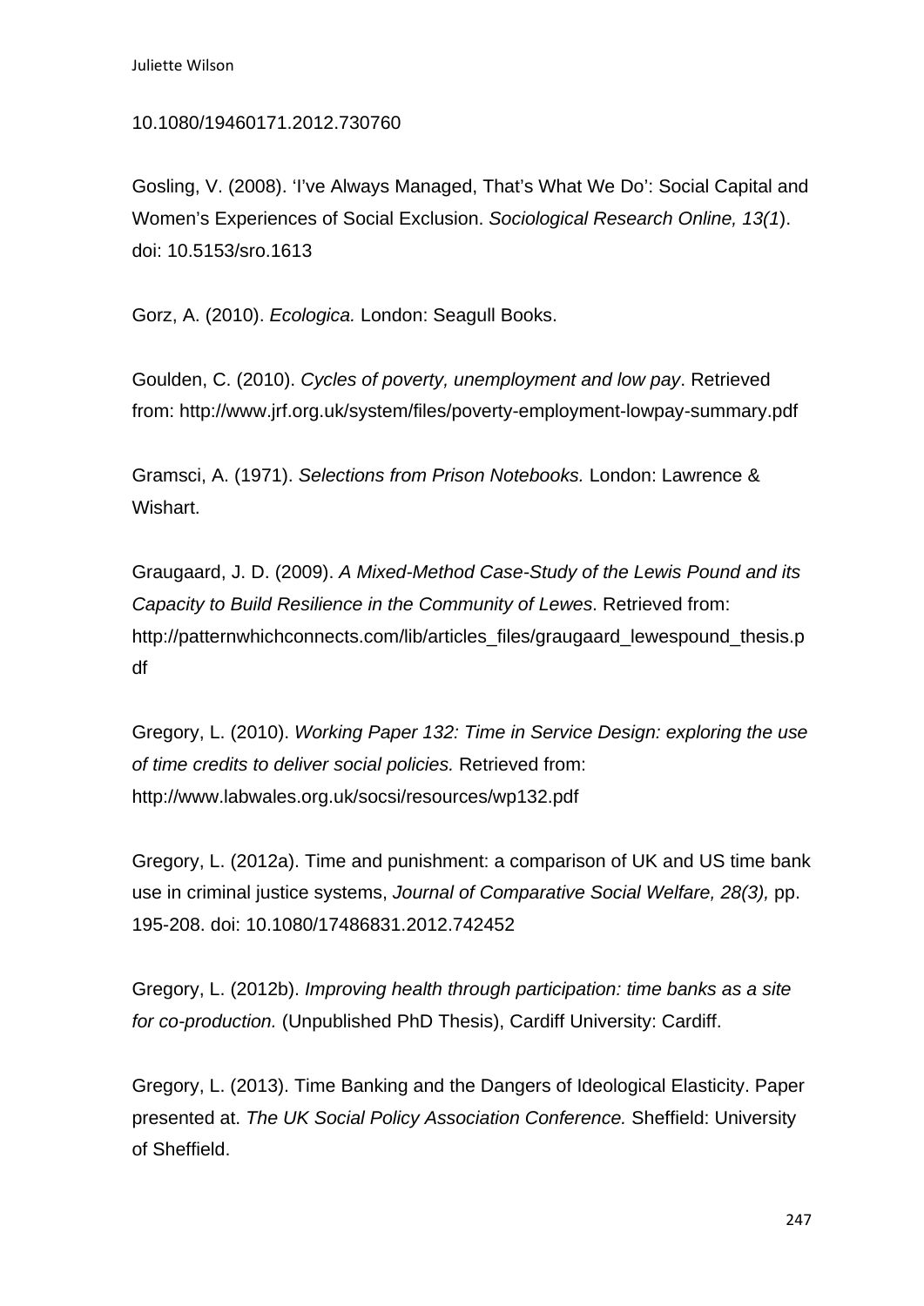10.1080/19460171.2012.730760

Gosling, V. (2008). ‘I’ve Always Managed, That’s What We Do’: Social Capital and Women’s Experiences of Social Exclusion. *Sociological Research Online, 13(1*). doi: 10.5153/sro.1613

Gorz, A. (2010). *Ecologica.* London: Seagull Books.

Goulden, C. (2010). *Cycles of poverty, unemployment and low pay*. Retrieved from: http://www.jrf.org.uk/system/files/poverty-employment-lowpay-summary.pdf

Gramsci, A. (1971). *Selections from Prison Notebooks.* London: Lawrence & Wishart.

Graugaard, J. D. (2009). *A Mixed-Method Case-Study of the Lewis Pound and its Capacity to Build Resilience in the Community of Lewes*. Retrieved from: http://patternwhichconnects.com/lib/articles_files/graugaard_lewespound_thesis.pdf

Gregory, L. (2010). *Working Paper 132: Time in Service Design: exploring the use of time credits to deliver social policies.* Retrieved from: http://www.labwales.org.uk/socsi/resources/wp132.pdf

Gregory, L. (2012a). Time and punishment: a comparison of UK and US time bank use in criminal justice systems, *Journal of Comparative Social Welfare, 28(3),* pp. 195-208. doi: 10.1080/17486831.2012.742452

Gregory, L. (2012b). *Improving health through participation: time banks as a site for co-production.* (Unpublished PhD Thesis), Cardiff University: Cardiff.

Gregory, L. (2013). Time Banking and the Dangers of Ideological Elasticity. Paper presented at. *The UK Social Policy Association Conference.* Sheffield: University of Sheffield.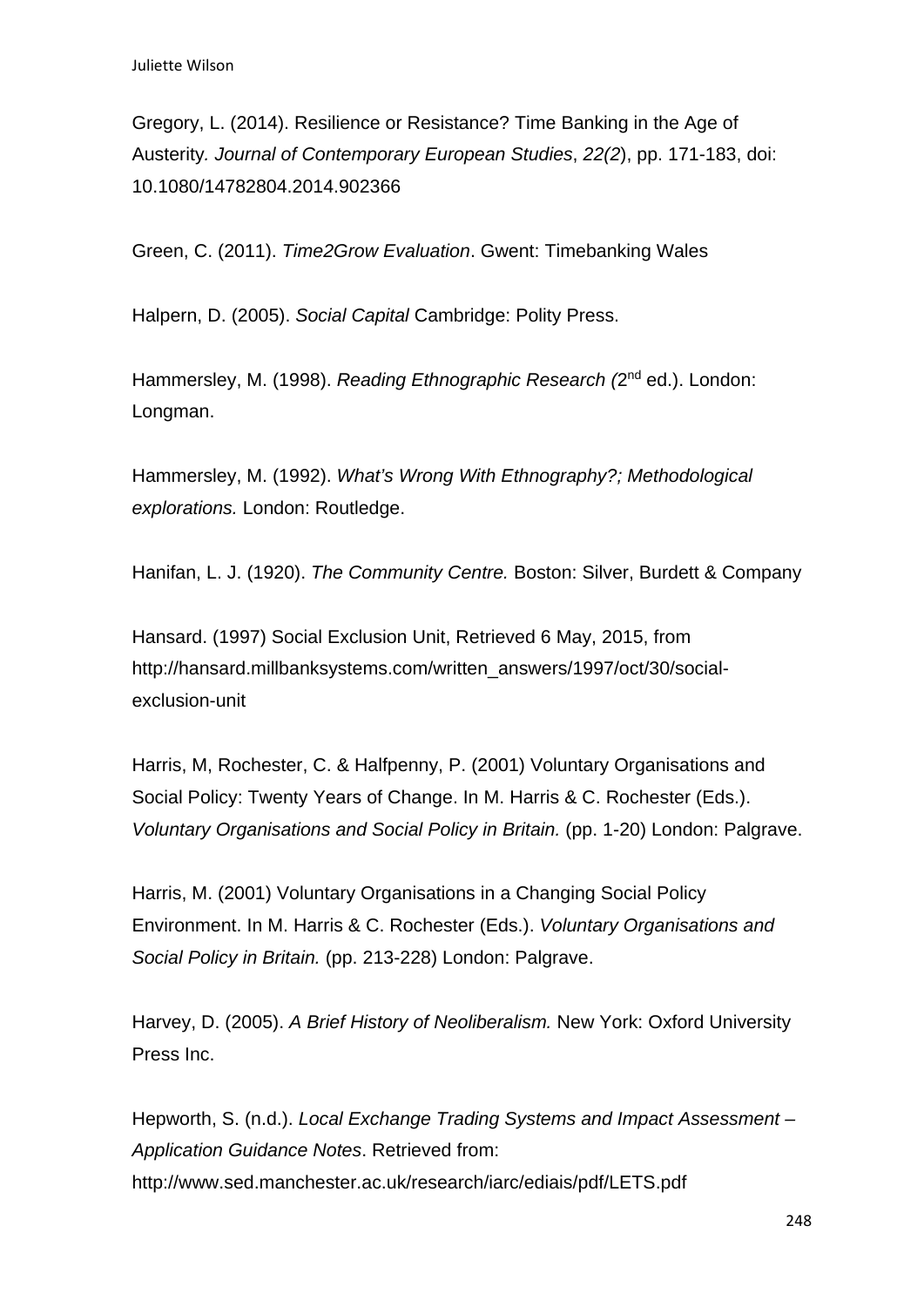Gregory, L. (2014). Resilience or Resistance? Time Banking in the Age of Austerity. *Journal of Contemporary European Studies*, *22(2*), pp. 171-183, doi: 10.1080/14782804.2014.902366

Green, C. (2011). *Time2Grow Evaluation*. Gwent: Timebanking Wales

Halpern, D. (2005). *Social Capital* Cambridge: Polity Press.

Hammersley, M. (1998). *Reading Ethnographic Research (*2nd ed.). London: Longman.

Hammersley, M. (1992). *What's Wrong With Ethnography?; Methodological explorations.* London: Routledge.

Hanifan, L. J. (1920). *The Community Centre.* Boston: Silver, Burdett & Company

Hansard. (1997) Social Exclusion Unit, Retrieved 6 May, 2015, from http://hansard.millbanksystems.com/written_answers/1997/oct/30/social-exclusion-unit

Harris, M, Rochester, C. & Halfpenny, P. (2001) Voluntary Organisations and Social Policy: Twenty Years of Change. In M. Harris & C. Rochester (Eds.). *Voluntary Organisations and Social Policy in Britain.* (pp. 1-20) London: Palgrave.

Harris, M. (2001) Voluntary Organisations in a Changing Social Policy Environment. In M. Harris & C. Rochester (Eds.). *Voluntary Organisations and Social Policy in Britain.* (pp. 213-228) London: Palgrave.

Harvey, D. (2005). *A Brief History of Neoliberalism.* New York: Oxford University Press Inc.

Hepworth, S. (n.d.). *Local Exchange Trading Systems and Impact Assessment – Application Guidance Notes*. Retrieved from: http://www.sed.manchester.ac.uk/research/iarc/ediais/pdf/LETS.pdf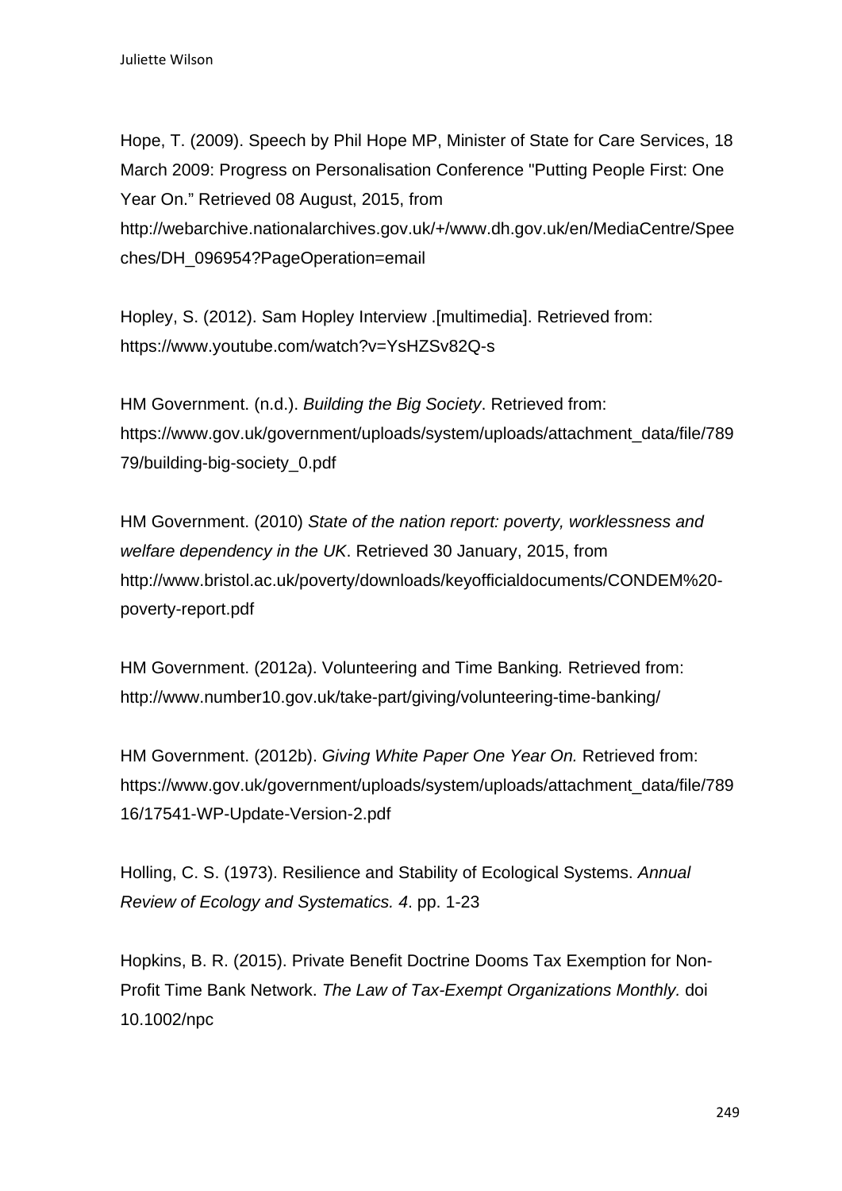Hope, T. (2009). Speech by Phil Hope MP, Minister of State for Care Services, 18 March 2009: Progress on Personalisation Conference "Putting People First: One Year On." Retrieved 08 August, 2015, from http://webarchive.nationalarchives.gov.uk/+/www.dh.gov.uk/en/MediaCentre/Speeches/DH_096954?PageOperation=email

Hopley, S. (2012). Sam Hopley Interview .[multimedia]. Retrieved from: https://www.youtube.com/watch?v=YsHZSv82Q-s

HM Government. (n.d.). *Building the Big Society*. Retrieved from: https://www.gov.uk/government/uploads/system/uploads/attachment_data/file/78979/building-big-society_0.pdf

HM Government. (2010) *State of the nation report: poverty, worklessness and welfare dependency in the UK*. Retrieved 30 January, 2015, from http://www.bristol.ac.uk/poverty/downloads/keyofficialdocuments/CONDEM%20-poverty-report.pdf

HM Government. (2012a). Volunteering and Time Banking*.* Retrieved from: http://www.number10.gov.uk/take-part/giving/volunteering-time-banking/

HM Government. (2012b). *Giving White Paper One Year On.* Retrieved from: https://www.gov.uk/government/uploads/system/uploads/attachment_data/file/78916/17541-WP-Update-Version-2.pdf

Holling, C. S. (1973). Resilience and Stability of Ecological Systems. *Annual Review of Ecology and Systematics. 4*. pp. 1-23

Hopkins, B. R. (2015). Private Benefit Doctrine Dooms Tax Exemption for Non-Profit Time Bank Network. *The Law of Tax-Exempt Organizations Monthly.* doi 10.1002/npc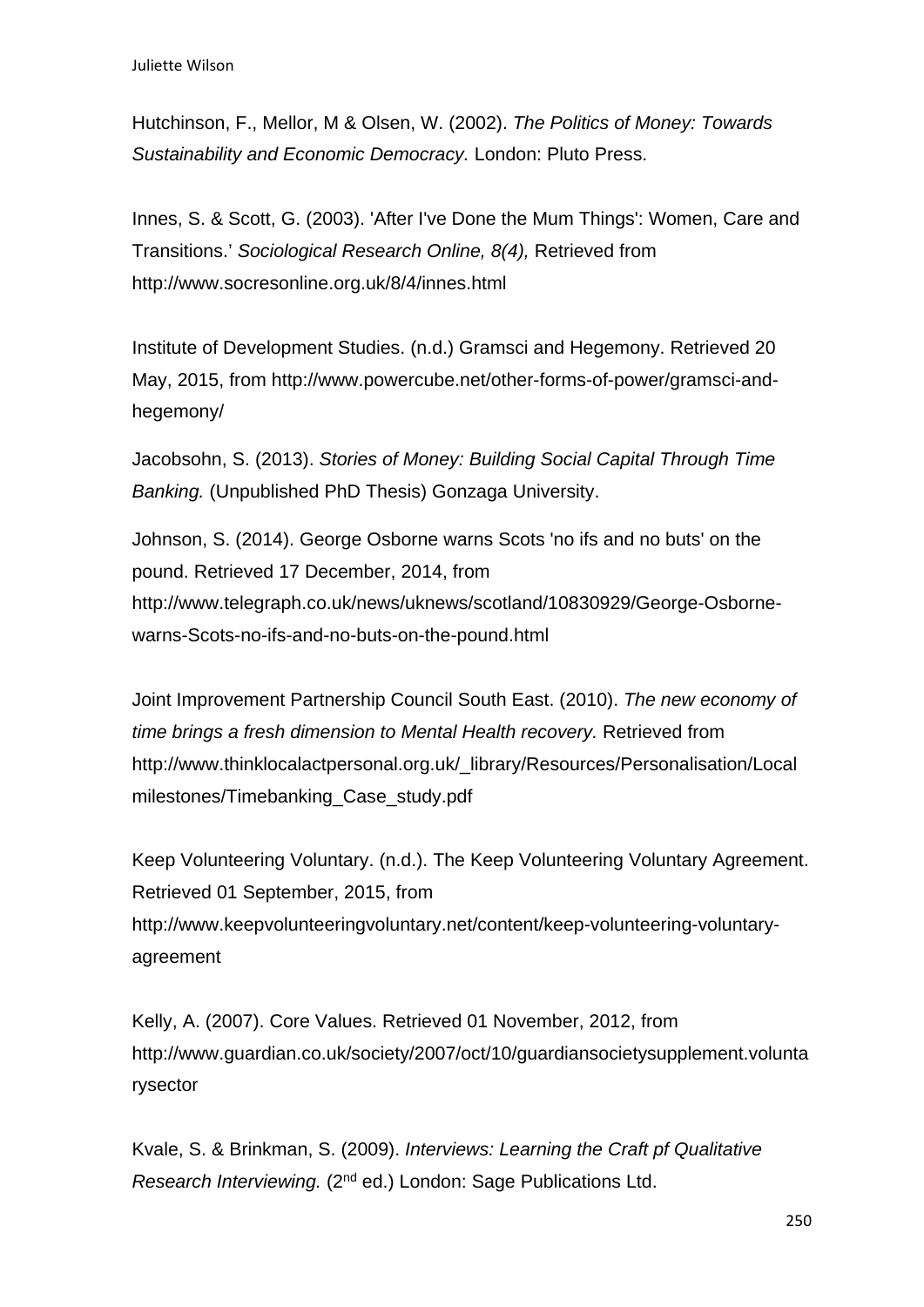Hutchinson, F., Mellor, M & Olsen, W. (2002). *The Politics of Money: Towards Sustainability and Economic Democracy.* London: Pluto Press.

Innes, S. & Scott, G. (2003). 'After I've Done the Mum Things': Women, Care and Transitions.' *Sociological Research Online, 8(4),* Retrieved from http://www.socresonline.org.uk/8/4/innes.html

Institute of Development Studies. (n.d.) Gramsci and Hegemony. Retrieved 20 May, 2015, from http://www.powercube.net/other-forms-of-power/gramsci-and-hegemony/

Jacobsohn, S. (2013). *Stories of Money: Building Social Capital Through Time Banking.* (Unpublished PhD Thesis) Gonzaga University.

Johnson, S. (2014). George Osborne warns Scots 'no ifs and no buts' on the pound. Retrieved 17 December, 2014, from http://www.telegraph.co.uk/news/uknews/scotland/10830929/George-Osborne-warns-Scots-no-ifs-and-no-buts-on-the-pound.html

Joint Improvement Partnership Council South East. (2010). *The new economy of time brings a fresh dimension to Mental Health recovery.* Retrieved from http://www.thinklocalactpersonal.org.uk/_library/Resources/Personalisation/Localmilestones/Timebanking_Case_study.pdf

Keep Volunteering Voluntary. (n.d.). The Keep Volunteering Voluntary Agreement. Retrieved 01 September, 2015, from http://www.keepvolunteeringvoluntary.net/content/keep-volunteering-voluntary-agreement

Kelly, A. (2007). Core Values. Retrieved 01 November, 2012, from http://www.guardian.co.uk/society/2007/oct/10/guardiansocietysupplement.voluntarysector

Kvale, S. & Brinkman, S. (2009). *Interviews: Learning the Craft pf Qualitative Research Interviewing.* (2nd ed.) London: Sage Publications Ltd.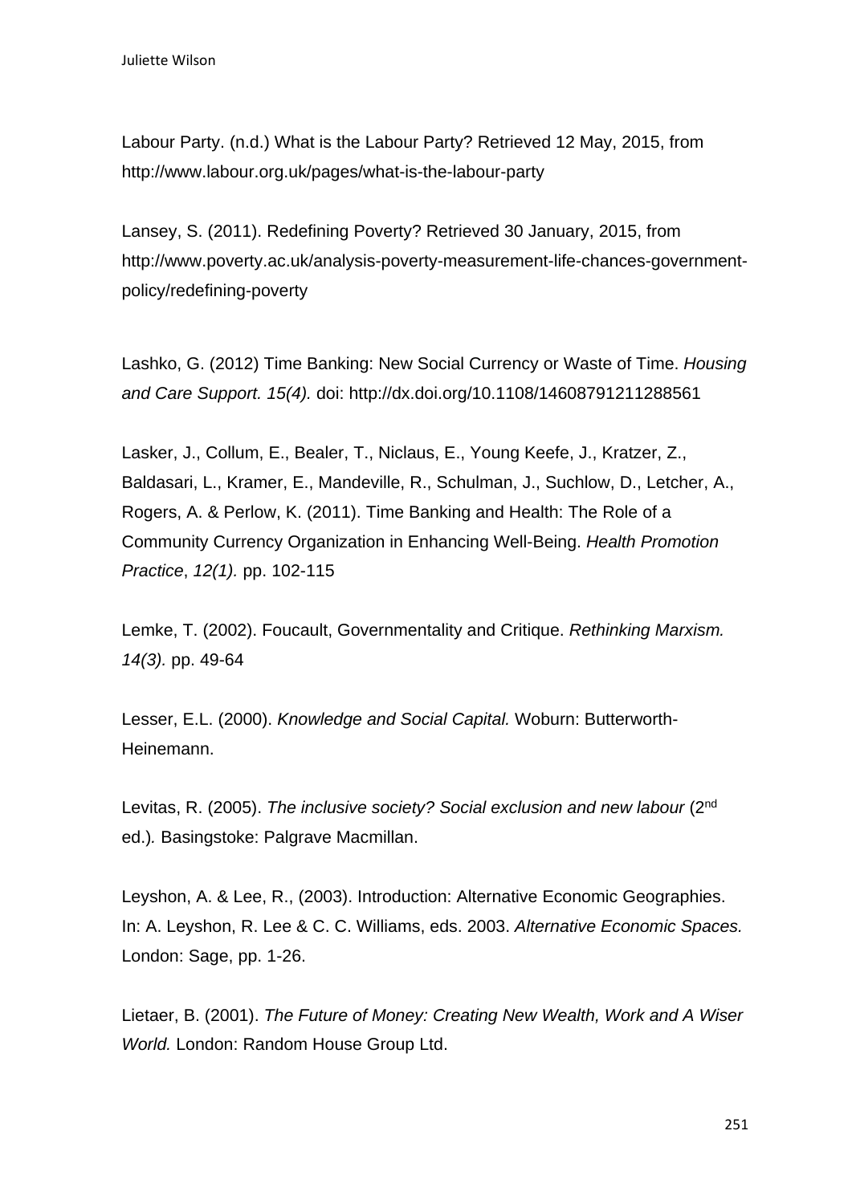Labour Party. (n.d.) What is the Labour Party? Retrieved 12 May, 2015, from http://www.labour.org.uk/pages/what-is-the-labour-party

Lansey, S. (2011). Redefining Poverty? Retrieved 30 January, 2015, from http://www.poverty.ac.uk/analysis-poverty-measurement-life-chances-government-policy/redefining-poverty

Lashko, G. (2012) Time Banking: New Social Currency or Waste of Time. *Housing and Care Support. 15(4).* doi: http://dx.doi.org/10.1108/14608791211288561

Lasker, J., Collum, E., Bealer, T., Niclaus, E., Young Keefe, J., Kratzer, Z., Baldasari, L., Kramer, E., Mandeville, R., Schulman, J., Suchlow, D., Letcher, A., Rogers, A. & Perlow, K. (2011). Time Banking and Health: The Role of a Community Currency Organization in Enhancing Well-Being. *Health Promotion Practice*, *12(1).* pp. 102-115

Lemke, T. (2002). Foucault, Governmentality and Critique. *Rethinking Marxism. 14(3).* pp. 49-64

Lesser, E.L. (2000). *Knowledge and Social Capital.* Woburn: Butterworth-Heinemann.

Levitas, R. (2005). *The inclusive society? Social exclusion and new labour* (2nd ed.)*.* Basingstoke: Palgrave Macmillan.

Leyshon, A. & Lee, R., (2003). Introduction: Alternative Economic Geographies. In: A. Leyshon, R. Lee & C. C. Williams, eds. 2003. *Alternative Economic Spaces.* London: Sage, pp. 1-26.

Lietaer, B. (2001). *The Future of Money: Creating New Wealth, Work and A Wiser World.* London: Random House Group Ltd.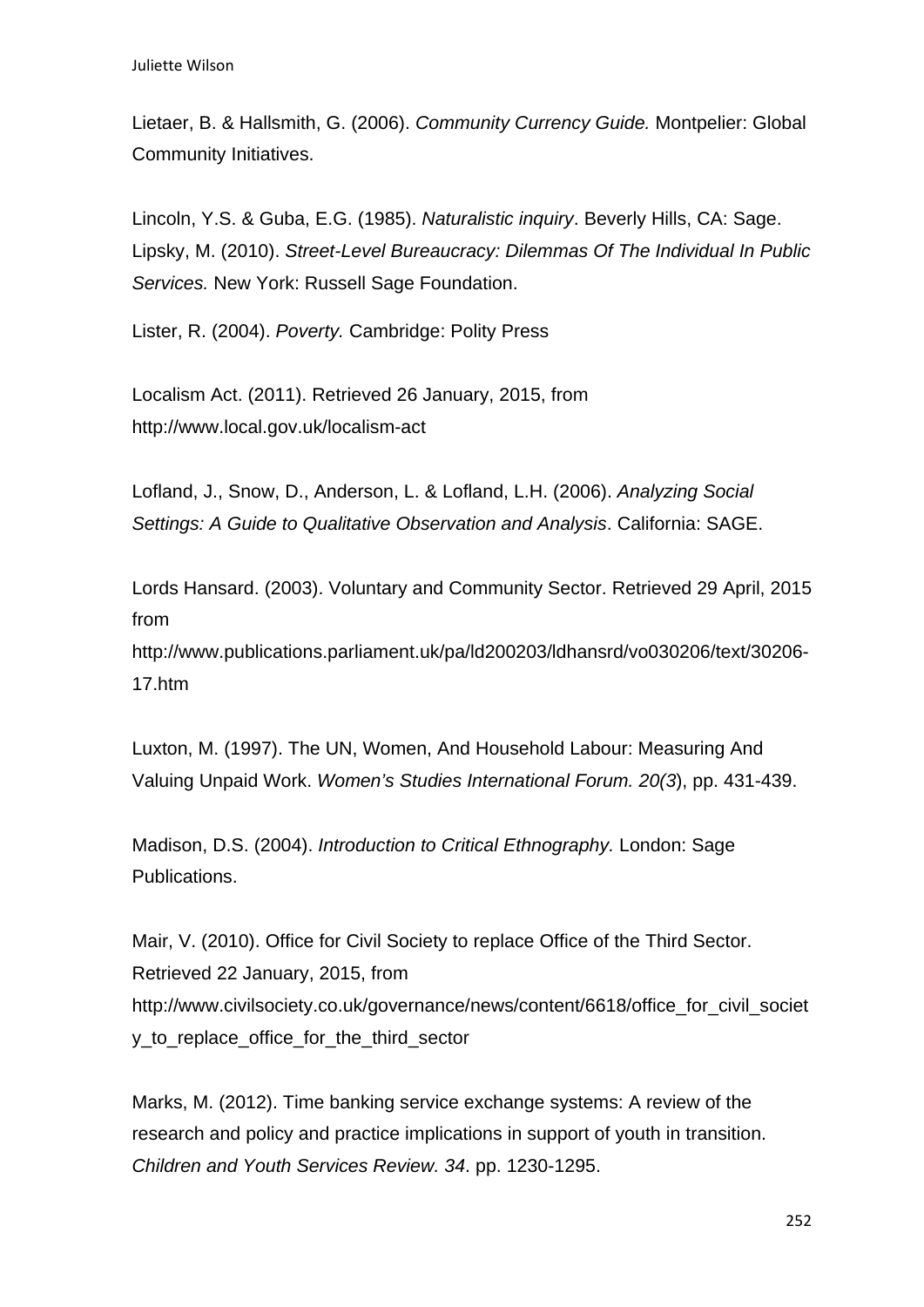Lietaer, B. & Hallsmith, G. (2006). *Community Currency Guide.* Montpelier: Global Community Initiatives.

Lincoln, Y.S. & Guba, E.G. (1985). *Naturalistic inquiry*. Beverly Hills, CA: Sage.
Lipsky, M. (2010). *Street-Level Bureaucracy: Dilemmas Of The Individual In Public Services.* New York: Russell Sage Foundation.

Lister, R. (2004). *Poverty.* Cambridge: Polity Press

Localism Act. (2011). Retrieved 26 January, 2015, from http://www.local.gov.uk/localism-act

Lofland, J., Snow, D., Anderson, L. & Lofland, L.H. (2006). *Analyzing Social Settings: A Guide to Qualitative Observation and Analysis*. California: SAGE.

Lords Hansard. (2003). Voluntary and Community Sector. Retrieved 29 April, 2015 from http://www.publications.parliament.uk/pa/ld200203/ldhansrd/vo030206/text/30206-17.htm

Luxton, M. (1997). The UN, Women, And Household Labour: Measuring And Valuing Unpaid Work. *Women's Studies International Forum. 20(3*), pp. 431-439.

Madison, D.S. (2004). *Introduction to Critical Ethnography.* London: Sage Publications.

Mair, V. (2010). Office for Civil Society to replace Office of the Third Sector. Retrieved 22 January, 2015, from http://www.civilsociety.co.uk/governance/news/content/6618/office_for_civil_society_to_replace_office_for_the_third_sector

Marks, M. (2012). Time banking service exchange systems: A review of the research and policy and practice implications in support of youth in transition. *Children and Youth Services Review. 34*. pp. 1230-1295.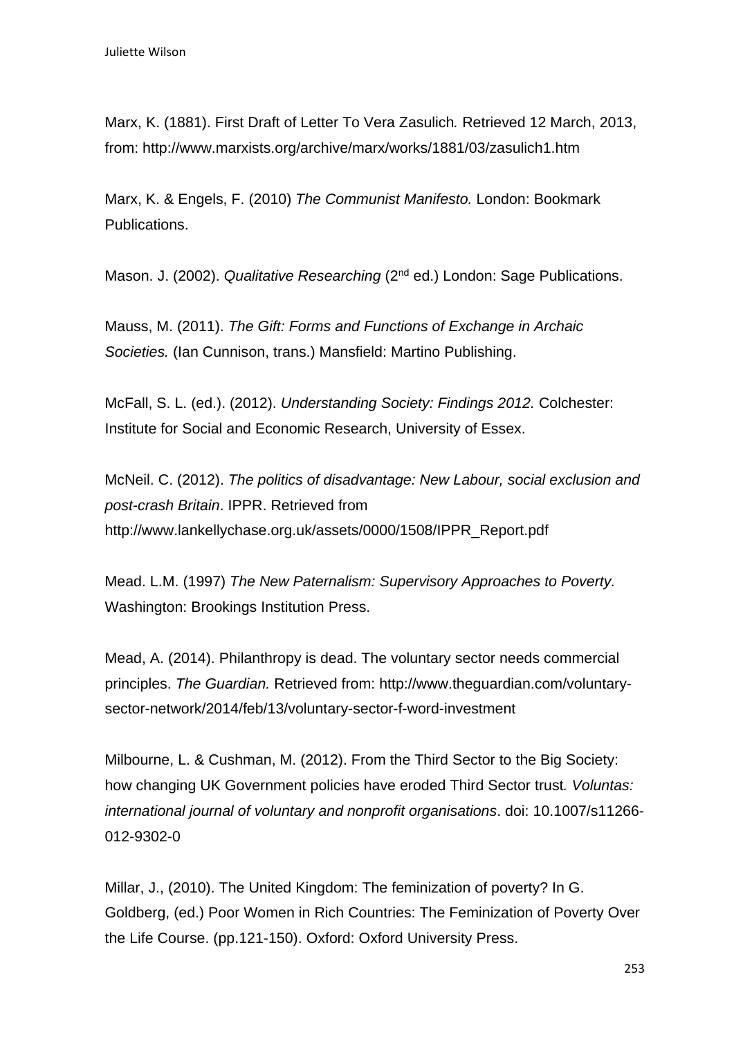Marx, K. (1881). First Draft of Letter To Vera Zasulich*.* Retrieved 12 March, 2013, from: http://www.marxists.org/archive/marx/works/1881/03/zasulich1.htm

Marx, K. & Engels, F. (2010) *The Communist Manifesto.* London: Bookmark Publications.

Mason. J. (2002). *Qualitative Researching* (2nd ed.) London: Sage Publications.

Mauss, M. (2011). *The Gift: Forms and Functions of Exchange in Archaic Societies.* (Ian Cunnison, trans.) Mansfield: Martino Publishing.

McFall, S. L. (ed.). (2012). *Understanding Society: Findings 2012.* Colchester: Institute for Social and Economic Research, University of Essex.

McNeil. C. (2012). *The politics of disadvantage: New Labour, social exclusion and post-crash Britain*. IPPR. Retrieved from http://www.lankellychase.org.uk/assets/0000/1508/IPPR_Report.pdf

Mead. L.M. (1997) *The New Paternalism: Supervisory Approaches to Poverty.* Washington: Brookings Institution Press.

Mead, A. (2014). Philanthropy is dead. The voluntary sector needs commercial principles. *The Guardian.* Retrieved from: http://www.theguardian.com/voluntary-sector-network/2014/feb/13/voluntary-sector-f-word-investment

Milbourne, L. & Cushman, M. (2012). From the Third Sector to the Big Society: how changing UK Government policies have eroded Third Sector trust*. Voluntas: international journal of voluntary and nonprofit organisations*. doi: 10.1007/s11266-012-9302-0

Millar, J., (2010). The United Kingdom: The feminization of poverty? In G. Goldberg, (ed.) Poor Women in Rich Countries: The Feminization of Poverty Over the Life Course. (pp.121-150). Oxford: Oxford University Press.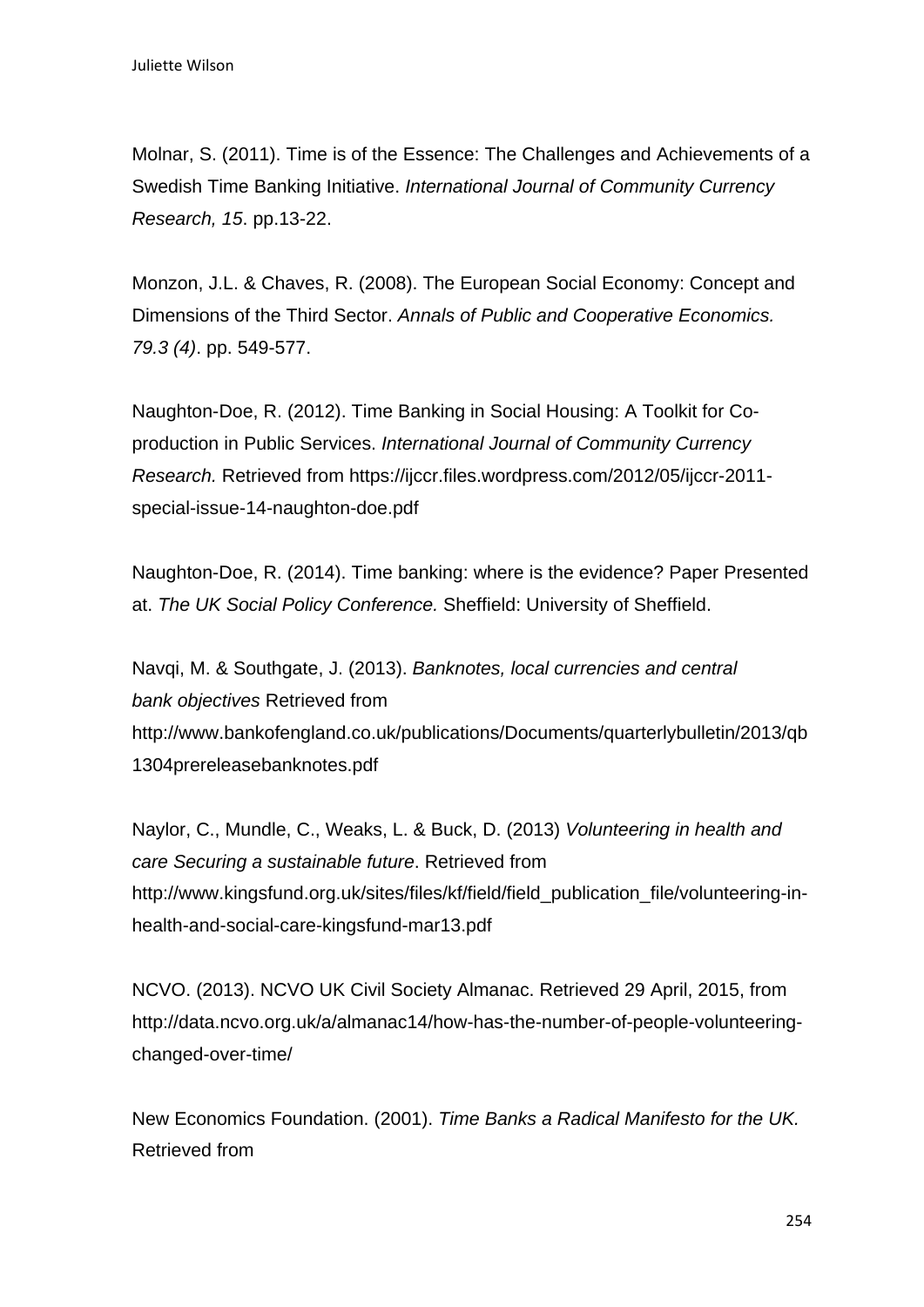Molnar, S. (2011). Time is of the Essence: The Challenges and Achievements of a Swedish Time Banking Initiative. *International Journal of Community Currency Research, 15*. pp.13-22.

Monzon, J.L. & Chaves, R. (2008). The European Social Economy: Concept and Dimensions of the Third Sector. *Annals of Public and Cooperative Economics. 79.3 (4)*. pp. 549-577.

Naughton-Doe, R. (2012). Time Banking in Social Housing: A Toolkit for Co-production in Public Services. *International Journal of Community Currency Research.* Retrieved from https://ijccr.files.wordpress.com/2012/05/ijccr-2011-special-issue-14-naughton-doe.pdf

Naughton-Doe, R. (2014). Time banking: where is the evidence? Paper Presented at. *The UK Social Policy Conference.* Sheffield: University of Sheffield.

Navqi, M. & Southgate, J. (2013). *Banknotes, local currencies and central bank objectives* Retrieved from http://www.bankofengland.co.uk/publications/Documents/quarterlybulletin/2013/qb1304prereleasebanknotes.pdf

Naylor, C., Mundle, C., Weaks, L. & Buck, D. (2013) *Volunteering in health and care Securing a sustainable future*. Retrieved from http://www.kingsfund.org.uk/sites/files/kf/field/field_publication_file/volunteering-in-health-and-social-care-kingsfund-mar13.pdf

NCVO. (2013). NCVO UK Civil Society Almanac. Retrieved 29 April, 2015, from http://data.ncvo.org.uk/a/almanac14/how-has-the-number-of-people-volunteering-changed-over-time/

New Economics Foundation. (2001). *Time Banks a Radical Manifesto for the UK.* Retrieved from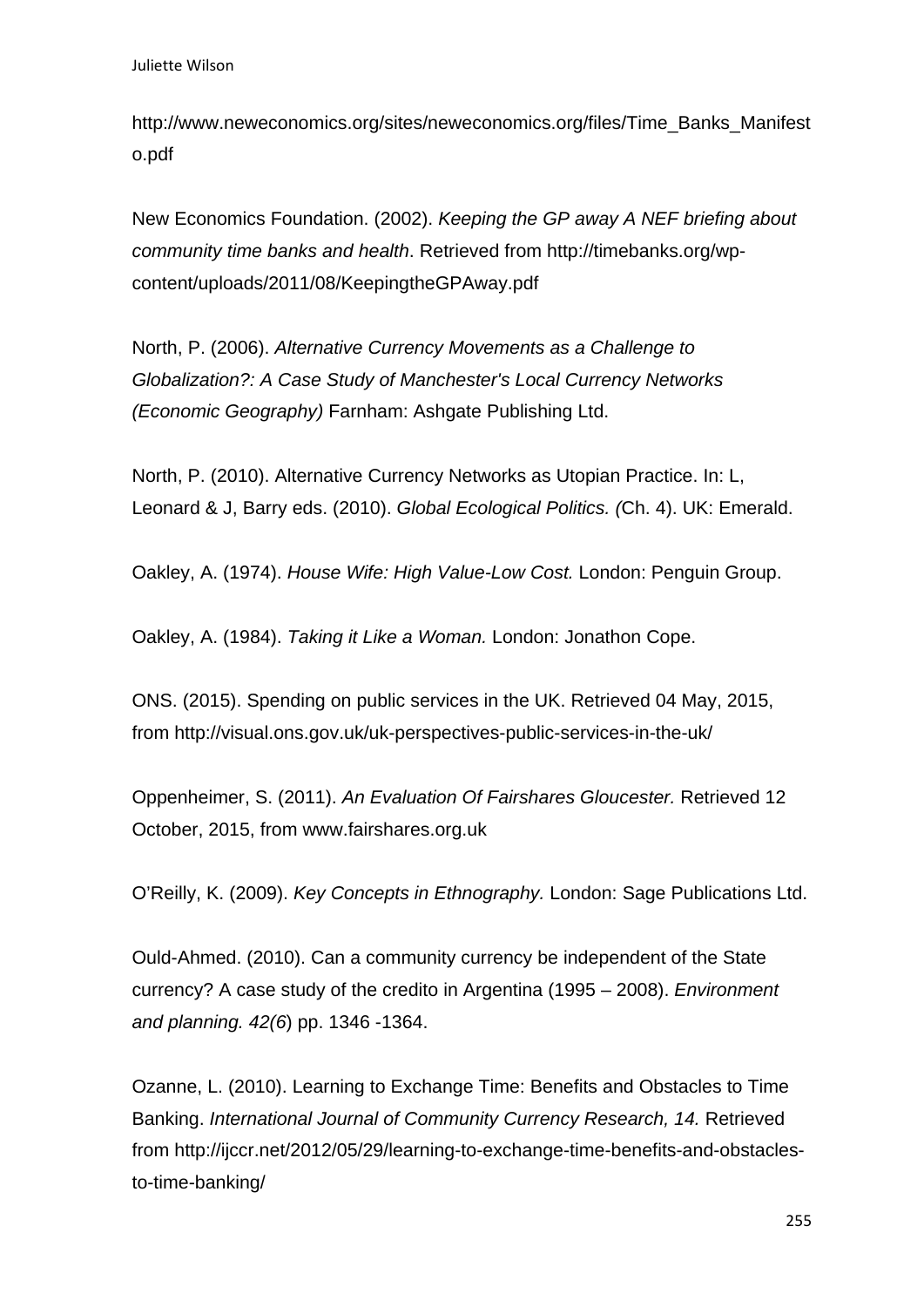http://www.neweconomics.org/sites/neweconomics.org/files/Time_Banks_Manifesto.pdf

New Economics Foundation. (2002). *Keeping the GP away A NEF briefing about community time banks and health*. Retrieved from http://timebanks.org/wp-content/uploads/2011/08/KeepingtheGPAway.pdf

North, P. (2006). *Alternative Currency Movements as a Challenge to Globalization?: A Case Study of Manchester's Local Currency Networks (Economic Geography)* Farnham: Ashgate Publishing Ltd.

North, P. (2010). Alternative Currency Networks as Utopian Practice. In: L, Leonard & J, Barry eds. (2010). *Global Ecological Politics. (*Ch. 4). UK: Emerald.

Oakley, A. (1974). *House Wife: High Value-Low Cost.* London: Penguin Group.

Oakley, A. (1984). *Taking it Like a Woman.* London: Jonathon Cope.

ONS. (2015). Spending on public services in the UK. Retrieved 04 May, 2015, from http://visual.ons.gov.uk/uk-perspectives-public-services-in-the-uk/

Oppenheimer, S. (2011). *An Evaluation Of Fairshares Gloucester.* Retrieved 12 October, 2015, from www.fairshares.org.uk

O'Reilly, K. (2009). *Key Concepts in Ethnography.* London: Sage Publications Ltd.

Ould-Ahmed. (2010). Can a community currency be independent of the State currency? A case study of the credito in Argentina (1995 – 2008). *Environment and planning. 42(6*) pp. 1346 -1364.

Ozanne, L. (2010). Learning to Exchange Time: Benefits and Obstacles to Time Banking. *International Journal of Community Currency Research, 14.* Retrieved from http://ijccr.net/2012/05/29/learning-to-exchange-time-benefits-and-obstacles-to-time-banking/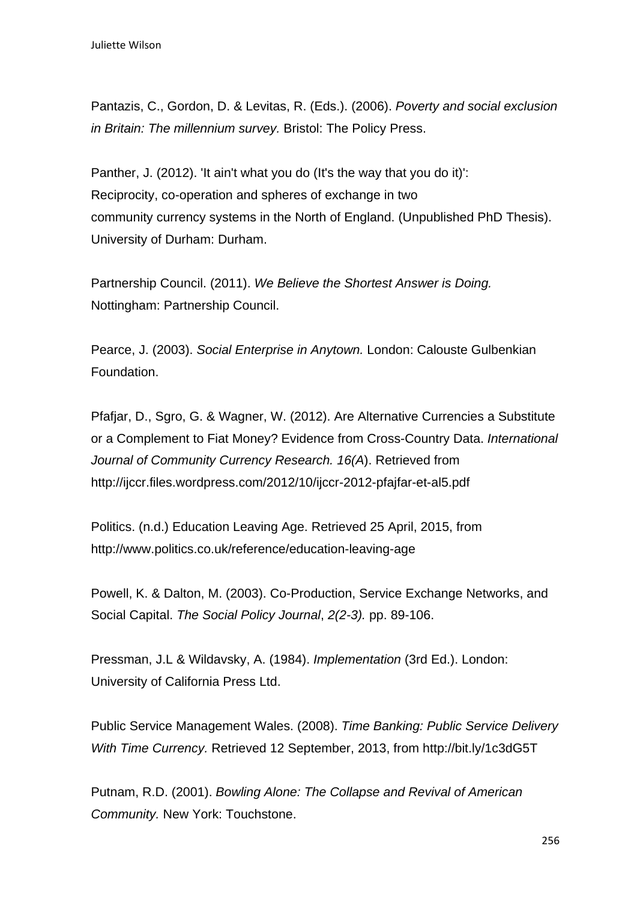Pantazis, C., Gordon, D. & Levitas, R. (Eds.). (2006). *Poverty and social exclusion in Britain: The millennium survey.* Bristol: The Policy Press.

Panther, J. (2012). 'It ain't what you do (It's the way that you do it)': Reciprocity, co-operation and spheres of exchange in two community currency systems in the North of England. (Unpublished PhD Thesis). University of Durham: Durham.

Partnership Council. (2011). *We Believe the Shortest Answer is Doing.* Nottingham: Partnership Council.

Pearce, J. (2003). *Social Enterprise in Anytown.* London: Calouste Gulbenkian Foundation.

Pfafjar, D., Sgro, G. & Wagner, W. (2012). Are Alternative Currencies a Substitute or a Complement to Fiat Money? Evidence from Cross-Country Data. *International Journal of Community Currency Research. 16(A*). Retrieved from http://ijccr.files.wordpress.com/2012/10/ijccr-2012-pfajfar-et-al5.pdf

Politics. (n.d.) Education Leaving Age. Retrieved 25 April, 2015, from http://www.politics.co.uk/reference/education-leaving-age

Powell, K. & Dalton, M. (2003). Co-Production, Service Exchange Networks, and Social Capital. *The Social Policy Journal*, *2(2-3).* pp. 89-106.

Pressman, J.L & Wildavsky, A. (1984). *Implementation* (3rd Ed.). London: University of California Press Ltd.

Public Service Management Wales. (2008). *Time Banking: Public Service Delivery With Time Currency.* Retrieved 12 September, 2013, from http://bit.ly/1c3dG5T

Putnam, R.D. (2001). *Bowling Alone: The Collapse and Revival of American Community.* New York: Touchstone.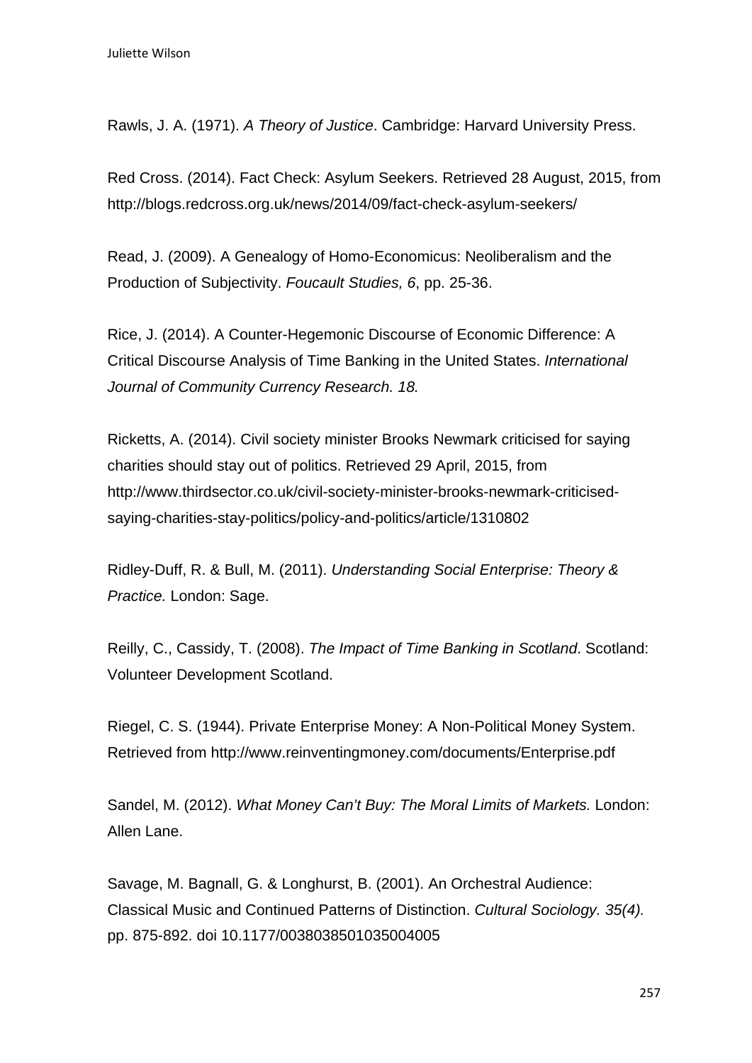Rawls, J. A. (1971). *A Theory of Justice*. Cambridge: Harvard University Press.

Red Cross. (2014). Fact Check: Asylum Seekers. Retrieved 28 August, 2015, from http://blogs.redcross.org.uk/news/2014/09/fact-check-asylum-seekers/

Read, J. (2009). A Genealogy of Homo-Economicus: Neoliberalism and the Production of Subjectivity. *Foucault Studies, 6*, pp. 25-36.

Rice, J. (2014). A Counter-Hegemonic Discourse of Economic Difference: A Critical Discourse Analysis of Time Banking in the United States. *International Journal of Community Currency Research. 18.*

Ricketts, A. (2014). Civil society minister Brooks Newmark criticised for saying charities should stay out of politics. Retrieved 29 April, 2015, from http://www.thirdsector.co.uk/civil-society-minister-brooks-newmark-criticised-saying-charities-stay-politics/policy-and-politics/article/1310802

Ridley-Duff, R. & Bull, M. (2011). *Understanding Social Enterprise: Theory & Practice.* London: Sage.

Reilly, C., Cassidy, T. (2008). *The Impact of Time Banking in Scotland*. Scotland: Volunteer Development Scotland.

Riegel, C. S. (1944). Private Enterprise Money: A Non-Political Money System. Retrieved from http://www.reinventingmoney.com/documents/Enterprise.pdf

Sandel, M. (2012). *What Money Can't Buy: The Moral Limits of Markets.* London: Allen Lane.

Savage, M. Bagnall, G. & Longhurst, B. (2001). An Orchestral Audience: Classical Music and Continued Patterns of Distinction. *Cultural Sociology. 35(4).* pp. 875-892. doi 10.1177/0038038501035004005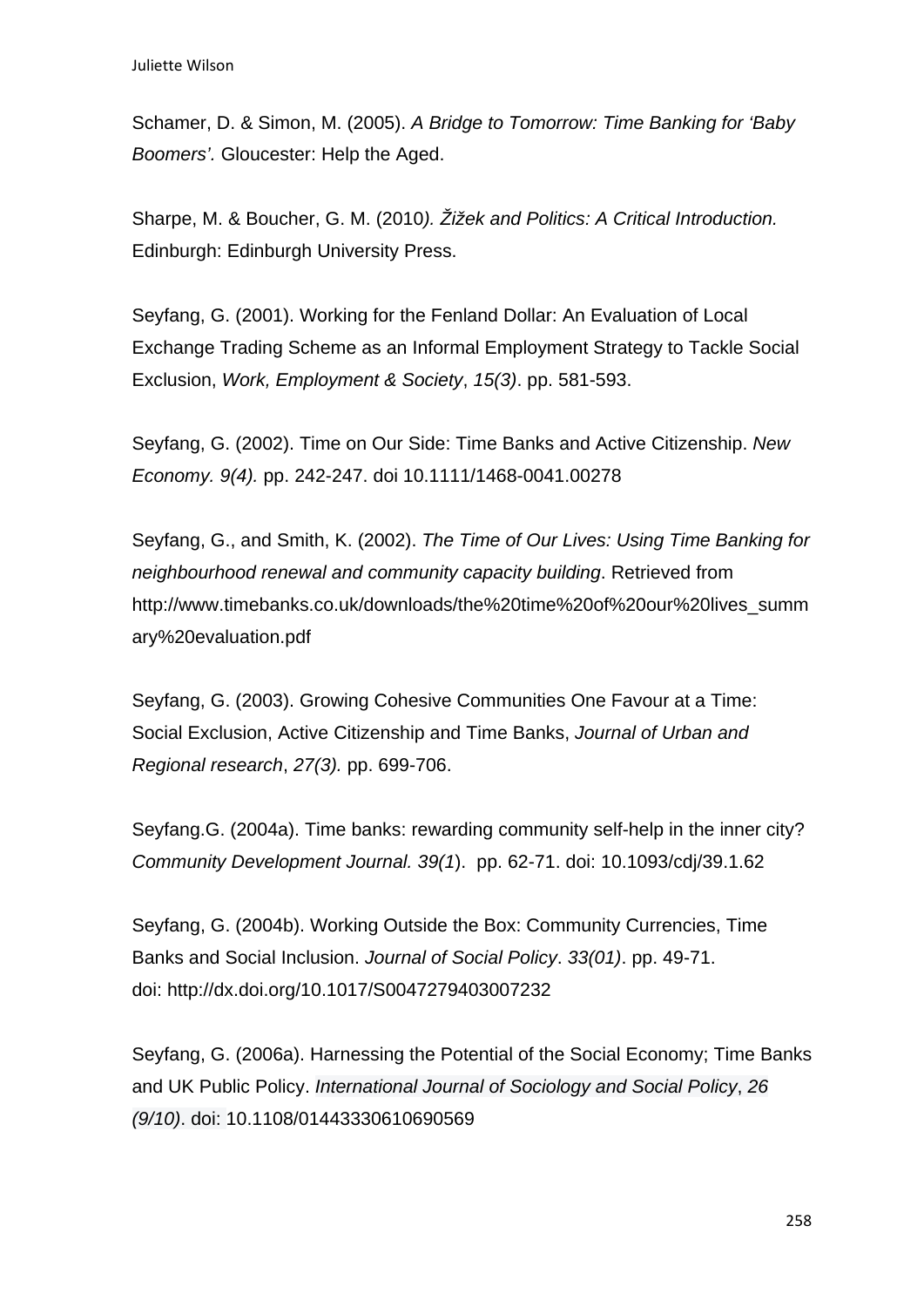Schamer, D. & Simon, M. (2005). *A Bridge to Tomorrow: Time Banking for 'Baby Boomers'.* Gloucester: Help the Aged.

Sharpe, M. & Boucher, G. M. (2010*). Žižek and Politics: A Critical Introduction.* Edinburgh: Edinburgh University Press.

Seyfang, G. (2001). Working for the Fenland Dollar: An Evaluation of Local Exchange Trading Scheme as an Informal Employment Strategy to Tackle Social Exclusion, *Work, Employment & Society*, *15(3)*. pp. 581-593.

Seyfang, G. (2002). Time on Our Side: Time Banks and Active Citizenship. *New Economy. 9(4).* pp. 242-247. doi 10.1111/1468-0041.00278

Seyfang, G., and Smith, K. (2002). *The Time of Our Lives: Using Time Banking for neighbourhood renewal and community capacity building*. Retrieved from http://www.timebanks.co.uk/downloads/the%20time%20of%20our%20lives_summary%20evaluation.pdf

Seyfang, G. (2003). Growing Cohesive Communities One Favour at a Time: Social Exclusion, Active Citizenship and Time Banks, *Journal of Urban and Regional research*, *27(3).* pp. 699-706.

Seyfang.G. (2004a). Time banks: rewarding community self-help in the inner city? *Community Development Journal. 39(1*). pp. 62-71. doi: 10.1093/cdj/39.1.62

Seyfang, G. (2004b). Working Outside the Box: Community Currencies, Time Banks and Social Inclusion. *Journal of Social Policy*. *33(01)*. pp. 49-71. doi: http://dx.doi.org/10.1017/S0047279403007232

Seyfang, G. (2006a). Harnessing the Potential of the Social Economy; Time Banks and UK Public Policy. *International Journal of Sociology and Social Policy*, *26 (9/10)*. doi: 10.1108/01443330610690569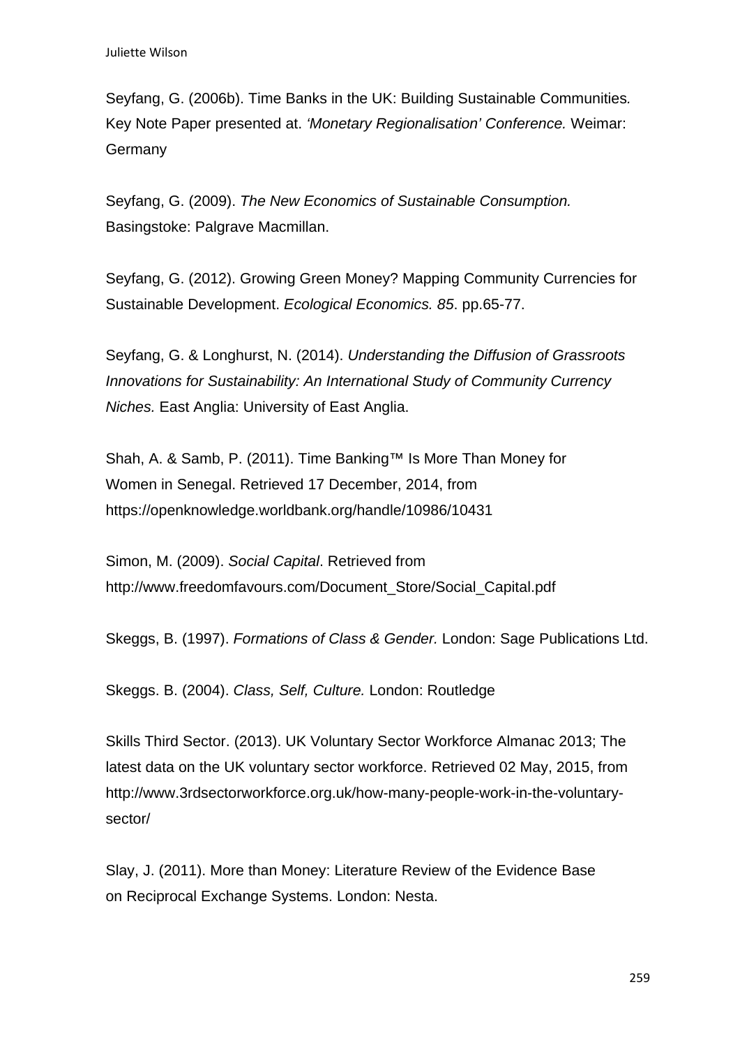Seyfang, G. (2006b). Time Banks in the UK: Building Sustainable Communities*.* Key Note Paper presented at. *'Monetary Regionalisation' Conference.* Weimar: Germany

Seyfang, G. (2009). *The New Economics of Sustainable Consumption.* Basingstoke: Palgrave Macmillan.

Seyfang, G. (2012). Growing Green Money? Mapping Community Currencies for Sustainable Development. *Ecological Economics. 85*. pp.65-77.

Seyfang, G. & Longhurst, N. (2014). *Understanding the Diffusion of Grassroots Innovations for Sustainability: An International Study of Community Currency Niches.* East Anglia: University of East Anglia.

Shah, A. & Samb, P. (2011). Time Banking™ Is More Than Money for Women in Senegal. Retrieved 17 December, 2014, from https://openknowledge.worldbank.org/handle/10986/10431

Simon, M. (2009). *Social Capital*. Retrieved from http://www.freedomfavours.com/Document_Store/Social_Capital.pdf

Skeggs, B. (1997). *Formations of Class & Gender.* London: Sage Publications Ltd.

Skeggs. B. (2004). *Class, Self, Culture.* London: Routledge

Skills Third Sector. (2013). UK Voluntary Sector Workforce Almanac 2013; The latest data on the UK voluntary sector workforce. Retrieved 02 May, 2015, from http://www.3rdsectorworkforce.org.uk/how-many-people-work-in-the-voluntary-sector/

Slay, J. (2011). More than Money: Literature Review of the Evidence Base on Reciprocal Exchange Systems. London: Nesta.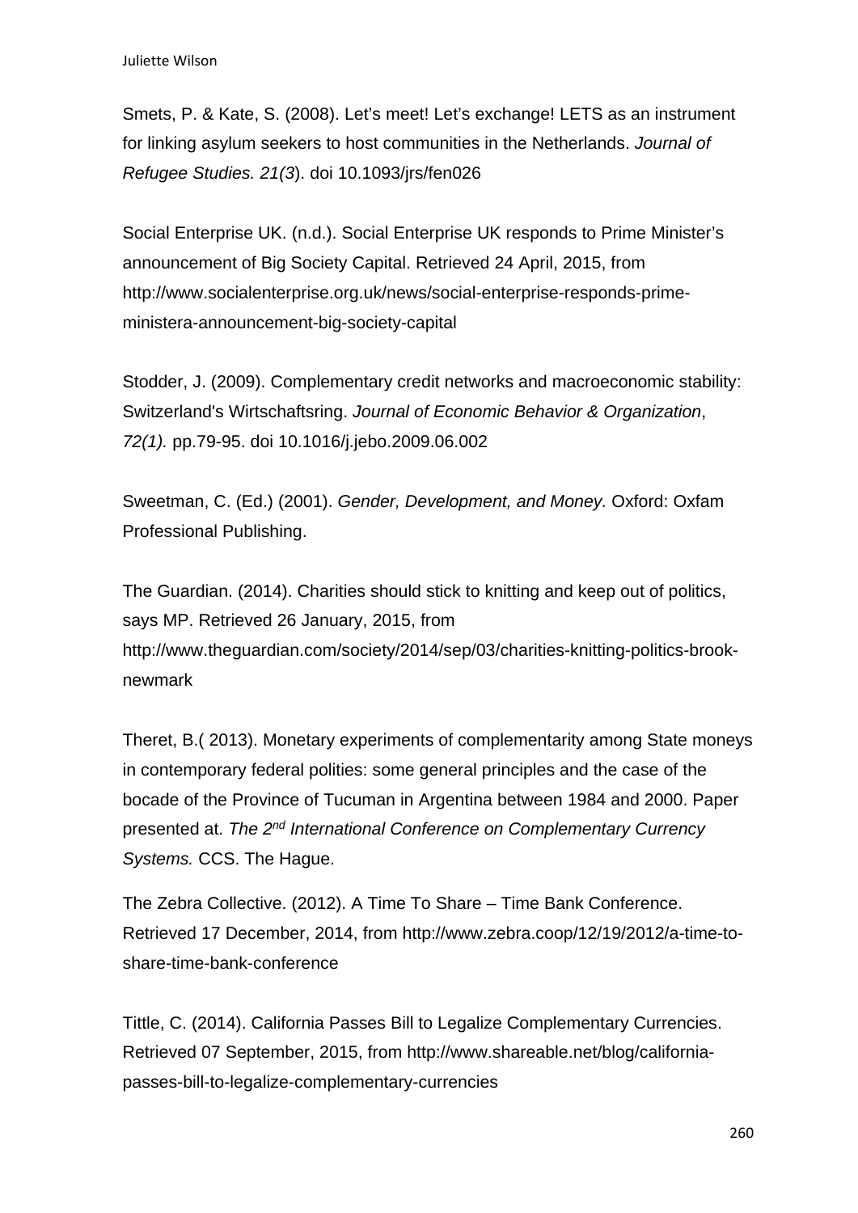Smets, P. & Kate, S. (2008). Let's meet! Let's exchange! LETS as an instrument for linking asylum seekers to host communities in the Netherlands. *Journal of Refugee Studies. 21(3*). doi 10.1093/jrs/fen026

Social Enterprise UK. (n.d.). Social Enterprise UK responds to Prime Minister's announcement of Big Society Capital. Retrieved 24 April, 2015, from http://www.socialenterprise.org.uk/news/social-enterprise-responds-prime-ministera-announcement-big-society-capital

Stodder, J. (2009). Complementary credit networks and macroeconomic stability: Switzerland's Wirtschaftsring. *Journal of Economic Behavior & Organization*, *72(1).* pp.79-95. doi 10.1016/j.jebo.2009.06.002

Sweetman, C. (Ed.) (2001). *Gender, Development, and Money.* Oxford: Oxfam Professional Publishing.

The Guardian. (2014). Charities should stick to knitting and keep out of politics, says MP. Retrieved 26 January, 2015, from http://www.theguardian.com/society/2014/sep/03/charities-knitting-politics-brook-newmark

Theret, B.( 2013). Monetary experiments of complementarity among State moneys in contemporary federal polities: some general principles and the case of the bocade of the Province of Tucuman in Argentina between 1984 and 2000. Paper presented at. *The 2nd International Conference on Complementary Currency Systems.* CCS. The Hague.

The Zebra Collective. (2012). A Time To Share – Time Bank Conference. Retrieved 17 December, 2014, from http://www.zebra.coop/12/19/2012/a-time-to-share-time-bank-conference

Tittle, C. (2014). California Passes Bill to Legalize Complementary Currencies. Retrieved 07 September, 2015, from http://www.shareable.net/blog/california-passes-bill-to-legalize-complementary-currencies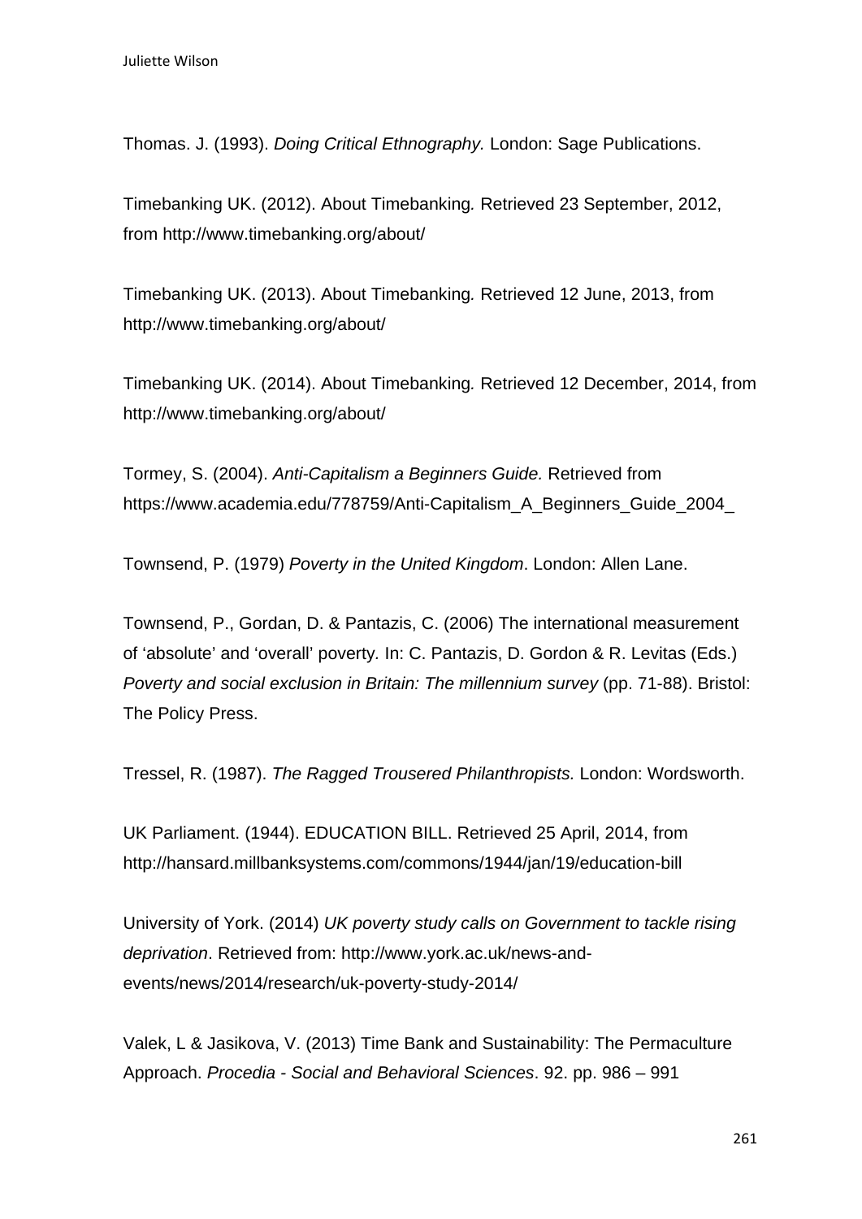Thomas. J. (1993). *Doing Critical Ethnography.* London: Sage Publications.

Timebanking UK. (2012). About Timebanking*.* Retrieved 23 September, 2012, from http://www.timebanking.org/about/

Timebanking UK. (2013). About Timebanking*.* Retrieved 12 June, 2013, from http://www.timebanking.org/about/

Timebanking UK. (2014). About Timebanking*.* Retrieved 12 December, 2014, from http://www.timebanking.org/about/

Tormey, S. (2004). *Anti-Capitalism a Beginners Guide.* Retrieved from https://www.academia.edu/778759/Anti-Capitalism_A_Beginners_Guide_2004_

Townsend, P. (1979) *Poverty in the United Kingdom*. London: Allen Lane.

Townsend, P., Gordan, D. & Pantazis, C. (2006) The international measurement of 'absolute' and 'overall' poverty*.* In: C. Pantazis, D. Gordon & R. Levitas (Eds.) *Poverty and social exclusion in Britain: The millennium survey* (pp. 71-88). Bristol: The Policy Press.

Tressel, R. (1987). *The Ragged Trousered Philanthropists.* London: Wordsworth.

UK Parliament. (1944). EDUCATION BILL. Retrieved 25 April, 2014, from http://hansard.millbanksystems.com/commons/1944/jan/19/education-bill

University of York. (2014) *UK poverty study calls on Government to tackle rising deprivation*. Retrieved from: http://www.york.ac.uk/news-and-events/news/2014/research/uk-poverty-study-2014/

Valek, L & Jasikova, V. (2013) Time Bank and Sustainability: The Permaculture Approach. *Procedia - Social and Behavioral Sciences*. 92. pp. 986 – 991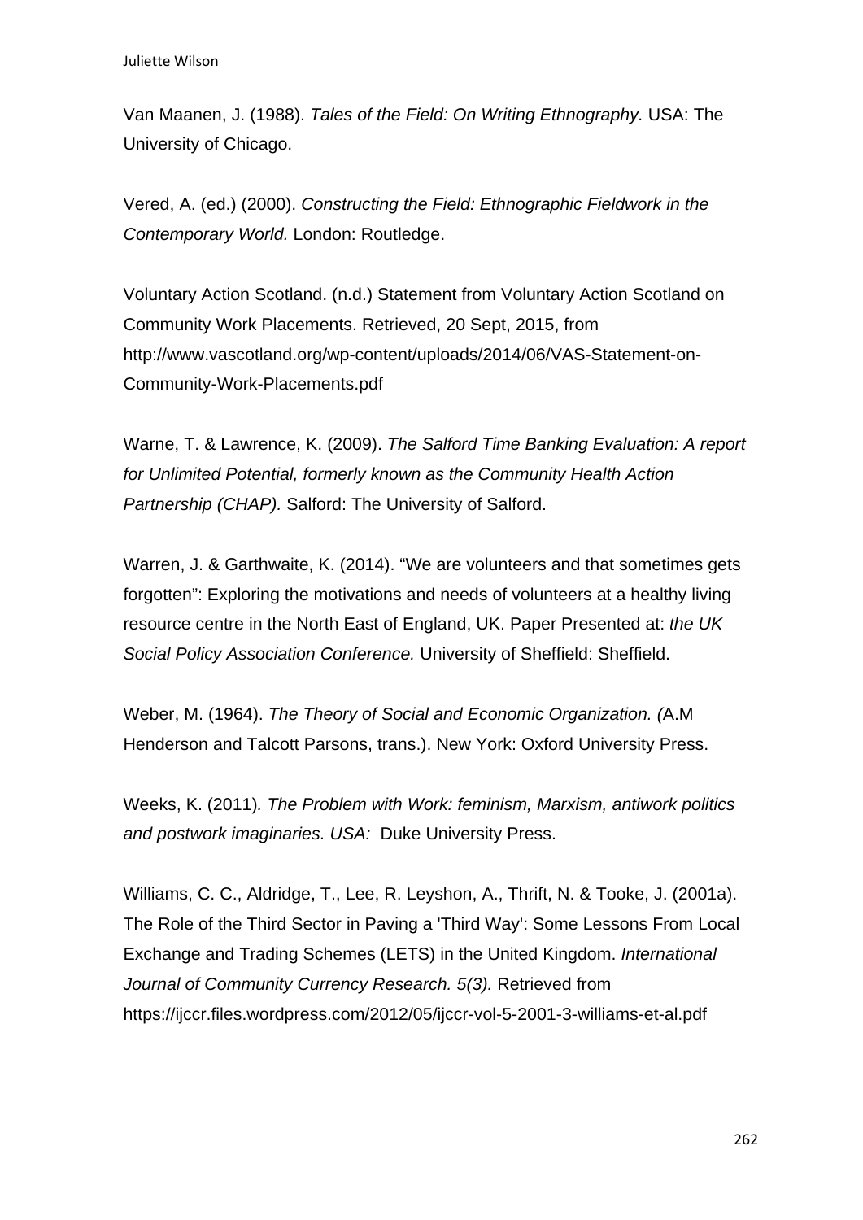Van Maanen, J. (1988). *Tales of the Field: On Writing Ethnography.* USA: The University of Chicago.

Vered, A. (ed.) (2000). *Constructing the Field: Ethnographic Fieldwork in the Contemporary World.* London: Routledge.

Voluntary Action Scotland. (n.d.) Statement from Voluntary Action Scotland on Community Work Placements. Retrieved, 20 Sept, 2015, from http://www.vascotland.org/wp-content/uploads/2014/06/VAS-Statement-on-Community-Work-Placements.pdf

Warne, T. & Lawrence, K. (2009). *The Salford Time Banking Evaluation: A report for Unlimited Potential, formerly known as the Community Health Action Partnership (CHAP).* Salford: The University of Salford.

Warren, J. & Garthwaite, K. (2014). "We are volunteers and that sometimes gets forgotten": Exploring the motivations and needs of volunteers at a healthy living resource centre in the North East of England, UK. Paper Presented at: *the UK Social Policy Association Conference.* University of Sheffield: Sheffield.

Weber, M. (1964). *The Theory of Social and Economic Organization. (*A.M Henderson and Talcott Parsons, trans.). New York: Oxford University Press.

Weeks, K. (2011)*. The Problem with Work: feminism, Marxism, antiwork politics and postwork imaginaries. USA:* Duke University Press.

Williams, C. C., Aldridge, T., Lee, R. Leyshon, A., Thrift, N. & Tooke, J. (2001a). The Role of the Third Sector in Paving a 'Third Way': Some Lessons From Local Exchange and Trading Schemes (LETS) in the United Kingdom. *International Journal of Community Currency Research. 5(3).* Retrieved from https://ijccr.files.wordpress.com/2012/05/ijccr-vol-5-2001-3-williams-et-al.pdf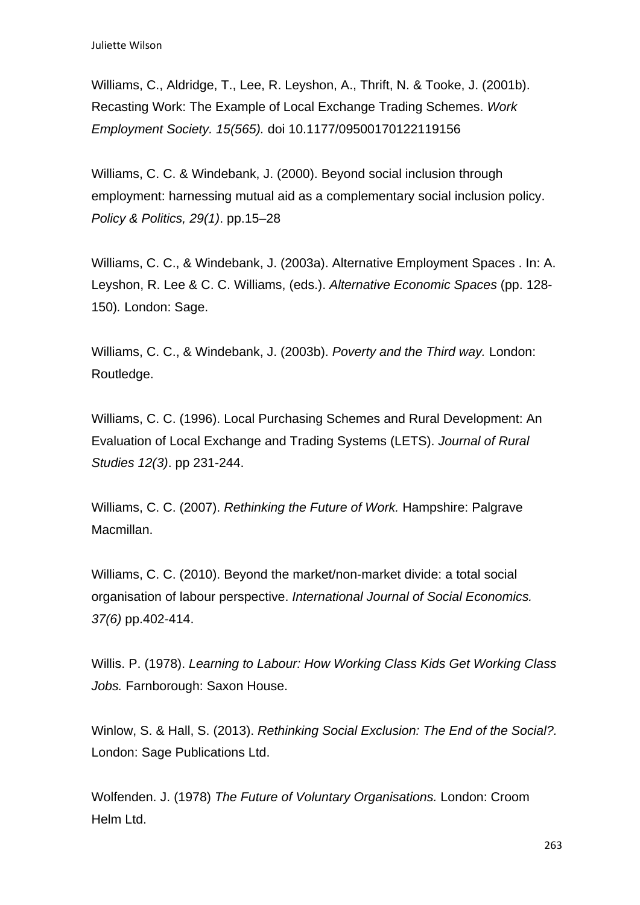Williams, C., Aldridge, T., Lee, R. Leyshon, A., Thrift, N. & Tooke, J. (2001b). Recasting Work: The Example of Local Exchange Trading Schemes. *Work Employment Society. 15(565).* doi 10.1177/09500170122119156

Williams, C. C. & Windebank, J. (2000). Beyond social inclusion through employment: harnessing mutual aid as a complementary social inclusion policy. *Policy & Politics, 29(1)*. pp.15–28

Williams, C. C., & Windebank, J. (2003a). Alternative Employment Spaces . In: A. Leyshon, R. Lee & C. C. Williams, (eds.). *Alternative Economic Spaces* (pp. 128-150)*.* London: Sage.

Williams, C. C., & Windebank, J. (2003b). *Poverty and the Third way.* London: Routledge.

Williams, C. C. (1996). Local Purchasing Schemes and Rural Development: An Evaluation of Local Exchange and Trading Systems (LETS). *Journal of Rural Studies 12(3)*. pp 231-244.

Williams, C. C. (2007). *Rethinking the Future of Work.* Hampshire: Palgrave Macmillan.

Williams, C. C. (2010). Beyond the market/non-market divide: a total social organisation of labour perspective. *International Journal of Social Economics. 37(6)* pp.402-414.

Willis. P. (1978). *Learning to Labour: How Working Class Kids Get Working Class Jobs.* Farnborough: Saxon House.

Winlow, S. & Hall, S. (2013). *Rethinking Social Exclusion: The End of the Social?.* London: Sage Publications Ltd.

Wolfenden. J. (1978) *The Future of Voluntary Organisations.* London: Croom Helm Ltd.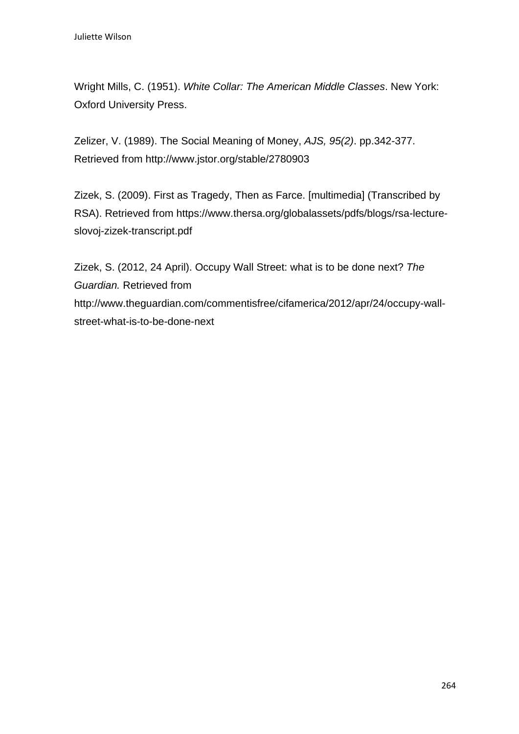Wright Mills, C. (1951). *White Collar: The American Middle Classes*. New York: Oxford University Press.

Zelizer, V. (1989). The Social Meaning of Money, *AJS, 95(2)*. pp.342-377. Retrieved from http://www.jstor.org/stable/2780903

Zizek, S. (2009). First as Tragedy, Then as Farce. [multimedia] (Transcribed by RSA). Retrieved from https://www.thersa.org/globalassets/pdfs/blogs/rsa-lecture-slovoj-zizek-transcript.pdf

Zizek, S. (2012, 24 April). Occupy Wall Street: what is to be done next? *The Guardian.* Retrieved from http://www.theguardian.com/commentisfree/cifamerica/2012/apr/24/occupy-wall-street-what-is-to-be-done-next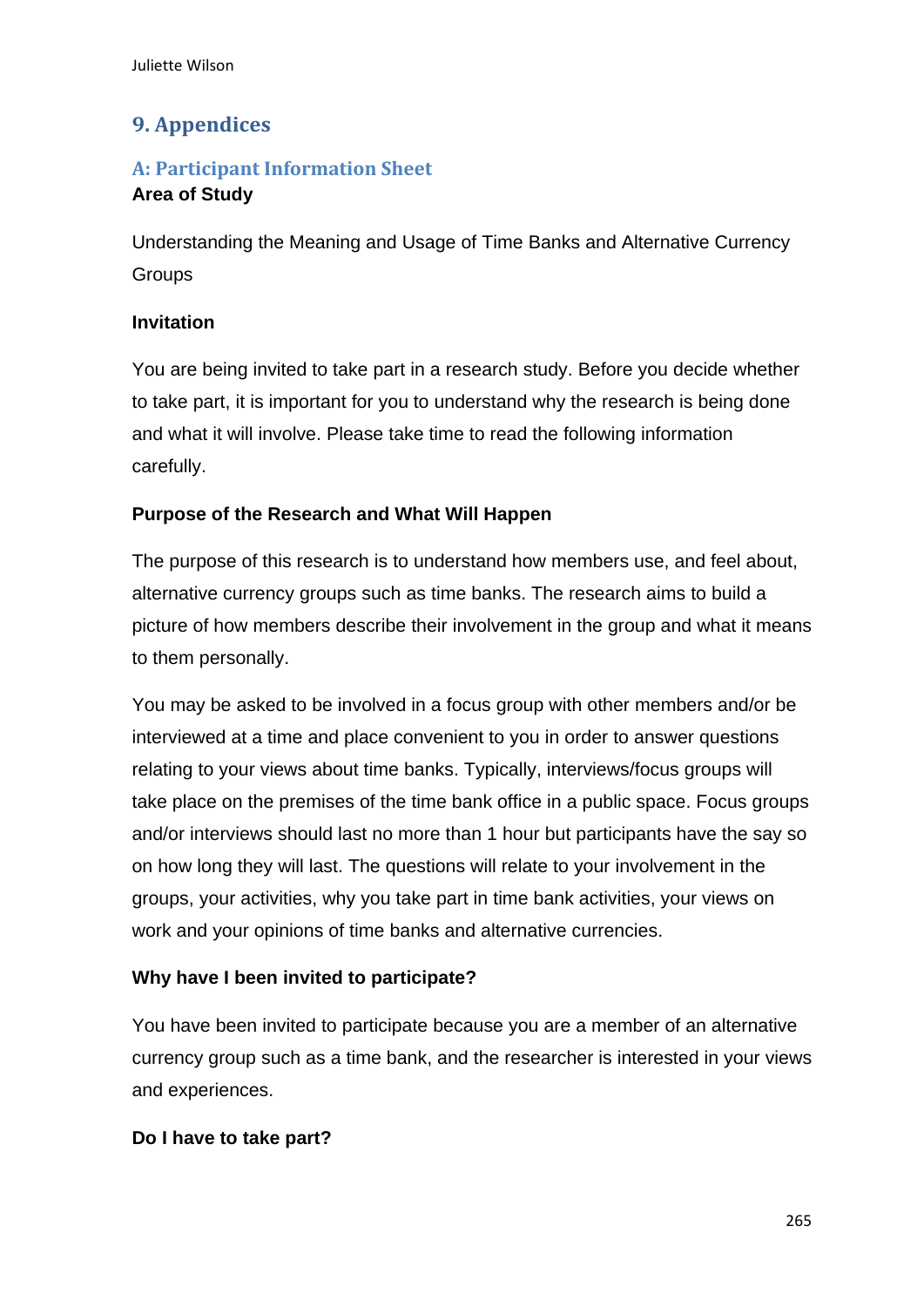# 9. Appendices

## A: Participant Information Sheet

**Area of Study**

Understanding the Meaning and Usage of Time Banks and Alternative Currency Groups

**Invitation**

You are being invited to take part in a research study. Before you decide whether to take part, it is important for you to understand why the research is being done and what it will involve. Please take time to read the following information carefully.

**Purpose of the Research and What Will Happen**

The purpose of this research is to understand how members use, and feel about, alternative currency groups such as time banks. The research aims to build a picture of how members describe their involvement in the group and what it means to them personally.

You may be asked to be involved in a focus group with other members and/or be interviewed at a time and place convenient to you in order to answer questions relating to your views about time banks. Typically, interviews/focus groups will take place on the premises of the time bank office in a public space. Focus groups and/or interviews should last no more than 1 hour but participants have the say so on how long they will last. The questions will relate to your involvement in the groups, your activities, why you take part in time bank activities, your views on work and your opinions of time banks and alternative currencies.

**Why have I been invited to participate?**

You have been invited to participate because you are a member of an alternative currency group such as a time bank, and the researcher is interested in your views and experiences.

**Do I have to take part?**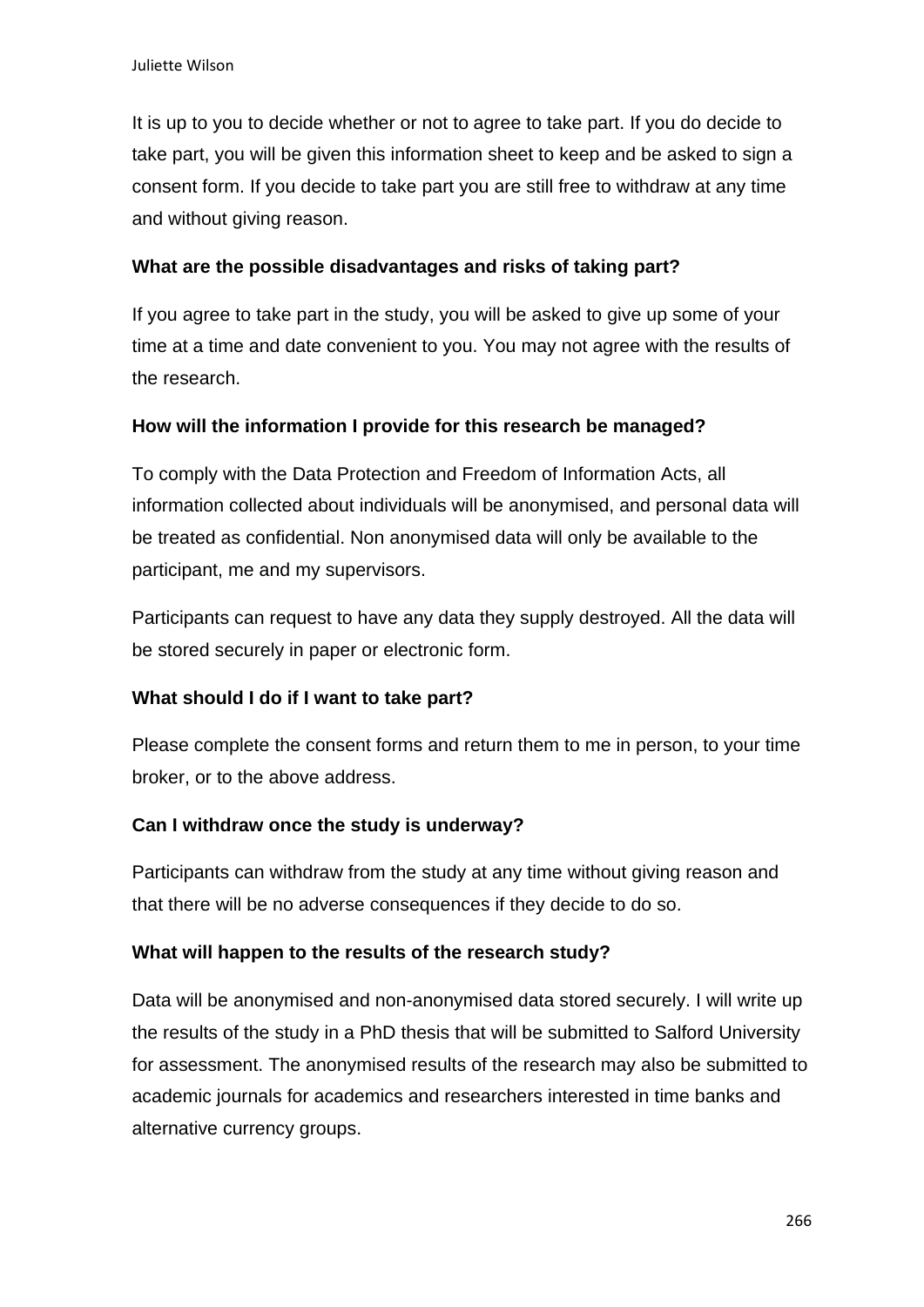It is up to you to decide whether or not to agree to take part. If you do decide to take part, you will be given this information sheet to keep and be asked to sign a consent form. If you decide to take part you are still free to withdraw at any time and without giving reason.

**What are the possible disadvantages and risks of taking part?**

If you agree to take part in the study, you will be asked to give up some of your time at a time and date convenient to you. You may not agree with the results of the research.

**How will the information I provide for this research be managed?**

To comply with the Data Protection and Freedom of Information Acts, all information collected about individuals will be anonymised, and personal data will be treated as confidential. Non anonymised data will only be available to the participant, me and my supervisors.

Participants can request to have any data they supply destroyed. All the data will be stored securely in paper or electronic form.

**What should I do if I want to take part?**

Please complete the consent forms and return them to me in person, to your time broker, or to the above address.

**Can I withdraw once the study is underway?**

Participants can withdraw from the study at any time without giving reason and that there will be no adverse consequences if they decide to do so.

**What will happen to the results of the research study?**

Data will be anonymised and non-anonymised data stored securely. I will write up the results of the study in a PhD thesis that will be submitted to Salford University for assessment. The anonymised results of the research may also be submitted to academic journals for academics and researchers interested in time banks and alternative currency groups.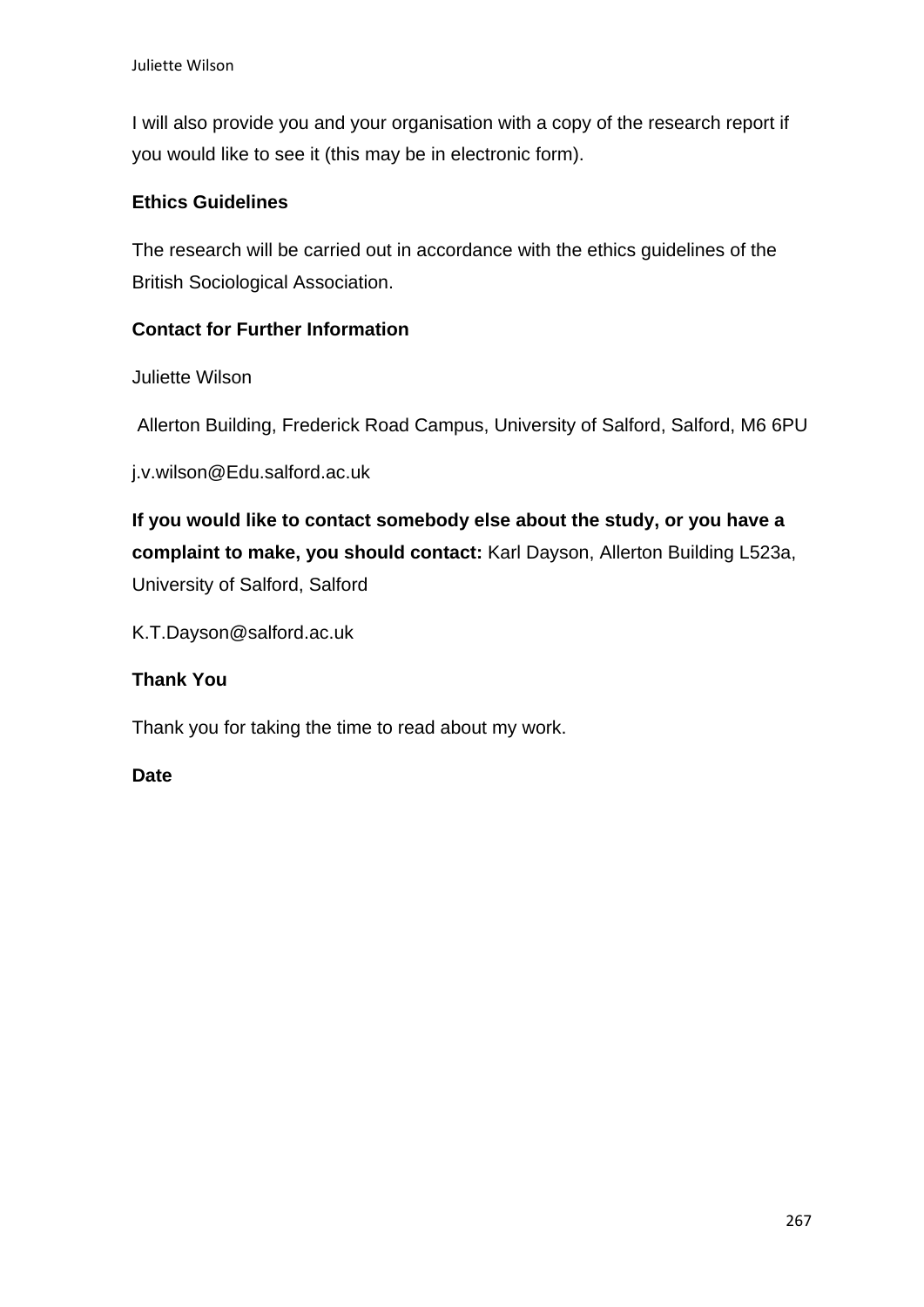I will also provide you and your organisation with a copy of the research report if you would like to see it (this may be in electronic form).

**Ethics Guidelines**

The research will be carried out in accordance with the ethics guidelines of the British Sociological Association.

**Contact for Further Information**

Juliette Wilson

Allerton Building, Frederick Road Campus, University of Salford, Salford, M6 6PU

j.v.wilson@Edu.salford.ac.uk

**If you would like to contact somebody else about the study, or you have a complaint to make, you should contact:** Karl Dayson, Allerton Building L523a, University of Salford, Salford

K.T.Dayson@salford.ac.uk

**Thank You**

Thank you for taking the time to read about my work.

**Date**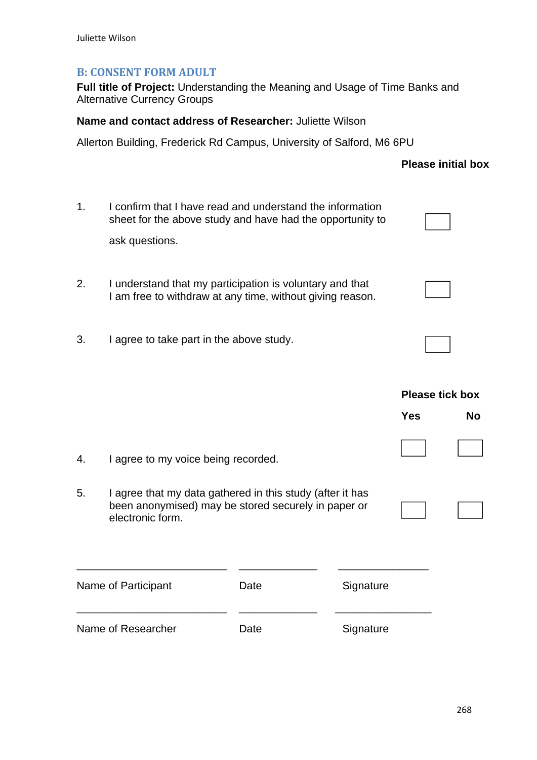## B: CONSENT FORM ADULT

**Full title of Project:** Understanding the Meaning and Usage of Time Banks and Alternative Currency Groups

**Name and contact address of Researcher:** Juliette Wilson

Allerton Building, Frederick Rd Campus, University of Salford, M6 6PU

| | | **Please initial box** |
|---|---|---|
| 1. | I confirm that I have read and understand the information sheet for the above study and have had the opportunity to ask questions. | ☐ |
| 2. | I understand that my participation is voluntary and that I am free to withdraw at any time, without giving reason. | ☐ |
| 3. | I agree to take part in the above study. | ☐ |

**Please tick box**

| | | **Yes** | **No** |
|---|---|---|---|
| 4. | I agree to my voice being recorded. | ☐ | ☐ |
| 5. | I agree that my data gathered in this study (after it has been anonymised) may be stored securely in paper or electronic form. | ☐ | ☐ |

\_\_\_\_\_\_\_\_\_\_\_\_\_\_\_\_\_\_\_\_\_\_\_\_\_\_ \_\_\_\_\_\_\_\_\_\_\_\_\_\_ \_\_\_\_\_\_\_\_\_\_\_\_\_\_\_\_

Name of Participant    Date    Signature

\_\_\_\_\_\_\_\_\_\_\_\_\_\_\_\_\_\_\_\_\_\_\_\_\_\_ \_\_\_\_\_\_\_\_\_\_\_\_\_\_ \_\_\_\_\_\_\_\_\_\_\_\_\_\_\_\_

Name of Researcher    Date    Signature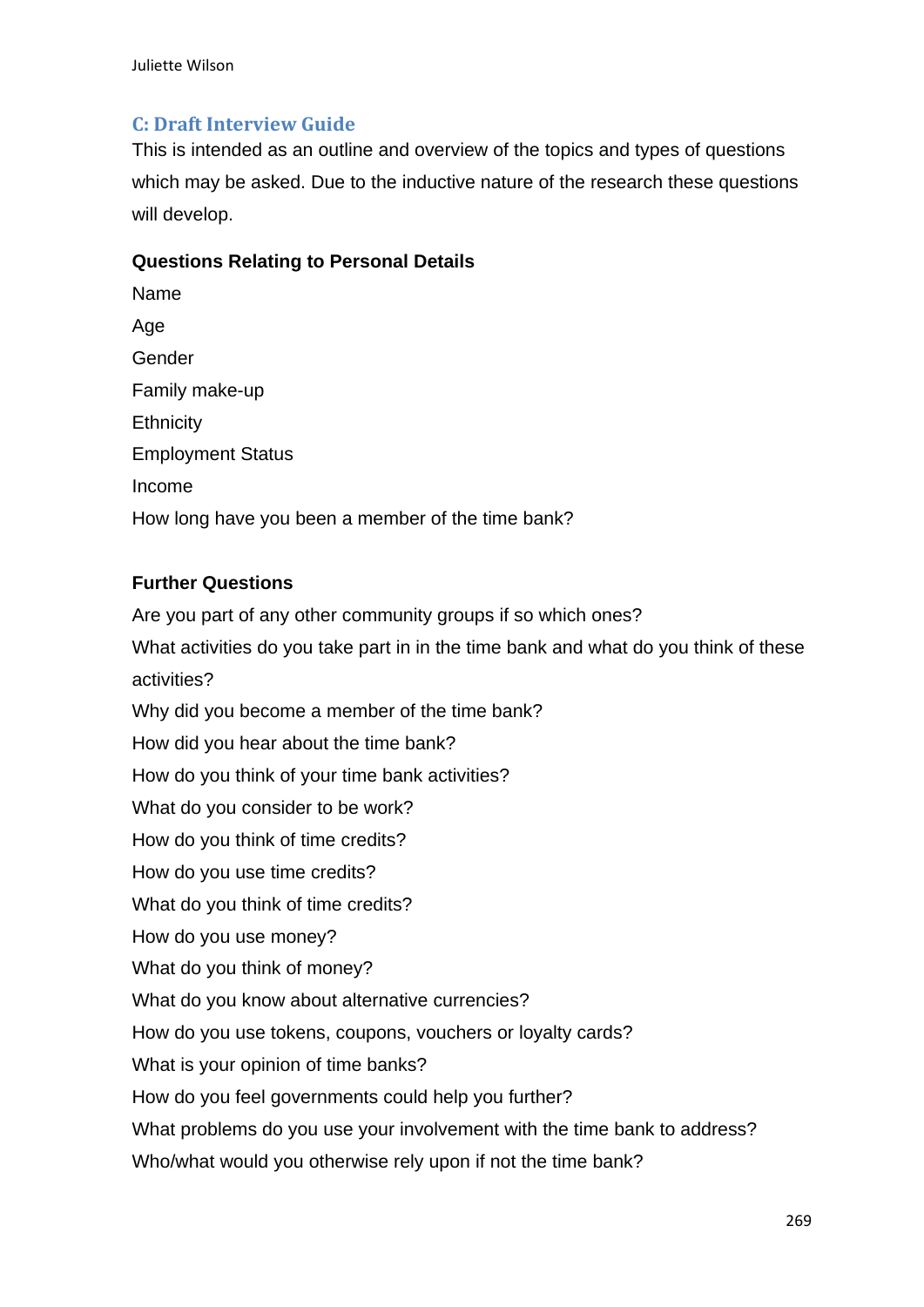## C: Draft Interview Guide

This is intended as an outline and overview of the topics and types of questions which may be asked. Due to the inductive nature of the research these questions will develop.

**Questions Relating to Personal Details**

Name

Age

Gender

Family make-up

Ethnicity

Employment Status

Income

How long have you been a member of the time bank?

**Further Questions**

Are you part of any other community groups if so which ones?

What activities do you take part in in the time bank and what do you think of these activities?

Why did you become a member of the time bank?

How did you hear about the time bank?

How do you think of your time bank activities?

What do you consider to be work?

How do you think of time credits?

How do you use time credits?

What do you think of time credits?

How do you use money?

What do you think of money?

What do you know about alternative currencies?

How do you use tokens, coupons, vouchers or loyalty cards?

What is your opinion of time banks?

How do you feel governments could help you further?

What problems do you use your involvement with the time bank to address?

Who/what would you otherwise rely upon if not the time bank?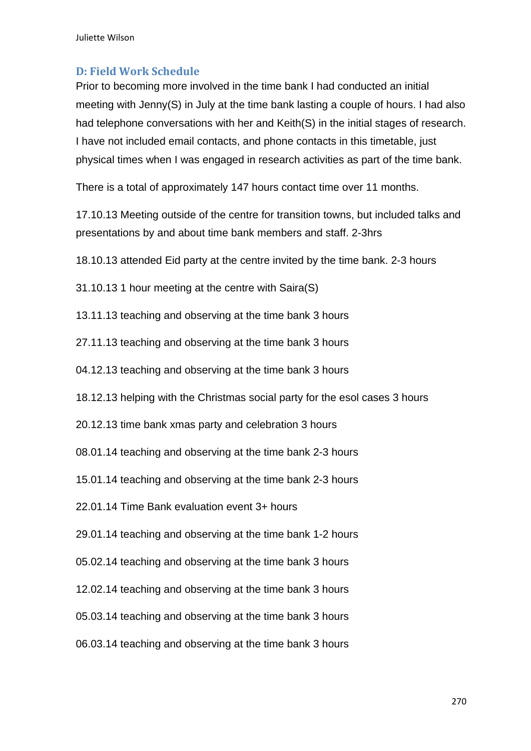## D: Field Work Schedule

Prior to becoming more involved in the time bank I had conducted an initial meeting with Jenny(S) in July at the time bank lasting a couple of hours. I had also had telephone conversations with her and Keith(S) in the initial stages of research. I have not included email contacts, and phone contacts in this timetable, just physical times when I was engaged in research activities as part of the time bank.

There is a total of approximately 147 hours contact time over 11 months.

17.10.13 Meeting outside of the centre for transition towns, but included talks and presentations by and about time bank members and staff. 2-3hrs

18.10.13 attended Eid party at the centre invited by the time bank. 2-3 hours

31.10.13 1 hour meeting at the centre with Saira(S)

13.11.13 teaching and observing at the time bank 3 hours

27.11.13 teaching and observing at the time bank 3 hours

04.12.13 teaching and observing at the time bank 3 hours

18.12.13 helping with the Christmas social party for the esol cases 3 hours

20.12.13 time bank xmas party and celebration 3 hours

08.01.14 teaching and observing at the time bank 2-3 hours

15.01.14 teaching and observing at the time bank 2-3 hours

22.01.14 Time Bank evaluation event 3+ hours

29.01.14 teaching and observing at the time bank 1-2 hours

05.02.14 teaching and observing at the time bank 3 hours

12.02.14 teaching and observing at the time bank 3 hours

05.03.14 teaching and observing at the time bank 3 hours

06.03.14 teaching and observing at the time bank 3 hours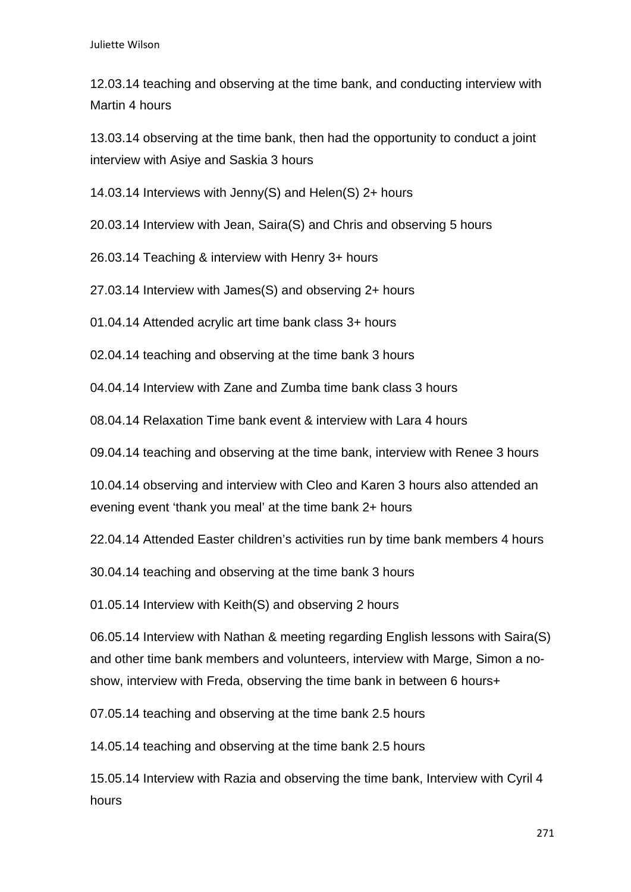12.03.14 teaching and observing at the time bank, and conducting interview with Martin 4 hours

13.03.14 observing at the time bank, then had the opportunity to conduct a joint interview with Asiye and Saskia 3 hours

14.03.14 Interviews with Jenny(S) and Helen(S) 2+ hours

20.03.14 Interview with Jean, Saira(S) and Chris and observing 5 hours

26.03.14 Teaching & interview with Henry 3+ hours

27.03.14 Interview with James(S) and observing 2+ hours

01.04.14 Attended acrylic art time bank class 3+ hours

02.04.14 teaching and observing at the time bank 3 hours

04.04.14 Interview with Zane and Zumba time bank class 3 hours

08.04.14 Relaxation Time bank event & interview with Lara 4 hours

09.04.14 teaching and observing at the time bank, interview with Renee 3 hours

10.04.14 observing and interview with Cleo and Karen 3 hours also attended an evening event 'thank you meal' at the time bank 2+ hours

22.04.14 Attended Easter children's activities run by time bank members 4 hours

30.04.14 teaching and observing at the time bank 3 hours

01.05.14 Interview with Keith(S) and observing 2 hours

06.05.14 Interview with Nathan & meeting regarding English lessons with Saira(S) and other time bank members and volunteers, interview with Marge, Simon a no-show, interview with Freda, observing the time bank in between 6 hours+

07.05.14 teaching and observing at the time bank 2.5 hours

14.05.14 teaching and observing at the time bank 2.5 hours

15.05.14 Interview with Razia and observing the time bank, Interview with Cyril 4 hours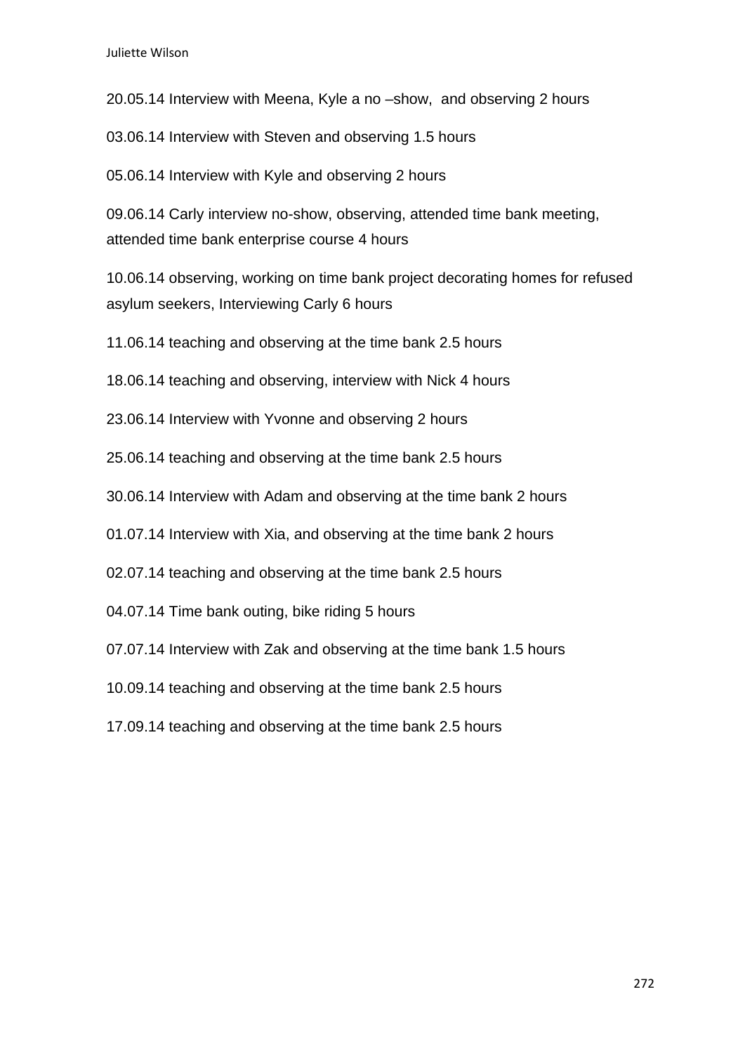20.05.14 Interview with Meena, Kyle a no –show,  and observing 2 hours

03.06.14 Interview with Steven and observing 1.5 hours

05.06.14 Interview with Kyle and observing 2 hours

09.06.14 Carly interview no-show, observing, attended time bank meeting, attended time bank enterprise course 4 hours

10.06.14 observing, working on time bank project decorating homes for refused asylum seekers, Interviewing Carly 6 hours

11.06.14 teaching and observing at the time bank 2.5 hours

18.06.14 teaching and observing, interview with Nick 4 hours

23.06.14 Interview with Yvonne and observing 2 hours

25.06.14 teaching and observing at the time bank 2.5 hours

30.06.14 Interview with Adam and observing at the time bank 2 hours

01.07.14 Interview with Xia, and observing at the time bank 2 hours

02.07.14 teaching and observing at the time bank 2.5 hours

04.07.14 Time bank outing, bike riding 5 hours

07.07.14 Interview with Zak and observing at the time bank 1.5 hours

10.09.14 teaching and observing at the time bank 2.5 hours

17.09.14 teaching and observing at the time bank 2.5 hours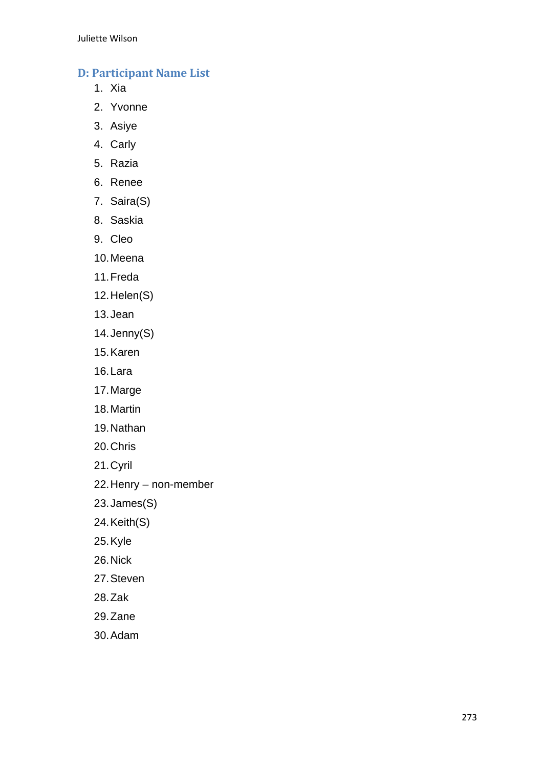## D: Participant Name List

1. Xia
2. Yvonne
3. Asiye
4. Carly
5. Razia
6. Renee
7. Saira(S)
8. Saskia
9. Cleo
10. Meena
11. Freda
12. Helen(S)
13. Jean
14. Jenny(S)
15. Karen
16. Lara
17. Marge
18. Martin
19. Nathan
20. Chris
21. Cyril
22. Henry – non-member
23. James(S)
24. Keith(S)
25. Kyle
26. Nick
27. Steven
28. Zak
29. Zane
30. Adam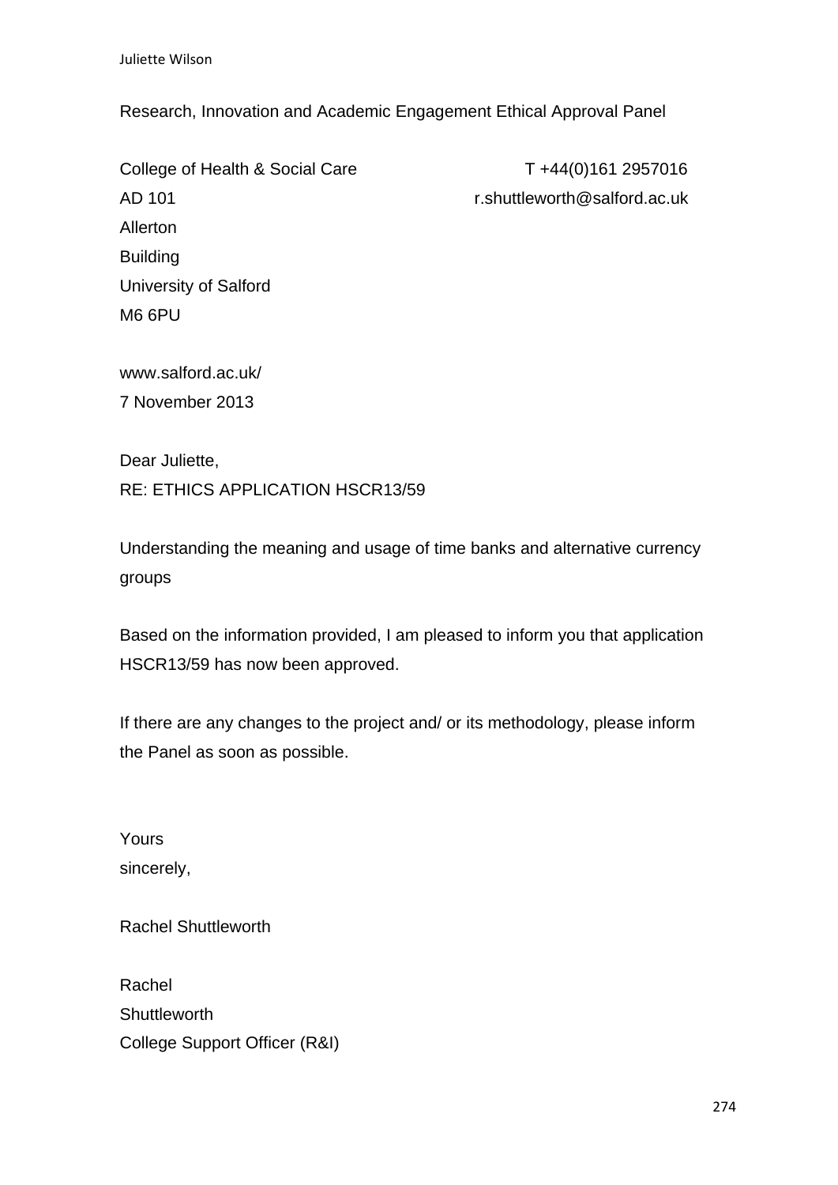Research, Innovation and Academic Engagement Ethical Approval Panel

College of Health & Social Care
AD 101
Allerton
Building
University of Salford
M6 6PU

T +44(0)161 2957016
r.shuttleworth@salford.ac.uk

www.salford.ac.uk/
7 November 2013

Dear Juliette,
RE: ETHICS APPLICATION HSCR13/59

Understanding the meaning and usage of time banks and alternative currency groups

Based on the information provided, I am pleased to inform you that application HSCR13/59 has now been approved.

If there are any changes to the project and/ or its methodology, please inform the Panel as soon as possible.

Yours
sincerely,

Rachel Shuttleworth

Rachel
Shuttleworth
College Support Officer (R&I)